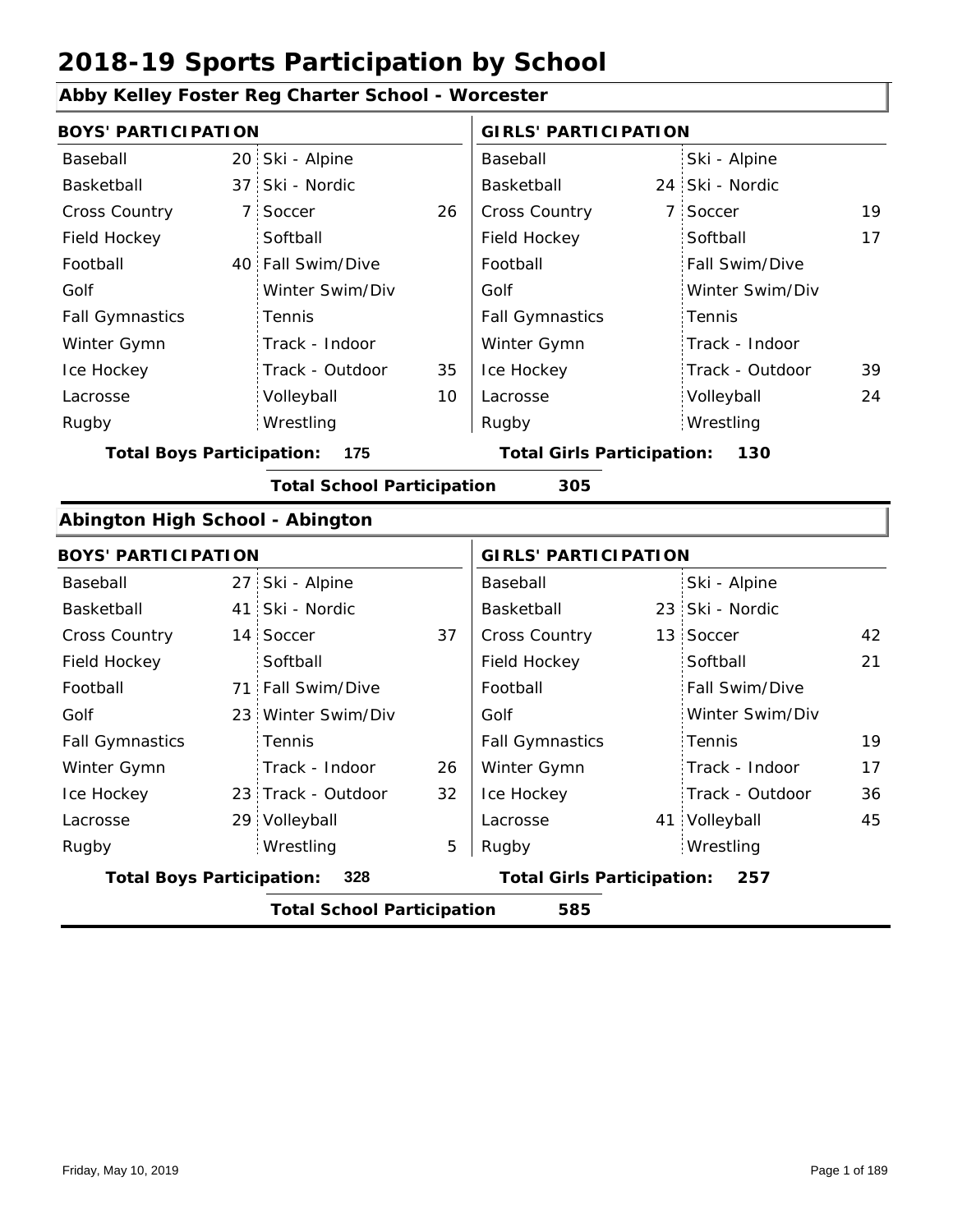# 2018-19 Sports Participation by School

## Abby Kelley Foster Reg Charter School - Worcester

| BOYS' PARTICIPATION | | | | GIRLS' PARTICIPATION | | | |
|---|---|---|---|---|---|---|---|
| Baseball | 20 | Ski - Alpine | | Baseball | | Ski - Alpine | |
| Basketball | 37 | Ski - Nordic | | Basketball | 24 | Ski - Nordic | |
| Cross Country | 7 | Soccer | 26 | Cross Country | 7 | Soccer | 19 |
| Field Hockey | | Softball | | Field Hockey | | Softball | 17 |
| Football | 40 | Fall Swim/Dive | | Football | | Fall Swim/Dive | |
| Golf | | Winter Swim/Div | | Golf | | Winter Swim/Div | |
| Fall Gymnastics | | Tennis | | Fall Gymnastics | | Tennis | |
| Winter Gymn | | Track - Indoor | | Winter Gymn | | Track - Indoor | |
| Ice Hockey | | Track - Outdoor | 35 | Ice Hockey | | Track - Outdoor | 39 |
| Lacrosse | | Volleyball | 10 | Lacrosse | | Volleyball | 24 |
| Rugby | | Wrestling | | Rugby | | Wrestling | |

**Total Boys Participation: 175** | **Total Girls Participation: 130**

**Total School Participation 305**

## Abington High School - Abington

| BOYS' PARTICIPATION | | | | GIRLS' PARTICIPATION | | | |
|---|---|---|---|---|---|---|---|
| Baseball | 27 | Ski - Alpine | | Baseball | | Ski - Alpine | |
| Basketball | 41 | Ski - Nordic | | Basketball | 23 | Ski - Nordic | |
| Cross Country | 14 | Soccer | 37 | Cross Country | 13 | Soccer | 42 |
| Field Hockey | | Softball | | Field Hockey | | Softball | 21 |
| Football | 71 | Fall Swim/Dive | | Football | | Fall Swim/Dive | |
| Golf | 23 | Winter Swim/Div | | Golf | | Winter Swim/Div | |
| Fall Gymnastics | | Tennis | | Fall Gymnastics | | Tennis | 19 |
| Winter Gymn | | Track - Indoor | 26 | Winter Gymn | | Track - Indoor | 17 |
| Ice Hockey | 23 | Track - Outdoor | 32 | Ice Hockey | | Track - Outdoor | 36 |
| Lacrosse | 29 | Volleyball | | Lacrosse | 41 | Volleyball | 45 |
| Rugby | | Wrestling | 5 | Rugby | | Wrestling | |

**Total Boys Participation: 328** | **Total Girls Participation: 257**

**Total School Participation 585**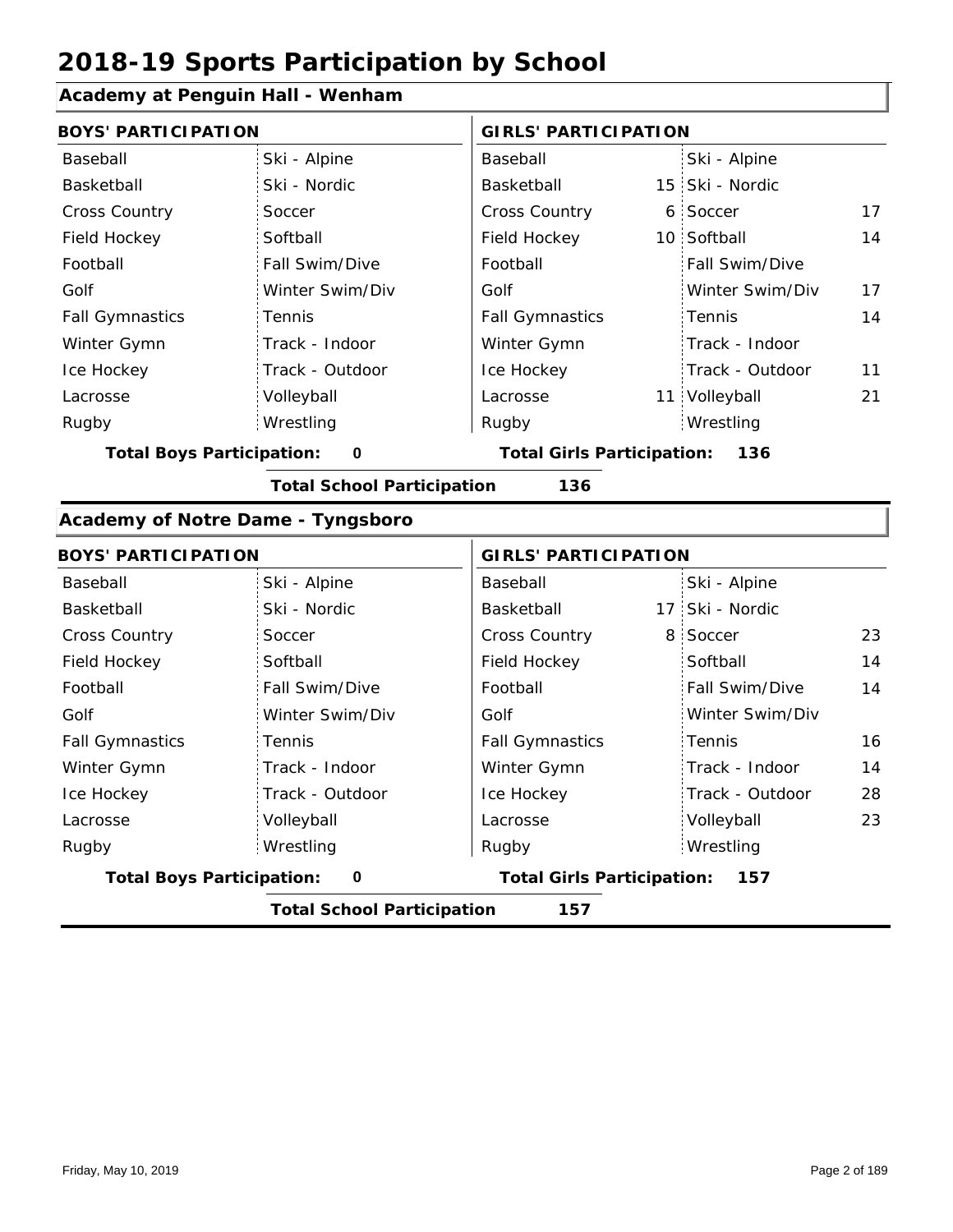# 2018-19 Sports Participation by School

## Academy at Penguin Hall - Wenham

| BOYS' PARTICIPATION | | | | GIRLS' PARTICIPATION | | | |
|---|---|---|---|---|---|---|---|
| Baseball | | Ski - Alpine | | Baseball | | Ski - Alpine | |
| Basketball | | Ski - Nordic | | Basketball | 15 | Ski - Nordic | |
| Cross Country | | Soccer | | Cross Country | 6 | Soccer | 17 |
| Field Hockey | | Softball | | Field Hockey | 10 | Softball | 14 |
| Football | | Fall Swim/Dive | | Football | | Fall Swim/Dive | |
| Golf | | Winter Swim/Div | | Golf | | Winter Swim/Div | 17 |
| Fall Gymnastics | | Tennis | | Fall Gymnastics | | Tennis | 14 |
| Winter Gymn | | Track - Indoor | | Winter Gymn | | Track - Indoor | |
| Ice Hockey | | Track - Outdoor | | Ice Hockey | | Track - Outdoor | 11 |
| Lacrosse | | Volleyball | | Lacrosse | 11 | Volleyball | 21 |
| Rugby | | Wrestling | | Rugby | | Wrestling | |

**Total Boys Participation:** 0 **Total Girls Participation:** 136

**Total School Participation** 136

## Academy of Notre Dame - Tyngsboro

| BOYS' PARTICIPATION | | | | GIRLS' PARTICIPATION | | | |
|---|---|---|---|---|---|---|---|
| Baseball | | Ski - Alpine | | Baseball | | Ski - Alpine | |
| Basketball | | Ski - Nordic | | Basketball | 17 | Ski - Nordic | |
| Cross Country | | Soccer | | Cross Country | 8 | Soccer | 23 |
| Field Hockey | | Softball | | Field Hockey | | Softball | 14 |
| Football | | Fall Swim/Dive | | Football | | Fall Swim/Dive | 14 |
| Golf | | Winter Swim/Div | | Golf | | Winter Swim/Div | |
| Fall Gymnastics | | Tennis | | Fall Gymnastics | | Tennis | 16 |
| Winter Gymn | | Track - Indoor | | Winter Gymn | | Track - Indoor | 14 |
| Ice Hockey | | Track - Outdoor | | Ice Hockey | | Track - Outdoor | 28 |
| Lacrosse | | Volleyball | | Lacrosse | | Volleyball | 23 |
| Rugby | | Wrestling | | Rugby | | Wrestling | |

**Total Boys Participation:** 0 **Total Girls Participation:** 157

**Total School Participation** 157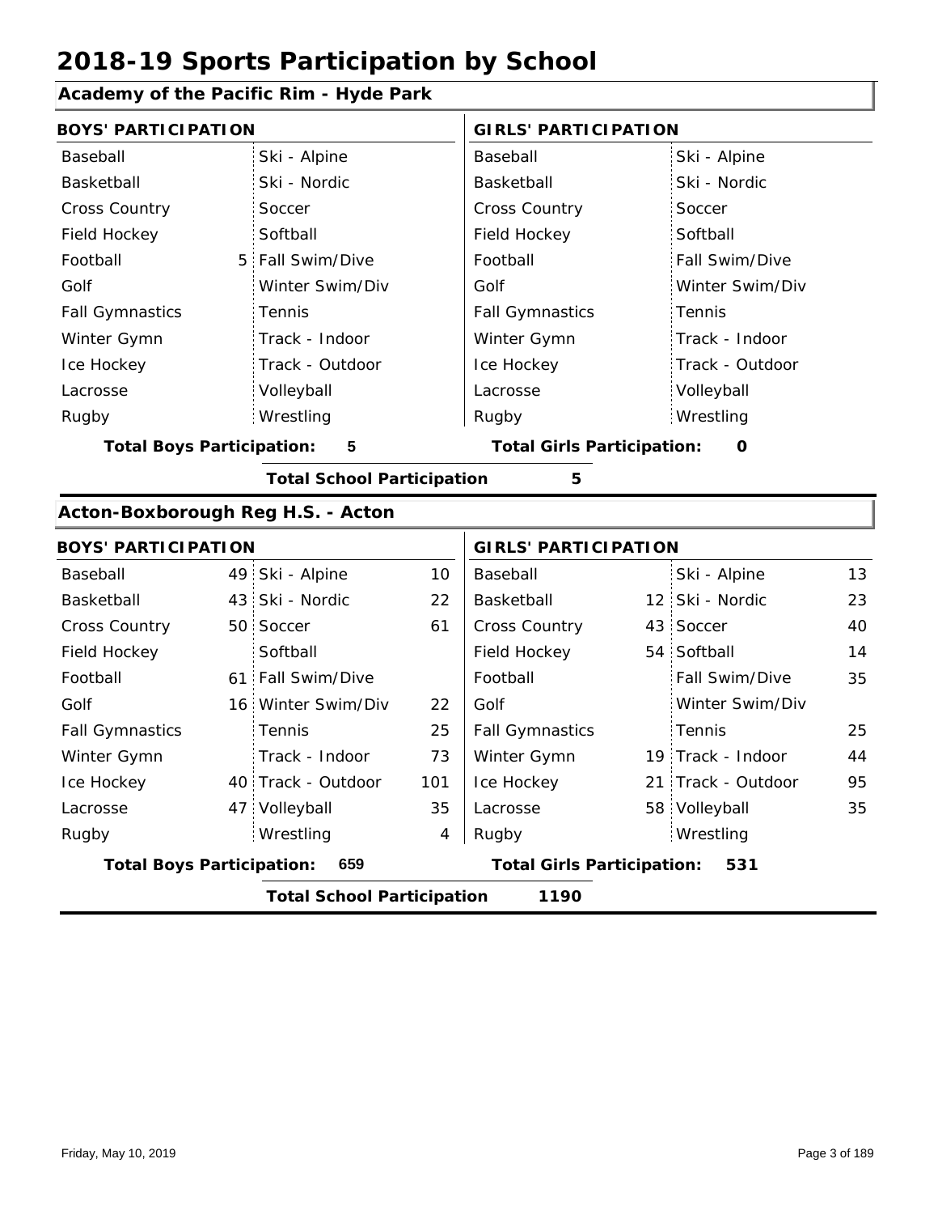# 2018-19 Sports Participation by School

## Academy of the Pacific Rim - Hyde Park

| BOYS' PARTICIPATION | | | | GIRLS' PARTICIPATION | | | |
|---|---|---|---|---|---|---|---|
| Baseball | | Ski - Alpine | | Baseball | | Ski - Alpine | |
| Basketball | | Ski - Nordic | | Basketball | | Ski - Nordic | |
| Cross Country | | Soccer | | Cross Country | | Soccer | |
| Field Hockey | | Softball | | Field Hockey | | Softball | |
| Football | 5 | Fall Swim/Dive | | Football | | Fall Swim/Dive | |
| Golf | | Winter Swim/Div | | Golf | | Winter Swim/Div | |
| Fall Gymnastics | | Tennis | | Fall Gymnastics | | Tennis | |
| Winter Gymn | | Track - Indoor | | Winter Gymn | | Track - Indoor | |
| Ice Hockey | | Track - Outdoor | | Ice Hockey | | Track - Outdoor | |
| Lacrosse | | Volleyball | | Lacrosse | | Volleyball | |
| Rugby | | Wrestling | | Rugby | | Wrestling | |

**Total Boys Participation:** 5 **Total Girls Participation:** 0

**Total School Participation** 5

## Acton-Boxborough Reg H.S. - Acton

| BOYS' PARTICIPATION | | | | GIRLS' PARTICIPATION | | | |
|---|---|---|---|---|---|---|---|
| Baseball | 49 | Ski - Alpine | 10 | Baseball | | Ski - Alpine | 13 |
| Basketball | 43 | Ski - Nordic | 22 | Basketball | 12 | Ski - Nordic | 23 |
| Cross Country | 50 | Soccer | 61 | Cross Country | 43 | Soccer | 40 |
| Field Hockey | | Softball | | Field Hockey | 54 | Softball | 14 |
| Football | 61 | Fall Swim/Dive | | Football | | Fall Swim/Dive | 35 |
| Golf | 16 | Winter Swim/Div | 22 | Golf | | Winter Swim/Div | |
| Fall Gymnastics | | Tennis | 25 | Fall Gymnastics | | Tennis | 25 |
| Winter Gymn | | Track - Indoor | 73 | Winter Gymn | 19 | Track - Indoor | 44 |
| Ice Hockey | 40 | Track - Outdoor | 101 | Ice Hockey | 21 | Track - Outdoor | 95 |
| Lacrosse | 47 | Volleyball | 35 | Lacrosse | 58 | Volleyball | 35 |
| Rugby | | Wrestling | 4 | Rugby | | Wrestling | |

**Total Boys Participation:** 659 **Total Girls Participation:** 531

**Total School Participation** 1190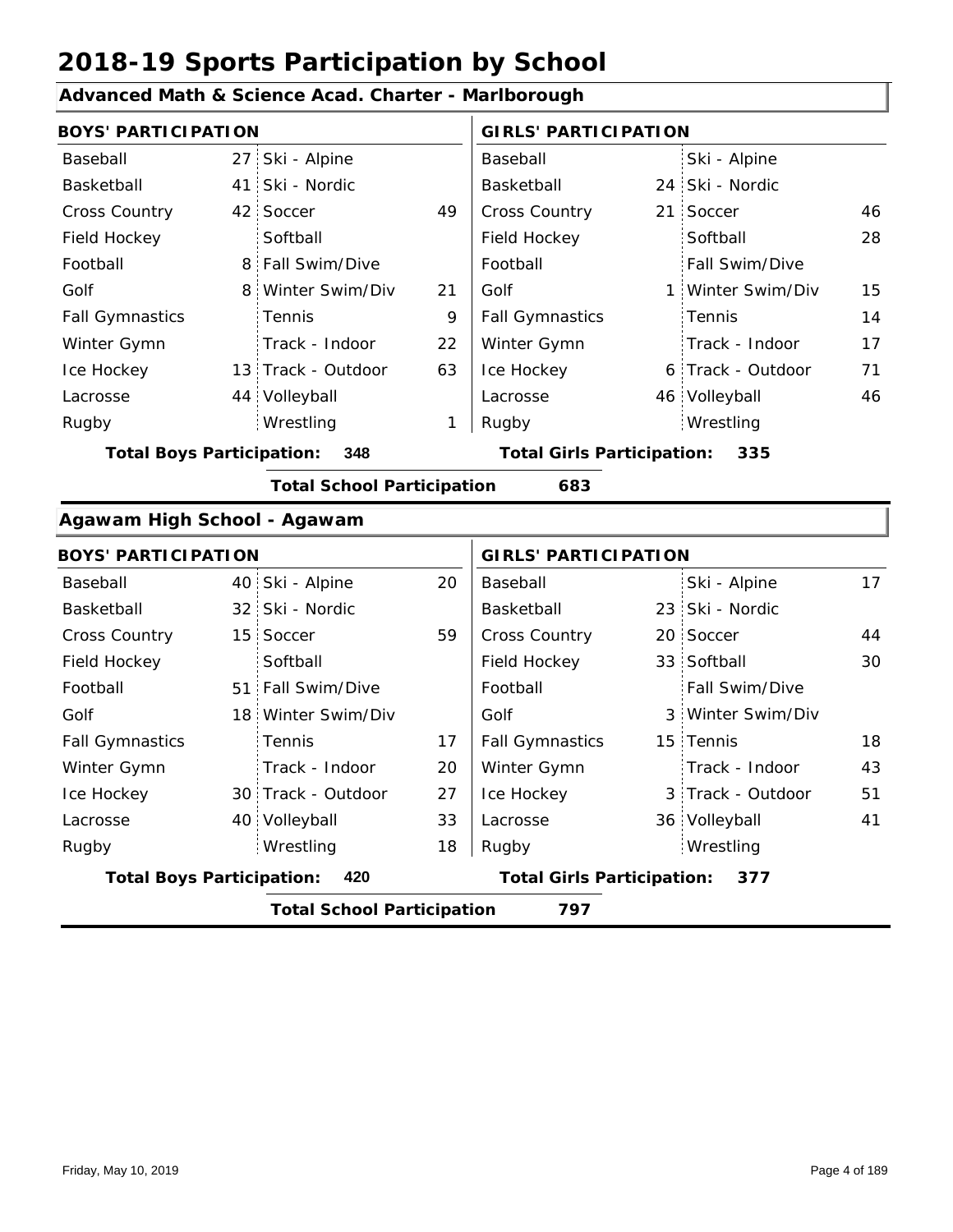# 2018-19 Sports Participation by School

## Advanced Math & Science Acad. Charter - Marlborough

| BOYS' PARTICIPATION | | | | GIRLS' PARTICIPATION | | | |
|---|---|---|---|---|---|---|---|
| Baseball | 27 | Ski - Alpine | | Baseball | | Ski - Alpine | |
| Basketball | 41 | Ski - Nordic | | Basketball | 24 | Ski - Nordic | |
| Cross Country | 42 | Soccer | 49 | Cross Country | 21 | Soccer | 46 |
| Field Hockey | | Softball | | Field Hockey | | Softball | 28 |
| Football | 8 | Fall Swim/Dive | | Football | | Fall Swim/Dive | |
| Golf | 8 | Winter Swim/Div | 21 | Golf | 1 | Winter Swim/Div | 15 |
| Fall Gymnastics | | Tennis | 9 | Fall Gymnastics | | Tennis | 14 |
| Winter Gymn | | Track - Indoor | 22 | Winter Gymn | | Track - Indoor | 17 |
| Ice Hockey | 13 | Track - Outdoor | 63 | Ice Hockey | 6 | Track - Outdoor | 71 |
| Lacrosse | 44 | Volleyball | | Lacrosse | 46 | Volleyball | 46 |
| Rugby | | Wrestling | 1 | Rugby | | Wrestling | |

**Total Boys Participation: 348** **Total Girls Participation: 335**

**Total School Participation 683**

## Agawam High School - Agawam

| BOYS' PARTICIPATION | | | | GIRLS' PARTICIPATION | | | |
|---|---|---|---|---|---|---|---|
| Baseball | 40 | Ski - Alpine | 20 | Baseball | | Ski - Alpine | 17 |
| Basketball | 32 | Ski - Nordic | | Basketball | 23 | Ski - Nordic | |
| Cross Country | 15 | Soccer | 59 | Cross Country | 20 | Soccer | 44 |
| Field Hockey | | Softball | | Field Hockey | 33 | Softball | 30 |
| Football | 51 | Fall Swim/Dive | | Football | | Fall Swim/Dive | |
| Golf | 18 | Winter Swim/Div | | Golf | 3 | Winter Swim/Div | |
| Fall Gymnastics | | Tennis | 17 | Fall Gymnastics | 15 | Tennis | 18 |
| Winter Gymn | | Track - Indoor | 20 | Winter Gymn | | Track - Indoor | 43 |
| Ice Hockey | 30 | Track - Outdoor | 27 | Ice Hockey | 3 | Track - Outdoor | 51 |
| Lacrosse | 40 | Volleyball | 33 | Lacrosse | 36 | Volleyball | 41 |
| Rugby | | Wrestling | 18 | Rugby | | Wrestling | |

**Total Boys Participation: 420** **Total Girls Participation: 377**

**Total School Participation 797**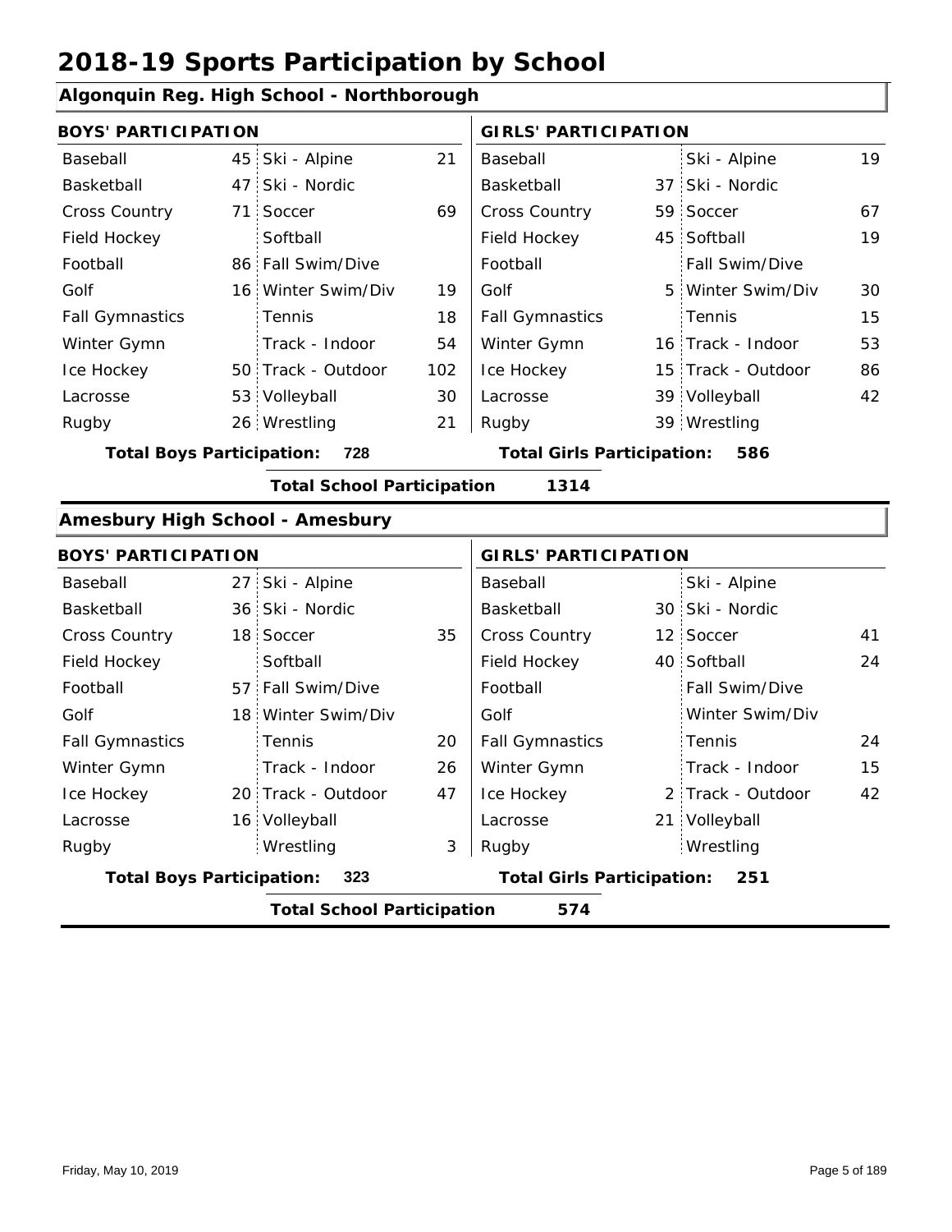# 2018-19 Sports Participation by School

## Algonquin Reg. High School - Northborough

| BOYS' PARTICIPATION | | | | GIRLS' PARTICIPATION | | | |
|---|---|---|---|---|---|---|---|
| Baseball | 45 | Ski - Alpine | 21 | Baseball | | Ski - Alpine | 19 |
| Basketball | 47 | Ski - Nordic | | Basketball | 37 | Ski - Nordic | |
| Cross Country | 71 | Soccer | 69 | Cross Country | 59 | Soccer | 67 |
| Field Hockey | | Softball | | Field Hockey | 45 | Softball | 19 |
| Football | 86 | Fall Swim/Dive | | Football | | Fall Swim/Dive | |
| Golf | 16 | Winter Swim/Div | 19 | Golf | 5 | Winter Swim/Div | 30 |
| Fall Gymnastics | | Tennis | 18 | Fall Gymnastics | | Tennis | 15 |
| Winter Gymn | | Track - Indoor | 54 | Winter Gymn | 16 | Track - Indoor | 53 |
| Ice Hockey | 50 | Track - Outdoor | 102 | Ice Hockey | 15 | Track - Outdoor | 86 |
| Lacrosse | 53 | Volleyball | 30 | Lacrosse | 39 | Volleyball | 42 |
| Rugby | 26 | Wrestling | 21 | Rugby | 39 | Wrestling | |

**Total Boys Participation: 728** | **Total Girls Participation: 586**

**Total School Participation 1314**

## Amesbury High School - Amesbury

| BOYS' PARTICIPATION | | | | GIRLS' PARTICIPATION | | | |
|---|---|---|---|---|---|---|---|
| Baseball | 27 | Ski - Alpine | | Baseball | | Ski - Alpine | |
| Basketball | 36 | Ski - Nordic | | Basketball | 30 | Ski - Nordic | |
| Cross Country | 18 | Soccer | 35 | Cross Country | 12 | Soccer | 41 |
| Field Hockey | | Softball | | Field Hockey | 40 | Softball | 24 |
| Football | 57 | Fall Swim/Dive | | Football | | Fall Swim/Dive | |
| Golf | 18 | Winter Swim/Div | | Golf | | Winter Swim/Div | |
| Fall Gymnastics | | Tennis | 20 | Fall Gymnastics | | Tennis | 24 |
| Winter Gymn | | Track - Indoor | 26 | Winter Gymn | | Track - Indoor | 15 |
| Ice Hockey | 20 | Track - Outdoor | 47 | Ice Hockey | 2 | Track - Outdoor | 42 |
| Lacrosse | 16 | Volleyball | | Lacrosse | 21 | Volleyball | |
| Rugby | | Wrestling | 3 | Rugby | | Wrestling | |

**Total Boys Participation: 323** | **Total Girls Participation: 251**

**Total School Participation 574**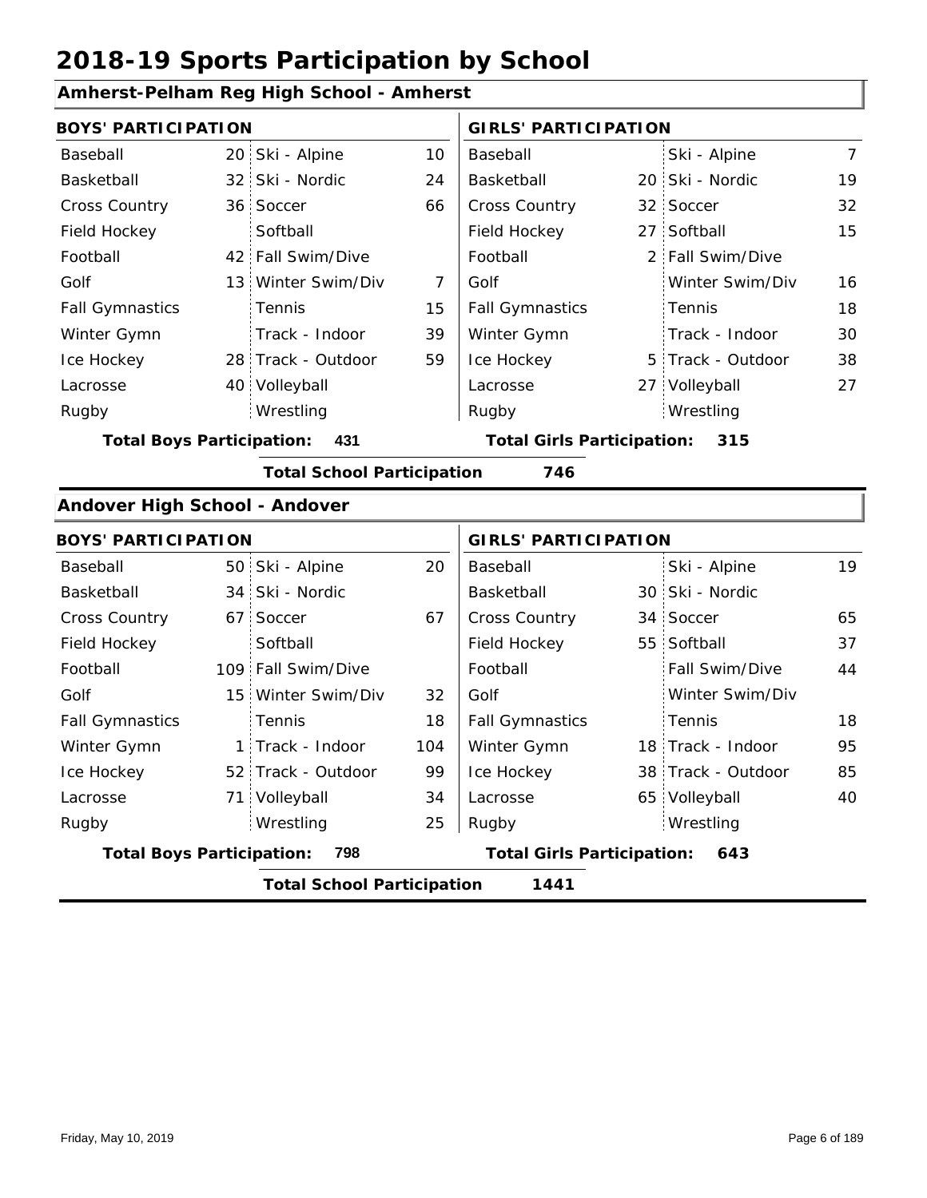# 2018-19 Sports Participation by School

## Amherst-Pelham Reg High School - Amherst

| BOYS' PARTICIPATION | | | | GIRLS' PARTICIPATION | | | |
|---|---|---|---|---|---|---|---|
| Baseball | 20 | Ski - Alpine | 10 | Baseball | | Ski - Alpine | 7 |
| Basketball | 32 | Ski - Nordic | 24 | Basketball | 20 | Ski - Nordic | 19 |
| Cross Country | 36 | Soccer | 66 | Cross Country | 32 | Soccer | 32 |
| Field Hockey | | Softball | | Field Hockey | 27 | Softball | 15 |
| Football | 42 | Fall Swim/Dive | | Football | 2 | Fall Swim/Dive | |
| Golf | 13 | Winter Swim/Div | 7 | Golf | | Winter Swim/Div | 16 |
| Fall Gymnastics | | Tennis | 15 | Fall Gymnastics | | Tennis | 18 |
| Winter Gymn | | Track - Indoor | 39 | Winter Gymn | | Track - Indoor | 30 |
| Ice Hockey | 28 | Track - Outdoor | 59 | Ice Hockey | 5 | Track - Outdoor | 38 |
| Lacrosse | 40 | Volleyball | | Lacrosse | 27 | Volleyball | 27 |
| Rugby | | Wrestling | | Rugby | | Wrestling | |

**Total Boys Participation: 431** **Total Girls Participation: 315**

**Total School Participation 746**

## Andover High School - Andover

| BOYS' PARTICIPATION | | | | GIRLS' PARTICIPATION | | | |
|---|---|---|---|---|---|---|---|
| Baseball | 50 | Ski - Alpine | 20 | Baseball | | Ski - Alpine | 19 |
| Basketball | 34 | Ski - Nordic | | Basketball | 30 | Ski - Nordic | |
| Cross Country | 67 | Soccer | 67 | Cross Country | 34 | Soccer | 65 |
| Field Hockey | | Softball | | Field Hockey | 55 | Softball | 37 |
| Football | 109 | Fall Swim/Dive | | Football | | Fall Swim/Dive | 44 |
| Golf | 15 | Winter Swim/Div | 32 | Golf | | Winter Swim/Div | |
| Fall Gymnastics | | Tennis | 18 | Fall Gymnastics | | Tennis | 18 |
| Winter Gymn | 1 | Track - Indoor | 104 | Winter Gymn | 18 | Track - Indoor | 95 |
| Ice Hockey | 52 | Track - Outdoor | 99 | Ice Hockey | 38 | Track - Outdoor | 85 |
| Lacrosse | 71 | Volleyball | 34 | Lacrosse | 65 | Volleyball | 40 |
| Rugby | | Wrestling | 25 | Rugby | | Wrestling | |

**Total Boys Participation: 798** **Total Girls Participation: 643**

**Total School Participation 1441**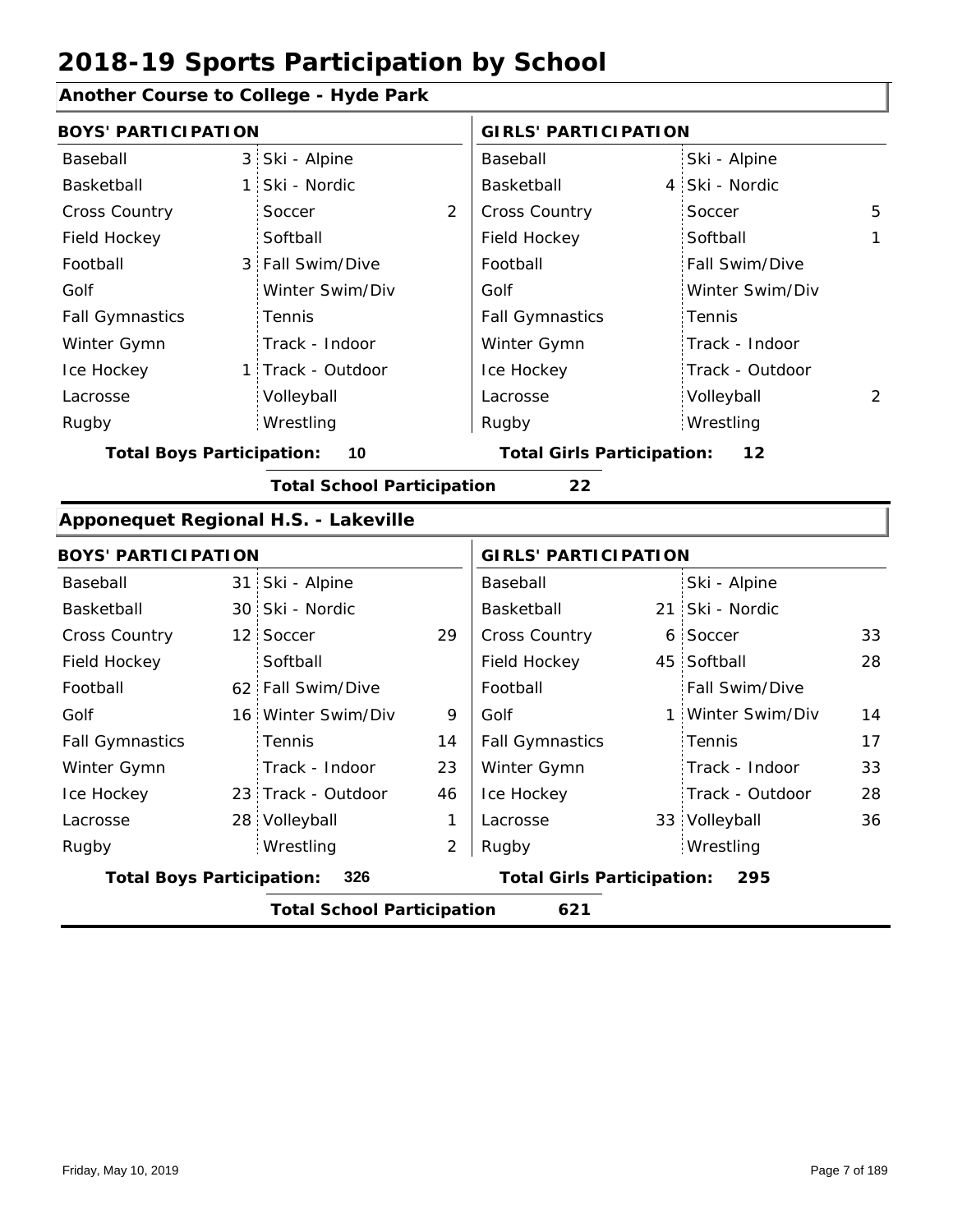# 2018-19 Sports Participation by School

## Another Course to College - Hyde Park

| BOYS' PARTICIPATION | | | | GIRLS' PARTICIPATION | | | |
|---|---|---|---|---|---|---|---|
| Baseball | 3 | Ski - Alpine | | Baseball | | Ski - Alpine | |
| Basketball | 1 | Ski - Nordic | | Basketball | 4 | Ski - Nordic | |
| Cross Country | | Soccer | 2 | Cross Country | | Soccer | 5 |
| Field Hockey | | Softball | | Field Hockey | | Softball | 1 |
| Football | 3 | Fall Swim/Dive | | Football | | Fall Swim/Dive | |
| Golf | | Winter Swim/Div | | Golf | | Winter Swim/Div | |
| Fall Gymnastics | | Tennis | | Fall Gymnastics | | Tennis | |
| Winter Gymn | | Track - Indoor | | Winter Gymn | | Track - Indoor | |
| Ice Hockey | 1 | Track - Outdoor | | Ice Hockey | | Track - Outdoor | |
| Lacrosse | | Volleyball | | Lacrosse | | Volleyball | 2 |
| Rugby | | Wrestling | | Rugby | | Wrestling | |

**Total Boys Participation: 10** | **Total Girls Participation: 12**

**Total School Participation 22**

## Apponequet Regional H.S. - Lakeville

| BOYS' PARTICIPATION | | | | GIRLS' PARTICIPATION | | | |
|---|---|---|---|---|---|---|---|
| Baseball | 31 | Ski - Alpine | | Baseball | | Ski - Alpine | |
| Basketball | 30 | Ski - Nordic | | Basketball | 21 | Ski - Nordic | |
| Cross Country | 12 | Soccer | 29 | Cross Country | 6 | Soccer | 33 |
| Field Hockey | | Softball | | Field Hockey | 45 | Softball | 28 |
| Football | 62 | Fall Swim/Dive | | Football | | Fall Swim/Dive | |
| Golf | 16 | Winter Swim/Div | 9 | Golf | 1 | Winter Swim/Div | 14 |
| Fall Gymnastics | | Tennis | 14 | Fall Gymnastics | | Tennis | 17 |
| Winter Gymn | | Track - Indoor | 23 | Winter Gymn | | Track - Indoor | 33 |
| Ice Hockey | 23 | Track - Outdoor | 46 | Ice Hockey | | Track - Outdoor | 28 |
| Lacrosse | 28 | Volleyball | 1 | Lacrosse | 33 | Volleyball | 36 |
| Rugby | | Wrestling | 2 | Rugby | | Wrestling | |

**Total Boys Participation: 326** | **Total Girls Participation: 295**

**Total School Participation 621**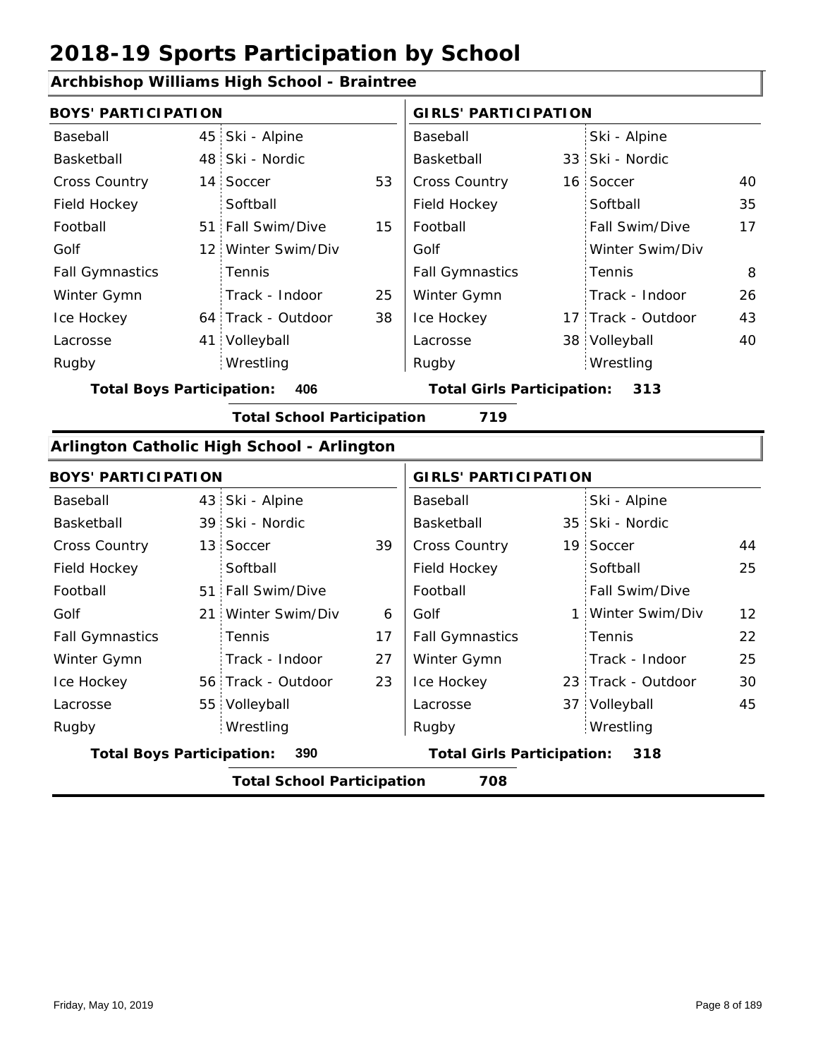# 2018-19 Sports Participation by School

## Archbishop Williams High School - Braintree

| BOYS' PARTICIPATION | | | | GIRLS' PARTICIPATION | | | |
|---|---|---|---|---|---|---|---|
| Baseball | 45 | Ski - Alpine | | Baseball | | Ski - Alpine | |
| Basketball | 48 | Ski - Nordic | | Basketball | 33 | Ski - Nordic | |
| Cross Country | 14 | Soccer | 53 | Cross Country | 16 | Soccer | 40 |
| Field Hockey | | Softball | | Field Hockey | | Softball | 35 |
| Football | 51 | Fall Swim/Dive | 15 | Football | | Fall Swim/Dive | 17 |
| Golf | 12 | Winter Swim/Div | | Golf | | Winter Swim/Div | |
| Fall Gymnastics | | Tennis | | Fall Gymnastics | | Tennis | 8 |
| Winter Gymn | | Track - Indoor | 25 | Winter Gymn | | Track - Indoor | 26 |
| Ice Hockey | 64 | Track - Outdoor | 38 | Ice Hockey | 17 | Track - Outdoor | 43 |
| Lacrosse | 41 | Volleyball | | Lacrosse | 38 | Volleyball | 40 |
| Rugby | | Wrestling | | Rugby | | Wrestling | |

**Total Boys Participation: 406** | **Total Girls Participation: 313**

**Total School Participation 719**

## Arlington Catholic High School - Arlington

| BOYS' PARTICIPATION | | | | GIRLS' PARTICIPATION | | | |
|---|---|---|---|---|---|---|---|
| Baseball | 43 | Ski - Alpine | | Baseball | | Ski - Alpine | |
| Basketball | 39 | Ski - Nordic | | Basketball | 35 | Ski - Nordic | |
| Cross Country | 13 | Soccer | 39 | Cross Country | 19 | Soccer | 44 |
| Field Hockey | | Softball | | Field Hockey | | Softball | 25 |
| Football | 51 | Fall Swim/Dive | | Football | | Fall Swim/Dive | |
| Golf | 21 | Winter Swim/Div | 6 | Golf | 1 | Winter Swim/Div | 12 |
| Fall Gymnastics | | Tennis | 17 | Fall Gymnastics | | Tennis | 22 |
| Winter Gymn | | Track - Indoor | 27 | Winter Gymn | | Track - Indoor | 25 |
| Ice Hockey | 56 | Track - Outdoor | 23 | Ice Hockey | 23 | Track - Outdoor | 30 |
| Lacrosse | 55 | Volleyball | | Lacrosse | 37 | Volleyball | 45 |
| Rugby | | Wrestling | | Rugby | | Wrestling | |

**Total Boys Participation: 390** | **Total Girls Participation: 318**

**Total School Participation 708**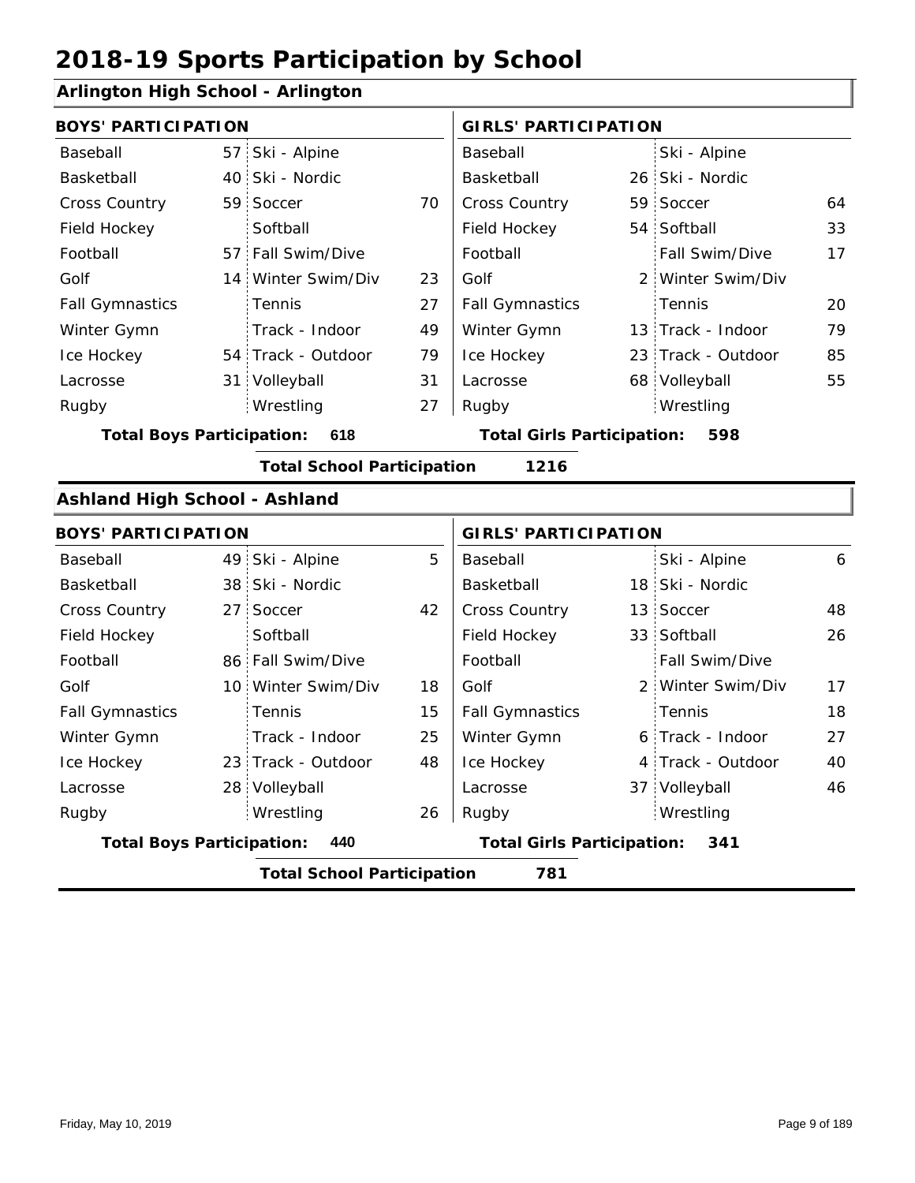# 2018-19 Sports Participation by School

## Arlington High School - Arlington

| BOYS' PARTICIPATION | | | | GIRLS' PARTICIPATION | | | |
|---|---|---|---|---|---|---|---|
| Baseball | 57 | Ski - Alpine | | Baseball | | Ski - Alpine | |
| Basketball | 40 | Ski - Nordic | | Basketball | 26 | Ski - Nordic | |
| Cross Country | 59 | Soccer | 70 | Cross Country | 59 | Soccer | 64 |
| Field Hockey | | Softball | | Field Hockey | 54 | Softball | 33 |
| Football | 57 | Fall Swim/Dive | | Football | | Fall Swim/Dive | 17 |
| Golf | 14 | Winter Swim/Div | 23 | Golf | 2 | Winter Swim/Div | |
| Fall Gymnastics | | Tennis | 27 | Fall Gymnastics | | Tennis | 20 |
| Winter Gymn | | Track - Indoor | 49 | Winter Gymn | 13 | Track - Indoor | 79 |
| Ice Hockey | 54 | Track - Outdoor | 79 | Ice Hockey | 23 | Track - Outdoor | 85 |
| Lacrosse | 31 | Volleyball | 31 | Lacrosse | 68 | Volleyball | 55 |
| Rugby | | Wrestling | 27 | Rugby | | Wrestling | |

**Total Boys Participation: 618** | **Total Girls Participation: 598**

**Total School Participation 1216**

## Ashland High School - Ashland

| BOYS' PARTICIPATION | | | | GIRLS' PARTICIPATION | | | |
|---|---|---|---|---|---|---|---|
| Baseball | 49 | Ski - Alpine | 5 | Baseball | | Ski - Alpine | 6 |
| Basketball | 38 | Ski - Nordic | | Basketball | 18 | Ski - Nordic | |
| Cross Country | 27 | Soccer | 42 | Cross Country | 13 | Soccer | 48 |
| Field Hockey | | Softball | | Field Hockey | 33 | Softball | 26 |
| Football | 86 | Fall Swim/Dive | | Football | | Fall Swim/Dive | |
| Golf | 10 | Winter Swim/Div | 18 | Golf | 2 | Winter Swim/Div | 17 |
| Fall Gymnastics | | Tennis | 15 | Fall Gymnastics | | Tennis | 18 |
| Winter Gymn | | Track - Indoor | 25 | Winter Gymn | 6 | Track - Indoor | 27 |
| Ice Hockey | 23 | Track - Outdoor | 48 | Ice Hockey | 4 | Track - Outdoor | 40 |
| Lacrosse | 28 | Volleyball | | Lacrosse | 37 | Volleyball | 46 |
| Rugby | | Wrestling | 26 | Rugby | | Wrestling | |

**Total Boys Participation: 440** | **Total Girls Participation: 341**

**Total School Participation 781**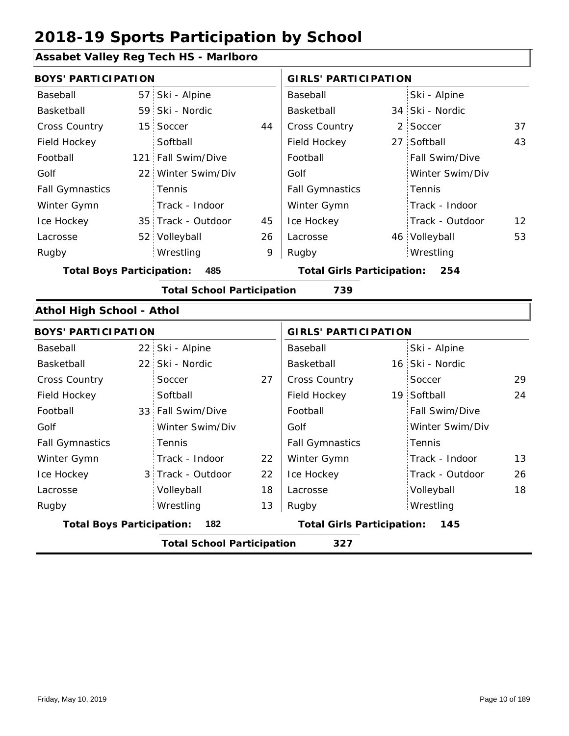# 2018-19 Sports Participation by School

## Assabet Valley Reg Tech HS - Marlboro

| BOYS' PARTICIPATION | | | | GIRLS' PARTICIPATION | | | |
|---|---|---|---|---|---|---|---|
| Baseball | 57 | Ski - Alpine | | Baseball | | Ski - Alpine | |
| Basketball | 59 | Ski - Nordic | | Basketball | 34 | Ski - Nordic | |
| Cross Country | 15 | Soccer | 44 | Cross Country | 2 | Soccer | 37 |
| Field Hockey | | Softball | | Field Hockey | 27 | Softball | 43 |
| Football | 121 | Fall Swim/Dive | | Football | | Fall Swim/Dive | |
| Golf | 22 | Winter Swim/Div | | Golf | | Winter Swim/Div | |
| Fall Gymnastics | | Tennis | | Fall Gymnastics | | Tennis | |
| Winter Gymn | | Track - Indoor | | Winter Gymn | | Track - Indoor | |
| Ice Hockey | 35 | Track - Outdoor | 45 | Ice Hockey | | Track - Outdoor | 12 |
| Lacrosse | 52 | Volleyball | 26 | Lacrosse | 46 | Volleyball | 53 |
| Rugby | | Wrestling | 9 | Rugby | | Wrestling | |

**Total Boys Participation:** 485 **Total Girls Participation:** 254

**Total School Participation** 739

## Athol High School - Athol

| BOYS' PARTICIPATION | | | | GIRLS' PARTICIPATION | | | |
|---|---|---|---|---|---|---|---|
| Baseball | 22 | Ski - Alpine | | Baseball | | Ski - Alpine | |
| Basketball | 22 | Ski - Nordic | | Basketball | 16 | Ski - Nordic | |
| Cross Country | | Soccer | 27 | Cross Country | | Soccer | 29 |
| Field Hockey | | Softball | | Field Hockey | 19 | Softball | 24 |
| Football | 33 | Fall Swim/Dive | | Football | | Fall Swim/Dive | |
| Golf | | Winter Swim/Div | | Golf | | Winter Swim/Div | |
| Fall Gymnastics | | Tennis | | Fall Gymnastics | | Tennis | |
| Winter Gymn | | Track - Indoor | 22 | Winter Gymn | | Track - Indoor | 13 |
| Ice Hockey | 3 | Track - Outdoor | 22 | Ice Hockey | | Track - Outdoor | 26 |
| Lacrosse | | Volleyball | 18 | Lacrosse | | Volleyball | 18 |
| Rugby | | Wrestling | 13 | Rugby | | Wrestling | |

**Total Boys Participation:** 182 **Total Girls Participation:** 145

**Total School Participation** 327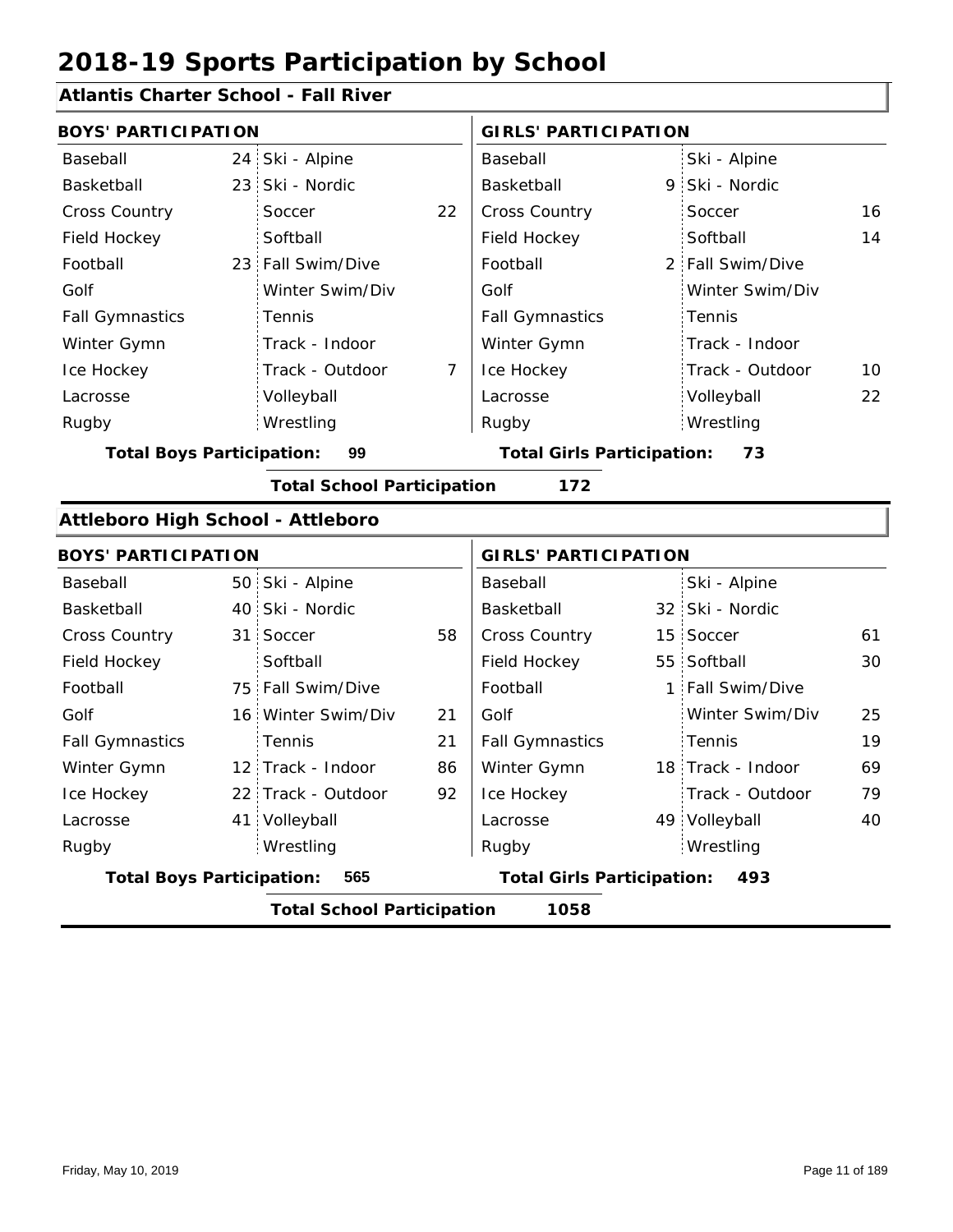# 2018-19 Sports Participation by School

## Atlantis Charter School - Fall River

| BOYS' PARTICIPATION | | | | GIRLS' PARTICIPATION | | | |
|---|---|---|---|---|---|---|---|
| Baseball | 24 | Ski - Alpine | | Baseball | | Ski - Alpine | |
| Basketball | 23 | Ski - Nordic | | Basketball | 9 | Ski - Nordic | |
| Cross Country | | Soccer | 22 | Cross Country | | Soccer | 16 |
| Field Hockey | | Softball | | Field Hockey | | Softball | 14 |
| Football | 23 | Fall Swim/Dive | | Football | 2 | Fall Swim/Dive | |
| Golf | | Winter Swim/Div | | Golf | | Winter Swim/Div | |
| Fall Gymnastics | | Tennis | | Fall Gymnastics | | Tennis | |
| Winter Gymn | | Track - Indoor | | Winter Gymn | | Track - Indoor | |
| Ice Hockey | | Track - Outdoor | 7 | Ice Hockey | | Track - Outdoor | 10 |
| Lacrosse | | Volleyball | | Lacrosse | | Volleyball | 22 |
| Rugby | | Wrestling | | Rugby | | Wrestling | |

**Total Boys Participation: 99** | **Total Girls Participation: 73**

**Total School Participation 172**

## Attleboro High School - Attleboro

| BOYS' PARTICIPATION | | | | GIRLS' PARTICIPATION | | | |
|---|---|---|---|---|---|---|---|
| Baseball | 50 | Ski - Alpine | | Baseball | | Ski - Alpine | |
| Basketball | 40 | Ski - Nordic | | Basketball | 32 | Ski - Nordic | |
| Cross Country | 31 | Soccer | 58 | Cross Country | 15 | Soccer | 61 |
| Field Hockey | | Softball | | Field Hockey | 55 | Softball | 30 |
| Football | 75 | Fall Swim/Dive | | Football | 1 | Fall Swim/Dive | |
| Golf | 16 | Winter Swim/Div | 21 | Golf | | Winter Swim/Div | 25 |
| Fall Gymnastics | | Tennis | 21 | Fall Gymnastics | | Tennis | 19 |
| Winter Gymn | 12 | Track - Indoor | 86 | Winter Gymn | 18 | Track - Indoor | 69 |
| Ice Hockey | 22 | Track - Outdoor | 92 | Ice Hockey | | Track - Outdoor | 79 |
| Lacrosse | 41 | Volleyball | | Lacrosse | 49 | Volleyball | 40 |
| Rugby | | Wrestling | | Rugby | | Wrestling | |

**Total Boys Participation: 565** | **Total Girls Participation: 493**

**Total School Participation 1058**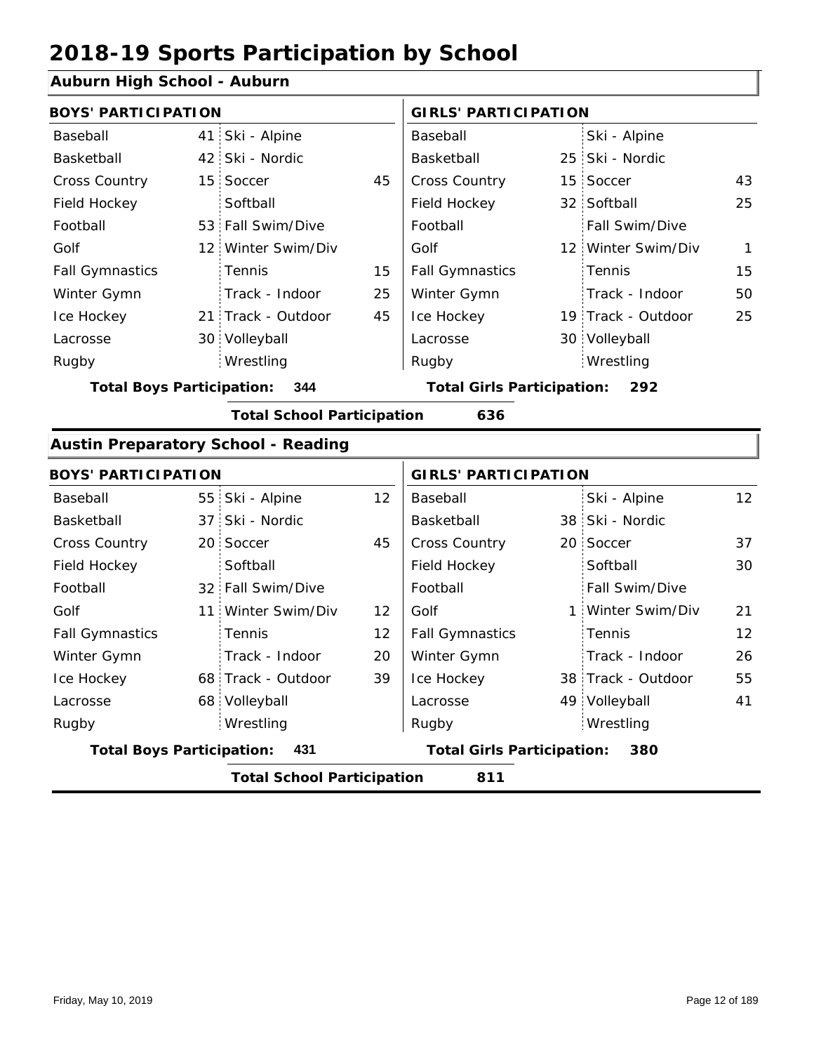# 2018-19 Sports Participation by School

## Auburn High School - Auburn

| BOYS' PARTICIPATION | | | | GIRLS' PARTICIPATION | | | |
|---|---|---|---|---|---|---|---|
| Baseball | 41 | Ski - Alpine | | Baseball | | Ski - Alpine | |
| Basketball | 42 | Ski - Nordic | | Basketball | 25 | Ski - Nordic | |
| Cross Country | 15 | Soccer | 45 | Cross Country | 15 | Soccer | 43 |
| Field Hockey | | Softball | | Field Hockey | 32 | Softball | 25 |
| Football | 53 | Fall Swim/Dive | | Football | | Fall Swim/Dive | |
| Golf | 12 | Winter Swim/Div | | Golf | 12 | Winter Swim/Div | 1 |
| Fall Gymnastics | | Tennis | 15 | Fall Gymnastics | | Tennis | 15 |
| Winter Gymn | | Track - Indoor | 25 | Winter Gymn | | Track - Indoor | 50 |
| Ice Hockey | 21 | Track - Outdoor | 45 | Ice Hockey | 19 | Track - Outdoor | 25 |
| Lacrosse | 30 | Volleyball | | Lacrosse | 30 | Volleyball | |
| Rugby | | Wrestling | | Rugby | | Wrestling | |

**Total Boys Participation:** 344 **Total Girls Participation:** 292

**Total School Participation** 636

## Austin Preparatory School - Reading

| BOYS' PARTICIPATION | | | | GIRLS' PARTICIPATION | | | |
|---|---|---|---|---|---|---|---|
| Baseball | 55 | Ski - Alpine | 12 | Baseball | | Ski - Alpine | 12 |
| Basketball | 37 | Ski - Nordic | | Basketball | 38 | Ski - Nordic | |
| Cross Country | 20 | Soccer | 45 | Cross Country | 20 | Soccer | 37 |
| Field Hockey | | Softball | | Field Hockey | | Softball | 30 |
| Football | 32 | Fall Swim/Dive | | Football | | Fall Swim/Dive | |
| Golf | 11 | Winter Swim/Div | 12 | Golf | 1 | Winter Swim/Div | 21 |
| Fall Gymnastics | | Tennis | 12 | Fall Gymnastics | | Tennis | 12 |
| Winter Gymn | | Track - Indoor | 20 | Winter Gymn | | Track - Indoor | 26 |
| Ice Hockey | 68 | Track - Outdoor | 39 | Ice Hockey | 38 | Track - Outdoor | 55 |
| Lacrosse | 68 | Volleyball | | Lacrosse | 49 | Volleyball | 41 |
| Rugby | | Wrestling | | Rugby | | Wrestling | |

**Total Boys Participation:** 431 **Total Girls Participation:** 380

**Total School Participation** 811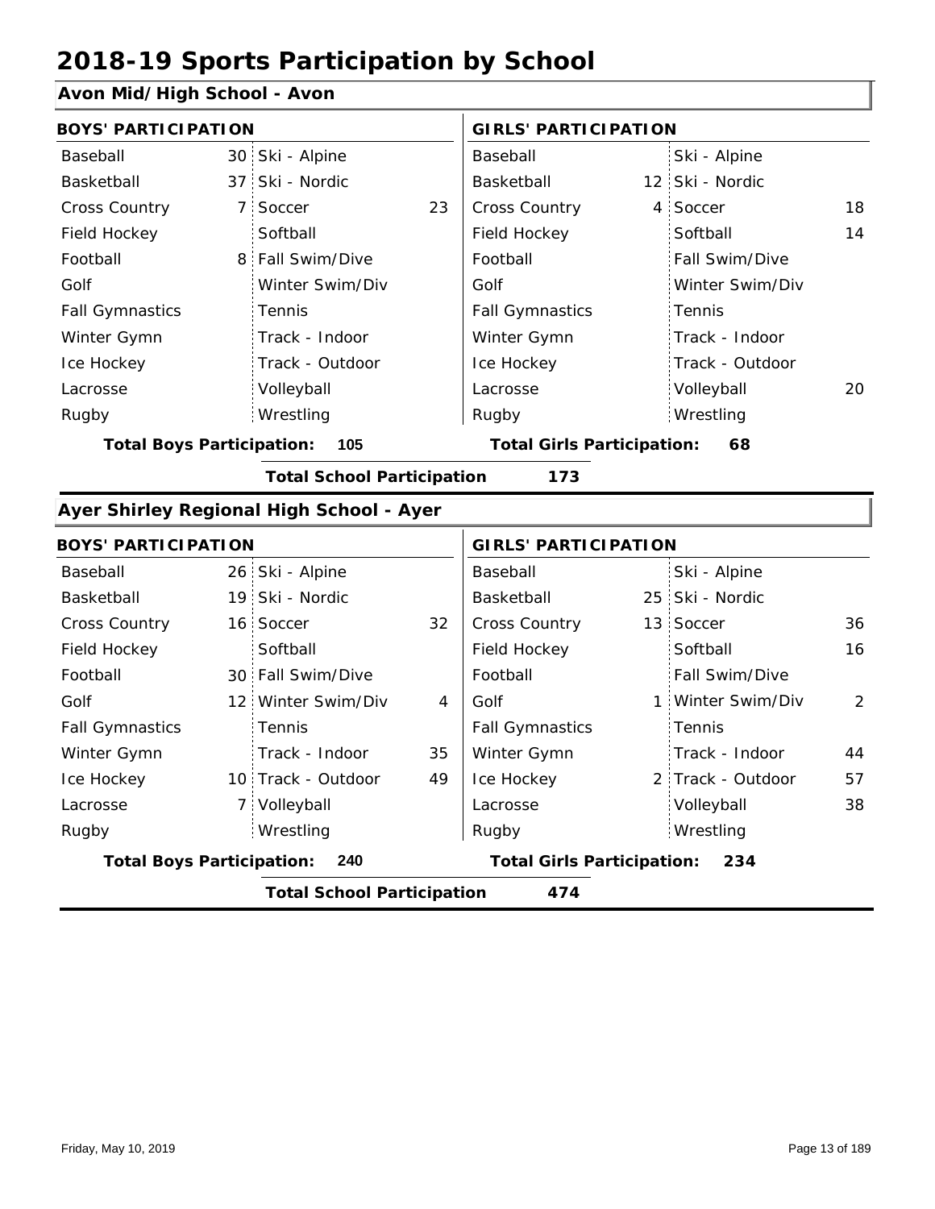# 2018-19 Sports Participation by School

## Avon Mid/High School - Avon

| BOYS' PARTICIPATION | | | | GIRLS' PARTICIPATION | | | |
|---|---|---|---|---|---|---|---|
| Baseball | 30 | Ski - Alpine | | Baseball | | Ski - Alpine | |
| Basketball | 37 | Ski - Nordic | | Basketball | 12 | Ski - Nordic | |
| Cross Country | 7 | Soccer | 23 | Cross Country | 4 | Soccer | 18 |
| Field Hockey | | Softball | | Field Hockey | | Softball | 14 |
| Football | 8 | Fall Swim/Dive | | Football | | Fall Swim/Dive | |
| Golf | | Winter Swim/Div | | Golf | | Winter Swim/Div | |
| Fall Gymnastics | | Tennis | | Fall Gymnastics | | Tennis | |
| Winter Gymn | | Track - Indoor | | Winter Gymn | | Track - Indoor | |
| Ice Hockey | | Track - Outdoor | | Ice Hockey | | Track - Outdoor | |
| Lacrosse | | Volleyball | | Lacrosse | | Volleyball | 20 |
| Rugby | | Wrestling | | Rugby | | Wrestling | |

**Total Boys Participation:** 105 **Total Girls Participation:** 68

**Total School Participation** 173

## Ayer Shirley Regional High School - Ayer

| BOYS' PARTICIPATION | | | | GIRLS' PARTICIPATION | | | |
|---|---|---|---|---|---|---|---|
| Baseball | 26 | Ski - Alpine | | Baseball | | Ski - Alpine | |
| Basketball | 19 | Ski - Nordic | | Basketball | 25 | Ski - Nordic | |
| Cross Country | 16 | Soccer | 32 | Cross Country | 13 | Soccer | 36 |
| Field Hockey | | Softball | | Field Hockey | | Softball | 16 |
| Football | 30 | Fall Swim/Dive | | Football | | Fall Swim/Dive | |
| Golf | 12 | Winter Swim/Div | 4 | Golf | 1 | Winter Swim/Div | 2 |
| Fall Gymnastics | | Tennis | | Fall Gymnastics | | Tennis | |
| Winter Gymn | | Track - Indoor | 35 | Winter Gymn | | Track - Indoor | 44 |
| Ice Hockey | 10 | Track - Outdoor | 49 | Ice Hockey | 2 | Track - Outdoor | 57 |
| Lacrosse | 7 | Volleyball | | Lacrosse | | Volleyball | 38 |
| Rugby | | Wrestling | | Rugby | | Wrestling | |

**Total Boys Participation:** 240 **Total Girls Participation:** 234

**Total School Participation** 474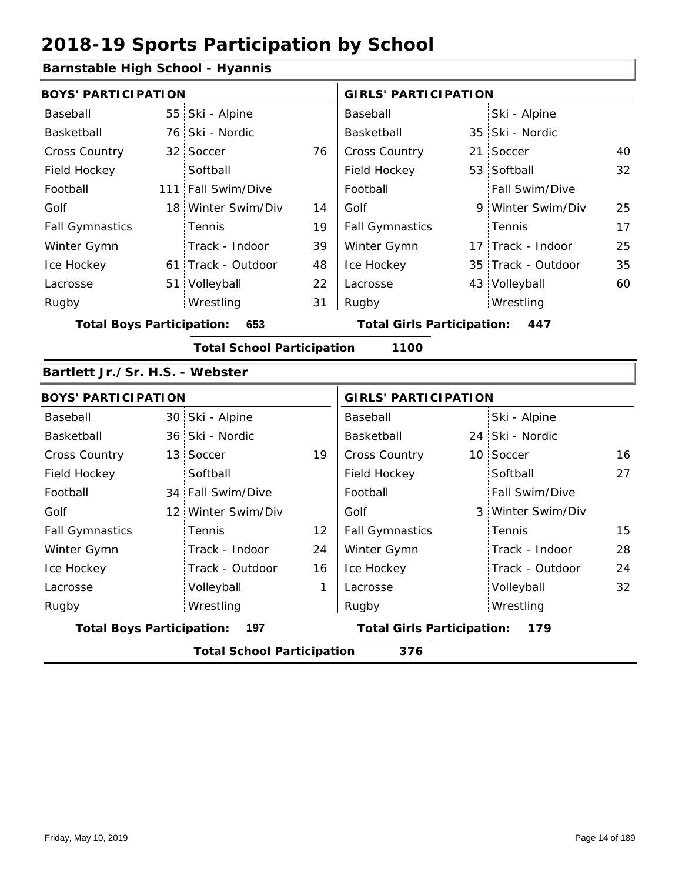# 2018-19 Sports Participation by School

## Barnstable High School - Hyannis

| BOYS' PARTICIPATION | | | | GIRLS' PARTICIPATION | | | |
|---|---|---|---|---|---|---|---|
| Baseball | 55 | Ski - Alpine | | Baseball | | Ski - Alpine | |
| Basketball | 76 | Ski - Nordic | | Basketball | 35 | Ski - Nordic | |
| Cross Country | 32 | Soccer | 76 | Cross Country | 21 | Soccer | 40 |
| Field Hockey | | Softball | | Field Hockey | 53 | Softball | 32 |
| Football | 111 | Fall Swim/Dive | | Football | | Fall Swim/Dive | |
| Golf | 18 | Winter Swim/Div | 14 | Golf | 9 | Winter Swim/Div | 25 |
| Fall Gymnastics | | Tennis | 19 | Fall Gymnastics | | Tennis | 17 |
| Winter Gymn | | Track - Indoor | 39 | Winter Gymn | 17 | Track - Indoor | 25 |
| Ice Hockey | 61 | Track - Outdoor | 48 | Ice Hockey | 35 | Track - Outdoor | 35 |
| Lacrosse | 51 | Volleyball | 22 | Lacrosse | 43 | Volleyball | 60 |
| Rugby | | Wrestling | 31 | Rugby | | Wrestling | |

**Total Boys Participation:** 653 **Total Girls Participation:** 447

**Total School Participation** 1100

## Bartlett Jr./Sr. H.S. - Webster

| BOYS' PARTICIPATION | | | | GIRLS' PARTICIPATION | | | |
|---|---|---|---|---|---|---|---|
| Baseball | 30 | Ski - Alpine | | Baseball | | Ski - Alpine | |
| Basketball | 36 | Ski - Nordic | | Basketball | 24 | Ski - Nordic | |
| Cross Country | 13 | Soccer | 19 | Cross Country | 10 | Soccer | 16 |
| Field Hockey | | Softball | | Field Hockey | | Softball | 27 |
| Football | 34 | Fall Swim/Dive | | Football | | Fall Swim/Dive | |
| Golf | 12 | Winter Swim/Div | | Golf | 3 | Winter Swim/Div | |
| Fall Gymnastics | | Tennis | 12 | Fall Gymnastics | | Tennis | 15 |
| Winter Gymn | | Track - Indoor | 24 | Winter Gymn | | Track - Indoor | 28 |
| Ice Hockey | | Track - Outdoor | 16 | Ice Hockey | | Track - Outdoor | 24 |
| Lacrosse | | Volleyball | 1 | Lacrosse | | Volleyball | 32 |
| Rugby | | Wrestling | | Rugby | | Wrestling | |

**Total Boys Participation:** 197 **Total Girls Participation:** 179

**Total School Participation** 376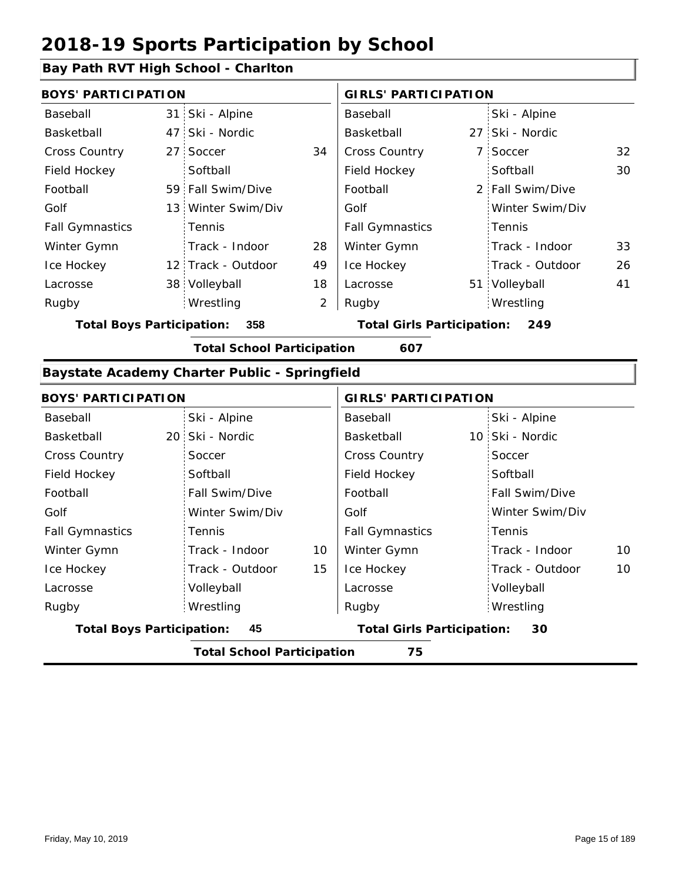# 2018-19 Sports Participation by School

## Bay Path RVT High School - Charlton

| BOYS' PARTICIPATION | | | | GIRLS' PARTICIPATION | | | |
|---|---|---|---|---|---|---|---|
| Baseball | 31 | Ski - Alpine | | Baseball | | Ski - Alpine | |
| Basketball | 47 | Ski - Nordic | | Basketball | 27 | Ski - Nordic | |
| Cross Country | 27 | Soccer | 34 | Cross Country | 7 | Soccer | 32 |
| Field Hockey | | Softball | | Field Hockey | | Softball | 30 |
| Football | 59 | Fall Swim/Dive | | Football | 2 | Fall Swim/Dive | |
| Golf | 13 | Winter Swim/Div | | Golf | | Winter Swim/Div | |
| Fall Gymnastics | | Tennis | | Fall Gymnastics | | Tennis | |
| Winter Gymn | | Track - Indoor | 28 | Winter Gymn | | Track - Indoor | 33 |
| Ice Hockey | 12 | Track - Outdoor | 49 | Ice Hockey | | Track - Outdoor | 26 |
| Lacrosse | 38 | Volleyball | 18 | Lacrosse | 51 | Volleyball | 41 |
| Rugby | | Wrestling | 2 | Rugby | | Wrestling | |

**Total Boys Participation: 358** **Total Girls Participation: 249**

**Total School Participation 607**

## Baystate Academy Charter Public - Springfield

| BOYS' PARTICIPATION | | | | GIRLS' PARTICIPATION | | | |
|---|---|---|---|---|---|---|---|
| Baseball | | Ski - Alpine | | Baseball | | Ski - Alpine | |
| Basketball | 20 | Ski - Nordic | | Basketball | 10 | Ski - Nordic | |
| Cross Country | | Soccer | | Cross Country | | Soccer | |
| Field Hockey | | Softball | | Field Hockey | | Softball | |
| Football | | Fall Swim/Dive | | Football | | Fall Swim/Dive | |
| Golf | | Winter Swim/Div | | Golf | | Winter Swim/Div | |
| Fall Gymnastics | | Tennis | | Fall Gymnastics | | Tennis | |
| Winter Gymn | | Track - Indoor | 10 | Winter Gymn | | Track - Indoor | 10 |
| Ice Hockey | | Track - Outdoor | 15 | Ice Hockey | | Track - Outdoor | 10 |
| Lacrosse | | Volleyball | | Lacrosse | | Volleyball | |
| Rugby | | Wrestling | | Rugby | | Wrestling | |

**Total Boys Participation: 45** **Total Girls Participation: 30**

**Total School Participation 75**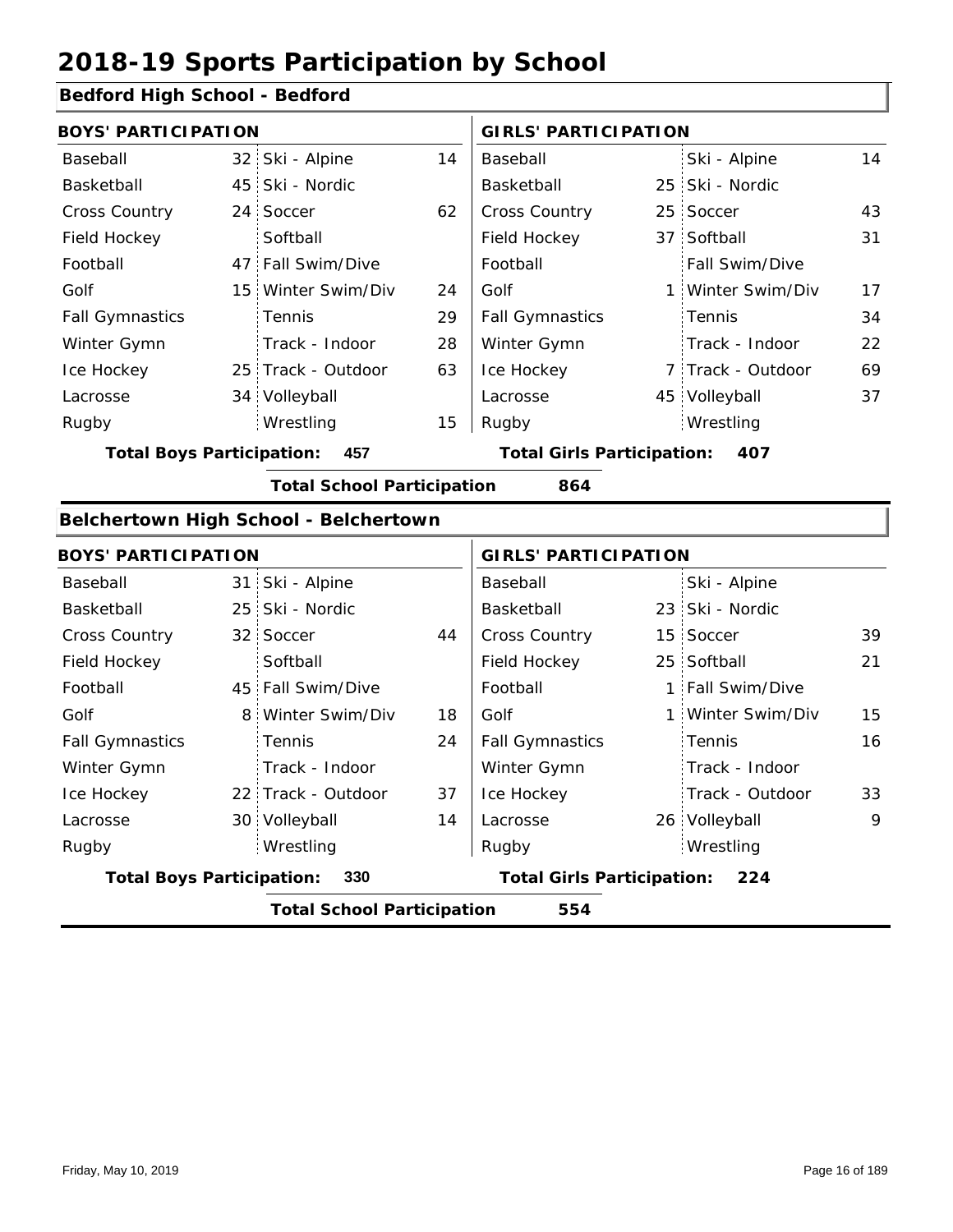# 2018-19 Sports Participation by School

## Bedford High School - Bedford

| BOYS' PARTICIPATION | | | | GIRLS' PARTICIPATION | | | |
|---|---|---|---|---|---|---|---|
| Baseball | 32 | Ski - Alpine | 14 | Baseball | | Ski - Alpine | 14 |
| Basketball | 45 | Ski - Nordic | | Basketball | 25 | Ski - Nordic | |
| Cross Country | 24 | Soccer | 62 | Cross Country | 25 | Soccer | 43 |
| Field Hockey | | Softball | | Field Hockey | 37 | Softball | 31 |
| Football | 47 | Fall Swim/Dive | | Football | | Fall Swim/Dive | |
| Golf | 15 | Winter Swim/Div | 24 | Golf | 1 | Winter Swim/Div | 17 |
| Fall Gymnastics | | Tennis | 29 | Fall Gymnastics | | Tennis | 34 |
| Winter Gymn | | Track - Indoor | 28 | Winter Gymn | | Track - Indoor | 22 |
| Ice Hockey | 25 | Track - Outdoor | 63 | Ice Hockey | 7 | Track - Outdoor | 69 |
| Lacrosse | 34 | Volleyball | | Lacrosse | 45 | Volleyball | 37 |
| Rugby | | Wrestling | 15 | Rugby | | Wrestling | |

**Total Boys Participation: 457** **Total Girls Participation: 407**

**Total School Participation 864**

## Belchertown High School - Belchertown

| BOYS' PARTICIPATION | | | | GIRLS' PARTICIPATION | | | |
|---|---|---|---|---|---|---|---|
| Baseball | 31 | Ski - Alpine | | Baseball | | Ski - Alpine | |
| Basketball | 25 | Ski - Nordic | | Basketball | 23 | Ski - Nordic | |
| Cross Country | 32 | Soccer | 44 | Cross Country | 15 | Soccer | 39 |
| Field Hockey | | Softball | | Field Hockey | 25 | Softball | 21 |
| Football | 45 | Fall Swim/Dive | | Football | 1 | Fall Swim/Dive | |
| Golf | 8 | Winter Swim/Div | 18 | Golf | 1 | Winter Swim/Div | 15 |
| Fall Gymnastics | | Tennis | 24 | Fall Gymnastics | | Tennis | 16 |
| Winter Gymn | | Track - Indoor | | Winter Gymn | | Track - Indoor | |
| Ice Hockey | 22 | Track - Outdoor | 37 | Ice Hockey | | Track - Outdoor | 33 |
| Lacrosse | 30 | Volleyball | 14 | Lacrosse | 26 | Volleyball | 9 |
| Rugby | | Wrestling | | Rugby | | Wrestling | |

**Total Boys Participation: 330** **Total Girls Participation: 224**

**Total School Participation 554**

Friday, May 10, 2019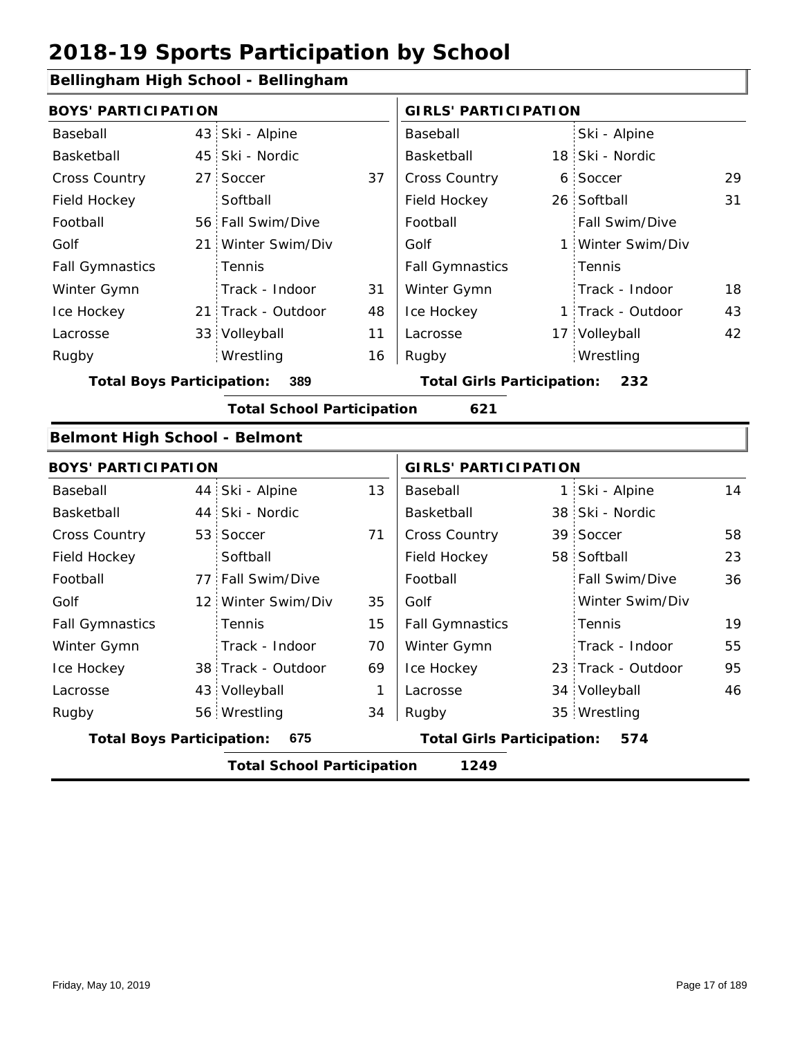# 2018-19 Sports Participation by School

## Bellingham High School - Bellingham

| BOYS' PARTICIPATION | | | | GIRLS' PARTICIPATION | | | |
|---|---|---|---|---|---|---|---|
| Baseball | 43 | Ski - Alpine | | Baseball | | Ski - Alpine | |
| Basketball | 45 | Ski - Nordic | | Basketball | 18 | Ski - Nordic | |
| Cross Country | 27 | Soccer | 37 | Cross Country | 6 | Soccer | 29 |
| Field Hockey | | Softball | | Field Hockey | 26 | Softball | 31 |
| Football | 56 | Fall Swim/Dive | | Football | | Fall Swim/Dive | |
| Golf | 21 | Winter Swim/Div | | Golf | 1 | Winter Swim/Div | |
| Fall Gymnastics | | Tennis | | Fall Gymnastics | | Tennis | |
| Winter Gymn | | Track - Indoor | 31 | Winter Gymn | | Track - Indoor | 18 |
| Ice Hockey | 21 | Track - Outdoor | 48 | Ice Hockey | 1 | Track - Outdoor | 43 |
| Lacrosse | 33 | Volleyball | 11 | Lacrosse | 17 | Volleyball | 42 |
| Rugby | | Wrestling | 16 | Rugby | | Wrestling | |

**Total Boys Participation: 389** **Total Girls Participation: 232**

**Total School Participation 621**

## Belmont High School - Belmont

| BOYS' PARTICIPATION | | | | GIRLS' PARTICIPATION | | | |
|---|---|---|---|---|---|---|---|
| Baseball | 44 | Ski - Alpine | 13 | Baseball | 1 | Ski - Alpine | 14 |
| Basketball | 44 | Ski - Nordic | | Basketball | 38 | Ski - Nordic | |
| Cross Country | 53 | Soccer | 71 | Cross Country | 39 | Soccer | 58 |
| Field Hockey | | Softball | | Field Hockey | 58 | Softball | 23 |
| Football | 77 | Fall Swim/Dive | | Football | | Fall Swim/Dive | 36 |
| Golf | 12 | Winter Swim/Div | 35 | Golf | | Winter Swim/Div | |
| Fall Gymnastics | | Tennis | 15 | Fall Gymnastics | | Tennis | 19 |
| Winter Gymn | | Track - Indoor | 70 | Winter Gymn | | Track - Indoor | 55 |
| Ice Hockey | 38 | Track - Outdoor | 69 | Ice Hockey | 23 | Track - Outdoor | 95 |
| Lacrosse | 43 | Volleyball | 1 | Lacrosse | 34 | Volleyball | 46 |
| Rugby | 56 | Wrestling | 34 | Rugby | 35 | Wrestling | |

**Total Boys Participation: 675** **Total Girls Participation: 574**

**Total School Participation 1249**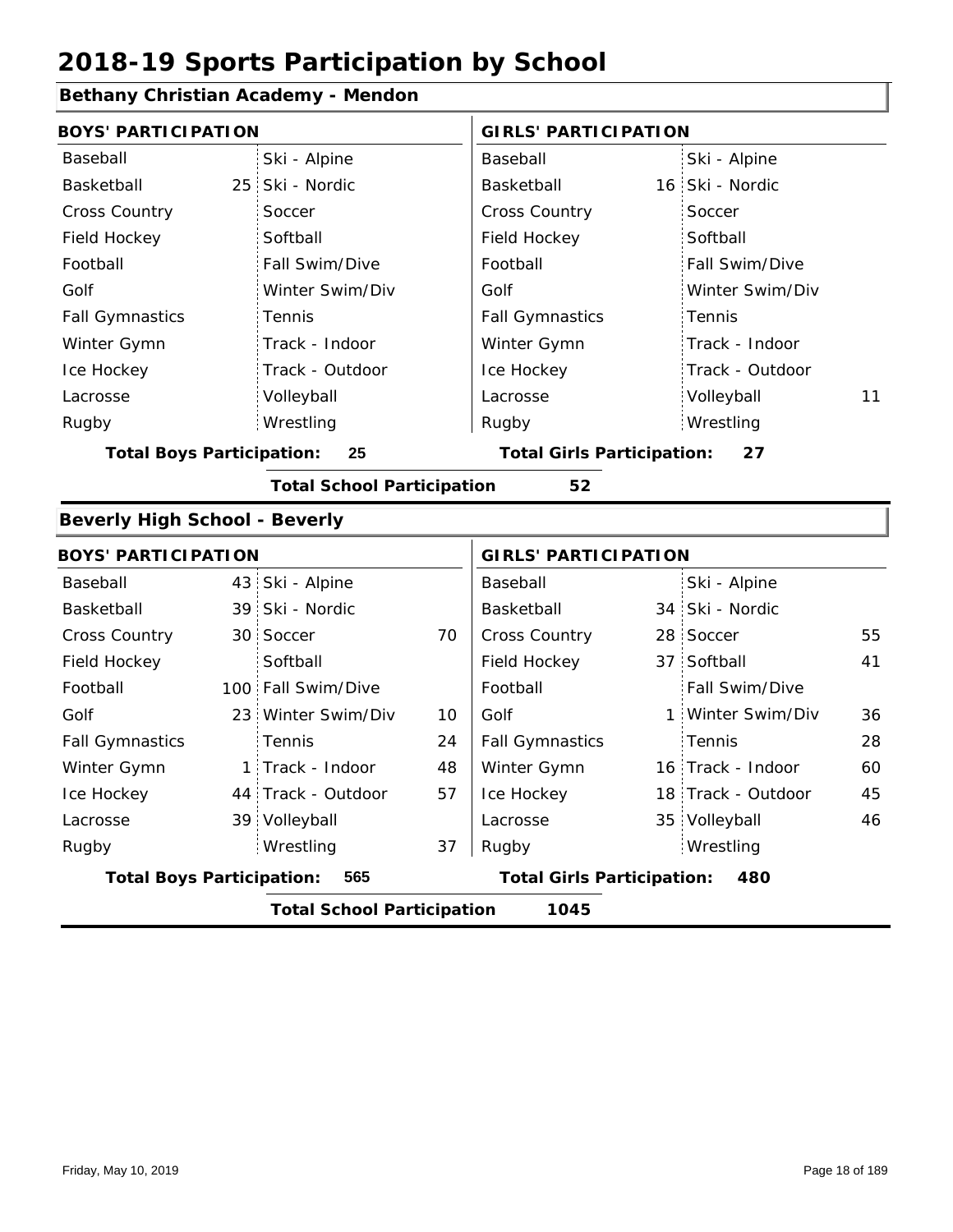# 2018-19 Sports Participation by School

## Bethany Christian Academy - Mendon

| BOYS' PARTICIPATION | | | | GIRLS' PARTICIPATION | | | |
|---|---|---|---|---|---|---|---|
| Baseball | | Ski - Alpine | | Baseball | | Ski - Alpine | |
| Basketball | 25 | Ski - Nordic | | Basketball | 16 | Ski - Nordic | |
| Cross Country | | Soccer | | Cross Country | | Soccer | |
| Field Hockey | | Softball | | Field Hockey | | Softball | |
| Football | | Fall Swim/Dive | | Football | | Fall Swim/Dive | |
| Golf | | Winter Swim/Div | | Golf | | Winter Swim/Div | |
| Fall Gymnastics | | Tennis | | Fall Gymnastics | | Tennis | |
| Winter Gymn | | Track - Indoor | | Winter Gymn | | Track - Indoor | |
| Ice Hockey | | Track - Outdoor | | Ice Hockey | | Track - Outdoor | |
| Lacrosse | | Volleyball | | Lacrosse | | Volleyball | 11 |
| Rugby | | Wrestling | | Rugby | | Wrestling | |

**Total Boys Participation:** 25 **Total Girls Participation:** 27

**Total School Participation** 52

## Beverly High School - Beverly

| BOYS' PARTICIPATION | | | | GIRLS' PARTICIPATION | | | |
|---|---|---|---|---|---|---|---|
| Baseball | 43 | Ski - Alpine | | Baseball | | Ski - Alpine | |
| Basketball | 39 | Ski - Nordic | | Basketball | 34 | Ski - Nordic | |
| Cross Country | 30 | Soccer | 70 | Cross Country | 28 | Soccer | 55 |
| Field Hockey | | Softball | | Field Hockey | 37 | Softball | 41 |
| Football | 100 | Fall Swim/Dive | | Football | | Fall Swim/Dive | |
| Golf | 23 | Winter Swim/Div | 10 | Golf | 1 | Winter Swim/Div | 36 |
| Fall Gymnastics | | Tennis | 24 | Fall Gymnastics | | Tennis | 28 |
| Winter Gymn | 1 | Track - Indoor | 48 | Winter Gymn | 16 | Track - Indoor | 60 |
| Ice Hockey | 44 | Track - Outdoor | 57 | Ice Hockey | 18 | Track - Outdoor | 45 |
| Lacrosse | 39 | Volleyball | | Lacrosse | 35 | Volleyball | 46 |
| Rugby | | Wrestling | 37 | Rugby | | Wrestling | |

**Total Boys Participation:** 565 **Total Girls Participation:** 480

**Total School Participation** 1045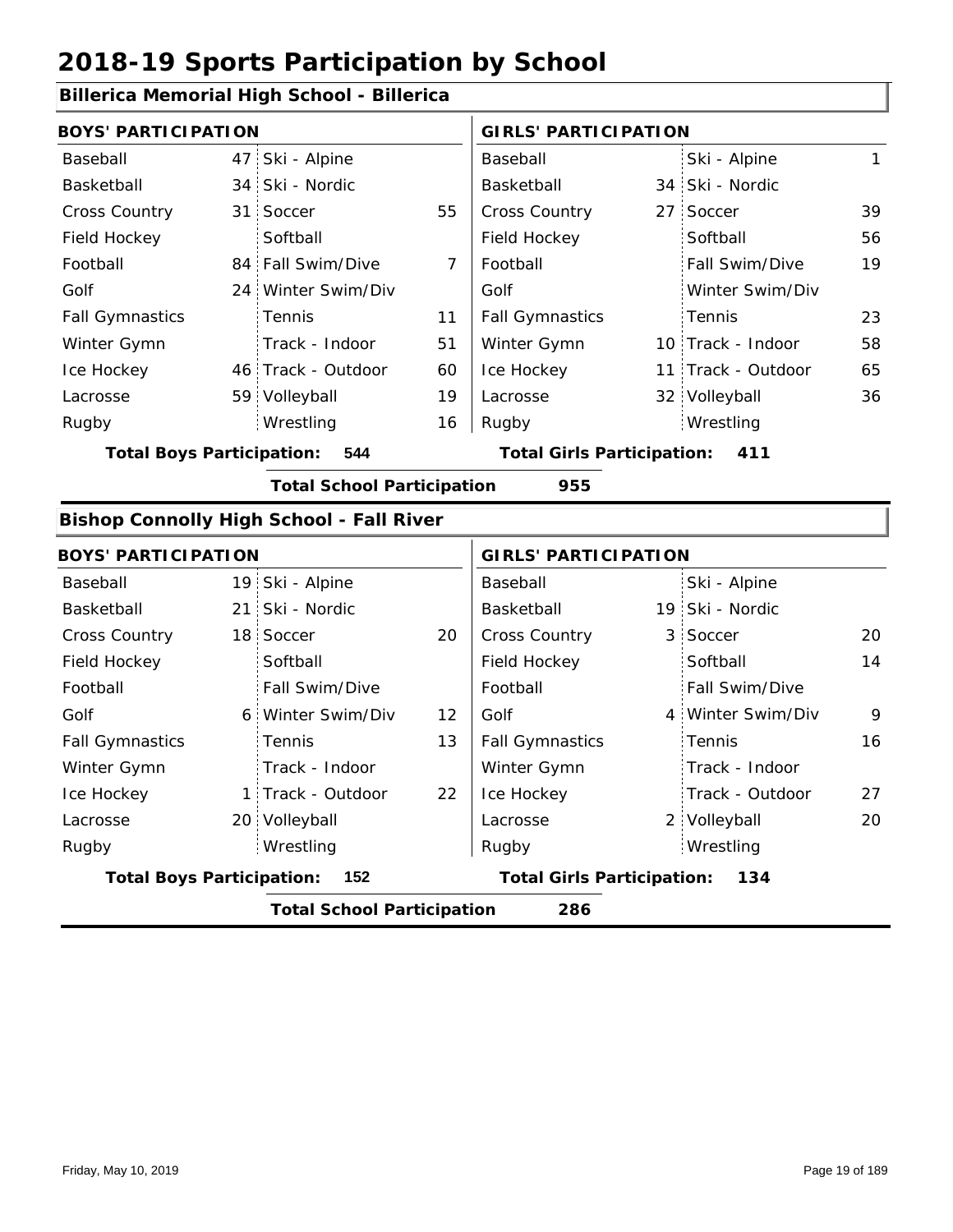# 2018-19 Sports Participation by School

## Billerica Memorial High School - Billerica

| BOYS' PARTICIPATION | | | | GIRLS' PARTICIPATION | | | |
|---|---|---|---|---|---|---|---|
| Baseball | 47 | Ski - Alpine | | Baseball | | Ski - Alpine | 1 |
| Basketball | 34 | Ski - Nordic | | Basketball | 34 | Ski - Nordic | |
| Cross Country | 31 | Soccer | 55 | Cross Country | 27 | Soccer | 39 |
| Field Hockey | | Softball | | Field Hockey | | Softball | 56 |
| Football | 84 | Fall Swim/Dive | 7 | Football | | Fall Swim/Dive | 19 |
| Golf | 24 | Winter Swim/Div | | Golf | | Winter Swim/Div | |
| Fall Gymnastics | | Tennis | 11 | Fall Gymnastics | | Tennis | 23 |
| Winter Gymn | | Track - Indoor | 51 | Winter Gymn | 10 | Track - Indoor | 58 |
| Ice Hockey | 46 | Track - Outdoor | 60 | Ice Hockey | 11 | Track - Outdoor | 65 |
| Lacrosse | 59 | Volleyball | 19 | Lacrosse | 32 | Volleyball | 36 |
| Rugby | | Wrestling | 16 | Rugby | | Wrestling | |

**Total Boys Participation:** 544 **Total Girls Participation:** 411

**Total School Participation** 955

## Bishop Connolly High School - Fall River

| BOYS' PARTICIPATION | | | | GIRLS' PARTICIPATION | | | |
|---|---|---|---|---|---|---|---|
| Baseball | 19 | Ski - Alpine | | Baseball | | Ski - Alpine | |
| Basketball | 21 | Ski - Nordic | | Basketball | 19 | Ski - Nordic | |
| Cross Country | 18 | Soccer | 20 | Cross Country | 3 | Soccer | 20 |
| Field Hockey | | Softball | | Field Hockey | | Softball | 14 |
| Football | | Fall Swim/Dive | | Football | | Fall Swim/Dive | |
| Golf | 6 | Winter Swim/Div | 12 | Golf | 4 | Winter Swim/Div | 9 |
| Fall Gymnastics | | Tennis | 13 | Fall Gymnastics | | Tennis | 16 |
| Winter Gymn | | Track - Indoor | | Winter Gymn | | Track - Indoor | |
| Ice Hockey | 1 | Track - Outdoor | 22 | Ice Hockey | | Track - Outdoor | 27 |
| Lacrosse | 20 | Volleyball | | Lacrosse | 2 | Volleyball | 20 |
| Rugby | | Wrestling | | Rugby | | Wrestling | |

**Total Boys Participation:** 152 **Total Girls Participation:** 134

**Total School Participation** 286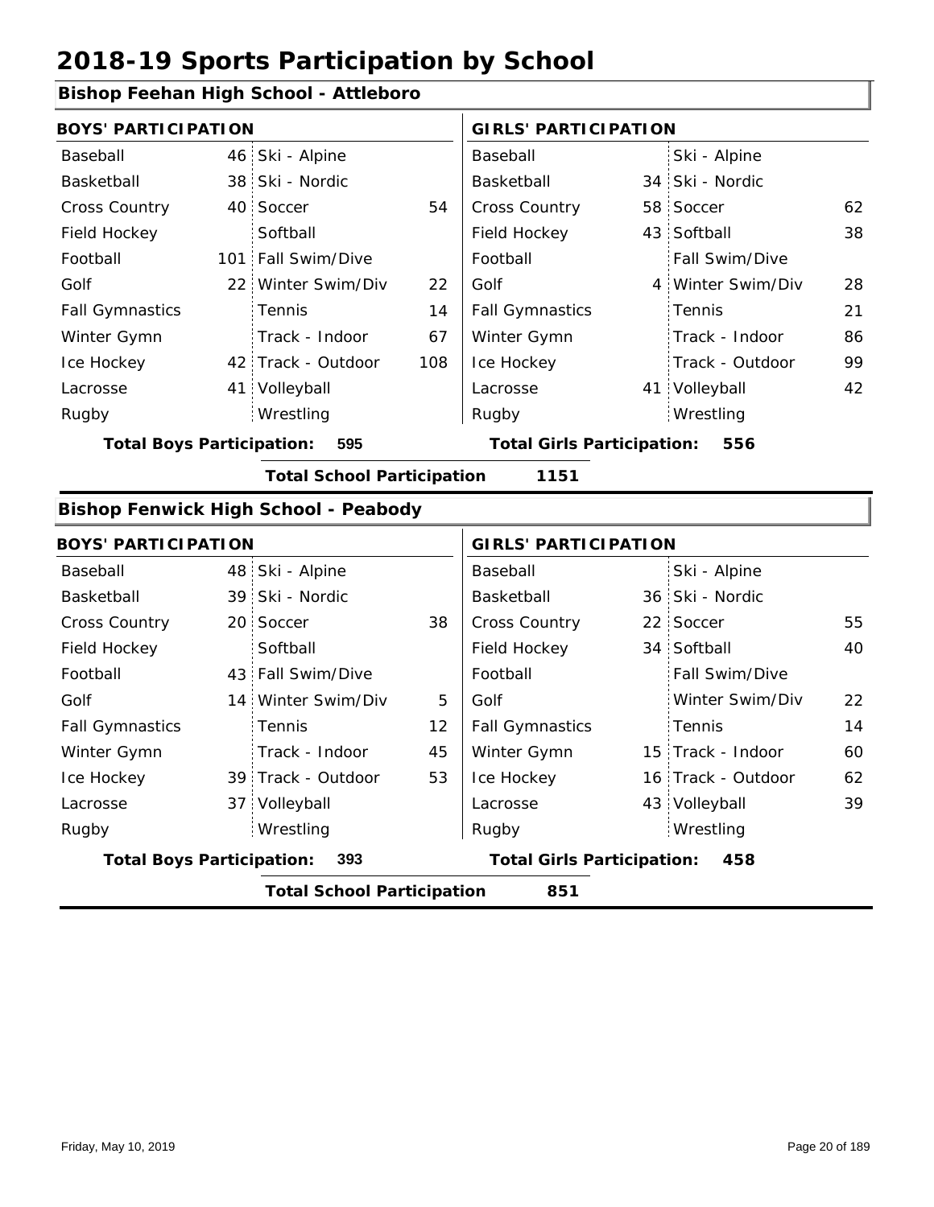# 2018-19 Sports Participation by School

## Bishop Feehan High School - Attleboro

| BOYS' PARTICIPATION | | | | GIRLS' PARTICIPATION | | | |
|---|---|---|---|---|---|---|---|
| Baseball | 46 | Ski - Alpine | | Baseball | | Ski - Alpine | |
| Basketball | 38 | Ski - Nordic | | Basketball | 34 | Ski - Nordic | |
| Cross Country | 40 | Soccer | 54 | Cross Country | 58 | Soccer | 62 |
| Field Hockey | | Softball | | Field Hockey | 43 | Softball | 38 |
| Football | 101 | Fall Swim/Dive | | Football | | Fall Swim/Dive | |
| Golf | 22 | Winter Swim/Div | 22 | Golf | 4 | Winter Swim/Div | 28 |
| Fall Gymnastics | | Tennis | 14 | Fall Gymnastics | | Tennis | 21 |
| Winter Gymn | | Track - Indoor | 67 | Winter Gymn | | Track - Indoor | 86 |
| Ice Hockey | 42 | Track - Outdoor | 108 | Ice Hockey | | Track - Outdoor | 99 |
| Lacrosse | 41 | Volleyball | | Lacrosse | 41 | Volleyball | 42 |
| Rugby | | Wrestling | | Rugby | | Wrestling | |

**Total Boys Participation: 595** | **Total Girls Participation: 556**

**Total School Participation 1151**

## Bishop Fenwick High School - Peabody

| BOYS' PARTICIPATION | | | | GIRLS' PARTICIPATION | | | |
|---|---|---|---|---|---|---|---|
| Baseball | 48 | Ski - Alpine | | Baseball | | Ski - Alpine | |
| Basketball | 39 | Ski - Nordic | | Basketball | 36 | Ski - Nordic | |
| Cross Country | 20 | Soccer | 38 | Cross Country | 22 | Soccer | 55 |
| Field Hockey | | Softball | | Field Hockey | 34 | Softball | 40 |
| Football | 43 | Fall Swim/Dive | | Football | | Fall Swim/Dive | |
| Golf | 14 | Winter Swim/Div | 5 | Golf | | Winter Swim/Div | 22 |
| Fall Gymnastics | | Tennis | 12 | Fall Gymnastics | | Tennis | 14 |
| Winter Gymn | | Track - Indoor | 45 | Winter Gymn | 15 | Track - Indoor | 60 |
| Ice Hockey | 39 | Track - Outdoor | 53 | Ice Hockey | 16 | Track - Outdoor | 62 |
| Lacrosse | 37 | Volleyball | | Lacrosse | 43 | Volleyball | 39 |
| Rugby | | Wrestling | | Rugby | | Wrestling | |

**Total Boys Participation: 393** | **Total Girls Participation: 458**

**Total School Participation 851**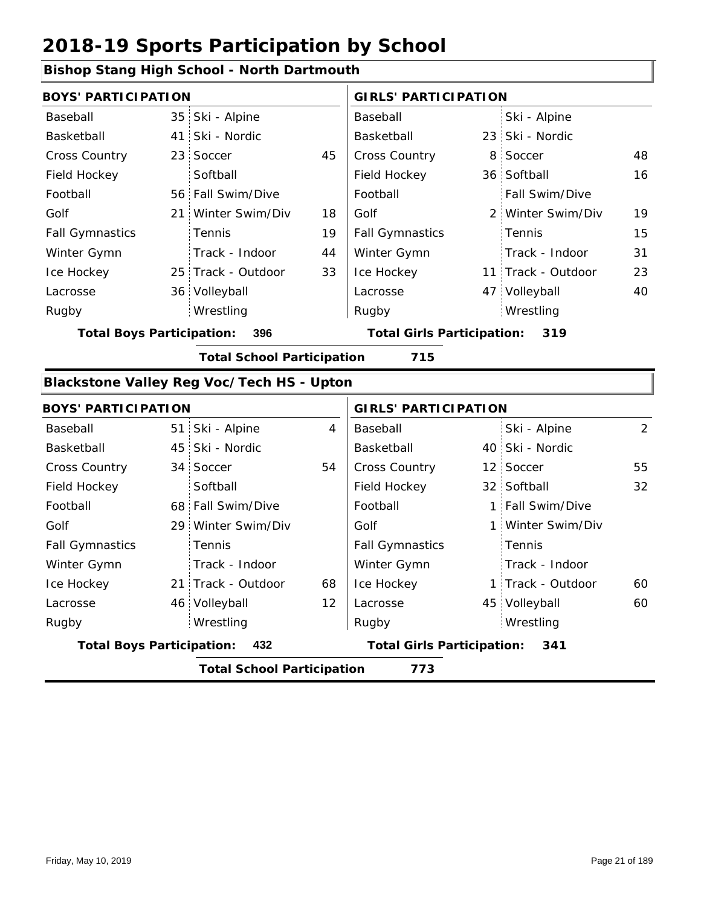# 2018-19 Sports Participation by School

## Bishop Stang High School - North Dartmouth

| BOYS' PARTICIPATION | | | | GIRLS' PARTICIPATION | | | |
|---|---|---|---|---|---|---|---|
| Baseball | 35 | Ski - Alpine | | Baseball | | Ski - Alpine | |
| Basketball | 41 | Ski - Nordic | | Basketball | 23 | Ski - Nordic | |
| Cross Country | 23 | Soccer | 45 | Cross Country | 8 | Soccer | 48 |
| Field Hockey | | Softball | | Field Hockey | 36 | Softball | 16 |
| Football | 56 | Fall Swim/Dive | | Football | | Fall Swim/Dive | |
| Golf | 21 | Winter Swim/Div | 18 | Golf | 2 | Winter Swim/Div | 19 |
| Fall Gymnastics | | Tennis | 19 | Fall Gymnastics | | Tennis | 15 |
| Winter Gymn | | Track - Indoor | 44 | Winter Gymn | | Track - Indoor | 31 |
| Ice Hockey | 25 | Track - Outdoor | 33 | Ice Hockey | 11 | Track - Outdoor | 23 |
| Lacrosse | 36 | Volleyball | | Lacrosse | 47 | Volleyball | 40 |
| Rugby | | Wrestling | | Rugby | | Wrestling | |

**Total Boys Participation: 396** **Total Girls Participation: 319**

**Total School Participation 715**

## Blackstone Valley Reg Voc/Tech HS - Upton

| BOYS' PARTICIPATION | | | | GIRLS' PARTICIPATION | | | |
|---|---|---|---|---|---|---|---|
| Baseball | 51 | Ski - Alpine | 4 | Baseball | | Ski - Alpine | 2 |
| Basketball | 45 | Ski - Nordic | | Basketball | 40 | Ski - Nordic | |
| Cross Country | 34 | Soccer | 54 | Cross Country | 12 | Soccer | 55 |
| Field Hockey | | Softball | | Field Hockey | 32 | Softball | 32 |
| Football | 68 | Fall Swim/Dive | | Football | 1 | Fall Swim/Dive | |
| Golf | 29 | Winter Swim/Div | | Golf | 1 | Winter Swim/Div | |
| Fall Gymnastics | | Tennis | | Fall Gymnastics | | Tennis | |
| Winter Gymn | | Track - Indoor | | Winter Gymn | | Track - Indoor | |
| Ice Hockey | 21 | Track - Outdoor | 68 | Ice Hockey | 1 | Track - Outdoor | 60 |
| Lacrosse | 46 | Volleyball | 12 | Lacrosse | 45 | Volleyball | 60 |
| Rugby | | Wrestling | | Rugby | | Wrestling | |

**Total Boys Participation: 432** **Total Girls Participation: 341**

**Total School Participation 773**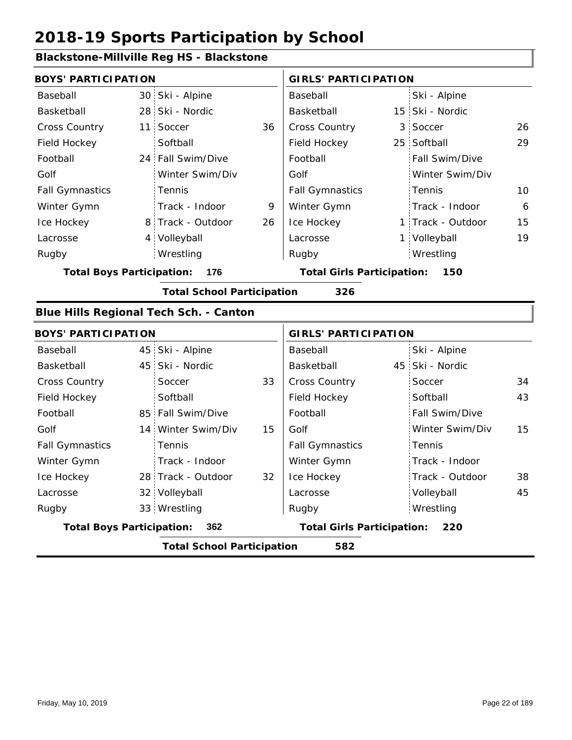# 2018-19 Sports Participation by School

## Blackstone-Millville Reg HS - Blackstone

| BOYS' PARTICIPATION | | | | GIRLS' PARTICIPATION | | | |
|---|---|---|---|---|---|---|---|
| Baseball | 30 | Ski - Alpine | | Baseball | | Ski - Alpine | |
| Basketball | 28 | Ski - Nordic | | Basketball | 15 | Ski - Nordic | |
| Cross Country | 11 | Soccer | 36 | Cross Country | 3 | Soccer | 26 |
| Field Hockey | | Softball | | Field Hockey | 25 | Softball | 29 |
| Football | 24 | Fall Swim/Dive | | Football | | Fall Swim/Dive | |
| Golf | | Winter Swim/Div | | Golf | | Winter Swim/Div | |
| Fall Gymnastics | | Tennis | | Fall Gymnastics | | Tennis | 10 |
| Winter Gymn | | Track - Indoor | 9 | Winter Gymn | | Track - Indoor | 6 |
| Ice Hockey | 8 | Track - Outdoor | 26 | Ice Hockey | 1 | Track - Outdoor | 15 |
| Lacrosse | 4 | Volleyball | | Lacrosse | 1 | Volleyball | 19 |
| Rugby | | Wrestling | | Rugby | | Wrestling | |

**Total Boys Participation: 176** | **Total Girls Participation: 150**

**Total School Participation 326**

## Blue Hills Regional Tech Sch. - Canton

| BOYS' PARTICIPATION | | | | GIRLS' PARTICIPATION | | | |
|---|---|---|---|---|---|---|---|
| Baseball | 45 | Ski - Alpine | | Baseball | | Ski - Alpine | |
| Basketball | 45 | Ski - Nordic | | Basketball | 45 | Ski - Nordic | |
| Cross Country | | Soccer | 33 | Cross Country | | Soccer | 34 |
| Field Hockey | | Softball | | Field Hockey | | Softball | 43 |
| Football | 85 | Fall Swim/Dive | | Football | | Fall Swim/Dive | |
| Golf | 14 | Winter Swim/Div | 15 | Golf | | Winter Swim/Div | 15 |
| Fall Gymnastics | | Tennis | | Fall Gymnastics | | Tennis | |
| Winter Gymn | | Track - Indoor | | Winter Gymn | | Track - Indoor | |
| Ice Hockey | 28 | Track - Outdoor | 32 | Ice Hockey | | Track - Outdoor | 38 |
| Lacrosse | 32 | Volleyball | | Lacrosse | | Volleyball | 45 |
| Rugby | 33 | Wrestling | | Rugby | | Wrestling | |

**Total Boys Participation: 362** | **Total Girls Participation: 220**

**Total School Participation 582**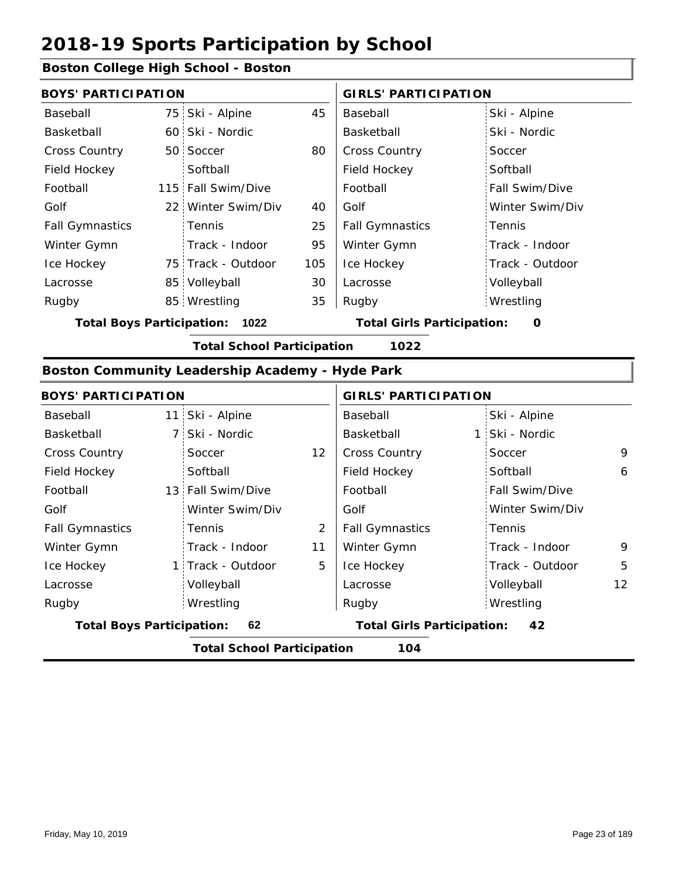# 2018-19 Sports Participation by School

## Boston College High School - Boston

| BOYS' PARTICIPATION | | | | GIRLS' PARTICIPATION | | | |
|---|---|---|---|---|---|---|---|
| Baseball | 75 | Ski - Alpine | 45 | Baseball | | Ski - Alpine | |
| Basketball | 60 | Ski - Nordic | | Basketball | | Ski - Nordic | |
| Cross Country | 50 | Soccer | 80 | Cross Country | | Soccer | |
| Field Hockey | | Softball | | Field Hockey | | Softball | |
| Football | 115 | Fall Swim/Dive | | Football | | Fall Swim/Dive | |
| Golf | 22 | Winter Swim/Div | 40 | Golf | | Winter Swim/Div | |
| Fall Gymnastics | | Tennis | 25 | Fall Gymnastics | | Tennis | |
| Winter Gymn | | Track - Indoor | 95 | Winter Gymn | | Track - Indoor | |
| Ice Hockey | 75 | Track - Outdoor | 105 | Ice Hockey | | Track - Outdoor | |
| Lacrosse | 85 | Volleyball | 30 | Lacrosse | | Volleyball | |
| Rugby | 85 | Wrestling | 35 | Rugby | | Wrestling | |

**Total Boys Participation: 1022** **Total Girls Participation: 0**

**Total School Participation 1022**

## Boston Community Leadership Academy - Hyde Park

| BOYS' PARTICIPATION | | | | GIRLS' PARTICIPATION | | | |
|---|---|---|---|---|---|---|---|
| Baseball | 11 | Ski - Alpine | | Baseball | | Ski - Alpine | |
| Basketball | 7 | Ski - Nordic | | Basketball | 1 | Ski - Nordic | |
| Cross Country | | Soccer | 12 | Cross Country | | Soccer | 9 |
| Field Hockey | | Softball | | Field Hockey | | Softball | 6 |
| Football | 13 | Fall Swim/Dive | | Football | | Fall Swim/Dive | |
| Golf | | Winter Swim/Div | | Golf | | Winter Swim/Div | |
| Fall Gymnastics | | Tennis | 2 | Fall Gymnastics | | Tennis | |
| Winter Gymn | | Track - Indoor | 11 | Winter Gymn | | Track - Indoor | 9 |
| Ice Hockey | 1 | Track - Outdoor | 5 | Ice Hockey | | Track - Outdoor | 5 |
| Lacrosse | | Volleyball | | Lacrosse | | Volleyball | 12 |
| Rugby | | Wrestling | | Rugby | | Wrestling | |

**Total Boys Participation: 62** **Total Girls Participation: 42**

**Total School Participation 104**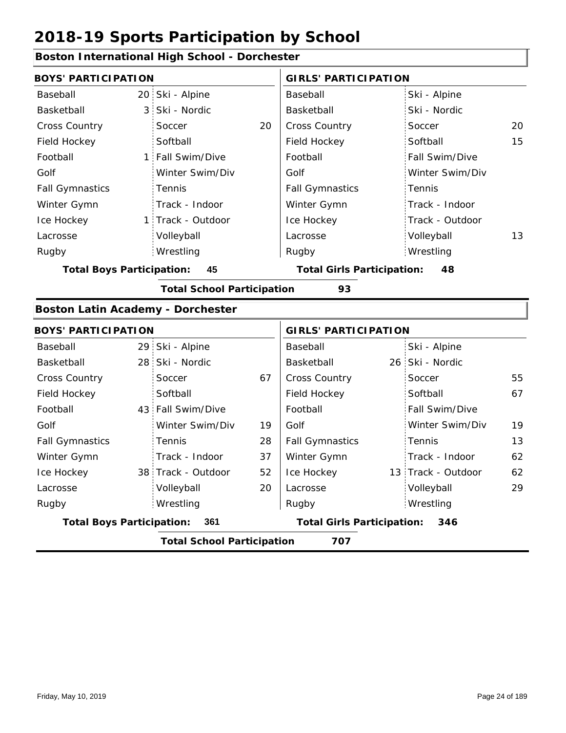# 2018-19 Sports Participation by School

## Boston International High School - Dorchester

| BOYS' PARTICIPATION | | | | GIRLS' PARTICIPATION | | | |
|---|---|---|---|---|---|---|---|
| Baseball | 20 | Ski - Alpine | | Baseball | | Ski - Alpine | |
| Basketball | 3 | Ski - Nordic | | Basketball | | Ski - Nordic | |
| Cross Country | | Soccer | 20 | Cross Country | | Soccer | 20 |
| Field Hockey | | Softball | | Field Hockey | | Softball | 15 |
| Football | 1 | Fall Swim/Dive | | Football | | Fall Swim/Dive | |
| Golf | | Winter Swim/Div | | Golf | | Winter Swim/Div | |
| Fall Gymnastics | | Tennis | | Fall Gymnastics | | Tennis | |
| Winter Gymn | | Track - Indoor | | Winter Gymn | | Track - Indoor | |
| Ice Hockey | 1 | Track - Outdoor | | Ice Hockey | | Track - Outdoor | |
| Lacrosse | | Volleyball | | Lacrosse | | Volleyball | 13 |
| Rugby | | Wrestling | | Rugby | | Wrestling | |

**Total Boys Participation: 45** | **Total Girls Participation: 48**

**Total School Participation 93**

## Boston Latin Academy - Dorchester

| BOYS' PARTICIPATION | | | | GIRLS' PARTICIPATION | | | |
|---|---|---|---|---|---|---|---|
| Baseball | 29 | Ski - Alpine | | Baseball | | Ski - Alpine | |
| Basketball | 28 | Ski - Nordic | | Basketball | 26 | Ski - Nordic | |
| Cross Country | | Soccer | 67 | Cross Country | | Soccer | 55 |
| Field Hockey | | Softball | | Field Hockey | | Softball | 67 |
| Football | 43 | Fall Swim/Dive | | Football | | Fall Swim/Dive | |
| Golf | | Winter Swim/Div | 19 | Golf | | Winter Swim/Div | 19 |
| Fall Gymnastics | | Tennis | 28 | Fall Gymnastics | | Tennis | 13 |
| Winter Gymn | | Track - Indoor | 37 | Winter Gymn | | Track - Indoor | 62 |
| Ice Hockey | 38 | Track - Outdoor | 52 | Ice Hockey | 13 | Track - Outdoor | 62 |
| Lacrosse | | Volleyball | 20 | Lacrosse | | Volleyball | 29 |
| Rugby | | Wrestling | | Rugby | | Wrestling | |

**Total Boys Participation: 361** | **Total Girls Participation: 346**

**Total School Participation 707**

Friday, May 10, 2019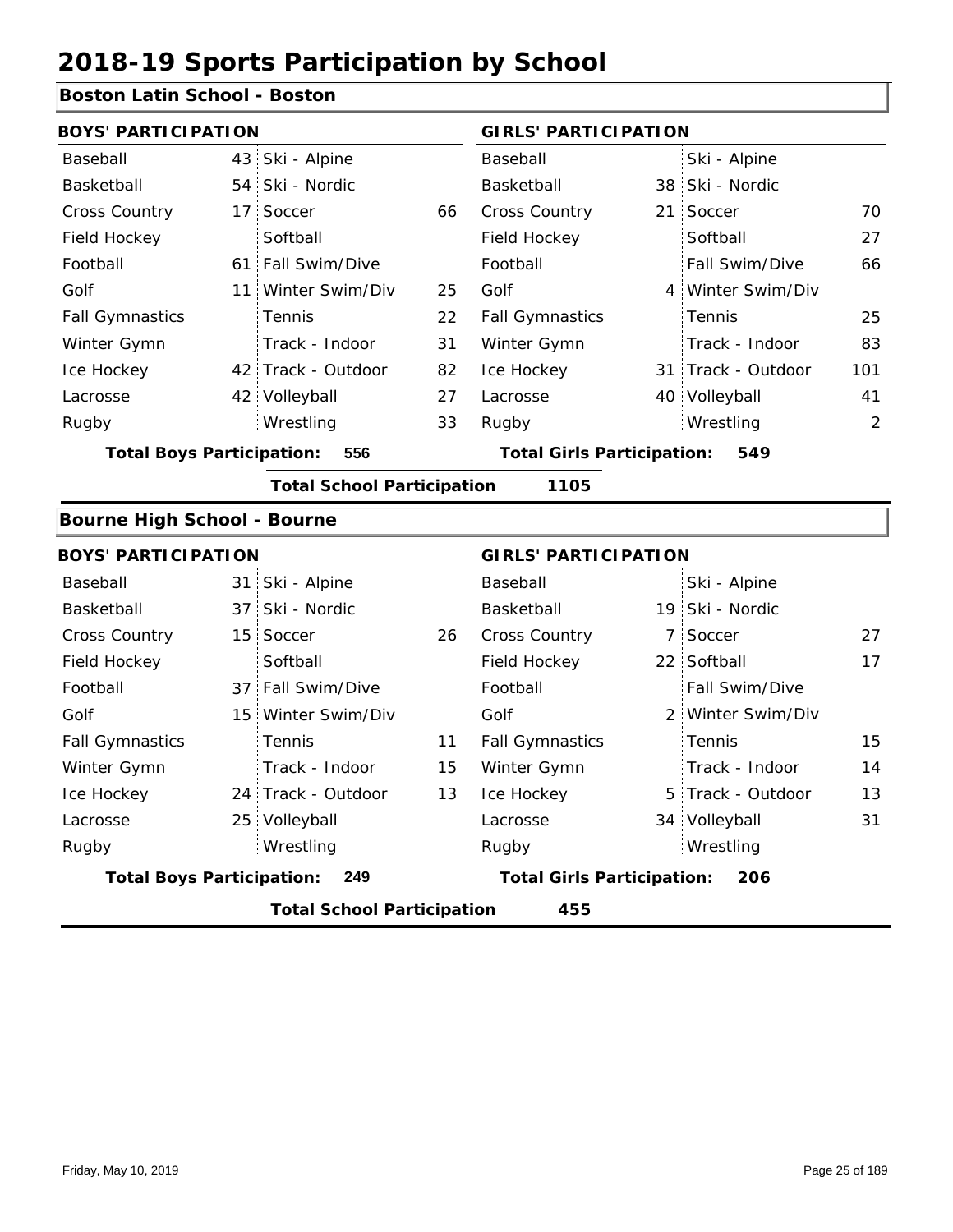# 2018-19 Sports Participation by School

## Boston Latin School - Boston

| BOYS' PARTICIPATION | | | | GIRLS' PARTICIPATION | | | |
|---|---|---|---|---|---|---|---|
| Baseball | 43 | Ski - Alpine | | Baseball | | Ski - Alpine | |
| Basketball | 54 | Ski - Nordic | | Basketball | 38 | Ski - Nordic | |
| Cross Country | 17 | Soccer | 66 | Cross Country | 21 | Soccer | 70 |
| Field Hockey | | Softball | | Field Hockey | | Softball | 27 |
| Football | 61 | Fall Swim/Dive | | Football | | Fall Swim/Dive | 66 |
| Golf | 11 | Winter Swim/Div | 25 | Golf | 4 | Winter Swim/Div | |
| Fall Gymnastics | | Tennis | 22 | Fall Gymnastics | | Tennis | 25 |
| Winter Gymn | | Track - Indoor | 31 | Winter Gymn | | Track - Indoor | 83 |
| Ice Hockey | 42 | Track - Outdoor | 82 | Ice Hockey | 31 | Track - Outdoor | 101 |
| Lacrosse | 42 | Volleyball | 27 | Lacrosse | 40 | Volleyball | 41 |
| Rugby | | Wrestling | 33 | Rugby | | Wrestling | 2 |

**Total Boys Participation:** 556 **Total Girls Participation:** 549

**Total School Participation** 1105

## Bourne High School - Bourne

| BOYS' PARTICIPATION | | | | GIRLS' PARTICIPATION | | | |
|---|---|---|---|---|---|---|---|
| Baseball | 31 | Ski - Alpine | | Baseball | | Ski - Alpine | |
| Basketball | 37 | Ski - Nordic | | Basketball | 19 | Ski - Nordic | |
| Cross Country | 15 | Soccer | 26 | Cross Country | 7 | Soccer | 27 |
| Field Hockey | | Softball | | Field Hockey | 22 | Softball | 17 |
| Football | 37 | Fall Swim/Dive | | Football | | Fall Swim/Dive | |
| Golf | 15 | Winter Swim/Div | | Golf | 2 | Winter Swim/Div | |
| Fall Gymnastics | | Tennis | 11 | Fall Gymnastics | | Tennis | 15 |
| Winter Gymn | | Track - Indoor | 15 | Winter Gymn | | Track - Indoor | 14 |
| Ice Hockey | 24 | Track - Outdoor | 13 | Ice Hockey | 5 | Track - Outdoor | 13 |
| Lacrosse | 25 | Volleyball | | Lacrosse | 34 | Volleyball | 31 |
| Rugby | | Wrestling | | Rugby | | Wrestling | |

**Total Boys Participation:** 249 **Total Girls Participation:** 206

**Total School Participation** 455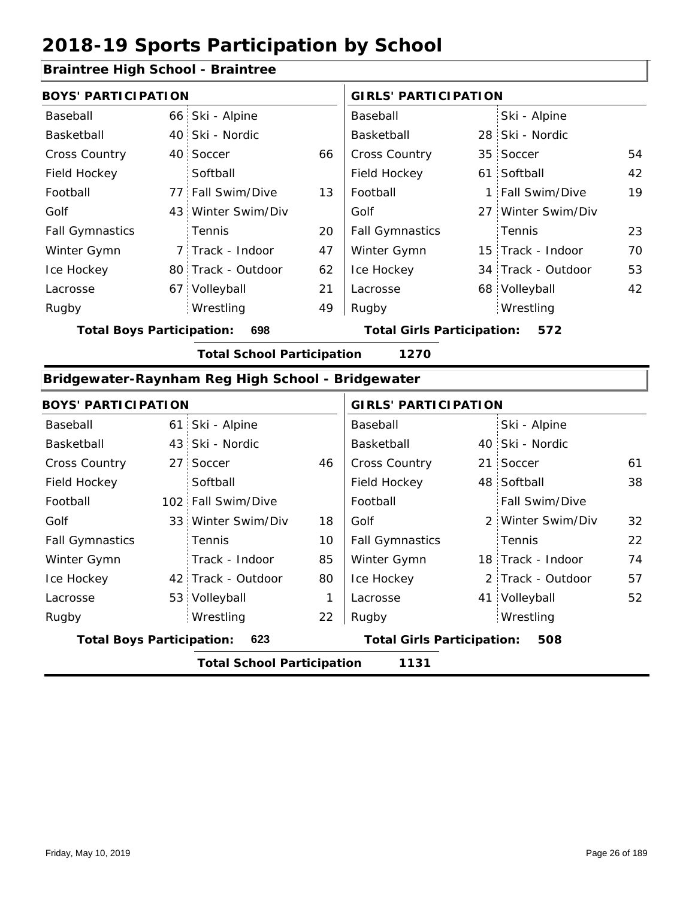# 2018-19 Sports Participation by School

## Braintree High School - Braintree

| BOYS' PARTICIPATION | | | | GIRLS' PARTICIPATION | | | |
|---|---|---|---|---|---|---|---|
| Baseball | 66 | Ski - Alpine | | Baseball | | Ski - Alpine | |
| Basketball | 40 | Ski - Nordic | | Basketball | 28 | Ski - Nordic | |
| Cross Country | 40 | Soccer | 66 | Cross Country | 35 | Soccer | 54 |
| Field Hockey | | Softball | | Field Hockey | 61 | Softball | 42 |
| Football | 77 | Fall Swim/Dive | 13 | Football | 1 | Fall Swim/Dive | 19 |
| Golf | 43 | Winter Swim/Div | | Golf | 27 | Winter Swim/Div | |
| Fall Gymnastics | | Tennis | 20 | Fall Gymnastics | | Tennis | 23 |
| Winter Gymn | 7 | Track - Indoor | 47 | Winter Gymn | 15 | Track - Indoor | 70 |
| Ice Hockey | 80 | Track - Outdoor | 62 | Ice Hockey | 34 | Track - Outdoor | 53 |
| Lacrosse | 67 | Volleyball | 21 | Lacrosse | 68 | Volleyball | 42 |
| Rugby | | Wrestling | 49 | Rugby | | Wrestling | |

**Total Boys Participation: 698** **Total Girls Participation: 572**

**Total School Participation 1270**

## Bridgewater-Raynham Reg High School - Bridgewater

| BOYS' PARTICIPATION | | | | GIRLS' PARTICIPATION | | | |
|---|---|---|---|---|---|---|---|
| Baseball | 61 | Ski - Alpine | | Baseball | | Ski - Alpine | |
| Basketball | 43 | Ski - Nordic | | Basketball | 40 | Ski - Nordic | |
| Cross Country | 27 | Soccer | 46 | Cross Country | 21 | Soccer | 61 |
| Field Hockey | | Softball | | Field Hockey | 48 | Softball | 38 |
| Football | 102 | Fall Swim/Dive | | Football | | Fall Swim/Dive | |
| Golf | 33 | Winter Swim/Div | 18 | Golf | 2 | Winter Swim/Div | 32 |
| Fall Gymnastics | | Tennis | 10 | Fall Gymnastics | | Tennis | 22 |
| Winter Gymn | | Track - Indoor | 85 | Winter Gymn | 18 | Track - Indoor | 74 |
| Ice Hockey | 42 | Track - Outdoor | 80 | Ice Hockey | 2 | Track - Outdoor | 57 |
| Lacrosse | 53 | Volleyball | 1 | Lacrosse | 41 | Volleyball | 52 |
| Rugby | | Wrestling | 22 | Rugby | | Wrestling | |

**Total Boys Participation: 623** **Total Girls Participation: 508**

**Total School Participation 1131**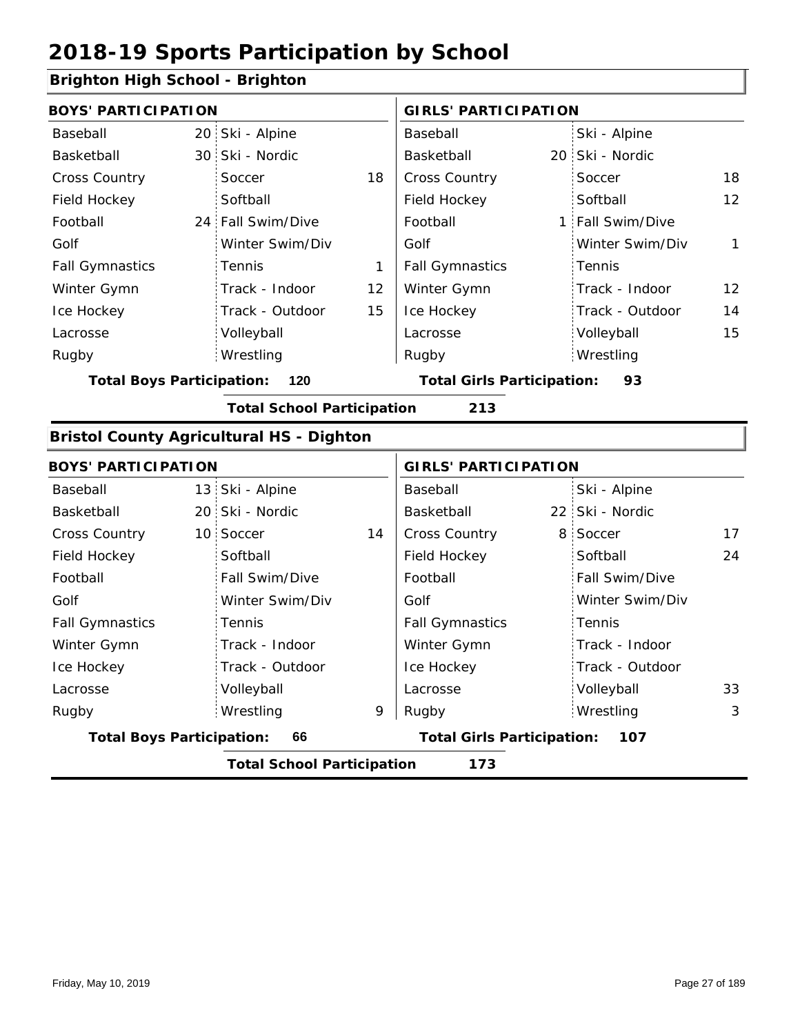# 2018-19 Sports Participation by School

## Brighton High School - Brighton

| BOYS' PARTICIPATION | | | | GIRLS' PARTICIPATION | | | |
|---|---|---|---|---|---|---|---|
| Baseball | 20 | Ski - Alpine | | Baseball | | Ski - Alpine | |
| Basketball | 30 | Ski - Nordic | | Basketball | 20 | Ski - Nordic | |
| Cross Country | | Soccer | 18 | Cross Country | | Soccer | 18 |
| Field Hockey | | Softball | | Field Hockey | | Softball | 12 |
| Football | 24 | Fall Swim/Dive | | Football | 1 | Fall Swim/Dive | |
| Golf | | Winter Swim/Div | | Golf | | Winter Swim/Div | 1 |
| Fall Gymnastics | | Tennis | 1 | Fall Gymnastics | | Tennis | |
| Winter Gymn | | Track - Indoor | 12 | Winter Gymn | | Track - Indoor | 12 |
| Ice Hockey | | Track - Outdoor | 15 | Ice Hockey | | Track - Outdoor | 14 |
| Lacrosse | | Volleyball | | Lacrosse | | Volleyball | 15 |
| Rugby | | Wrestling | | Rugby | | Wrestling | |

**Total Boys Participation: 120** **Total Girls Participation: 93**

**Total School Participation 213**

## Bristol County Agricultural HS - Dighton

| BOYS' PARTICIPATION | | | | GIRLS' PARTICIPATION | | | |
|---|---|---|---|---|---|---|---|
| Baseball | 13 | Ski - Alpine | | Baseball | | Ski - Alpine | |
| Basketball | 20 | Ski - Nordic | | Basketball | 22 | Ski - Nordic | |
| Cross Country | 10 | Soccer | 14 | Cross Country | 8 | Soccer | 17 |
| Field Hockey | | Softball | | Field Hockey | | Softball | 24 |
| Football | | Fall Swim/Dive | | Football | | Fall Swim/Dive | |
| Golf | | Winter Swim/Div | | Golf | | Winter Swim/Div | |
| Fall Gymnastics | | Tennis | | Fall Gymnastics | | Tennis | |
| Winter Gymn | | Track - Indoor | | Winter Gymn | | Track - Indoor | |
| Ice Hockey | | Track - Outdoor | | Ice Hockey | | Track - Outdoor | |
| Lacrosse | | Volleyball | | Lacrosse | | Volleyball | 33 |
| Rugby | | Wrestling | 9 | Rugby | | Wrestling | 3 |

**Total Boys Participation: 66** **Total Girls Participation: 107**

**Total School Participation 173**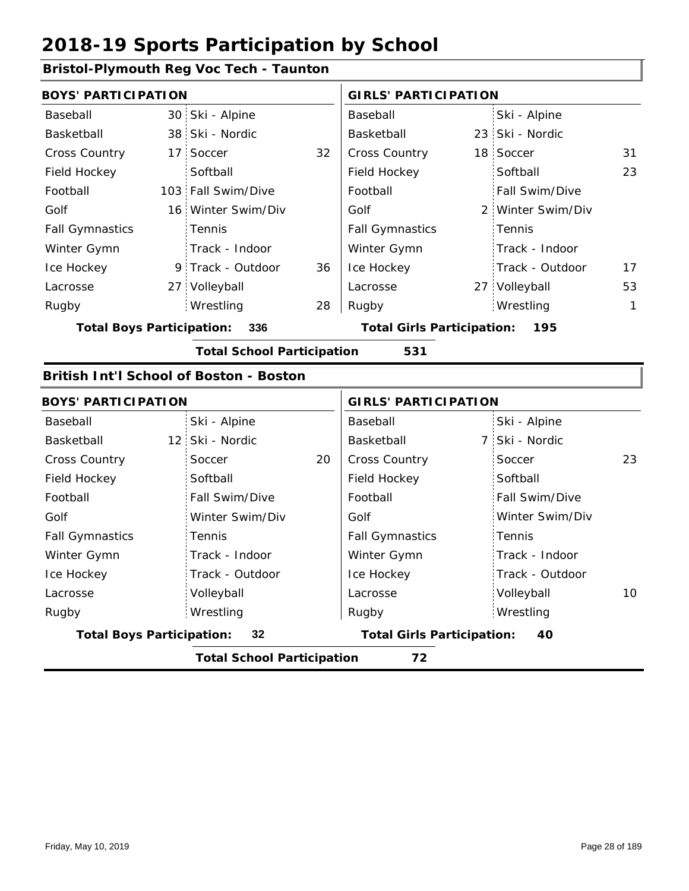# 2018-19 Sports Participation by School

## Bristol-Plymouth Reg Voc Tech - Taunton

**BOYS' PARTICIPATION**

| Sport | | Sport | |
|---|---|---|---|
| Baseball | 30 | Ski - Alpine | |
| Basketball | 38 | Ski - Nordic | |
| Cross Country | 17 | Soccer | 32 |
| Field Hockey | | Softball | |
| Football | 103 | Fall Swim/Dive | |
| Golf | 16 | Winter Swim/Div | |
| Fall Gymnastics | | Tennis | |
| Winter Gymn | | Track - Indoor | |
| Ice Hockey | 9 | Track - Outdoor | 36 |
| Lacrosse | 27 | Volleyball | |
| Rugby | | Wrestling | 28 |

**Total Boys Participation: 336**

**GIRLS' PARTICIPATION**

| Sport | | Sport | |
|---|---|---|---|
| Baseball | | Ski - Alpine | |
| Basketball | 23 | Ski - Nordic | |
| Cross Country | 18 | Soccer | 31 |
| Field Hockey | | Softball | 23 |
| Football | | Fall Swim/Dive | |
| Golf | 2 | Winter Swim/Div | |
| Fall Gymnastics | | Tennis | |
| Winter Gymn | | Track - Indoor | |
| Ice Hockey | | Track - Outdoor | 17 |
| Lacrosse | 27 | Volleyball | 53 |
| Rugby | | Wrestling | 1 |

**Total Girls Participation: 195**

**Total School Participation 531**

## British Int'l School of Boston - Boston

**BOYS' PARTICIPATION**

| Sport | | Sport | |
|---|---|---|---|
| Baseball | | Ski - Alpine | |
| Basketball | 12 | Ski - Nordic | |
| Cross Country | | Soccer | 20 |
| Field Hockey | | Softball | |
| Football | | Fall Swim/Dive | |
| Golf | | Winter Swim/Div | |
| Fall Gymnastics | | Tennis | |
| Winter Gymn | | Track - Indoor | |
| Ice Hockey | | Track - Outdoor | |
| Lacrosse | | Volleyball | |
| Rugby | | Wrestling | |

**Total Boys Participation: 32**

**GIRLS' PARTICIPATION**

| Sport | | Sport | |
|---|---|---|---|
| Baseball | | Ski - Alpine | |
| Basketball | 7 | Ski - Nordic | |
| Cross Country | | Soccer | 23 |
| Field Hockey | | Softball | |
| Football | | Fall Swim/Dive | |
| Golf | | Winter Swim/Div | |
| Fall Gymnastics | | Tennis | |
| Winter Gymn | | Track - Indoor | |
| Ice Hockey | | Track - Outdoor | |
| Lacrosse | | Volleyball | 10 |
| Rugby | | Wrestling | |

**Total Girls Participation: 40**

**Total School Participation 72**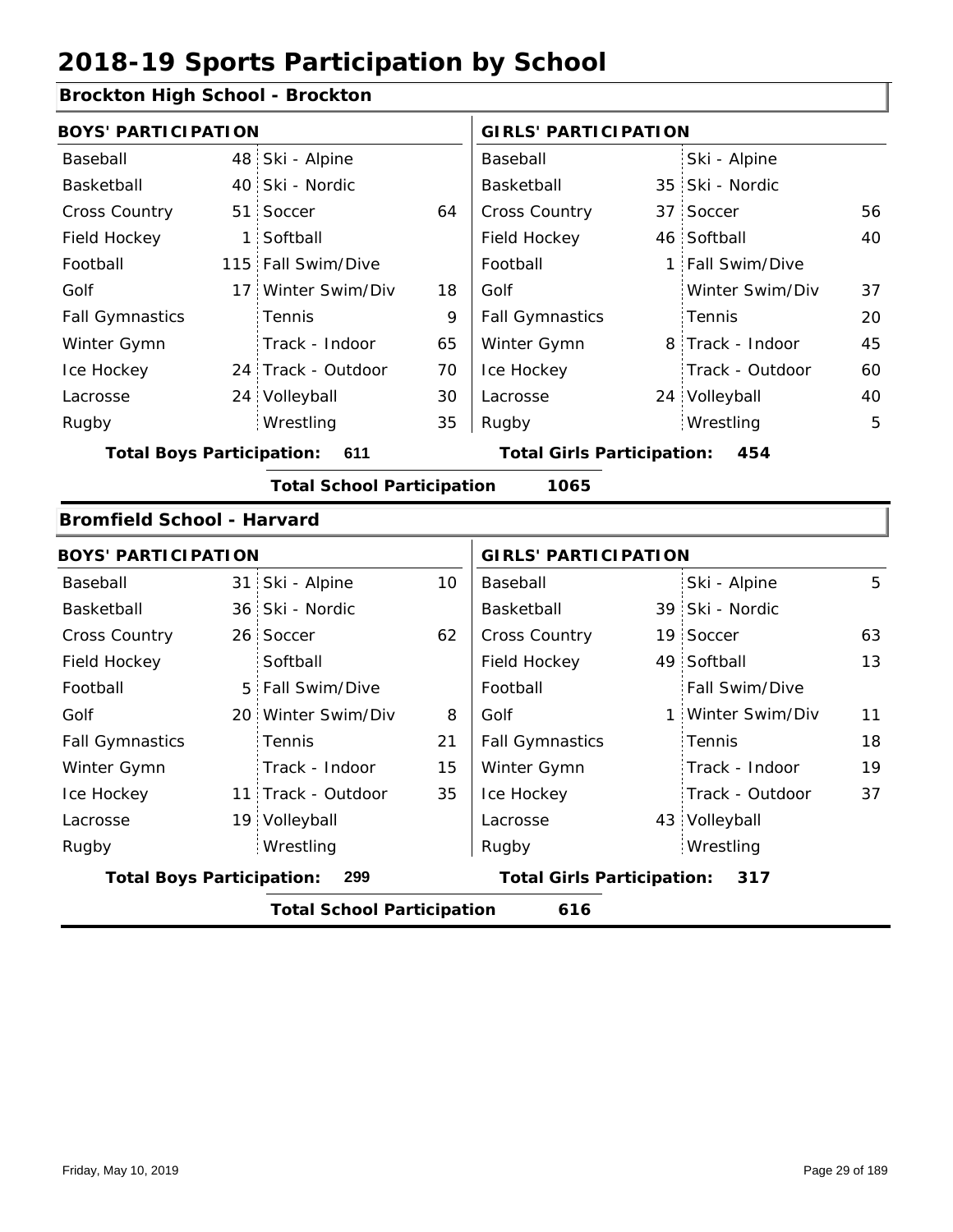# 2018-19 Sports Participation by School

## Brockton High School - Brockton

| BOYS' PARTICIPATION | | | | GIRLS' PARTICIPATION | | | |
|---|---|---|---|---|---|---|---|
| Baseball | 48 | Ski - Alpine | | Baseball | | Ski - Alpine | |
| Basketball | 40 | Ski - Nordic | | Basketball | 35 | Ski - Nordic | |
| Cross Country | 51 | Soccer | 64 | Cross Country | 37 | Soccer | 56 |
| Field Hockey | 1 | Softball | | Field Hockey | 46 | Softball | 40 |
| Football | 115 | Fall Swim/Dive | | Football | 1 | Fall Swim/Dive | |
| Golf | 17 | Winter Swim/Div | 18 | Golf | | Winter Swim/Div | 37 |
| Fall Gymnastics | | Tennis | 9 | Fall Gymnastics | | Tennis | 20 |
| Winter Gymn | | Track - Indoor | 65 | Winter Gymn | 8 | Track - Indoor | 45 |
| Ice Hockey | 24 | Track - Outdoor | 70 | Ice Hockey | | Track - Outdoor | 60 |
| Lacrosse | 24 | Volleyball | 30 | Lacrosse | 24 | Volleyball | 40 |
| Rugby | | Wrestling | 35 | Rugby | | Wrestling | 5 |

**Total Boys Participation:** 611 | **Total Girls Participation:** 454

**Total School Participation** 1065

## Bromfield School - Harvard

| BOYS' PARTICIPATION | | | | GIRLS' PARTICIPATION | | | |
|---|---|---|---|---|---|---|---|
| Baseball | 31 | Ski - Alpine | 10 | Baseball | | Ski - Alpine | 5 |
| Basketball | 36 | Ski - Nordic | | Basketball | 39 | Ski - Nordic | |
| Cross Country | 26 | Soccer | 62 | Cross Country | 19 | Soccer | 63 |
| Field Hockey | | Softball | | Field Hockey | 49 | Softball | 13 |
| Football | 5 | Fall Swim/Dive | | Football | | Fall Swim/Dive | |
| Golf | 20 | Winter Swim/Div | 8 | Golf | 1 | Winter Swim/Div | 11 |
| Fall Gymnastics | | Tennis | 21 | Fall Gymnastics | | Tennis | 18 |
| Winter Gymn | | Track - Indoor | 15 | Winter Gymn | | Track - Indoor | 19 |
| Ice Hockey | 11 | Track - Outdoor | 35 | Ice Hockey | | Track - Outdoor | 37 |
| Lacrosse | 19 | Volleyball | | Lacrosse | 43 | Volleyball | |
| Rugby | | Wrestling | | Rugby | | Wrestling | |

**Total Boys Participation:** 299 | **Total Girls Participation:** 317

**Total School Participation** 616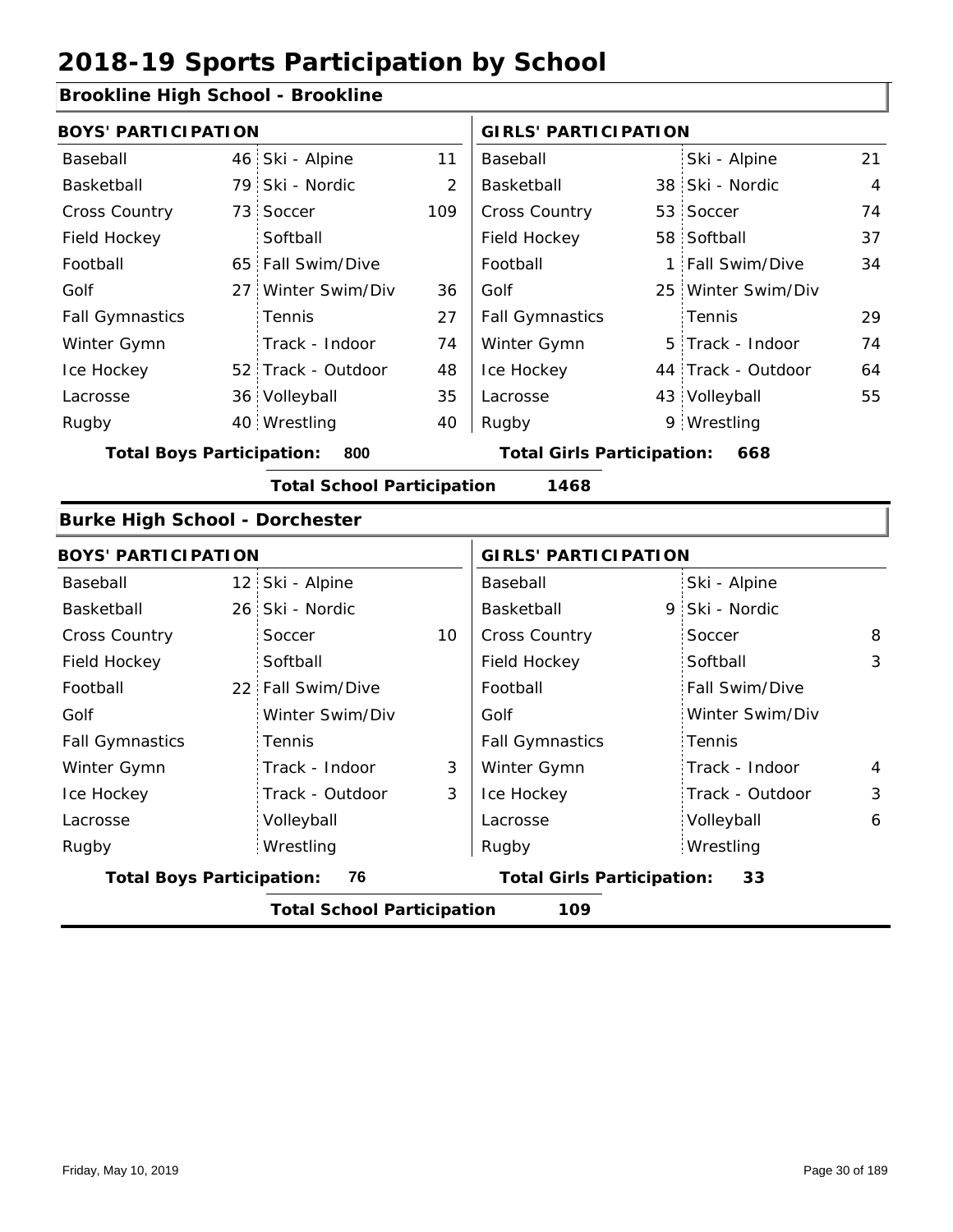# 2018-19 Sports Participation by School

## Brookline High School - Brookline

| BOYS' PARTICIPATION | | | | GIRLS' PARTICIPATION | | | |
|---|---|---|---|---|---|---|---|
| Baseball | 46 | Ski - Alpine | 11 | Baseball | | Ski - Alpine | 21 |
| Basketball | 79 | Ski - Nordic | 2 | Basketball | 38 | Ski - Nordic | 4 |
| Cross Country | 73 | Soccer | 109 | Cross Country | 53 | Soccer | 74 |
| Field Hockey | | Softball | | Field Hockey | 58 | Softball | 37 |
| Football | 65 | Fall Swim/Dive | | Football | 1 | Fall Swim/Dive | 34 |
| Golf | 27 | Winter Swim/Div | 36 | Golf | 25 | Winter Swim/Div | |
| Fall Gymnastics | | Tennis | 27 | Fall Gymnastics | | Tennis | 29 |
| Winter Gymn | | Track - Indoor | 74 | Winter Gymn | 5 | Track - Indoor | 74 |
| Ice Hockey | 52 | Track - Outdoor | 48 | Ice Hockey | 44 | Track - Outdoor | 64 |
| Lacrosse | 36 | Volleyball | 35 | Lacrosse | 43 | Volleyball | 55 |
| Rugby | 40 | Wrestling | 40 | Rugby | 9 | Wrestling | |

**Total Boys Participation:** 800 **Total Girls Participation:** 668

**Total School Participation** 1468

## Burke High School - Dorchester

| BOYS' PARTICIPATION | | | | GIRLS' PARTICIPATION | | | |
|---|---|---|---|---|---|---|---|
| Baseball | 12 | Ski - Alpine | | Baseball | | Ski - Alpine | |
| Basketball | 26 | Ski - Nordic | | Basketball | 9 | Ski - Nordic | |
| Cross Country | | Soccer | 10 | Cross Country | | Soccer | 8 |
| Field Hockey | | Softball | | Field Hockey | | Softball | 3 |
| Football | 22 | Fall Swim/Dive | | Football | | Fall Swim/Dive | |
| Golf | | Winter Swim/Div | | Golf | | Winter Swim/Div | |
| Fall Gymnastics | | Tennis | | Fall Gymnastics | | Tennis | |
| Winter Gymn | | Track - Indoor | 3 | Winter Gymn | | Track - Indoor | 4 |
| Ice Hockey | | Track - Outdoor | 3 | Ice Hockey | | Track - Outdoor | 3 |
| Lacrosse | | Volleyball | | Lacrosse | | Volleyball | 6 |
| Rugby | | Wrestling | | Rugby | | Wrestling | |

**Total Boys Participation:** 76 **Total Girls Participation:** 33

**Total School Participation** 109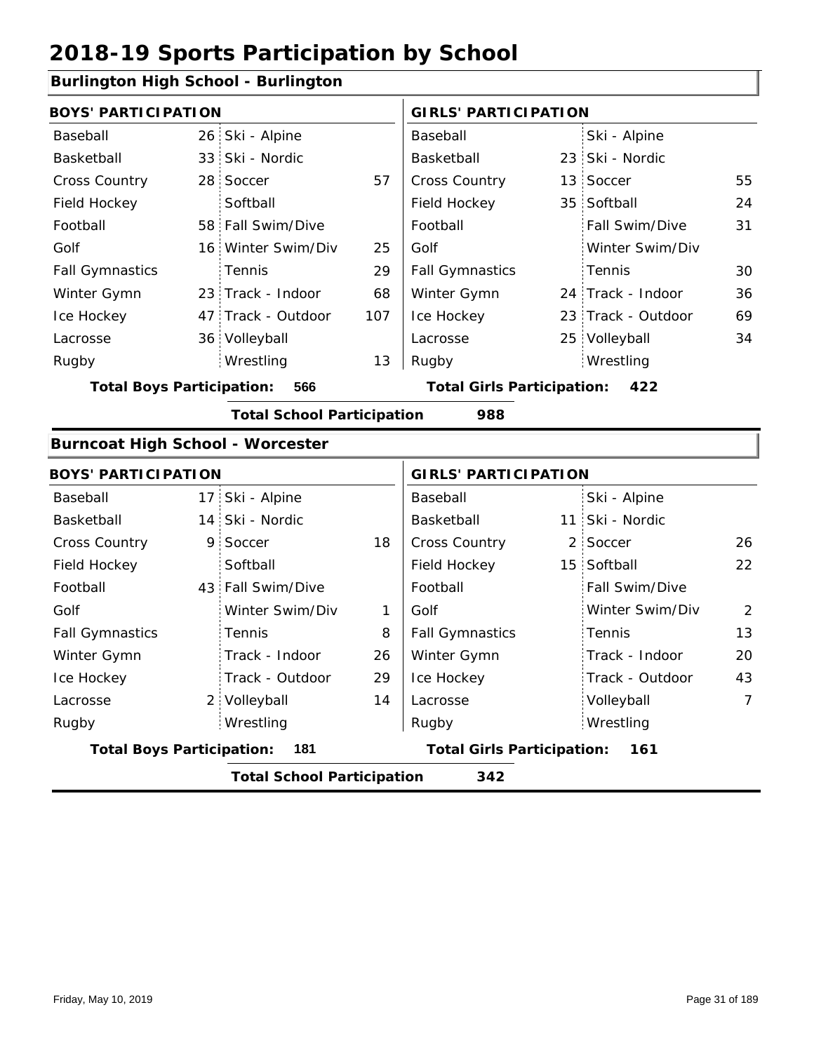# 2018-19 Sports Participation by School

## Burlington High School - Burlington

| BOYS' PARTICIPATION | | | | GIRLS' PARTICIPATION | | | |
|---|---|---|---|---|---|---|---|
| Baseball | 26 | Ski - Alpine | | Baseball | | Ski - Alpine | |
| Basketball | 33 | Ski - Nordic | | Basketball | 23 | Ski - Nordic | |
| Cross Country | 28 | Soccer | 57 | Cross Country | 13 | Soccer | 55 |
| Field Hockey | | Softball | | Field Hockey | 35 | Softball | 24 |
| Football | 58 | Fall Swim/Dive | | Football | | Fall Swim/Dive | 31 |
| Golf | 16 | Winter Swim/Div | 25 | Golf | | Winter Swim/Div | |
| Fall Gymnastics | | Tennis | 29 | Fall Gymnastics | | Tennis | 30 |
| Winter Gymn | 23 | Track - Indoor | 68 | Winter Gymn | 24 | Track - Indoor | 36 |
| Ice Hockey | 47 | Track - Outdoor | 107 | Ice Hockey | 23 | Track - Outdoor | 69 |
| Lacrosse | 36 | Volleyball | | Lacrosse | 25 | Volleyball | 34 |
| Rugby | | Wrestling | 13 | Rugby | | Wrestling | |

**Total Boys Participation: 566** | **Total Girls Participation: 422**

**Total School Participation 988**

## Burncoat High School - Worcester

| BOYS' PARTICIPATION | | | | GIRLS' PARTICIPATION | | | |
|---|---|---|---|---|---|---|---|
| Baseball | 17 | Ski - Alpine | | Baseball | | Ski - Alpine | |
| Basketball | 14 | Ski - Nordic | | Basketball | 11 | Ski - Nordic | |
| Cross Country | 9 | Soccer | 18 | Cross Country | 2 | Soccer | 26 |
| Field Hockey | | Softball | | Field Hockey | 15 | Softball | 22 |
| Football | 43 | Fall Swim/Dive | | Football | | Fall Swim/Dive | |
| Golf | | Winter Swim/Div | 1 | Golf | | Winter Swim/Div | 2 |
| Fall Gymnastics | | Tennis | 8 | Fall Gymnastics | | Tennis | 13 |
| Winter Gymn | | Track - Indoor | 26 | Winter Gymn | | Track - Indoor | 20 |
| Ice Hockey | | Track - Outdoor | 29 | Ice Hockey | | Track - Outdoor | 43 |
| Lacrosse | 2 | Volleyball | 14 | Lacrosse | | Volleyball | 7 |
| Rugby | | Wrestling | | Rugby | | Wrestling | |

**Total Boys Participation: 181** | **Total Girls Participation: 161**

**Total School Participation 342**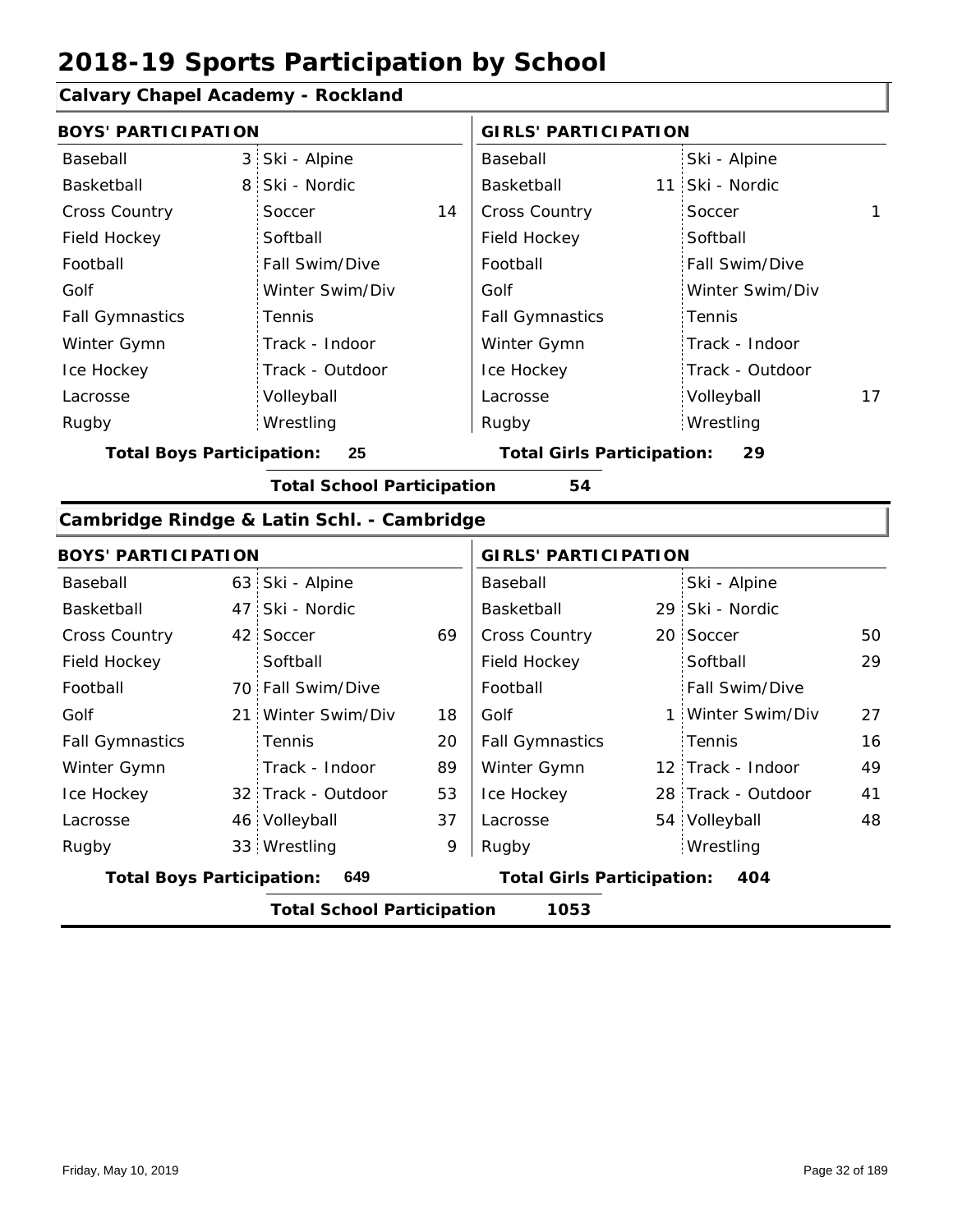# 2018-19 Sports Participation by School

## Calvary Chapel Academy - Rockland

| BOYS' PARTICIPATION | | | | GIRLS' PARTICIPATION | | | |
|---|---|---|---|---|---|---|---|
| Baseball | 3 | Ski - Alpine | | Baseball | | Ski - Alpine | |
| Basketball | 8 | Ski - Nordic | | Basketball | 11 | Ski - Nordic | |
| Cross Country | | Soccer | 14 | Cross Country | | Soccer | 1 |
| Field Hockey | | Softball | | Field Hockey | | Softball | |
| Football | | Fall Swim/Dive | | Football | | Fall Swim/Dive | |
| Golf | | Winter Swim/Div | | Golf | | Winter Swim/Div | |
| Fall Gymnastics | | Tennis | | Fall Gymnastics | | Tennis | |
| Winter Gymn | | Track - Indoor | | Winter Gymn | | Track - Indoor | |
| Ice Hockey | | Track - Outdoor | | Ice Hockey | | Track - Outdoor | |
| Lacrosse | | Volleyball | | Lacrosse | | Volleyball | 17 |
| Rugby | | Wrestling | | Rugby | | Wrestling | |

**Total Boys Participation:** 25 **Total Girls Participation:** 29

**Total School Participation** 54

## Cambridge Rindge & Latin Schl. - Cambridge

| BOYS' PARTICIPATION | | | | GIRLS' PARTICIPATION | | | |
|---|---|---|---|---|---|---|---|
| Baseball | 63 | Ski - Alpine | | Baseball | | Ski - Alpine | |
| Basketball | 47 | Ski - Nordic | | Basketball | 29 | Ski - Nordic | |
| Cross Country | 42 | Soccer | 69 | Cross Country | 20 | Soccer | 50 |
| Field Hockey | | Softball | | Field Hockey | | Softball | 29 |
| Football | 70 | Fall Swim/Dive | | Football | | Fall Swim/Dive | |
| Golf | 21 | Winter Swim/Div | 18 | Golf | 1 | Winter Swim/Div | 27 |
| Fall Gymnastics | | Tennis | 20 | Fall Gymnastics | | Tennis | 16 |
| Winter Gymn | | Track - Indoor | 89 | Winter Gymn | 12 | Track - Indoor | 49 |
| Ice Hockey | 32 | Track - Outdoor | 53 | Ice Hockey | 28 | Track - Outdoor | 41 |
| Lacrosse | 46 | Volleyball | 37 | Lacrosse | 54 | Volleyball | 48 |
| Rugby | 33 | Wrestling | 9 | Rugby | | Wrestling | |

**Total Boys Participation:** 649 **Total Girls Participation:** 404

**Total School Participation** 1053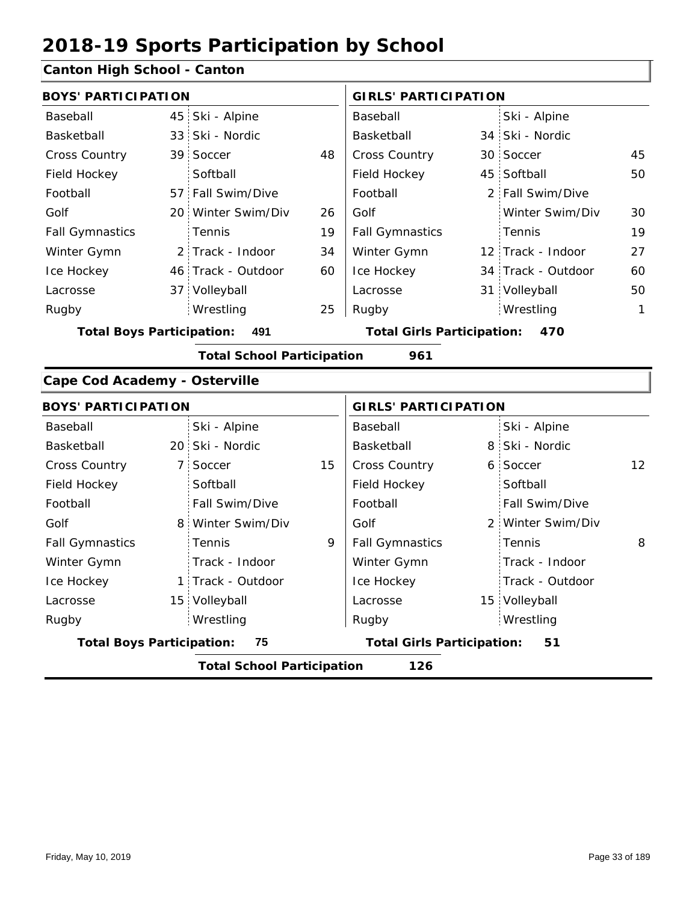# 2018-19 Sports Participation by School

## Canton High School - Canton

| BOYS' PARTICIPATION | | | | GIRLS' PARTICIPATION | | | |
|---|---|---|---|---|---|---|---|
| Baseball | 45 | Ski - Alpine | | Baseball | | Ski - Alpine | |
| Basketball | 33 | Ski - Nordic | | Basketball | 34 | Ski - Nordic | |
| Cross Country | 39 | Soccer | 48 | Cross Country | 30 | Soccer | 45 |
| Field Hockey | | Softball | | Field Hockey | 45 | Softball | 50 |
| Football | 57 | Fall Swim/Dive | | Football | 2 | Fall Swim/Dive | |
| Golf | 20 | Winter Swim/Div | 26 | Golf | | Winter Swim/Div | 30 |
| Fall Gymnastics | | Tennis | 19 | Fall Gymnastics | | Tennis | 19 |
| Winter Gymn | 2 | Track - Indoor | 34 | Winter Gymn | 12 | Track - Indoor | 27 |
| Ice Hockey | 46 | Track - Outdoor | 60 | Ice Hockey | 34 | Track - Outdoor | 60 |
| Lacrosse | 37 | Volleyball | | Lacrosse | 31 | Volleyball | 50 |
| Rugby | | Wrestling | 25 | Rugby | | Wrestling | 1 |

**Total Boys Participation: 491** **Total Girls Participation: 470**

**Total School Participation 961**

## Cape Cod Academy - Osterville

| BOYS' PARTICIPATION | | | | GIRLS' PARTICIPATION | | | |
|---|---|---|---|---|---|---|---|
| Baseball | | Ski - Alpine | | Baseball | | Ski - Alpine | |
| Basketball | 20 | Ski - Nordic | | Basketball | 8 | Ski - Nordic | |
| Cross Country | 7 | Soccer | 15 | Cross Country | 6 | Soccer | 12 |
| Field Hockey | | Softball | | Field Hockey | | Softball | |
| Football | | Fall Swim/Dive | | Football | | Fall Swim/Dive | |
| Golf | 8 | Winter Swim/Div | | Golf | 2 | Winter Swim/Div | |
| Fall Gymnastics | | Tennis | 9 | Fall Gymnastics | | Tennis | 8 |
| Winter Gymn | | Track - Indoor | | Winter Gymn | | Track - Indoor | |
| Ice Hockey | 1 | Track - Outdoor | | Ice Hockey | | Track - Outdoor | |
| Lacrosse | 15 | Volleyball | | Lacrosse | 15 | Volleyball | |
| Rugby | | Wrestling | | Rugby | | Wrestling | |

**Total Boys Participation: 75** **Total Girls Participation: 51**

**Total School Participation 126**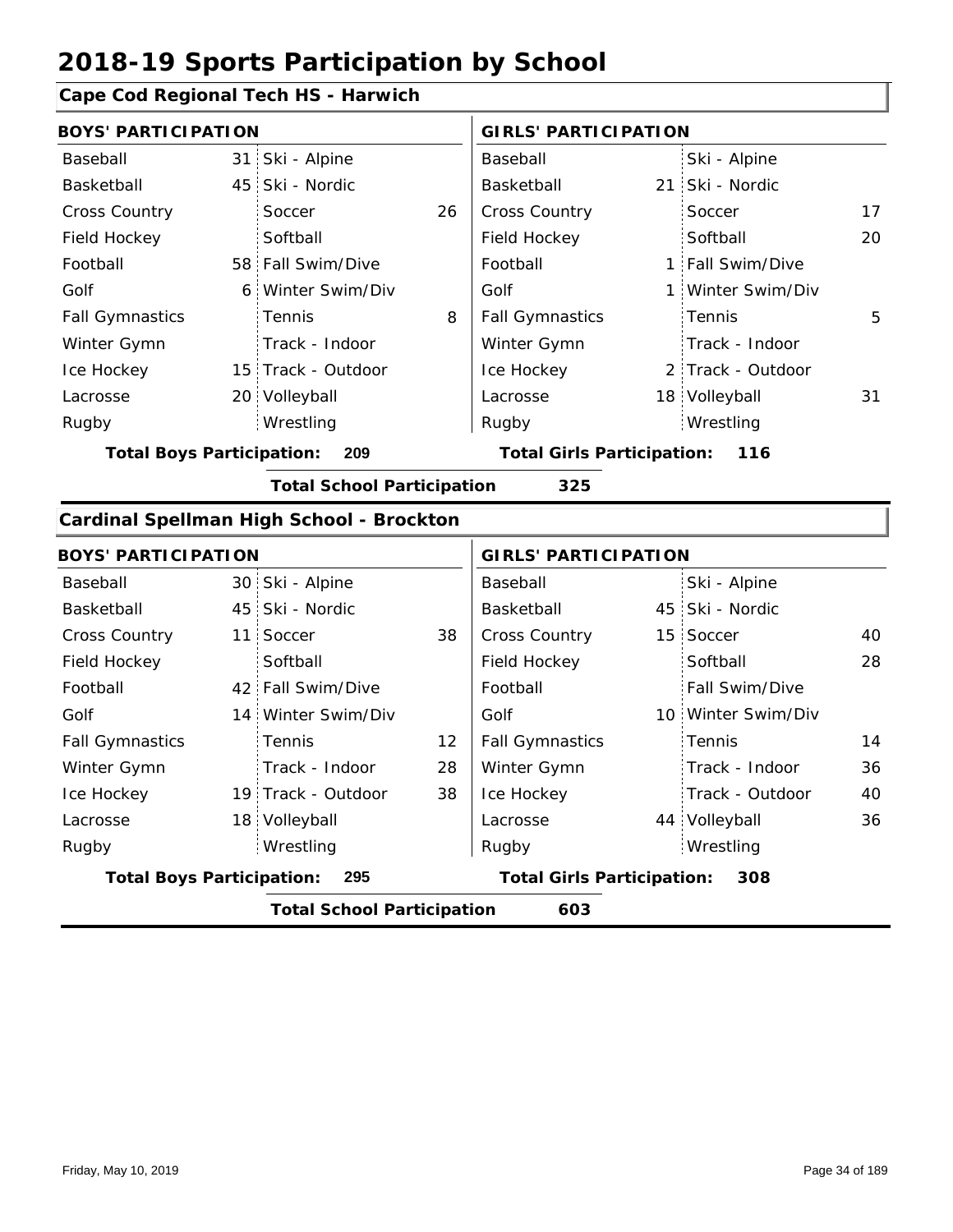# 2018-19 Sports Participation by School

## Cape Cod Regional Tech HS - Harwich

| BOYS' PARTICIPATION | | | | GIRLS' PARTICIPATION | | | |
|---|---|---|---|---|---|---|---|
| Baseball | 31 | Ski - Alpine | | Baseball | | Ski - Alpine | |
| Basketball | 45 | Ski - Nordic | | Basketball | 21 | Ski - Nordic | |
| Cross Country | | Soccer | 26 | Cross Country | | Soccer | 17 |
| Field Hockey | | Softball | | Field Hockey | | Softball | 20 |
| Football | 58 | Fall Swim/Dive | | Football | 1 | Fall Swim/Dive | |
| Golf | 6 | Winter Swim/Div | | Golf | 1 | Winter Swim/Div | |
| Fall Gymnastics | | Tennis | 8 | Fall Gymnastics | | Tennis | 5 |
| Winter Gymn | | Track - Indoor | | Winter Gymn | | Track - Indoor | |
| Ice Hockey | 15 | Track - Outdoor | | Ice Hockey | 2 | Track - Outdoor | |
| Lacrosse | 20 | Volleyball | | Lacrosse | 18 | Volleyball | 31 |
| Rugby | | Wrestling | | Rugby | | Wrestling | |

**Total Boys Participation: 209** | **Total Girls Participation: 116**

**Total School Participation 325**

## Cardinal Spellman High School - Brockton

| BOYS' PARTICIPATION | | | | GIRLS' PARTICIPATION | | | |
|---|---|---|---|---|---|---|---|
| Baseball | 30 | Ski - Alpine | | Baseball | | Ski - Alpine | |
| Basketball | 45 | Ski - Nordic | | Basketball | 45 | Ski - Nordic | |
| Cross Country | 11 | Soccer | 38 | Cross Country | 15 | Soccer | 40 |
| Field Hockey | | Softball | | Field Hockey | | Softball | 28 |
| Football | 42 | Fall Swim/Dive | | Football | | Fall Swim/Dive | |
| Golf | 14 | Winter Swim/Div | | Golf | 10 | Winter Swim/Div | |
| Fall Gymnastics | | Tennis | 12 | Fall Gymnastics | | Tennis | 14 |
| Winter Gymn | | Track - Indoor | 28 | Winter Gymn | | Track - Indoor | 36 |
| Ice Hockey | 19 | Track - Outdoor | 38 | Ice Hockey | | Track - Outdoor | 40 |
| Lacrosse | 18 | Volleyball | | Lacrosse | 44 | Volleyball | 36 |
| Rugby | | Wrestling | | Rugby | | Wrestling | |

**Total Boys Participation: 295** | **Total Girls Participation: 308**

**Total School Participation 603**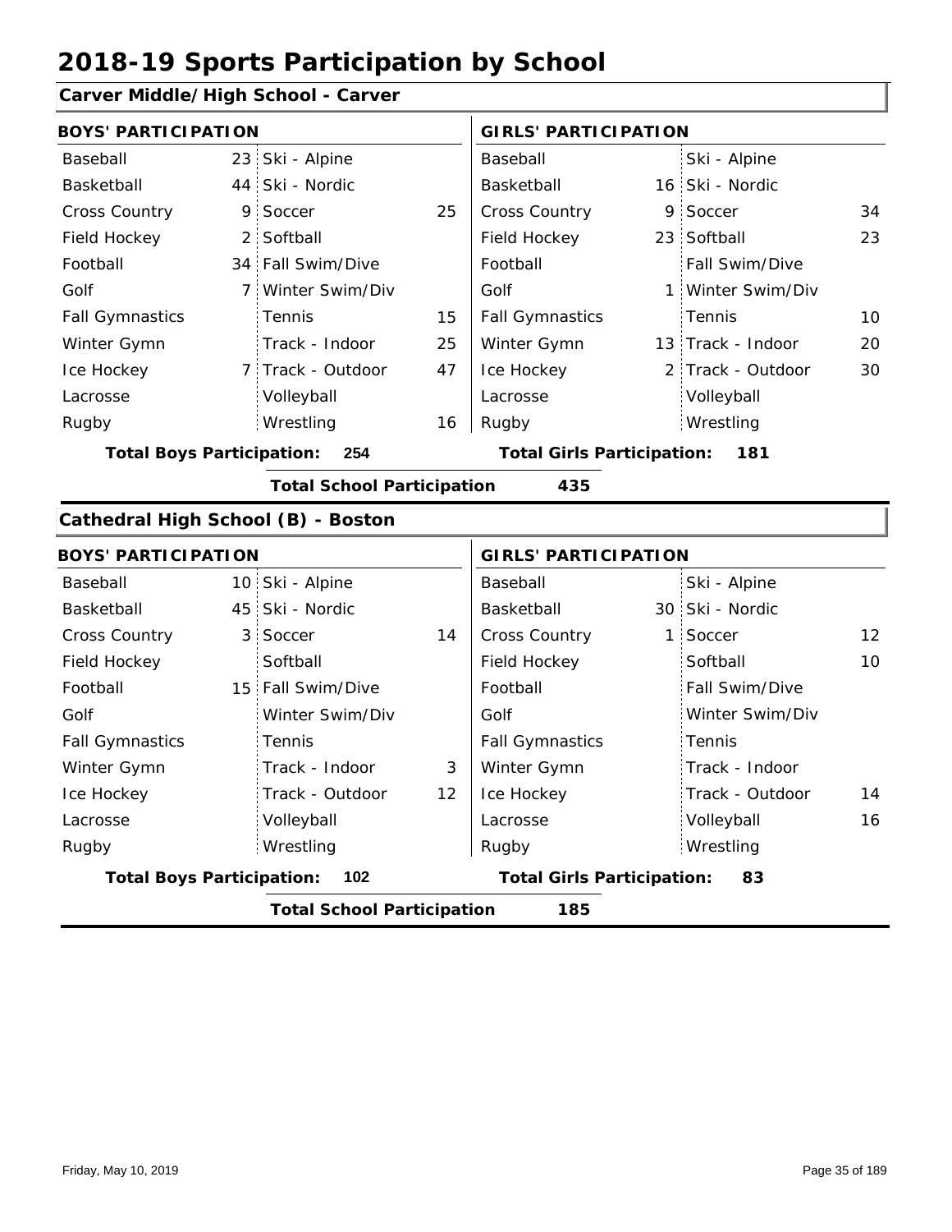# 2018-19 Sports Participation by School

## Carver Middle/High School - Carver

| BOYS' PARTICIPATION | | | | GIRLS' PARTICIPATION | | | |
|---|---|---|---|---|---|---|---|
| Baseball | 23 | Ski - Alpine | | Baseball | | Ski - Alpine | |
| Basketball | 44 | Ski - Nordic | | Basketball | 16 | Ski - Nordic | |
| Cross Country | 9 | Soccer | 25 | Cross Country | 9 | Soccer | 34 |
| Field Hockey | 2 | Softball | | Field Hockey | 23 | Softball | 23 |
| Football | 34 | Fall Swim/Dive | | Football | | Fall Swim/Dive | |
| Golf | 7 | Winter Swim/Div | | Golf | 1 | Winter Swim/Div | |
| Fall Gymnastics | | Tennis | 15 | Fall Gymnastics | | Tennis | 10 |
| Winter Gymn | | Track - Indoor | 25 | Winter Gymn | 13 | Track - Indoor | 20 |
| Ice Hockey | 7 | Track - Outdoor | 47 | Ice Hockey | 2 | Track - Outdoor | 30 |
| Lacrosse | | Volleyball | | Lacrosse | | Volleyball | |
| Rugby | | Wrestling | 16 | Rugby | | Wrestling | |

**Total Boys Participation: 254** **Total Girls Participation: 181**

**Total School Participation 435**

## Cathedral High School (B) - Boston

| BOYS' PARTICIPATION | | | | GIRLS' PARTICIPATION | | | |
|---|---|---|---|---|---|---|---|
| Baseball | 10 | Ski - Alpine | | Baseball | | Ski - Alpine | |
| Basketball | 45 | Ski - Nordic | | Basketball | 30 | Ski - Nordic | |
| Cross Country | 3 | Soccer | 14 | Cross Country | 1 | Soccer | 12 |
| Field Hockey | | Softball | | Field Hockey | | Softball | 10 |
| Football | 15 | Fall Swim/Dive | | Football | | Fall Swim/Dive | |
| Golf | | Winter Swim/Div | | Golf | | Winter Swim/Div | |
| Fall Gymnastics | | Tennis | | Fall Gymnastics | | Tennis | |
| Winter Gymn | | Track - Indoor | 3 | Winter Gymn | | Track - Indoor | |
| Ice Hockey | | Track - Outdoor | 12 | Ice Hockey | | Track - Outdoor | 14 |
| Lacrosse | | Volleyball | | Lacrosse | | Volleyball | 16 |
| Rugby | | Wrestling | | Rugby | | Wrestling | |

**Total Boys Participation: 102** **Total Girls Participation: 83**

**Total School Participation 185**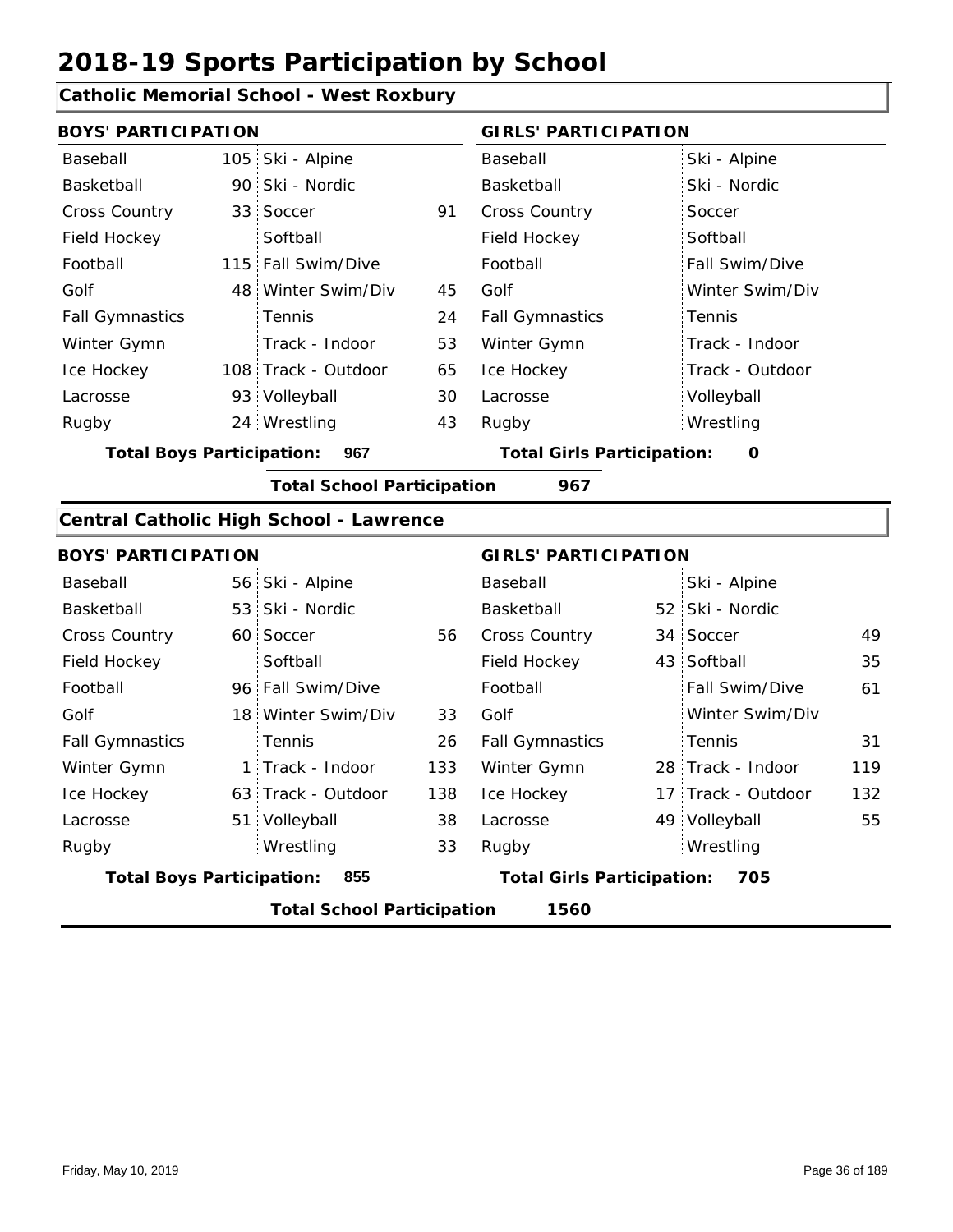# 2018-19 Sports Participation by School

## Catholic Memorial School - West Roxbury

| BOYS' PARTICIPATION | | | | GIRLS' PARTICIPATION | | | |
|---|---|---|---|---|---|---|---|
| Baseball | 105 | Ski - Alpine | | Baseball | | Ski - Alpine | |
| Basketball | 90 | Ski - Nordic | | Basketball | | Ski - Nordic | |
| Cross Country | 33 | Soccer | 91 | Cross Country | | Soccer | |
| Field Hockey | | Softball | | Field Hockey | | Softball | |
| Football | 115 | Fall Swim/Dive | | Football | | Fall Swim/Dive | |
| Golf | 48 | Winter Swim/Div | 45 | Golf | | Winter Swim/Div | |
| Fall Gymnastics | | Tennis | 24 | Fall Gymnastics | | Tennis | |
| Winter Gymn | | Track - Indoor | 53 | Winter Gymn | | Track - Indoor | |
| Ice Hockey | 108 | Track - Outdoor | 65 | Ice Hockey | | Track - Outdoor | |
| Lacrosse | 93 | Volleyball | 30 | Lacrosse | | Volleyball | |
| Rugby | 24 | Wrestling | 43 | Rugby | | Wrestling | |

**Total Boys Participation: 967** **Total Girls Participation: 0**

**Total School Participation 967**

## Central Catholic High School - Lawrence

| BOYS' PARTICIPATION | | | | GIRLS' PARTICIPATION | | | |
|---|---|---|---|---|---|---|---|
| Baseball | 56 | Ski - Alpine | | Baseball | | Ski - Alpine | |
| Basketball | 53 | Ski - Nordic | | Basketball | 52 | Ski - Nordic | |
| Cross Country | 60 | Soccer | 56 | Cross Country | 34 | Soccer | 49 |
| Field Hockey | | Softball | | Field Hockey | 43 | Softball | 35 |
| Football | 96 | Fall Swim/Dive | | Football | | Fall Swim/Dive | 61 |
| Golf | 18 | Winter Swim/Div | 33 | Golf | | Winter Swim/Div | |
| Fall Gymnastics | | Tennis | 26 | Fall Gymnastics | | Tennis | 31 |
| Winter Gymn | 1 | Track - Indoor | 133 | Winter Gymn | 28 | Track - Indoor | 119 |
| Ice Hockey | 63 | Track - Outdoor | 138 | Ice Hockey | 17 | Track - Outdoor | 132 |
| Lacrosse | 51 | Volleyball | 38 | Lacrosse | 49 | Volleyball | 55 |
| Rugby | | Wrestling | 33 | Rugby | | Wrestling | |

**Total Boys Participation: 855** **Total Girls Participation: 705**

**Total School Participation 1560**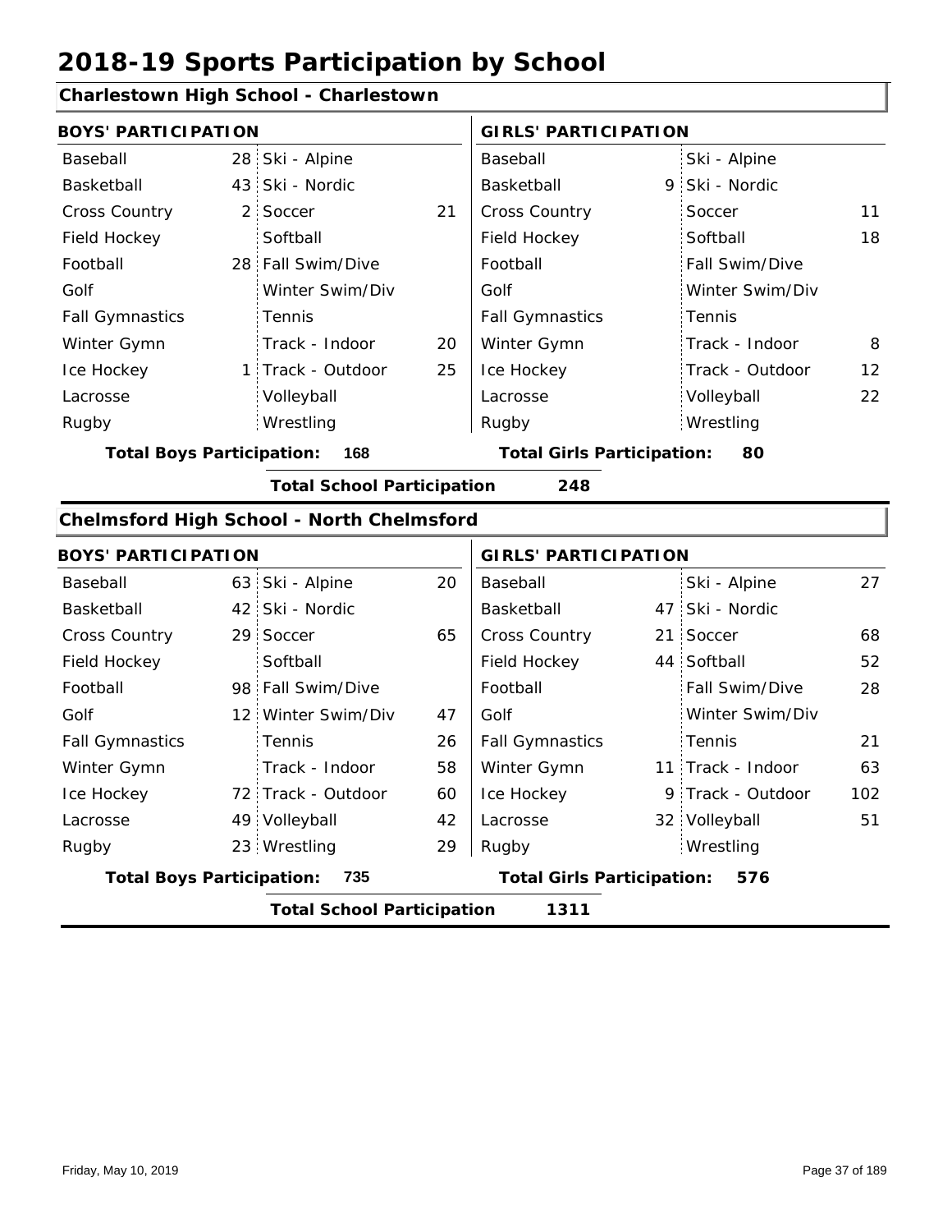# 2018-19 Sports Participation by School

## Charlestown High School - Charlestown

| BOYS' PARTICIPATION | | | | GIRLS' PARTICIPATION | | | |
|---|---|---|---|---|---|---|---|
| Baseball | 28 | Ski - Alpine | | Baseball | | Ski - Alpine | |
| Basketball | 43 | Ski - Nordic | | Basketball | 9 | Ski - Nordic | |
| Cross Country | 2 | Soccer | 21 | Cross Country | | Soccer | 11 |
| Field Hockey | | Softball | | Field Hockey | | Softball | 18 |
| Football | 28 | Fall Swim/Dive | | Football | | Fall Swim/Dive | |
| Golf | | Winter Swim/Div | | Golf | | Winter Swim/Div | |
| Fall Gymnastics | | Tennis | | Fall Gymnastics | | Tennis | |
| Winter Gymn | | Track - Indoor | 20 | Winter Gymn | | Track - Indoor | 8 |
| Ice Hockey | 1 | Track - Outdoor | 25 | Ice Hockey | | Track - Outdoor | 12 |
| Lacrosse | | Volleyball | | Lacrosse | | Volleyball | 22 |
| Rugby | | Wrestling | | Rugby | | Wrestling | |

**Total Boys Participation: 168** **Total Girls Participation: 80**

**Total School Participation 248**

## Chelmsford High School - North Chelmsford

| BOYS' PARTICIPATION | | | | GIRLS' PARTICIPATION | | | |
|---|---|---|---|---|---|---|---|
| Baseball | 63 | Ski - Alpine | 20 | Baseball | | Ski - Alpine | 27 |
| Basketball | 42 | Ski - Nordic | | Basketball | 47 | Ski - Nordic | |
| Cross Country | 29 | Soccer | 65 | Cross Country | 21 | Soccer | 68 |
| Field Hockey | | Softball | | Field Hockey | 44 | Softball | 52 |
| Football | 98 | Fall Swim/Dive | | Football | | Fall Swim/Dive | 28 |
| Golf | 12 | Winter Swim/Div | 47 | Golf | | Winter Swim/Div | |
| Fall Gymnastics | | Tennis | 26 | Fall Gymnastics | | Tennis | 21 |
| Winter Gymn | | Track - Indoor | 58 | Winter Gymn | 11 | Track - Indoor | 63 |
| Ice Hockey | 72 | Track - Outdoor | 60 | Ice Hockey | 9 | Track - Outdoor | 102 |
| Lacrosse | 49 | Volleyball | 42 | Lacrosse | 32 | Volleyball | 51 |
| Rugby | 23 | Wrestling | 29 | Rugby | | Wrestling | |

**Total Boys Participation: 735** **Total Girls Participation: 576**

**Total School Participation 1311**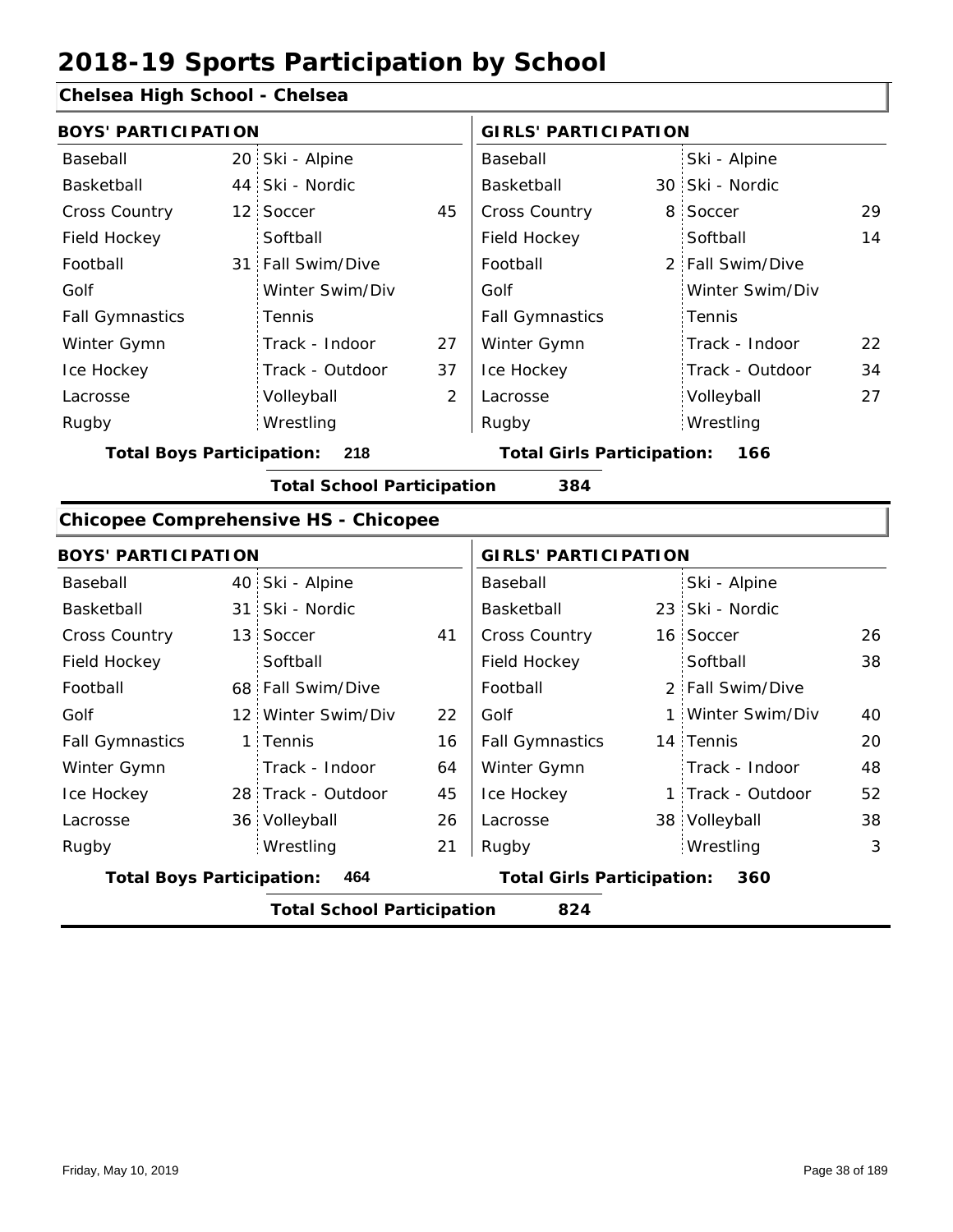# 2018-19 Sports Participation by School

## Chelsea High School - Chelsea

| BOYS' PARTICIPATION | | | | GIRLS' PARTICIPATION | | | |
|---|---|---|---|---|---|---|---|
| Baseball | 20 | Ski - Alpine | | Baseball | | Ski - Alpine | |
| Basketball | 44 | Ski - Nordic | | Basketball | 30 | Ski - Nordic | |
| Cross Country | 12 | Soccer | 45 | Cross Country | 8 | Soccer | 29 |
| Field Hockey | | Softball | | Field Hockey | | Softball | 14 |
| Football | 31 | Fall Swim/Dive | | Football | 2 | Fall Swim/Dive | |
| Golf | | Winter Swim/Div | | Golf | | Winter Swim/Div | |
| Fall Gymnastics | | Tennis | | Fall Gymnastics | | Tennis | |
| Winter Gymn | | Track - Indoor | 27 | Winter Gymn | | Track - Indoor | 22 |
| Ice Hockey | | Track - Outdoor | 37 | Ice Hockey | | Track - Outdoor | 34 |
| Lacrosse | | Volleyball | 2 | Lacrosse | | Volleyball | 27 |
| Rugby | | Wrestling | | Rugby | | Wrestling | |

**Total Boys Participation: 218** | **Total Girls Participation: 166**

**Total School Participation 384**

## Chicopee Comprehensive HS - Chicopee

| BOYS' PARTICIPATION | | | | GIRLS' PARTICIPATION | | | |
|---|---|---|---|---|---|---|---|
| Baseball | 40 | Ski - Alpine | | Baseball | | Ski - Alpine | |
| Basketball | 31 | Ski - Nordic | | Basketball | 23 | Ski - Nordic | |
| Cross Country | 13 | Soccer | 41 | Cross Country | 16 | Soccer | 26 |
| Field Hockey | | Softball | | Field Hockey | | Softball | 38 |
| Football | 68 | Fall Swim/Dive | | Football | 2 | Fall Swim/Dive | |
| Golf | 12 | Winter Swim/Div | 22 | Golf | 1 | Winter Swim/Div | 40 |
| Fall Gymnastics | 1 | Tennis | 16 | Fall Gymnastics | 14 | Tennis | 20 |
| Winter Gymn | | Track - Indoor | 64 | Winter Gymn | | Track - Indoor | 48 |
| Ice Hockey | 28 | Track - Outdoor | 45 | Ice Hockey | 1 | Track - Outdoor | 52 |
| Lacrosse | 36 | Volleyball | 26 | Lacrosse | 38 | Volleyball | 38 |
| Rugby | | Wrestling | 21 | Rugby | | Wrestling | 3 |

**Total Boys Participation: 464** | **Total Girls Participation: 360**

**Total School Participation 824**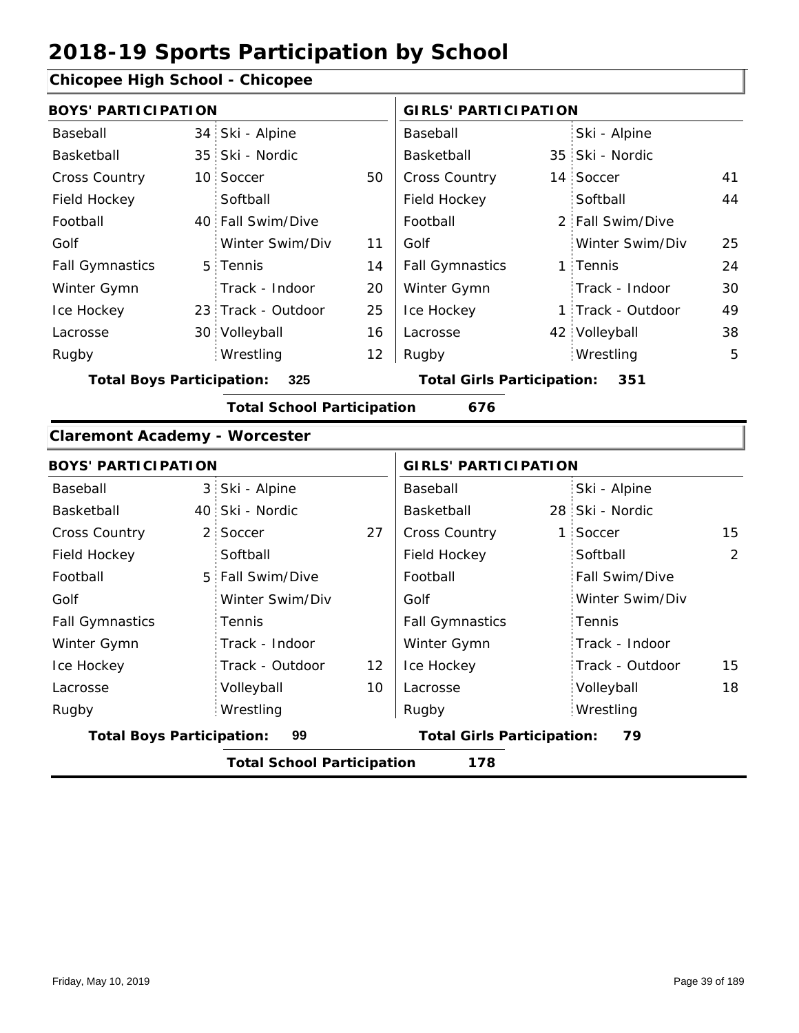# 2018-19 Sports Participation by School

## Chicopee High School - Chicopee

| BOYS' PARTICIPATION | | | | GIRLS' PARTICIPATION | | | |
|---|---|---|---|---|---|---|---|
| Baseball | 34 | Ski - Alpine | | Baseball | | Ski - Alpine | |
| Basketball | 35 | Ski - Nordic | | Basketball | 35 | Ski - Nordic | |
| Cross Country | 10 | Soccer | 50 | Cross Country | 14 | Soccer | 41 |
| Field Hockey | | Softball | | Field Hockey | | Softball | 44 |
| Football | 40 | Fall Swim/Dive | | Football | 2 | Fall Swim/Dive | |
| Golf | | Winter Swim/Div | 11 | Golf | | Winter Swim/Div | 25 |
| Fall Gymnastics | 5 | Tennis | 14 | Fall Gymnastics | 1 | Tennis | 24 |
| Winter Gymn | | Track - Indoor | 20 | Winter Gymn | | Track - Indoor | 30 |
| Ice Hockey | 23 | Track - Outdoor | 25 | Ice Hockey | 1 | Track - Outdoor | 49 |
| Lacrosse | 30 | Volleyball | 16 | Lacrosse | 42 | Volleyball | 38 |
| Rugby | | Wrestling | 12 | Rugby | | Wrestling | 5 |

**Total Boys Participation:** 325 **Total Girls Participation:** 351

**Total School Participation** 676

## Claremont Academy - Worcester

| BOYS' PARTICIPATION | | | | GIRLS' PARTICIPATION | | | |
|---|---|---|---|---|---|---|---|
| Baseball | 3 | Ski - Alpine | | Baseball | | Ski - Alpine | |
| Basketball | 40 | Ski - Nordic | | Basketball | 28 | Ski - Nordic | |
| Cross Country | 2 | Soccer | 27 | Cross Country | 1 | Soccer | 15 |
| Field Hockey | | Softball | | Field Hockey | | Softball | 2 |
| Football | 5 | Fall Swim/Dive | | Football | | Fall Swim/Dive | |
| Golf | | Winter Swim/Div | | Golf | | Winter Swim/Div | |
| Fall Gymnastics | | Tennis | | Fall Gymnastics | | Tennis | |
| Winter Gymn | | Track - Indoor | | Winter Gymn | | Track - Indoor | |
| Ice Hockey | | Track - Outdoor | 12 | Ice Hockey | | Track - Outdoor | 15 |
| Lacrosse | | Volleyball | 10 | Lacrosse | | Volleyball | 18 |
| Rugby | | Wrestling | | Rugby | | Wrestling | |

**Total Boys Participation:** 99 **Total Girls Participation:** 79

**Total School Participation** 178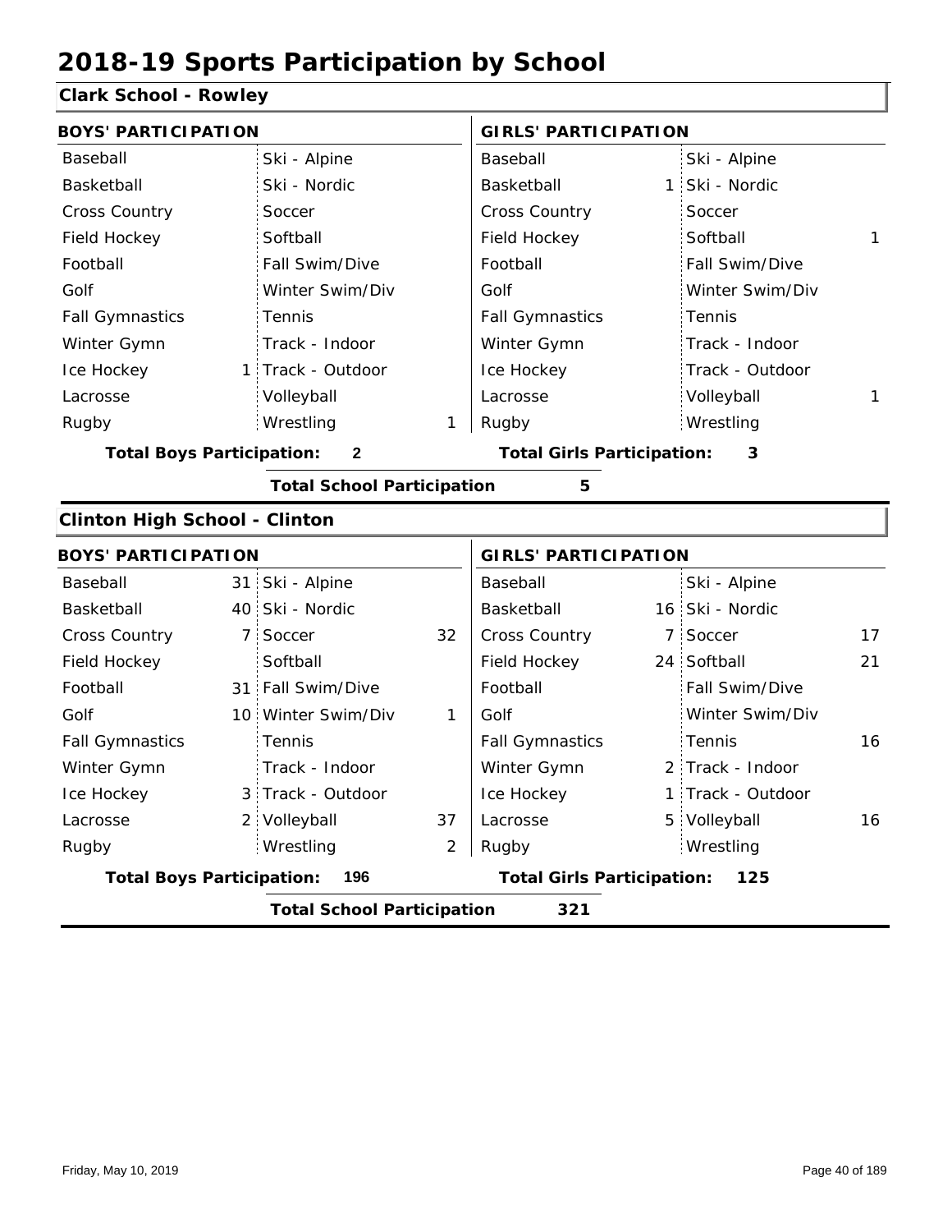# 2018-19 Sports Participation by School

## Clark School - Rowley

| BOYS' PARTICIPATION | | | | GIRLS' PARTICIPATION | | | |
|---|---|---|---|---|---|---|---|
| Baseball | | Ski - Alpine | | Baseball | | Ski - Alpine | |
| Basketball | | Ski - Nordic | | Basketball | 1 | Ski - Nordic | |
| Cross Country | | Soccer | | Cross Country | | Soccer | |
| Field Hockey | | Softball | | Field Hockey | | Softball | 1 |
| Football | | Fall Swim/Dive | | Football | | Fall Swim/Dive | |
| Golf | | Winter Swim/Div | | Golf | | Winter Swim/Div | |
| Fall Gymnastics | | Tennis | | Fall Gymnastics | | Tennis | |
| Winter Gymn | | Track - Indoor | | Winter Gymn | | Track - Indoor | |
| Ice Hockey | 1 | Track - Outdoor | | Ice Hockey | | Track - Outdoor | |
| Lacrosse | | Volleyball | | Lacrosse | | Volleyball | 1 |
| Rugby | | Wrestling | 1 | Rugby | | Wrestling | |

**Total Boys Participation:** 2 **Total Girls Participation:** 3

**Total School Participation** 5

## Clinton High School - Clinton

| BOYS' PARTICIPATION | | | | GIRLS' PARTICIPATION | | | |
|---|---|---|---|---|---|---|---|
| Baseball | 31 | Ski - Alpine | | Baseball | | Ski - Alpine | |
| Basketball | 40 | Ski - Nordic | | Basketball | 16 | Ski - Nordic | |
| Cross Country | 7 | Soccer | 32 | Cross Country | 7 | Soccer | 17 |
| Field Hockey | | Softball | | Field Hockey | 24 | Softball | 21 |
| Football | 31 | Fall Swim/Dive | | Football | | Fall Swim/Dive | |
| Golf | 10 | Winter Swim/Div | 1 | Golf | | Winter Swim/Div | |
| Fall Gymnastics | | Tennis | | Fall Gymnastics | | Tennis | 16 |
| Winter Gymn | | Track - Indoor | | Winter Gymn | 2 | Track - Indoor | |
| Ice Hockey | 3 | Track - Outdoor | | Ice Hockey | 1 | Track - Outdoor | |
| Lacrosse | 2 | Volleyball | 37 | Lacrosse | 5 | Volleyball | 16 |
| Rugby | | Wrestling | 2 | Rugby | | Wrestling | |

**Total Boys Participation:** 196 **Total Girls Participation:** 125

**Total School Participation** 321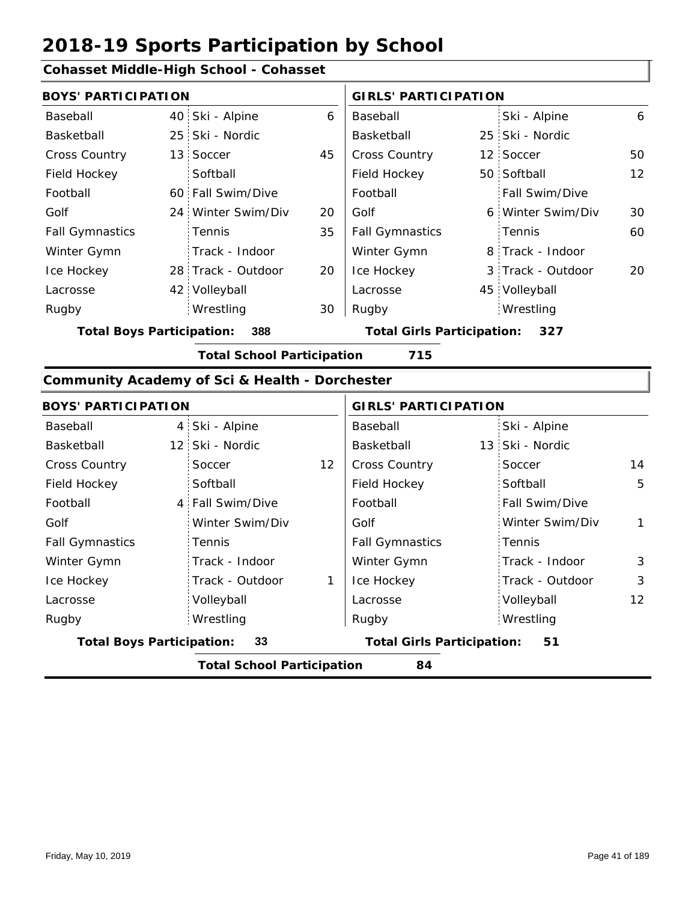# 2018-19 Sports Participation by School

## Cohasset Middle-High School - Cohasset

| BOYS' PARTICIPATION | | | | GIRLS' PARTICIPATION | | | |
|---|---|---|---|---|---|---|---|
| Baseball | 40 | Ski - Alpine | 6 | Baseball | | Ski - Alpine | 6 |
| Basketball | 25 | Ski - Nordic | | Basketball | 25 | Ski - Nordic | |
| Cross Country | 13 | Soccer | 45 | Cross Country | 12 | Soccer | 50 |
| Field Hockey | | Softball | | Field Hockey | 50 | Softball | 12 |
| Football | 60 | Fall Swim/Dive | | Football | | Fall Swim/Dive | |
| Golf | 24 | Winter Swim/Div | 20 | Golf | 6 | Winter Swim/Div | 30 |
| Fall Gymnastics | | Tennis | 35 | Fall Gymnastics | | Tennis | 60 |
| Winter Gymn | | Track - Indoor | | Winter Gymn | 8 | Track - Indoor | |
| Ice Hockey | 28 | Track - Outdoor | 20 | Ice Hockey | 3 | Track - Outdoor | 20 |
| Lacrosse | 42 | Volleyball | | Lacrosse | 45 | Volleyball | |
| Rugby | | Wrestling | 30 | Rugby | | Wrestling | |

**Total Boys Participation: 388** | **Total Girls Participation: 327**

**Total School Participation 715**

## Community Academy of Sci & Health - Dorchester

| BOYS' PARTICIPATION | | | | GIRLS' PARTICIPATION | | | |
|---|---|---|---|---|---|---|---|
| Baseball | 4 | Ski - Alpine | | Baseball | | Ski - Alpine | |
| Basketball | 12 | Ski - Nordic | | Basketball | 13 | Ski - Nordic | |
| Cross Country | | Soccer | 12 | Cross Country | | Soccer | 14 |
| Field Hockey | | Softball | | Field Hockey | | Softball | 5 |
| Football | 4 | Fall Swim/Dive | | Football | | Fall Swim/Dive | |
| Golf | | Winter Swim/Div | | Golf | | Winter Swim/Div | 1 |
| Fall Gymnastics | | Tennis | | Fall Gymnastics | | Tennis | |
| Winter Gymn | | Track - Indoor | | Winter Gymn | | Track - Indoor | 3 |
| Ice Hockey | | Track - Outdoor | 1 | Ice Hockey | | Track - Outdoor | 3 |
| Lacrosse | | Volleyball | | Lacrosse | | Volleyball | 12 |
| Rugby | | Wrestling | | Rugby | | Wrestling | |

**Total Boys Participation: 33** | **Total Girls Participation: 51**

**Total School Participation 84**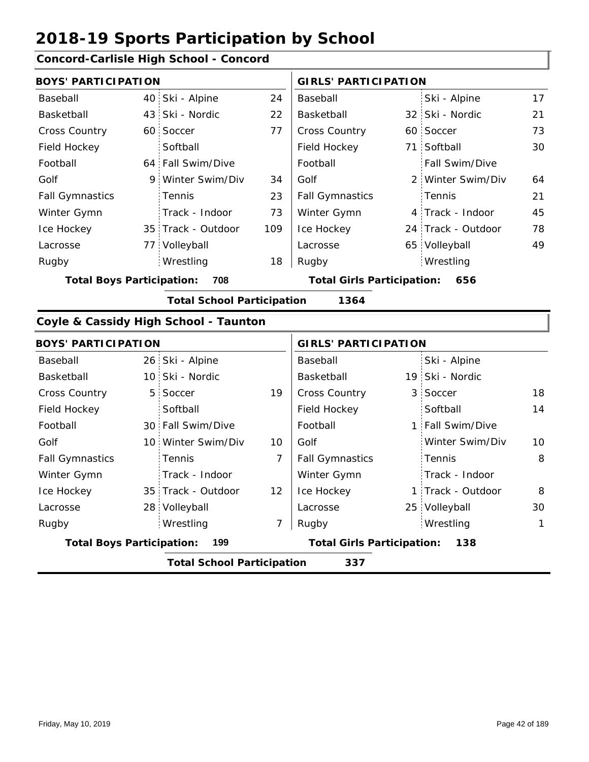# 2018-19 Sports Participation by School

## Concord-Carlisle High School - Concord

| BOYS' PARTICIPATION | | | | GIRLS' PARTICIPATION | | | |
|---|---|---|---|---|---|---|---|
| Baseball | 40 | Ski - Alpine | 24 | Baseball | | Ski - Alpine | 17 |
| Basketball | 43 | Ski - Nordic | 22 | Basketball | 32 | Ski - Nordic | 21 |
| Cross Country | 60 | Soccer | 77 | Cross Country | 60 | Soccer | 73 |
| Field Hockey | | Softball | | Field Hockey | 71 | Softball | 30 |
| Football | 64 | Fall Swim/Dive | | Football | | Fall Swim/Dive | |
| Golf | 9 | Winter Swim/Div | 34 | Golf | 2 | Winter Swim/Div | 64 |
| Fall Gymnastics | | Tennis | 23 | Fall Gymnastics | | Tennis | 21 |
| Winter Gymn | | Track - Indoor | 73 | Winter Gymn | 4 | Track - Indoor | 45 |
| Ice Hockey | 35 | Track - Outdoor | 109 | Ice Hockey | 24 | Track - Outdoor | 78 |
| Lacrosse | 77 | Volleyball | | Lacrosse | 65 | Volleyball | 49 |
| Rugby | | Wrestling | 18 | Rugby | | Wrestling | |

**Total Boys Participation: 708** **Total Girls Participation: 656**

**Total School Participation 1364**

## Coyle & Cassidy High School - Taunton

| BOYS' PARTICIPATION | | | | GIRLS' PARTICIPATION | | | |
|---|---|---|---|---|---|---|---|
| Baseball | 26 | Ski - Alpine | | Baseball | | Ski - Alpine | |
| Basketball | 10 | Ski - Nordic | | Basketball | 19 | Ski - Nordic | |
| Cross Country | 5 | Soccer | 19 | Cross Country | 3 | Soccer | 18 |
| Field Hockey | | Softball | | Field Hockey | | Softball | 14 |
| Football | 30 | Fall Swim/Dive | | Football | 1 | Fall Swim/Dive | |
| Golf | 10 | Winter Swim/Div | 10 | Golf | | Winter Swim/Div | 10 |
| Fall Gymnastics | | Tennis | 7 | Fall Gymnastics | | Tennis | 8 |
| Winter Gymn | | Track - Indoor | | Winter Gymn | | Track - Indoor | |
| Ice Hockey | 35 | Track - Outdoor | 12 | Ice Hockey | 1 | Track - Outdoor | 8 |
| Lacrosse | 28 | Volleyball | | Lacrosse | 25 | Volleyball | 30 |
| Rugby | | Wrestling | 7 | Rugby | | Wrestling | 1 |

**Total Boys Participation: 199** **Total Girls Participation: 138**

**Total School Participation 337**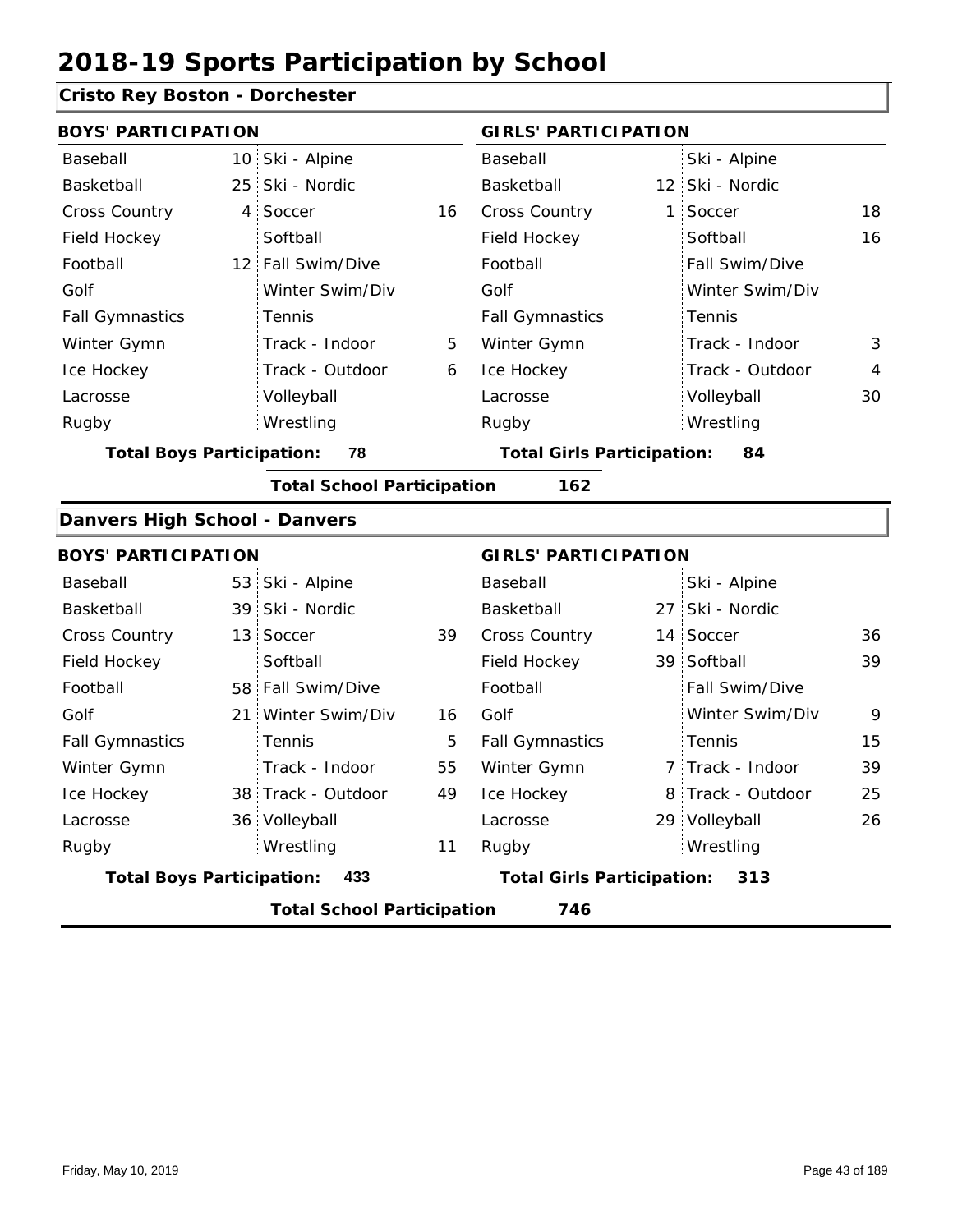# 2018-19 Sports Participation by School

## Cristo Rey Boston - Dorchester

| BOYS' PARTICIPATION | | | | GIRLS' PARTICIPATION | | | |
|---|---|---|---|---|---|---|---|
| Baseball | 10 | Ski - Alpine | | Baseball | | Ski - Alpine | |
| Basketball | 25 | Ski - Nordic | | Basketball | 12 | Ski - Nordic | |
| Cross Country | 4 | Soccer | 16 | Cross Country | 1 | Soccer | 18 |
| Field Hockey | | Softball | | Field Hockey | | Softball | 16 |
| Football | 12 | Fall Swim/Dive | | Football | | Fall Swim/Dive | |
| Golf | | Winter Swim/Div | | Golf | | Winter Swim/Div | |
| Fall Gymnastics | | Tennis | | Fall Gymnastics | | Tennis | |
| Winter Gymn | | Track - Indoor | 5 | Winter Gymn | | Track - Indoor | 3 |
| Ice Hockey | | Track - Outdoor | 6 | Ice Hockey | | Track - Outdoor | 4 |
| Lacrosse | | Volleyball | | Lacrosse | | Volleyball | 30 |
| Rugby | | Wrestling | | Rugby | | Wrestling | |

**Total Boys Participation: 78** | **Total Girls Participation: 84**

**Total School Participation 162**

## Danvers High School - Danvers

| BOYS' PARTICIPATION | | | | GIRLS' PARTICIPATION | | | |
|---|---|---|---|---|---|---|---|
| Baseball | 53 | Ski - Alpine | | Baseball | | Ski - Alpine | |
| Basketball | 39 | Ski - Nordic | | Basketball | 27 | Ski - Nordic | |
| Cross Country | 13 | Soccer | 39 | Cross Country | 14 | Soccer | 36 |
| Field Hockey | | Softball | | Field Hockey | 39 | Softball | 39 |
| Football | 58 | Fall Swim/Dive | | Football | | Fall Swim/Dive | |
| Golf | 21 | Winter Swim/Div | 16 | Golf | | Winter Swim/Div | 9 |
| Fall Gymnastics | | Tennis | 5 | Fall Gymnastics | | Tennis | 15 |
| Winter Gymn | | Track - Indoor | 55 | Winter Gymn | 7 | Track - Indoor | 39 |
| Ice Hockey | 38 | Track - Outdoor | 49 | Ice Hockey | 8 | Track - Outdoor | 25 |
| Lacrosse | 36 | Volleyball | | Lacrosse | 29 | Volleyball | 26 |
| Rugby | | Wrestling | 11 | Rugby | | Wrestling | |

**Total Boys Participation: 433** | **Total Girls Participation: 313**

**Total School Participation 746**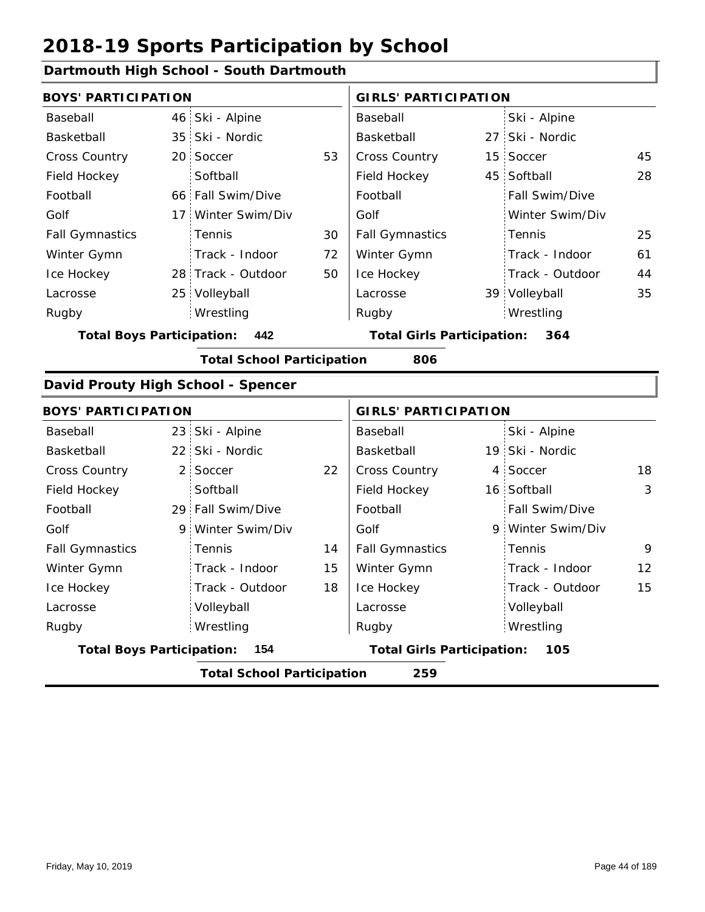# 2018-19 Sports Participation by School

## Dartmouth High School - South Dartmouth

| BOYS' PARTICIPATION | | | | GIRLS' PARTICIPATION | | | |
|---|---|---|---|---|---|---|---|
| Baseball | 46 | Ski - Alpine | | Baseball | | Ski - Alpine | |
| Basketball | 35 | Ski - Nordic | | Basketball | 27 | Ski - Nordic | |
| Cross Country | 20 | Soccer | 53 | Cross Country | 15 | Soccer | 45 |
| Field Hockey | | Softball | | Field Hockey | 45 | Softball | 28 |
| Football | 66 | Fall Swim/Dive | | Football | | Fall Swim/Dive | |
| Golf | 17 | Winter Swim/Div | | Golf | | Winter Swim/Div | |
| Fall Gymnastics | | Tennis | 30 | Fall Gymnastics | | Tennis | 25 |
| Winter Gymn | | Track - Indoor | 72 | Winter Gymn | | Track - Indoor | 61 |
| Ice Hockey | 28 | Track - Outdoor | 50 | Ice Hockey | | Track - Outdoor | 44 |
| Lacrosse | 25 | Volleyball | | Lacrosse | 39 | Volleyball | 35 |
| Rugby | | Wrestling | | Rugby | | Wrestling | |

**Total Boys Participation: 442** **Total Girls Participation: 364**

**Total School Participation 806**

## David Prouty High School - Spencer

| BOYS' PARTICIPATION | | | | GIRLS' PARTICIPATION | | | |
|---|---|---|---|---|---|---|---|
| Baseball | 23 | Ski - Alpine | | Baseball | | Ski - Alpine | |
| Basketball | 22 | Ski - Nordic | | Basketball | 19 | Ski - Nordic | |
| Cross Country | 2 | Soccer | 22 | Cross Country | 4 | Soccer | 18 |
| Field Hockey | | Softball | | Field Hockey | 16 | Softball | 3 |
| Football | 29 | Fall Swim/Dive | | Football | | Fall Swim/Dive | |
| Golf | 9 | Winter Swim/Div | | Golf | 9 | Winter Swim/Div | |
| Fall Gymnastics | | Tennis | 14 | Fall Gymnastics | | Tennis | 9 |
| Winter Gymn | | Track - Indoor | 15 | Winter Gymn | | Track - Indoor | 12 |
| Ice Hockey | | Track - Outdoor | 18 | Ice Hockey | | Track - Outdoor | 15 |
| Lacrosse | | Volleyball | | Lacrosse | | Volleyball | |
| Rugby | | Wrestling | | Rugby | | Wrestling | |

**Total Boys Participation: 154** **Total Girls Participation: 105**

**Total School Participation 259**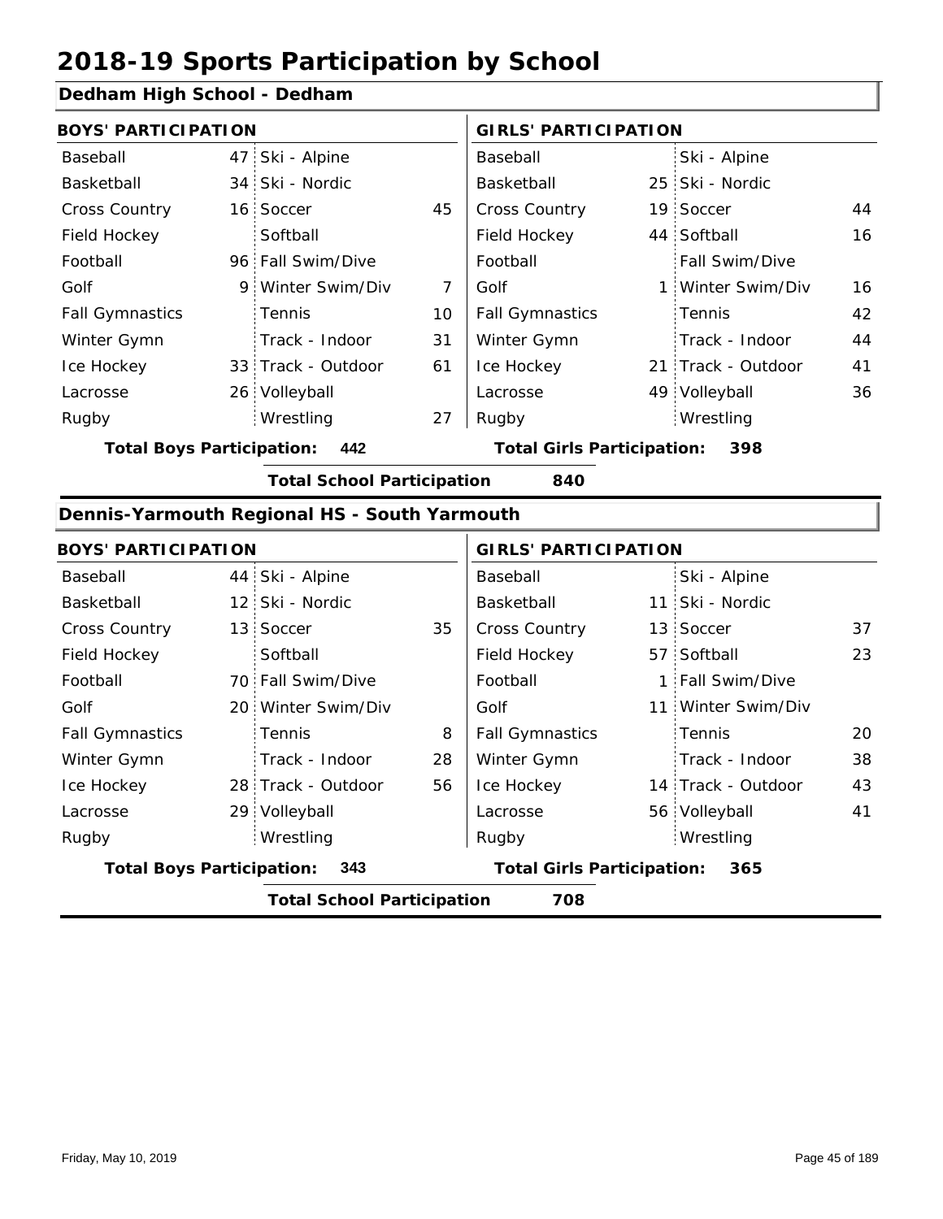# 2018-19 Sports Participation by School

## Dedham High School - Dedham

| BOYS' PARTICIPATION | | | | GIRLS' PARTICIPATION | | | |
|---|---|---|---|---|---|---|---|
| Baseball | 47 | Ski - Alpine | | Baseball | | Ski - Alpine | |
| Basketball | 34 | Ski - Nordic | | Basketball | 25 | Ski - Nordic | |
| Cross Country | 16 | Soccer | 45 | Cross Country | 19 | Soccer | 44 |
| Field Hockey | | Softball | | Field Hockey | 44 | Softball | 16 |
| Football | 96 | Fall Swim/Dive | | Football | | Fall Swim/Dive | |
| Golf | 9 | Winter Swim/Div | 7 | Golf | 1 | Winter Swim/Div | 16 |
| Fall Gymnastics | | Tennis | 10 | Fall Gymnastics | | Tennis | 42 |
| Winter Gymn | | Track - Indoor | 31 | Winter Gymn | | Track - Indoor | 44 |
| Ice Hockey | 33 | Track - Outdoor | 61 | Ice Hockey | 21 | Track - Outdoor | 41 |
| Lacrosse | 26 | Volleyball | | Lacrosse | 49 | Volleyball | 36 |
| Rugby | | Wrestling | 27 | Rugby | | Wrestling | |

**Total Boys Participation: 442** **Total Girls Participation: 398**

**Total School Participation 840**

## Dennis-Yarmouth Regional HS - South Yarmouth

| BOYS' PARTICIPATION | | | | GIRLS' PARTICIPATION | | | |
|---|---|---|---|---|---|---|---|
| Baseball | 44 | Ski - Alpine | | Baseball | | Ski - Alpine | |
| Basketball | 12 | Ski - Nordic | | Basketball | 11 | Ski - Nordic | |
| Cross Country | 13 | Soccer | 35 | Cross Country | 13 | Soccer | 37 |
| Field Hockey | | Softball | | Field Hockey | 57 | Softball | 23 |
| Football | 70 | Fall Swim/Dive | | Football | 1 | Fall Swim/Dive | |
| Golf | 20 | Winter Swim/Div | | Golf | 11 | Winter Swim/Div | |
| Fall Gymnastics | | Tennis | 8 | Fall Gymnastics | | Tennis | 20 |
| Winter Gymn | | Track - Indoor | 28 | Winter Gymn | | Track - Indoor | 38 |
| Ice Hockey | 28 | Track - Outdoor | 56 | Ice Hockey | 14 | Track - Outdoor | 43 |
| Lacrosse | 29 | Volleyball | | Lacrosse | 56 | Volleyball | 41 |
| Rugby | | Wrestling | | Rugby | | Wrestling | |

**Total Boys Participation: 343** **Total Girls Participation: 365**

**Total School Participation 708**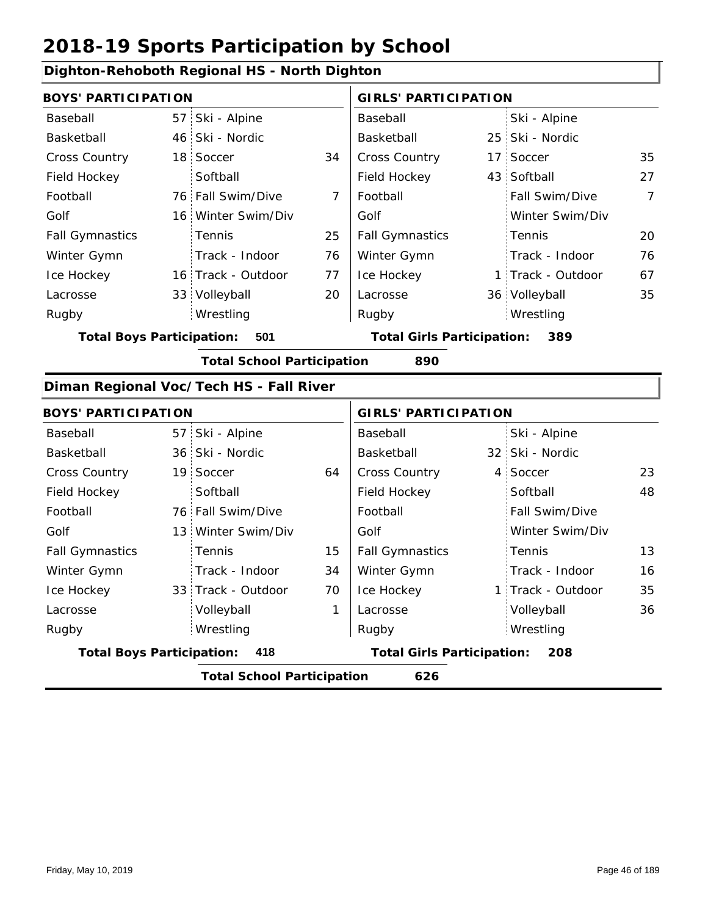# 2018-19 Sports Participation by School

## Dighton-Rehoboth Regional HS - North Dighton

| BOYS' PARTICIPATION | | | | GIRLS' PARTICIPATION | | | |
|---|---|---|---|---|---|---|---|
| Baseball | 57 | Ski - Alpine | | Baseball | | Ski - Alpine | |
| Basketball | 46 | Ski - Nordic | | Basketball | 25 | Ski - Nordic | |
| Cross Country | 18 | Soccer | 34 | Cross Country | 17 | Soccer | 35 |
| Field Hockey | | Softball | | Field Hockey | 43 | Softball | 27 |
| Football | 76 | Fall Swim/Dive | 7 | Football | | Fall Swim/Dive | 7 |
| Golf | 16 | Winter Swim/Div | | Golf | | Winter Swim/Div | |
| Fall Gymnastics | | Tennis | 25 | Fall Gymnastics | | Tennis | 20 |
| Winter Gymn | | Track - Indoor | 76 | Winter Gymn | | Track - Indoor | 76 |
| Ice Hockey | 16 | Track - Outdoor | 77 | Ice Hockey | 1 | Track - Outdoor | 67 |
| Lacrosse | 33 | Volleyball | 20 | Lacrosse | 36 | Volleyball | 35 |
| Rugby | | Wrestling | | Rugby | | Wrestling | |

**Total Boys Participation: 501** | **Total Girls Participation: 389**

**Total School Participation 890**

## Diman Regional Voc/Tech HS - Fall River

| BOYS' PARTICIPATION | | | | GIRLS' PARTICIPATION | | | |
|---|---|---|---|---|---|---|---|
| Baseball | 57 | Ski - Alpine | | Baseball | | Ski - Alpine | |
| Basketball | 36 | Ski - Nordic | | Basketball | 32 | Ski - Nordic | |
| Cross Country | 19 | Soccer | 64 | Cross Country | 4 | Soccer | 23 |
| Field Hockey | | Softball | | Field Hockey | | Softball | 48 |
| Football | 76 | Fall Swim/Dive | | Football | | Fall Swim/Dive | |
| Golf | 13 | Winter Swim/Div | | Golf | | Winter Swim/Div | |
| Fall Gymnastics | | Tennis | 15 | Fall Gymnastics | | Tennis | 13 |
| Winter Gymn | | Track - Indoor | 34 | Winter Gymn | | Track - Indoor | 16 |
| Ice Hockey | 33 | Track - Outdoor | 70 | Ice Hockey | 1 | Track - Outdoor | 35 |
| Lacrosse | | Volleyball | 1 | Lacrosse | | Volleyball | 36 |
| Rugby | | Wrestling | | Rugby | | Wrestling | |

**Total Boys Participation: 418** | **Total Girls Participation: 208**

**Total School Participation 626**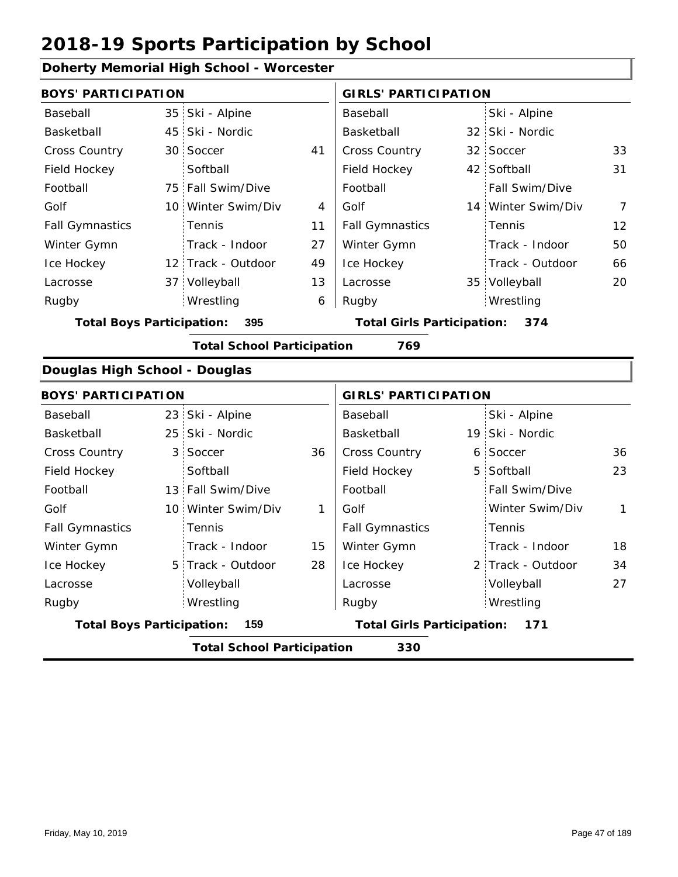# 2018-19 Sports Participation by School

## Doherty Memorial High School - Worcester

| BOYS' PARTICIPATION | | | | GIRLS' PARTICIPATION | | | |
|---|---|---|---|---|---|---|---|
| Baseball | 35 | Ski - Alpine | | Baseball | | Ski - Alpine | |
| Basketball | 45 | Ski - Nordic | | Basketball | 32 | Ski - Nordic | |
| Cross Country | 30 | Soccer | 41 | Cross Country | 32 | Soccer | 33 |
| Field Hockey | | Softball | | Field Hockey | 42 | Softball | 31 |
| Football | 75 | Fall Swim/Dive | | Football | | Fall Swim/Dive | |
| Golf | 10 | Winter Swim/Div | 4 | Golf | 14 | Winter Swim/Div | 7 |
| Fall Gymnastics | | Tennis | 11 | Fall Gymnastics | | Tennis | 12 |
| Winter Gymn | | Track - Indoor | 27 | Winter Gymn | | Track - Indoor | 50 |
| Ice Hockey | 12 | Track - Outdoor | 49 | Ice Hockey | | Track - Outdoor | 66 |
| Lacrosse | 37 | Volleyball | 13 | Lacrosse | 35 | Volleyball | 20 |
| Rugby | | Wrestling | 6 | Rugby | | Wrestling | |

**Total Boys Participation: 395** | **Total Girls Participation: 374**

**Total School Participation 769**

## Douglas High School - Douglas

| BOYS' PARTICIPATION | | | | GIRLS' PARTICIPATION | | | |
|---|---|---|---|---|---|---|---|
| Baseball | 23 | Ski - Alpine | | Baseball | | Ski - Alpine | |
| Basketball | 25 | Ski - Nordic | | Basketball | 19 | Ski - Nordic | |
| Cross Country | 3 | Soccer | 36 | Cross Country | 6 | Soccer | 36 |
| Field Hockey | | Softball | | Field Hockey | 5 | Softball | 23 |
| Football | 13 | Fall Swim/Dive | | Football | | Fall Swim/Dive | |
| Golf | 10 | Winter Swim/Div | 1 | Golf | | Winter Swim/Div | 1 |
| Fall Gymnastics | | Tennis | | Fall Gymnastics | | Tennis | |
| Winter Gymn | | Track - Indoor | 15 | Winter Gymn | | Track - Indoor | 18 |
| Ice Hockey | 5 | Track - Outdoor | 28 | Ice Hockey | 2 | Track - Outdoor | 34 |
| Lacrosse | | Volleyball | | Lacrosse | | Volleyball | 27 |
| Rugby | | Wrestling | | Rugby | | Wrestling | |

**Total Boys Participation: 159** | **Total Girls Participation: 171**

**Total School Participation 330**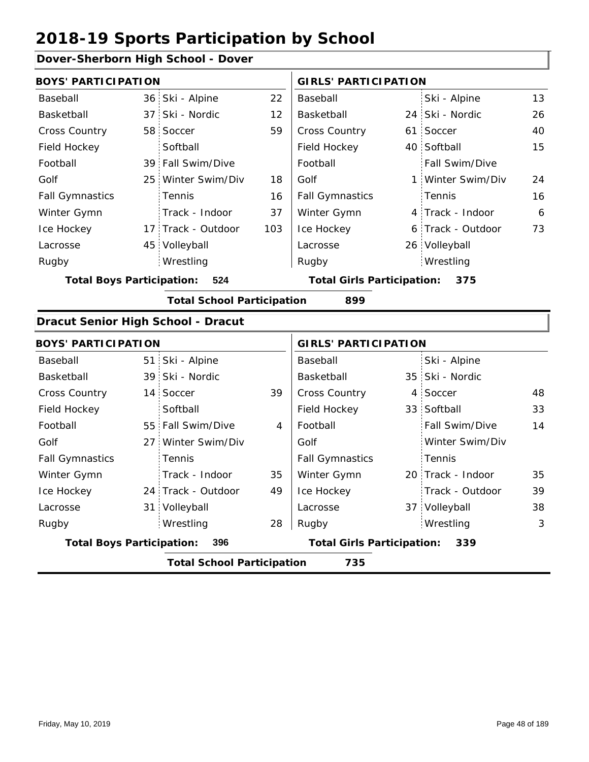# 2018-19 Sports Participation by School

## Dover-Sherborn High School - Dover

| BOYS' PARTICIPATION | | | | GIRLS' PARTICIPATION | | | |
|---|---|---|---|---|---|---|---|
| Baseball | 36 | Ski - Alpine | 22 | Baseball | | Ski - Alpine | 13 |
| Basketball | 37 | Ski - Nordic | 12 | Basketball | 24 | Ski - Nordic | 26 |
| Cross Country | 58 | Soccer | 59 | Cross Country | 61 | Soccer | 40 |
| Field Hockey | | Softball | | Field Hockey | 40 | Softball | 15 |
| Football | 39 | Fall Swim/Dive | | Football | | Fall Swim/Dive | |
| Golf | 25 | Winter Swim/Div | 18 | Golf | 1 | Winter Swim/Div | 24 |
| Fall Gymnastics | | Tennis | 16 | Fall Gymnastics | | Tennis | 16 |
| Winter Gymn | | Track - Indoor | 37 | Winter Gymn | 4 | Track - Indoor | 6 |
| Ice Hockey | 17 | Track - Outdoor | 103 | Ice Hockey | 6 | Track - Outdoor | 73 |
| Lacrosse | 45 | Volleyball | | Lacrosse | 26 | Volleyball | |
| Rugby | | Wrestling | | Rugby | | Wrestling | |

**Total Boys Participation:** 524 **Total Girls Participation:** 375

**Total School Participation** 899

## Dracut Senior High School - Dracut

| BOYS' PARTICIPATION | | | | GIRLS' PARTICIPATION | | | |
|---|---|---|---|---|---|---|---|
| Baseball | 51 | Ski - Alpine | | Baseball | | Ski - Alpine | |
| Basketball | 39 | Ski - Nordic | | Basketball | 35 | Ski - Nordic | |
| Cross Country | 14 | Soccer | 39 | Cross Country | 4 | Soccer | 48 |
| Field Hockey | | Softball | | Field Hockey | 33 | Softball | 33 |
| Football | 55 | Fall Swim/Dive | 4 | Football | | Fall Swim/Dive | 14 |
| Golf | 27 | Winter Swim/Div | | Golf | | Winter Swim/Div | |
| Fall Gymnastics | | Tennis | | Fall Gymnastics | | Tennis | |
| Winter Gymn | | Track - Indoor | 35 | Winter Gymn | 20 | Track - Indoor | 35 |
| Ice Hockey | 24 | Track - Outdoor | 49 | Ice Hockey | | Track - Outdoor | 39 |
| Lacrosse | 31 | Volleyball | | Lacrosse | 37 | Volleyball | 38 |
| Rugby | | Wrestling | 28 | Rugby | | Wrestling | 3 |

**Total Boys Participation:** 396 **Total Girls Participation:** 339

**Total School Participation** 735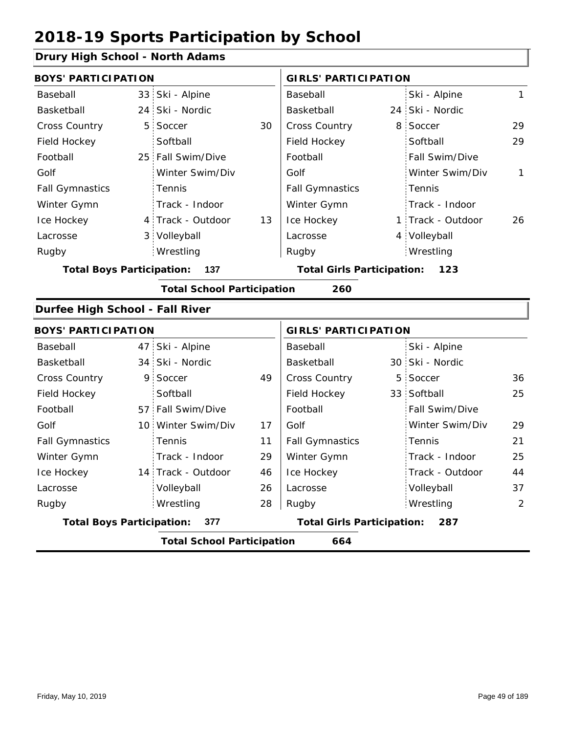# 2018-19 Sports Participation by School

## Drury High School - North Adams

| BOYS' PARTICIPATION | | | | GIRLS' PARTICIPATION | | | |
|---|---|---|---|---|---|---|---|
| Baseball | 33 | Ski - Alpine | | Baseball | | Ski - Alpine | 1 |
| Basketball | 24 | Ski - Nordic | | Basketball | 24 | Ski - Nordic | |
| Cross Country | 5 | Soccer | 30 | Cross Country | 8 | Soccer | 29 |
| Field Hockey | | Softball | | Field Hockey | | Softball | 29 |
| Football | 25 | Fall Swim/Dive | | Football | | Fall Swim/Dive | |
| Golf | | Winter Swim/Div | | Golf | | Winter Swim/Div | 1 |
| Fall Gymnastics | | Tennis | | Fall Gymnastics | | Tennis | |
| Winter Gymn | | Track - Indoor | | Winter Gymn | | Track - Indoor | |
| Ice Hockey | 4 | Track - Outdoor | 13 | Ice Hockey | 1 | Track - Outdoor | 26 |
| Lacrosse | 3 | Volleyball | | Lacrosse | 4 | Volleyball | |
| Rugby | | Wrestling | | Rugby | | Wrestling | |

**Total Boys Participation: 137** **Total Girls Participation: 123**

**Total School Participation 260**

## Durfee High School - Fall River

| BOYS' PARTICIPATION | | | | GIRLS' PARTICIPATION | | | |
|---|---|---|---|---|---|---|---|
| Baseball | 47 | Ski - Alpine | | Baseball | | Ski - Alpine | |
| Basketball | 34 | Ski - Nordic | | Basketball | 30 | Ski - Nordic | |
| Cross Country | 9 | Soccer | 49 | Cross Country | 5 | Soccer | 36 |
| Field Hockey | | Softball | | Field Hockey | 33 | Softball | 25 |
| Football | 57 | Fall Swim/Dive | | Football | | Fall Swim/Dive | |
| Golf | 10 | Winter Swim/Div | 17 | Golf | | Winter Swim/Div | 29 |
| Fall Gymnastics | | Tennis | 11 | Fall Gymnastics | | Tennis | 21 |
| Winter Gymn | | Track - Indoor | 29 | Winter Gymn | | Track - Indoor | 25 |
| Ice Hockey | 14 | Track - Outdoor | 46 | Ice Hockey | | Track - Outdoor | 44 |
| Lacrosse | | Volleyball | 26 | Lacrosse | | Volleyball | 37 |
| Rugby | | Wrestling | 28 | Rugby | | Wrestling | 2 |

**Total Boys Participation: 377** **Total Girls Participation: 287**

**Total School Participation 664**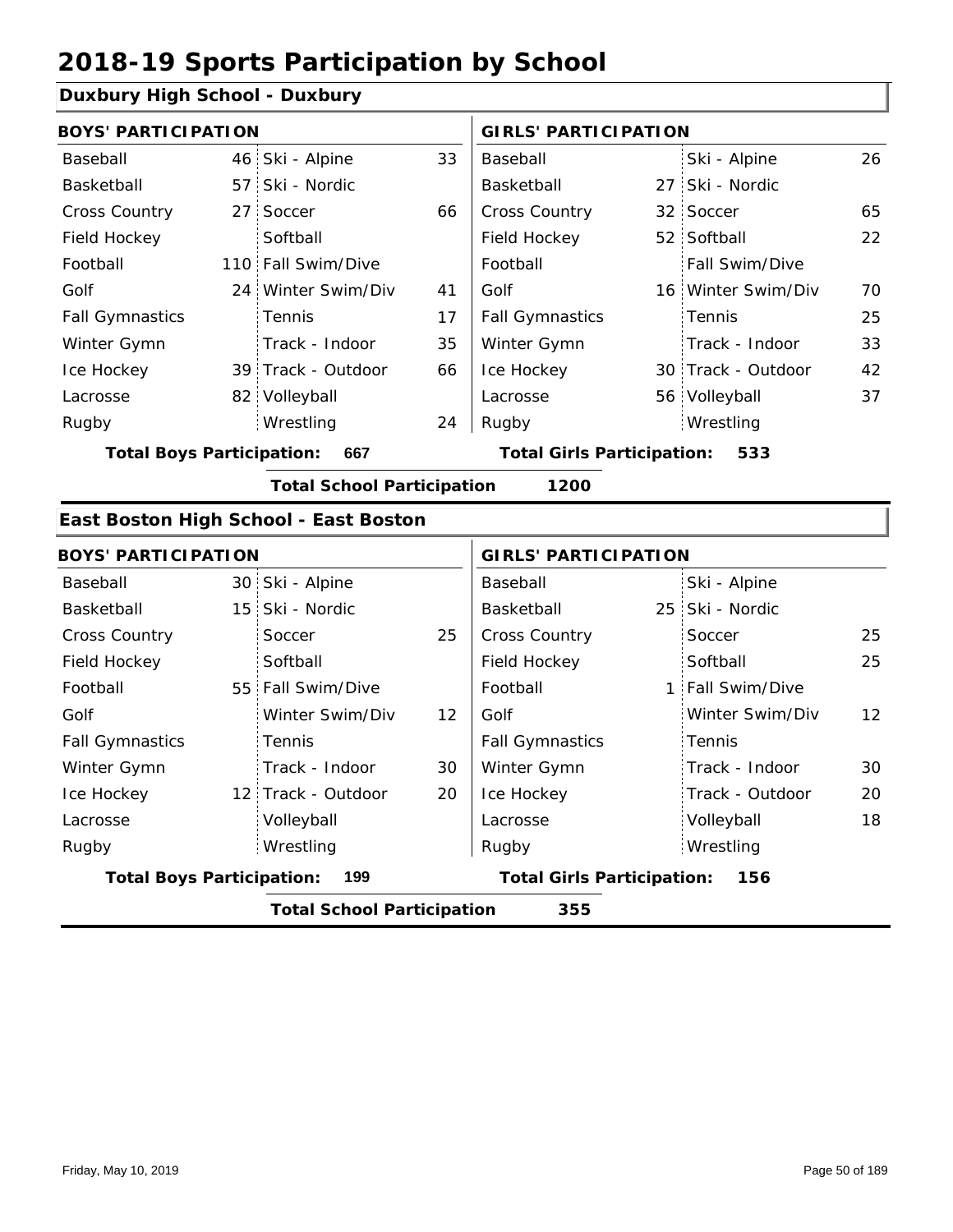# 2018-19 Sports Participation by School

## Duxbury High School - Duxbury

**BOYS' PARTICIPATION**

| Sport | # | Sport | # |
|---|---|---|---|
| Baseball | 46 | Ski - Alpine | 33 |
| Basketball | 57 | Ski - Nordic | |
| Cross Country | 27 | Soccer | 66 |
| Field Hockey | | Softball | |
| Football | 110 | Fall Swim/Dive | |
| Golf | 24 | Winter Swim/Div | 41 |
| Fall Gymnastics | | Tennis | 17 |
| Winter Gymn | | Track - Indoor | 35 |
| Ice Hockey | 39 | Track - Outdoor | 66 |
| Lacrosse | 82 | Volleyball | |
| Rugby | | Wrestling | 24 |

**Total Boys Participation: 667**

**GIRLS' PARTICIPATION**

| Sport | # | Sport | # |
|---|---|---|---|
| Baseball | | Ski - Alpine | 26 |
| Basketball | 27 | Ski - Nordic | |
| Cross Country | 32 | Soccer | 65 |
| Field Hockey | 52 | Softball | 22 |
| Football | | Fall Swim/Dive | |
| Golf | 16 | Winter Swim/Div | 70 |
| Fall Gymnastics | | Tennis | 25 |
| Winter Gymn | | Track - Indoor | 33 |
| Ice Hockey | 30 | Track - Outdoor | 42 |
| Lacrosse | 56 | Volleyball | 37 |
| Rugby | | Wrestling | |

**Total Girls Participation: 533**

**Total School Participation 1200**

## East Boston High School - East Boston

**BOYS' PARTICIPATION**

| Sport | # | Sport | # |
|---|---|---|---|
| Baseball | 30 | Ski - Alpine | |
| Basketball | 15 | Ski - Nordic | |
| Cross Country | | Soccer | 25 |
| Field Hockey | | Softball | |
| Football | 55 | Fall Swim/Dive | |
| Golf | | Winter Swim/Div | 12 |
| Fall Gymnastics | | Tennis | |
| Winter Gymn | | Track - Indoor | 30 |
| Ice Hockey | 12 | Track - Outdoor | 20 |
| Lacrosse | | Volleyball | |
| Rugby | | Wrestling | |

**Total Boys Participation: 199**

**GIRLS' PARTICIPATION**

| Sport | # | Sport | # |
|---|---|---|---|
| Baseball | | Ski - Alpine | |
| Basketball | 25 | Ski - Nordic | |
| Cross Country | | Soccer | 25 |
| Field Hockey | | Softball | 25 |
| Football | 1 | Fall Swim/Dive | |
| Golf | | Winter Swim/Div | 12 |
| Fall Gymnastics | | Tennis | |
| Winter Gymn | | Track - Indoor | 30 |
| Ice Hockey | | Track - Outdoor | 20 |
| Lacrosse | | Volleyball | 18 |
| Rugby | | Wrestling | |

**Total Girls Participation: 156**

**Total School Participation 355**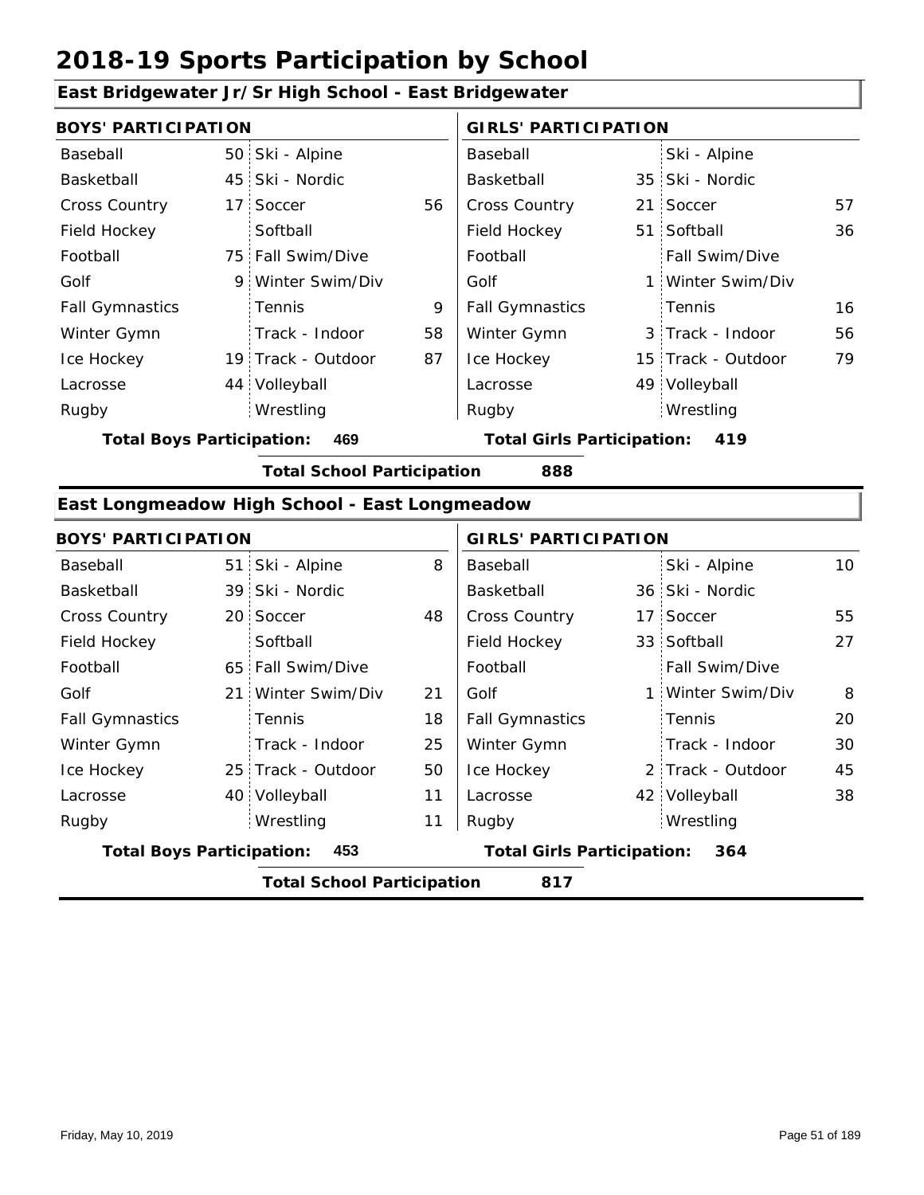# 2018-19 Sports Participation by School

## East Bridgewater Jr/Sr High School - East Bridgewater

| BOYS' PARTICIPATION | | | | GIRLS' PARTICIPATION | | | |
|---|---|---|---|---|---|---|---|
| Baseball | 50 | Ski - Alpine | | Baseball | | Ski - Alpine | |
| Basketball | 45 | Ski - Nordic | | Basketball | 35 | Ski - Nordic | |
| Cross Country | 17 | Soccer | 56 | Cross Country | 21 | Soccer | 57 |
| Field Hockey | | Softball | | Field Hockey | 51 | Softball | 36 |
| Football | 75 | Fall Swim/Dive | | Football | | Fall Swim/Dive | |
| Golf | 9 | Winter Swim/Div | | Golf | 1 | Winter Swim/Div | |
| Fall Gymnastics | | Tennis | 9 | Fall Gymnastics | | Tennis | 16 |
| Winter Gymn | | Track - Indoor | 58 | Winter Gymn | 3 | Track - Indoor | 56 |
| Ice Hockey | 19 | Track - Outdoor | 87 | Ice Hockey | 15 | Track - Outdoor | 79 |
| Lacrosse | 44 | Volleyball | | Lacrosse | 49 | Volleyball | |
| Rugby | | Wrestling | | Rugby | | Wrestling | |

**Total Boys Participation: 469** | **Total Girls Participation: 419**

**Total School Participation 888**

## East Longmeadow High School - East Longmeadow

| BOYS' PARTICIPATION | | | | GIRLS' PARTICIPATION | | | |
|---|---|---|---|---|---|---|---|
| Baseball | 51 | Ski - Alpine | 8 | Baseball | | Ski - Alpine | 10 |
| Basketball | 39 | Ski - Nordic | | Basketball | 36 | Ski - Nordic | |
| Cross Country | 20 | Soccer | 48 | Cross Country | 17 | Soccer | 55 |
| Field Hockey | | Softball | | Field Hockey | 33 | Softball | 27 |
| Football | 65 | Fall Swim/Dive | | Football | | Fall Swim/Dive | |
| Golf | 21 | Winter Swim/Div | 21 | Golf | 1 | Winter Swim/Div | 8 |
| Fall Gymnastics | | Tennis | 18 | Fall Gymnastics | | Tennis | 20 |
| Winter Gymn | | Track - Indoor | 25 | Winter Gymn | | Track - Indoor | 30 |
| Ice Hockey | 25 | Track - Outdoor | 50 | Ice Hockey | 2 | Track - Outdoor | 45 |
| Lacrosse | 40 | Volleyball | 11 | Lacrosse | 42 | Volleyball | 38 |
| Rugby | | Wrestling | 11 | Rugby | | Wrestling | |

**Total Boys Participation: 453** | **Total Girls Participation: 364**

**Total School Participation 817**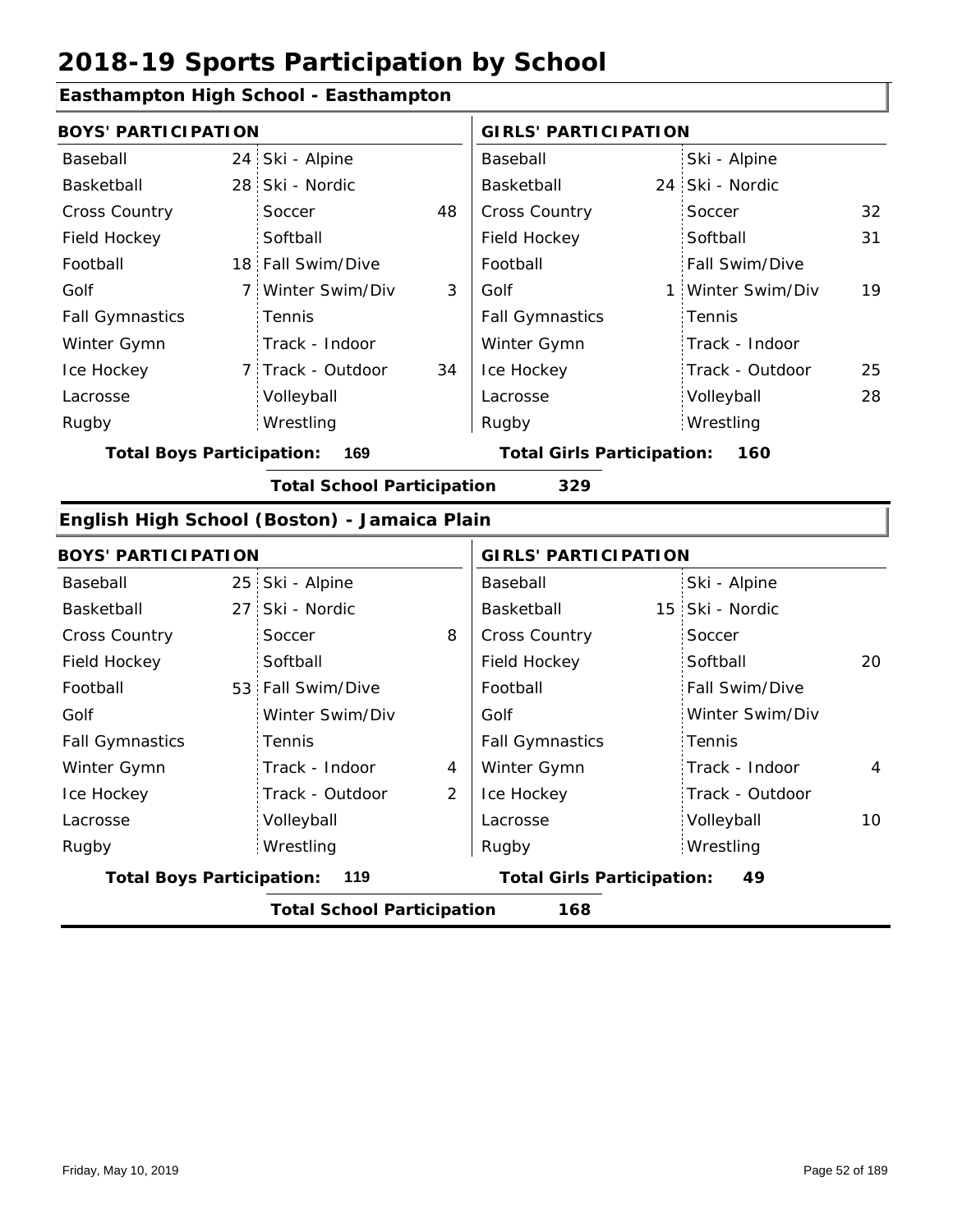# 2018-19 Sports Participation by School

## Easthampton High School - Easthampton

| BOYS' PARTICIPATION | | | | GIRLS' PARTICIPATION | | | |
|---|---|---|---|---|---|---|---|
| Baseball | 24 | Ski - Alpine | | Baseball | | Ski - Alpine | |
| Basketball | 28 | Ski - Nordic | | Basketball | 24 | Ski - Nordic | |
| Cross Country | | Soccer | 48 | Cross Country | | Soccer | 32 |
| Field Hockey | | Softball | | Field Hockey | | Softball | 31 |
| Football | 18 | Fall Swim/Dive | | Football | | Fall Swim/Dive | |
| Golf | 7 | Winter Swim/Div | 3 | Golf | 1 | Winter Swim/Div | 19 |
| Fall Gymnastics | | Tennis | | Fall Gymnastics | | Tennis | |
| Winter Gymn | | Track - Indoor | | Winter Gymn | | Track - Indoor | |
| Ice Hockey | 7 | Track - Outdoor | 34 | Ice Hockey | | Track - Outdoor | 25 |
| Lacrosse | | Volleyball | | Lacrosse | | Volleyball | 28 |
| Rugby | | Wrestling | | Rugby | | Wrestling | |

**Total Boys Participation: 169** **Total Girls Participation: 160**

**Total School Participation 329**

## English High School (Boston) - Jamaica Plain

| BOYS' PARTICIPATION | | | | GIRLS' PARTICIPATION | | | |
|---|---|---|---|---|---|---|---|
| Baseball | 25 | Ski - Alpine | | Baseball | | Ski - Alpine | |
| Basketball | 27 | Ski - Nordic | | Basketball | 15 | Ski - Nordic | |
| Cross Country | | Soccer | 8 | Cross Country | | Soccer | |
| Field Hockey | | Softball | | Field Hockey | | Softball | 20 |
| Football | 53 | Fall Swim/Dive | | Football | | Fall Swim/Dive | |
| Golf | | Winter Swim/Div | | Golf | | Winter Swim/Div | |
| Fall Gymnastics | | Tennis | | Fall Gymnastics | | Tennis | |
| Winter Gymn | | Track - Indoor | 4 | Winter Gymn | | Track - Indoor | 4 |
| Ice Hockey | | Track - Outdoor | 2 | Ice Hockey | | Track - Outdoor | |
| Lacrosse | | Volleyball | | Lacrosse | | Volleyball | 10 |
| Rugby | | Wrestling | | Rugby | | Wrestling | |

**Total Boys Participation: 119** **Total Girls Participation: 49**

**Total School Participation 168**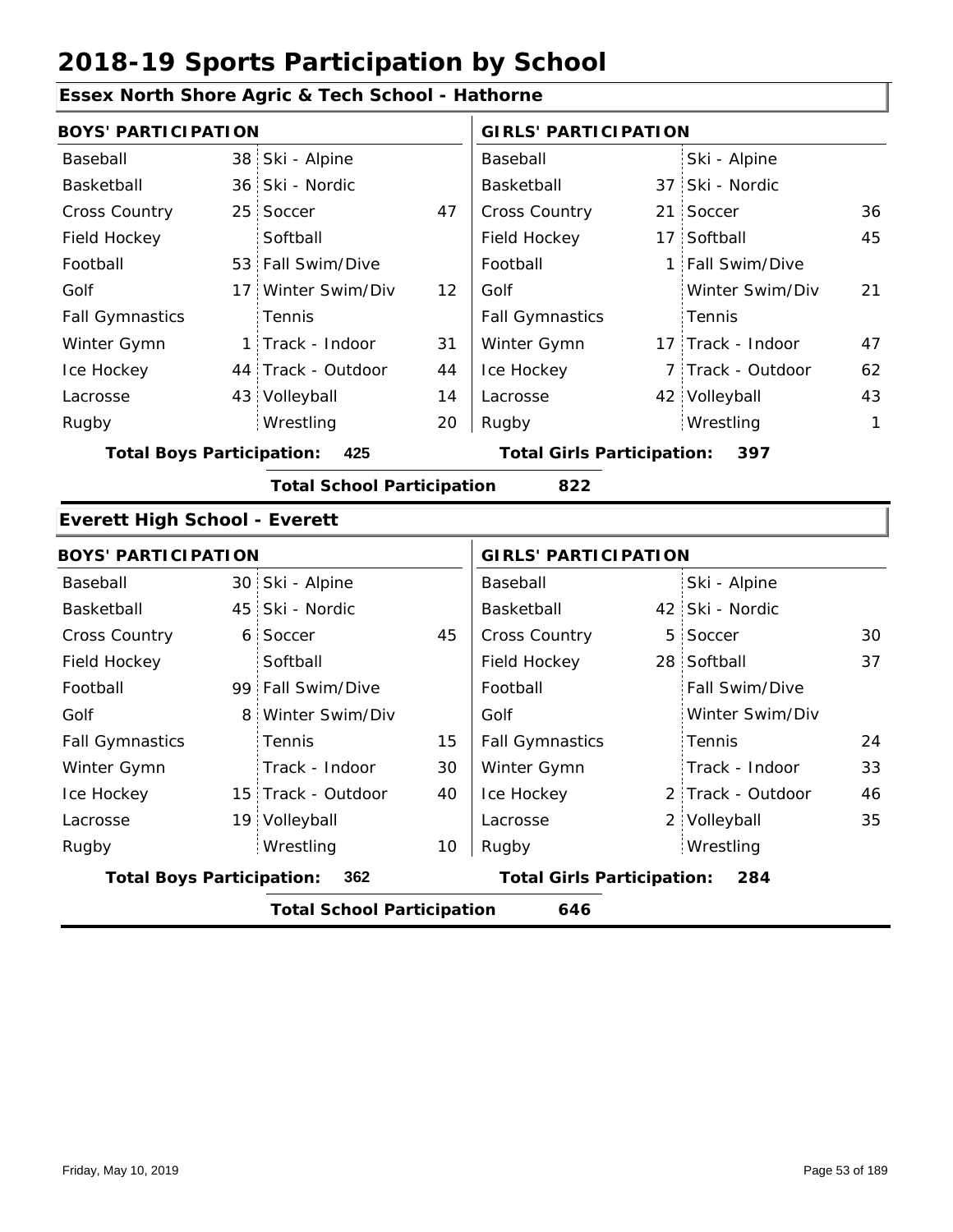# 2018-19 Sports Participation by School

## Essex North Shore Agric & Tech School - Hathorne

| BOYS' PARTICIPATION | | | | GIRLS' PARTICIPATION | | | |
|---|---|---|---|---|---|---|---|
| Baseball | 38 | Ski - Alpine | | Baseball | | Ski - Alpine | |
| Basketball | 36 | Ski - Nordic | | Basketball | 37 | Ski - Nordic | |
| Cross Country | 25 | Soccer | 47 | Cross Country | 21 | Soccer | 36 |
| Field Hockey | | Softball | | Field Hockey | 17 | Softball | 45 |
| Football | 53 | Fall Swim/Dive | | Football | 1 | Fall Swim/Dive | |
| Golf | 17 | Winter Swim/Div | 12 | Golf | | Winter Swim/Div | 21 |
| Fall Gymnastics | | Tennis | | Fall Gymnastics | | Tennis | |
| Winter Gymn | 1 | Track - Indoor | 31 | Winter Gymn | 17 | Track - Indoor | 47 |
| Ice Hockey | 44 | Track - Outdoor | 44 | Ice Hockey | 7 | Track - Outdoor | 62 |
| Lacrosse | 43 | Volleyball | 14 | Lacrosse | 42 | Volleyball | 43 |
| Rugby | | Wrestling | 20 | Rugby | | Wrestling | 1 |

**Total Boys Participation: 425** | **Total Girls Participation: 397**

**Total School Participation 822**

## Everett High School - Everett

| BOYS' PARTICIPATION | | | | GIRLS' PARTICIPATION | | | |
|---|---|---|---|---|---|---|---|
| Baseball | 30 | Ski - Alpine | | Baseball | | Ski - Alpine | |
| Basketball | 45 | Ski - Nordic | | Basketball | 42 | Ski - Nordic | |
| Cross Country | 6 | Soccer | 45 | Cross Country | 5 | Soccer | 30 |
| Field Hockey | | Softball | | Field Hockey | 28 | Softball | 37 |
| Football | 99 | Fall Swim/Dive | | Football | | Fall Swim/Dive | |
| Golf | 8 | Winter Swim/Div | | Golf | | Winter Swim/Div | |
| Fall Gymnastics | | Tennis | 15 | Fall Gymnastics | | Tennis | 24 |
| Winter Gymn | | Track - Indoor | 30 | Winter Gymn | | Track - Indoor | 33 |
| Ice Hockey | 15 | Track - Outdoor | 40 | Ice Hockey | 2 | Track - Outdoor | 46 |
| Lacrosse | 19 | Volleyball | | Lacrosse | 2 | Volleyball | 35 |
| Rugby | | Wrestling | 10 | Rugby | | Wrestling | |

**Total Boys Participation: 362** | **Total Girls Participation: 284**

**Total School Participation 646**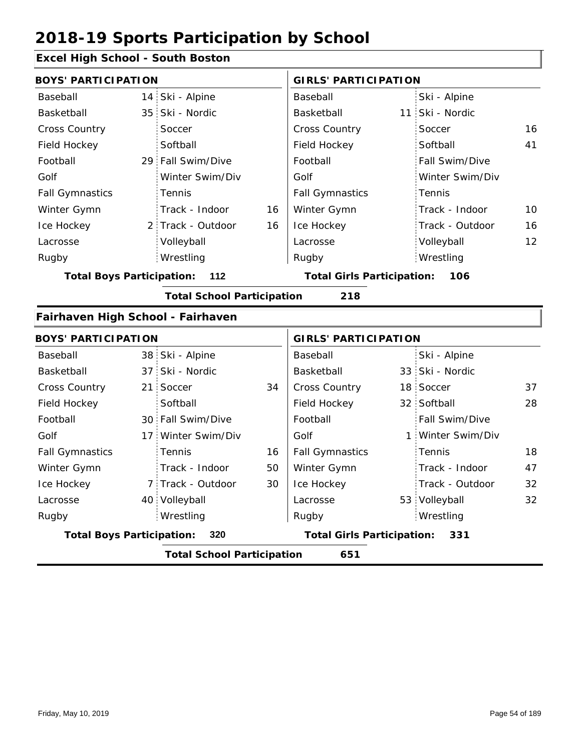# 2018-19 Sports Participation by School

## Excel High School - South Boston

| BOYS' PARTICIPATION | | | | GIRLS' PARTICIPATION | | | |
|---|---|---|---|---|---|---|---|
| Baseball | 14 | Ski - Alpine | | Baseball | | Ski - Alpine | |
| Basketball | 35 | Ski - Nordic | | Basketball | 11 | Ski - Nordic | |
| Cross Country | | Soccer | | Cross Country | | Soccer | 16 |
| Field Hockey | | Softball | | Field Hockey | | Softball | 41 |
| Football | 29 | Fall Swim/Dive | | Football | | Fall Swim/Dive | |
| Golf | | Winter Swim/Div | | Golf | | Winter Swim/Div | |
| Fall Gymnastics | | Tennis | | Fall Gymnastics | | Tennis | |
| Winter Gymn | | Track - Indoor | 16 | Winter Gymn | | Track - Indoor | 10 |
| Ice Hockey | 2 | Track - Outdoor | 16 | Ice Hockey | | Track - Outdoor | 16 |
| Lacrosse | | Volleyball | | Lacrosse | | Volleyball | 12 |
| Rugby | | Wrestling | | Rugby | | Wrestling | |

**Total Boys Participation: 112** **Total Girls Participation: 106**

**Total School Participation 218**

## Fairhaven High School - Fairhaven

| BOYS' PARTICIPATION | | | | GIRLS' PARTICIPATION | | | |
|---|---|---|---|---|---|---|---|
| Baseball | 38 | Ski - Alpine | | Baseball | | Ski - Alpine | |
| Basketball | 37 | Ski - Nordic | | Basketball | 33 | Ski - Nordic | |
| Cross Country | 21 | Soccer | 34 | Cross Country | 18 | Soccer | 37 |
| Field Hockey | | Softball | | Field Hockey | 32 | Softball | 28 |
| Football | 30 | Fall Swim/Dive | | Football | | Fall Swim/Dive | |
| Golf | 17 | Winter Swim/Div | | Golf | 1 | Winter Swim/Div | |
| Fall Gymnastics | | Tennis | 16 | Fall Gymnastics | | Tennis | 18 |
| Winter Gymn | | Track - Indoor | 50 | Winter Gymn | | Track - Indoor | 47 |
| Ice Hockey | 7 | Track - Outdoor | 30 | Ice Hockey | | Track - Outdoor | 32 |
| Lacrosse | 40 | Volleyball | | Lacrosse | 53 | Volleyball | 32 |
| Rugby | | Wrestling | | Rugby | | Wrestling | |

**Total Boys Participation: 320** **Total Girls Participation: 331**

**Total School Participation 651**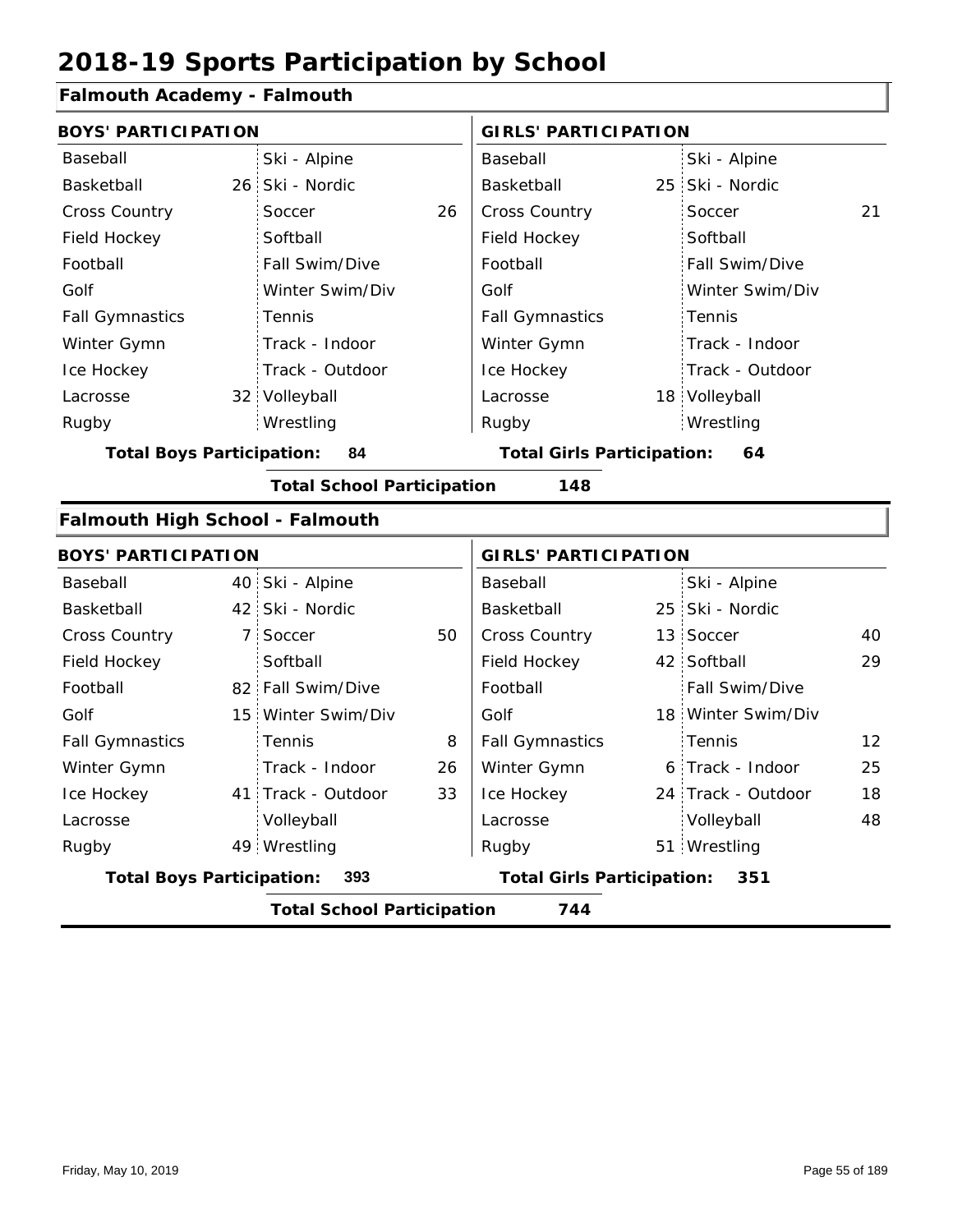// 2018-19 Sports Participation by School

## Falmouth Academy - Falmouth

| BOYS' PARTICIPATION | | | | GIRLS' PARTICIPATION | | | |
|---|---|---|---|---|---|---|---|
| Baseball | | Ski - Alpine | | Baseball | | Ski - Alpine | |
| Basketball | 26 | Ski - Nordic | | Basketball | 25 | Ski - Nordic | |
| Cross Country | | Soccer | 26 | Cross Country | | Soccer | 21 |
| Field Hockey | | Softball | | Field Hockey | | Softball | |
| Football | | Fall Swim/Dive | | Football | | Fall Swim/Dive | |
| Golf | | Winter Swim/Div | | Golf | | Winter Swim/Div | |
| Fall Gymnastics | | Tennis | | Fall Gymnastics | | Tennis | |
| Winter Gymn | | Track - Indoor | | Winter Gymn | | Track - Indoor | |
| Ice Hockey | | Track - Outdoor | | Ice Hockey | | Track - Outdoor | |
| Lacrosse | 32 | Volleyball | | Lacrosse | 18 | Volleyball | |
| Rugby | | Wrestling | | Rugby | | Wrestling | |

**Total Boys Participation: 84**

**Total Girls Participation: 64**

**Total School Participation 148**

## Falmouth High School - Falmouth

| BOYS' PARTICIPATION | | | | GIRLS' PARTICIPATION | | | |
|---|---|---|---|---|---|---|---|
| Baseball | 40 | Ski - Alpine | | Baseball | | Ski - Alpine | |
| Basketball | 42 | Ski - Nordic | | Basketball | 25 | Ski - Nordic | |
| Cross Country | 7 | Soccer | 50 | Cross Country | 13 | Soccer | 40 |
| Field Hockey | | Softball | | Field Hockey | 42 | Softball | 29 |
| Football | 82 | Fall Swim/Dive | | Football | | Fall Swim/Dive | |
| Golf | 15 | Winter Swim/Div | | Golf | 18 | Winter Swim/Div | |
| Fall Gymnastics | | Tennis | 8 | Fall Gymnastics | | Tennis | 12 |
| Winter Gymn | | Track - Indoor | 26 | Winter Gymn | 6 | Track - Indoor | 25 |
| Ice Hockey | 41 | Track - Outdoor | 33 | Ice Hockey | 24 | Track - Outdoor | 18 |
| Lacrosse | | Volleyball | | Lacrosse | | Volleyball | 48 |
| Rugby | 49 | Wrestling | | Rugby | 51 | Wrestling | |

**Total Boys Participation: 393**

**Total Girls Participation: 351**

**Total School Participation 744**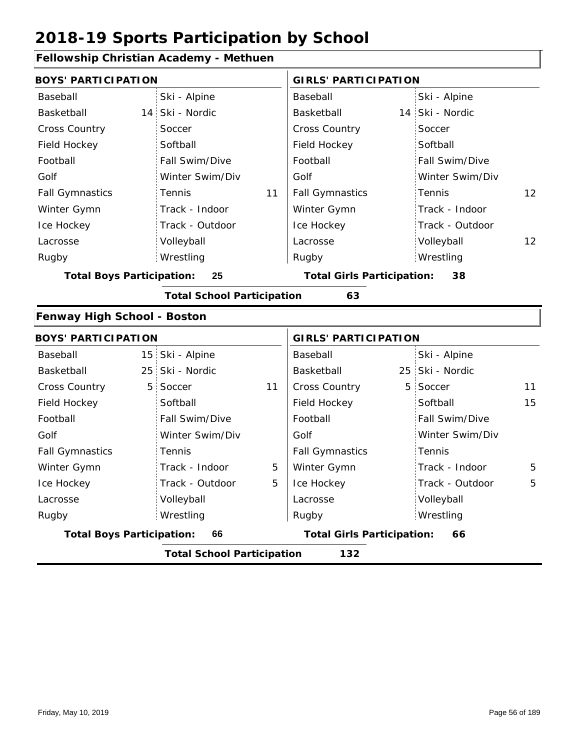# 2018-19 Sports Participation by School

## Fellowship Christian Academy - Methuen

| BOYS' PARTICIPATION | | | | GIRLS' PARTICIPATION | | | |
|---|---|---|---|---|---|---|---|
| Baseball | | Ski - Alpine | | Baseball | | Ski - Alpine | |
| Basketball | 14 | Ski - Nordic | | Basketball | 14 | Ski - Nordic | |
| Cross Country | | Soccer | | Cross Country | | Soccer | |
| Field Hockey | | Softball | | Field Hockey | | Softball | |
| Football | | Fall Swim/Dive | | Football | | Fall Swim/Dive | |
| Golf | | Winter Swim/Div | | Golf | | Winter Swim/Div | |
| Fall Gymnastics | | Tennis | 11 | Fall Gymnastics | | Tennis | 12 |
| Winter Gymn | | Track - Indoor | | Winter Gymn | | Track - Indoor | |
| Ice Hockey | | Track - Outdoor | | Ice Hockey | | Track - Outdoor | |
| Lacrosse | | Volleyball | | Lacrosse | | Volleyball | 12 |
| Rugby | | Wrestling | | Rugby | | Wrestling | |

**Total Boys Participation: 25** | **Total Girls Participation: 38**

**Total School Participation 63**

## Fenway High School - Boston

| BOYS' PARTICIPATION | | | | GIRLS' PARTICIPATION | | | |
|---|---|---|---|---|---|---|---|
| Baseball | 15 | Ski - Alpine | | Baseball | | Ski - Alpine | |
| Basketball | 25 | Ski - Nordic | | Basketball | 25 | Ski - Nordic | |
| Cross Country | 5 | Soccer | 11 | Cross Country | 5 | Soccer | 11 |
| Field Hockey | | Softball | | Field Hockey | | Softball | 15 |
| Football | | Fall Swim/Dive | | Football | | Fall Swim/Dive | |
| Golf | | Winter Swim/Div | | Golf | | Winter Swim/Div | |
| Fall Gymnastics | | Tennis | | Fall Gymnastics | | Tennis | |
| Winter Gymn | | Track - Indoor | 5 | Winter Gymn | | Track - Indoor | 5 |
| Ice Hockey | | Track - Outdoor | 5 | Ice Hockey | | Track - Outdoor | 5 |
| Lacrosse | | Volleyball | | Lacrosse | | Volleyball | |
| Rugby | | Wrestling | | Rugby | | Wrestling | |

**Total Boys Participation: 66** | **Total Girls Participation: 66**

**Total School Participation 132**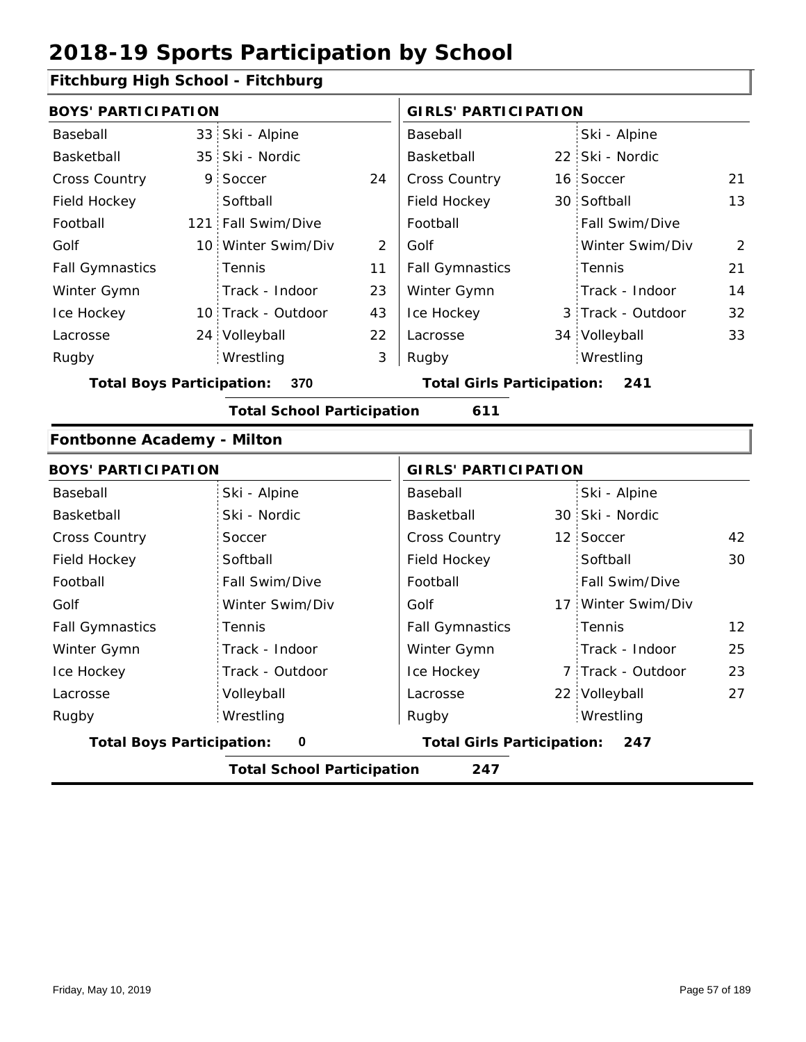# 2018-19 Sports Participation by School

## Fitchburg High School - Fitchburg

| BOYS' PARTICIPATION | | | | GIRLS' PARTICIPATION | | | |
|---|---|---|---|---|---|---|---|
| Baseball | 33 | Ski - Alpine | | Baseball | | Ski - Alpine | |
| Basketball | 35 | Ski - Nordic | | Basketball | 22 | Ski - Nordic | |
| Cross Country | 9 | Soccer | 24 | Cross Country | 16 | Soccer | 21 |
| Field Hockey | | Softball | | Field Hockey | 30 | Softball | 13 |
| Football | 121 | Fall Swim/Dive | | Football | | Fall Swim/Dive | |
| Golf | 10 | Winter Swim/Div | 2 | Golf | | Winter Swim/Div | 2 |
| Fall Gymnastics | | Tennis | 11 | Fall Gymnastics | | Tennis | 21 |
| Winter Gymn | | Track - Indoor | 23 | Winter Gymn | | Track - Indoor | 14 |
| Ice Hockey | 10 | Track - Outdoor | 43 | Ice Hockey | 3 | Track - Outdoor | 32 |
| Lacrosse | 24 | Volleyball | 22 | Lacrosse | 34 | Volleyball | 33 |
| Rugby | | Wrestling | 3 | Rugby | | Wrestling | |

**Total Boys Participation: 370** **Total Girls Participation: 241**

**Total School Participation 611**

## Fontbonne Academy - Milton

| BOYS' PARTICIPATION | | | | GIRLS' PARTICIPATION | | | |
|---|---|---|---|---|---|---|---|
| Baseball | | Ski - Alpine | | Baseball | | Ski - Alpine | |
| Basketball | | Ski - Nordic | | Basketball | 30 | Ski - Nordic | |
| Cross Country | | Soccer | | Cross Country | 12 | Soccer | 42 |
| Field Hockey | | Softball | | Field Hockey | | Softball | 30 |
| Football | | Fall Swim/Dive | | Football | | Fall Swim/Dive | |
| Golf | | Winter Swim/Div | | Golf | 17 | Winter Swim/Div | |
| Fall Gymnastics | | Tennis | | Fall Gymnastics | | Tennis | 12 |
| Winter Gymn | | Track - Indoor | | Winter Gymn | | Track - Indoor | 25 |
| Ice Hockey | | Track - Outdoor | | Ice Hockey | 7 | Track - Outdoor | 23 |
| Lacrosse | | Volleyball | | Lacrosse | 22 | Volleyball | 27 |
| Rugby | | Wrestling | | Rugby | | Wrestling | |

**Total Boys Participation: 0** **Total Girls Participation: 247**

**Total School Participation 247**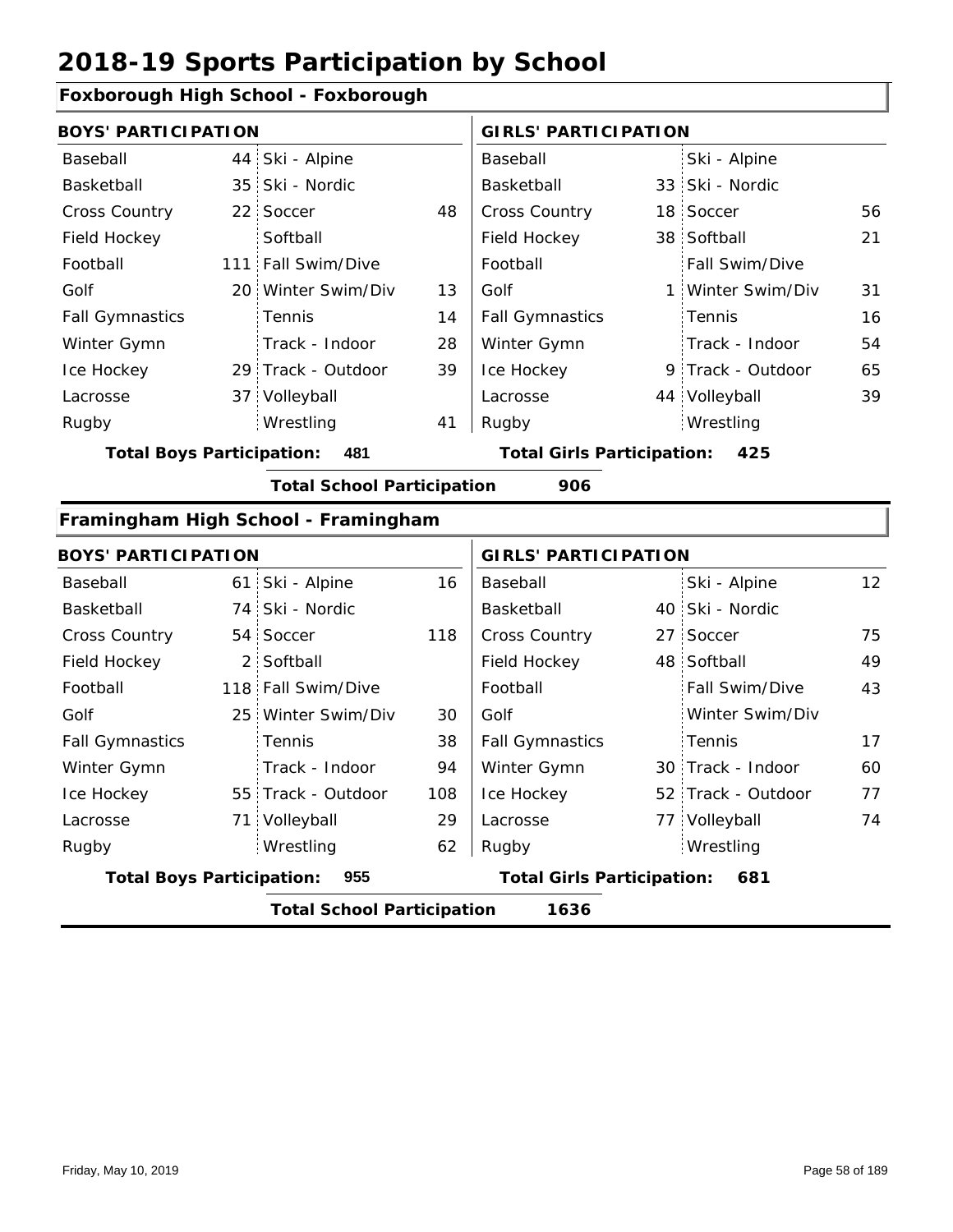# 2018-19 Sports Participation by School

## Foxborough High School - Foxborough

| BOYS' PARTICIPATION | | | | GIRLS' PARTICIPATION | | | |
|---|---|---|---|---|---|---|---|
| Baseball | 44 | Ski - Alpine | | Baseball | | Ski - Alpine | |
| Basketball | 35 | Ski - Nordic | | Basketball | 33 | Ski - Nordic | |
| Cross Country | 22 | Soccer | 48 | Cross Country | 18 | Soccer | 56 |
| Field Hockey | | Softball | | Field Hockey | 38 | Softball | 21 |
| Football | 111 | Fall Swim/Dive | | Football | | Fall Swim/Dive | |
| Golf | 20 | Winter Swim/Div | 13 | Golf | 1 | Winter Swim/Div | 31 |
| Fall Gymnastics | | Tennis | 14 | Fall Gymnastics | | Tennis | 16 |
| Winter Gymn | | Track - Indoor | 28 | Winter Gymn | | Track - Indoor | 54 |
| Ice Hockey | 29 | Track - Outdoor | 39 | Ice Hockey | 9 | Track - Outdoor | 65 |
| Lacrosse | 37 | Volleyball | | Lacrosse | 44 | Volleyball | 39 |
| Rugby | | Wrestling | 41 | Rugby | | Wrestling | |

**Total Boys Participation: 481** **Total Girls Participation: 425**

**Total School Participation 906**

## Framingham High School - Framingham

| BOYS' PARTICIPATION | | | | GIRLS' PARTICIPATION | | | |
|---|---|---|---|---|---|---|---|
| Baseball | 61 | Ski - Alpine | 16 | Baseball | | Ski - Alpine | 12 |
| Basketball | 74 | Ski - Nordic | | Basketball | 40 | Ski - Nordic | |
| Cross Country | 54 | Soccer | 118 | Cross Country | 27 | Soccer | 75 |
| Field Hockey | 2 | Softball | | Field Hockey | 48 | Softball | 49 |
| Football | 118 | Fall Swim/Dive | | Football | | Fall Swim/Dive | 43 |
| Golf | 25 | Winter Swim/Div | 30 | Golf | | Winter Swim/Div | |
| Fall Gymnastics | | Tennis | 38 | Fall Gymnastics | | Tennis | 17 |
| Winter Gymn | | Track - Indoor | 94 | Winter Gymn | 30 | Track - Indoor | 60 |
| Ice Hockey | 55 | Track - Outdoor | 108 | Ice Hockey | 52 | Track - Outdoor | 77 |
| Lacrosse | 71 | Volleyball | 29 | Lacrosse | 77 | Volleyball | 74 |
| Rugby | | Wrestling | 62 | Rugby | | Wrestling | |

**Total Boys Participation: 955** **Total Girls Participation: 681**

**Total School Participation 1636**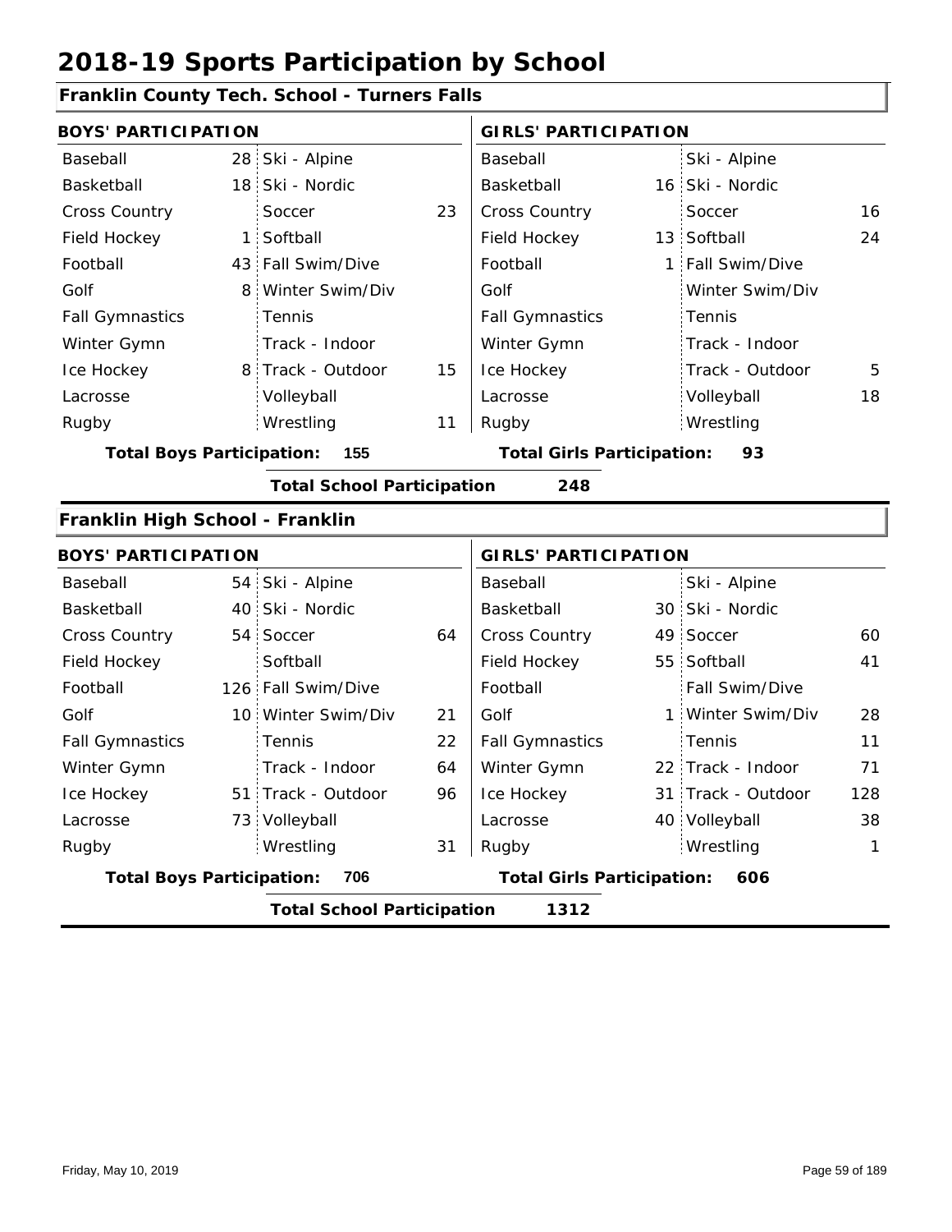# 2018-19 Sports Participation by School

## Franklin County Tech. School - Turners Falls

| BOYS' PARTICIPATION | | | | GIRLS' PARTICIPATION | | | |
|---|---|---|---|---|---|---|---|
| Baseball | 28 | Ski - Alpine | | Baseball | | Ski - Alpine | |
| Basketball | 18 | Ski - Nordic | | Basketball | 16 | Ski - Nordic | |
| Cross Country | | Soccer | 23 | Cross Country | | Soccer | 16 |
| Field Hockey | 1 | Softball | | Field Hockey | 13 | Softball | 24 |
| Football | 43 | Fall Swim/Dive | | Football | 1 | Fall Swim/Dive | |
| Golf | 8 | Winter Swim/Div | | Golf | | Winter Swim/Div | |
| Fall Gymnastics | | Tennis | | Fall Gymnastics | | Tennis | |
| Winter Gymn | | Track - Indoor | | Winter Gymn | | Track - Indoor | |
| Ice Hockey | 8 | Track - Outdoor | 15 | Ice Hockey | | Track - Outdoor | 5 |
| Lacrosse | | Volleyball | | Lacrosse | | Volleyball | 18 |
| Rugby | | Wrestling | 11 | Rugby | | Wrestling | |

**Total Boys Participation: 155** | **Total Girls Participation: 93**

**Total School Participation 248**

## Franklin High School - Franklin

| BOYS' PARTICIPATION | | | | GIRLS' PARTICIPATION | | | |
|---|---|---|---|---|---|---|---|
| Baseball | 54 | Ski - Alpine | | Baseball | | Ski - Alpine | |
| Basketball | 40 | Ski - Nordic | | Basketball | 30 | Ski - Nordic | |
| Cross Country | 54 | Soccer | 64 | Cross Country | 49 | Soccer | 60 |
| Field Hockey | | Softball | | Field Hockey | 55 | Softball | 41 |
| Football | 126 | Fall Swim/Dive | | Football | | Fall Swim/Dive | |
| Golf | 10 | Winter Swim/Div | 21 | Golf | 1 | Winter Swim/Div | 28 |
| Fall Gymnastics | | Tennis | 22 | Fall Gymnastics | | Tennis | 11 |
| Winter Gymn | | Track - Indoor | 64 | Winter Gymn | 22 | Track - Indoor | 71 |
| Ice Hockey | 51 | Track - Outdoor | 96 | Ice Hockey | 31 | Track - Outdoor | 128 |
| Lacrosse | 73 | Volleyball | | Lacrosse | 40 | Volleyball | 38 |
| Rugby | | Wrestling | 31 | Rugby | | Wrestling | 1 |

**Total Boys Participation: 706** | **Total Girls Participation: 606**

**Total School Participation 1312**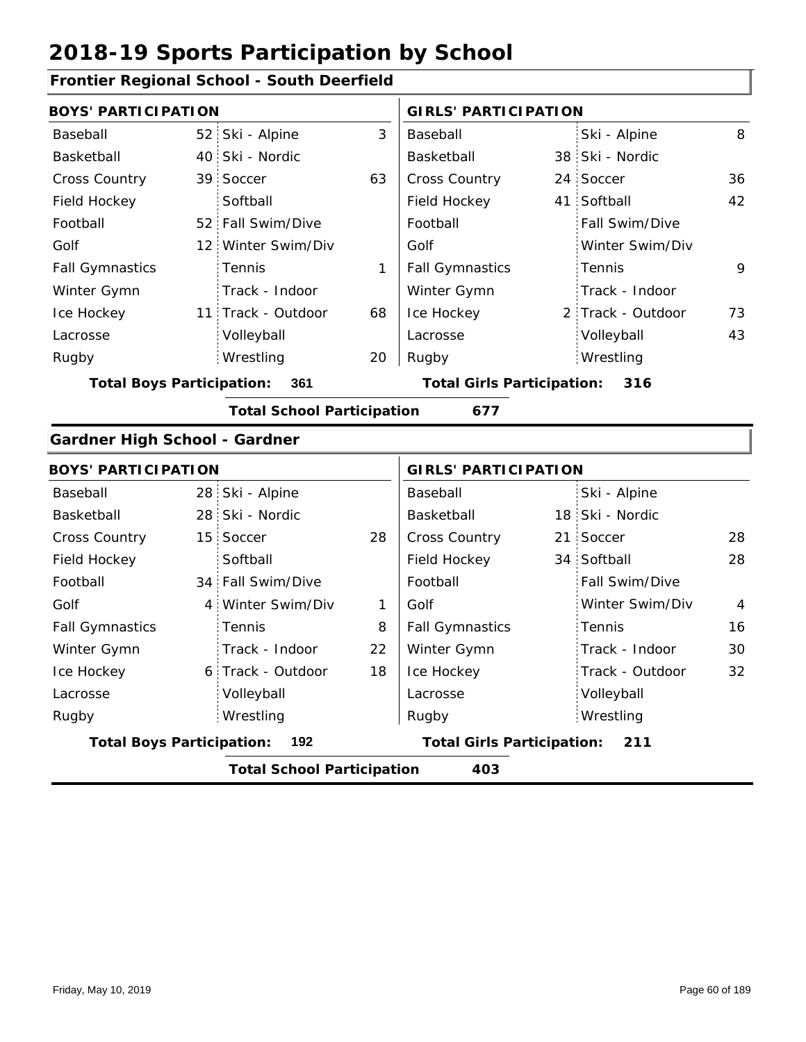# 2018-19 Sports Participation by School

## Frontier Regional School - South Deerfield

| BOYS' PARTICIPATION | | | | GIRLS' PARTICIPATION | | | |
|---|---|---|---|---|---|---|---|
| Baseball | 52 | Ski - Alpine | 3 | Baseball | | Ski - Alpine | 8 |
| Basketball | 40 | Ski - Nordic | | Basketball | 38 | Ski - Nordic | |
| Cross Country | 39 | Soccer | 63 | Cross Country | 24 | Soccer | 36 |
| Field Hockey | | Softball | | Field Hockey | 41 | Softball | 42 |
| Football | 52 | Fall Swim/Dive | | Football | | Fall Swim/Dive | |
| Golf | 12 | Winter Swim/Div | | Golf | | Winter Swim/Div | |
| Fall Gymnastics | | Tennis | 1 | Fall Gymnastics | | Tennis | 9 |
| Winter Gymn | | Track - Indoor | | Winter Gymn | | Track - Indoor | |
| Ice Hockey | 11 | Track - Outdoor | 68 | Ice Hockey | 2 | Track - Outdoor | 73 |
| Lacrosse | | Volleyball | | Lacrosse | | Volleyball | 43 |
| Rugby | | Wrestling | 20 | Rugby | | Wrestling | |

**Total Boys Participation: 361** | **Total Girls Participation: 316**

**Total School Participation 677**

## Gardner High School - Gardner

| BOYS' PARTICIPATION | | | | GIRLS' PARTICIPATION | | | |
|---|---|---|---|---|---|---|---|
| Baseball | 28 | Ski - Alpine | | Baseball | | Ski - Alpine | |
| Basketball | 28 | Ski - Nordic | | Basketball | 18 | Ski - Nordic | |
| Cross Country | 15 | Soccer | 28 | Cross Country | 21 | Soccer | 28 |
| Field Hockey | | Softball | | Field Hockey | 34 | Softball | 28 |
| Football | 34 | Fall Swim/Dive | | Football | | Fall Swim/Dive | |
| Golf | 4 | Winter Swim/Div | 1 | Golf | | Winter Swim/Div | 4 |
| Fall Gymnastics | | Tennis | 8 | Fall Gymnastics | | Tennis | 16 |
| Winter Gymn | | Track - Indoor | 22 | Winter Gymn | | Track - Indoor | 30 |
| Ice Hockey | 6 | Track - Outdoor | 18 | Ice Hockey | | Track - Outdoor | 32 |
| Lacrosse | | Volleyball | | Lacrosse | | Volleyball | |
| Rugby | | Wrestling | | Rugby | | Wrestling | |

**Total Boys Participation: 192** | **Total Girls Participation: 211**

**Total School Participation 403**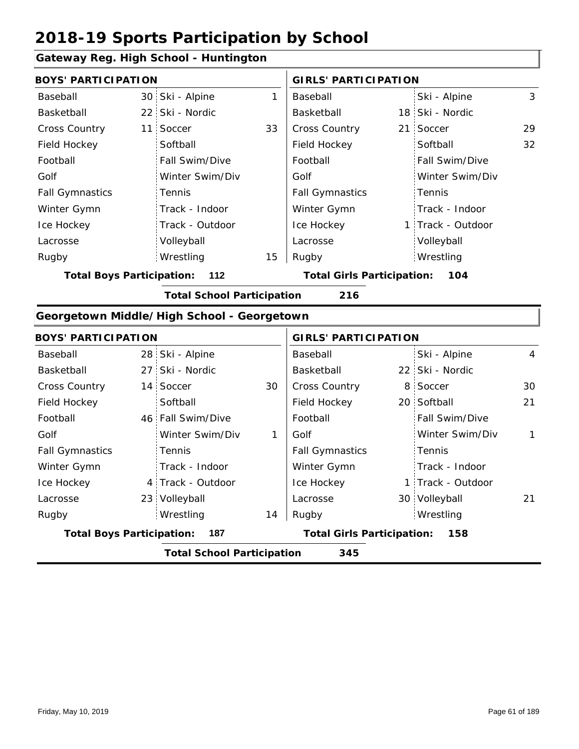# 2018-19 Sports Participation by School

## Gateway Reg. High School - Huntington

| BOYS' PARTICIPATION | | | | GIRLS' PARTICIPATION | | | |
|---|---|---|---|---|---|---|---|
| Baseball | 30 | Ski - Alpine | 1 | Baseball | | Ski - Alpine | 3 |
| Basketball | 22 | Ski - Nordic | | Basketball | 18 | Ski - Nordic | |
| Cross Country | 11 | Soccer | 33 | Cross Country | 21 | Soccer | 29 |
| Field Hockey | | Softball | | Field Hockey | | Softball | 32 |
| Football | | Fall Swim/Dive | | Football | | Fall Swim/Dive | |
| Golf | | Winter Swim/Div | | Golf | | Winter Swim/Div | |
| Fall Gymnastics | | Tennis | | Fall Gymnastics | | Tennis | |
| Winter Gymn | | Track - Indoor | | Winter Gymn | | Track - Indoor | |
| Ice Hockey | | Track - Outdoor | | Ice Hockey | 1 | Track - Outdoor | |
| Lacrosse | | Volleyball | | Lacrosse | | Volleyball | |
| Rugby | | Wrestling | 15 | Rugby | | Wrestling | |

**Total Boys Participation: 112** **Total Girls Participation: 104**

**Total School Participation 216**

## Georgetown Middle/High School - Georgetown

| BOYS' PARTICIPATION | | | | GIRLS' PARTICIPATION | | | |
|---|---|---|---|---|---|---|---|
| Baseball | 28 | Ski - Alpine | | Baseball | | Ski - Alpine | 4 |
| Basketball | 27 | Ski - Nordic | | Basketball | 22 | Ski - Nordic | |
| Cross Country | 14 | Soccer | 30 | Cross Country | 8 | Soccer | 30 |
| Field Hockey | | Softball | | Field Hockey | 20 | Softball | 21 |
| Football | 46 | Fall Swim/Dive | | Football | | Fall Swim/Dive | |
| Golf | | Winter Swim/Div | 1 | Golf | | Winter Swim/Div | 1 |
| Fall Gymnastics | | Tennis | | Fall Gymnastics | | Tennis | |
| Winter Gymn | | Track - Indoor | | Winter Gymn | | Track - Indoor | |
| Ice Hockey | 4 | Track - Outdoor | | Ice Hockey | 1 | Track - Outdoor | |
| Lacrosse | 23 | Volleyball | | Lacrosse | 30 | Volleyball | 21 |
| Rugby | | Wrestling | 14 | Rugby | | Wrestling | |

**Total Boys Participation: 187** **Total Girls Participation: 158**

**Total School Participation 345**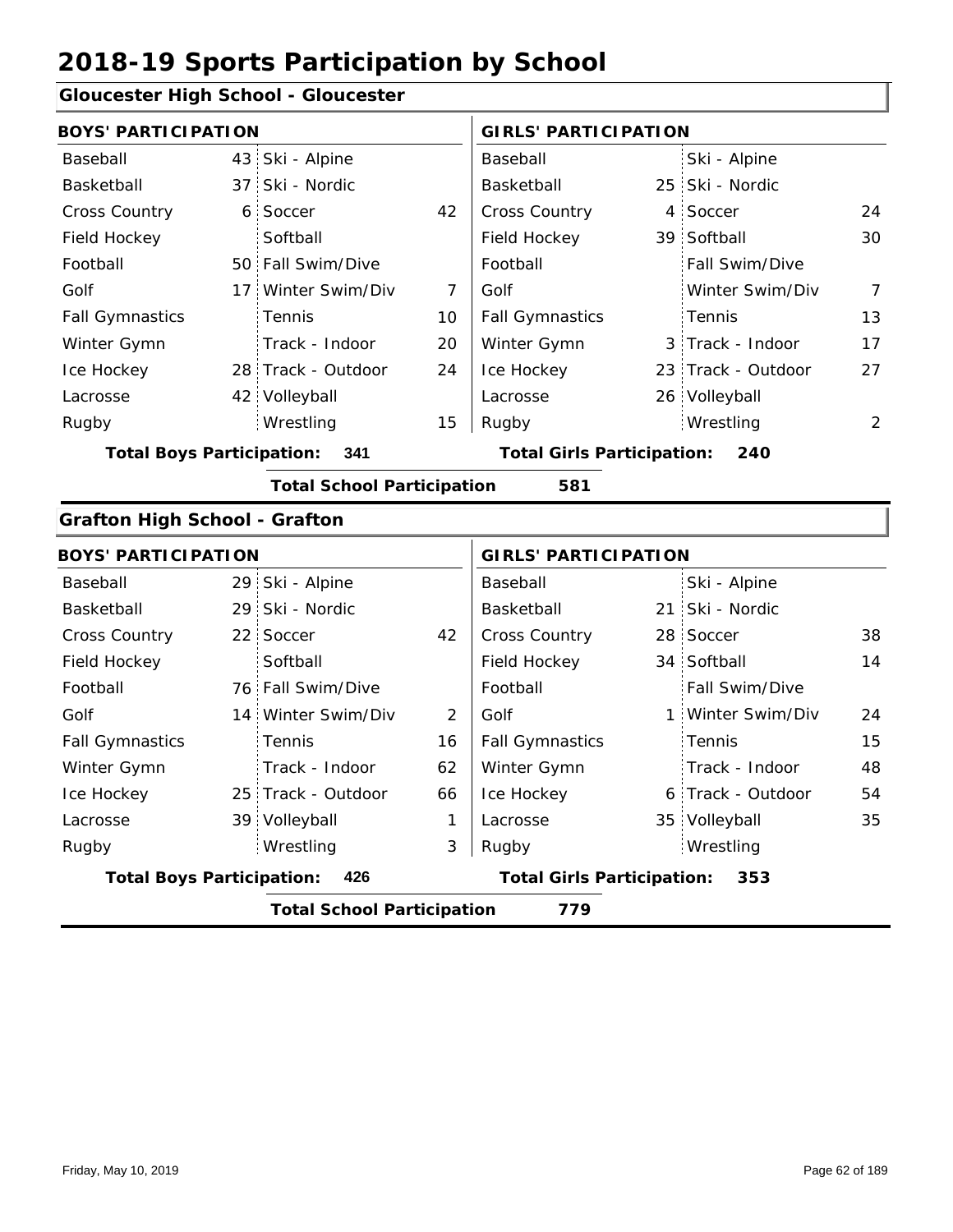# 2018-19 Sports Participation by School

## Gloucester High School - Gloucester

**BOYS' PARTICIPATION**

| Sport | Count | Sport | Count |
|---|---|---|---|
| Baseball | 43 | Ski - Alpine | |
| Basketball | 37 | Ski - Nordic | |
| Cross Country | 6 | Soccer | 42 |
| Field Hockey | | Softball | |
| Football | 50 | Fall Swim/Dive | |
| Golf | 17 | Winter Swim/Div | 7 |
| Fall Gymnastics | | Tennis | 10 |
| Winter Gymn | | Track - Indoor | 20 |
| Ice Hockey | 28 | Track - Outdoor | 24 |
| Lacrosse | 42 | Volleyball | |
| Rugby | | Wrestling | 15 |

**Total Boys Participation: 341**

**GIRLS' PARTICIPATION**

| Sport | Count | Sport | Count |
|---|---|---|---|
| Baseball | | Ski - Alpine | |
| Basketball | 25 | Ski - Nordic | |
| Cross Country | 4 | Soccer | 24 |
| Field Hockey | 39 | Softball | 30 |
| Football | | Fall Swim/Dive | |
| Golf | | Winter Swim/Div | 7 |
| Fall Gymnastics | | Tennis | 13 |
| Winter Gymn | 3 | Track - Indoor | 17 |
| Ice Hockey | 23 | Track - Outdoor | 27 |
| Lacrosse | 26 | Volleyball | |
| Rugby | | Wrestling | 2 |

**Total Girls Participation: 240**

**Total School Participation 581**

## Grafton High School - Grafton

**BOYS' PARTICIPATION**

| Sport | Count | Sport | Count |
|---|---|---|---|
| Baseball | 29 | Ski - Alpine | |
| Basketball | 29 | Ski - Nordic | |
| Cross Country | 22 | Soccer | 42 |
| Field Hockey | | Softball | |
| Football | 76 | Fall Swim/Dive | |
| Golf | 14 | Winter Swim/Div | 2 |
| Fall Gymnastics | | Tennis | 16 |
| Winter Gymn | | Track - Indoor | 62 |
| Ice Hockey | 25 | Track - Outdoor | 66 |
| Lacrosse | 39 | Volleyball | 1 |
| Rugby | | Wrestling | 3 |

**Total Boys Participation: 426**

**GIRLS' PARTICIPATION**

| Sport | Count | Sport | Count |
|---|---|---|---|
| Baseball | | Ski - Alpine | |
| Basketball | 21 | Ski - Nordic | |
| Cross Country | 28 | Soccer | 38 |
| Field Hockey | 34 | Softball | 14 |
| Football | | Fall Swim/Dive | |
| Golf | 1 | Winter Swim/Div | 24 |
| Fall Gymnastics | | Tennis | 15 |
| Winter Gymn | | Track - Indoor | 48 |
| Ice Hockey | 6 | Track - Outdoor | 54 |
| Lacrosse | 35 | Volleyball | 35 |
| Rugby | | Wrestling | |

**Total Girls Participation: 353**

**Total School Participation 779**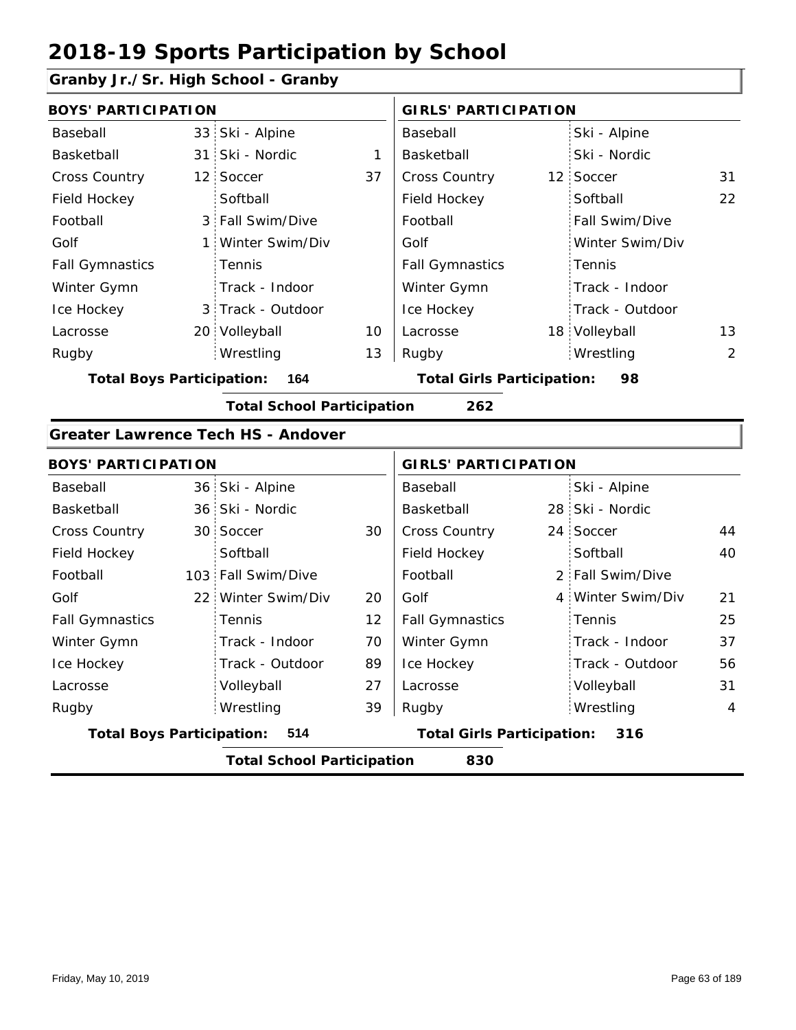# 2018-19 Sports Participation by School

## Granby Jr./Sr. High School - Granby

| BOYS' PARTICIPATION | | | | GIRLS' PARTICIPATION | | | |
|---|---|---|---|---|---|---|---|
| Baseball | 33 | Ski - Alpine | | Baseball | | Ski - Alpine | |
| Basketball | 31 | Ski - Nordic | 1 | Basketball | | Ski - Nordic | |
| Cross Country | 12 | Soccer | 37 | Cross Country | 12 | Soccer | 31 |
| Field Hockey | | Softball | | Field Hockey | | Softball | 22 |
| Football | 3 | Fall Swim/Dive | | Football | | Fall Swim/Dive | |
| Golf | 1 | Winter Swim/Div | | Golf | | Winter Swim/Div | |
| Fall Gymnastics | | Tennis | | Fall Gymnastics | | Tennis | |
| Winter Gymn | | Track - Indoor | | Winter Gymn | | Track - Indoor | |
| Ice Hockey | 3 | Track - Outdoor | | Ice Hockey | | Track - Outdoor | |
| Lacrosse | 20 | Volleyball | 10 | Lacrosse | 18 | Volleyball | 13 |
| Rugby | | Wrestling | 13 | Rugby | | Wrestling | 2 |

**Total Boys Participation: 164** | **Total Girls Participation: 98**

**Total School Participation 262**

## Greater Lawrence Tech HS - Andover

| BOYS' PARTICIPATION | | | | GIRLS' PARTICIPATION | | | |
|---|---|---|---|---|---|---|---|
| Baseball | 36 | Ski - Alpine | | Baseball | | Ski - Alpine | |
| Basketball | 36 | Ski - Nordic | | Basketball | 28 | Ski - Nordic | |
| Cross Country | 30 | Soccer | 30 | Cross Country | 24 | Soccer | 44 |
| Field Hockey | | Softball | | Field Hockey | | Softball | 40 |
| Football | 103 | Fall Swim/Dive | | Football | 2 | Fall Swim/Dive | |
| Golf | 22 | Winter Swim/Div | 20 | Golf | 4 | Winter Swim/Div | 21 |
| Fall Gymnastics | | Tennis | 12 | Fall Gymnastics | | Tennis | 25 |
| Winter Gymn | | Track - Indoor | 70 | Winter Gymn | | Track - Indoor | 37 |
| Ice Hockey | | Track - Outdoor | 89 | Ice Hockey | | Track - Outdoor | 56 |
| Lacrosse | | Volleyball | 27 | Lacrosse | | Volleyball | 31 |
| Rugby | | Wrestling | 39 | Rugby | | Wrestling | 4 |

**Total Boys Participation: 514** | **Total Girls Participation: 316**

**Total School Participation 830**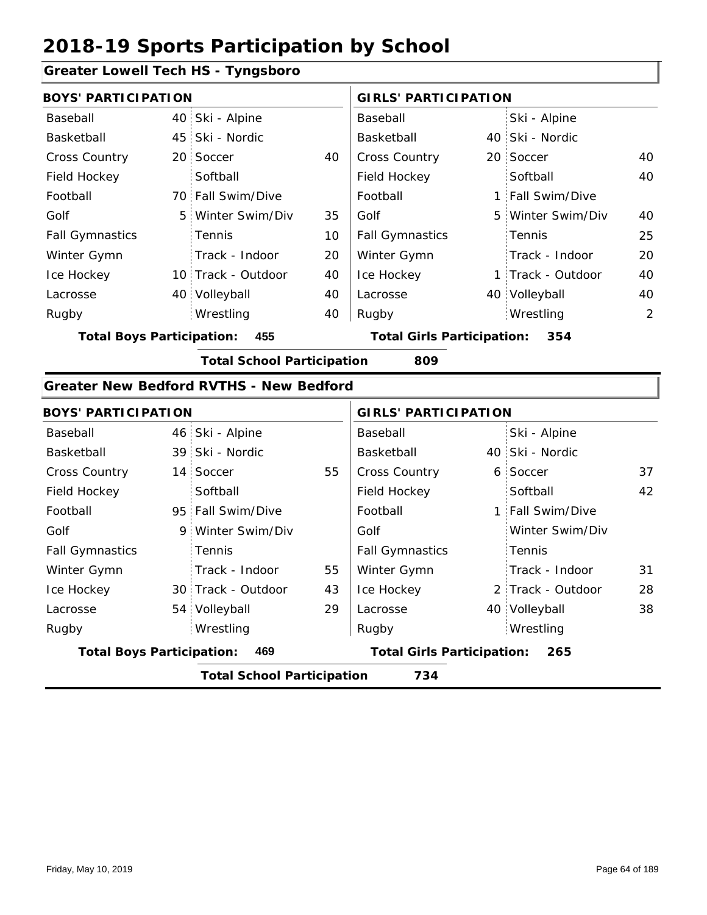# 2018-19 Sports Participation by School

## Greater Lowell Tech HS - Tyngsboro

**BOYS' PARTICIPATION**

| Sport | # | Sport | # |
|---|---|---|---|
| Baseball | 40 | Ski - Alpine | |
| Basketball | 45 | Ski - Nordic | |
| Cross Country | 20 | Soccer | 40 |
| Field Hockey | | Softball | |
| Football | 70 | Fall Swim/Dive | |
| Golf | 5 | Winter Swim/Div | 35 |
| Fall Gymnastics | | Tennis | 10 |
| Winter Gymn | | Track - Indoor | 20 |
| Ice Hockey | 10 | Track - Outdoor | 40 |
| Lacrosse | 40 | Volleyball | 40 |
| Rugby | | Wrestling | 40 |

**Total Boys Participation: 455**

**GIRLS' PARTICIPATION**

| Sport | # | Sport | # |
|---|---|---|---|
| Baseball | | Ski - Alpine | |
| Basketball | 40 | Ski - Nordic | |
| Cross Country | 20 | Soccer | 40 |
| Field Hockey | | Softball | 40 |
| Football | 1 | Fall Swim/Dive | |
| Golf | 5 | Winter Swim/Div | 40 |
| Fall Gymnastics | | Tennis | 25 |
| Winter Gymn | | Track - Indoor | 20 |
| Ice Hockey | 1 | Track - Outdoor | 40 |
| Lacrosse | 40 | Volleyball | 40 |
| Rugby | | Wrestling | 2 |

**Total Girls Participation: 354**

**Total School Participation 809**

## Greater New Bedford RVTHS - New Bedford

**BOYS' PARTICIPATION**

| Sport | # | Sport | # |
|---|---|---|---|
| Baseball | 46 | Ski - Alpine | |
| Basketball | 39 | Ski - Nordic | |
| Cross Country | 14 | Soccer | 55 |
| Field Hockey | | Softball | |
| Football | 95 | Fall Swim/Dive | |
| Golf | 9 | Winter Swim/Div | |
| Fall Gymnastics | | Tennis | |
| Winter Gymn | | Track - Indoor | 55 |
| Ice Hockey | 30 | Track - Outdoor | 43 |
| Lacrosse | 54 | Volleyball | 29 |
| Rugby | | Wrestling | |

**Total Boys Participation: 469**

**GIRLS' PARTICIPATION**

| Sport | # | Sport | # |
|---|---|---|---|
| Baseball | | Ski - Alpine | |
| Basketball | 40 | Ski - Nordic | |
| Cross Country | 6 | Soccer | 37 |
| Field Hockey | | Softball | 42 |
| Football | 1 | Fall Swim/Dive | |
| Golf | | Winter Swim/Div | |
| Fall Gymnastics | | Tennis | |
| Winter Gymn | | Track - Indoor | 31 |
| Ice Hockey | 2 | Track - Outdoor | 28 |
| Lacrosse | 40 | Volleyball | 38 |
| Rugby | | Wrestling | |

**Total Girls Participation: 265**

**Total School Participation 734**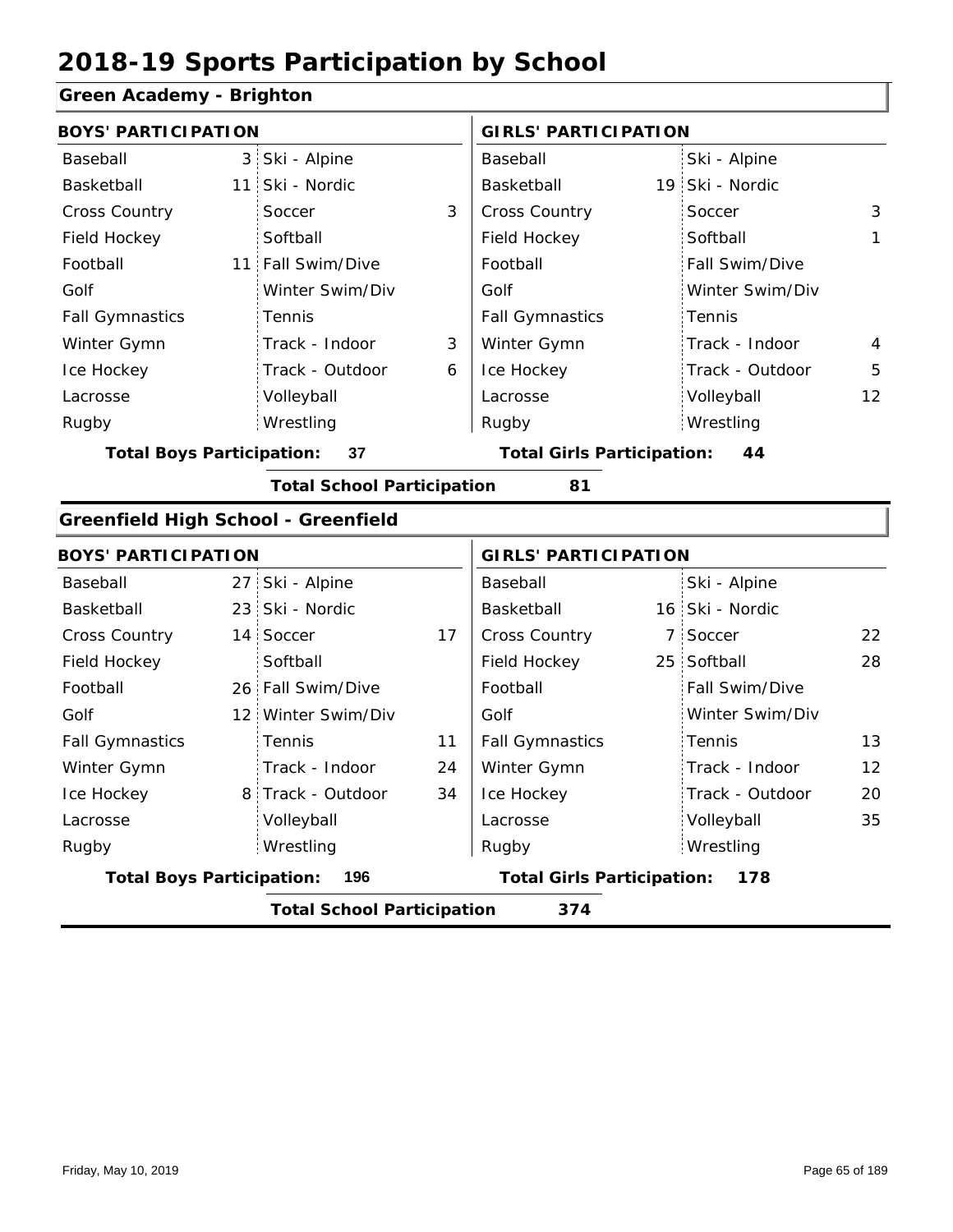# 2018-19 Sports Participation by School

## Green Academy - Brighton

| BOYS' PARTICIPATION | | | | GIRLS' PARTICIPATION | | | |
|---|---|---|---|---|---|---|---|
| Baseball | 3 | Ski - Alpine | | Baseball | | Ski - Alpine | |
| Basketball | 11 | Ski - Nordic | | Basketball | 19 | Ski - Nordic | |
| Cross Country | | Soccer | 3 | Cross Country | | Soccer | 3 |
| Field Hockey | | Softball | | Field Hockey | | Softball | 1 |
| Football | 11 | Fall Swim/Dive | | Football | | Fall Swim/Dive | |
| Golf | | Winter Swim/Div | | Golf | | Winter Swim/Div | |
| Fall Gymnastics | | Tennis | | Fall Gymnastics | | Tennis | |
| Winter Gymn | | Track - Indoor | 3 | Winter Gymn | | Track - Indoor | 4 |
| Ice Hockey | | Track - Outdoor | 6 | Ice Hockey | | Track - Outdoor | 5 |
| Lacrosse | | Volleyball | | Lacrosse | | Volleyball | 12 |
| Rugby | | Wrestling | | Rugby | | Wrestling | |

**Total Boys Participation:** 37 **Total Girls Participation:** 44

**Total School Participation** 81

## Greenfield High School - Greenfield

| BOYS' PARTICIPATION | | | | GIRLS' PARTICIPATION | | | |
|---|---|---|---|---|---|---|---|
| Baseball | 27 | Ski - Alpine | | Baseball | | Ski - Alpine | |
| Basketball | 23 | Ski - Nordic | | Basketball | 16 | Ski - Nordic | |
| Cross Country | 14 | Soccer | 17 | Cross Country | 7 | Soccer | 22 |
| Field Hockey | | Softball | | Field Hockey | 25 | Softball | 28 |
| Football | 26 | Fall Swim/Dive | | Football | | Fall Swim/Dive | |
| Golf | 12 | Winter Swim/Div | | Golf | | Winter Swim/Div | |
| Fall Gymnastics | | Tennis | 11 | Fall Gymnastics | | Tennis | 13 |
| Winter Gymn | | Track - Indoor | 24 | Winter Gymn | | Track - Indoor | 12 |
| Ice Hockey | 8 | Track - Outdoor | 34 | Ice Hockey | | Track - Outdoor | 20 |
| Lacrosse | | Volleyball | | Lacrosse | | Volleyball | 35 |
| Rugby | | Wrestling | | Rugby | | Wrestling | |

**Total Boys Participation:** 196 **Total Girls Participation:** 178

**Total School Participation** 374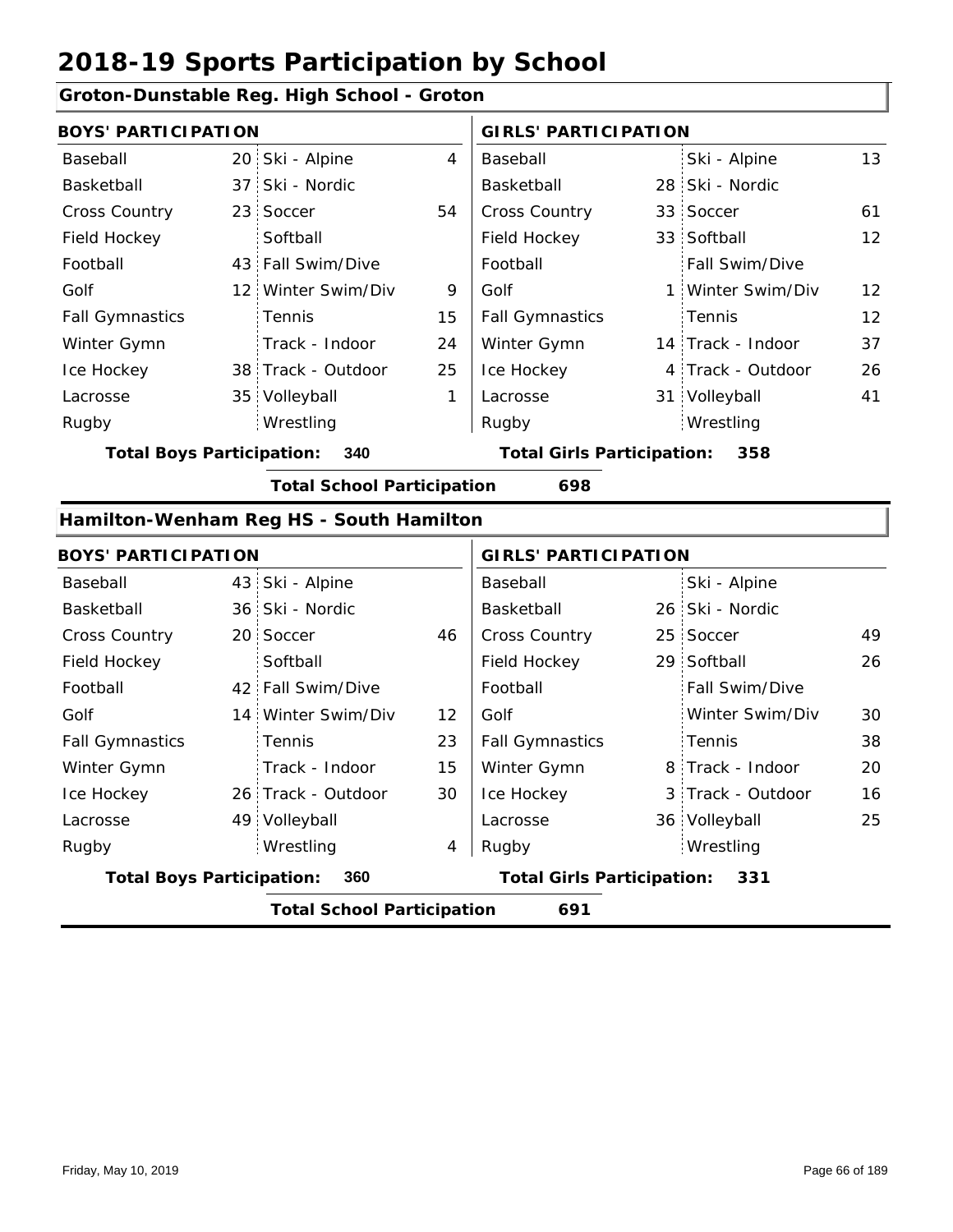# 2018-19 Sports Participation by School

## Groton-Dunstable Reg. High School - Groton

| BOYS' PARTICIPATION | | | | GIRLS' PARTICIPATION | | | |
|---|---|---|---|---|---|---|---|
| Baseball | 20 | Ski - Alpine | 4 | Baseball | | Ski - Alpine | 13 |
| Basketball | 37 | Ski - Nordic | | Basketball | 28 | Ski - Nordic | |
| Cross Country | 23 | Soccer | 54 | Cross Country | 33 | Soccer | 61 |
| Field Hockey | | Softball | | Field Hockey | 33 | Softball | 12 |
| Football | 43 | Fall Swim/Dive | | Football | | Fall Swim/Dive | |
| Golf | 12 | Winter Swim/Div | 9 | Golf | 1 | Winter Swim/Div | 12 |
| Fall Gymnastics | | Tennis | 15 | Fall Gymnastics | | Tennis | 12 |
| Winter Gymn | | Track - Indoor | 24 | Winter Gymn | 14 | Track - Indoor | 37 |
| Ice Hockey | 38 | Track - Outdoor | 25 | Ice Hockey | 4 | Track - Outdoor | 26 |
| Lacrosse | 35 | Volleyball | 1 | Lacrosse | 31 | Volleyball | 41 |
| Rugby | | Wrestling | | Rugby | | Wrestling | |

**Total Boys Participation: 340** **Total Girls Participation: 358**

**Total School Participation 698**

## Hamilton-Wenham Reg HS - South Hamilton

| BOYS' PARTICIPATION | | | | GIRLS' PARTICIPATION | | | |
|---|---|---|---|---|---|---|---|
| Baseball | 43 | Ski - Alpine | | Baseball | | Ski - Alpine | |
| Basketball | 36 | Ski - Nordic | | Basketball | 26 | Ski - Nordic | |
| Cross Country | 20 | Soccer | 46 | Cross Country | 25 | Soccer | 49 |
| Field Hockey | | Softball | | Field Hockey | 29 | Softball | 26 |
| Football | 42 | Fall Swim/Dive | | Football | | Fall Swim/Dive | |
| Golf | 14 | Winter Swim/Div | 12 | Golf | | Winter Swim/Div | 30 |
| Fall Gymnastics | | Tennis | 23 | Fall Gymnastics | | Tennis | 38 |
| Winter Gymn | | Track - Indoor | 15 | Winter Gymn | 8 | Track - Indoor | 20 |
| Ice Hockey | 26 | Track - Outdoor | 30 | Ice Hockey | 3 | Track - Outdoor | 16 |
| Lacrosse | 49 | Volleyball | | Lacrosse | 36 | Volleyball | 25 |
| Rugby | | Wrestling | 4 | Rugby | | Wrestling | |

**Total Boys Participation: 360** **Total Girls Participation: 331**

**Total School Participation 691**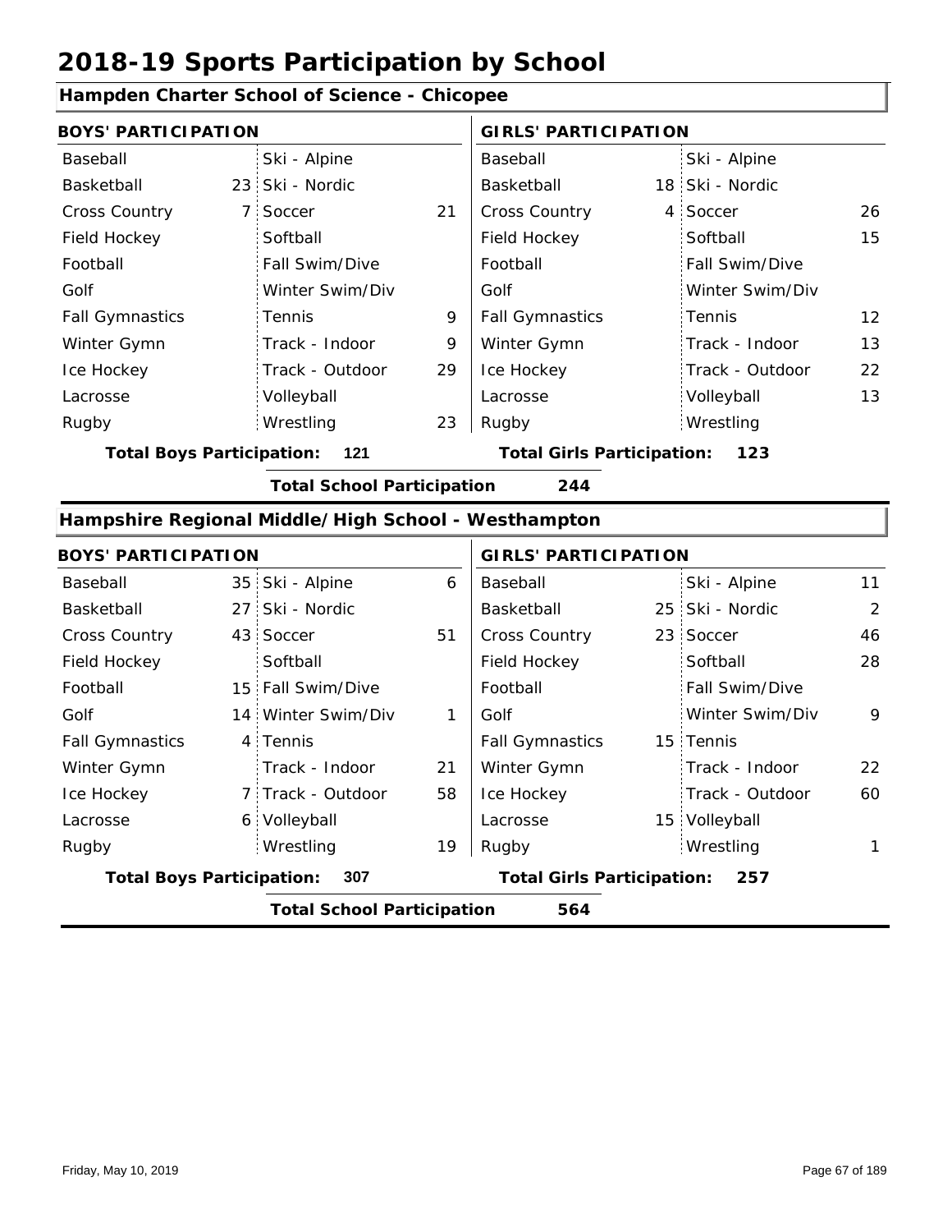# 2018-19 Sports Participation by School

## Hampden Charter School of Science - Chicopee

| BOYS' PARTICIPATION | | | | GIRLS' PARTICIPATION | | | |
|---|---|---|---|---|---|---|---|
| Baseball | | Ski - Alpine | | Baseball | | Ski - Alpine | |
| Basketball | 23 | Ski - Nordic | | Basketball | 18 | Ski - Nordic | |
| Cross Country | 7 | Soccer | 21 | Cross Country | 4 | Soccer | 26 |
| Field Hockey | | Softball | | Field Hockey | | Softball | 15 |
| Football | | Fall Swim/Dive | | Football | | Fall Swim/Dive | |
| Golf | | Winter Swim/Div | | Golf | | Winter Swim/Div | |
| Fall Gymnastics | | Tennis | 9 | Fall Gymnastics | | Tennis | 12 |
| Winter Gymn | | Track - Indoor | 9 | Winter Gymn | | Track - Indoor | 13 |
| Ice Hockey | | Track - Outdoor | 29 | Ice Hockey | | Track - Outdoor | 22 |
| Lacrosse | | Volleyball | | Lacrosse | | Volleyball | 13 |
| Rugby | | Wrestling | 23 | Rugby | | Wrestling | |

**Total Boys Participation:** 121 **Total Girls Participation:** 123

**Total School Participation** 244

## Hampshire Regional Middle/High School - Westhampton

| BOYS' PARTICIPATION | | | | GIRLS' PARTICIPATION | | | |
|---|---|---|---|---|---|---|---|
| Baseball | 35 | Ski - Alpine | 6 | Baseball | | Ski - Alpine | 11 |
| Basketball | 27 | Ski - Nordic | | Basketball | 25 | Ski - Nordic | 2 |
| Cross Country | 43 | Soccer | 51 | Cross Country | 23 | Soccer | 46 |
| Field Hockey | | Softball | | Field Hockey | | Softball | 28 |
| Football | 15 | Fall Swim/Dive | | Football | | Fall Swim/Dive | |
| Golf | 14 | Winter Swim/Div | 1 | Golf | | Winter Swim/Div | 9 |
| Fall Gymnastics | 4 | Tennis | | Fall Gymnastics | 15 | Tennis | |
| Winter Gymn | | Track - Indoor | 21 | Winter Gymn | | Track - Indoor | 22 |
| Ice Hockey | 7 | Track - Outdoor | 58 | Ice Hockey | | Track - Outdoor | 60 |
| Lacrosse | 6 | Volleyball | | Lacrosse | 15 | Volleyball | |
| Rugby | | Wrestling | 19 | Rugby | | Wrestling | 1 |

**Total Boys Participation:** 307 **Total Girls Participation:** 257

**Total School Participation** 564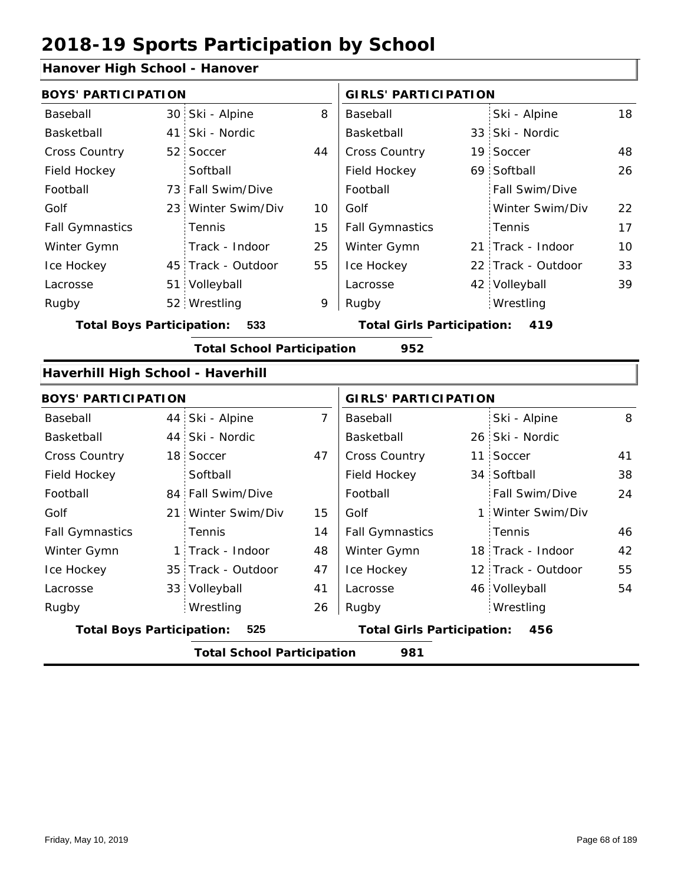# 2018-19 Sports Participation by School

## Hanover High School - Hanover

| BOYS' PARTICIPATION | | | | GIRLS' PARTICIPATION | | | |
|---|---|---|---|---|---|---|---|
| Baseball | 30 | Ski - Alpine | 8 | Baseball | | Ski - Alpine | 18 |
| Basketball | 41 | Ski - Nordic | | Basketball | 33 | Ski - Nordic | |
| Cross Country | 52 | Soccer | 44 | Cross Country | 19 | Soccer | 48 |
| Field Hockey | | Softball | | Field Hockey | 69 | Softball | 26 |
| Football | 73 | Fall Swim/Dive | | Football | | Fall Swim/Dive | |
| Golf | 23 | Winter Swim/Div | 10 | Golf | | Winter Swim/Div | 22 |
| Fall Gymnastics | | Tennis | 15 | Fall Gymnastics | | Tennis | 17 |
| Winter Gymn | | Track - Indoor | 25 | Winter Gymn | 21 | Track - Indoor | 10 |
| Ice Hockey | 45 | Track - Outdoor | 55 | Ice Hockey | 22 | Track - Outdoor | 33 |
| Lacrosse | 51 | Volleyball | | Lacrosse | 42 | Volleyball | 39 |
| Rugby | 52 | Wrestling | 9 | Rugby | | Wrestling | |

**Total Boys Participation: 533** **Total Girls Participation: 419**

**Total School Participation 952**

## Haverhill High School - Haverhill

| BOYS' PARTICIPATION | | | | GIRLS' PARTICIPATION | | | |
|---|---|---|---|---|---|---|---|
| Baseball | 44 | Ski - Alpine | 7 | Baseball | | Ski - Alpine | 8 |
| Basketball | 44 | Ski - Nordic | | Basketball | 26 | Ski - Nordic | |
| Cross Country | 18 | Soccer | 47 | Cross Country | 11 | Soccer | 41 |
| Field Hockey | | Softball | | Field Hockey | 34 | Softball | 38 |
| Football | 84 | Fall Swim/Dive | | Football | | Fall Swim/Dive | 24 |
| Golf | 21 | Winter Swim/Div | 15 | Golf | 1 | Winter Swim/Div | |
| Fall Gymnastics | | Tennis | 14 | Fall Gymnastics | | Tennis | 46 |
| Winter Gymn | 1 | Track - Indoor | 48 | Winter Gymn | 18 | Track - Indoor | 42 |
| Ice Hockey | 35 | Track - Outdoor | 47 | Ice Hockey | 12 | Track - Outdoor | 55 |
| Lacrosse | 33 | Volleyball | 41 | Lacrosse | 46 | Volleyball | 54 |
| Rugby | | Wrestling | 26 | Rugby | | Wrestling | |

**Total Boys Participation: 525** **Total Girls Participation: 456**

**Total School Participation 981**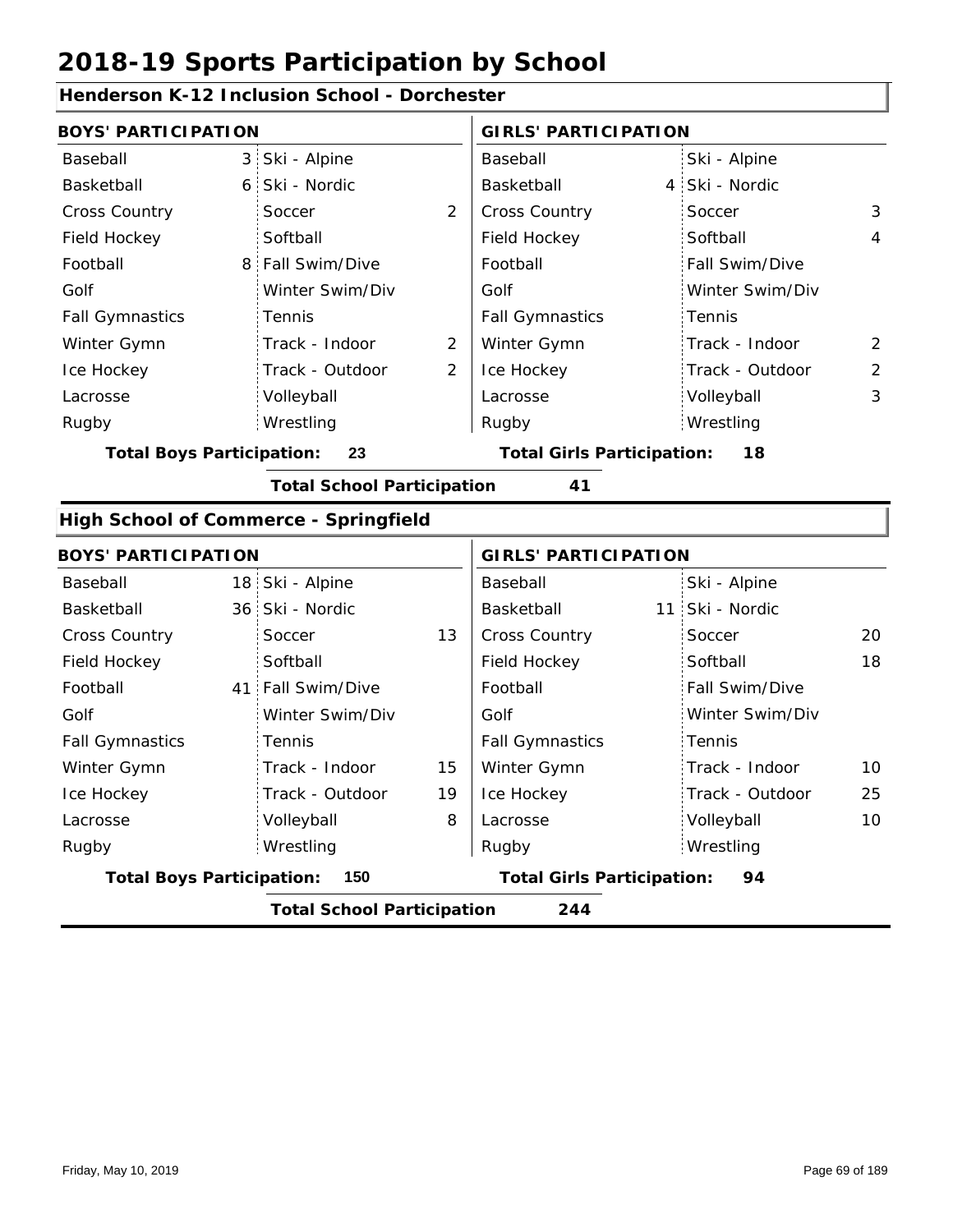# 2018-19 Sports Participation by School

## Henderson K-12 Inclusion School - Dorchester

| BOYS' PARTICIPATION | | | | GIRLS' PARTICIPATION | | | |
|---|---|---|---|---|---|---|---|
| Baseball | 3 | Ski - Alpine | | Baseball | | Ski - Alpine | |
| Basketball | 6 | Ski - Nordic | | Basketball | 4 | Ski - Nordic | |
| Cross Country | | Soccer | 2 | Cross Country | | Soccer | 3 |
| Field Hockey | | Softball | | Field Hockey | | Softball | 4 |
| Football | 8 | Fall Swim/Dive | | Football | | Fall Swim/Dive | |
| Golf | | Winter Swim/Div | | Golf | | Winter Swim/Div | |
| Fall Gymnastics | | Tennis | | Fall Gymnastics | | Tennis | |
| Winter Gymn | | Track - Indoor | 2 | Winter Gymn | | Track - Indoor | 2 |
| Ice Hockey | | Track - Outdoor | 2 | Ice Hockey | | Track - Outdoor | 2 |
| Lacrosse | | Volleyball | | Lacrosse | | Volleyball | 3 |
| Rugby | | Wrestling | | Rugby | | Wrestling | |

**Total Boys Participation:** 23 **Total Girls Participation:** 18

**Total School Participation** 41

## High School of Commerce - Springfield

| BOYS' PARTICIPATION | | | | GIRLS' PARTICIPATION | | | |
|---|---|---|---|---|---|---|---|
| Baseball | 18 | Ski - Alpine | | Baseball | | Ski - Alpine | |
| Basketball | 36 | Ski - Nordic | | Basketball | 11 | Ski - Nordic | |
| Cross Country | | Soccer | 13 | Cross Country | | Soccer | 20 |
| Field Hockey | | Softball | | Field Hockey | | Softball | 18 |
| Football | 41 | Fall Swim/Dive | | Football | | Fall Swim/Dive | |
| Golf | | Winter Swim/Div | | Golf | | Winter Swim/Div | |
| Fall Gymnastics | | Tennis | | Fall Gymnastics | | Tennis | |
| Winter Gymn | | Track - Indoor | 15 | Winter Gymn | | Track - Indoor | 10 |
| Ice Hockey | | Track - Outdoor | 19 | Ice Hockey | | Track - Outdoor | 25 |
| Lacrosse | | Volleyball | 8 | Lacrosse | | Volleyball | 10 |
| Rugby | | Wrestling | | Rugby | | Wrestling | |

**Total Boys Participation:** 150 **Total Girls Participation:** 94

**Total School Participation** 244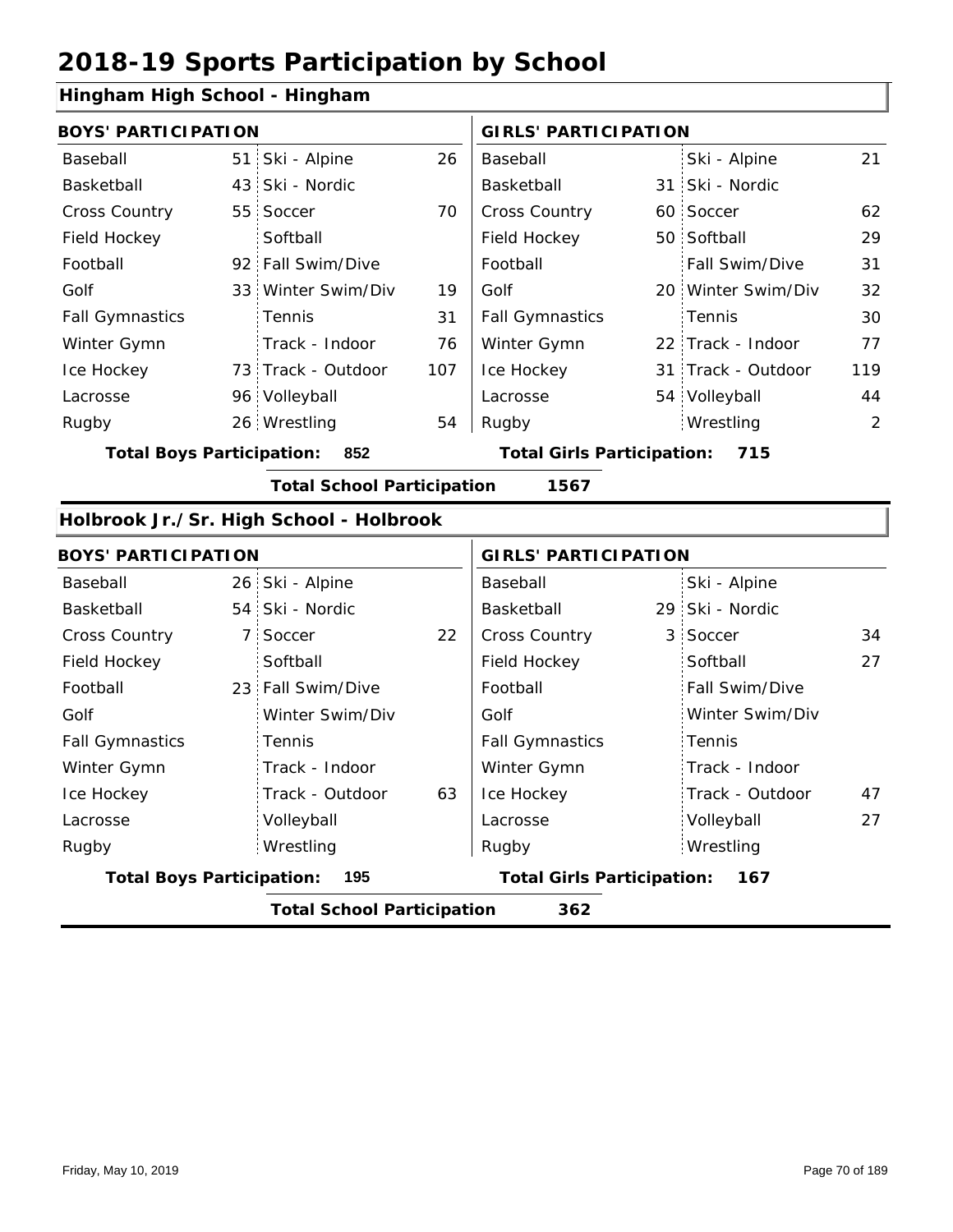# 2018-19 Sports Participation by School

## Hingham High School - Hingham

| BOYS' PARTICIPATION | | | | GIRLS' PARTICIPATION | | | |
|---|---|---|---|---|---|---|---|
| Baseball | 51 | Ski - Alpine | 26 | Baseball | | Ski - Alpine | 21 |
| Basketball | 43 | Ski - Nordic | | Basketball | 31 | Ski - Nordic | |
| Cross Country | 55 | Soccer | 70 | Cross Country | 60 | Soccer | 62 |
| Field Hockey | | Softball | | Field Hockey | 50 | Softball | 29 |
| Football | 92 | Fall Swim/Dive | | Football | | Fall Swim/Dive | 31 |
| Golf | 33 | Winter Swim/Div | 19 | Golf | 20 | Winter Swim/Div | 32 |
| Fall Gymnastics | | Tennis | 31 | Fall Gymnastics | | Tennis | 30 |
| Winter Gymn | | Track - Indoor | 76 | Winter Gymn | 22 | Track - Indoor | 77 |
| Ice Hockey | 73 | Track - Outdoor | 107 | Ice Hockey | 31 | Track - Outdoor | 119 |
| Lacrosse | 96 | Volleyball | | Lacrosse | 54 | Volleyball | 44 |
| Rugby | 26 | Wrestling | 54 | Rugby | | Wrestling | 2 |

**Total Boys Participation: 852** | **Total Girls Participation: 715**

**Total School Participation 1567**

## Holbrook Jr./Sr. High School - Holbrook

| BOYS' PARTICIPATION | | | | GIRLS' PARTICIPATION | | | |
|---|---|---|---|---|---|---|---|
| Baseball | 26 | Ski - Alpine | | Baseball | | Ski - Alpine | |
| Basketball | 54 | Ski - Nordic | | Basketball | 29 | Ski - Nordic | |
| Cross Country | 7 | Soccer | 22 | Cross Country | 3 | Soccer | 34 |
| Field Hockey | | Softball | | Field Hockey | | Softball | 27 |
| Football | 23 | Fall Swim/Dive | | Football | | Fall Swim/Dive | |
| Golf | | Winter Swim/Div | | Golf | | Winter Swim/Div | |
| Fall Gymnastics | | Tennis | | Fall Gymnastics | | Tennis | |
| Winter Gymn | | Track - Indoor | | Winter Gymn | | Track - Indoor | |
| Ice Hockey | | Track - Outdoor | 63 | Ice Hockey | | Track - Outdoor | 47 |
| Lacrosse | | Volleyball | | Lacrosse | | Volleyball | 27 |
| Rugby | | Wrestling | | Rugby | | Wrestling | |

**Total Boys Participation: 195** | **Total Girls Participation: 167**

**Total School Participation 362**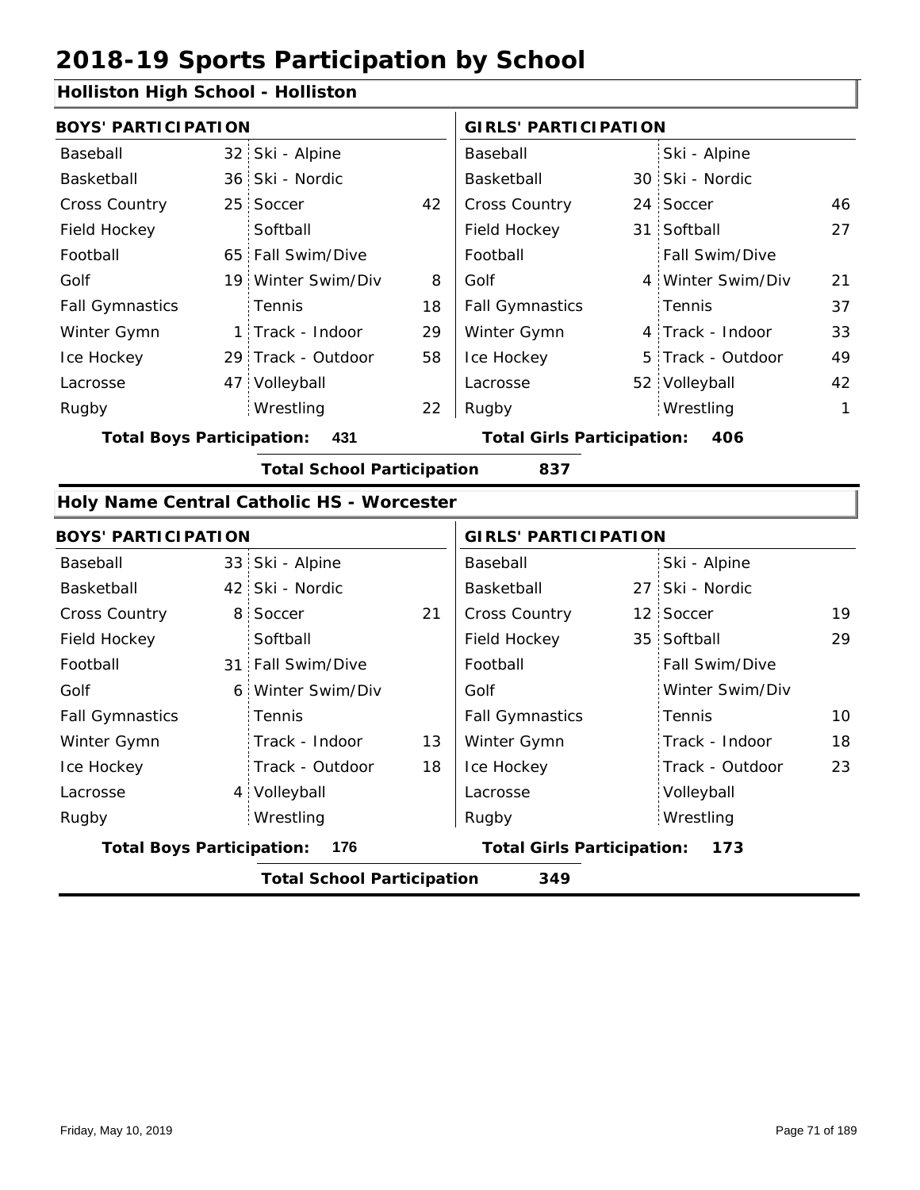# 2018-19 Sports Participation by School

## Holliston High School - Holliston

| BOYS' PARTICIPATION | | | | GIRLS' PARTICIPATION | | | |
|---|---|---|---|---|---|---|---|
| Baseball | 32 | Ski - Alpine | | Baseball | | Ski - Alpine | |
| Basketball | 36 | Ski - Nordic | | Basketball | 30 | Ski - Nordic | |
| Cross Country | 25 | Soccer | 42 | Cross Country | 24 | Soccer | 46 |
| Field Hockey | | Softball | | Field Hockey | 31 | Softball | 27 |
| Football | 65 | Fall Swim/Dive | | Football | | Fall Swim/Dive | |
| Golf | 19 | Winter Swim/Div | 8 | Golf | 4 | Winter Swim/Div | 21 |
| Fall Gymnastics | | Tennis | 18 | Fall Gymnastics | | Tennis | 37 |
| Winter Gymn | 1 | Track - Indoor | 29 | Winter Gymn | 4 | Track - Indoor | 33 |
| Ice Hockey | 29 | Track - Outdoor | 58 | Ice Hockey | 5 | Track - Outdoor | 49 |
| Lacrosse | 47 | Volleyball | | Lacrosse | 52 | Volleyball | 42 |
| Rugby | | Wrestling | 22 | Rugby | | Wrestling | 1 |

**Total Boys Participation:** 431 **Total Girls Participation:** 406

**Total School Participation** 837

## Holy Name Central Catholic HS - Worcester

| BOYS' PARTICIPATION | | | | GIRLS' PARTICIPATION | | | |
|---|---|---|---|---|---|---|---|
| Baseball | 33 | Ski - Alpine | | Baseball | | Ski - Alpine | |
| Basketball | 42 | Ski - Nordic | | Basketball | 27 | Ski - Nordic | |
| Cross Country | 8 | Soccer | 21 | Cross Country | 12 | Soccer | 19 |
| Field Hockey | | Softball | | Field Hockey | 35 | Softball | 29 |
| Football | 31 | Fall Swim/Dive | | Football | | Fall Swim/Dive | |
| Golf | 6 | Winter Swim/Div | | Golf | | Winter Swim/Div | |
| Fall Gymnastics | | Tennis | | Fall Gymnastics | | Tennis | 10 |
| Winter Gymn | | Track - Indoor | 13 | Winter Gymn | | Track - Indoor | 18 |
| Ice Hockey | | Track - Outdoor | 18 | Ice Hockey | | Track - Outdoor | 23 |
| Lacrosse | 4 | Volleyball | | Lacrosse | | Volleyball | |
| Rugby | | Wrestling | | Rugby | | Wrestling | |

**Total Boys Participation:** 176 **Total Girls Participation:** 173

**Total School Participation** 349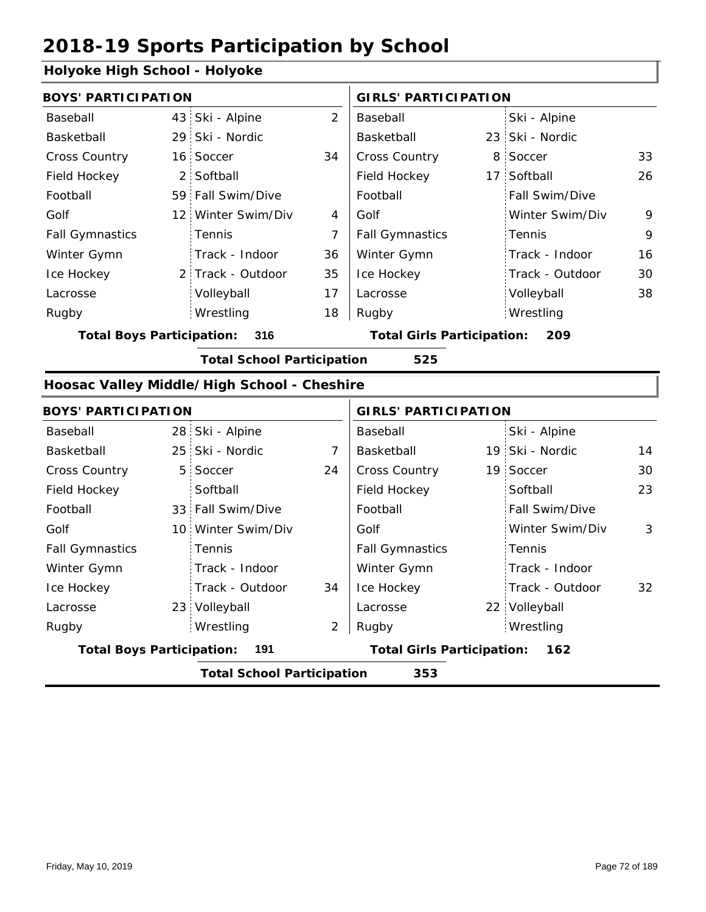# 2018-19 Sports Participation by School

## Holyoke High School - Holyoke

| BOYS' PARTICIPATION | | | | GIRLS' PARTICIPATION | | | |
|---|---|---|---|---|---|---|---|
| Baseball | 43 | Ski - Alpine | 2 | Baseball | | Ski - Alpine | |
| Basketball | 29 | Ski - Nordic | | Basketball | 23 | Ski - Nordic | |
| Cross Country | 16 | Soccer | 34 | Cross Country | 8 | Soccer | 33 |
| Field Hockey | 2 | Softball | | Field Hockey | 17 | Softball | 26 |
| Football | 59 | Fall Swim/Dive | | Football | | Fall Swim/Dive | |
| Golf | 12 | Winter Swim/Div | 4 | Golf | | Winter Swim/Div | 9 |
| Fall Gymnastics | | Tennis | 7 | Fall Gymnastics | | Tennis | 9 |
| Winter Gymn | | Track - Indoor | 36 | Winter Gymn | | Track - Indoor | 16 |
| Ice Hockey | 2 | Track - Outdoor | 35 | Ice Hockey | | Track - Outdoor | 30 |
| Lacrosse | | Volleyball | 17 | Lacrosse | | Volleyball | 38 |
| Rugby | | Wrestling | 18 | Rugby | | Wrestling | |

**Total Boys Participation: 316** **Total Girls Participation: 209**

**Total School Participation 525**

## Hoosac Valley Middle/High School - Cheshire

| BOYS' PARTICIPATION | | | | GIRLS' PARTICIPATION | | | |
|---|---|---|---|---|---|---|---|
| Baseball | 28 | Ski - Alpine | | Baseball | | Ski - Alpine | |
| Basketball | 25 | Ski - Nordic | 7 | Basketball | 19 | Ski - Nordic | 14 |
| Cross Country | 5 | Soccer | 24 | Cross Country | 19 | Soccer | 30 |
| Field Hockey | | Softball | | Field Hockey | | Softball | 23 |
| Football | 33 | Fall Swim/Dive | | Football | | Fall Swim/Dive | |
| Golf | 10 | Winter Swim/Div | | Golf | | Winter Swim/Div | 3 |
| Fall Gymnastics | | Tennis | | Fall Gymnastics | | Tennis | |
| Winter Gymn | | Track - Indoor | | Winter Gymn | | Track - Indoor | |
| Ice Hockey | | Track - Outdoor | 34 | Ice Hockey | | Track - Outdoor | 32 |
| Lacrosse | 23 | Volleyball | | Lacrosse | 22 | Volleyball | |
| Rugby | | Wrestling | 2 | Rugby | | Wrestling | |

**Total Boys Participation: 191** **Total Girls Participation: 162**

**Total School Participation 353**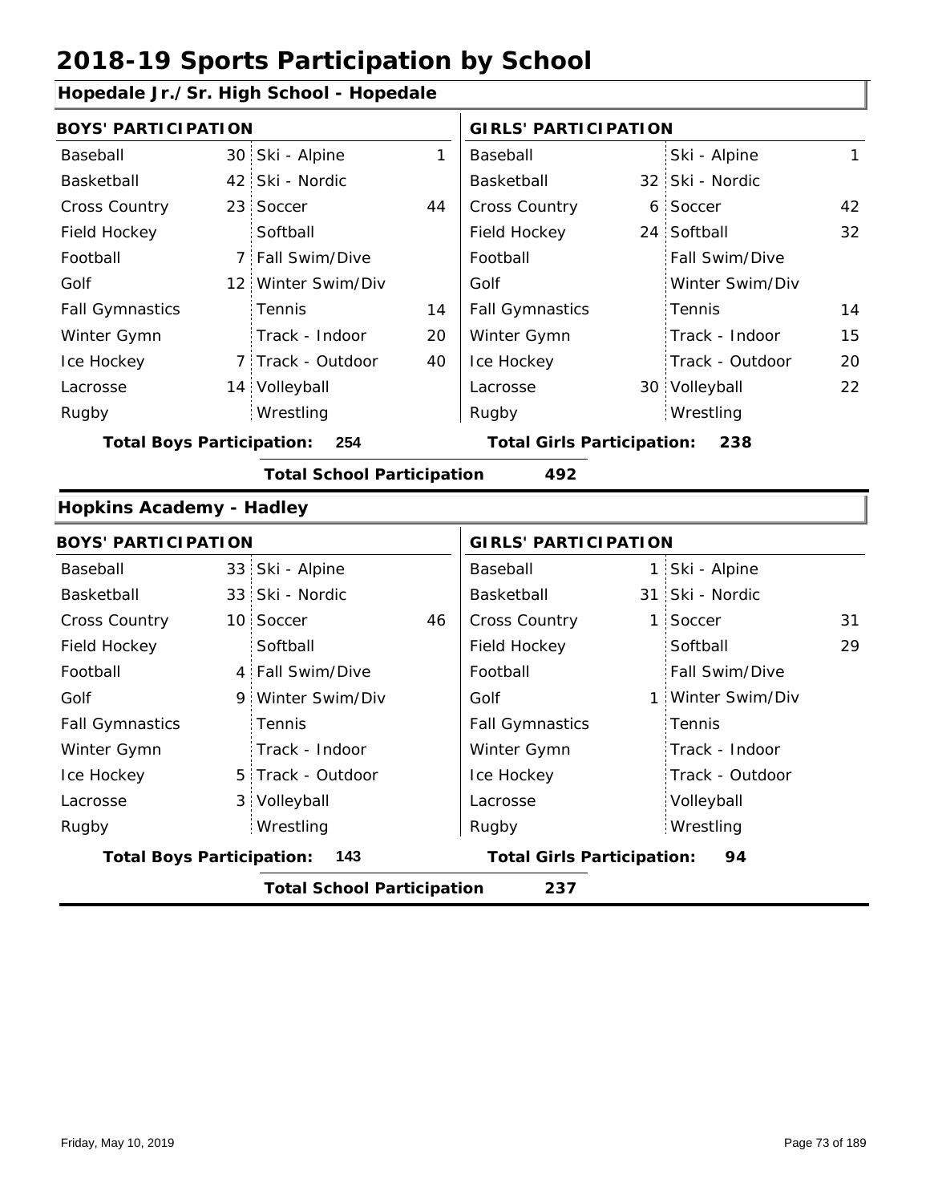# 2018-19 Sports Participation by School

## Hopedale Jr./Sr. High School - Hopedale

| BOYS' PARTICIPATION | | | | GIRLS' PARTICIPATION | | | |
|---|---|---|---|---|---|---|---|
| Baseball | 30 | Ski - Alpine | 1 | Baseball | | Ski - Alpine | 1 |
| Basketball | 42 | Ski - Nordic | | Basketball | 32 | Ski - Nordic | |
| Cross Country | 23 | Soccer | 44 | Cross Country | 6 | Soccer | 42 |
| Field Hockey | | Softball | | Field Hockey | 24 | Softball | 32 |
| Football | 7 | Fall Swim/Dive | | Football | | Fall Swim/Dive | |
| Golf | 12 | Winter Swim/Div | | Golf | | Winter Swim/Div | |
| Fall Gymnastics | | Tennis | 14 | Fall Gymnastics | | Tennis | 14 |
| Winter Gymn | | Track - Indoor | 20 | Winter Gymn | | Track - Indoor | 15 |
| Ice Hockey | 7 | Track - Outdoor | 40 | Ice Hockey | | Track - Outdoor | 20 |
| Lacrosse | 14 | Volleyball | | Lacrosse | 30 | Volleyball | 22 |
| Rugby | | Wrestling | | Rugby | | Wrestling | |

**Total Boys Participation: 254** **Total Girls Participation: 238**

**Total School Participation 492**

## Hopkins Academy - Hadley

| BOYS' PARTICIPATION | | | | GIRLS' PARTICIPATION | | | |
|---|---|---|---|---|---|---|---|
| Baseball | 33 | Ski - Alpine | | Baseball | 1 | Ski - Alpine | |
| Basketball | 33 | Ski - Nordic | | Basketball | 31 | Ski - Nordic | |
| Cross Country | 10 | Soccer | 46 | Cross Country | 1 | Soccer | 31 |
| Field Hockey | | Softball | | Field Hockey | | Softball | 29 |
| Football | 4 | Fall Swim/Dive | | Football | | Fall Swim/Dive | |
| Golf | 9 | Winter Swim/Div | | Golf | 1 | Winter Swim/Div | |
| Fall Gymnastics | | Tennis | | Fall Gymnastics | | Tennis | |
| Winter Gymn | | Track - Indoor | | Winter Gymn | | Track - Indoor | |
| Ice Hockey | 5 | Track - Outdoor | | Ice Hockey | | Track - Outdoor | |
| Lacrosse | 3 | Volleyball | | Lacrosse | | Volleyball | |
| Rugby | | Wrestling | | Rugby | | Wrestling | |

**Total Boys Participation: 143** **Total Girls Participation: 94**

**Total School Participation 237**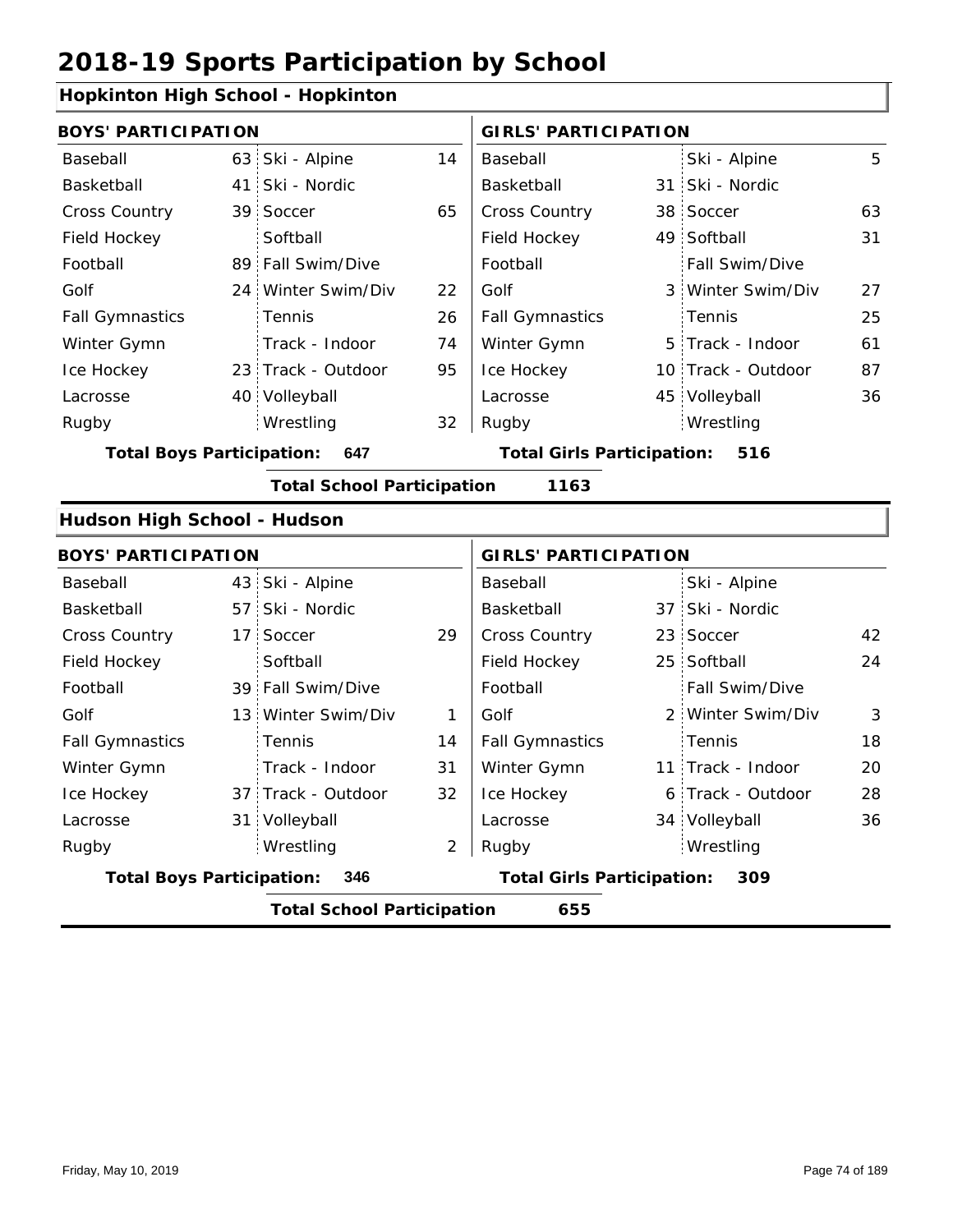# 2018-19 Sports Participation by School

## Hopkinton High School - Hopkinton

**BOYS' PARTICIPATION**

| Sport | Count | Sport | Count |
|---|---|---|---|
| Baseball | 63 | Ski - Alpine | 14 |
| Basketball | 41 | Ski - Nordic | |
| Cross Country | 39 | Soccer | 65 |
| Field Hockey | | Softball | |
| Football | 89 | Fall Swim/Dive | |
| Golf | 24 | Winter Swim/Div | 22 |
| Fall Gymnastics | | Tennis | 26 |
| Winter Gymn | | Track - Indoor | 74 |
| Ice Hockey | 23 | Track - Outdoor | 95 |
| Lacrosse | 40 | Volleyball | |
| Rugby | | Wrestling | 32 |

**Total Boys Participation: 647**

**GIRLS' PARTICIPATION**

| Sport | Count | Sport | Count |
|---|---|---|---|
| Baseball | | Ski - Alpine | 5 |
| Basketball | 31 | Ski - Nordic | |
| Cross Country | 38 | Soccer | 63 |
| Field Hockey | 49 | Softball | 31 |
| Football | | Fall Swim/Dive | |
| Golf | 3 | Winter Swim/Div | 27 |
| Fall Gymnastics | | Tennis | 25 |
| Winter Gymn | 5 | Track - Indoor | 61 |
| Ice Hockey | 10 | Track - Outdoor | 87 |
| Lacrosse | 45 | Volleyball | 36 |
| Rugby | | Wrestling | |

**Total Girls Participation: 516**

**Total School Participation 1163**

## Hudson High School - Hudson

**BOYS' PARTICIPATION**

| Sport | Count | Sport | Count |
|---|---|---|---|
| Baseball | 43 | Ski - Alpine | |
| Basketball | 57 | Ski - Nordic | |
| Cross Country | 17 | Soccer | 29 |
| Field Hockey | | Softball | |
| Football | 39 | Fall Swim/Dive | |
| Golf | 13 | Winter Swim/Div | 1 |
| Fall Gymnastics | | Tennis | 14 |
| Winter Gymn | | Track - Indoor | 31 |
| Ice Hockey | 37 | Track - Outdoor | 32 |
| Lacrosse | 31 | Volleyball | |
| Rugby | | Wrestling | 2 |

**Total Boys Participation: 346**

**GIRLS' PARTICIPATION**

| Sport | Count | Sport | Count |
|---|---|---|---|
| Baseball | | Ski - Alpine | |
| Basketball | 37 | Ski - Nordic | |
| Cross Country | 23 | Soccer | 42 |
| Field Hockey | 25 | Softball | 24 |
| Football | | Fall Swim/Dive | |
| Golf | 2 | Winter Swim/Div | 3 |
| Fall Gymnastics | | Tennis | 18 |
| Winter Gymn | 11 | Track - Indoor | 20 |
| Ice Hockey | 6 | Track - Outdoor | 28 |
| Lacrosse | 34 | Volleyball | 36 |
| Rugby | | Wrestling | |

**Total Girls Participation: 309**

**Total School Participation 655**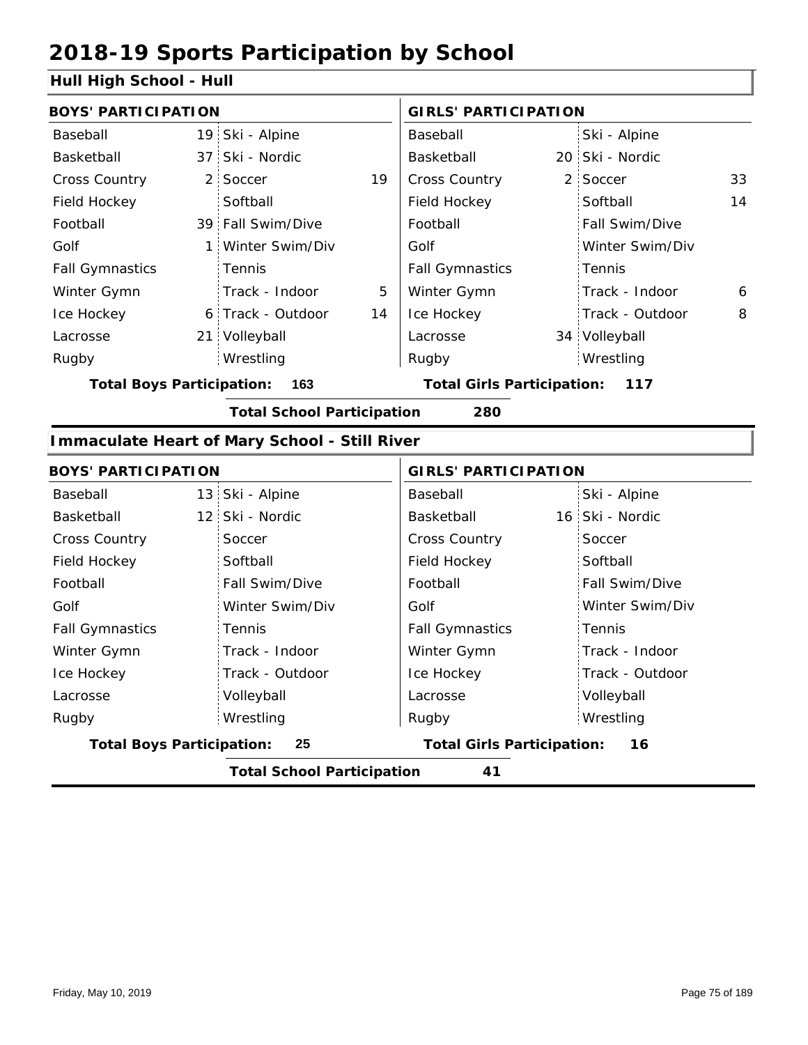# 2018-19 Sports Participation by School

## Hull High School - Hull

| BOYS' PARTICIPATION | | | | GIRLS' PARTICIPATION | | | |
|---|---|---|---|---|---|---|---|
| Baseball | 19 | Ski - Alpine | | Baseball | | Ski - Alpine | |
| Basketball | 37 | Ski - Nordic | | Basketball | 20 | Ski - Nordic | |
| Cross Country | 2 | Soccer | 19 | Cross Country | 2 | Soccer | 33 |
| Field Hockey | | Softball | | Field Hockey | | Softball | 14 |
| Football | 39 | Fall Swim/Dive | | Football | | Fall Swim/Dive | |
| Golf | 1 | Winter Swim/Div | | Golf | | Winter Swim/Div | |
| Fall Gymnastics | | Tennis | | Fall Gymnastics | | Tennis | |
| Winter Gymn | | Track - Indoor | 5 | Winter Gymn | | Track - Indoor | 6 |
| Ice Hockey | 6 | Track - Outdoor | 14 | Ice Hockey | | Track - Outdoor | 8 |
| Lacrosse | 21 | Volleyball | | Lacrosse | 34 | Volleyball | |
| Rugby | | Wrestling | | Rugby | | Wrestling | |

**Total Boys Participation: 163** | **Total Girls Participation: 117**

**Total School Participation 280**

## Immaculate Heart of Mary School - Still River

| BOYS' PARTICIPATION | | | | GIRLS' PARTICIPATION | | | |
|---|---|---|---|---|---|---|---|
| Baseball | 13 | Ski - Alpine | | Baseball | | Ski - Alpine | |
| Basketball | 12 | Ski - Nordic | | Basketball | 16 | Ski - Nordic | |
| Cross Country | | Soccer | | Cross Country | | Soccer | |
| Field Hockey | | Softball | | Field Hockey | | Softball | |
| Football | | Fall Swim/Dive | | Football | | Fall Swim/Dive | |
| Golf | | Winter Swim/Div | | Golf | | Winter Swim/Div | |
| Fall Gymnastics | | Tennis | | Fall Gymnastics | | Tennis | |
| Winter Gymn | | Track - Indoor | | Winter Gymn | | Track - Indoor | |
| Ice Hockey | | Track - Outdoor | | Ice Hockey | | Track - Outdoor | |
| Lacrosse | | Volleyball | | Lacrosse | | Volleyball | |
| Rugby | | Wrestling | | Rugby | | Wrestling | |

**Total Boys Participation: 25** | **Total Girls Participation: 16**

**Total School Participation 41**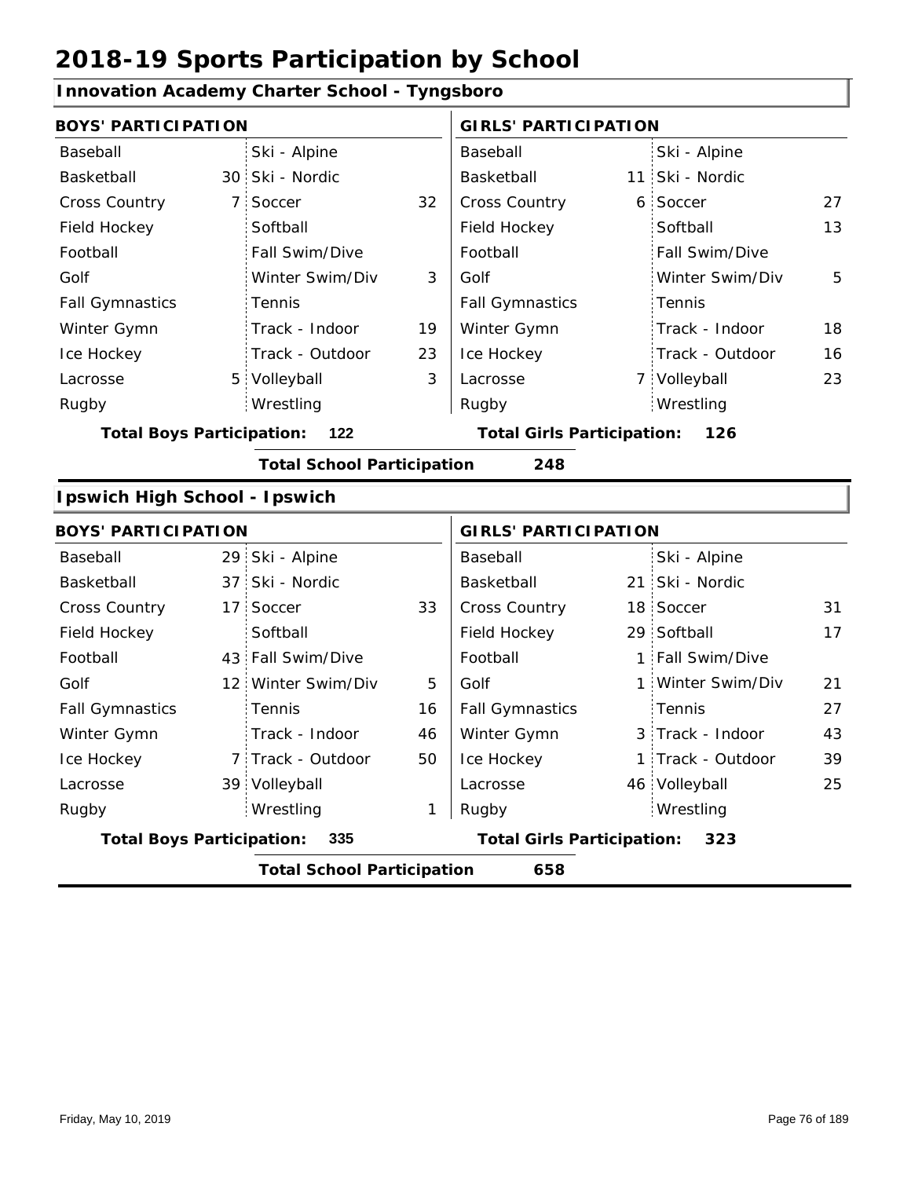# 2018-19 Sports Participation by School

## Innovation Academy Charter School - Tyngsboro

| BOYS' PARTICIPATION | | | | GIRLS' PARTICIPATION | | | |
|---|---|---|---|---|---|---|---|
| Baseball | | Ski - Alpine | | Baseball | | Ski - Alpine | |
| Basketball | 30 | Ski - Nordic | | Basketball | 11 | Ski - Nordic | |
| Cross Country | 7 | Soccer | 32 | Cross Country | 6 | Soccer | 27 |
| Field Hockey | | Softball | | Field Hockey | | Softball | 13 |
| Football | | Fall Swim/Dive | | Football | | Fall Swim/Dive | |
| Golf | | Winter Swim/Div | 3 | Golf | | Winter Swim/Div | 5 |
| Fall Gymnastics | | Tennis | | Fall Gymnastics | | Tennis | |
| Winter Gymn | | Track - Indoor | 19 | Winter Gymn | | Track - Indoor | 18 |
| Ice Hockey | | Track - Outdoor | 23 | Ice Hockey | | Track - Outdoor | 16 |
| Lacrosse | 5 | Volleyball | 3 | Lacrosse | 7 | Volleyball | 23 |
| Rugby | | Wrestling | | Rugby | | Wrestling | |

**Total Boys Participation: 122** | **Total Girls Participation: 126**

**Total School Participation 248**

## Ipswich High School - Ipswich

| BOYS' PARTICIPATION | | | | GIRLS' PARTICIPATION | | | |
|---|---|---|---|---|---|---|---|
| Baseball | 29 | Ski - Alpine | | Baseball | | Ski - Alpine | |
| Basketball | 37 | Ski - Nordic | | Basketball | 21 | Ski - Nordic | |
| Cross Country | 17 | Soccer | 33 | Cross Country | 18 | Soccer | 31 |
| Field Hockey | | Softball | | Field Hockey | 29 | Softball | 17 |
| Football | 43 | Fall Swim/Dive | | Football | 1 | Fall Swim/Dive | |
| Golf | 12 | Winter Swim/Div | 5 | Golf | 1 | Winter Swim/Div | 21 |
| Fall Gymnastics | | Tennis | 16 | Fall Gymnastics | | Tennis | 27 |
| Winter Gymn | | Track - Indoor | 46 | Winter Gymn | 3 | Track - Indoor | 43 |
| Ice Hockey | 7 | Track - Outdoor | 50 | Ice Hockey | 1 | Track - Outdoor | 39 |
| Lacrosse | 39 | Volleyball | | Lacrosse | 46 | Volleyball | 25 |
| Rugby | | Wrestling | 1 | Rugby | | Wrestling | |

**Total Boys Participation: 335** | **Total Girls Participation: 323**

**Total School Participation 658**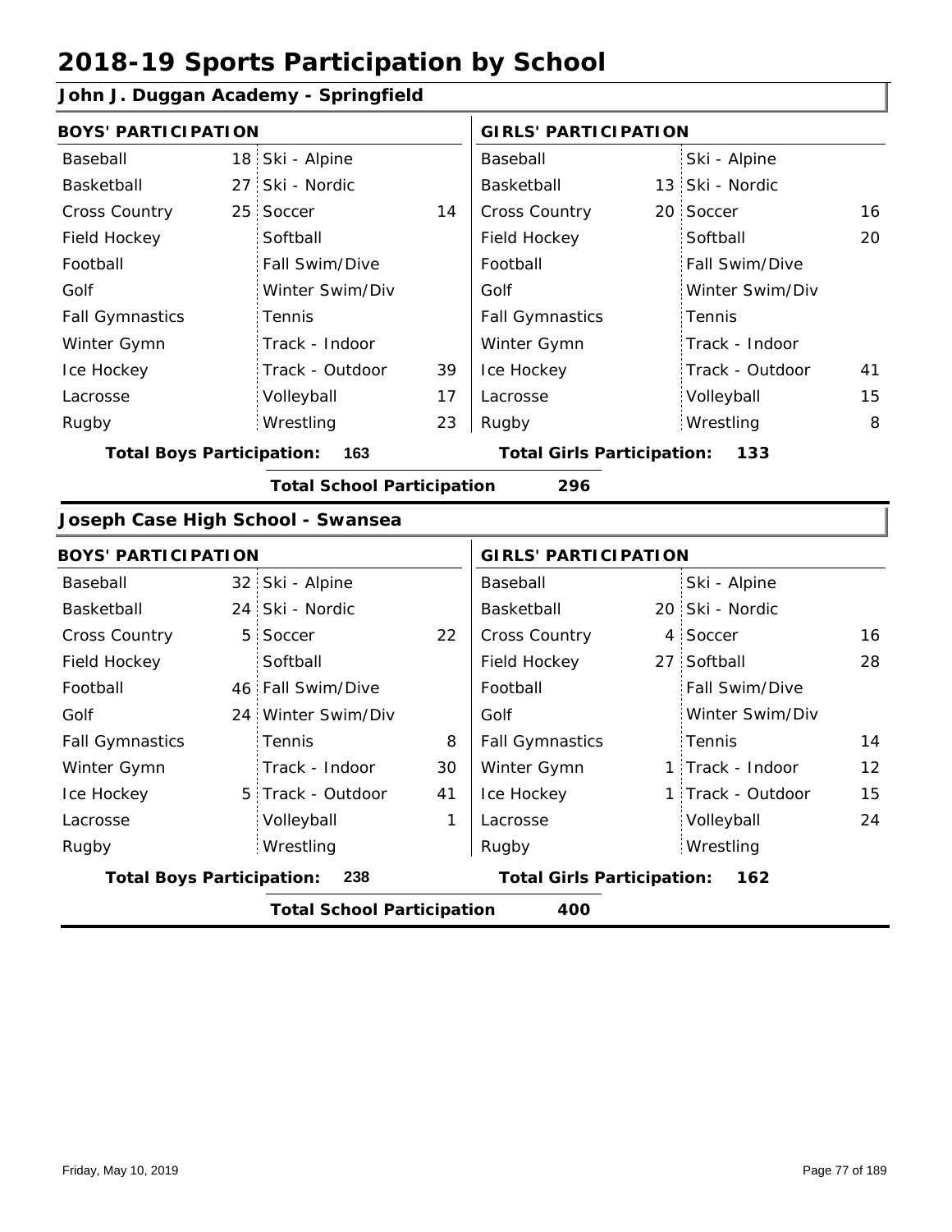# 2018-19 Sports Participation by School

## John J. Duggan Academy - Springfield

| BOYS' PARTICIPATION | | | | GIRLS' PARTICIPATION | | | |
|---|---|---|---|---|---|---|---|
| Baseball | 18 | Ski - Alpine | | Baseball | | Ski - Alpine | |
| Basketball | 27 | Ski - Nordic | | Basketball | 13 | Ski - Nordic | |
| Cross Country | 25 | Soccer | 14 | Cross Country | 20 | Soccer | 16 |
| Field Hockey | | Softball | | Field Hockey | | Softball | 20 |
| Football | | Fall Swim/Dive | | Football | | Fall Swim/Dive | |
| Golf | | Winter Swim/Div | | Golf | | Winter Swim/Div | |
| Fall Gymnastics | | Tennis | | Fall Gymnastics | | Tennis | |
| Winter Gymn | | Track - Indoor | | Winter Gymn | | Track - Indoor | |
| Ice Hockey | | Track - Outdoor | 39 | Ice Hockey | | Track - Outdoor | 41 |
| Lacrosse | | Volleyball | 17 | Lacrosse | | Volleyball | 15 |
| Rugby | | Wrestling | 23 | Rugby | | Wrestling | 8 |

**Total Boys Participation: 163** **Total Girls Participation: 133**

**Total School Participation 296**

## Joseph Case High School - Swansea

| BOYS' PARTICIPATION | | | | GIRLS' PARTICIPATION | | | |
|---|---|---|---|---|---|---|---|
| Baseball | 32 | Ski - Alpine | | Baseball | | Ski - Alpine | |
| Basketball | 24 | Ski - Nordic | | Basketball | 20 | Ski - Nordic | |
| Cross Country | 5 | Soccer | 22 | Cross Country | 4 | Soccer | 16 |
| Field Hockey | | Softball | | Field Hockey | 27 | Softball | 28 |
| Football | 46 | Fall Swim/Dive | | Football | | Fall Swim/Dive | |
| Golf | 24 | Winter Swim/Div | | Golf | | Winter Swim/Div | |
| Fall Gymnastics | | Tennis | 8 | Fall Gymnastics | | Tennis | 14 |
| Winter Gymn | | Track - Indoor | 30 | Winter Gymn | 1 | Track - Indoor | 12 |
| Ice Hockey | 5 | Track - Outdoor | 41 | Ice Hockey | 1 | Track - Outdoor | 15 |
| Lacrosse | | Volleyball | 1 | Lacrosse | | Volleyball | 24 |
| Rugby | | Wrestling | | Rugby | | Wrestling | |

**Total Boys Participation: 238** **Total Girls Participation: 162**

**Total School Participation 400**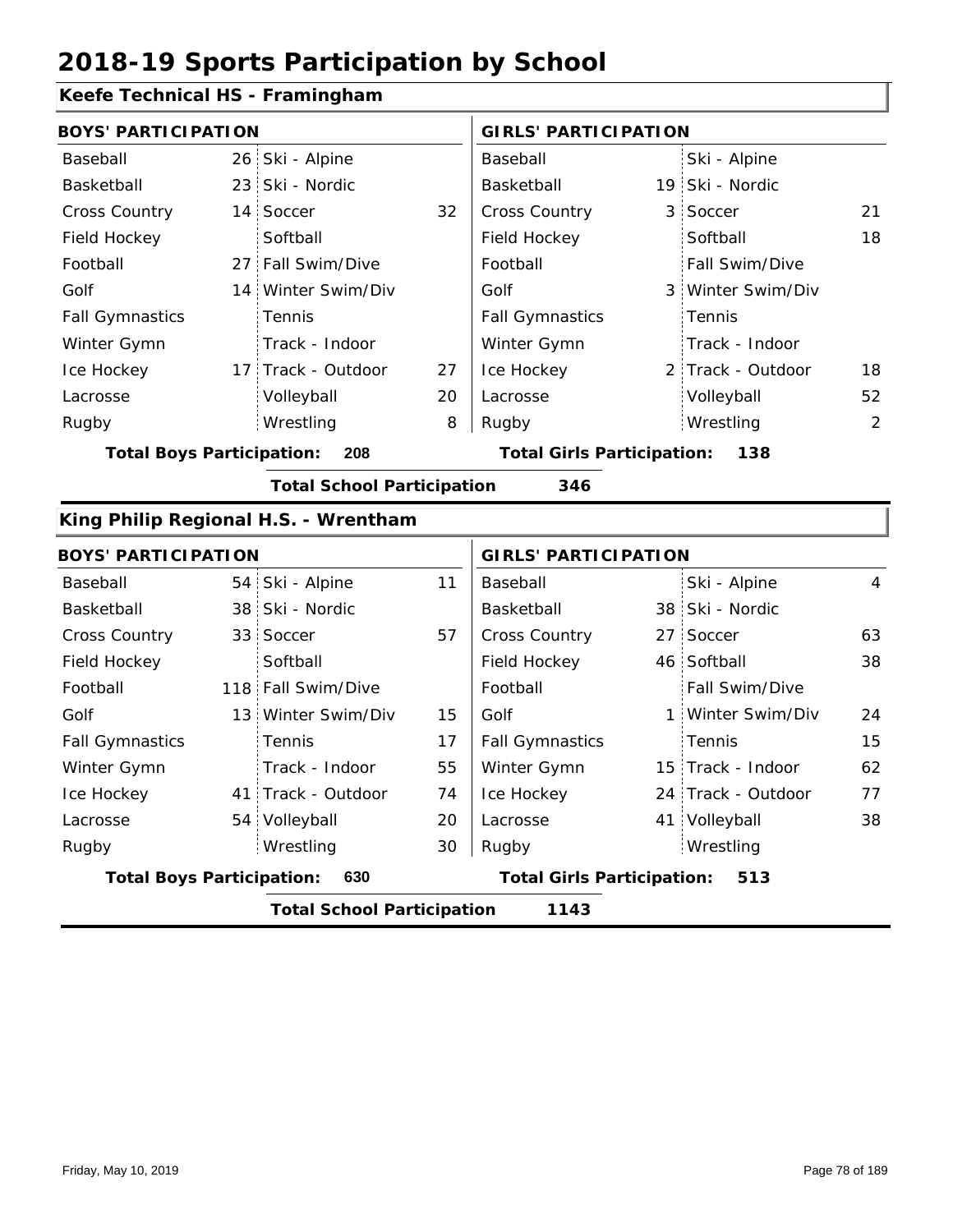# 2018-19 Sports Participation by School

## Keefe Technical HS - Framingham

| BOYS' PARTICIPATION | | | | GIRLS' PARTICIPATION | | | |
|---|---|---|---|---|---|---|---|
| Baseball | 26 | Ski - Alpine | | Baseball | | Ski - Alpine | |
| Basketball | 23 | Ski - Nordic | | Basketball | 19 | Ski - Nordic | |
| Cross Country | 14 | Soccer | 32 | Cross Country | 3 | Soccer | 21 |
| Field Hockey | | Softball | | Field Hockey | | Softball | 18 |
| Football | 27 | Fall Swim/Dive | | Football | | Fall Swim/Dive | |
| Golf | 14 | Winter Swim/Div | | Golf | 3 | Winter Swim/Div | |
| Fall Gymnastics | | Tennis | | Fall Gymnastics | | Tennis | |
| Winter Gymn | | Track - Indoor | | Winter Gymn | | Track - Indoor | |
| Ice Hockey | 17 | Track - Outdoor | 27 | Ice Hockey | 2 | Track - Outdoor | 18 |
| Lacrosse | | Volleyball | 20 | Lacrosse | | Volleyball | 52 |
| Rugby | | Wrestling | 8 | Rugby | | Wrestling | 2 |

**Total Boys Participation:** 208 **Total Girls Participation:** 138

**Total School Participation** 346

## King Philip Regional H.S. - Wrentham

| BOYS' PARTICIPATION | | | | GIRLS' PARTICIPATION | | | |
|---|---|---|---|---|---|---|---|
| Baseball | 54 | Ski - Alpine | 11 | Baseball | | Ski - Alpine | 4 |
| Basketball | 38 | Ski - Nordic | | Basketball | 38 | Ski - Nordic | |
| Cross Country | 33 | Soccer | 57 | Cross Country | 27 | Soccer | 63 |
| Field Hockey | | Softball | | Field Hockey | 46 | Softball | 38 |
| Football | 118 | Fall Swim/Dive | | Football | | Fall Swim/Dive | |
| Golf | 13 | Winter Swim/Div | 15 | Golf | 1 | Winter Swim/Div | 24 |
| Fall Gymnastics | | Tennis | 17 | Fall Gymnastics | | Tennis | 15 |
| Winter Gymn | | Track - Indoor | 55 | Winter Gymn | 15 | Track - Indoor | 62 |
| Ice Hockey | 41 | Track - Outdoor | 74 | Ice Hockey | 24 | Track - Outdoor | 77 |
| Lacrosse | 54 | Volleyball | 20 | Lacrosse | 41 | Volleyball | 38 |
| Rugby | | Wrestling | 30 | Rugby | | Wrestling | |

**Total Boys Participation:** 630 **Total Girls Participation:** 513

**Total School Participation** 1143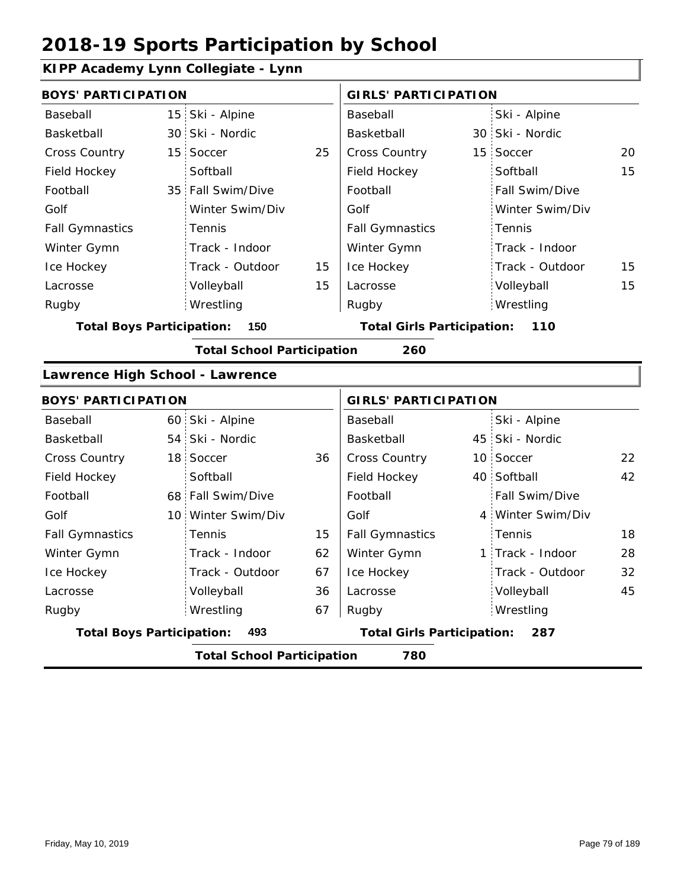# 2018-19 Sports Participation by School

## KIPP Academy Lynn Collegiate - Lynn

| BOYS' PARTICIPATION | | | | GIRLS' PARTICIPATION | | | |
|---|---|---|---|---|---|---|---|
| Baseball | 15 | Ski - Alpine | | Baseball | | Ski - Alpine | |
| Basketball | 30 | Ski - Nordic | | Basketball | 30 | Ski - Nordic | |
| Cross Country | 15 | Soccer | 25 | Cross Country | 15 | Soccer | 20 |
| Field Hockey | | Softball | | Field Hockey | | Softball | 15 |
| Football | 35 | Fall Swim/Dive | | Football | | Fall Swim/Dive | |
| Golf | | Winter Swim/Div | | Golf | | Winter Swim/Div | |
| Fall Gymnastics | | Tennis | | Fall Gymnastics | | Tennis | |
| Winter Gymn | | Track - Indoor | | Winter Gymn | | Track - Indoor | |
| Ice Hockey | | Track - Outdoor | 15 | Ice Hockey | | Track - Outdoor | 15 |
| Lacrosse | | Volleyball | 15 | Lacrosse | | Volleyball | 15 |
| Rugby | | Wrestling | | Rugby | | Wrestling | |

**Total Boys Participation: 150** | **Total Girls Participation: 110**

**Total School Participation 260**

## Lawrence High School - Lawrence

| BOYS' PARTICIPATION | | | | GIRLS' PARTICIPATION | | | |
|---|---|---|---|---|---|---|---|
| Baseball | 60 | Ski - Alpine | | Baseball | | Ski - Alpine | |
| Basketball | 54 | Ski - Nordic | | Basketball | 45 | Ski - Nordic | |
| Cross Country | 18 | Soccer | 36 | Cross Country | 10 | Soccer | 22 |
| Field Hockey | | Softball | | Field Hockey | 40 | Softball | 42 |
| Football | 68 | Fall Swim/Dive | | Football | | Fall Swim/Dive | |
| Golf | 10 | Winter Swim/Div | | Golf | 4 | Winter Swim/Div | |
| Fall Gymnastics | | Tennis | 15 | Fall Gymnastics | | Tennis | 18 |
| Winter Gymn | | Track - Indoor | 62 | Winter Gymn | 1 | Track - Indoor | 28 |
| Ice Hockey | | Track - Outdoor | 67 | Ice Hockey | | Track - Outdoor | 32 |
| Lacrosse | | Volleyball | 36 | Lacrosse | | Volleyball | 45 |
| Rugby | | Wrestling | 67 | Rugby | | Wrestling | |

**Total Boys Participation: 493** | **Total Girls Participation: 287**

**Total School Participation 780**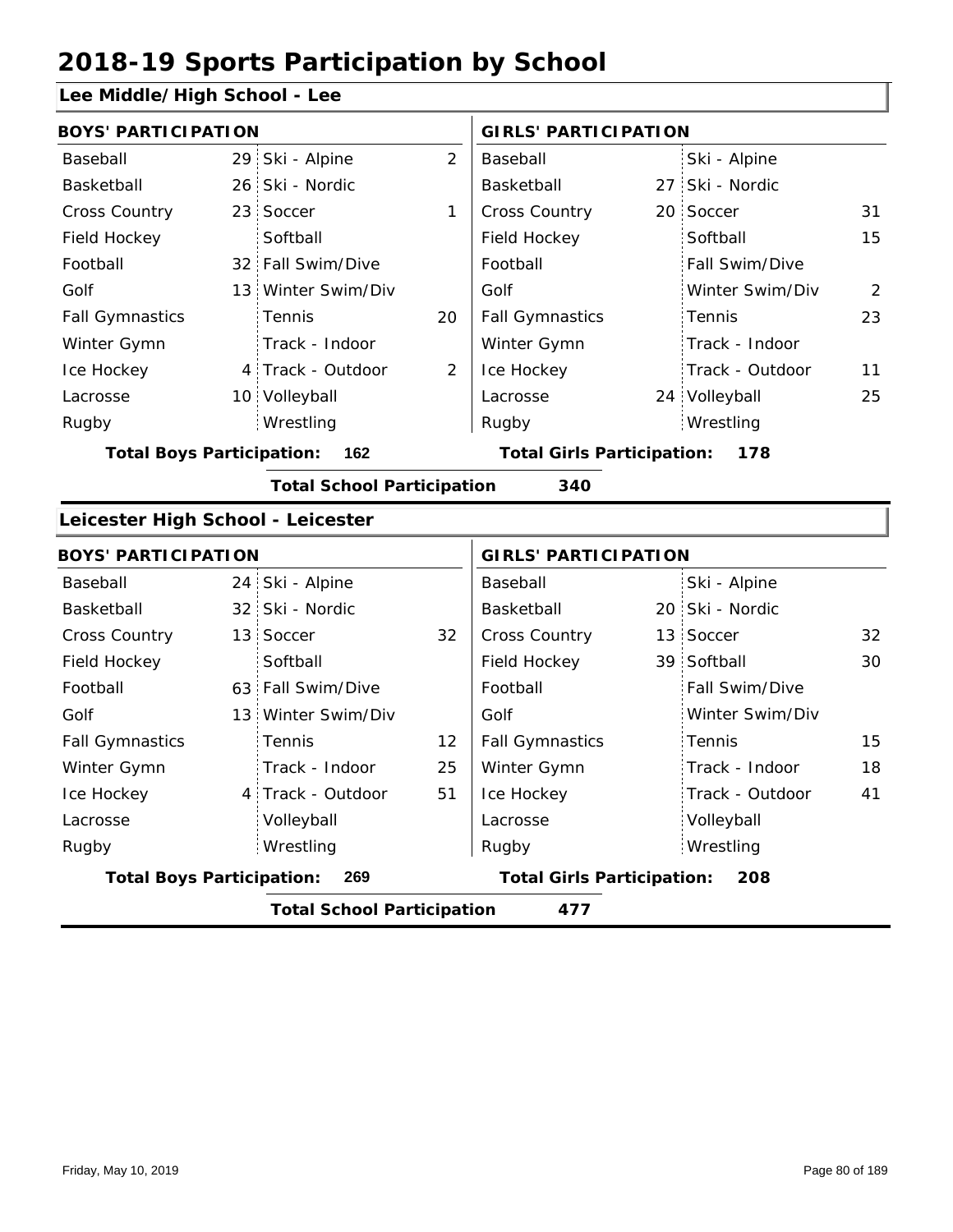# 2018-19 Sports Participation by School

## Lee Middle/High School - Lee

| BOYS' PARTICIPATION | | | | GIRLS' PARTICIPATION | | | |
|---|---|---|---|---|---|---|---|
| Baseball | 29 | Ski - Alpine | 2 | Baseball | | Ski - Alpine | |
| Basketball | 26 | Ski - Nordic | | Basketball | 27 | Ski - Nordic | |
| Cross Country | 23 | Soccer | 1 | Cross Country | 20 | Soccer | 31 |
| Field Hockey | | Softball | | Field Hockey | | Softball | 15 |
| Football | 32 | Fall Swim/Dive | | Football | | Fall Swim/Dive | |
| Golf | 13 | Winter Swim/Div | | Golf | | Winter Swim/Div | 2 |
| Fall Gymnastics | | Tennis | 20 | Fall Gymnastics | | Tennis | 23 |
| Winter Gymn | | Track - Indoor | | Winter Gymn | | Track - Indoor | |
| Ice Hockey | 4 | Track - Outdoor | 2 | Ice Hockey | | Track - Outdoor | 11 |
| Lacrosse | 10 | Volleyball | | Lacrosse | 24 | Volleyball | 25 |
| Rugby | | Wrestling | | Rugby | | Wrestling | |

**Total Boys Participation: 162** | **Total Girls Participation: 178**

**Total School Participation 340**

## Leicester High School - Leicester

| BOYS' PARTICIPATION | | | | GIRLS' PARTICIPATION | | | |
|---|---|---|---|---|---|---|---|
| Baseball | 24 | Ski - Alpine | | Baseball | | Ski - Alpine | |
| Basketball | 32 | Ski - Nordic | | Basketball | 20 | Ski - Nordic | |
| Cross Country | 13 | Soccer | 32 | Cross Country | 13 | Soccer | 32 |
| Field Hockey | | Softball | | Field Hockey | 39 | Softball | 30 |
| Football | 63 | Fall Swim/Dive | | Football | | Fall Swim/Dive | |
| Golf | 13 | Winter Swim/Div | | Golf | | Winter Swim/Div | |
| Fall Gymnastics | | Tennis | 12 | Fall Gymnastics | | Tennis | 15 |
| Winter Gymn | | Track - Indoor | 25 | Winter Gymn | | Track - Indoor | 18 |
| Ice Hockey | 4 | Track - Outdoor | 51 | Ice Hockey | | Track - Outdoor | 41 |
| Lacrosse | | Volleyball | | Lacrosse | | Volleyball | |
| Rugby | | Wrestling | | Rugby | | Wrestling | |

**Total Boys Participation: 269** | **Total Girls Participation: 208**

**Total School Participation 477**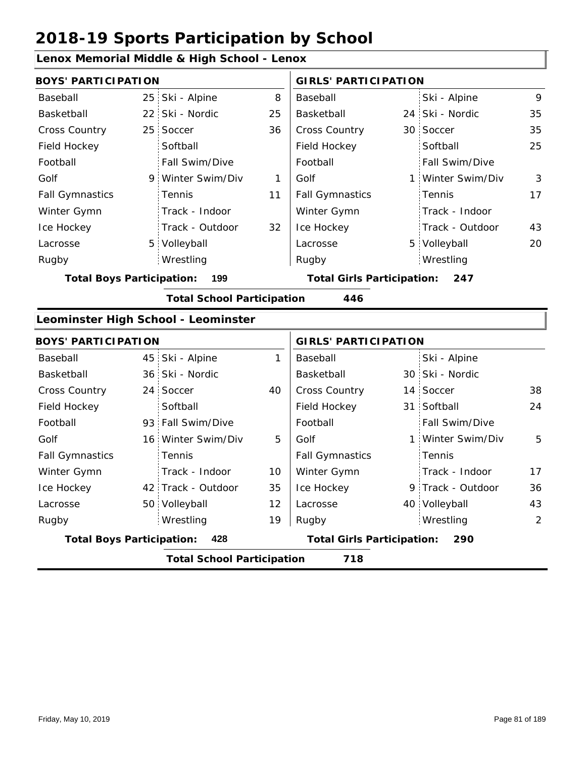# 2018-19 Sports Participation by School

## Lenox Memorial Middle & High School - Lenox

| BOYS' PARTICIPATION | | | | GIRLS' PARTICIPATION | | | |
|---|---|---|---|---|---|---|---|
| Baseball | 25 | Ski - Alpine | 8 | Baseball | | Ski - Alpine | 9 |
| Basketball | 22 | Ski - Nordic | 25 | Basketball | 24 | Ski - Nordic | 35 |
| Cross Country | 25 | Soccer | 36 | Cross Country | 30 | Soccer | 35 |
| Field Hockey | | Softball | | Field Hockey | | Softball | 25 |
| Football | | Fall Swim/Dive | | Football | | Fall Swim/Dive | |
| Golf | 9 | Winter Swim/Div | 1 | Golf | 1 | Winter Swim/Div | 3 |
| Fall Gymnastics | | Tennis | 11 | Fall Gymnastics | | Tennis | 17 |
| Winter Gymn | | Track - Indoor | | Winter Gymn | | Track - Indoor | |
| Ice Hockey | | Track - Outdoor | 32 | Ice Hockey | | Track - Outdoor | 43 |
| Lacrosse | 5 | Volleyball | | Lacrosse | 5 | Volleyball | 20 |
| Rugby | | Wrestling | | Rugby | | Wrestling | |

**Total Boys Participation: 199** **Total Girls Participation: 247**

**Total School Participation 446**

## Leominster High School - Leominster

| BOYS' PARTICIPATION | | | | GIRLS' PARTICIPATION | | | |
|---|---|---|---|---|---|---|---|
| Baseball | 45 | Ski - Alpine | 1 | Baseball | | Ski - Alpine | |
| Basketball | 36 | Ski - Nordic | | Basketball | 30 | Ski - Nordic | |
| Cross Country | 24 | Soccer | 40 | Cross Country | 14 | Soccer | 38 |
| Field Hockey | | Softball | | Field Hockey | 31 | Softball | 24 |
| Football | 93 | Fall Swim/Dive | | Football | | Fall Swim/Dive | |
| Golf | 16 | Winter Swim/Div | 5 | Golf | 1 | Winter Swim/Div | 5 |
| Fall Gymnastics | | Tennis | | Fall Gymnastics | | Tennis | |
| Winter Gymn | | Track - Indoor | 10 | Winter Gymn | | Track - Indoor | 17 |
| Ice Hockey | 42 | Track - Outdoor | 35 | Ice Hockey | 9 | Track - Outdoor | 36 |
| Lacrosse | 50 | Volleyball | 12 | Lacrosse | 40 | Volleyball | 43 |
| Rugby | | Wrestling | 19 | Rugby | | Wrestling | 2 |

**Total Boys Participation: 428** **Total Girls Participation: 290**

**Total School Participation 718**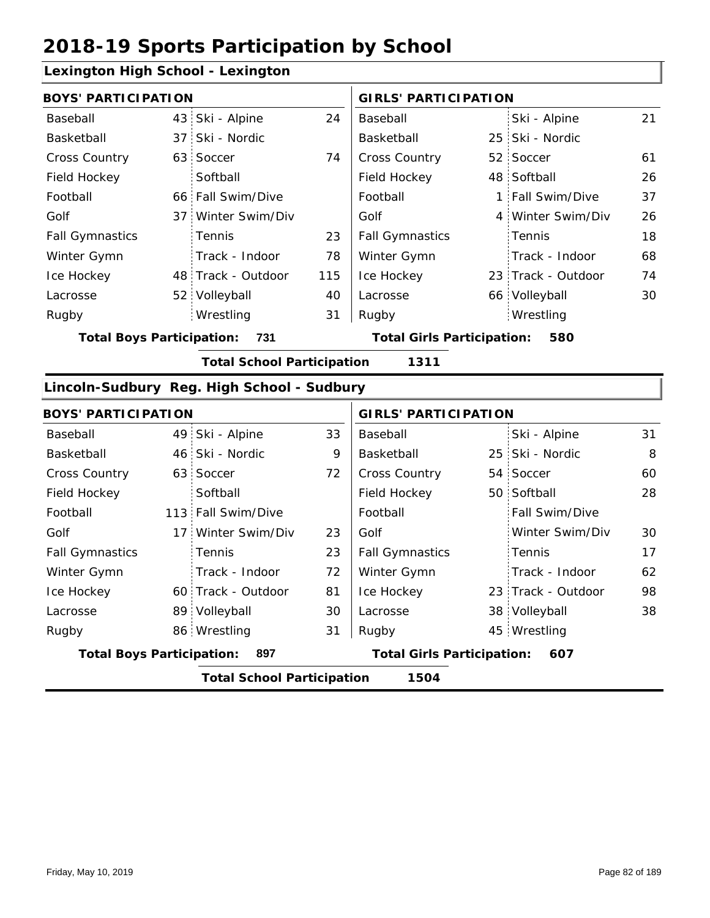# 2018-19 Sports Participation by School

## Lexington High School - Lexington

| BOYS' PARTICIPATION | | | | GIRLS' PARTICIPATION | | | |
|---|---|---|---|---|---|---|---|
| Baseball | 43 | Ski - Alpine | 24 | Baseball | | Ski - Alpine | 21 |
| Basketball | 37 | Ski - Nordic | | Basketball | 25 | Ski - Nordic | |
| Cross Country | 63 | Soccer | 74 | Cross Country | 52 | Soccer | 61 |
| Field Hockey | | Softball | | Field Hockey | 48 | Softball | 26 |
| Football | 66 | Fall Swim/Dive | | Football | 1 | Fall Swim/Dive | 37 |
| Golf | 37 | Winter Swim/Div | | Golf | 4 | Winter Swim/Div | 26 |
| Fall Gymnastics | | Tennis | 23 | Fall Gymnastics | | Tennis | 18 |
| Winter Gymn | | Track - Indoor | 78 | Winter Gymn | | Track - Indoor | 68 |
| Ice Hockey | 48 | Track - Outdoor | 115 | Ice Hockey | 23 | Track - Outdoor | 74 |
| Lacrosse | 52 | Volleyball | 40 | Lacrosse | 66 | Volleyball | 30 |
| Rugby | | Wrestling | 31 | Rugby | | Wrestling | |

**Total Boys Participation:** 731 **Total Girls Participation:** 580

**Total School Participation** 1311

## Lincoln-Sudbury Reg. High School - Sudbury

| BOYS' PARTICIPATION | | | | GIRLS' PARTICIPATION | | | |
|---|---|---|---|---|---|---|---|
| Baseball | 49 | Ski - Alpine | 33 | Baseball | | Ski - Alpine | 31 |
| Basketball | 46 | Ski - Nordic | 9 | Basketball | 25 | Ski - Nordic | 8 |
| Cross Country | 63 | Soccer | 72 | Cross Country | 54 | Soccer | 60 |
| Field Hockey | | Softball | | Field Hockey | 50 | Softball | 28 |
| Football | 113 | Fall Swim/Dive | | Football | | Fall Swim/Dive | |
| Golf | 17 | Winter Swim/Div | 23 | Golf | | Winter Swim/Div | 30 |
| Fall Gymnastics | | Tennis | 23 | Fall Gymnastics | | Tennis | 17 |
| Winter Gymn | | Track - Indoor | 72 | Winter Gymn | | Track - Indoor | 62 |
| Ice Hockey | 60 | Track - Outdoor | 81 | Ice Hockey | 23 | Track - Outdoor | 98 |
| Lacrosse | 89 | Volleyball | 30 | Lacrosse | 38 | Volleyball | 38 |
| Rugby | 86 | Wrestling | 31 | Rugby | 45 | Wrestling | |

**Total Boys Participation:** 897 **Total Girls Participation:** 607

**Total School Participation** 1504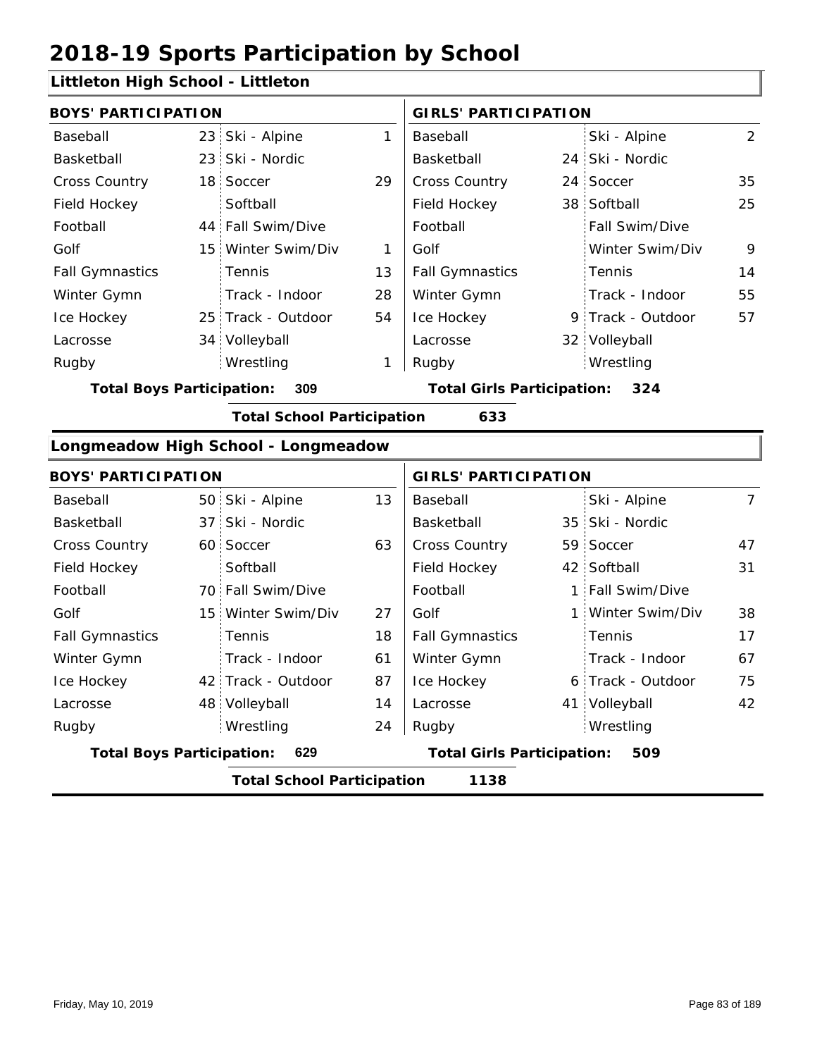# 2018-19 Sports Participation by School

## Littleton High School - Littleton

**BOYS' PARTICIPATION**

| Sport | Count | Sport | Count |
|---|---|---|---|
| Baseball | 23 | Ski - Alpine | 1 |
| Basketball | 23 | Ski - Nordic | |
| Cross Country | 18 | Soccer | 29 |
| Field Hockey | | Softball | |
| Football | 44 | Fall Swim/Dive | |
| Golf | 15 | Winter Swim/Div | 1 |
| Fall Gymnastics | | Tennis | 13 |
| Winter Gymn | | Track - Indoor | 28 |
| Ice Hockey | 25 | Track - Outdoor | 54 |
| Lacrosse | 34 | Volleyball | |
| Rugby | | Wrestling | 1 |

**Total Boys Participation: 309**

**GIRLS' PARTICIPATION**

| Sport | Count | Sport | Count |
|---|---|---|---|
| Baseball | | Ski - Alpine | 2 |
| Basketball | 24 | Ski - Nordic | |
| Cross Country | 24 | Soccer | 35 |
| Field Hockey | 38 | Softball | 25 |
| Football | | Fall Swim/Dive | |
| Golf | | Winter Swim/Div | 9 |
| Fall Gymnastics | | Tennis | 14 |
| Winter Gymn | | Track - Indoor | 55 |
| Ice Hockey | 9 | Track - Outdoor | 57 |
| Lacrosse | 32 | Volleyball | |
| Rugby | | Wrestling | |

**Total Girls Participation: 324**

**Total School Participation 633**

## Longmeadow High School - Longmeadow

**BOYS' PARTICIPATION**

| Sport | Count | Sport | Count |
|---|---|---|---|
| Baseball | 50 | Ski - Alpine | 13 |
| Basketball | 37 | Ski - Nordic | |
| Cross Country | 60 | Soccer | 63 |
| Field Hockey | | Softball | |
| Football | 70 | Fall Swim/Dive | |
| Golf | 15 | Winter Swim/Div | 27 |
| Fall Gymnastics | | Tennis | 18 |
| Winter Gymn | | Track - Indoor | 61 |
| Ice Hockey | 42 | Track - Outdoor | 87 |
| Lacrosse | 48 | Volleyball | 14 |
| Rugby | | Wrestling | 24 |

**Total Boys Participation: 629**

**GIRLS' PARTICIPATION**

| Sport | Count | Sport | Count |
|---|---|---|---|
| Baseball | | Ski - Alpine | 7 |
| Basketball | 35 | Ski - Nordic | |
| Cross Country | 59 | Soccer | 47 |
| Field Hockey | 42 | Softball | 31 |
| Football | 1 | Fall Swim/Dive | |
| Golf | 1 | Winter Swim/Div | 38 |
| Fall Gymnastics | | Tennis | 17 |
| Winter Gymn | | Track - Indoor | 67 |
| Ice Hockey | 6 | Track - Outdoor | 75 |
| Lacrosse | 41 | Volleyball | 42 |
| Rugby | | Wrestling | |

**Total Girls Participation: 509**

**Total School Participation 1138**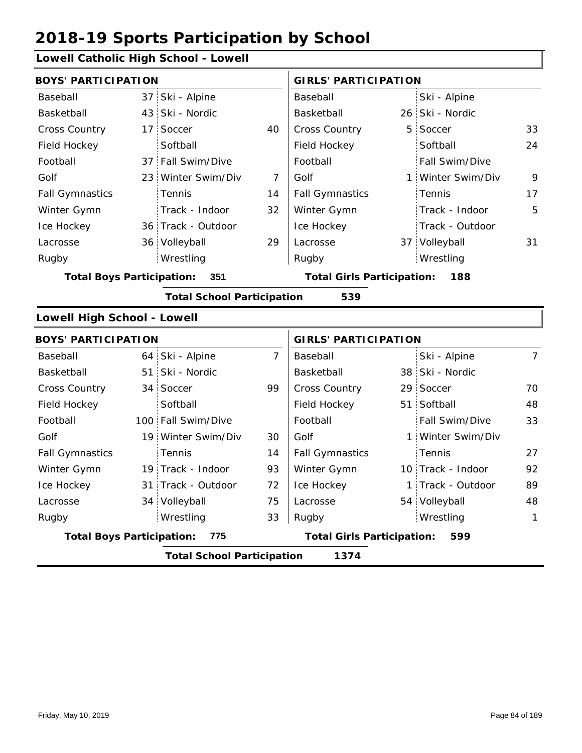# 2018-19 Sports Participation by School

## Lowell Catholic High School - Lowell

| BOYS' PARTICIPATION | | | | GIRLS' PARTICIPATION | | | |
|---|---|---|---|---|---|---|---|
| Baseball | 37 | Ski - Alpine | | Baseball | | Ski - Alpine | |
| Basketball | 43 | Ski - Nordic | | Basketball | 26 | Ski - Nordic | |
| Cross Country | 17 | Soccer | 40 | Cross Country | 5 | Soccer | 33 |
| Field Hockey | | Softball | | Field Hockey | | Softball | 24 |
| Football | 37 | Fall Swim/Dive | | Football | | Fall Swim/Dive | |
| Golf | 23 | Winter Swim/Div | 7 | Golf | 1 | Winter Swim/Div | 9 |
| Fall Gymnastics | | Tennis | 14 | Fall Gymnastics | | Tennis | 17 |
| Winter Gymn | | Track - Indoor | 32 | Winter Gymn | | Track - Indoor | 5 |
| Ice Hockey | 36 | Track - Outdoor | | Ice Hockey | | Track - Outdoor | |
| Lacrosse | 36 | Volleyball | 29 | Lacrosse | 37 | Volleyball | 31 |
| Rugby | | Wrestling | | Rugby | | Wrestling | |

**Total Boys Participation: 351** | **Total Girls Participation: 188**

**Total School Participation 539**

## Lowell High School - Lowell

| BOYS' PARTICIPATION | | | | GIRLS' PARTICIPATION | | | |
|---|---|---|---|---|---|---|---|
| Baseball | 64 | Ski - Alpine | 7 | Baseball | | Ski - Alpine | 7 |
| Basketball | 51 | Ski - Nordic | | Basketball | 38 | Ski - Nordic | |
| Cross Country | 34 | Soccer | 99 | Cross Country | 29 | Soccer | 70 |
| Field Hockey | | Softball | | Field Hockey | 51 | Softball | 48 |
| Football | 100 | Fall Swim/Dive | | Football | | Fall Swim/Dive | 33 |
| Golf | 19 | Winter Swim/Div | 30 | Golf | 1 | Winter Swim/Div | |
| Fall Gymnastics | | Tennis | 14 | Fall Gymnastics | | Tennis | 27 |
| Winter Gymn | 19 | Track - Indoor | 93 | Winter Gymn | 10 | Track - Indoor | 92 |
| Ice Hockey | 31 | Track - Outdoor | 72 | Ice Hockey | 1 | Track - Outdoor | 89 |
| Lacrosse | 34 | Volleyball | 75 | Lacrosse | 54 | Volleyball | 48 |
| Rugby | | Wrestling | 33 | Rugby | | Wrestling | 1 |

**Total Boys Participation: 775** | **Total Girls Participation: 599**

**Total School Participation 1374**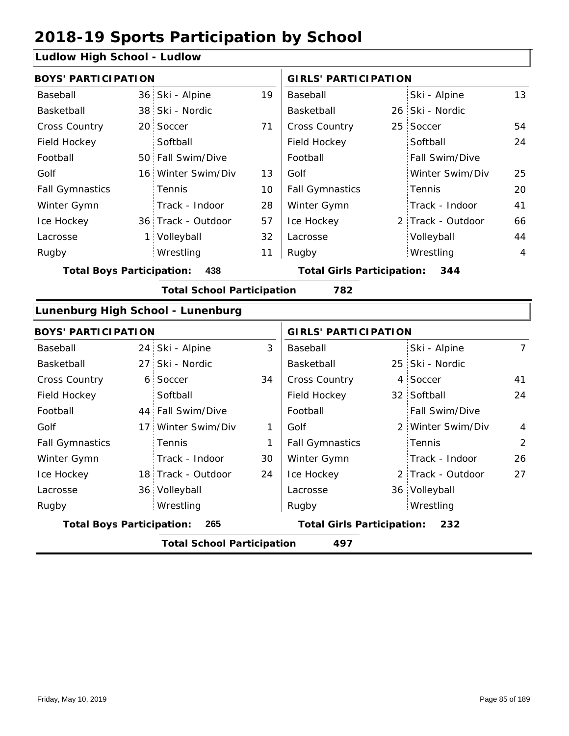# 2018-19 Sports Participation by School

## Ludlow High School - Ludlow

**BOYS' PARTICIPATION**

| Sport | # | Sport | # |
|---|---|---|---|
| Baseball | 36 | Ski - Alpine | 19 |
| Basketball | 38 | Ski - Nordic | |
| Cross Country | 20 | Soccer | 71 |
| Field Hockey | | Softball | |
| Football | 50 | Fall Swim/Dive | |
| Golf | 16 | Winter Swim/Div | 13 |
| Fall Gymnastics | | Tennis | 10 |
| Winter Gymn | | Track - Indoor | 28 |
| Ice Hockey | 36 | Track - Outdoor | 57 |
| Lacrosse | 1 | Volleyball | 32 |
| Rugby | | Wrestling | 11 |

**Total Boys Participation: 438**

**GIRLS' PARTICIPATION**

| Sport | # | Sport | # |
|---|---|---|---|
| Baseball | | Ski - Alpine | 13 |
| Basketball | 26 | Ski - Nordic | |
| Cross Country | 25 | Soccer | 54 |
| Field Hockey | | Softball | 24 |
| Football | | Fall Swim/Dive | |
| Golf | | Winter Swim/Div | 25 |
| Fall Gymnastics | | Tennis | 20 |
| Winter Gymn | | Track - Indoor | 41 |
| Ice Hockey | 2 | Track - Outdoor | 66 |
| Lacrosse | | Volleyball | 44 |
| Rugby | | Wrestling | 4 |

**Total Girls Participation: 344**

**Total School Participation 782**

## Lunenburg High School - Lunenburg

**BOYS' PARTICIPATION**

| Sport | # | Sport | # |
|---|---|---|---|
| Baseball | 24 | Ski - Alpine | 3 |
| Basketball | 27 | Ski - Nordic | |
| Cross Country | 6 | Soccer | 34 |
| Field Hockey | | Softball | |
| Football | 44 | Fall Swim/Dive | |
| Golf | 17 | Winter Swim/Div | 1 |
| Fall Gymnastics | | Tennis | 1 |
| Winter Gymn | | Track - Indoor | 30 |
| Ice Hockey | 18 | Track - Outdoor | 24 |
| Lacrosse | 36 | Volleyball | |
| Rugby | | Wrestling | |

**Total Boys Participation: 265**

**GIRLS' PARTICIPATION**

| Sport | # | Sport | # |
|---|---|---|---|
| Baseball | | Ski - Alpine | 7 |
| Basketball | 25 | Ski - Nordic | |
| Cross Country | 4 | Soccer | 41 |
| Field Hockey | 32 | Softball | 24 |
| Football | | Fall Swim/Dive | |
| Golf | 2 | Winter Swim/Div | 4 |
| Fall Gymnastics | | Tennis | 2 |
| Winter Gymn | | Track - Indoor | 26 |
| Ice Hockey | 2 | Track - Outdoor | 27 |
| Lacrosse | 36 | Volleyball | |
| Rugby | | Wrestling | |

**Total Girls Participation: 232**

**Total School Participation 497**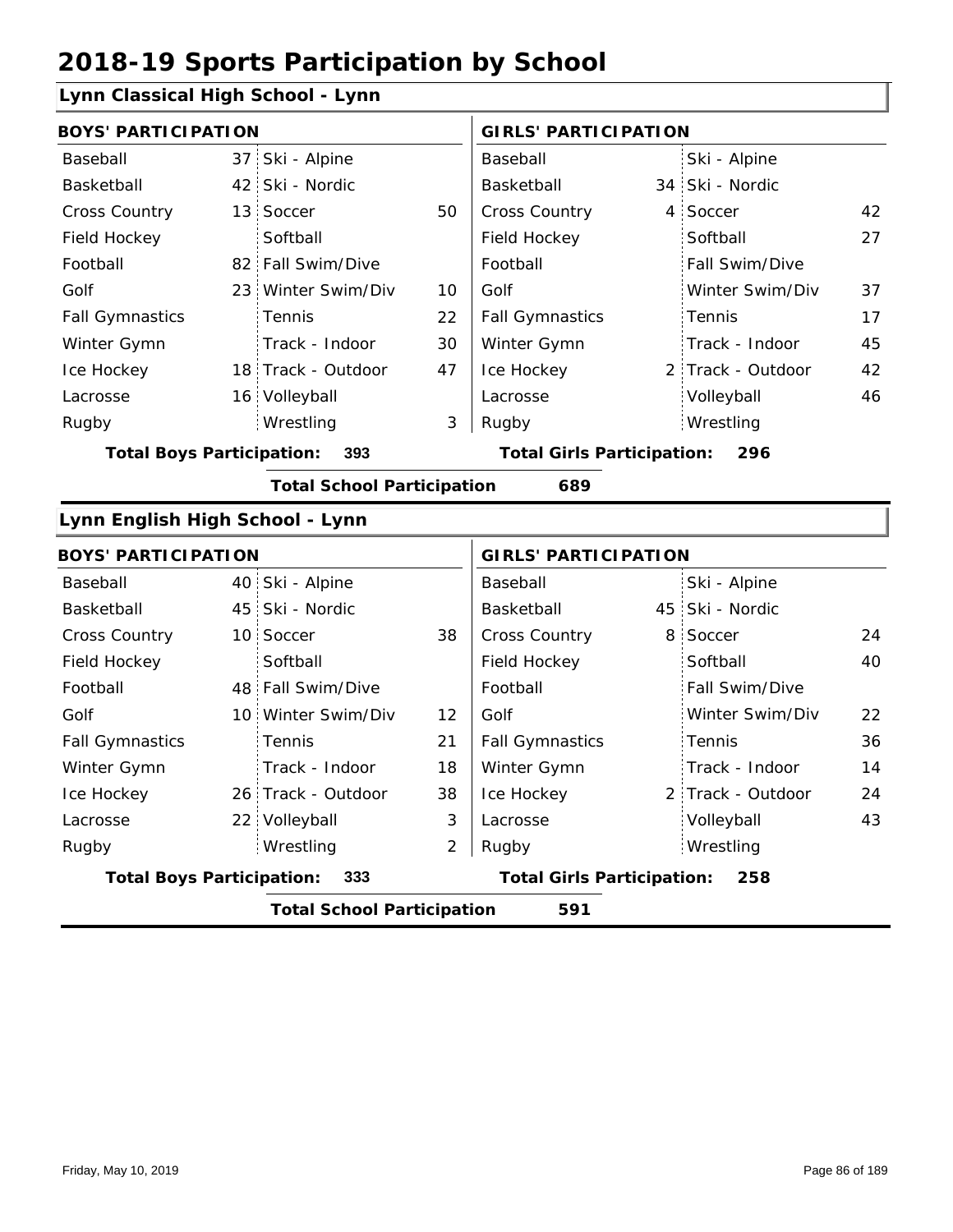# 2018-19 Sports Participation by School

## Lynn Classical High School - Lynn

| BOYS' PARTICIPATION | | | | GIRLS' PARTICIPATION | | | |
|---|---|---|---|---|---|---|---|
| Baseball | 37 | Ski - Alpine | | Baseball | | Ski - Alpine | |
| Basketball | 42 | Ski - Nordic | | Basketball | 34 | Ski - Nordic | |
| Cross Country | 13 | Soccer | 50 | Cross Country | 4 | Soccer | 42 |
| Field Hockey | | Softball | | Field Hockey | | Softball | 27 |
| Football | 82 | Fall Swim/Dive | | Football | | Fall Swim/Dive | |
| Golf | 23 | Winter Swim/Div | 10 | Golf | | Winter Swim/Div | 37 |
| Fall Gymnastics | | Tennis | 22 | Fall Gymnastics | | Tennis | 17 |
| Winter Gymn | | Track - Indoor | 30 | Winter Gymn | | Track - Indoor | 45 |
| Ice Hockey | 18 | Track - Outdoor | 47 | Ice Hockey | 2 | Track - Outdoor | 42 |
| Lacrosse | 16 | Volleyball | | Lacrosse | | Volleyball | 46 |
| Rugby | | Wrestling | 3 | Rugby | | Wrestling | |

**Total Boys Participation: 393** **Total Girls Participation: 296**

**Total School Participation 689**

## Lynn English High School - Lynn

| BOYS' PARTICIPATION | | | | GIRLS' PARTICIPATION | | | |
|---|---|---|---|---|---|---|---|
| Baseball | 40 | Ski - Alpine | | Baseball | | Ski - Alpine | |
| Basketball | 45 | Ski - Nordic | | Basketball | 45 | Ski - Nordic | |
| Cross Country | 10 | Soccer | 38 | Cross Country | 8 | Soccer | 24 |
| Field Hockey | | Softball | | Field Hockey | | Softball | 40 |
| Football | 48 | Fall Swim/Dive | | Football | | Fall Swim/Dive | |
| Golf | 10 | Winter Swim/Div | 12 | Golf | | Winter Swim/Div | 22 |
| Fall Gymnastics | | Tennis | 21 | Fall Gymnastics | | Tennis | 36 |
| Winter Gymn | | Track - Indoor | 18 | Winter Gymn | | Track - Indoor | 14 |
| Ice Hockey | 26 | Track - Outdoor | 38 | Ice Hockey | 2 | Track - Outdoor | 24 |
| Lacrosse | 22 | Volleyball | 3 | Lacrosse | | Volleyball | 43 |
| Rugby | | Wrestling | 2 | Rugby | | Wrestling | |

**Total Boys Participation: 333** **Total Girls Participation: 258**

**Total School Participation 591**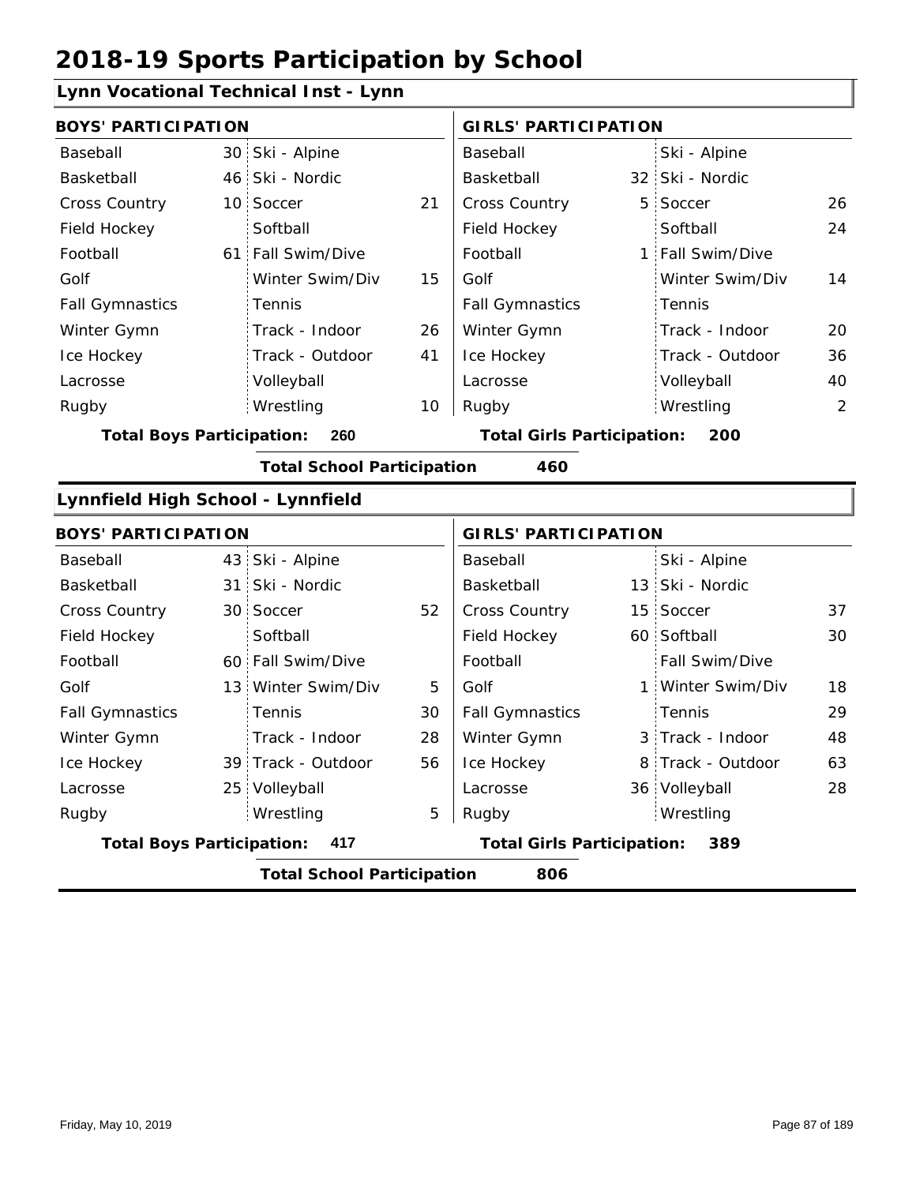# 2018-19 Sports Participation by School

## Lynn Vocational Technical Inst - Lynn

| BOYS' PARTICIPATION | | | | GIRLS' PARTICIPATION | | | |
|---|---|---|---|---|---|---|---|
| Baseball | 30 | Ski - Alpine | | Baseball | | Ski - Alpine | |
| Basketball | 46 | Ski - Nordic | | Basketball | 32 | Ski - Nordic | |
| Cross Country | 10 | Soccer | 21 | Cross Country | 5 | Soccer | 26 |
| Field Hockey | | Softball | | Field Hockey | | Softball | 24 |
| Football | 61 | Fall Swim/Dive | | Football | 1 | Fall Swim/Dive | |
| Golf | | Winter Swim/Div | 15 | Golf | | Winter Swim/Div | 14 |
| Fall Gymnastics | | Tennis | | Fall Gymnastics | | Tennis | |
| Winter Gymn | | Track - Indoor | 26 | Winter Gymn | | Track - Indoor | 20 |
| Ice Hockey | | Track - Outdoor | 41 | Ice Hockey | | Track - Outdoor | 36 |
| Lacrosse | | Volleyball | | Lacrosse | | Volleyball | 40 |
| Rugby | | Wrestling | 10 | Rugby | | Wrestling | 2 |

**Total Boys Participation: 260** | **Total Girls Participation: 200**

**Total School Participation 460**

## Lynnfield High School - Lynnfield

| BOYS' PARTICIPATION | | | | GIRLS' PARTICIPATION | | | |
|---|---|---|---|---|---|---|---|
| Baseball | 43 | Ski - Alpine | | Baseball | | Ski - Alpine | |
| Basketball | 31 | Ski - Nordic | | Basketball | 13 | Ski - Nordic | |
| Cross Country | 30 | Soccer | 52 | Cross Country | 15 | Soccer | 37 |
| Field Hockey | | Softball | | Field Hockey | 60 | Softball | 30 |
| Football | 60 | Fall Swim/Dive | | Football | | Fall Swim/Dive | |
| Golf | 13 | Winter Swim/Div | 5 | Golf | 1 | Winter Swim/Div | 18 |
| Fall Gymnastics | | Tennis | 30 | Fall Gymnastics | | Tennis | 29 |
| Winter Gymn | | Track - Indoor | 28 | Winter Gymn | 3 | Track - Indoor | 48 |
| Ice Hockey | 39 | Track - Outdoor | 56 | Ice Hockey | 8 | Track - Outdoor | 63 |
| Lacrosse | 25 | Volleyball | | Lacrosse | 36 | Volleyball | 28 |
| Rugby | | Wrestling | 5 | Rugby | | Wrestling | |

**Total Boys Participation: 417** | **Total Girls Participation: 389**

**Total School Participation 806**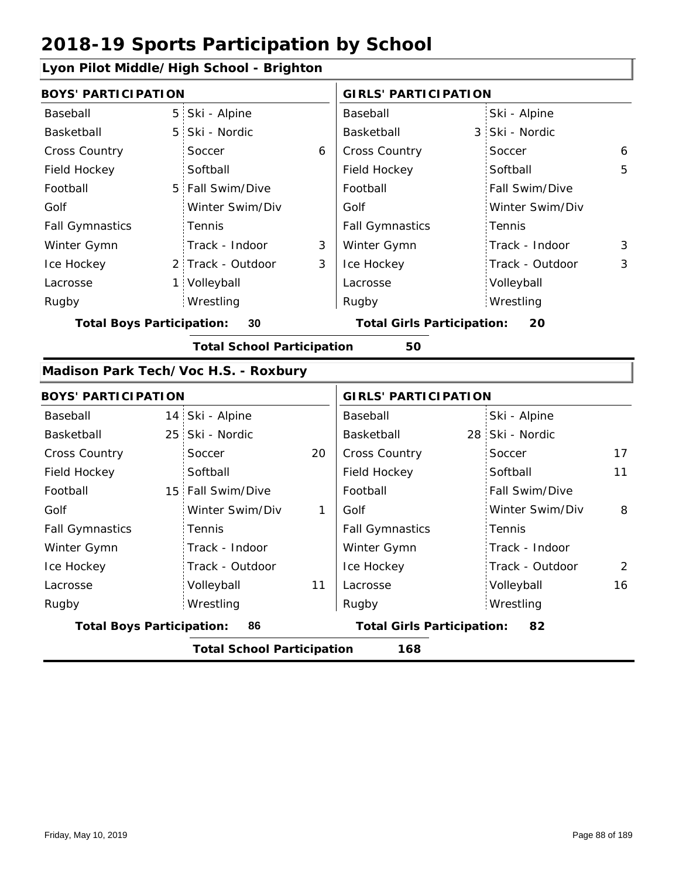# 2018-19 Sports Participation by School

## Lyon Pilot Middle/High School - Brighton

| BOYS' PARTICIPATION | | | | GIRLS' PARTICIPATION | | | |
|---|---|---|---|---|---|---|---|
| Baseball | 5 | Ski - Alpine | | Baseball | | Ski - Alpine | |
| Basketball | 5 | Ski - Nordic | | Basketball | 3 | Ski - Nordic | |
| Cross Country | | Soccer | 6 | Cross Country | | Soccer | 6 |
| Field Hockey | | Softball | | Field Hockey | | Softball | 5 |
| Football | 5 | Fall Swim/Dive | | Football | | Fall Swim/Dive | |
| Golf | | Winter Swim/Div | | Golf | | Winter Swim/Div | |
| Fall Gymnastics | | Tennis | | Fall Gymnastics | | Tennis | |
| Winter Gymn | | Track - Indoor | 3 | Winter Gymn | | Track - Indoor | 3 |
| Ice Hockey | 2 | Track - Outdoor | 3 | Ice Hockey | | Track - Outdoor | 3 |
| Lacrosse | 1 | Volleyball | | Lacrosse | | Volleyball | |
| Rugby | | Wrestling | | Rugby | | Wrestling | |

**Total Boys Participation:** 30 **Total Girls Participation:** 20

**Total School Participation** 50

## Madison Park Tech/Voc H.S. - Roxbury

| BOYS' PARTICIPATION | | | | GIRLS' PARTICIPATION | | | |
|---|---|---|---|---|---|---|---|
| Baseball | 14 | Ski - Alpine | | Baseball | | Ski - Alpine | |
| Basketball | 25 | Ski - Nordic | | Basketball | 28 | Ski - Nordic | |
| Cross Country | | Soccer | 20 | Cross Country | | Soccer | 17 |
| Field Hockey | | Softball | | Field Hockey | | Softball | 11 |
| Football | 15 | Fall Swim/Dive | | Football | | Fall Swim/Dive | |
| Golf | | Winter Swim/Div | 1 | Golf | | Winter Swim/Div | 8 |
| Fall Gymnastics | | Tennis | | Fall Gymnastics | | Tennis | |
| Winter Gymn | | Track - Indoor | | Winter Gymn | | Track - Indoor | |
| Ice Hockey | | Track - Outdoor | | Ice Hockey | | Track - Outdoor | 2 |
| Lacrosse | | Volleyball | 11 | Lacrosse | | Volleyball | 16 |
| Rugby | | Wrestling | | Rugby | | Wrestling | |

**Total Boys Participation:** 86 **Total Girls Participation:** 82

**Total School Participation** 168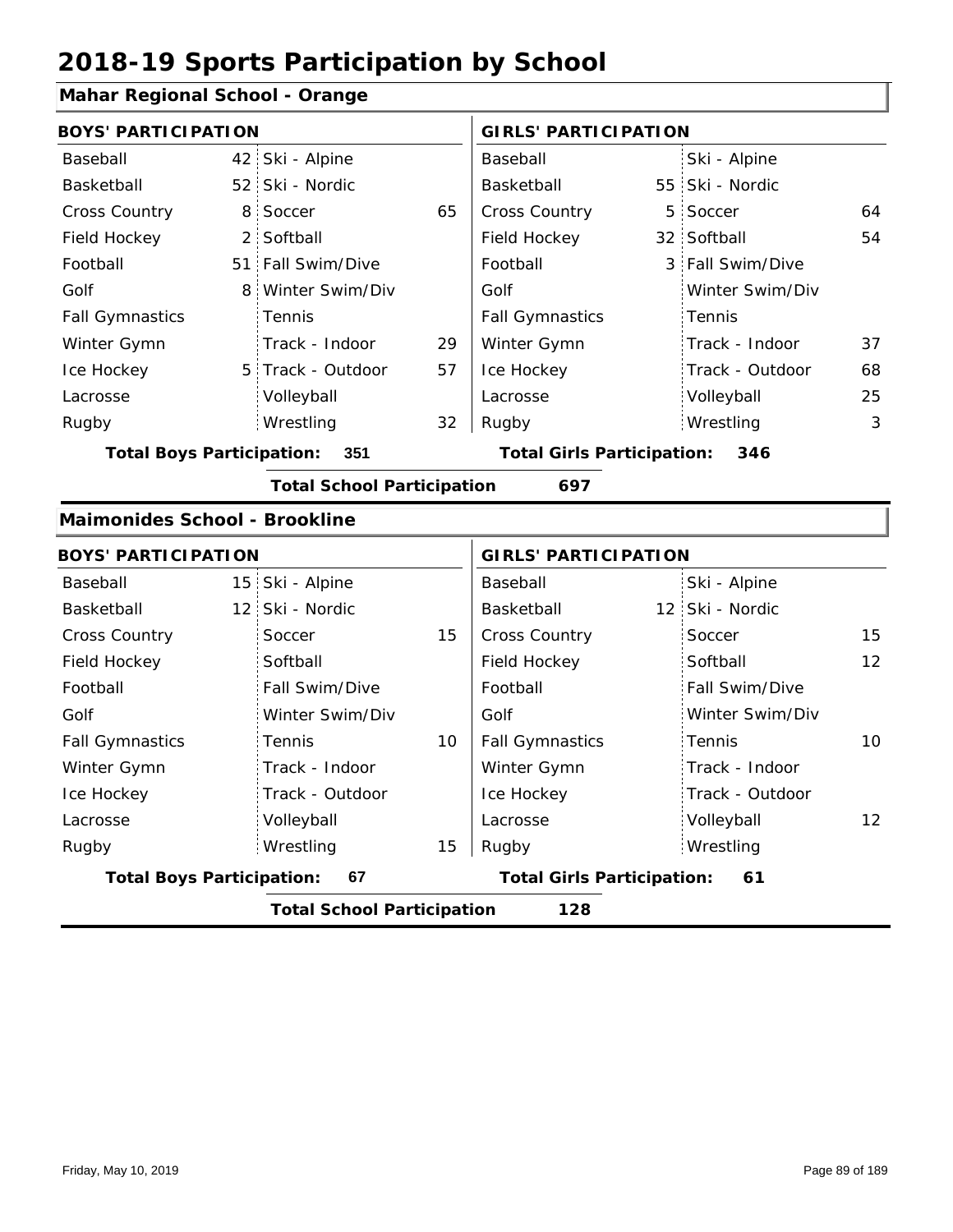# 2018-19 Sports Participation by School

## Mahar Regional School - Orange

| BOYS' PARTICIPATION | | | | GIRLS' PARTICIPATION | | | |
|---|---|---|---|---|---|---|---|
| Baseball | 42 | Ski - Alpine | | Baseball | | Ski - Alpine | |
| Basketball | 52 | Ski - Nordic | | Basketball | 55 | Ski - Nordic | |
| Cross Country | 8 | Soccer | 65 | Cross Country | 5 | Soccer | 64 |
| Field Hockey | 2 | Softball | | Field Hockey | 32 | Softball | 54 |
| Football | 51 | Fall Swim/Dive | | Football | 3 | Fall Swim/Dive | |
| Golf | 8 | Winter Swim/Div | | Golf | | Winter Swim/Div | |
| Fall Gymnastics | | Tennis | | Fall Gymnastics | | Tennis | |
| Winter Gymn | | Track - Indoor | 29 | Winter Gymn | | Track - Indoor | 37 |
| Ice Hockey | 5 | Track - Outdoor | 57 | Ice Hockey | | Track - Outdoor | 68 |
| Lacrosse | | Volleyball | | Lacrosse | | Volleyball | 25 |
| Rugby | | Wrestling | 32 | Rugby | | Wrestling | 3 |

**Total Boys Participation: 351** **Total Girls Participation: 346**

**Total School Participation 697**

## Maimonides School - Brookline

| BOYS' PARTICIPATION | | | | GIRLS' PARTICIPATION | | | |
|---|---|---|---|---|---|---|---|
| Baseball | 15 | Ski - Alpine | | Baseball | | Ski - Alpine | |
| Basketball | 12 | Ski - Nordic | | Basketball | 12 | Ski - Nordic | |
| Cross Country | | Soccer | 15 | Cross Country | | Soccer | 15 |
| Field Hockey | | Softball | | Field Hockey | | Softball | 12 |
| Football | | Fall Swim/Dive | | Football | | Fall Swim/Dive | |
| Golf | | Winter Swim/Div | | Golf | | Winter Swim/Div | |
| Fall Gymnastics | | Tennis | 10 | Fall Gymnastics | | Tennis | 10 |
| Winter Gymn | | Track - Indoor | | Winter Gymn | | Track - Indoor | |
| Ice Hockey | | Track - Outdoor | | Ice Hockey | | Track - Outdoor | |
| Lacrosse | | Volleyball | | Lacrosse | | Volleyball | 12 |
| Rugby | | Wrestling | 15 | Rugby | | Wrestling | |

**Total Boys Participation: 67** **Total Girls Participation: 61**

**Total School Participation 128**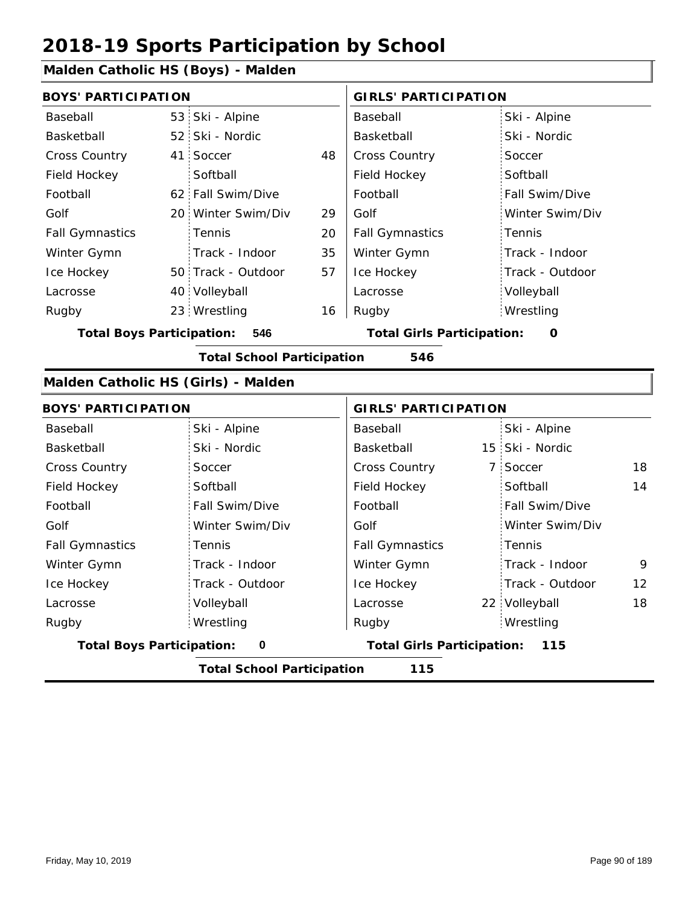# 2018-19 Sports Participation by School

## Malden Catholic HS (Boys) - Malden

| BOYS' PARTICIPATION | | | | GIRLS' PARTICIPATION | | | |
|---|---|---|---|---|---|---|---|
| Baseball | 53 | Ski - Alpine | | Baseball | | Ski - Alpine | |
| Basketball | 52 | Ski - Nordic | | Basketball | | Ski - Nordic | |
| Cross Country | 41 | Soccer | 48 | Cross Country | | Soccer | |
| Field Hockey | | Softball | | Field Hockey | | Softball | |
| Football | 62 | Fall Swim/Dive | | Football | | Fall Swim/Dive | |
| Golf | 20 | Winter Swim/Div | 29 | Golf | | Winter Swim/Div | |
| Fall Gymnastics | | Tennis | 20 | Fall Gymnastics | | Tennis | |
| Winter Gymn | | Track - Indoor | 35 | Winter Gymn | | Track - Indoor | |
| Ice Hockey | 50 | Track - Outdoor | 57 | Ice Hockey | | Track - Outdoor | |
| Lacrosse | 40 | Volleyball | | Lacrosse | | Volleyball | |
| Rugby | 23 | Wrestling | 16 | Rugby | | Wrestling | |

**Total Boys Participation:** 546 **Total Girls Participation:** 0

**Total School Participation** 546

## Malden Catholic HS (Girls) - Malden

| BOYS' PARTICIPATION | | | | GIRLS' PARTICIPATION | | | |
|---|---|---|---|---|---|---|---|
| Baseball | | Ski - Alpine | | Baseball | | Ski - Alpine | |
| Basketball | | Ski - Nordic | | Basketball | 15 | Ski - Nordic | |
| Cross Country | | Soccer | | Cross Country | 7 | Soccer | 18 |
| Field Hockey | | Softball | | Field Hockey | | Softball | 14 |
| Football | | Fall Swim/Dive | | Football | | Fall Swim/Dive | |
| Golf | | Winter Swim/Div | | Golf | | Winter Swim/Div | |
| Fall Gymnastics | | Tennis | | Fall Gymnastics | | Tennis | |
| Winter Gymn | | Track - Indoor | | Winter Gymn | | Track - Indoor | 9 |
| Ice Hockey | | Track - Outdoor | | Ice Hockey | | Track - Outdoor | 12 |
| Lacrosse | | Volleyball | | Lacrosse | 22 | Volleyball | 18 |
| Rugby | | Wrestling | | Rugby | | Wrestling | |

**Total Boys Participation:** 0 **Total Girls Participation:** 115

**Total School Participation** 115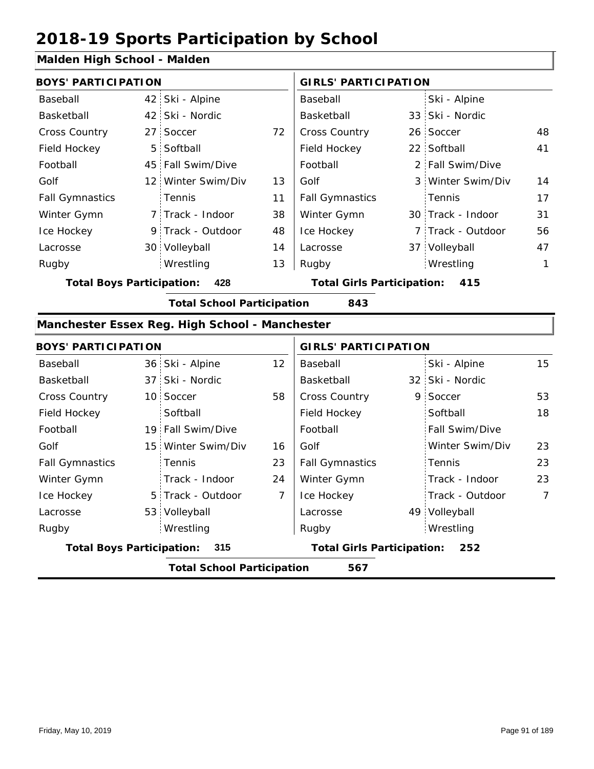# 2018-19 Sports Participation by School

## Malden High School - Malden

| BOYS' PARTICIPATION | | | | GIRLS' PARTICIPATION | | | |
|---|---|---|---|---|---|---|---|
| Baseball | 42 | Ski - Alpine | | Baseball | | Ski - Alpine | |
| Basketball | 42 | Ski - Nordic | | Basketball | 33 | Ski - Nordic | |
| Cross Country | 27 | Soccer | 72 | Cross Country | 26 | Soccer | 48 |
| Field Hockey | 5 | Softball | | Field Hockey | 22 | Softball | 41 |
| Football | 45 | Fall Swim/Dive | | Football | 2 | Fall Swim/Dive | |
| Golf | 12 | Winter Swim/Div | 13 | Golf | 3 | Winter Swim/Div | 14 |
| Fall Gymnastics | | Tennis | 11 | Fall Gymnastics | | Tennis | 17 |
| Winter Gymn | 7 | Track - Indoor | 38 | Winter Gymn | 30 | Track - Indoor | 31 |
| Ice Hockey | 9 | Track - Outdoor | 48 | Ice Hockey | 7 | Track - Outdoor | 56 |
| Lacrosse | 30 | Volleyball | 14 | Lacrosse | 37 | Volleyball | 47 |
| Rugby | | Wrestling | 13 | Rugby | | Wrestling | 1 |

**Total Boys Participation: 428** **Total Girls Participation: 415**

**Total School Participation 843**

## Manchester Essex Reg. High School - Manchester

| BOYS' PARTICIPATION | | | | GIRLS' PARTICIPATION | | | |
|---|---|---|---|---|---|---|---|
| Baseball | 36 | Ski - Alpine | 12 | Baseball | | Ski - Alpine | 15 |
| Basketball | 37 | Ski - Nordic | | Basketball | 32 | Ski - Nordic | |
| Cross Country | 10 | Soccer | 58 | Cross Country | 9 | Soccer | 53 |
| Field Hockey | | Softball | | Field Hockey | | Softball | 18 |
| Football | 19 | Fall Swim/Dive | | Football | | Fall Swim/Dive | |
| Golf | 15 | Winter Swim/Div | 16 | Golf | | Winter Swim/Div | 23 |
| Fall Gymnastics | | Tennis | 23 | Fall Gymnastics | | Tennis | 23 |
| Winter Gymn | | Track - Indoor | 24 | Winter Gymn | | Track - Indoor | 23 |
| Ice Hockey | 5 | Track - Outdoor | 7 | Ice Hockey | | Track - Outdoor | 7 |
| Lacrosse | 53 | Volleyball | | Lacrosse | 49 | Volleyball | |
| Rugby | | Wrestling | | Rugby | | Wrestling | |

**Total Boys Participation: 315** **Total Girls Participation: 252**

**Total School Participation 567**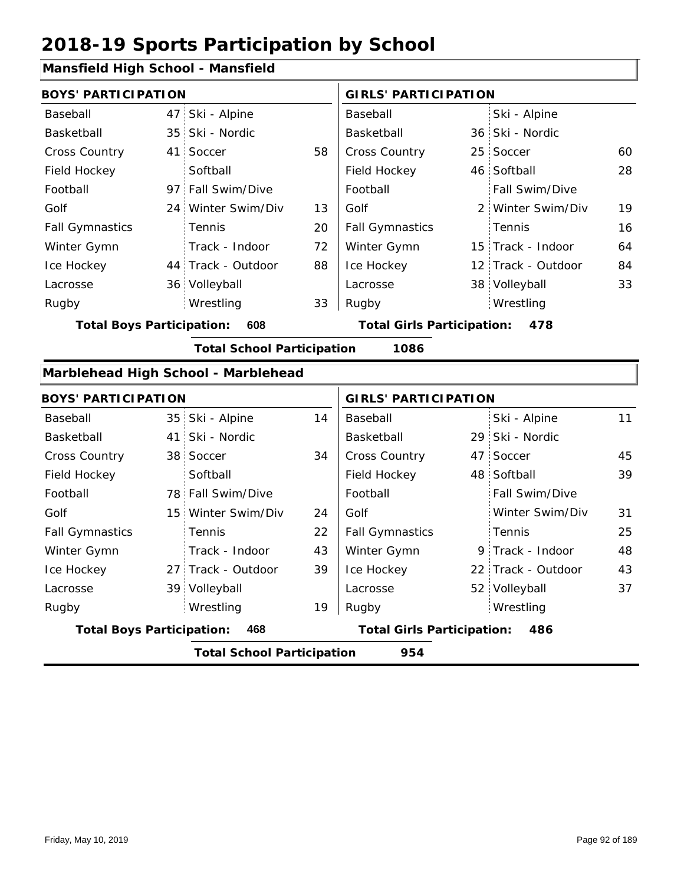# 2018-19 Sports Participation by School

## Mansfield High School - Mansfield

| BOYS' PARTICIPATION | | | | GIRLS' PARTICIPATION | | | |
|---|---|---|---|---|---|---|---|
| Baseball | 47 | Ski - Alpine | | Baseball | | Ski - Alpine | |
| Basketball | 35 | Ski - Nordic | | Basketball | 36 | Ski - Nordic | |
| Cross Country | 41 | Soccer | 58 | Cross Country | 25 | Soccer | 60 |
| Field Hockey | | Softball | | Field Hockey | 46 | Softball | 28 |
| Football | 97 | Fall Swim/Dive | | Football | | Fall Swim/Dive | |
| Golf | 24 | Winter Swim/Div | 13 | Golf | 2 | Winter Swim/Div | 19 |
| Fall Gymnastics | | Tennis | 20 | Fall Gymnastics | | Tennis | 16 |
| Winter Gymn | | Track - Indoor | 72 | Winter Gymn | 15 | Track - Indoor | 64 |
| Ice Hockey | 44 | Track - Outdoor | 88 | Ice Hockey | 12 | Track - Outdoor | 84 |
| Lacrosse | 36 | Volleyball | | Lacrosse | 38 | Volleyball | 33 |
| Rugby | | Wrestling | 33 | Rugby | | Wrestling | |

**Total Boys Participation: 608** | **Total Girls Participation: 478**

**Total School Participation 1086**

## Marblehead High School - Marblehead

| BOYS' PARTICIPATION | | | | GIRLS' PARTICIPATION | | | |
|---|---|---|---|---|---|---|---|
| Baseball | 35 | Ski - Alpine | 14 | Baseball | | Ski - Alpine | 11 |
| Basketball | 41 | Ski - Nordic | | Basketball | 29 | Ski - Nordic | |
| Cross Country | 38 | Soccer | 34 | Cross Country | 47 | Soccer | 45 |
| Field Hockey | | Softball | | Field Hockey | 48 | Softball | 39 |
| Football | 78 | Fall Swim/Dive | | Football | | Fall Swim/Dive | |
| Golf | 15 | Winter Swim/Div | 24 | Golf | | Winter Swim/Div | 31 |
| Fall Gymnastics | | Tennis | 22 | Fall Gymnastics | | Tennis | 25 |
| Winter Gymn | | Track - Indoor | 43 | Winter Gymn | 9 | Track - Indoor | 48 |
| Ice Hockey | 27 | Track - Outdoor | 39 | Ice Hockey | 22 | Track - Outdoor | 43 |
| Lacrosse | 39 | Volleyball | | Lacrosse | 52 | Volleyball | 37 |
| Rugby | | Wrestling | 19 | Rugby | | Wrestling | |

**Total Boys Participation: 468** | **Total Girls Participation: 486**

**Total School Participation 954**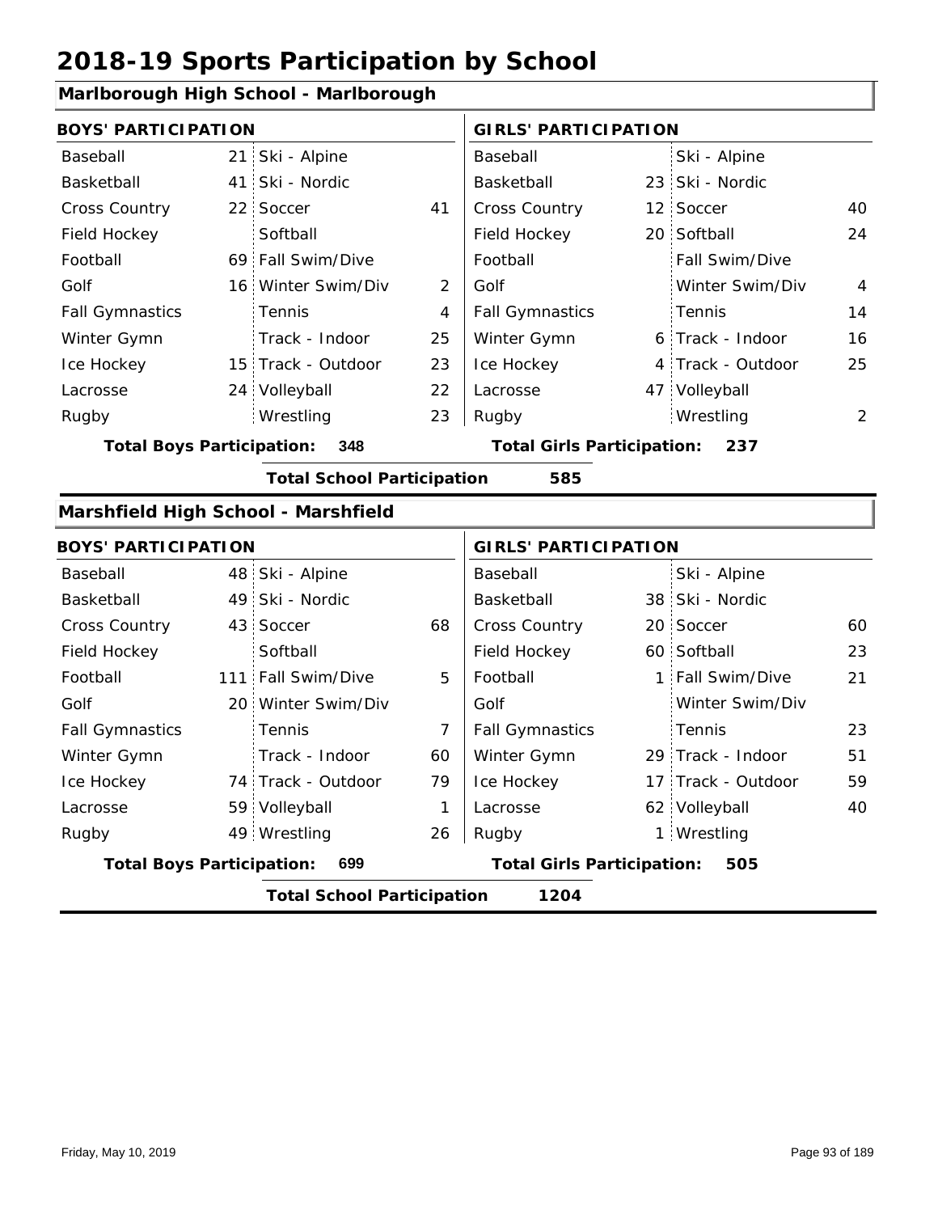# 2018-19 Sports Participation by School

## Marlborough High School - Marlborough

| BOYS' PARTICIPATION | | | | GIRLS' PARTICIPATION | | | |
|---|---|---|---|---|---|---|---|
| Baseball | 21 | Ski - Alpine | | Baseball | | Ski - Alpine | |
| Basketball | 41 | Ski - Nordic | | Basketball | 23 | Ski - Nordic | |
| Cross Country | 22 | Soccer | 41 | Cross Country | 12 | Soccer | 40 |
| Field Hockey | | Softball | | Field Hockey | 20 | Softball | 24 |
| Football | 69 | Fall Swim/Dive | | Football | | Fall Swim/Dive | |
| Golf | 16 | Winter Swim/Div | 2 | Golf | | Winter Swim/Div | 4 |
| Fall Gymnastics | | Tennis | 4 | Fall Gymnastics | | Tennis | 14 |
| Winter Gymn | | Track - Indoor | 25 | Winter Gymn | 6 | Track - Indoor | 16 |
| Ice Hockey | 15 | Track - Outdoor | 23 | Ice Hockey | 4 | Track - Outdoor | 25 |
| Lacrosse | 24 | Volleyball | 22 | Lacrosse | 47 | Volleyball | |
| Rugby | | Wrestling | 23 | Rugby | | Wrestling | 2 |

**Total Boys Participation:** 348 **Total Girls Participation:** 237

**Total School Participation** 585

## Marshfield High School - Marshfield

| BOYS' PARTICIPATION | | | | GIRLS' PARTICIPATION | | | |
|---|---|---|---|---|---|---|---|
| Baseball | 48 | Ski - Alpine | | Baseball | | Ski - Alpine | |
| Basketball | 49 | Ski - Nordic | | Basketball | 38 | Ski - Nordic | |
| Cross Country | 43 | Soccer | 68 | Cross Country | 20 | Soccer | 60 |
| Field Hockey | | Softball | | Field Hockey | 60 | Softball | 23 |
| Football | 111 | Fall Swim/Dive | 5 | Football | 1 | Fall Swim/Dive | 21 |
| Golf | 20 | Winter Swim/Div | | Golf | | Winter Swim/Div | |
| Fall Gymnastics | | Tennis | 7 | Fall Gymnastics | | Tennis | 23 |
| Winter Gymn | | Track - Indoor | 60 | Winter Gymn | 29 | Track - Indoor | 51 |
| Ice Hockey | 74 | Track - Outdoor | 79 | Ice Hockey | 17 | Track - Outdoor | 59 |
| Lacrosse | 59 | Volleyball | 1 | Lacrosse | 62 | Volleyball | 40 |
| Rugby | 49 | Wrestling | 26 | Rugby | 1 | Wrestling | |

**Total Boys Participation:** 699 **Total Girls Participation:** 505

**Total School Participation** 1204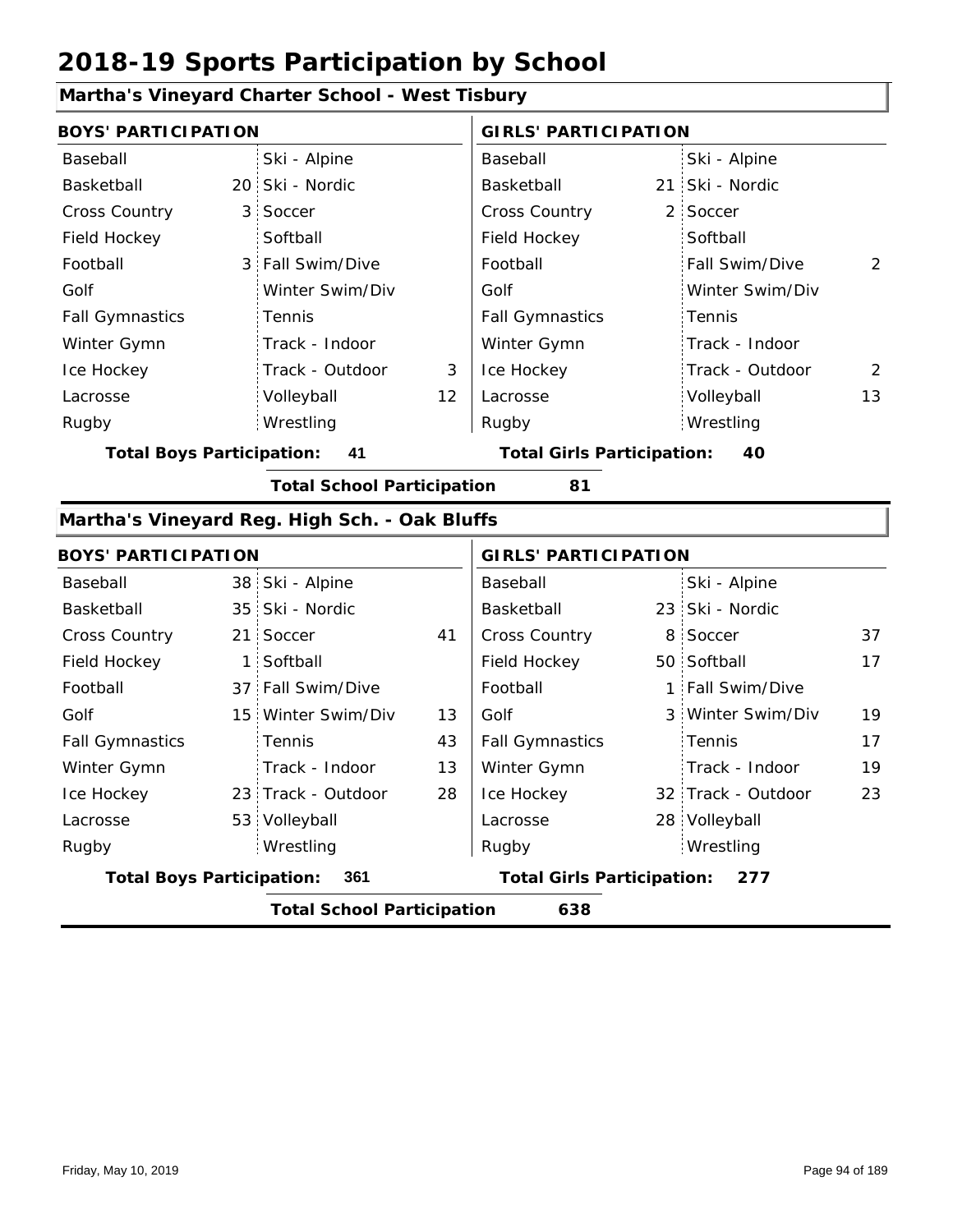# 2018-19 Sports Participation by School

## Martha's Vineyard Charter School - West Tisbury

| BOYS' PARTICIPATION | | | | GIRLS' PARTICIPATION | | | |
|---|---|---|---|---|---|---|---|
| Baseball | | Ski - Alpine | | Baseball | | Ski - Alpine | |
| Basketball | 20 | Ski - Nordic | | Basketball | 21 | Ski - Nordic | |
| Cross Country | 3 | Soccer | | Cross Country | 2 | Soccer | |
| Field Hockey | | Softball | | Field Hockey | | Softball | |
| Football | 3 | Fall Swim/Dive | | Football | | Fall Swim/Dive | 2 |
| Golf | | Winter Swim/Div | | Golf | | Winter Swim/Div | |
| Fall Gymnastics | | Tennis | | Fall Gymnastics | | Tennis | |
| Winter Gymn | | Track - Indoor | | Winter Gymn | | Track - Indoor | |
| Ice Hockey | | Track - Outdoor | 3 | Ice Hockey | | Track - Outdoor | 2 |
| Lacrosse | | Volleyball | 12 | Lacrosse | | Volleyball | 13 |
| Rugby | | Wrestling | | Rugby | | Wrestling | |

**Total Boys Participation: 41** **Total Girls Participation: 40**

**Total School Participation 81**

## Martha's Vineyard Reg. High Sch. - Oak Bluffs

| BOYS' PARTICIPATION | | | | GIRLS' PARTICIPATION | | | |
|---|---|---|---|---|---|---|---|
| Baseball | 38 | Ski - Alpine | | Baseball | | Ski - Alpine | |
| Basketball | 35 | Ski - Nordic | | Basketball | 23 | Ski - Nordic | |
| Cross Country | 21 | Soccer | 41 | Cross Country | 8 | Soccer | 37 |
| Field Hockey | 1 | Softball | | Field Hockey | 50 | Softball | 17 |
| Football | 37 | Fall Swim/Dive | | Football | 1 | Fall Swim/Dive | |
| Golf | 15 | Winter Swim/Div | 13 | Golf | 3 | Winter Swim/Div | 19 |
| Fall Gymnastics | | Tennis | 43 | Fall Gymnastics | | Tennis | 17 |
| Winter Gymn | | Track - Indoor | 13 | Winter Gymn | | Track - Indoor | 19 |
| Ice Hockey | 23 | Track - Outdoor | 28 | Ice Hockey | 32 | Track - Outdoor | 23 |
| Lacrosse | 53 | Volleyball | | Lacrosse | 28 | Volleyball | |
| Rugby | | Wrestling | | Rugby | | Wrestling | |

**Total Boys Participation: 361** **Total Girls Participation: 277**

**Total School Participation 638**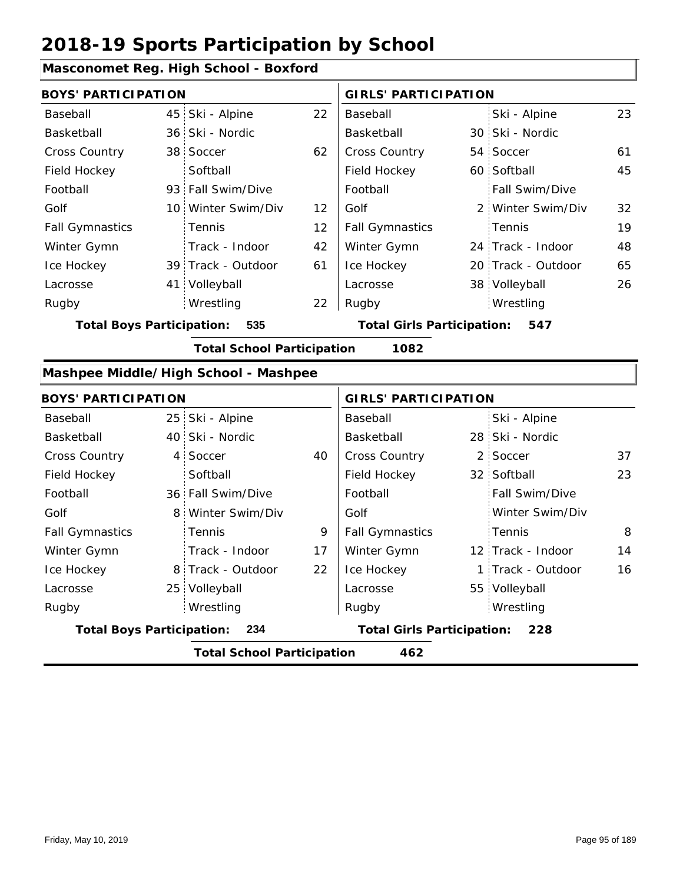# 2018-19 Sports Participation by School

## Masconomet Reg. High School - Boxford

| BOYS' PARTICIPATION | | | | GIRLS' PARTICIPATION | | | |
|---|---|---|---|---|---|---|---|
| Baseball | 45 | Ski - Alpine | 22 | Baseball | | Ski - Alpine | 23 |
| Basketball | 36 | Ski - Nordic | | Basketball | 30 | Ski - Nordic | |
| Cross Country | 38 | Soccer | 62 | Cross Country | 54 | Soccer | 61 |
| Field Hockey | | Softball | | Field Hockey | 60 | Softball | 45 |
| Football | 93 | Fall Swim/Dive | | Football | | Fall Swim/Dive | |
| Golf | 10 | Winter Swim/Div | 12 | Golf | 2 | Winter Swim/Div | 32 |
| Fall Gymnastics | | Tennis | 12 | Fall Gymnastics | | Tennis | 19 |
| Winter Gymn | | Track - Indoor | 42 | Winter Gymn | 24 | Track - Indoor | 48 |
| Ice Hockey | 39 | Track - Outdoor | 61 | Ice Hockey | 20 | Track - Outdoor | 65 |
| Lacrosse | 41 | Volleyball | | Lacrosse | 38 | Volleyball | 26 |
| Rugby | | Wrestling | 22 | Rugby | | Wrestling | |

**Total Boys Participation: 535** | **Total Girls Participation: 547**

**Total School Participation 1082**

## Mashpee Middle/High School - Mashpee

| BOYS' PARTICIPATION | | | | GIRLS' PARTICIPATION | | | |
|---|---|---|---|---|---|---|---|
| Baseball | 25 | Ski - Alpine | | Baseball | | Ski - Alpine | |
| Basketball | 40 | Ski - Nordic | | Basketball | 28 | Ski - Nordic | |
| Cross Country | 4 | Soccer | 40 | Cross Country | 2 | Soccer | 37 |
| Field Hockey | | Softball | | Field Hockey | 32 | Softball | 23 |
| Football | 36 | Fall Swim/Dive | | Football | | Fall Swim/Dive | |
| Golf | 8 | Winter Swim/Div | | Golf | | Winter Swim/Div | |
| Fall Gymnastics | | Tennis | 9 | Fall Gymnastics | | Tennis | 8 |
| Winter Gymn | | Track - Indoor | 17 | Winter Gymn | 12 | Track - Indoor | 14 |
| Ice Hockey | 8 | Track - Outdoor | 22 | Ice Hockey | 1 | Track - Outdoor | 16 |
| Lacrosse | 25 | Volleyball | | Lacrosse | 55 | Volleyball | |
| Rugby | | Wrestling | | Rugby | | Wrestling | |

**Total Boys Participation: 234** | **Total Girls Participation: 228**

**Total School Participation 462**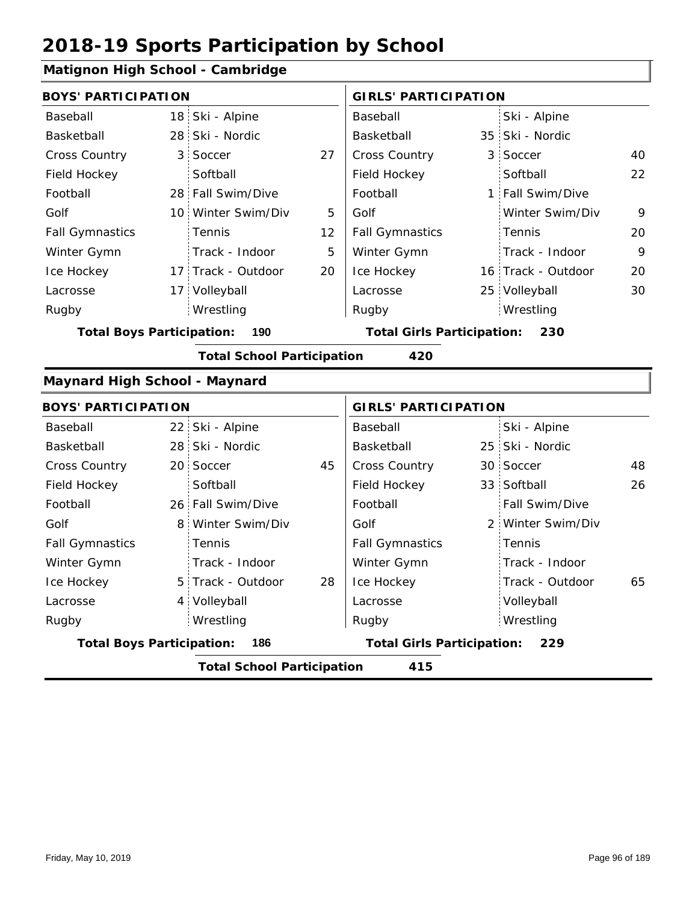# 2018-19 Sports Participation by School

## Matignon High School - Cambridge

| BOYS' PARTICIPATION | | | | GIRLS' PARTICIPATION | | | |
|---|---|---|---|---|---|---|---|
| Baseball | 18 | Ski - Alpine | | Baseball | | Ski - Alpine | |
| Basketball | 28 | Ski - Nordic | | Basketball | 35 | Ski - Nordic | |
| Cross Country | 3 | Soccer | 27 | Cross Country | 3 | Soccer | 40 |
| Field Hockey | | Softball | | Field Hockey | | Softball | 22 |
| Football | 28 | Fall Swim/Dive | | Football | 1 | Fall Swim/Dive | |
| Golf | 10 | Winter Swim/Div | 5 | Golf | | Winter Swim/Div | 9 |
| Fall Gymnastics | | Tennis | 12 | Fall Gymnastics | | Tennis | 20 |
| Winter Gymn | | Track - Indoor | 5 | Winter Gymn | | Track - Indoor | 9 |
| Ice Hockey | 17 | Track - Outdoor | 20 | Ice Hockey | 16 | Track - Outdoor | 20 |
| Lacrosse | 17 | Volleyball | | Lacrosse | 25 | Volleyball | 30 |
| Rugby | | Wrestling | | Rugby | | Wrestling | |

**Total Boys Participation: 190** **Total Girls Participation: 230**

**Total School Participation 420**

## Maynard High School - Maynard

| BOYS' PARTICIPATION | | | | GIRLS' PARTICIPATION | | | |
|---|---|---|---|---|---|---|---|
| Baseball | 22 | Ski - Alpine | | Baseball | | Ski - Alpine | |
| Basketball | 28 | Ski - Nordic | | Basketball | 25 | Ski - Nordic | |
| Cross Country | 20 | Soccer | 45 | Cross Country | 30 | Soccer | 48 |
| Field Hockey | | Softball | | Field Hockey | 33 | Softball | 26 |
| Football | 26 | Fall Swim/Dive | | Football | | Fall Swim/Dive | |
| Golf | 8 | Winter Swim/Div | | Golf | 2 | Winter Swim/Div | |
| Fall Gymnastics | | Tennis | | Fall Gymnastics | | Tennis | |
| Winter Gymn | | Track - Indoor | | Winter Gymn | | Track - Indoor | |
| Ice Hockey | 5 | Track - Outdoor | 28 | Ice Hockey | | Track - Outdoor | 65 |
| Lacrosse | 4 | Volleyball | | Lacrosse | | Volleyball | |
| Rugby | | Wrestling | | Rugby | | Wrestling | |

**Total Boys Participation: 186** **Total Girls Participation: 229**

**Total School Participation 415**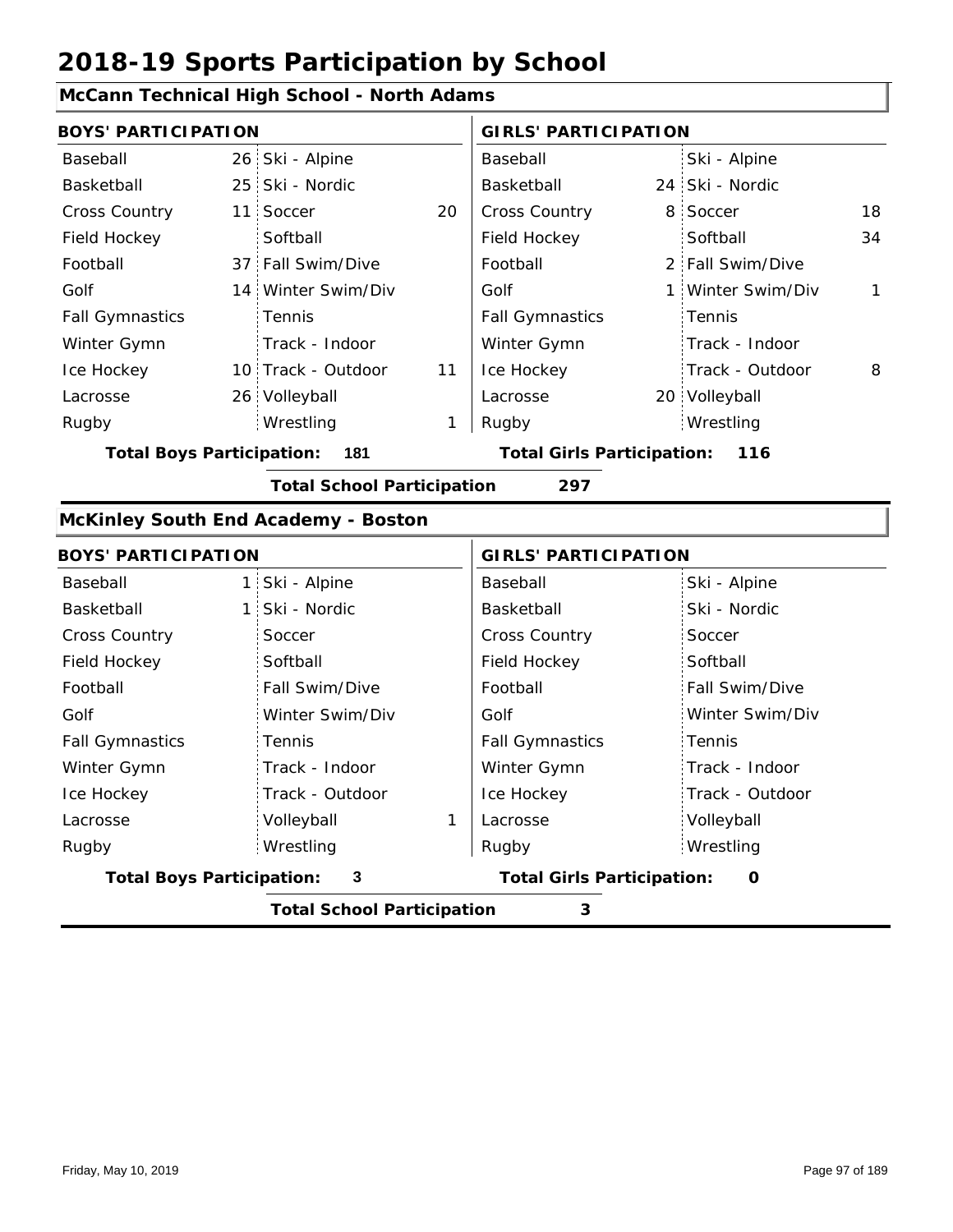# 2018-19 Sports Participation by School

## McCann Technical High School - North Adams

| BOYS' PARTICIPATION | | | | GIRLS' PARTICIPATION | | | |
|---|---|---|---|---|---|---|---|
| Baseball | 26 | Ski - Alpine | | Baseball | | Ski - Alpine | |
| Basketball | 25 | Ski - Nordic | | Basketball | 24 | Ski - Nordic | |
| Cross Country | 11 | Soccer | 20 | Cross Country | 8 | Soccer | 18 |
| Field Hockey | | Softball | | Field Hockey | | Softball | 34 |
| Football | 37 | Fall Swim/Dive | | Football | 2 | Fall Swim/Dive | |
| Golf | 14 | Winter Swim/Div | | Golf | 1 | Winter Swim/Div | 1 |
| Fall Gymnastics | | Tennis | | Fall Gymnastics | | Tennis | |
| Winter Gymn | | Track - Indoor | | Winter Gymn | | Track - Indoor | |
| Ice Hockey | 10 | Track - Outdoor | 11 | Ice Hockey | | Track - Outdoor | 8 |
| Lacrosse | 26 | Volleyball | | Lacrosse | 20 | Volleyball | |
| Rugby | | Wrestling | 1 | Rugby | | Wrestling | |

**Total Boys Participation: 181** | **Total Girls Participation: 116**

**Total School Participation 297**

## McKinley South End Academy - Boston

| BOYS' PARTICIPATION | | | | GIRLS' PARTICIPATION | | | |
|---|---|---|---|---|---|---|---|
| Baseball | 1 | Ski - Alpine | | Baseball | | Ski - Alpine | |
| Basketball | 1 | Ski - Nordic | | Basketball | | Ski - Nordic | |
| Cross Country | | Soccer | | Cross Country | | Soccer | |
| Field Hockey | | Softball | | Field Hockey | | Softball | |
| Football | | Fall Swim/Dive | | Football | | Fall Swim/Dive | |
| Golf | | Winter Swim/Div | | Golf | | Winter Swim/Div | |
| Fall Gymnastics | | Tennis | | Fall Gymnastics | | Tennis | |
| Winter Gymn | | Track - Indoor | | Winter Gymn | | Track - Indoor | |
| Ice Hockey | | Track - Outdoor | | Ice Hockey | | Track - Outdoor | |
| Lacrosse | | Volleyball | 1 | Lacrosse | | Volleyball | |
| Rugby | | Wrestling | | Rugby | | Wrestling | |

**Total Boys Participation: 3** | **Total Girls Participation: 0**

**Total School Participation 3**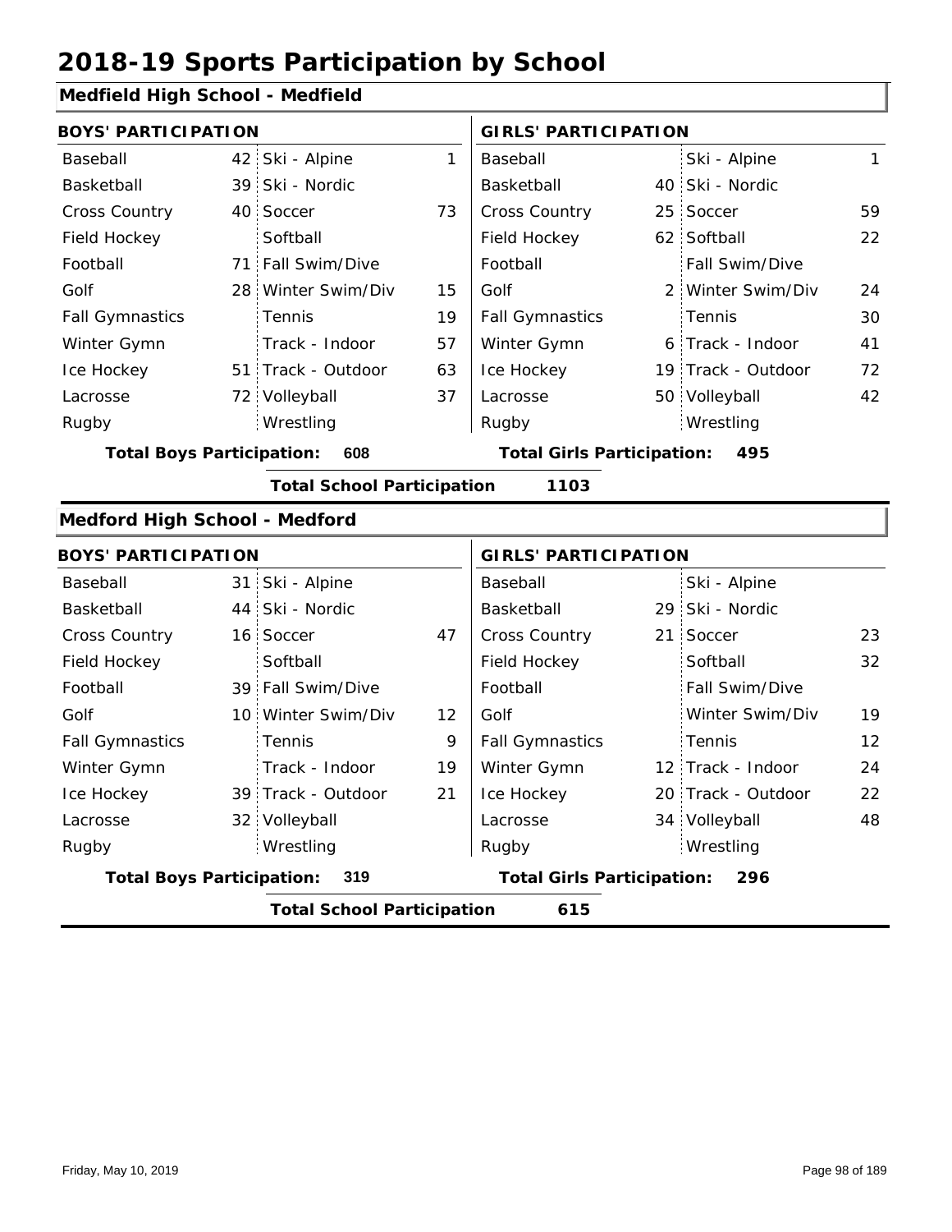# 2018-19 Sports Participation by School

## Medfield High School - Medfield

| BOYS' PARTICIPATION | | | | GIRLS' PARTICIPATION | | | |
|---|---|---|---|---|---|---|---|
| Baseball | 42 | Ski - Alpine | 1 | Baseball | | Ski - Alpine | 1 |
| Basketball | 39 | Ski - Nordic | | Basketball | 40 | Ski - Nordic | |
| Cross Country | 40 | Soccer | 73 | Cross Country | 25 | Soccer | 59 |
| Field Hockey | | Softball | | Field Hockey | 62 | Softball | 22 |
| Football | 71 | Fall Swim/Dive | | Football | | Fall Swim/Dive | |
| Golf | 28 | Winter Swim/Div | 15 | Golf | 2 | Winter Swim/Div | 24 |
| Fall Gymnastics | | Tennis | 19 | Fall Gymnastics | | Tennis | 30 |
| Winter Gymn | | Track - Indoor | 57 | Winter Gymn | 6 | Track - Indoor | 41 |
| Ice Hockey | 51 | Track - Outdoor | 63 | Ice Hockey | 19 | Track - Outdoor | 72 |
| Lacrosse | 72 | Volleyball | 37 | Lacrosse | 50 | Volleyball | 42 |
| Rugby | | Wrestling | | Rugby | | Wrestling | |

**Total Boys Participation: 608** | **Total Girls Participation: 495**

**Total School Participation 1103**

## Medford High School - Medford

| BOYS' PARTICIPATION | | | | GIRLS' PARTICIPATION | | | |
|---|---|---|---|---|---|---|---|
| Baseball | 31 | Ski - Alpine | | Baseball | | Ski - Alpine | |
| Basketball | 44 | Ski - Nordic | | Basketball | 29 | Ski - Nordic | |
| Cross Country | 16 | Soccer | 47 | Cross Country | 21 | Soccer | 23 |
| Field Hockey | | Softball | | Field Hockey | | Softball | 32 |
| Football | 39 | Fall Swim/Dive | | Football | | Fall Swim/Dive | |
| Golf | 10 | Winter Swim/Div | 12 | Golf | | Winter Swim/Div | 19 |
| Fall Gymnastics | | Tennis | 9 | Fall Gymnastics | | Tennis | 12 |
| Winter Gymn | | Track - Indoor | 19 | Winter Gymn | 12 | Track - Indoor | 24 |
| Ice Hockey | 39 | Track - Outdoor | 21 | Ice Hockey | 20 | Track - Outdoor | 22 |
| Lacrosse | 32 | Volleyball | | Lacrosse | 34 | Volleyball | 48 |
| Rugby | | Wrestling | | Rugby | | Wrestling | |

**Total Boys Participation: 319** | **Total Girls Participation: 296**

**Total School Participation 615**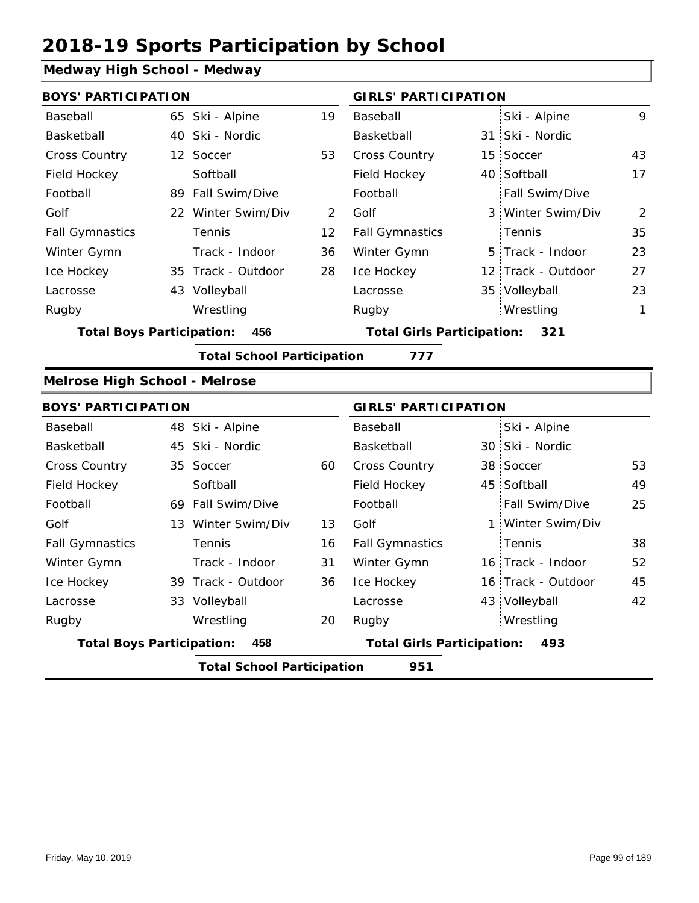# 2018-19 Sports Participation by School

## Medway High School - Medway

| BOYS' PARTICIPATION | | | | GIRLS' PARTICIPATION | | | |
|---|---|---|---|---|---|---|---|
| Baseball | 65 | Ski - Alpine | 19 | Baseball | | Ski - Alpine | 9 |
| Basketball | 40 | Ski - Nordic | | Basketball | 31 | Ski - Nordic | |
| Cross Country | 12 | Soccer | 53 | Cross Country | 15 | Soccer | 43 |
| Field Hockey | | Softball | | Field Hockey | 40 | Softball | 17 |
| Football | 89 | Fall Swim/Dive | | Football | | Fall Swim/Dive | |
| Golf | 22 | Winter Swim/Div | 2 | Golf | 3 | Winter Swim/Div | 2 |
| Fall Gymnastics | | Tennis | 12 | Fall Gymnastics | | Tennis | 35 |
| Winter Gymn | | Track - Indoor | 36 | Winter Gymn | 5 | Track - Indoor | 23 |
| Ice Hockey | 35 | Track - Outdoor | 28 | Ice Hockey | 12 | Track - Outdoor | 27 |
| Lacrosse | 43 | Volleyball | | Lacrosse | 35 | Volleyball | 23 |
| Rugby | | Wrestling | | Rugby | | Wrestling | 1 |

**Total Boys Participation: 456** | **Total Girls Participation: 321**

**Total School Participation 777**

## Melrose High School - Melrose

| BOYS' PARTICIPATION | | | | GIRLS' PARTICIPATION | | | |
|---|---|---|---|---|---|---|---|
| Baseball | 48 | Ski - Alpine | | Baseball | | Ski - Alpine | |
| Basketball | 45 | Ski - Nordic | | Basketball | 30 | Ski - Nordic | |
| Cross Country | 35 | Soccer | 60 | Cross Country | 38 | Soccer | 53 |
| Field Hockey | | Softball | | Field Hockey | 45 | Softball | 49 |
| Football | 69 | Fall Swim/Dive | | Football | | Fall Swim/Dive | 25 |
| Golf | 13 | Winter Swim/Div | 13 | Golf | 1 | Winter Swim/Div | |
| Fall Gymnastics | | Tennis | 16 | Fall Gymnastics | | Tennis | 38 |
| Winter Gymn | | Track - Indoor | 31 | Winter Gymn | 16 | Track - Indoor | 52 |
| Ice Hockey | 39 | Track - Outdoor | 36 | Ice Hockey | 16 | Track - Outdoor | 45 |
| Lacrosse | 33 | Volleyball | | Lacrosse | 43 | Volleyball | 42 |
| Rugby | | Wrestling | 20 | Rugby | | Wrestling | |

**Total Boys Participation: 458** | **Total Girls Participation: 493**

**Total School Participation 951**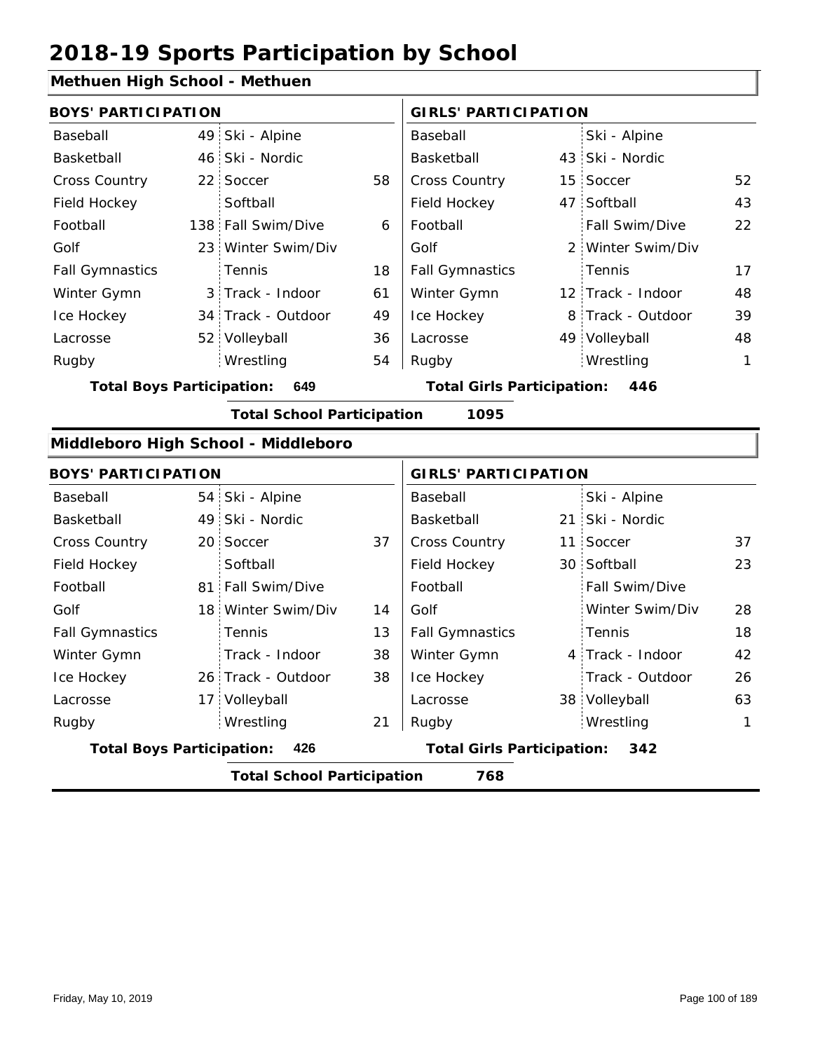# 2018-19 Sports Participation by School

## Methuen High School - Methuen

| BOYS' PARTICIPATION | | | | GIRLS' PARTICIPATION | | | |
|---|---|---|---|---|---|---|---|
| Baseball | 49 | Ski - Alpine | | Baseball | | Ski - Alpine | |
| Basketball | 46 | Ski - Nordic | | Basketball | 43 | Ski - Nordic | |
| Cross Country | 22 | Soccer | 58 | Cross Country | 15 | Soccer | 52 |
| Field Hockey | | Softball | | Field Hockey | 47 | Softball | 43 |
| Football | 138 | Fall Swim/Dive | 6 | Football | | Fall Swim/Dive | 22 |
| Golf | 23 | Winter Swim/Div | | Golf | 2 | Winter Swim/Div | |
| Fall Gymnastics | | Tennis | 18 | Fall Gymnastics | | Tennis | 17 |
| Winter Gymn | 3 | Track - Indoor | 61 | Winter Gymn | 12 | Track - Indoor | 48 |
| Ice Hockey | 34 | Track - Outdoor | 49 | Ice Hockey | 8 | Track - Outdoor | 39 |
| Lacrosse | 52 | Volleyball | 36 | Lacrosse | 49 | Volleyball | 48 |
| Rugby | | Wrestling | 54 | Rugby | | Wrestling | 1 |

**Total Boys Participation:** **649** **Total Girls Participation:** **446**

**Total School Participation** **1095**

## Middleboro High School - Middleboro

| BOYS' PARTICIPATION | | | | GIRLS' PARTICIPATION | | | |
|---|---|---|---|---|---|---|---|
| Baseball | 54 | Ski - Alpine | | Baseball | | Ski - Alpine | |
| Basketball | 49 | Ski - Nordic | | Basketball | 21 | Ski - Nordic | |
| Cross Country | 20 | Soccer | 37 | Cross Country | 11 | Soccer | 37 |
| Field Hockey | | Softball | | Field Hockey | 30 | Softball | 23 |
| Football | 81 | Fall Swim/Dive | | Football | | Fall Swim/Dive | |
| Golf | 18 | Winter Swim/Div | 14 | Golf | | Winter Swim/Div | 28 |
| Fall Gymnastics | | Tennis | 13 | Fall Gymnastics | | Tennis | 18 |
| Winter Gymn | | Track - Indoor | 38 | Winter Gymn | 4 | Track - Indoor | 42 |
| Ice Hockey | 26 | Track - Outdoor | 38 | Ice Hockey | | Track - Outdoor | 26 |
| Lacrosse | 17 | Volleyball | | Lacrosse | 38 | Volleyball | 63 |
| Rugby | | Wrestling | 21 | Rugby | | Wrestling | 1 |

**Total Boys Participation:** **426** **Total Girls Participation:** **342**

**Total School Participation** **768**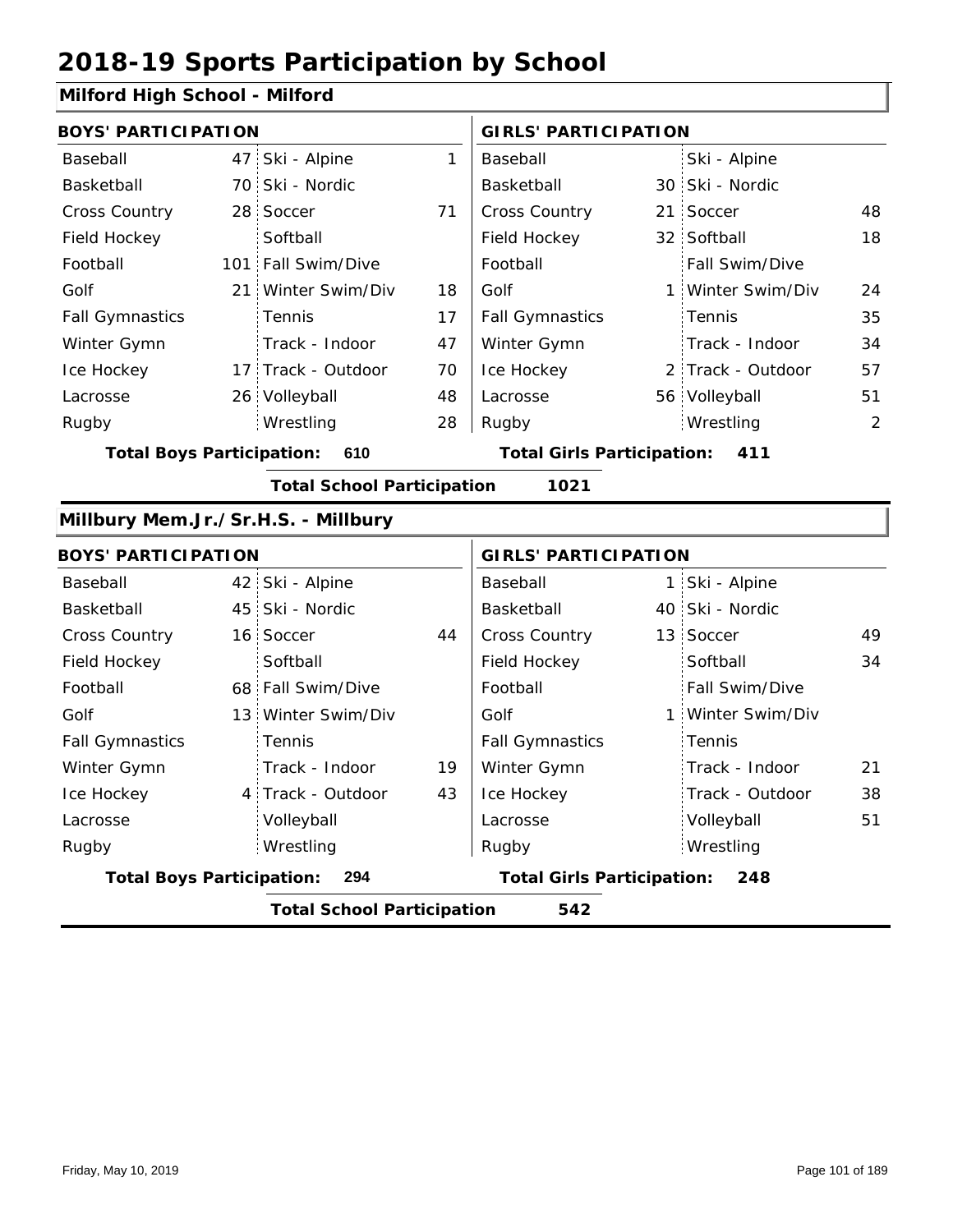# 2018-19 Sports Participation by School

## Milford High School - Milford

| BOYS' PARTICIPATION | | | | GIRLS' PARTICIPATION | | | |
|---|---|---|---|---|---|---|---|
| Baseball | 47 | Ski - Alpine | 1 | Baseball | | Ski - Alpine | |
| Basketball | 70 | Ski - Nordic | | Basketball | 30 | Ski - Nordic | |
| Cross Country | 28 | Soccer | 71 | Cross Country | 21 | Soccer | 48 |
| Field Hockey | | Softball | | Field Hockey | 32 | Softball | 18 |
| Football | 101 | Fall Swim/Dive | | Football | | Fall Swim/Dive | |
| Golf | 21 | Winter Swim/Div | 18 | Golf | 1 | Winter Swim/Div | 24 |
| Fall Gymnastics | | Tennis | 17 | Fall Gymnastics | | Tennis | 35 |
| Winter Gymn | | Track - Indoor | 47 | Winter Gymn | | Track - Indoor | 34 |
| Ice Hockey | 17 | Track - Outdoor | 70 | Ice Hockey | 2 | Track - Outdoor | 57 |
| Lacrosse | 26 | Volleyball | 48 | Lacrosse | 56 | Volleyball | 51 |
| Rugby | | Wrestling | 28 | Rugby | | Wrestling | 2 |

**Total Boys Participation: 610** **Total Girls Participation: 411**

**Total School Participation 1021**

## Millbury Mem.Jr./Sr.H.S. - Millbury

| BOYS' PARTICIPATION | | | | GIRLS' PARTICIPATION | | | |
|---|---|---|---|---|---|---|---|
| Baseball | 42 | Ski - Alpine | | Baseball | 1 | Ski - Alpine | |
| Basketball | 45 | Ski - Nordic | | Basketball | 40 | Ski - Nordic | |
| Cross Country | 16 | Soccer | 44 | Cross Country | 13 | Soccer | 49 |
| Field Hockey | | Softball | | Field Hockey | | Softball | 34 |
| Football | 68 | Fall Swim/Dive | | Football | | Fall Swim/Dive | |
| Golf | 13 | Winter Swim/Div | | Golf | 1 | Winter Swim/Div | |
| Fall Gymnastics | | Tennis | | Fall Gymnastics | | Tennis | |
| Winter Gymn | | Track - Indoor | 19 | Winter Gymn | | Track - Indoor | 21 |
| Ice Hockey | 4 | Track - Outdoor | 43 | Ice Hockey | | Track - Outdoor | 38 |
| Lacrosse | | Volleyball | | Lacrosse | | Volleyball | 51 |
| Rugby | | Wrestling | | Rugby | | Wrestling | |

**Total Boys Participation: 294** **Total Girls Participation: 248**

**Total School Participation 542**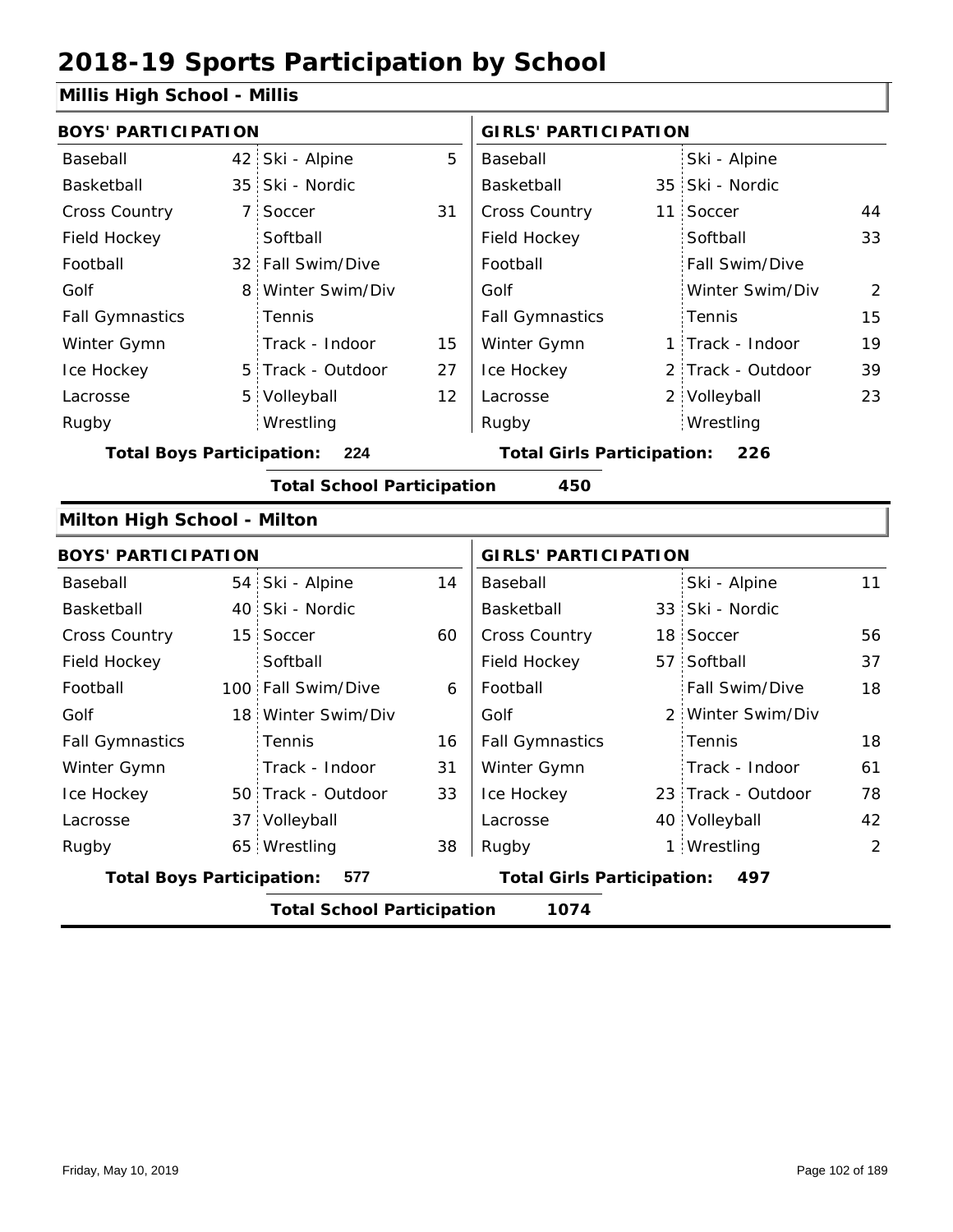# 2018-19 Sports Participation by School

## Millis High School - Millis

| BOYS' PARTICIPATION | | | | GIRLS' PARTICIPATION | | | |
|---|---|---|---|---|---|---|---|
| Baseball | 42 | Ski - Alpine | 5 | Baseball | | Ski - Alpine | |
| Basketball | 35 | Ski - Nordic | | Basketball | 35 | Ski - Nordic | |
| Cross Country | 7 | Soccer | 31 | Cross Country | 11 | Soccer | 44 |
| Field Hockey | | Softball | | Field Hockey | | Softball | 33 |
| Football | 32 | Fall Swim/Dive | | Football | | Fall Swim/Dive | |
| Golf | 8 | Winter Swim/Div | | Golf | | Winter Swim/Div | 2 |
| Fall Gymnastics | | Tennis | | Fall Gymnastics | | Tennis | 15 |
| Winter Gymn | | Track - Indoor | 15 | Winter Gymn | 1 | Track - Indoor | 19 |
| Ice Hockey | 5 | Track - Outdoor | 27 | Ice Hockey | 2 | Track - Outdoor | 39 |
| Lacrosse | 5 | Volleyball | 12 | Lacrosse | 2 | Volleyball | 23 |
| Rugby | | Wrestling | | Rugby | | Wrestling | |

**Total Boys Participation: 224** **Total Girls Participation: 226**

**Total School Participation 450**

## Milton High School - Milton

| BOYS' PARTICIPATION | | | | GIRLS' PARTICIPATION | | | |
|---|---|---|---|---|---|---|---|
| Baseball | 54 | Ski - Alpine | 14 | Baseball | | Ski - Alpine | 11 |
| Basketball | 40 | Ski - Nordic | | Basketball | 33 | Ski - Nordic | |
| Cross Country | 15 | Soccer | 60 | Cross Country | 18 | Soccer | 56 |
| Field Hockey | | Softball | | Field Hockey | 57 | Softball | 37 |
| Football | 100 | Fall Swim/Dive | 6 | Football | | Fall Swim/Dive | 18 |
| Golf | 18 | Winter Swim/Div | | Golf | 2 | Winter Swim/Div | |
| Fall Gymnastics | | Tennis | 16 | Fall Gymnastics | | Tennis | 18 |
| Winter Gymn | | Track - Indoor | 31 | Winter Gymn | | Track - Indoor | 61 |
| Ice Hockey | 50 | Track - Outdoor | 33 | Ice Hockey | 23 | Track - Outdoor | 78 |
| Lacrosse | 37 | Volleyball | | Lacrosse | 40 | Volleyball | 42 |
| Rugby | 65 | Wrestling | 38 | Rugby | 1 | Wrestling | 2 |

**Total Boys Participation: 577** **Total Girls Participation: 497**

**Total School Participation 1074**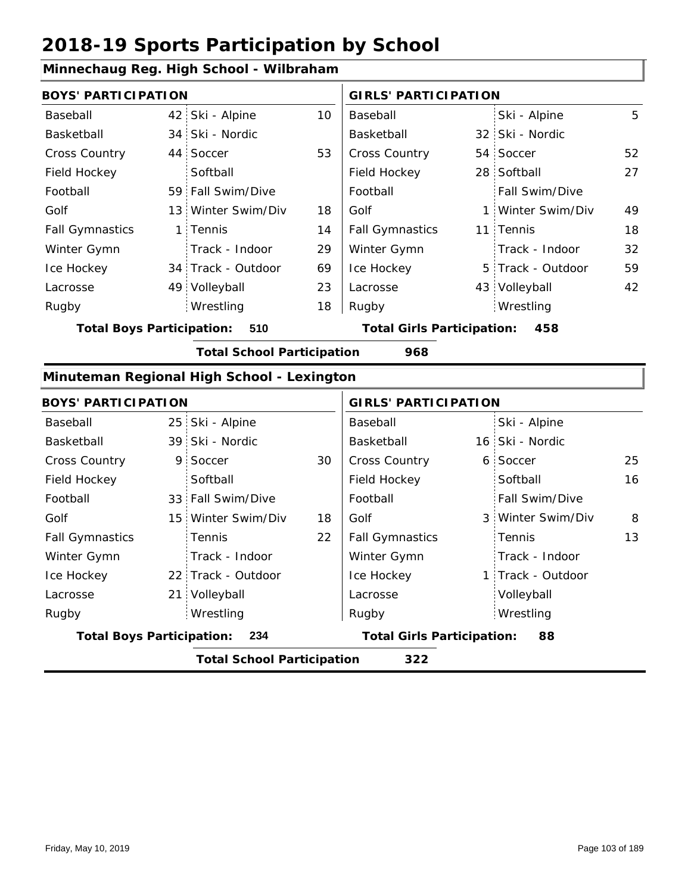# 2018-19 Sports Participation by School

## Minnechaug Reg. High School - Wilbraham

| BOYS' PARTICIPATION | | | | GIRLS' PARTICIPATION | | | |
|---|---|---|---|---|---|---|---|
| Baseball | 42 | Ski - Alpine | 10 | Baseball | | Ski - Alpine | 5 |
| Basketball | 34 | Ski - Nordic | | Basketball | 32 | Ski - Nordic | |
| Cross Country | 44 | Soccer | 53 | Cross Country | 54 | Soccer | 52 |
| Field Hockey | | Softball | | Field Hockey | 28 | Softball | 27 |
| Football | 59 | Fall Swim/Dive | | Football | | Fall Swim/Dive | |
| Golf | 13 | Winter Swim/Div | 18 | Golf | 1 | Winter Swim/Div | 49 |
| Fall Gymnastics | 1 | Tennis | 14 | Fall Gymnastics | 11 | Tennis | 18 |
| Winter Gymn | | Track - Indoor | 29 | Winter Gymn | | Track - Indoor | 32 |
| Ice Hockey | 34 | Track - Outdoor | 69 | Ice Hockey | 5 | Track - Outdoor | 59 |
| Lacrosse | 49 | Volleyball | 23 | Lacrosse | 43 | Volleyball | 42 |
| Rugby | | Wrestling | 18 | Rugby | | Wrestling | |

**Total Boys Participation: 510** **Total Girls Participation: 458**

**Total School Participation 968**

## Minuteman Regional High School - Lexington

| BOYS' PARTICIPATION | | | | GIRLS' PARTICIPATION | | | |
|---|---|---|---|---|---|---|---|
| Baseball | 25 | Ski - Alpine | | Baseball | | Ski - Alpine | |
| Basketball | 39 | Ski - Nordic | | Basketball | 16 | Ski - Nordic | |
| Cross Country | 9 | Soccer | 30 | Cross Country | 6 | Soccer | 25 |
| Field Hockey | | Softball | | Field Hockey | | Softball | 16 |
| Football | 33 | Fall Swim/Dive | | Football | | Fall Swim/Dive | |
| Golf | 15 | Winter Swim/Div | 18 | Golf | 3 | Winter Swim/Div | 8 |
| Fall Gymnastics | | Tennis | 22 | Fall Gymnastics | | Tennis | 13 |
| Winter Gymn | | Track - Indoor | | Winter Gymn | | Track - Indoor | |
| Ice Hockey | 22 | Track - Outdoor | | Ice Hockey | 1 | Track - Outdoor | |
| Lacrosse | 21 | Volleyball | | Lacrosse | | Volleyball | |
| Rugby | | Wrestling | | Rugby | | Wrestling | |

**Total Boys Participation: 234** **Total Girls Participation: 88**

**Total School Participation 322**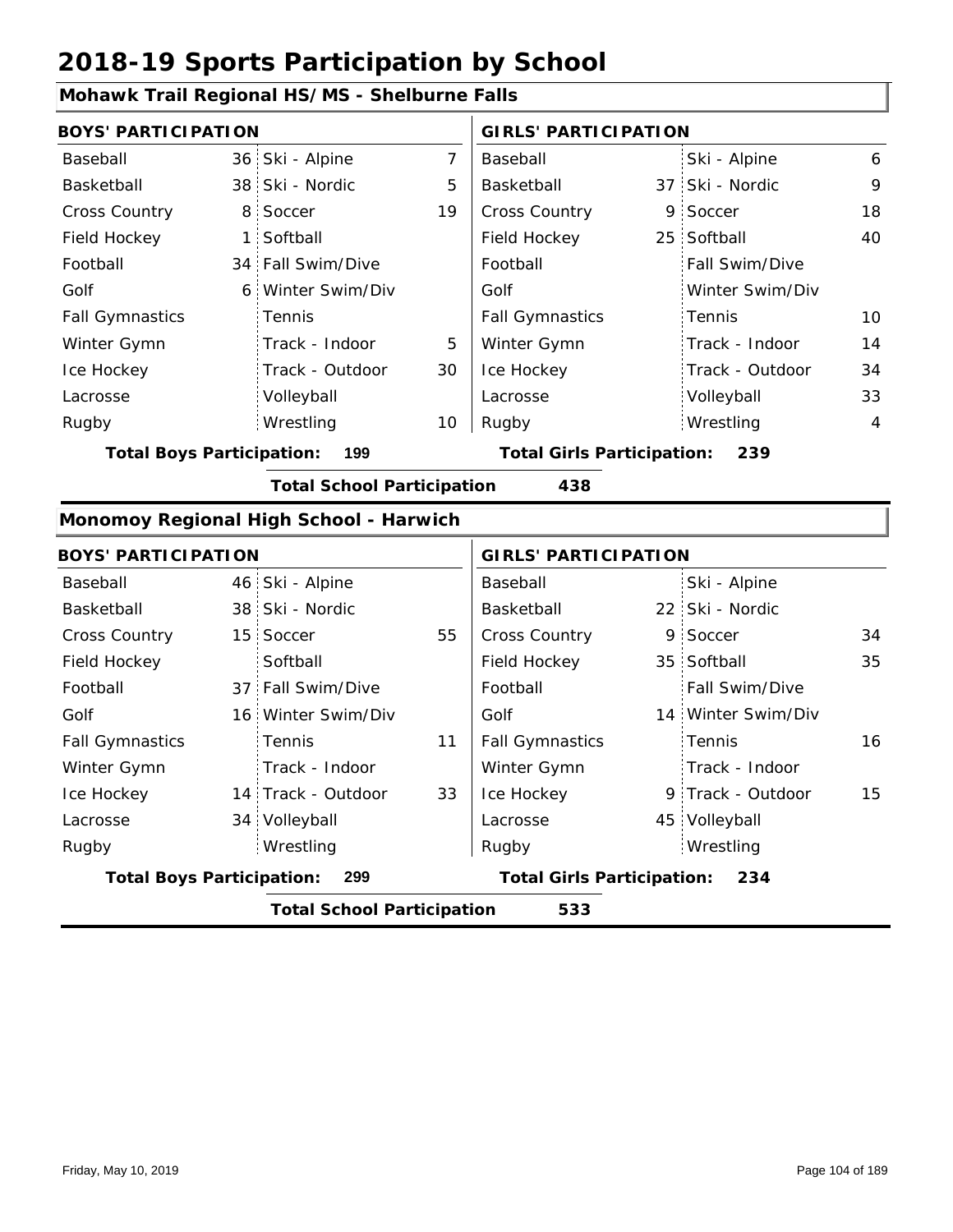# 2018-19 Sports Participation by School

## Mohawk Trail Regional HS/MS - Shelburne Falls

| BOYS' PARTICIPATION | | | | GIRLS' PARTICIPATION | | | |
|---|---|---|---|---|---|---|---|
| Baseball | 36 | Ski - Alpine | 7 | Baseball | | Ski - Alpine | 6 |
| Basketball | 38 | Ski - Nordic | 5 | Basketball | 37 | Ski - Nordic | 9 |
| Cross Country | 8 | Soccer | 19 | Cross Country | 9 | Soccer | 18 |
| Field Hockey | 1 | Softball | | Field Hockey | 25 | Softball | 40 |
| Football | 34 | Fall Swim/Dive | | Football | | Fall Swim/Dive | |
| Golf | 6 | Winter Swim/Div | | Golf | | Winter Swim/Div | |
| Fall Gymnastics | | Tennis | | Fall Gymnastics | | Tennis | 10 |
| Winter Gymn | | Track - Indoor | 5 | Winter Gymn | | Track - Indoor | 14 |
| Ice Hockey | | Track - Outdoor | 30 | Ice Hockey | | Track - Outdoor | 34 |
| Lacrosse | | Volleyball | | Lacrosse | | Volleyball | 33 |
| Rugby | | Wrestling | 10 | Rugby | | Wrestling | 4 |

**Total Boys Participation: 199** **Total Girls Participation: 239**

**Total School Participation 438**

## Monomoy Regional High School - Harwich

| BOYS' PARTICIPATION | | | | GIRLS' PARTICIPATION | | | |
|---|---|---|---|---|---|---|---|
| Baseball | 46 | Ski - Alpine | | Baseball | | Ski - Alpine | |
| Basketball | 38 | Ski - Nordic | | Basketball | 22 | Ski - Nordic | |
| Cross Country | 15 | Soccer | 55 | Cross Country | 9 | Soccer | 34 |
| Field Hockey | | Softball | | Field Hockey | 35 | Softball | 35 |
| Football | 37 | Fall Swim/Dive | | Football | | Fall Swim/Dive | |
| Golf | 16 | Winter Swim/Div | | Golf | 14 | Winter Swim/Div | |
| Fall Gymnastics | | Tennis | 11 | Fall Gymnastics | | Tennis | 16 |
| Winter Gymn | | Track - Indoor | | Winter Gymn | | Track - Indoor | |
| Ice Hockey | 14 | Track - Outdoor | 33 | Ice Hockey | 9 | Track - Outdoor | 15 |
| Lacrosse | 34 | Volleyball | | Lacrosse | 45 | Volleyball | |
| Rugby | | Wrestling | | Rugby | | Wrestling | |

**Total Boys Participation: 299** **Total Girls Participation: 234**

**Total School Participation 533**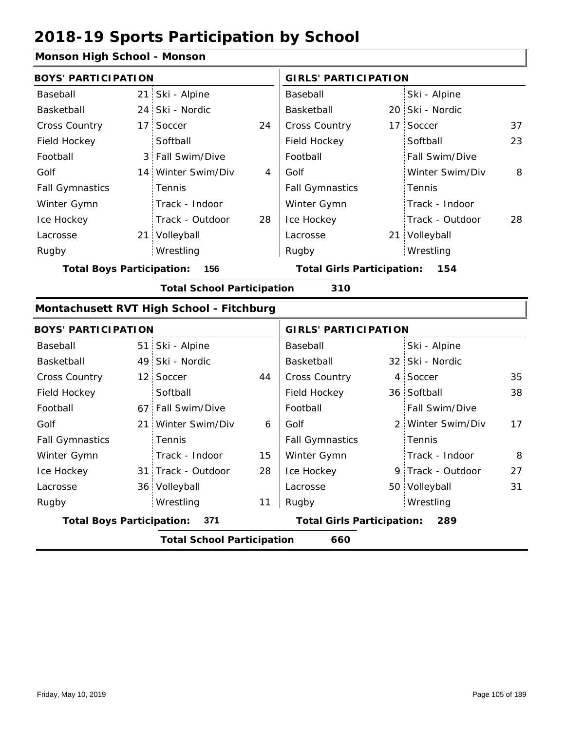# 2018-19 Sports Participation by School

## Monson High School - Monson

| BOYS' PARTICIPATION | | | | GIRLS' PARTICIPATION | | | |
|---|---|---|---|---|---|---|---|
| Baseball | 21 | Ski - Alpine | | Baseball | | Ski - Alpine | |
| Basketball | 24 | Ski - Nordic | | Basketball | 20 | Ski - Nordic | |
| Cross Country | 17 | Soccer | 24 | Cross Country | 17 | Soccer | 37 |
| Field Hockey | | Softball | | Field Hockey | | Softball | 23 |
| Football | 3 | Fall Swim/Dive | | Football | | Fall Swim/Dive | |
| Golf | 14 | Winter Swim/Div | 4 | Golf | | Winter Swim/Div | 8 |
| Fall Gymnastics | | Tennis | | Fall Gymnastics | | Tennis | |
| Winter Gymn | | Track - Indoor | | Winter Gymn | | Track - Indoor | |
| Ice Hockey | | Track - Outdoor | 28 | Ice Hockey | | Track - Outdoor | 28 |
| Lacrosse | 21 | Volleyball | | Lacrosse | 21 | Volleyball | |
| Rugby | | Wrestling | | Rugby | | Wrestling | |

**Total Boys Participation: 156** **Total Girls Participation: 154**

**Total School Participation 310**

## Montachusett RVT High School - Fitchburg

| BOYS' PARTICIPATION | | | | GIRLS' PARTICIPATION | | | |
|---|---|---|---|---|---|---|---|
| Baseball | 51 | Ski - Alpine | | Baseball | | Ski - Alpine | |
| Basketball | 49 | Ski - Nordic | | Basketball | 32 | Ski - Nordic | |
| Cross Country | 12 | Soccer | 44 | Cross Country | 4 | Soccer | 35 |
| Field Hockey | | Softball | | Field Hockey | 36 | Softball | 38 |
| Football | 67 | Fall Swim/Dive | | Football | | Fall Swim/Dive | |
| Golf | 21 | Winter Swim/Div | 6 | Golf | 2 | Winter Swim/Div | 17 |
| Fall Gymnastics | | Tennis | | Fall Gymnastics | | Tennis | |
| Winter Gymn | | Track - Indoor | 15 | Winter Gymn | | Track - Indoor | 8 |
| Ice Hockey | 31 | Track - Outdoor | 28 | Ice Hockey | 9 | Track - Outdoor | 27 |
| Lacrosse | 36 | Volleyball | | Lacrosse | 50 | Volleyball | 31 |
| Rugby | | Wrestling | 11 | Rugby | | Wrestling | |

**Total Boys Participation: 371** **Total Girls Participation: 289**

**Total School Participation 660**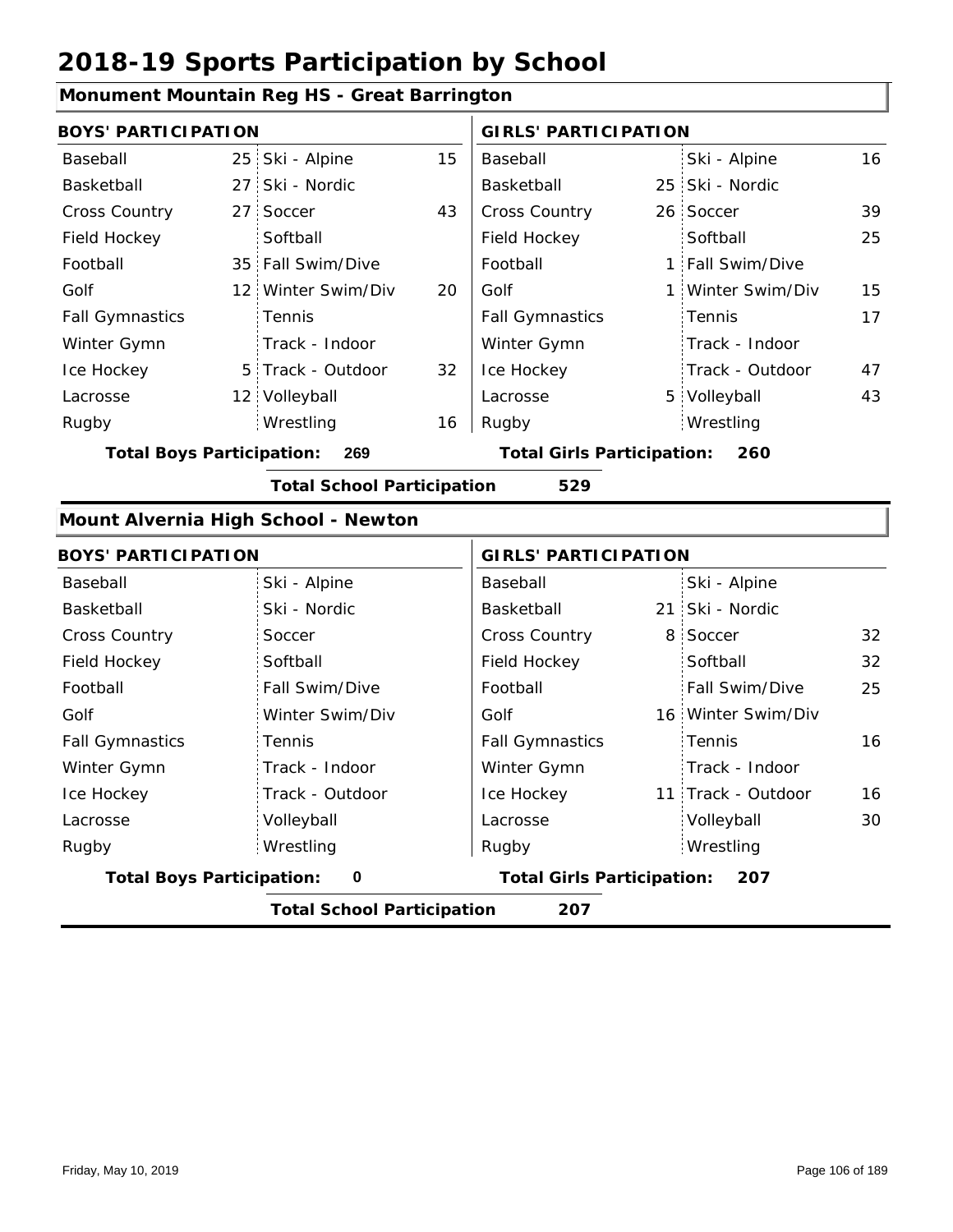# 2018-19 Sports Participation by School

## Monument Mountain Reg HS - Great Barrington

| BOYS' PARTICIPATION | | | | GIRLS' PARTICIPATION | | | |
|---|---|---|---|---|---|---|---|
| Baseball | 25 | Ski - Alpine | 15 | Baseball | | Ski - Alpine | 16 |
| Basketball | 27 | Ski - Nordic | | Basketball | 25 | Ski - Nordic | |
| Cross Country | 27 | Soccer | 43 | Cross Country | 26 | Soccer | 39 |
| Field Hockey | | Softball | | Field Hockey | | Softball | 25 |
| Football | 35 | Fall Swim/Dive | | Football | 1 | Fall Swim/Dive | |
| Golf | 12 | Winter Swim/Div | 20 | Golf | 1 | Winter Swim/Div | 15 |
| Fall Gymnastics | | Tennis | | Fall Gymnastics | | Tennis | 17 |
| Winter Gymn | | Track - Indoor | | Winter Gymn | | Track - Indoor | |
| Ice Hockey | 5 | Track - Outdoor | 32 | Ice Hockey | | Track - Outdoor | 47 |
| Lacrosse | 12 | Volleyball | | Lacrosse | 5 | Volleyball | 43 |
| Rugby | | Wrestling | 16 | Rugby | | Wrestling | |

**Total Boys Participation: 269** **Total Girls Participation: 260**

**Total School Participation 529**

## Mount Alvernia High School - Newton

| BOYS' PARTICIPATION | | | | GIRLS' PARTICIPATION | | | |
|---|---|---|---|---|---|---|---|
| Baseball | | Ski - Alpine | | Baseball | | Ski - Alpine | |
| Basketball | | Ski - Nordic | | Basketball | 21 | Ski - Nordic | |
| Cross Country | | Soccer | | Cross Country | 8 | Soccer | 32 |
| Field Hockey | | Softball | | Field Hockey | | Softball | 32 |
| Football | | Fall Swim/Dive | | Football | | Fall Swim/Dive | 25 |
| Golf | | Winter Swim/Div | | Golf | 16 | Winter Swim/Div | |
| Fall Gymnastics | | Tennis | | Fall Gymnastics | | Tennis | 16 |
| Winter Gymn | | Track - Indoor | | Winter Gymn | | Track - Indoor | |
| Ice Hockey | | Track - Outdoor | | Ice Hockey | 11 | Track - Outdoor | 16 |
| Lacrosse | | Volleyball | | Lacrosse | | Volleyball | 30 |
| Rugby | | Wrestling | | Rugby | | Wrestling | |

**Total Boys Participation: 0** **Total Girls Participation: 207**

**Total School Participation 207**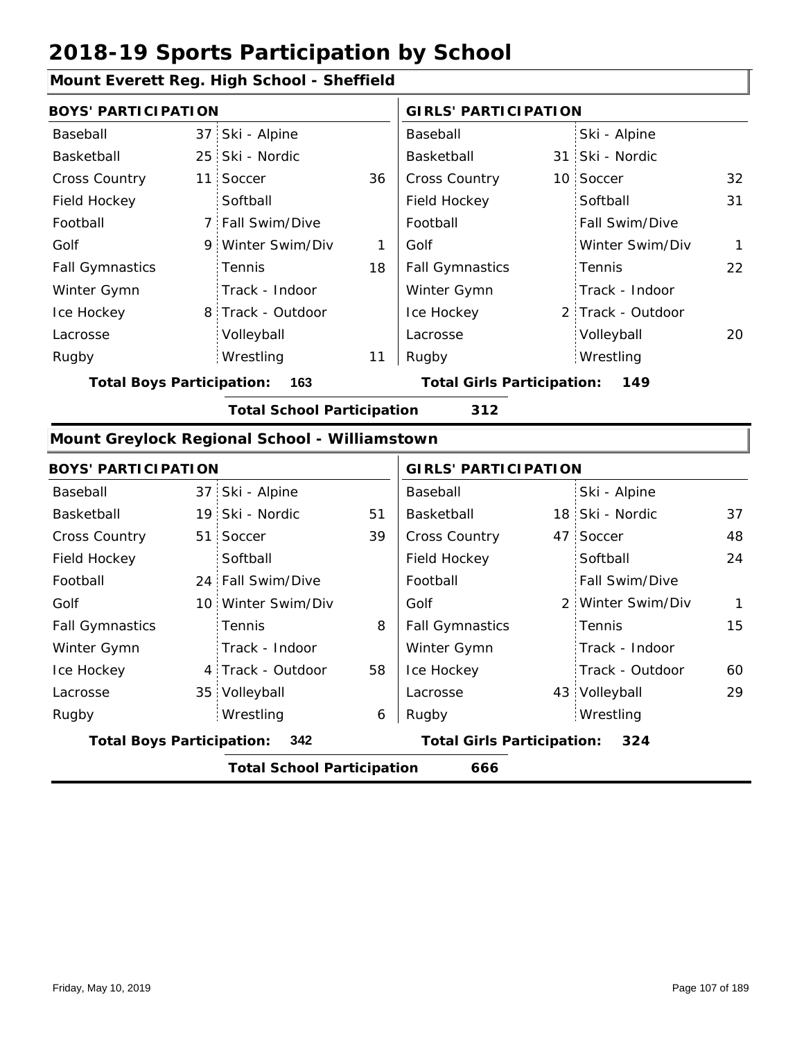# 2018-19 Sports Participation by School

## Mount Everett Reg. High School - Sheffield

| BOYS' PARTICIPATION | | | | GIRLS' PARTICIPATION | | | |
|---|---|---|---|---|---|---|---|
| Baseball | 37 | Ski - Alpine | | Baseball | | Ski - Alpine | |
| Basketball | 25 | Ski - Nordic | | Basketball | 31 | Ski - Nordic | |
| Cross Country | 11 | Soccer | 36 | Cross Country | 10 | Soccer | 32 |
| Field Hockey | | Softball | | Field Hockey | | Softball | 31 |
| Football | 7 | Fall Swim/Dive | | Football | | Fall Swim/Dive | |
| Golf | 9 | Winter Swim/Div | 1 | Golf | | Winter Swim/Div | 1 |
| Fall Gymnastics | | Tennis | 18 | Fall Gymnastics | | Tennis | 22 |
| Winter Gymn | | Track - Indoor | | Winter Gymn | | Track - Indoor | |
| Ice Hockey | 8 | Track - Outdoor | | Ice Hockey | 2 | Track - Outdoor | |
| Lacrosse | | Volleyball | | Lacrosse | | Volleyball | 20 |
| Rugby | | Wrestling | 11 | Rugby | | Wrestling | |

**Total Boys Participation: 163** **Total Girls Participation: 149**

**Total School Participation 312**

## Mount Greylock Regional School - Williamstown

| BOYS' PARTICIPATION | | | | GIRLS' PARTICIPATION | | | |
|---|---|---|---|---|---|---|---|
| Baseball | 37 | Ski - Alpine | | Baseball | | Ski - Alpine | |
| Basketball | 19 | Ski - Nordic | 51 | Basketball | 18 | Ski - Nordic | 37 |
| Cross Country | 51 | Soccer | 39 | Cross Country | 47 | Soccer | 48 |
| Field Hockey | | Softball | | Field Hockey | | Softball | 24 |
| Football | 24 | Fall Swim/Dive | | Football | | Fall Swim/Dive | |
| Golf | 10 | Winter Swim/Div | | Golf | 2 | Winter Swim/Div | 1 |
| Fall Gymnastics | | Tennis | 8 | Fall Gymnastics | | Tennis | 15 |
| Winter Gymn | | Track - Indoor | | Winter Gymn | | Track - Indoor | |
| Ice Hockey | 4 | Track - Outdoor | 58 | Ice Hockey | | Track - Outdoor | 60 |
| Lacrosse | 35 | Volleyball | | Lacrosse | 43 | Volleyball | 29 |
| Rugby | | Wrestling | 6 | Rugby | | Wrestling | |

**Total Boys Participation: 342** **Total Girls Participation: 324**

**Total School Participation 666**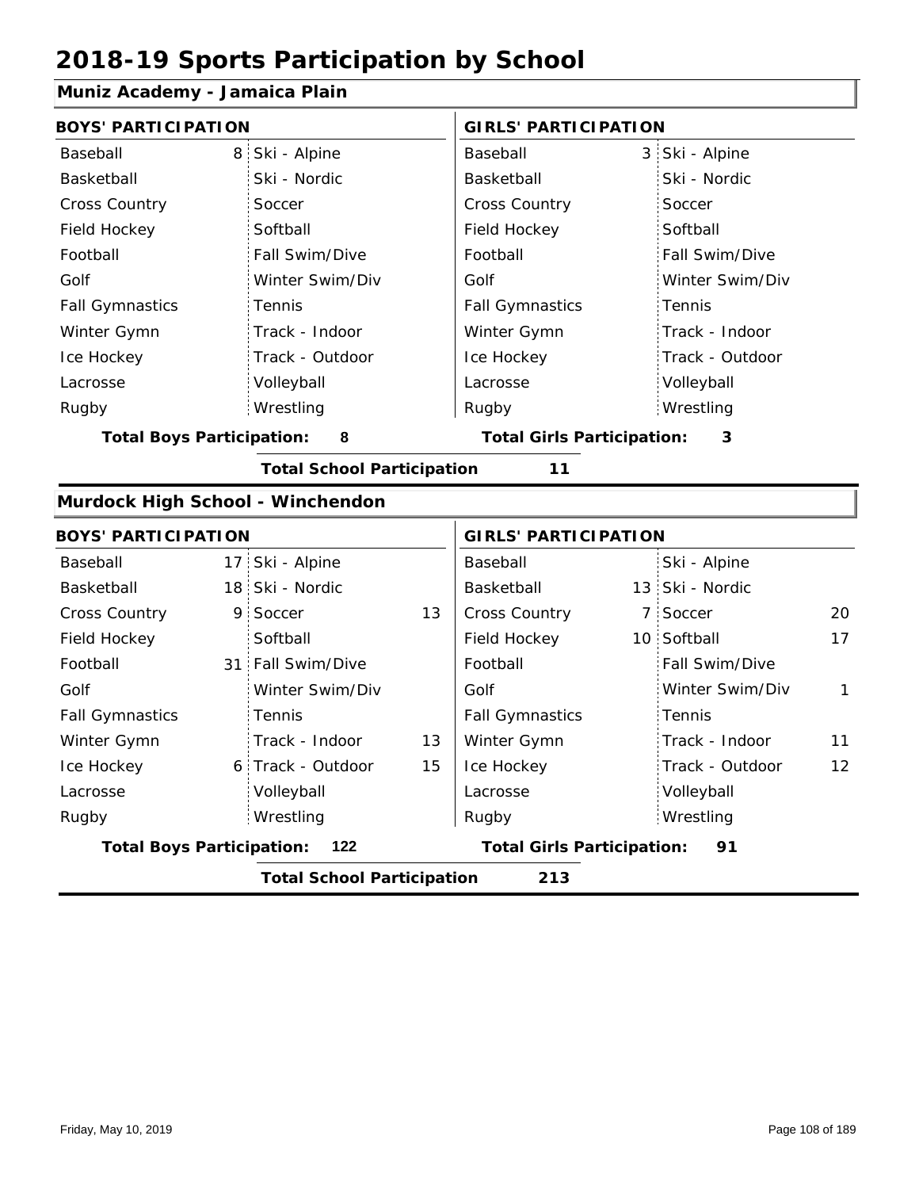# 2018-19 Sports Participation by School

## Muniz Academy - Jamaica Plain

| BOYS' PARTICIPATION | | | | GIRLS' PARTICIPATION | | | |
|---|---|---|---|---|---|---|---|
| Baseball | 8 | Ski - Alpine | | Baseball | 3 | Ski - Alpine | |
| Basketball | | Ski - Nordic | | Basketball | | Ski - Nordic | |
| Cross Country | | Soccer | | Cross Country | | Soccer | |
| Field Hockey | | Softball | | Field Hockey | | Softball | |
| Football | | Fall Swim/Dive | | Football | | Fall Swim/Dive | |
| Golf | | Winter Swim/Div | | Golf | | Winter Swim/Div | |
| Fall Gymnastics | | Tennis | | Fall Gymnastics | | Tennis | |
| Winter Gymn | | Track - Indoor | | Winter Gymn | | Track - Indoor | |
| Ice Hockey | | Track - Outdoor | | Ice Hockey | | Track - Outdoor | |
| Lacrosse | | Volleyball | | Lacrosse | | Volleyball | |
| Rugby | | Wrestling | | Rugby | | Wrestling | |

**Total Boys Participation: 8** | **Total Girls Participation: 3**

**Total School Participation 11**

## Murdock High School - Winchendon

| BOYS' PARTICIPATION | | | | GIRLS' PARTICIPATION | | | |
|---|---|---|---|---|---|---|---|
| Baseball | 17 | Ski - Alpine | | Baseball | | Ski - Alpine | |
| Basketball | 18 | Ski - Nordic | | Basketball | 13 | Ski - Nordic | |
| Cross Country | 9 | Soccer | 13 | Cross Country | 7 | Soccer | 20 |
| Field Hockey | | Softball | | Field Hockey | 10 | Softball | 17 |
| Football | 31 | Fall Swim/Dive | | Football | | Fall Swim/Dive | |
| Golf | | Winter Swim/Div | | Golf | | Winter Swim/Div | 1 |
| Fall Gymnastics | | Tennis | | Fall Gymnastics | | Tennis | |
| Winter Gymn | | Track - Indoor | 13 | Winter Gymn | | Track - Indoor | 11 |
| Ice Hockey | 6 | Track - Outdoor | 15 | Ice Hockey | | Track - Outdoor | 12 |
| Lacrosse | | Volleyball | | Lacrosse | | Volleyball | |
| Rugby | | Wrestling | | Rugby | | Wrestling | |

**Total Boys Participation: 122** | **Total Girls Participation: 91**

**Total School Participation 213**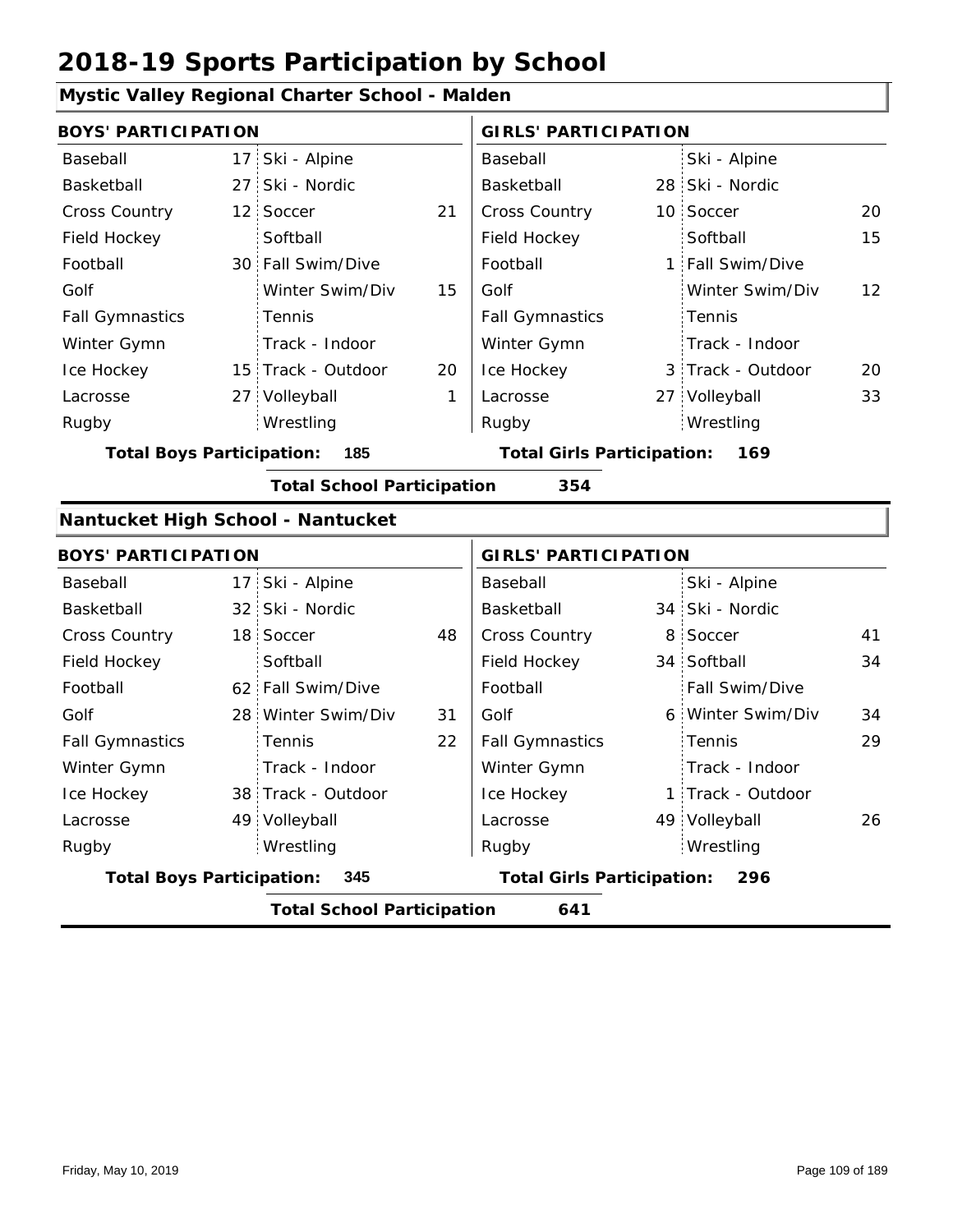# 2018-19 Sports Participation by School

## Mystic Valley Regional Charter School - Malden

| BOYS' PARTICIPATION | | | | GIRLS' PARTICIPATION | | | |
|---|---|---|---|---|---|---|---|
| Baseball | 17 | Ski - Alpine | | Baseball | | Ski - Alpine | |
| Basketball | 27 | Ski - Nordic | | Basketball | 28 | Ski - Nordic | |
| Cross Country | 12 | Soccer | 21 | Cross Country | 10 | Soccer | 20 |
| Field Hockey | | Softball | | Field Hockey | | Softball | 15 |
| Football | 30 | Fall Swim/Dive | | Football | 1 | Fall Swim/Dive | |
| Golf | | Winter Swim/Div | 15 | Golf | | Winter Swim/Div | 12 |
| Fall Gymnastics | | Tennis | | Fall Gymnastics | | Tennis | |
| Winter Gymn | | Track - Indoor | | Winter Gymn | | Track - Indoor | |
| Ice Hockey | 15 | Track - Outdoor | 20 | Ice Hockey | 3 | Track - Outdoor | 20 |
| Lacrosse | 27 | Volleyball | 1 | Lacrosse | 27 | Volleyball | 33 |
| Rugby | | Wrestling | | Rugby | | Wrestling | |

**Total Boys Participation: 185** **Total Girls Participation: 169**

**Total School Participation 354**

## Nantucket High School - Nantucket

| BOYS' PARTICIPATION | | | | GIRLS' PARTICIPATION | | | |
|---|---|---|---|---|---|---|---|
| Baseball | 17 | Ski - Alpine | | Baseball | | Ski - Alpine | |
| Basketball | 32 | Ski - Nordic | | Basketball | 34 | Ski - Nordic | |
| Cross Country | 18 | Soccer | 48 | Cross Country | 8 | Soccer | 41 |
| Field Hockey | | Softball | | Field Hockey | 34 | Softball | 34 |
| Football | 62 | Fall Swim/Dive | | Football | | Fall Swim/Dive | |
| Golf | 28 | Winter Swim/Div | 31 | Golf | 6 | Winter Swim/Div | 34 |
| Fall Gymnastics | | Tennis | 22 | Fall Gymnastics | | Tennis | 29 |
| Winter Gymn | | Track - Indoor | | Winter Gymn | | Track - Indoor | |
| Ice Hockey | 38 | Track - Outdoor | | Ice Hockey | 1 | Track - Outdoor | |
| Lacrosse | 49 | Volleyball | | Lacrosse | 49 | Volleyball | 26 |
| Rugby | | Wrestling | | Rugby | | Wrestling | |

**Total Boys Participation: 345** **Total Girls Participation: 296**

**Total School Participation 641**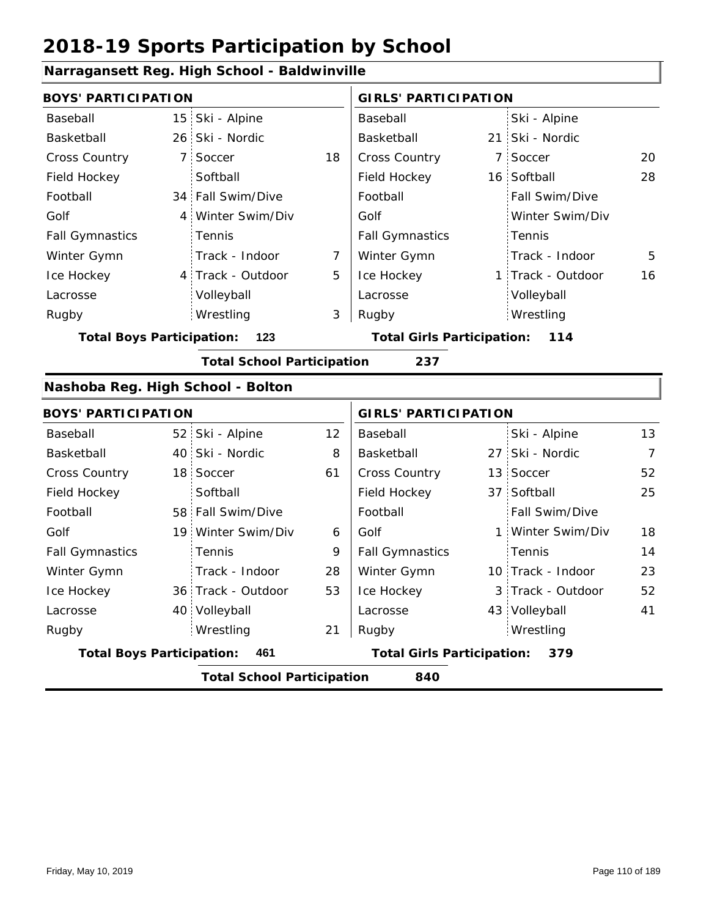# 2018-19 Sports Participation by School

## Narragansett Reg. High School - Baldwinville

| BOYS' PARTICIPATION | | | | GIRLS' PARTICIPATION | | | |
|---|---|---|---|---|---|---|---|
| Baseball | 15 | Ski - Alpine | | Baseball | | Ski - Alpine | |
| Basketball | 26 | Ski - Nordic | | Basketball | 21 | Ski - Nordic | |
| Cross Country | 7 | Soccer | 18 | Cross Country | 7 | Soccer | 20 |
| Field Hockey | | Softball | | Field Hockey | 16 | Softball | 28 |
| Football | 34 | Fall Swim/Dive | | Football | | Fall Swim/Dive | |
| Golf | 4 | Winter Swim/Div | | Golf | | Winter Swim/Div | |
| Fall Gymnastics | | Tennis | | Fall Gymnastics | | Tennis | |
| Winter Gymn | | Track - Indoor | 7 | Winter Gymn | | Track - Indoor | 5 |
| Ice Hockey | 4 | Track - Outdoor | 5 | Ice Hockey | 1 | Track - Outdoor | 16 |
| Lacrosse | | Volleyball | | Lacrosse | | Volleyball | |
| Rugby | | Wrestling | 3 | Rugby | | Wrestling | |

**Total Boys Participation: 123** | **Total Girls Participation: 114**

**Total School Participation 237**

## Nashoba Reg. High School - Bolton

| BOYS' PARTICIPATION | | | | GIRLS' PARTICIPATION | | | |
|---|---|---|---|---|---|---|---|
| Baseball | 52 | Ski - Alpine | 12 | Baseball | | Ski - Alpine | 13 |
| Basketball | 40 | Ski - Nordic | 8 | Basketball | 27 | Ski - Nordic | 7 |
| Cross Country | 18 | Soccer | 61 | Cross Country | 13 | Soccer | 52 |
| Field Hockey | | Softball | | Field Hockey | 37 | Softball | 25 |
| Football | 58 | Fall Swim/Dive | | Football | | Fall Swim/Dive | |
| Golf | 19 | Winter Swim/Div | 6 | Golf | 1 | Winter Swim/Div | 18 |
| Fall Gymnastics | | Tennis | 9 | Fall Gymnastics | | Tennis | 14 |
| Winter Gymn | | Track - Indoor | 28 | Winter Gymn | 10 | Track - Indoor | 23 |
| Ice Hockey | 36 | Track - Outdoor | 53 | Ice Hockey | 3 | Track - Outdoor | 52 |
| Lacrosse | 40 | Volleyball | | Lacrosse | 43 | Volleyball | 41 |
| Rugby | | Wrestling | 21 | Rugby | | Wrestling | |

**Total Boys Participation: 461** | **Total Girls Participation: 379**

**Total School Participation 840**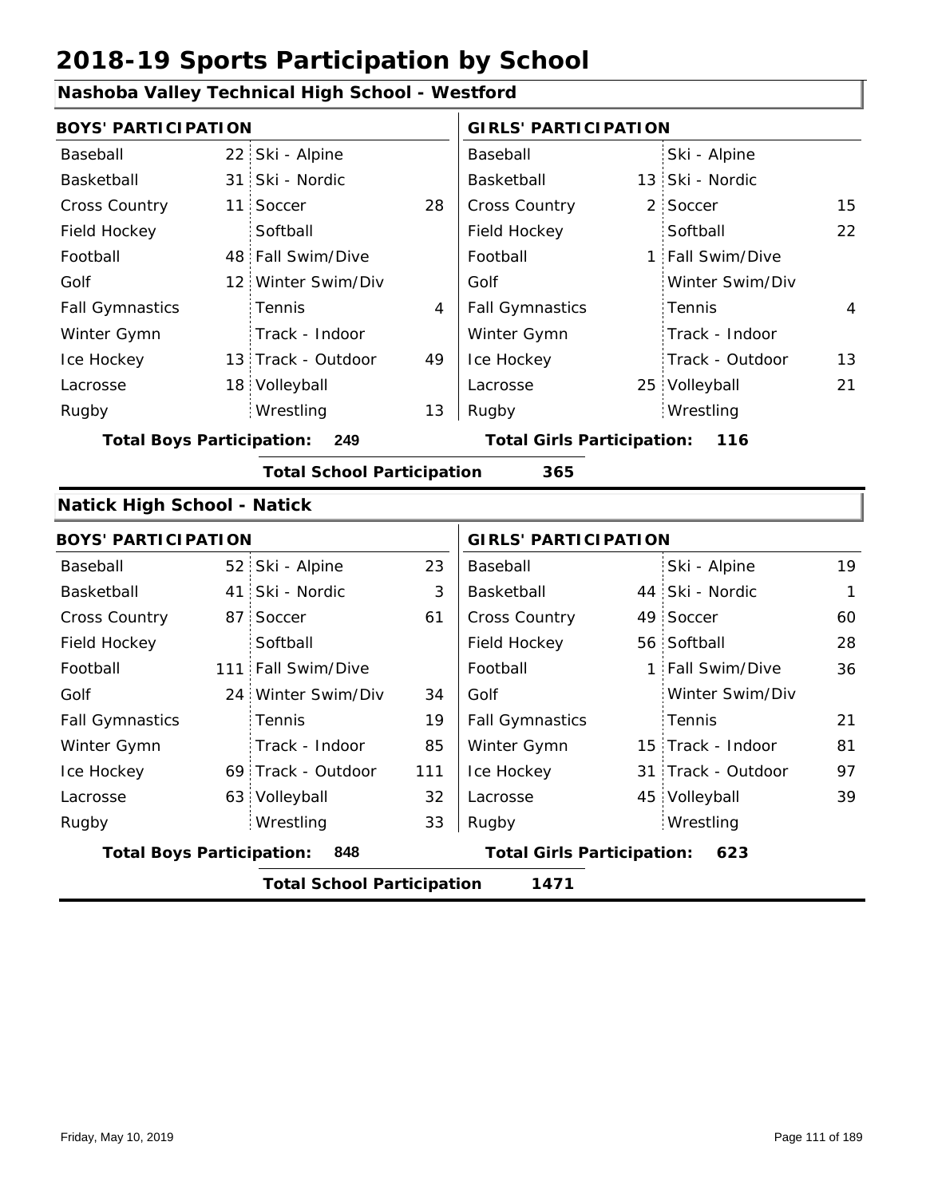# 2018-19 Sports Participation by School

## Nashoba Valley Technical High School - Westford

| BOYS' PARTICIPATION | | | | GIRLS' PARTICIPATION | | | |
|---|---|---|---|---|---|---|---|
| Baseball | 22 | Ski - Alpine | | Baseball | | Ski - Alpine | |
| Basketball | 31 | Ski - Nordic | | Basketball | 13 | Ski - Nordic | |
| Cross Country | 11 | Soccer | 28 | Cross Country | 2 | Soccer | 15 |
| Field Hockey | | Softball | | Field Hockey | | Softball | 22 |
| Football | 48 | Fall Swim/Dive | | Football | 1 | Fall Swim/Dive | |
| Golf | 12 | Winter Swim/Div | | Golf | | Winter Swim/Div | |
| Fall Gymnastics | | Tennis | 4 | Fall Gymnastics | | Tennis | 4 |
| Winter Gymn | | Track - Indoor | | Winter Gymn | | Track - Indoor | |
| Ice Hockey | 13 | Track - Outdoor | 49 | Ice Hockey | | Track - Outdoor | 13 |
| Lacrosse | 18 | Volleyball | | Lacrosse | 25 | Volleyball | 21 |
| Rugby | | Wrestling | 13 | Rugby | | Wrestling | |

**Total Boys Participation: 249** **Total Girls Participation: 116**

**Total School Participation 365**

## Natick High School - Natick

| BOYS' PARTICIPATION | | | | GIRLS' PARTICIPATION | | | |
|---|---|---|---|---|---|---|---|
| Baseball | 52 | Ski - Alpine | 23 | Baseball | | Ski - Alpine | 19 |
| Basketball | 41 | Ski - Nordic | 3 | Basketball | 44 | Ski - Nordic | 1 |
| Cross Country | 87 | Soccer | 61 | Cross Country | 49 | Soccer | 60 |
| Field Hockey | | Softball | | Field Hockey | 56 | Softball | 28 |
| Football | 111 | Fall Swim/Dive | | Football | 1 | Fall Swim/Dive | 36 |
| Golf | 24 | Winter Swim/Div | 34 | Golf | | Winter Swim/Div | |
| Fall Gymnastics | | Tennis | 19 | Fall Gymnastics | | Tennis | 21 |
| Winter Gymn | | Track - Indoor | 85 | Winter Gymn | 15 | Track - Indoor | 81 |
| Ice Hockey | 69 | Track - Outdoor | 111 | Ice Hockey | 31 | Track - Outdoor | 97 |
| Lacrosse | 63 | Volleyball | 32 | Lacrosse | 45 | Volleyball | 39 |
| Rugby | | Wrestling | 33 | Rugby | | Wrestling | |

**Total Boys Participation: 848** **Total Girls Participation: 623**

**Total School Participation 1471**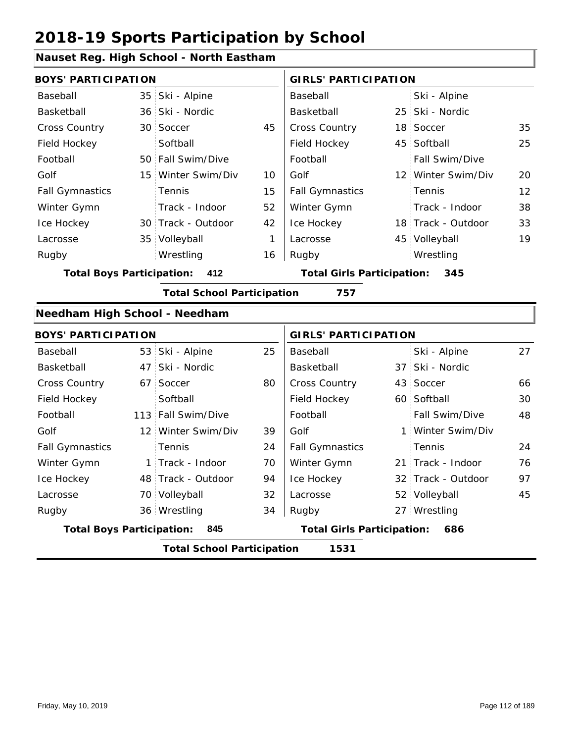# 2018-19 Sports Participation by School

## Nauset Reg. High School - North Eastham

| BOYS' PARTICIPATION | | | | GIRLS' PARTICIPATION | | | |
|---|---|---|---|---|---|---|---|
| Baseball | 35 | Ski - Alpine | | Baseball | | Ski - Alpine | |
| Basketball | 36 | Ski - Nordic | | Basketball | 25 | Ski - Nordic | |
| Cross Country | 30 | Soccer | 45 | Cross Country | 18 | Soccer | 35 |
| Field Hockey | | Softball | | Field Hockey | 45 | Softball | 25 |
| Football | 50 | Fall Swim/Dive | | Football | | Fall Swim/Dive | |
| Golf | 15 | Winter Swim/Div | 10 | Golf | 12 | Winter Swim/Div | 20 |
| Fall Gymnastics | | Tennis | 15 | Fall Gymnastics | | Tennis | 12 |
| Winter Gymn | | Track - Indoor | 52 | Winter Gymn | | Track - Indoor | 38 |
| Ice Hockey | 30 | Track - Outdoor | 42 | Ice Hockey | 18 | Track - Outdoor | 33 |
| Lacrosse | 35 | Volleyball | 1 | Lacrosse | 45 | Volleyball | 19 |
| Rugby | | Wrestling | 16 | Rugby | | Wrestling | |

**Total Boys Participation: 412** **Total Girls Participation: 345**

**Total School Participation 757**

## Needham High School - Needham

| BOYS' PARTICIPATION | | | | GIRLS' PARTICIPATION | | | |
|---|---|---|---|---|---|---|---|
| Baseball | 53 | Ski - Alpine | 25 | Baseball | | Ski - Alpine | 27 |
| Basketball | 47 | Ski - Nordic | | Basketball | 37 | Ski - Nordic | |
| Cross Country | 67 | Soccer | 80 | Cross Country | 43 | Soccer | 66 |
| Field Hockey | | Softball | | Field Hockey | 60 | Softball | 30 |
| Football | 113 | Fall Swim/Dive | | Football | | Fall Swim/Dive | 48 |
| Golf | 12 | Winter Swim/Div | 39 | Golf | 1 | Winter Swim/Div | |
| Fall Gymnastics | | Tennis | 24 | Fall Gymnastics | | Tennis | 24 |
| Winter Gymn | 1 | Track - Indoor | 70 | Winter Gymn | 21 | Track - Indoor | 76 |
| Ice Hockey | 48 | Track - Outdoor | 94 | Ice Hockey | 32 | Track - Outdoor | 97 |
| Lacrosse | 70 | Volleyball | 32 | Lacrosse | 52 | Volleyball | 45 |
| Rugby | 36 | Wrestling | 34 | Rugby | 27 | Wrestling | |

**Total Boys Participation: 845** **Total Girls Participation: 686**

**Total School Participation 1531**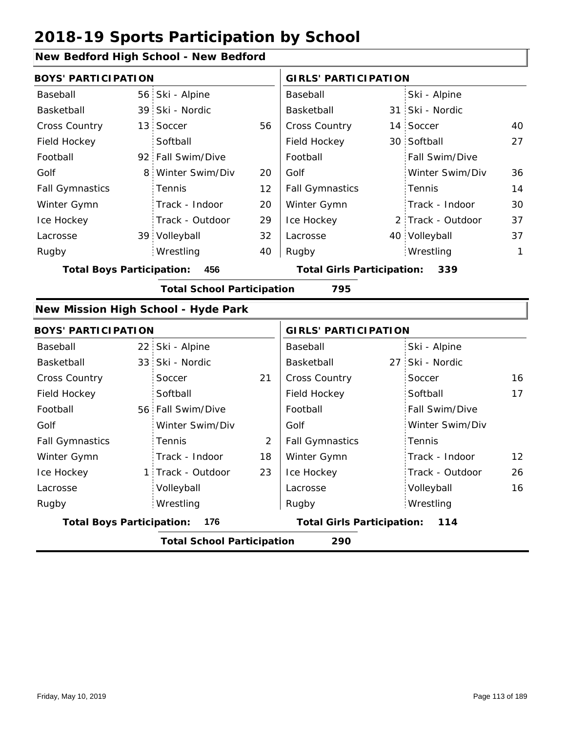# 2018-19 Sports Participation by School

## New Bedford High School - New Bedford

| BOYS' PARTICIPATION | | | | GIRLS' PARTICIPATION | | | |
|---|---|---|---|---|---|---|---|
| Baseball | 56 | Ski - Alpine | | Baseball | | Ski - Alpine | |
| Basketball | 39 | Ski - Nordic | | Basketball | 31 | Ski - Nordic | |
| Cross Country | 13 | Soccer | 56 | Cross Country | 14 | Soccer | 40 |
| Field Hockey | | Softball | | Field Hockey | 30 | Softball | 27 |
| Football | 92 | Fall Swim/Dive | | Football | | Fall Swim/Dive | |
| Golf | 8 | Winter Swim/Div | 20 | Golf | | Winter Swim/Div | 36 |
| Fall Gymnastics | | Tennis | 12 | Fall Gymnastics | | Tennis | 14 |
| Winter Gymn | | Track - Indoor | 20 | Winter Gymn | | Track - Indoor | 30 |
| Ice Hockey | | Track - Outdoor | 29 | Ice Hockey | 2 | Track - Outdoor | 37 |
| Lacrosse | 39 | Volleyball | 32 | Lacrosse | 40 | Volleyball | 37 |
| Rugby | | Wrestling | 40 | Rugby | | Wrestling | 1 |

**Total Boys Participation: 456** | **Total Girls Participation: 339**

**Total School Participation 795**

## New Mission High School - Hyde Park

| BOYS' PARTICIPATION | | | | GIRLS' PARTICIPATION | | | |
|---|---|---|---|---|---|---|---|
| Baseball | 22 | Ski - Alpine | | Baseball | | Ski - Alpine | |
| Basketball | 33 | Ski - Nordic | | Basketball | 27 | Ski - Nordic | |
| Cross Country | | Soccer | 21 | Cross Country | | Soccer | 16 |
| Field Hockey | | Softball | | Field Hockey | | Softball | 17 |
| Football | 56 | Fall Swim/Dive | | Football | | Fall Swim/Dive | |
| Golf | | Winter Swim/Div | | Golf | | Winter Swim/Div | |
| Fall Gymnastics | | Tennis | 2 | Fall Gymnastics | | Tennis | |
| Winter Gymn | | Track - Indoor | 18 | Winter Gymn | | Track - Indoor | 12 |
| Ice Hockey | 1 | Track - Outdoor | 23 | Ice Hockey | | Track - Outdoor | 26 |
| Lacrosse | | Volleyball | | Lacrosse | | Volleyball | 16 |
| Rugby | | Wrestling | | Rugby | | Wrestling | |

**Total Boys Participation: 176** | **Total Girls Participation: 114**

**Total School Participation 290**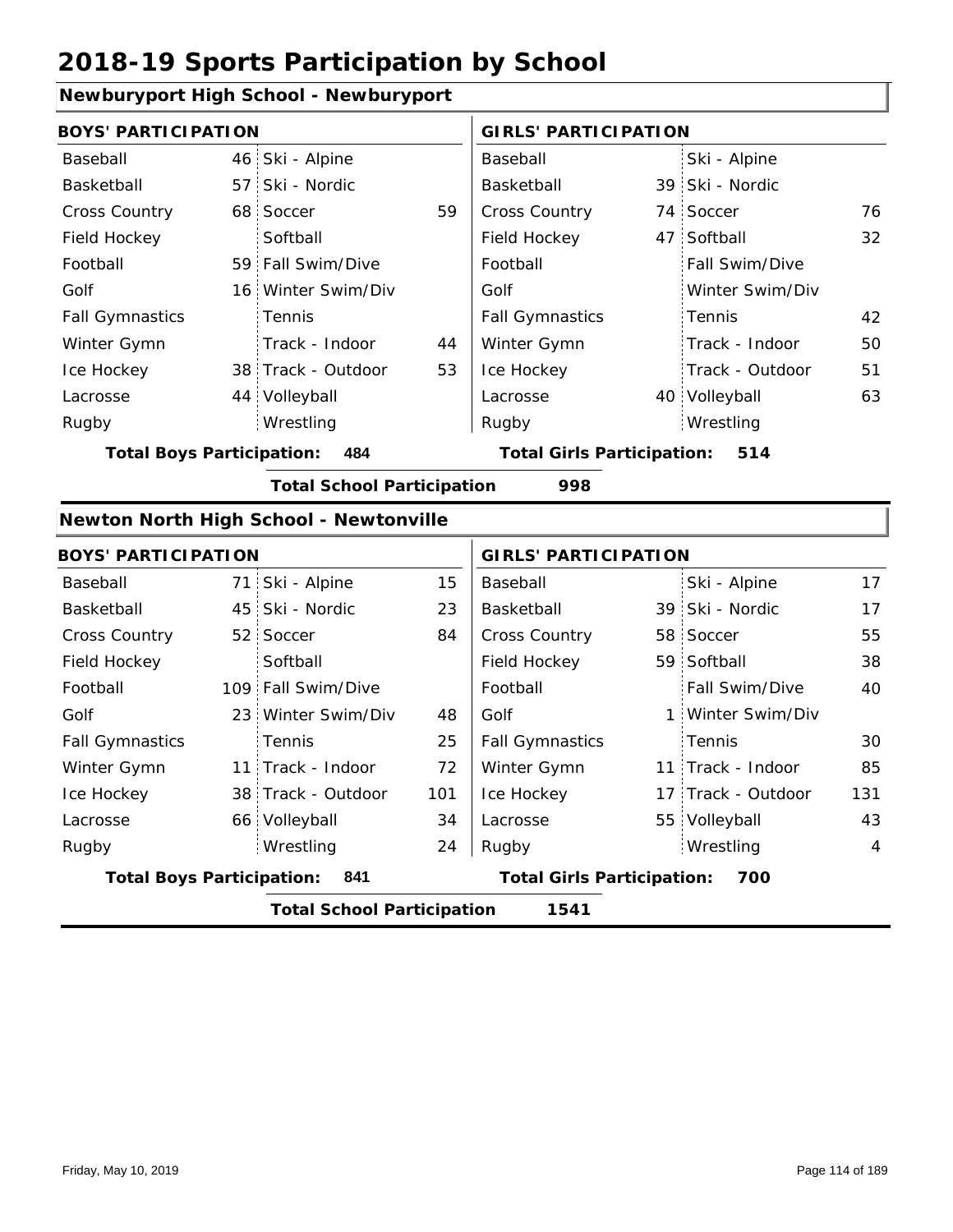# 2018-19 Sports Participation by School

## Newburyport High School - Newburyport

| BOYS' PARTICIPATION | | | | GIRLS' PARTICIPATION | | | |
|---|---|---|---|---|---|---|---|
| Baseball | 46 | Ski - Alpine | | Baseball | | Ski - Alpine | |
| Basketball | 57 | Ski - Nordic | | Basketball | 39 | Ski - Nordic | |
| Cross Country | 68 | Soccer | 59 | Cross Country | 74 | Soccer | 76 |
| Field Hockey | | Softball | | Field Hockey | 47 | Softball | 32 |
| Football | 59 | Fall Swim/Dive | | Football | | Fall Swim/Dive | |
| Golf | 16 | Winter Swim/Div | | Golf | | Winter Swim/Div | |
| Fall Gymnastics | | Tennis | | Fall Gymnastics | | Tennis | 42 |
| Winter Gymn | | Track - Indoor | 44 | Winter Gymn | | Track - Indoor | 50 |
| Ice Hockey | 38 | Track - Outdoor | 53 | Ice Hockey | | Track - Outdoor | 51 |
| Lacrosse | 44 | Volleyball | | Lacrosse | 40 | Volleyball | 63 |
| Rugby | | Wrestling | | Rugby | | Wrestling | |

**Total Boys Participation: 484** **Total Girls Participation: 514**

**Total School Participation 998**

## Newton North High School - Newtonville

| BOYS' PARTICIPATION | | | | GIRLS' PARTICIPATION | | | |
|---|---|---|---|---|---|---|---|
| Baseball | 71 | Ski - Alpine | 15 | Baseball | | Ski - Alpine | 17 |
| Basketball | 45 | Ski - Nordic | 23 | Basketball | 39 | Ski - Nordic | 17 |
| Cross Country | 52 | Soccer | 84 | Cross Country | 58 | Soccer | 55 |
| Field Hockey | | Softball | | Field Hockey | 59 | Softball | 38 |
| Football | 109 | Fall Swim/Dive | | Football | | Fall Swim/Dive | 40 |
| Golf | 23 | Winter Swim/Div | 48 | Golf | 1 | Winter Swim/Div | |
| Fall Gymnastics | | Tennis | 25 | Fall Gymnastics | | Tennis | 30 |
| Winter Gymn | 11 | Track - Indoor | 72 | Winter Gymn | 11 | Track - Indoor | 85 |
| Ice Hockey | 38 | Track - Outdoor | 101 | Ice Hockey | 17 | Track - Outdoor | 131 |
| Lacrosse | 66 | Volleyball | 34 | Lacrosse | 55 | Volleyball | 43 |
| Rugby | | Wrestling | 24 | Rugby | | Wrestling | 4 |

**Total Boys Participation: 841** **Total Girls Participation: 700**

**Total School Participation 1541**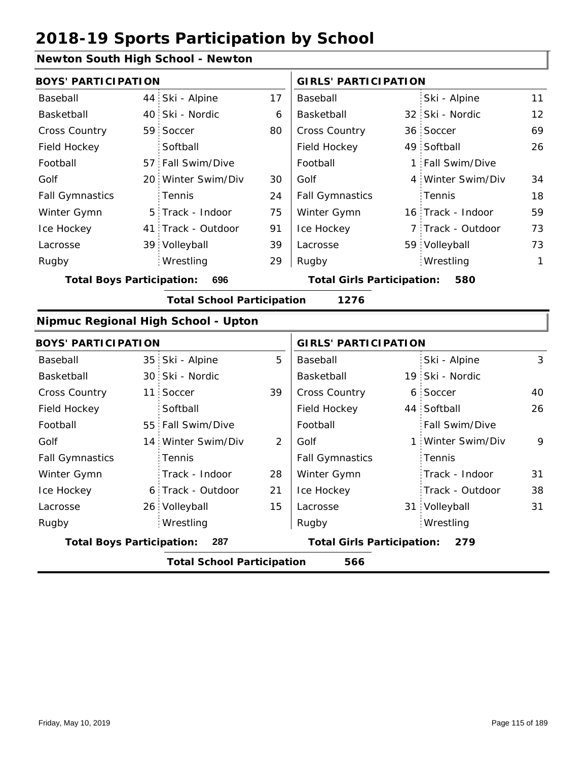# 2018-19 Sports Participation by School

## Newton South High School - Newton

| BOYS' PARTICIPATION | | | | GIRLS' PARTICIPATION | | | |
|---|---|---|---|---|---|---|---|
| Baseball | 44 | Ski - Alpine | 17 | Baseball | | Ski - Alpine | 11 |
| Basketball | 40 | Ski - Nordic | 6 | Basketball | 32 | Ski - Nordic | 12 |
| Cross Country | 59 | Soccer | 80 | Cross Country | 36 | Soccer | 69 |
| Field Hockey | | Softball | | Field Hockey | 49 | Softball | 26 |
| Football | 57 | Fall Swim/Dive | | Football | 1 | Fall Swim/Dive | |
| Golf | 20 | Winter Swim/Div | 30 | Golf | 4 | Winter Swim/Div | 34 |
| Fall Gymnastics | | Tennis | 24 | Fall Gymnastics | | Tennis | 18 |
| Winter Gymn | 5 | Track - Indoor | 75 | Winter Gymn | 16 | Track - Indoor | 59 |
| Ice Hockey | 41 | Track - Outdoor | 91 | Ice Hockey | 7 | Track - Outdoor | 73 |
| Lacrosse | 39 | Volleyball | 39 | Lacrosse | 59 | Volleyball | 73 |
| Rugby | | Wrestling | 29 | Rugby | | Wrestling | 1 |

**Total Boys Participation: 696** | **Total Girls Participation: 580**

**Total School Participation 1276**

## Nipmuc Regional High School - Upton

| BOYS' PARTICIPATION | | | | GIRLS' PARTICIPATION | | | |
|---|---|---|---|---|---|---|---|
| Baseball | 35 | Ski - Alpine | 5 | Baseball | | Ski - Alpine | 3 |
| Basketball | 30 | Ski - Nordic | | Basketball | 19 | Ski - Nordic | |
| Cross Country | 11 | Soccer | 39 | Cross Country | 6 | Soccer | 40 |
| Field Hockey | | Softball | | Field Hockey | 44 | Softball | 26 |
| Football | 55 | Fall Swim/Dive | | Football | | Fall Swim/Dive | |
| Golf | 14 | Winter Swim/Div | 2 | Golf | 1 | Winter Swim/Div | 9 |
| Fall Gymnastics | | Tennis | | Fall Gymnastics | | Tennis | |
| Winter Gymn | | Track - Indoor | 28 | Winter Gymn | | Track - Indoor | 31 |
| Ice Hockey | 6 | Track - Outdoor | 21 | Ice Hockey | | Track - Outdoor | 38 |
| Lacrosse | 26 | Volleyball | 15 | Lacrosse | 31 | Volleyball | 31 |
| Rugby | | Wrestling | | Rugby | | Wrestling | |

**Total Boys Participation: 287** | **Total Girls Participation: 279**

**Total School Participation 566**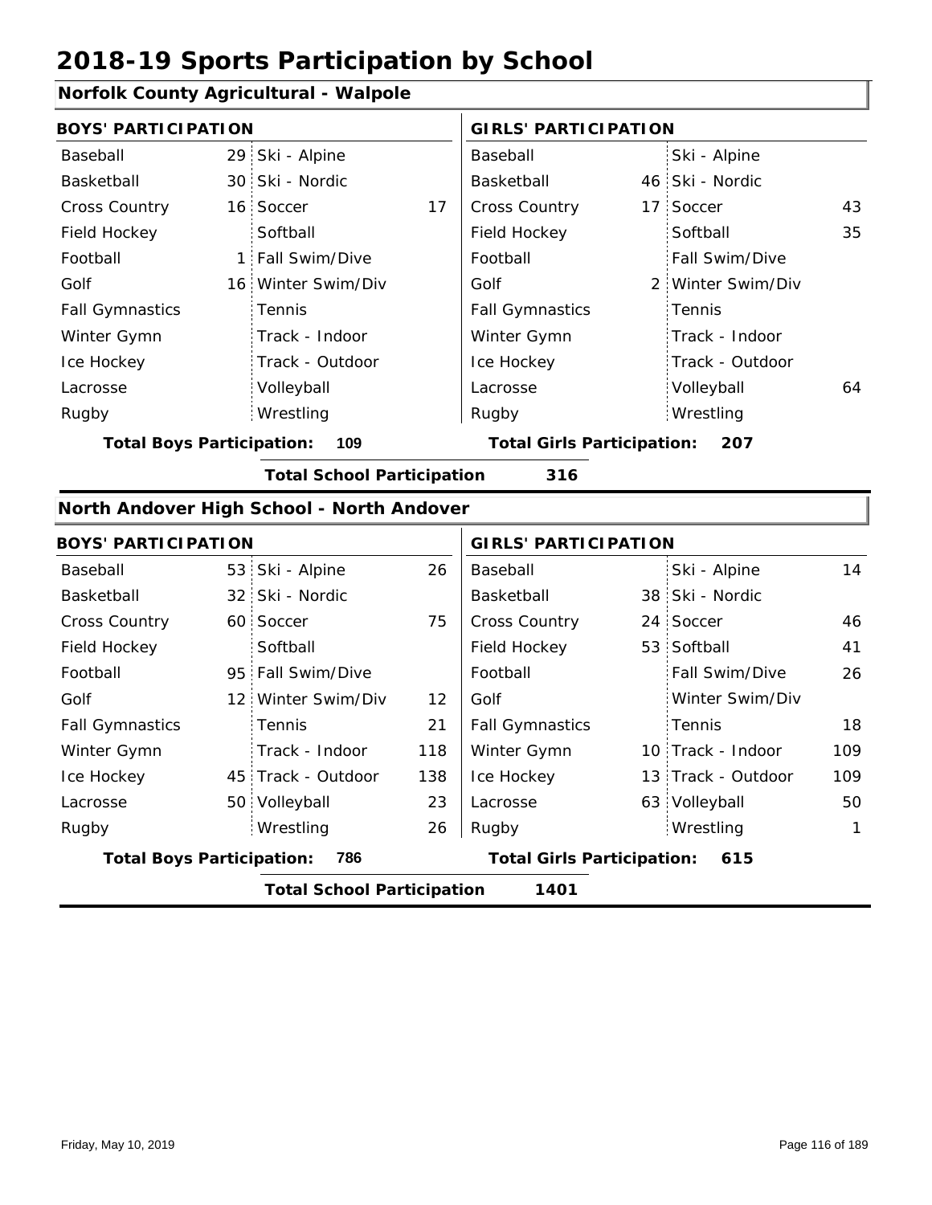# 2018-19 Sports Participation by School

## Norfolk County Agricultural - Walpole

| BOYS' PARTICIPATION | | | | GIRLS' PARTICIPATION | | | |
|---|---|---|---|---|---|---|---|
| Baseball | 29 | Ski - Alpine | | Baseball | | Ski - Alpine | |
| Basketball | 30 | Ski - Nordic | | Basketball | 46 | Ski - Nordic | |
| Cross Country | 16 | Soccer | 17 | Cross Country | 17 | Soccer | 43 |
| Field Hockey | | Softball | | Field Hockey | | Softball | 35 |
| Football | 1 | Fall Swim/Dive | | Football | | Fall Swim/Dive | |
| Golf | 16 | Winter Swim/Div | | Golf | 2 | Winter Swim/Div | |
| Fall Gymnastics | | Tennis | | Fall Gymnastics | | Tennis | |
| Winter Gymn | | Track - Indoor | | Winter Gymn | | Track - Indoor | |
| Ice Hockey | | Track - Outdoor | | Ice Hockey | | Track - Outdoor | |
| Lacrosse | | Volleyball | | Lacrosse | | Volleyball | 64 |
| Rugby | | Wrestling | | Rugby | | Wrestling | |

**Total Boys Participation: 109** **Total Girls Participation: 207**

**Total School Participation 316**

## North Andover High School - North Andover

| BOYS' PARTICIPATION | | | | GIRLS' PARTICIPATION | | | |
|---|---|---|---|---|---|---|---|
| Baseball | 53 | Ski - Alpine | 26 | Baseball | | Ski - Alpine | 14 |
| Basketball | 32 | Ski - Nordic | | Basketball | 38 | Ski - Nordic | |
| Cross Country | 60 | Soccer | 75 | Cross Country | 24 | Soccer | 46 |
| Field Hockey | | Softball | | Field Hockey | 53 | Softball | 41 |
| Football | 95 | Fall Swim/Dive | | Football | | Fall Swim/Dive | 26 |
| Golf | 12 | Winter Swim/Div | 12 | Golf | | Winter Swim/Div | |
| Fall Gymnastics | | Tennis | 21 | Fall Gymnastics | | Tennis | 18 |
| Winter Gymn | | Track - Indoor | 118 | Winter Gymn | 10 | Track - Indoor | 109 |
| Ice Hockey | 45 | Track - Outdoor | 138 | Ice Hockey | 13 | Track - Outdoor | 109 |
| Lacrosse | 50 | Volleyball | 23 | Lacrosse | 63 | Volleyball | 50 |
| Rugby | | Wrestling | 26 | Rugby | | Wrestling | 1 |

**Total Boys Participation: 786** **Total Girls Participation: 615**

**Total School Participation 1401**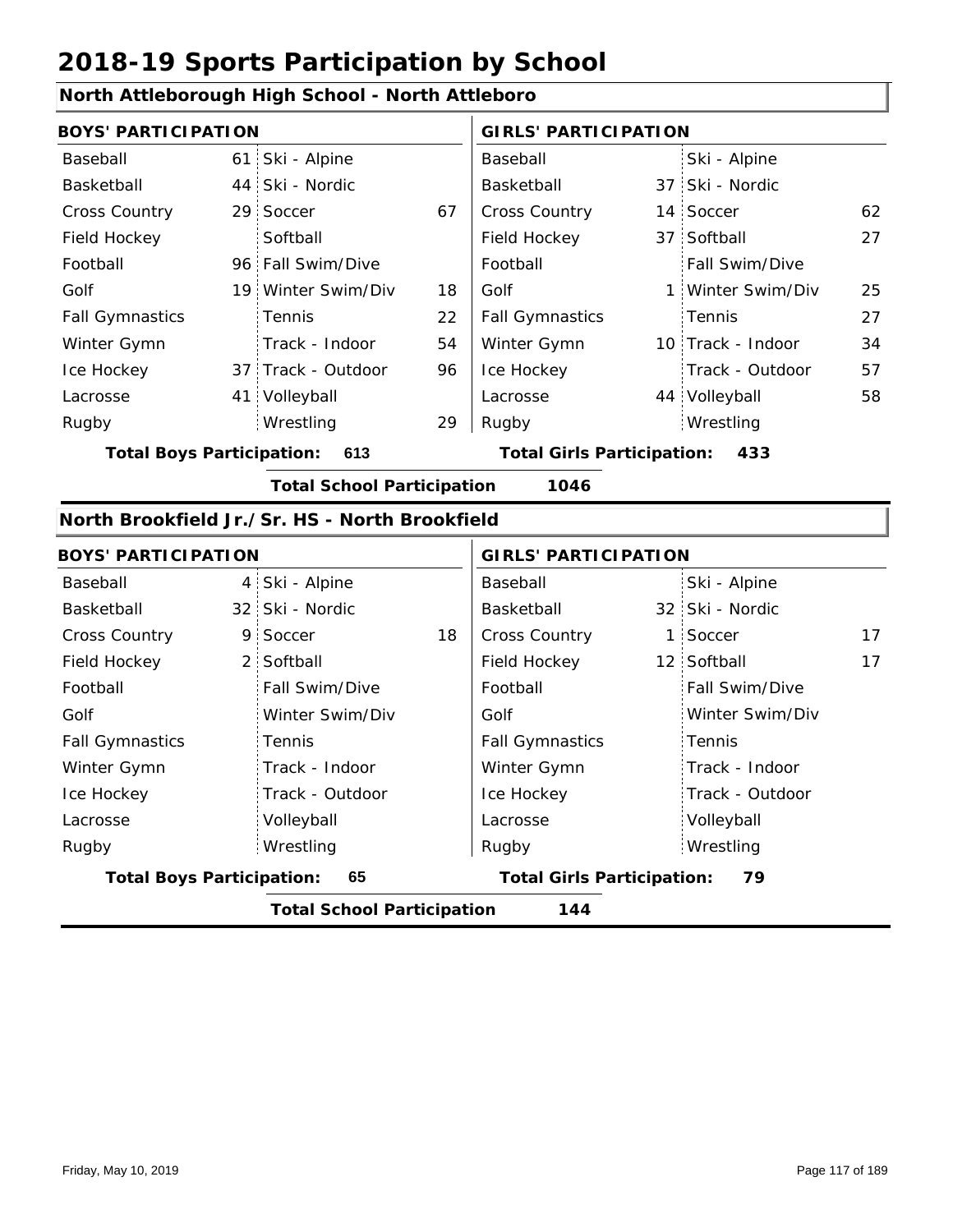# 2018-19 Sports Participation by School

## North Attleborough High School - North Attleboro

| BOYS' PARTICIPATION | | | | GIRLS' PARTICIPATION | | | |
|---|---|---|---|---|---|---|---|
| Baseball | 61 | Ski - Alpine | | Baseball | | Ski - Alpine | |
| Basketball | 44 | Ski - Nordic | | Basketball | 37 | Ski - Nordic | |
| Cross Country | 29 | Soccer | 67 | Cross Country | 14 | Soccer | 62 |
| Field Hockey | | Softball | | Field Hockey | 37 | Softball | 27 |
| Football | 96 | Fall Swim/Dive | | Football | | Fall Swim/Dive | |
| Golf | 19 | Winter Swim/Div | 18 | Golf | 1 | Winter Swim/Div | 25 |
| Fall Gymnastics | | Tennis | 22 | Fall Gymnastics | | Tennis | 27 |
| Winter Gymn | | Track - Indoor | 54 | Winter Gymn | 10 | Track - Indoor | 34 |
| Ice Hockey | 37 | Track - Outdoor | 96 | Ice Hockey | | Track - Outdoor | 57 |
| Lacrosse | 41 | Volleyball | | Lacrosse | 44 | Volleyball | 58 |
| Rugby | | Wrestling | 29 | Rugby | | Wrestling | |

**Total Boys Participation: 613** **Total Girls Participation: 433**

**Total School Participation 1046**

## North Brookfield Jr./Sr. HS - North Brookfield

| BOYS' PARTICIPATION | | | | GIRLS' PARTICIPATION | | | |
|---|---|---|---|---|---|---|---|
| Baseball | 4 | Ski - Alpine | | Baseball | | Ski - Alpine | |
| Basketball | 32 | Ski - Nordic | | Basketball | 32 | Ski - Nordic | |
| Cross Country | 9 | Soccer | 18 | Cross Country | 1 | Soccer | 17 |
| Field Hockey | 2 | Softball | | Field Hockey | 12 | Softball | 17 |
| Football | | Fall Swim/Dive | | Football | | Fall Swim/Dive | |
| Golf | | Winter Swim/Div | | Golf | | Winter Swim/Div | |
| Fall Gymnastics | | Tennis | | Fall Gymnastics | | Tennis | |
| Winter Gymn | | Track - Indoor | | Winter Gymn | | Track - Indoor | |
| Ice Hockey | | Track - Outdoor | | Ice Hockey | | Track - Outdoor | |
| Lacrosse | | Volleyball | | Lacrosse | | Volleyball | |
| Rugby | | Wrestling | | Rugby | | Wrestling | |

**Total Boys Participation: 65** **Total Girls Participation: 79**

**Total School Participation 144**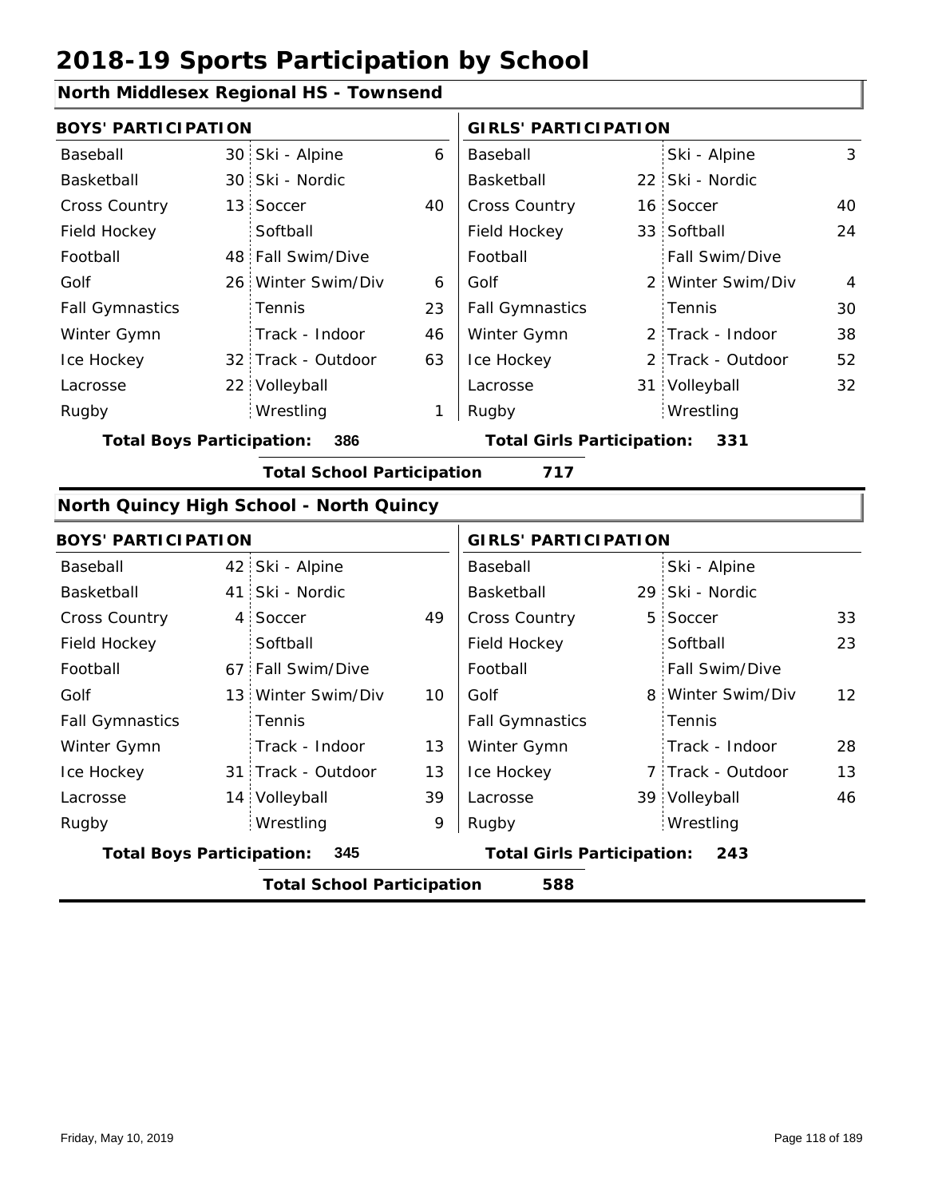# 2018-19 Sports Participation by School

## North Middlesex Regional HS - Townsend

| BOYS' PARTICIPATION | | | | GIRLS' PARTICIPATION | | | |
|---|---|---|---|---|---|---|---|
| Baseball | 30 | Ski - Alpine | 6 | Baseball | | Ski - Alpine | 3 |
| Basketball | 30 | Ski - Nordic | | Basketball | 22 | Ski - Nordic | |
| Cross Country | 13 | Soccer | 40 | Cross Country | 16 | Soccer | 40 |
| Field Hockey | | Softball | | Field Hockey | 33 | Softball | 24 |
| Football | 48 | Fall Swim/Dive | | Football | | Fall Swim/Dive | |
| Golf | 26 | Winter Swim/Div | 6 | Golf | 2 | Winter Swim/Div | 4 |
| Fall Gymnastics | | Tennis | 23 | Fall Gymnastics | | Tennis | 30 |
| Winter Gymn | | Track - Indoor | 46 | Winter Gymn | 2 | Track - Indoor | 38 |
| Ice Hockey | 32 | Track - Outdoor | 63 | Ice Hockey | 2 | Track - Outdoor | 52 |
| Lacrosse | 22 | Volleyball | | Lacrosse | 31 | Volleyball | 32 |
| Rugby | | Wrestling | 1 | Rugby | | Wrestling | |

**Total Boys Participation: 386** **Total Girls Participation: 331**

**Total School Participation 717**

## North Quincy High School - North Quincy

| BOYS' PARTICIPATION | | | | GIRLS' PARTICIPATION | | | |
|---|---|---|---|---|---|---|---|
| Baseball | 42 | Ski - Alpine | | Baseball | | Ski - Alpine | |
| Basketball | 41 | Ski - Nordic | | Basketball | 29 | Ski - Nordic | |
| Cross Country | 4 | Soccer | 49 | Cross Country | 5 | Soccer | 33 |
| Field Hockey | | Softball | | Field Hockey | | Softball | 23 |
| Football | 67 | Fall Swim/Dive | | Football | | Fall Swim/Dive | |
| Golf | 13 | Winter Swim/Div | 10 | Golf | 8 | Winter Swim/Div | 12 |
| Fall Gymnastics | | Tennis | | Fall Gymnastics | | Tennis | |
| Winter Gymn | | Track - Indoor | 13 | Winter Gymn | | Track - Indoor | 28 |
| Ice Hockey | 31 | Track - Outdoor | 13 | Ice Hockey | 7 | Track - Outdoor | 13 |
| Lacrosse | 14 | Volleyball | 39 | Lacrosse | 39 | Volleyball | 46 |
| Rugby | | Wrestling | 9 | Rugby | | Wrestling | |

**Total Boys Participation: 345** **Total Girls Participation: 243**

**Total School Participation 588**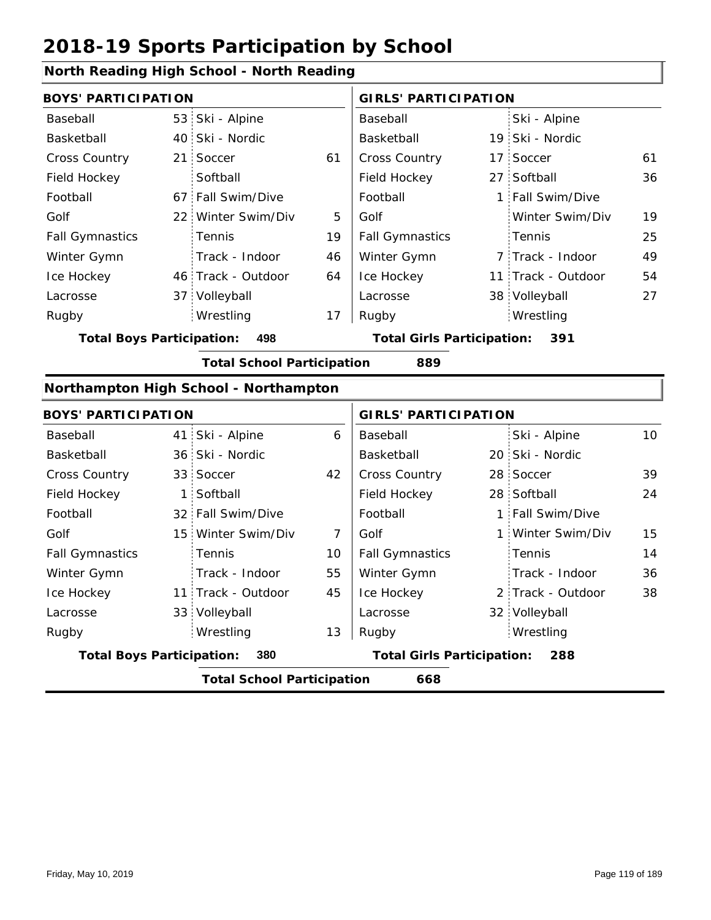# 2018-19 Sports Participation by School

## North Reading High School - North Reading

| BOYS' PARTICIPATION | | | | GIRLS' PARTICIPATION | | | |
|---|---|---|---|---|---|---|---|
| Baseball | 53 | Ski - Alpine | | Baseball | | Ski - Alpine | |
| Basketball | 40 | Ski - Nordic | | Basketball | 19 | Ski - Nordic | |
| Cross Country | 21 | Soccer | 61 | Cross Country | 17 | Soccer | 61 |
| Field Hockey | | Softball | | Field Hockey | 27 | Softball | 36 |
| Football | 67 | Fall Swim/Dive | | Football | 1 | Fall Swim/Dive | |
| Golf | 22 | Winter Swim/Div | 5 | Golf | | Winter Swim/Div | 19 |
| Fall Gymnastics | | Tennis | 19 | Fall Gymnastics | | Tennis | 25 |
| Winter Gymn | | Track - Indoor | 46 | Winter Gymn | 7 | Track - Indoor | 49 |
| Ice Hockey | 46 | Track - Outdoor | 64 | Ice Hockey | 11 | Track - Outdoor | 54 |
| Lacrosse | 37 | Volleyball | | Lacrosse | 38 | Volleyball | 27 |
| Rugby | | Wrestling | 17 | Rugby | | Wrestling | |

**Total Boys Participation:** 498 | **Total Girls Participation:** 391

**Total School Participation** 889

## Northampton High School - Northampton

| BOYS' PARTICIPATION | | | | GIRLS' PARTICIPATION | | | |
|---|---|---|---|---|---|---|---|
| Baseball | 41 | Ski - Alpine | 6 | Baseball | | Ski - Alpine | 10 |
| Basketball | 36 | Ski - Nordic | | Basketball | 20 | Ski - Nordic | |
| Cross Country | 33 | Soccer | 42 | Cross Country | 28 | Soccer | 39 |
| Field Hockey | 1 | Softball | | Field Hockey | 28 | Softball | 24 |
| Football | 32 | Fall Swim/Dive | | Football | 1 | Fall Swim/Dive | |
| Golf | 15 | Winter Swim/Div | 7 | Golf | 1 | Winter Swim/Div | 15 |
| Fall Gymnastics | | Tennis | 10 | Fall Gymnastics | | Tennis | 14 |
| Winter Gymn | | Track - Indoor | 55 | Winter Gymn | | Track - Indoor | 36 |
| Ice Hockey | 11 | Track - Outdoor | 45 | Ice Hockey | 2 | Track - Outdoor | 38 |
| Lacrosse | 33 | Volleyball | | Lacrosse | 32 | Volleyball | |
| Rugby | | Wrestling | 13 | Rugby | | Wrestling | |

**Total Boys Participation:** 380 | **Total Girls Participation:** 288

**Total School Participation** 668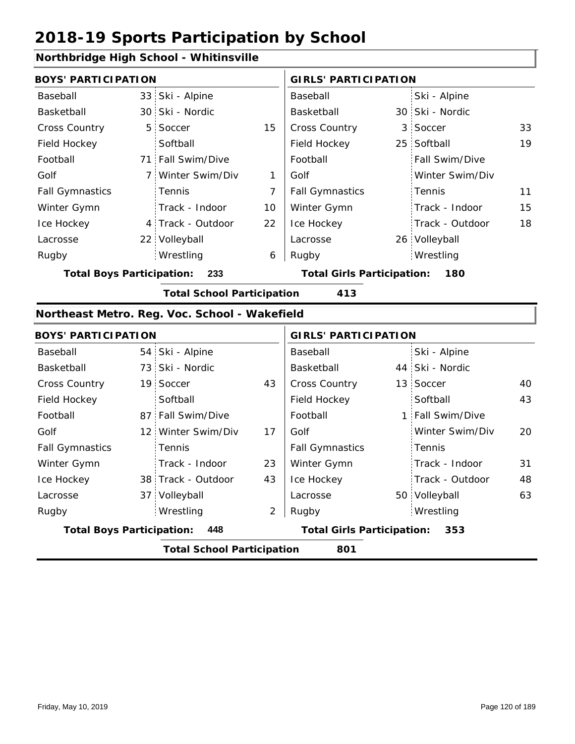# 2018-19 Sports Participation by School

## Northbridge High School - Whitinsville

| BOYS' PARTICIPATION | | | | GIRLS' PARTICIPATION | | | |
|---|---|---|---|---|---|---|---|
| Baseball | 33 | Ski - Alpine | | Baseball | | Ski - Alpine | |
| Basketball | 30 | Ski - Nordic | | Basketball | 30 | Ski - Nordic | |
| Cross Country | 5 | Soccer | 15 | Cross Country | 3 | Soccer | 33 |
| Field Hockey | | Softball | | Field Hockey | 25 | Softball | 19 |
| Football | 71 | Fall Swim/Dive | | Football | | Fall Swim/Dive | |
| Golf | 7 | Winter Swim/Div | 1 | Golf | | Winter Swim/Div | |
| Fall Gymnastics | | Tennis | 7 | Fall Gymnastics | | Tennis | 11 |
| Winter Gymn | | Track - Indoor | 10 | Winter Gymn | | Track - Indoor | 15 |
| Ice Hockey | 4 | Track - Outdoor | 22 | Ice Hockey | | Track - Outdoor | 18 |
| Lacrosse | 22 | Volleyball | | Lacrosse | 26 | Volleyball | |
| Rugby | | Wrestling | 6 | Rugby | | Wrestling | |

**Total Boys Participation: 233** **Total Girls Participation: 180**

**Total School Participation 413**

## Northeast Metro. Reg. Voc. School - Wakefield

| BOYS' PARTICIPATION | | | | GIRLS' PARTICIPATION | | | |
|---|---|---|---|---|---|---|---|
| Baseball | 54 | Ski - Alpine | | Baseball | | Ski - Alpine | |
| Basketball | 73 | Ski - Nordic | | Basketball | 44 | Ski - Nordic | |
| Cross Country | 19 | Soccer | 43 | Cross Country | 13 | Soccer | 40 |
| Field Hockey | | Softball | | Field Hockey | | Softball | 43 |
| Football | 87 | Fall Swim/Dive | | Football | 1 | Fall Swim/Dive | |
| Golf | 12 | Winter Swim/Div | 17 | Golf | | Winter Swim/Div | 20 |
| Fall Gymnastics | | Tennis | | Fall Gymnastics | | Tennis | |
| Winter Gymn | | Track - Indoor | 23 | Winter Gymn | | Track - Indoor | 31 |
| Ice Hockey | 38 | Track - Outdoor | 43 | Ice Hockey | | Track - Outdoor | 48 |
| Lacrosse | 37 | Volleyball | | Lacrosse | 50 | Volleyball | 63 |
| Rugby | | Wrestling | 2 | Rugby | | Wrestling | |

**Total Boys Participation: 448** **Total Girls Participation: 353**

**Total School Participation 801**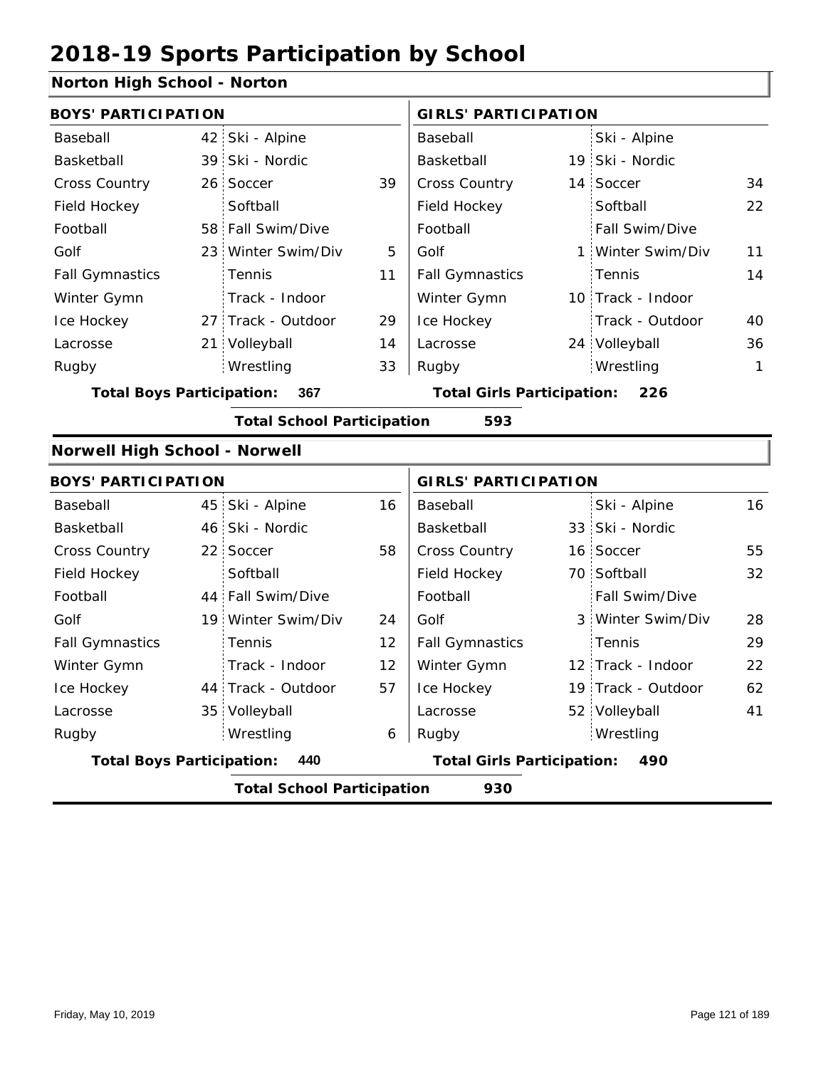# 2018-19 Sports Participation by School

## Norton High School - Norton

| BOYS' PARTICIPATION | | | | GIRLS' PARTICIPATION | | | |
|---|---|---|---|---|---|---|---|
| Baseball | 42 | Ski - Alpine | | Baseball | | Ski - Alpine | |
| Basketball | 39 | Ski - Nordic | | Basketball | 19 | Ski - Nordic | |
| Cross Country | 26 | Soccer | 39 | Cross Country | 14 | Soccer | 34 |
| Field Hockey | | Softball | | Field Hockey | | Softball | 22 |
| Football | 58 | Fall Swim/Dive | | Football | | Fall Swim/Dive | |
| Golf | 23 | Winter Swim/Div | 5 | Golf | 1 | Winter Swim/Div | 11 |
| Fall Gymnastics | | Tennis | 11 | Fall Gymnastics | | Tennis | 14 |
| Winter Gymn | | Track - Indoor | | Winter Gymn | 10 | Track - Indoor | |
| Ice Hockey | 27 | Track - Outdoor | 29 | Ice Hockey | | Track - Outdoor | 40 |
| Lacrosse | 21 | Volleyball | 14 | Lacrosse | 24 | Volleyball | 36 |
| Rugby | | Wrestling | 33 | Rugby | | Wrestling | 1 |

**Total Boys Participation:** 367 | **Total Girls Participation:** 226

**Total School Participation** 593

## Norwell High School - Norwell

| BOYS' PARTICIPATION | | | | GIRLS' PARTICIPATION | | | |
|---|---|---|---|---|---|---|---|
| Baseball | 45 | Ski - Alpine | 16 | Baseball | | Ski - Alpine | 16 |
| Basketball | 46 | Ski - Nordic | | Basketball | 33 | Ski - Nordic | |
| Cross Country | 22 | Soccer | 58 | Cross Country | 16 | Soccer | 55 |
| Field Hockey | | Softball | | Field Hockey | 70 | Softball | 32 |
| Football | 44 | Fall Swim/Dive | | Football | | Fall Swim/Dive | |
| Golf | 19 | Winter Swim/Div | 24 | Golf | 3 | Winter Swim/Div | 28 |
| Fall Gymnastics | | Tennis | 12 | Fall Gymnastics | | Tennis | 29 |
| Winter Gymn | | Track - Indoor | 12 | Winter Gymn | 12 | Track - Indoor | 22 |
| Ice Hockey | 44 | Track - Outdoor | 57 | Ice Hockey | 19 | Track - Outdoor | 62 |
| Lacrosse | 35 | Volleyball | | Lacrosse | 52 | Volleyball | 41 |
| Rugby | | Wrestling | 6 | Rugby | | Wrestling | |

**Total Boys Participation:** 440 | **Total Girls Participation:** 490

**Total School Participation** 930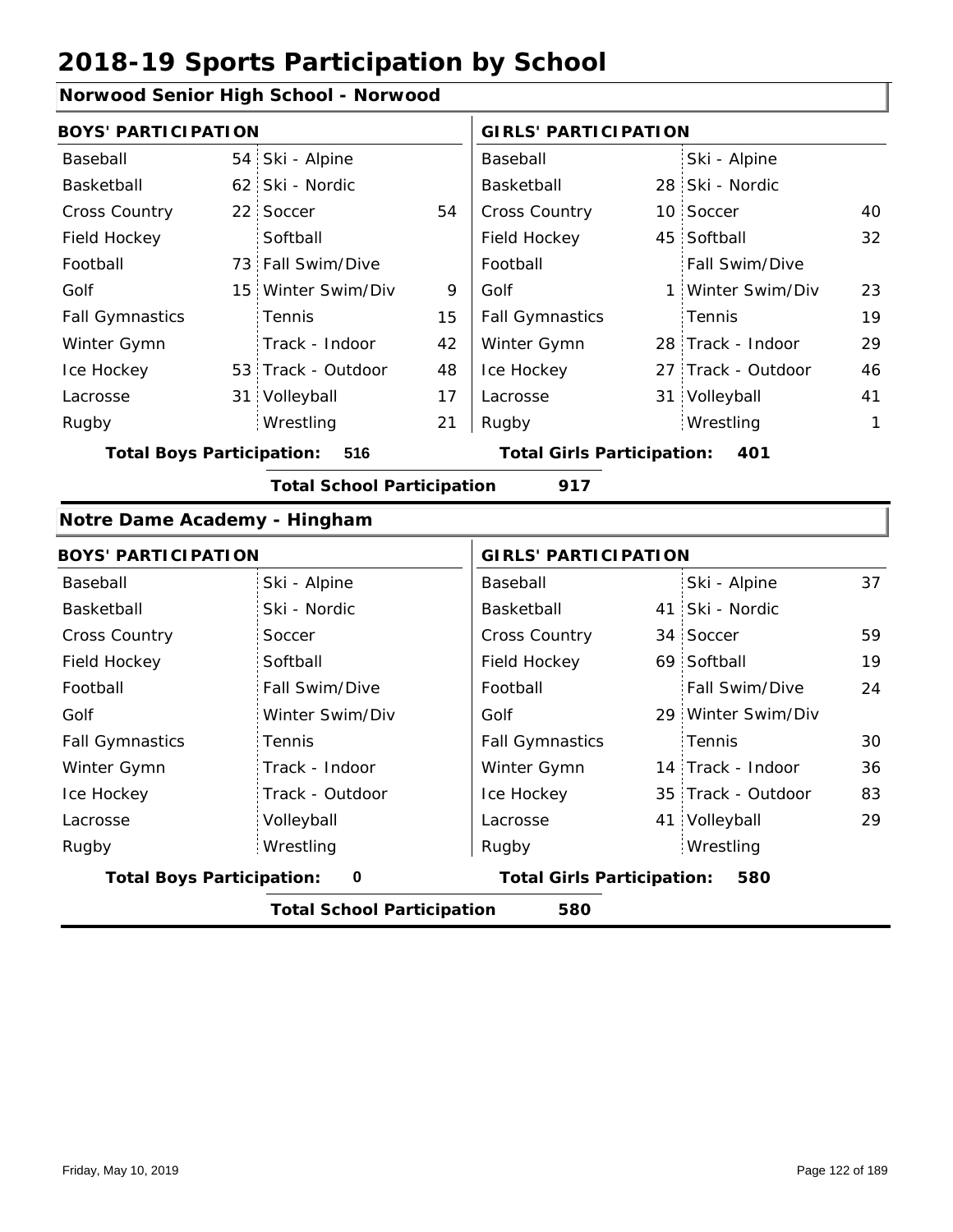# 2018-19 Sports Participation by School

## Norwood Senior High School - Norwood

| BOYS' PARTICIPATION | | | | GIRLS' PARTICIPATION | | | |
|---|---|---|---|---|---|---|---|
| Baseball | 54 | Ski - Alpine | | Baseball | | Ski - Alpine | |
| Basketball | 62 | Ski - Nordic | | Basketball | 28 | Ski - Nordic | |
| Cross Country | 22 | Soccer | 54 | Cross Country | 10 | Soccer | 40 |
| Field Hockey | | Softball | | Field Hockey | 45 | Softball | 32 |
| Football | 73 | Fall Swim/Dive | | Football | | Fall Swim/Dive | |
| Golf | 15 | Winter Swim/Div | 9 | Golf | 1 | Winter Swim/Div | 23 |
| Fall Gymnastics | | Tennis | 15 | Fall Gymnastics | | Tennis | 19 |
| Winter Gymn | | Track - Indoor | 42 | Winter Gymn | 28 | Track - Indoor | 29 |
| Ice Hockey | 53 | Track - Outdoor | 48 | Ice Hockey | 27 | Track - Outdoor | 46 |
| Lacrosse | 31 | Volleyball | 17 | Lacrosse | 31 | Volleyball | 41 |
| Rugby | | Wrestling | 21 | Rugby | | Wrestling | 1 |

**Total Boys Participation:** 516 **Total Girls Participation:** 401

**Total School Participation** 917

## Notre Dame Academy - Hingham

| BOYS' PARTICIPATION | | | | GIRLS' PARTICIPATION | | | |
|---|---|---|---|---|---|---|---|
| Baseball | | Ski - Alpine | | Baseball | | Ski - Alpine | 37 |
| Basketball | | Ski - Nordic | | Basketball | 41 | Ski - Nordic | |
| Cross Country | | Soccer | | Cross Country | 34 | Soccer | 59 |
| Field Hockey | | Softball | | Field Hockey | 69 | Softball | 19 |
| Football | | Fall Swim/Dive | | Football | | Fall Swim/Dive | 24 |
| Golf | | Winter Swim/Div | | Golf | 29 | Winter Swim/Div | |
| Fall Gymnastics | | Tennis | | Fall Gymnastics | | Tennis | 30 |
| Winter Gymn | | Track - Indoor | | Winter Gymn | 14 | Track - Indoor | 36 |
| Ice Hockey | | Track - Outdoor | | Ice Hockey | 35 | Track - Outdoor | 83 |
| Lacrosse | | Volleyball | | Lacrosse | 41 | Volleyball | 29 |
| Rugby | | Wrestling | | Rugby | | Wrestling | |

**Total Boys Participation:** 0 **Total Girls Participation:** 580

**Total School Participation** 580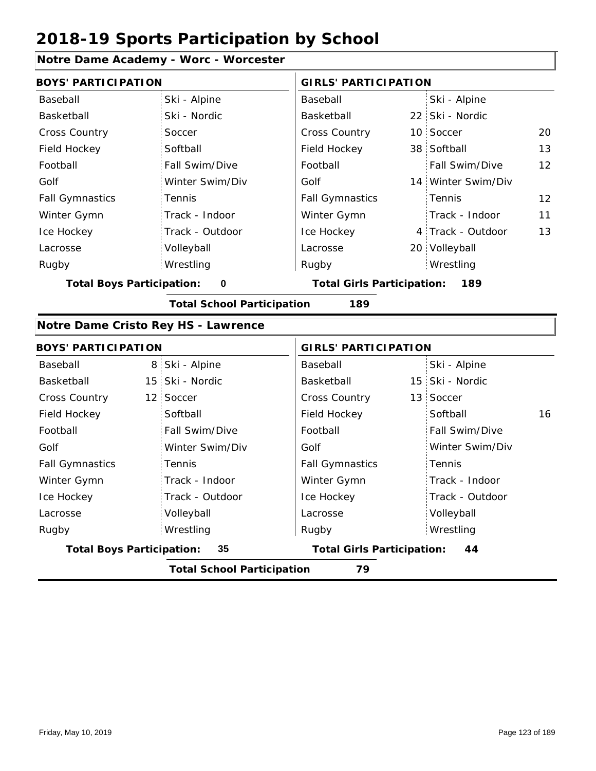# 2018-19 Sports Participation by School

## Notre Dame Academy - Worc - Worcester

| BOYS' PARTICIPATION | | | | GIRLS' PARTICIPATION | | | |
|---|---|---|---|---|---|---|---|
| Baseball | | Ski - Alpine | | Baseball | | Ski - Alpine | |
| Basketball | | Ski - Nordic | | Basketball | 22 | Ski - Nordic | |
| Cross Country | | Soccer | | Cross Country | 10 | Soccer | 20 |
| Field Hockey | | Softball | | Field Hockey | 38 | Softball | 13 |
| Football | | Fall Swim/Dive | | Football | | Fall Swim/Dive | 12 |
| Golf | | Winter Swim/Div | | Golf | 14 | Winter Swim/Div | |
| Fall Gymnastics | | Tennis | | Fall Gymnastics | | Tennis | 12 |
| Winter Gymn | | Track - Indoor | | Winter Gymn | | Track - Indoor | 11 |
| Ice Hockey | | Track - Outdoor | | Ice Hockey | 4 | Track - Outdoor | 13 |
| Lacrosse | | Volleyball | | Lacrosse | 20 | Volleyball | |
| Rugby | | Wrestling | | Rugby | | Wrestling | |

**Total Boys Participation:** 0  **Total Girls Participation:** 189

**Total School Participation** 189

## Notre Dame Cristo Rey HS - Lawrence

| BOYS' PARTICIPATION | | | | GIRLS' PARTICIPATION | | | |
|---|---|---|---|---|---|---|---|
| Baseball | 8 | Ski - Alpine | | Baseball | | Ski - Alpine | |
| Basketball | 15 | Ski - Nordic | | Basketball | 15 | Ski - Nordic | |
| Cross Country | 12 | Soccer | | Cross Country | 13 | Soccer | |
| Field Hockey | | Softball | | Field Hockey | | Softball | 16 |
| Football | | Fall Swim/Dive | | Football | | Fall Swim/Dive | |
| Golf | | Winter Swim/Div | | Golf | | Winter Swim/Div | |
| Fall Gymnastics | | Tennis | | Fall Gymnastics | | Tennis | |
| Winter Gymn | | Track - Indoor | | Winter Gymn | | Track - Indoor | |
| Ice Hockey | | Track - Outdoor | | Ice Hockey | | Track - Outdoor | |
| Lacrosse | | Volleyball | | Lacrosse | | Volleyball | |
| Rugby | | Wrestling | | Rugby | | Wrestling | |

**Total Boys Participation:** 35  **Total Girls Participation:** 44

**Total School Participation** 79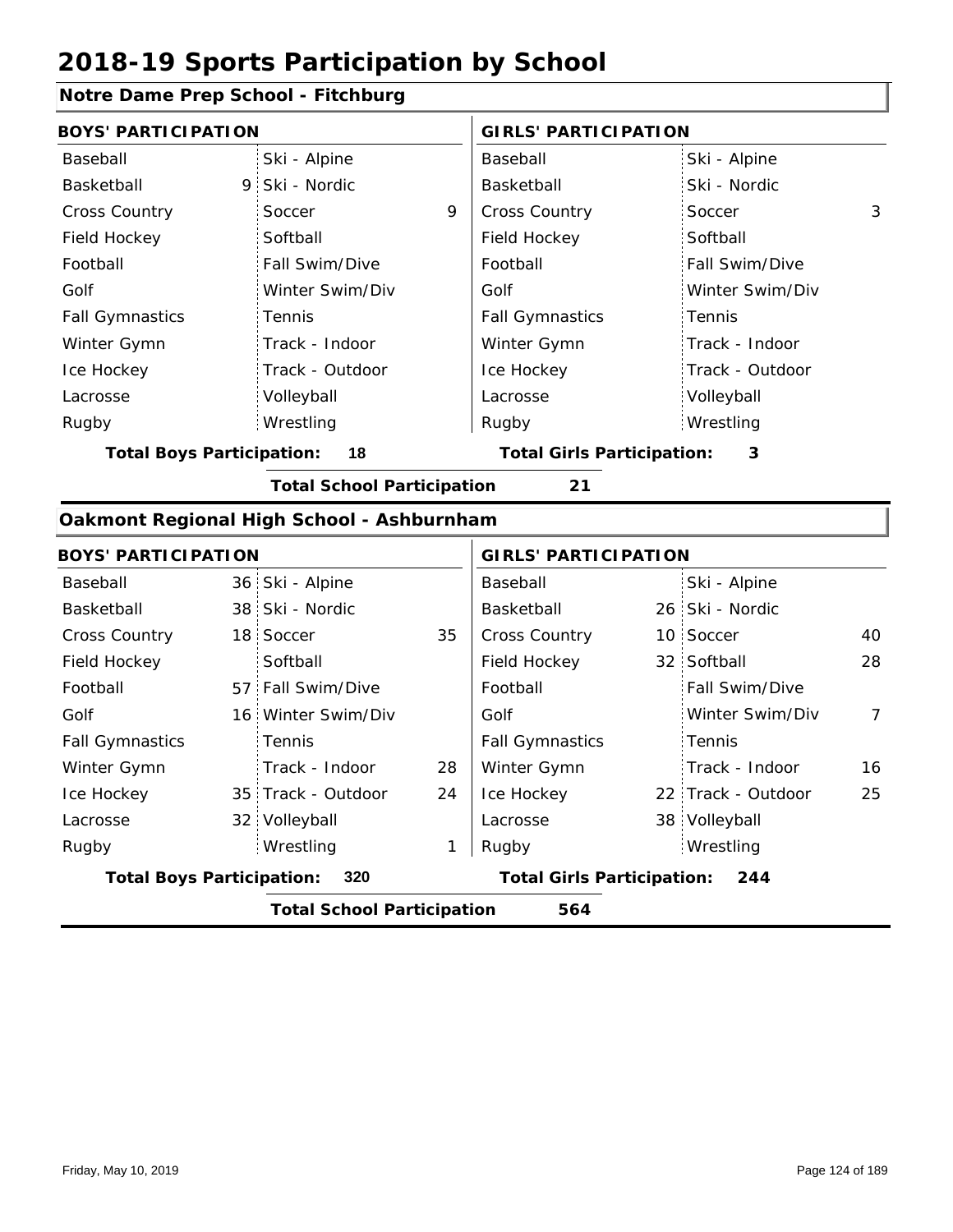# 2018-19 Sports Participation by School

## Notre Dame Prep School - Fitchburg

| BOYS' PARTICIPATION | | | | GIRLS' PARTICIPATION | | | |
|---|---|---|---|---|---|---|---|
| Baseball | | Ski - Alpine | | Baseball | | Ski - Alpine | |
| Basketball | 9 | Ski - Nordic | | Basketball | | Ski - Nordic | |
| Cross Country | | Soccer | 9 | Cross Country | | Soccer | 3 |
| Field Hockey | | Softball | | Field Hockey | | Softball | |
| Football | | Fall Swim/Dive | | Football | | Fall Swim/Dive | |
| Golf | | Winter Swim/Div | | Golf | | Winter Swim/Div | |
| Fall Gymnastics | | Tennis | | Fall Gymnastics | | Tennis | |
| Winter Gymn | | Track - Indoor | | Winter Gymn | | Track - Indoor | |
| Ice Hockey | | Track - Outdoor | | Ice Hockey | | Track - Outdoor | |
| Lacrosse | | Volleyball | | Lacrosse | | Volleyball | |
| Rugby | | Wrestling | | Rugby | | Wrestling | |

**Total Boys Participation: 18** | **Total Girls Participation: 3**

**Total School Participation 21**

## Oakmont Regional High School - Ashburnham

| BOYS' PARTICIPATION | | | | GIRLS' PARTICIPATION | | | |
|---|---|---|---|---|---|---|---|
| Baseball | 36 | Ski - Alpine | | Baseball | | Ski - Alpine | |
| Basketball | 38 | Ski - Nordic | | Basketball | 26 | Ski - Nordic | |
| Cross Country | 18 | Soccer | 35 | Cross Country | 10 | Soccer | 40 |
| Field Hockey | | Softball | | Field Hockey | 32 | Softball | 28 |
| Football | 57 | Fall Swim/Dive | | Football | | Fall Swim/Dive | |
| Golf | 16 | Winter Swim/Div | | Golf | | Winter Swim/Div | 7 |
| Fall Gymnastics | | Tennis | | Fall Gymnastics | | Tennis | |
| Winter Gymn | | Track - Indoor | 28 | Winter Gymn | | Track - Indoor | 16 |
| Ice Hockey | 35 | Track - Outdoor | 24 | Ice Hockey | 22 | Track - Outdoor | 25 |
| Lacrosse | 32 | Volleyball | | Lacrosse | 38 | Volleyball | |
| Rugby | | Wrestling | 1 | Rugby | | Wrestling | |

**Total Boys Participation: 320** | **Total Girls Participation: 244**

**Total School Participation 564**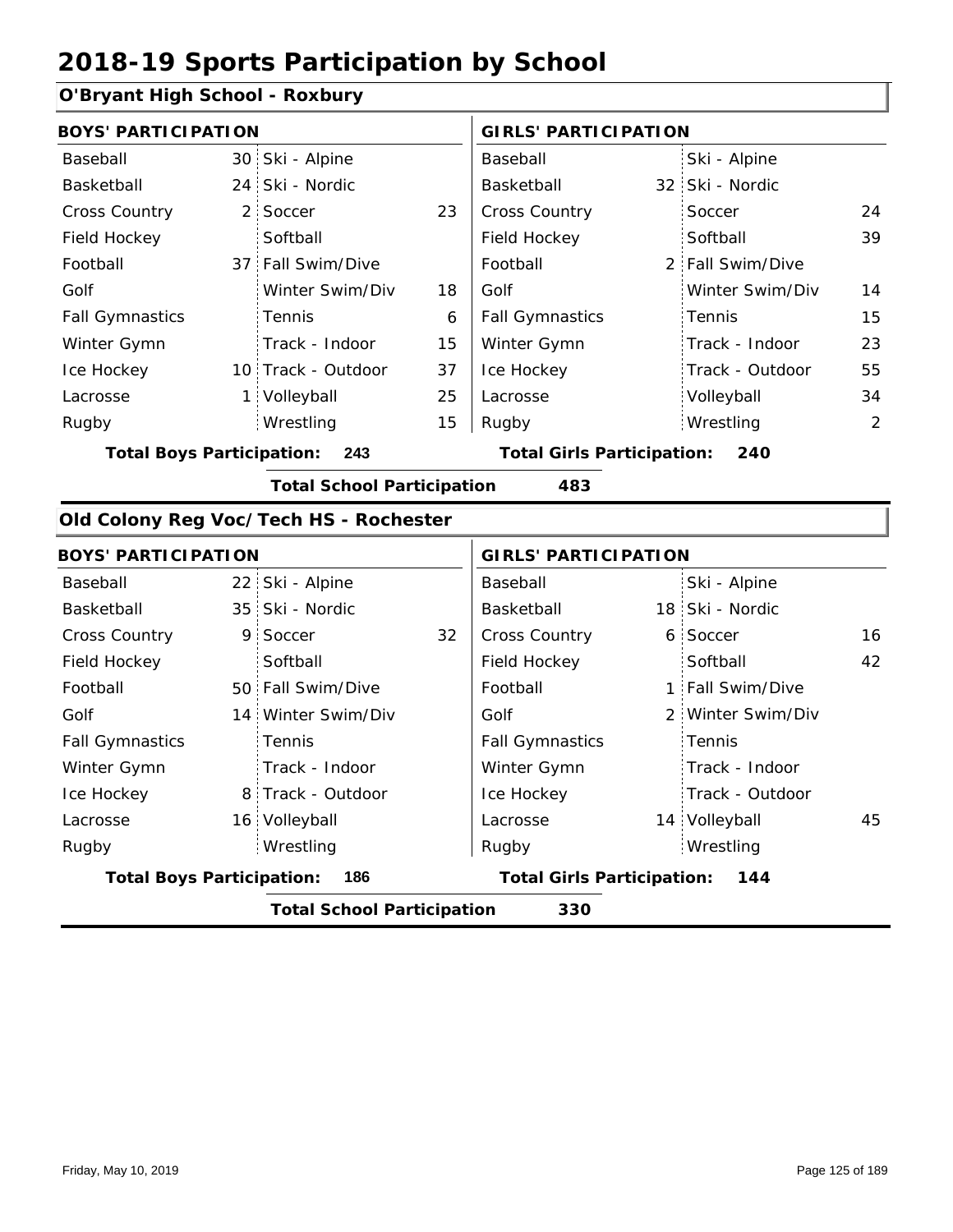# 2018-19 Sports Participation by School

## O'Bryant High School - Roxbury

| BOYS' PARTICIPATION | | | | GIRLS' PARTICIPATION | | | |
|---|---|---|---|---|---|---|---|
| Baseball | 30 | Ski - Alpine | | Baseball | | Ski - Alpine | |
| Basketball | 24 | Ski - Nordic | | Basketball | 32 | Ski - Nordic | |
| Cross Country | 2 | Soccer | 23 | Cross Country | | Soccer | 24 |
| Field Hockey | | Softball | | Field Hockey | | Softball | 39 |
| Football | 37 | Fall Swim/Dive | | Football | 2 | Fall Swim/Dive | |
| Golf | | Winter Swim/Div | 18 | Golf | | Winter Swim/Div | 14 |
| Fall Gymnastics | | Tennis | 6 | Fall Gymnastics | | Tennis | 15 |
| Winter Gymn | | Track - Indoor | 15 | Winter Gymn | | Track - Indoor | 23 |
| Ice Hockey | 10 | Track - Outdoor | 37 | Ice Hockey | | Track - Outdoor | 55 |
| Lacrosse | 1 | Volleyball | 25 | Lacrosse | | Volleyball | 34 |
| Rugby | | Wrestling | 15 | Rugby | | Wrestling | 2 |

**Total Boys Participation: 243** | **Total Girls Participation: 240**

**Total School Participation 483**

## Old Colony Reg Voc/Tech HS - Rochester

| BOYS' PARTICIPATION | | | | GIRLS' PARTICIPATION | | | |
|---|---|---|---|---|---|---|---|
| Baseball | 22 | Ski - Alpine | | Baseball | | Ski - Alpine | |
| Basketball | 35 | Ski - Nordic | | Basketball | 18 | Ski - Nordic | |
| Cross Country | 9 | Soccer | 32 | Cross Country | 6 | Soccer | 16 |
| Field Hockey | | Softball | | Field Hockey | | Softball | 42 |
| Football | 50 | Fall Swim/Dive | | Football | 1 | Fall Swim/Dive | |
| Golf | 14 | Winter Swim/Div | | Golf | 2 | Winter Swim/Div | |
| Fall Gymnastics | | Tennis | | Fall Gymnastics | | Tennis | |
| Winter Gymn | | Track - Indoor | | Winter Gymn | | Track - Indoor | |
| Ice Hockey | 8 | Track - Outdoor | | Ice Hockey | | Track - Outdoor | |
| Lacrosse | 16 | Volleyball | | Lacrosse | 14 | Volleyball | 45 |
| Rugby | | Wrestling | | Rugby | | Wrestling | |

**Total Boys Participation: 186** | **Total Girls Participation: 144**

**Total School Participation 330**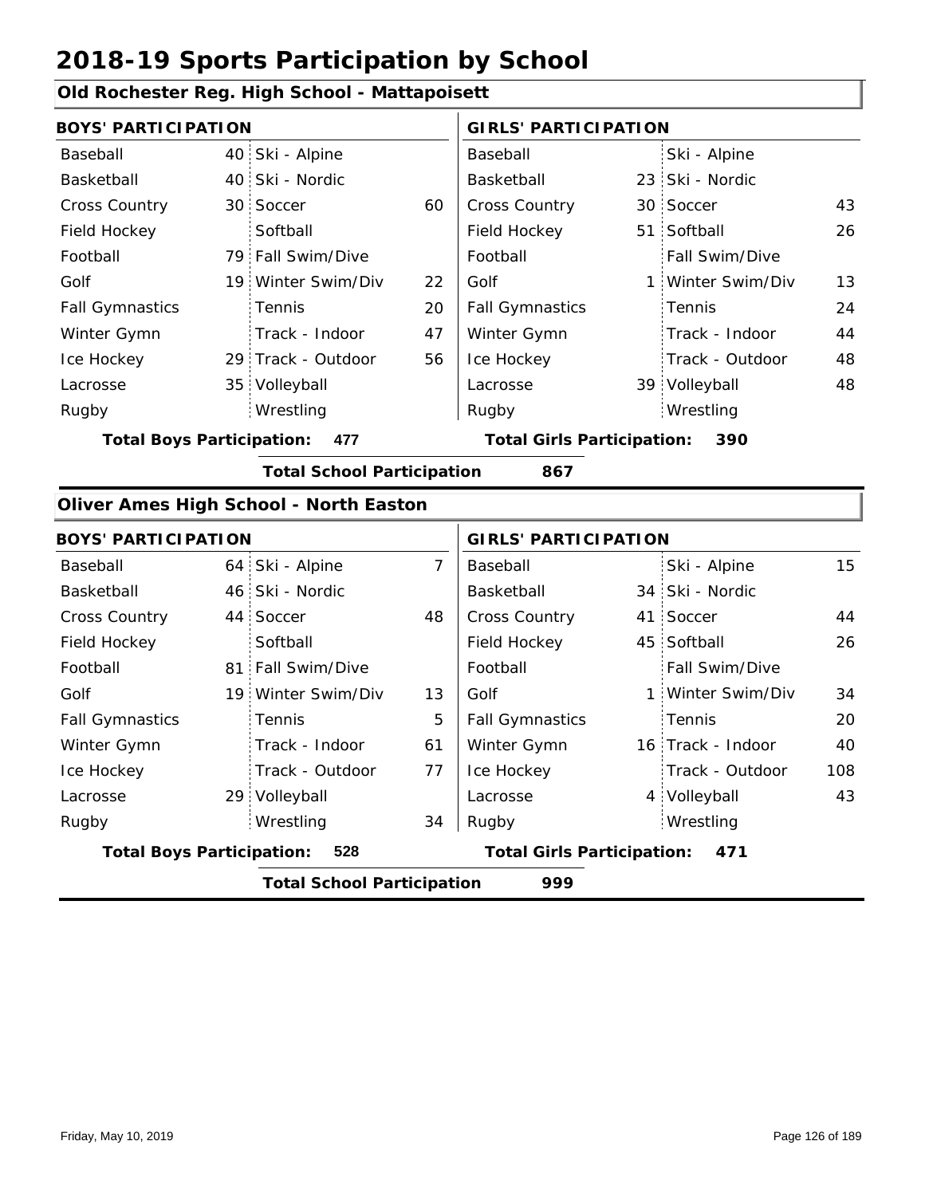# 2018-19 Sports Participation by School

## Old Rochester Reg. High School - Mattapoisett

| BOYS' PARTICIPATION | | | | GIRLS' PARTICIPATION | | | |
|---|---|---|---|---|---|---|---|
| Baseball | 40 | Ski - Alpine | | Baseball | | Ski - Alpine | |
| Basketball | 40 | Ski - Nordic | | Basketball | 23 | Ski - Nordic | |
| Cross Country | 30 | Soccer | 60 | Cross Country | 30 | Soccer | 43 |
| Field Hockey | | Softball | | Field Hockey | 51 | Softball | 26 |
| Football | 79 | Fall Swim/Dive | | Football | | Fall Swim/Dive | |
| Golf | 19 | Winter Swim/Div | 22 | Golf | 1 | Winter Swim/Div | 13 |
| Fall Gymnastics | | Tennis | 20 | Fall Gymnastics | | Tennis | 24 |
| Winter Gymn | | Track - Indoor | 47 | Winter Gymn | | Track - Indoor | 44 |
| Ice Hockey | 29 | Track - Outdoor | 56 | Ice Hockey | | Track - Outdoor | 48 |
| Lacrosse | 35 | Volleyball | | Lacrosse | 39 | Volleyball | 48 |
| Rugby | | Wrestling | | Rugby | | Wrestling | |

**Total Boys Participation: 477** | **Total Girls Participation: 390**

**Total School Participation 867**

## Oliver Ames High School - North Easton

| BOYS' PARTICIPATION | | | | GIRLS' PARTICIPATION | | | |
|---|---|---|---|---|---|---|---|
| Baseball | 64 | Ski - Alpine | 7 | Baseball | | Ski - Alpine | 15 |
| Basketball | 46 | Ski - Nordic | | Basketball | 34 | Ski - Nordic | |
| Cross Country | 44 | Soccer | 48 | Cross Country | 41 | Soccer | 44 |
| Field Hockey | | Softball | | Field Hockey | 45 | Softball | 26 |
| Football | 81 | Fall Swim/Dive | | Football | | Fall Swim/Dive | |
| Golf | 19 | Winter Swim/Div | 13 | Golf | 1 | Winter Swim/Div | 34 |
| Fall Gymnastics | | Tennis | 5 | Fall Gymnastics | | Tennis | 20 |
| Winter Gymn | | Track - Indoor | 61 | Winter Gymn | 16 | Track - Indoor | 40 |
| Ice Hockey | | Track - Outdoor | 77 | Ice Hockey | | Track - Outdoor | 108 |
| Lacrosse | 29 | Volleyball | | Lacrosse | 4 | Volleyball | 43 |
| Rugby | | Wrestling | 34 | Rugby | | Wrestling | |

**Total Boys Participation: 528** | **Total Girls Participation: 471**

**Total School Participation 999**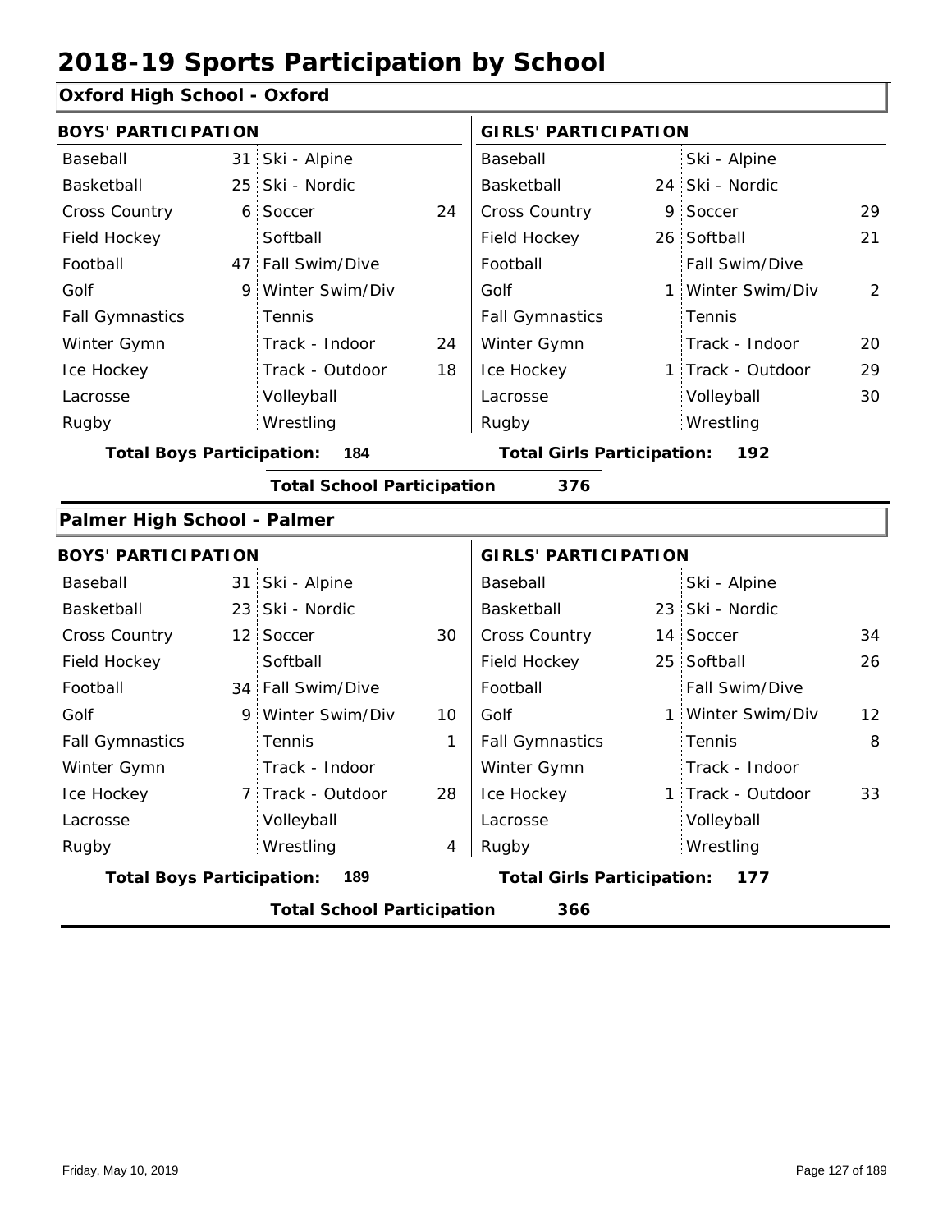# 2018-19 Sports Participation by School

## Oxford High School - Oxford

| BOYS' PARTICIPATION | | | | GIRLS' PARTICIPATION | | | |
|---|---|---|---|---|---|---|---|
| Baseball | 31 | Ski - Alpine | | Baseball | | Ski - Alpine | |
| Basketball | 25 | Ski - Nordic | | Basketball | 24 | Ski - Nordic | |
| Cross Country | 6 | Soccer | 24 | Cross Country | 9 | Soccer | 29 |
| Field Hockey | | Softball | | Field Hockey | 26 | Softball | 21 |
| Football | 47 | Fall Swim/Dive | | Football | | Fall Swim/Dive | |
| Golf | 9 | Winter Swim/Div | | Golf | 1 | Winter Swim/Div | 2 |
| Fall Gymnastics | | Tennis | | Fall Gymnastics | | Tennis | |
| Winter Gymn | | Track - Indoor | 24 | Winter Gymn | | Track - Indoor | 20 |
| Ice Hockey | | Track - Outdoor | 18 | Ice Hockey | 1 | Track - Outdoor | 29 |
| Lacrosse | | Volleyball | | Lacrosse | | Volleyball | 30 |
| Rugby | | Wrestling | | Rugby | | Wrestling | |

**Total Boys Participation:** 184 **Total Girls Participation:** 192

**Total School Participation** 376

## Palmer High School - Palmer

| BOYS' PARTICIPATION | | | | GIRLS' PARTICIPATION | | | |
|---|---|---|---|---|---|---|---|
| Baseball | 31 | Ski - Alpine | | Baseball | | Ski - Alpine | |
| Basketball | 23 | Ski - Nordic | | Basketball | 23 | Ski - Nordic | |
| Cross Country | 12 | Soccer | 30 | Cross Country | 14 | Soccer | 34 |
| Field Hockey | | Softball | | Field Hockey | 25 | Softball | 26 |
| Football | 34 | Fall Swim/Dive | | Football | | Fall Swim/Dive | |
| Golf | 9 | Winter Swim/Div | 10 | Golf | 1 | Winter Swim/Div | 12 |
| Fall Gymnastics | | Tennis | 1 | Fall Gymnastics | | Tennis | 8 |
| Winter Gymn | | Track - Indoor | | Winter Gymn | | Track - Indoor | |
| Ice Hockey | 7 | Track - Outdoor | 28 | Ice Hockey | 1 | Track - Outdoor | 33 |
| Lacrosse | | Volleyball | | Lacrosse | | Volleyball | |
| Rugby | | Wrestling | 4 | Rugby | | Wrestling | |

**Total Boys Participation:** 189 **Total Girls Participation:** 177

**Total School Participation** 366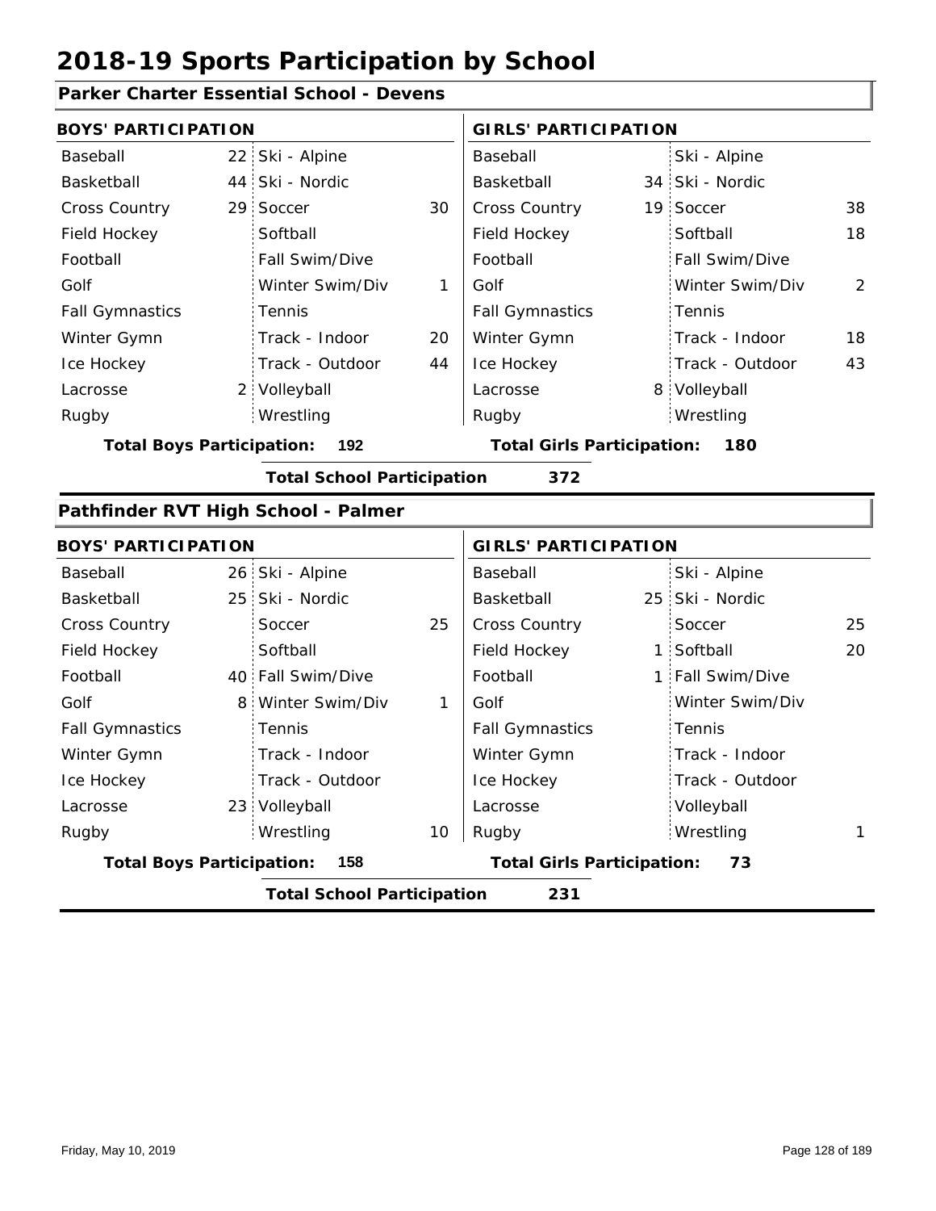# 2018-19 Sports Participation by School

## Parker Charter Essential School - Devens

| BOYS' PARTICIPATION | | | | GIRLS' PARTICIPATION | | | |
|---|---|---|---|---|---|---|---|
| Baseball | 22 | Ski - Alpine | | Baseball | | Ski - Alpine | |
| Basketball | 44 | Ski - Nordic | | Basketball | 34 | Ski - Nordic | |
| Cross Country | 29 | Soccer | 30 | Cross Country | 19 | Soccer | 38 |
| Field Hockey | | Softball | | Field Hockey | | Softball | 18 |
| Football | | Fall Swim/Dive | | Football | | Fall Swim/Dive | |
| Golf | | Winter Swim/Div | 1 | Golf | | Winter Swim/Div | 2 |
| Fall Gymnastics | | Tennis | | Fall Gymnastics | | Tennis | |
| Winter Gymn | | Track - Indoor | 20 | Winter Gymn | | Track - Indoor | 18 |
| Ice Hockey | | Track - Outdoor | 44 | Ice Hockey | | Track - Outdoor | 43 |
| Lacrosse | 2 | Volleyball | | Lacrosse | 8 | Volleyball | |
| Rugby | | Wrestling | | Rugby | | Wrestling | |

**Total Boys Participation: 192** **Total Girls Participation: 180**

**Total School Participation 372**

## Pathfinder RVT High School - Palmer

| BOYS' PARTICIPATION | | | | GIRLS' PARTICIPATION | | | |
|---|---|---|---|---|---|---|---|
| Baseball | 26 | Ski - Alpine | | Baseball | | Ski - Alpine | |
| Basketball | 25 | Ski - Nordic | | Basketball | 25 | Ski - Nordic | |
| Cross Country | | Soccer | 25 | Cross Country | | Soccer | 25 |
| Field Hockey | | Softball | | Field Hockey | 1 | Softball | 20 |
| Football | 40 | Fall Swim/Dive | | Football | 1 | Fall Swim/Dive | |
| Golf | 8 | Winter Swim/Div | 1 | Golf | | Winter Swim/Div | |
| Fall Gymnastics | | Tennis | | Fall Gymnastics | | Tennis | |
| Winter Gymn | | Track - Indoor | | Winter Gymn | | Track - Indoor | |
| Ice Hockey | | Track - Outdoor | | Ice Hockey | | Track - Outdoor | |
| Lacrosse | 23 | Volleyball | | Lacrosse | | Volleyball | |
| Rugby | | Wrestling | 10 | Rugby | | Wrestling | 1 |

**Total Boys Participation: 158** **Total Girls Participation: 73**

**Total School Participation 231**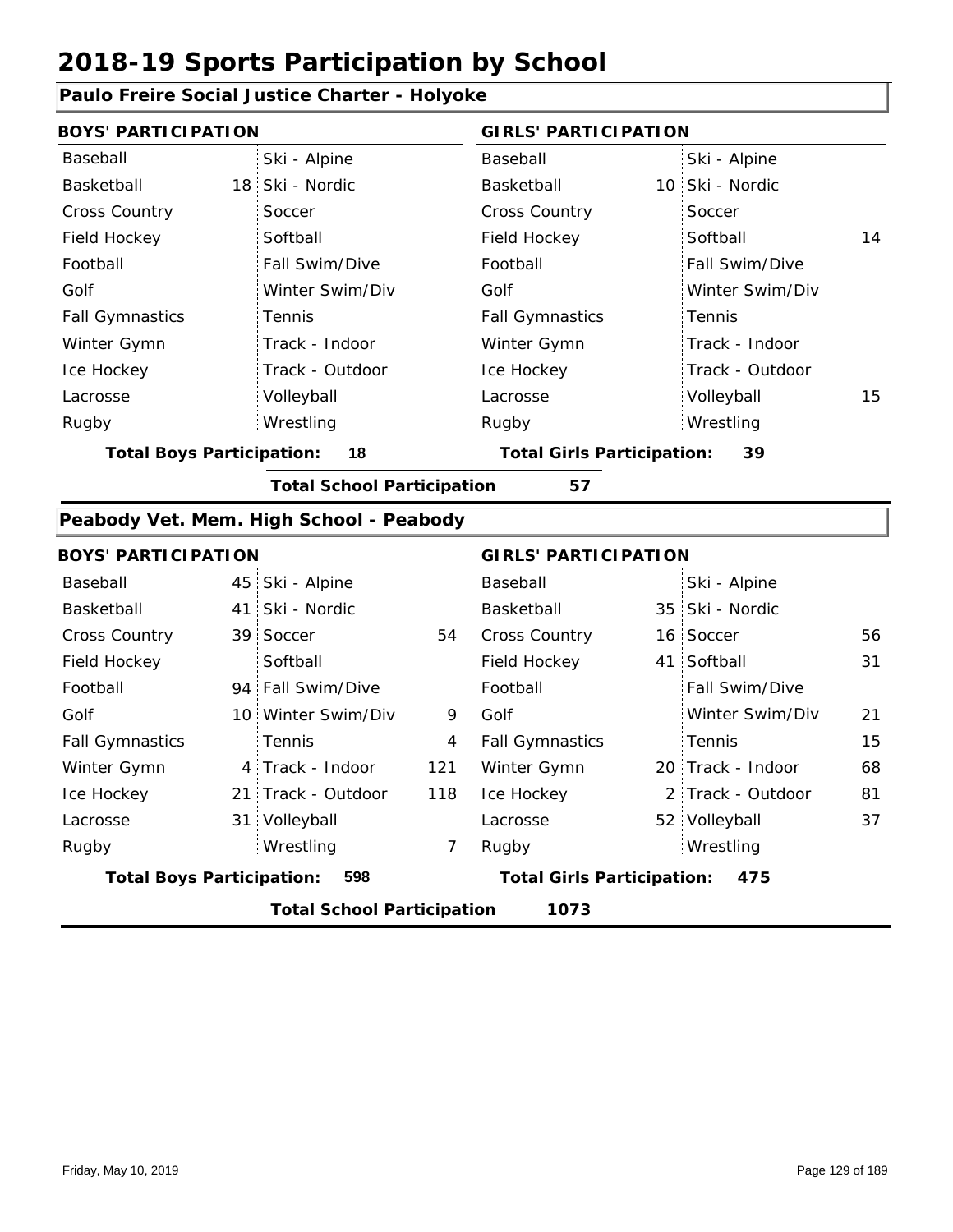# 2018-19 Sports Participation by School

## Paulo Freire Social Justice Charter - Holyoke

| BOYS' PARTICIPATION | | | | GIRLS' PARTICIPATION | | | |
|---|---|---|---|---|---|---|---|
| Baseball | | Ski - Alpine | | Baseball | | Ski - Alpine | |
| Basketball | 18 | Ski - Nordic | | Basketball | 10 | Ski - Nordic | |
| Cross Country | | Soccer | | Cross Country | | Soccer | |
| Field Hockey | | Softball | | Field Hockey | | Softball | 14 |
| Football | | Fall Swim/Dive | | Football | | Fall Swim/Dive | |
| Golf | | Winter Swim/Div | | Golf | | Winter Swim/Div | |
| Fall Gymnastics | | Tennis | | Fall Gymnastics | | Tennis | |
| Winter Gymn | | Track - Indoor | | Winter Gymn | | Track - Indoor | |
| Ice Hockey | | Track - Outdoor | | Ice Hockey | | Track - Outdoor | |
| Lacrosse | | Volleyball | | Lacrosse | | Volleyball | 15 |
| Rugby | | Wrestling | | Rugby | | Wrestling | |

**Total Boys Participation:** 18 **Total Girls Participation:** 39

**Total School Participation** 57

## Peabody Vet. Mem. High School - Peabody

| BOYS' PARTICIPATION | | | | GIRLS' PARTICIPATION | | | |
|---|---|---|---|---|---|---|---|
| Baseball | 45 | Ski - Alpine | | Baseball | | Ski - Alpine | |
| Basketball | 41 | Ski - Nordic | | Basketball | 35 | Ski - Nordic | |
| Cross Country | 39 | Soccer | 54 | Cross Country | 16 | Soccer | 56 |
| Field Hockey | | Softball | | Field Hockey | 41 | Softball | 31 |
| Football | 94 | Fall Swim/Dive | | Football | | Fall Swim/Dive | |
| Golf | 10 | Winter Swim/Div | 9 | Golf | | Winter Swim/Div | 21 |
| Fall Gymnastics | | Tennis | 4 | Fall Gymnastics | | Tennis | 15 |
| Winter Gymn | 4 | Track - Indoor | 121 | Winter Gymn | 20 | Track - Indoor | 68 |
| Ice Hockey | 21 | Track - Outdoor | 118 | Ice Hockey | 2 | Track - Outdoor | 81 |
| Lacrosse | 31 | Volleyball | | Lacrosse | 52 | Volleyball | 37 |
| Rugby | | Wrestling | 7 | Rugby | | Wrestling | |

**Total Boys Participation:** 598 **Total Girls Participation:** 475

**Total School Participation** 1073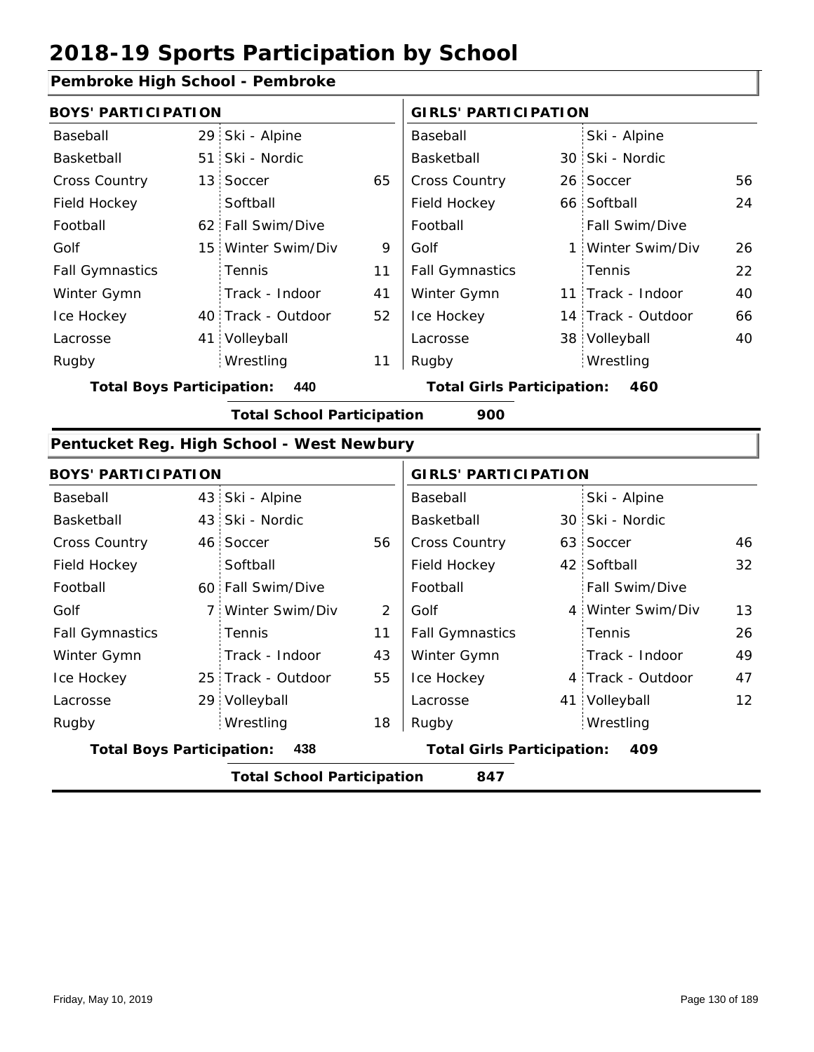# 2018-19 Sports Participation by School

## Pembroke High School - Pembroke

| BOYS' PARTICIPATION | | | | GIRLS' PARTICIPATION | | | |
|---|---|---|---|---|---|---|---|
| Baseball | 29 | Ski - Alpine | | Baseball | | Ski - Alpine | |
| Basketball | 51 | Ski - Nordic | | Basketball | 30 | Ski - Nordic | |
| Cross Country | 13 | Soccer | 65 | Cross Country | 26 | Soccer | 56 |
| Field Hockey | | Softball | | Field Hockey | 66 | Softball | 24 |
| Football | 62 | Fall Swim/Dive | | Football | | Fall Swim/Dive | |
| Golf | 15 | Winter Swim/Div | 9 | Golf | 1 | Winter Swim/Div | 26 |
| Fall Gymnastics | | Tennis | 11 | Fall Gymnastics | | Tennis | 22 |
| Winter Gymn | | Track - Indoor | 41 | Winter Gymn | 11 | Track - Indoor | 40 |
| Ice Hockey | 40 | Track - Outdoor | 52 | Ice Hockey | 14 | Track - Outdoor | 66 |
| Lacrosse | 41 | Volleyball | | Lacrosse | 38 | Volleyball | 40 |
| Rugby | | Wrestling | 11 | Rugby | | Wrestling | |

**Total Boys Participation: 440** **Total Girls Participation: 460**

**Total School Participation 900**

## Pentucket Reg. High School - West Newbury

| BOYS' PARTICIPATION | | | | GIRLS' PARTICIPATION | | | |
|---|---|---|---|---|---|---|---|
| Baseball | 43 | Ski - Alpine | | Baseball | | Ski - Alpine | |
| Basketball | 43 | Ski - Nordic | | Basketball | 30 | Ski - Nordic | |
| Cross Country | 46 | Soccer | 56 | Cross Country | 63 | Soccer | 46 |
| Field Hockey | | Softball | | Field Hockey | 42 | Softball | 32 |
| Football | 60 | Fall Swim/Dive | | Football | | Fall Swim/Dive | |
| Golf | 7 | Winter Swim/Div | 2 | Golf | 4 | Winter Swim/Div | 13 |
| Fall Gymnastics | | Tennis | 11 | Fall Gymnastics | | Tennis | 26 |
| Winter Gymn | | Track - Indoor | 43 | Winter Gymn | | Track - Indoor | 49 |
| Ice Hockey | 25 | Track - Outdoor | 55 | Ice Hockey | 4 | Track - Outdoor | 47 |
| Lacrosse | 29 | Volleyball | | Lacrosse | 41 | Volleyball | 12 |
| Rugby | | Wrestling | 18 | Rugby | | Wrestling | |

**Total Boys Participation: 438** **Total Girls Participation: 409**

**Total School Participation 847**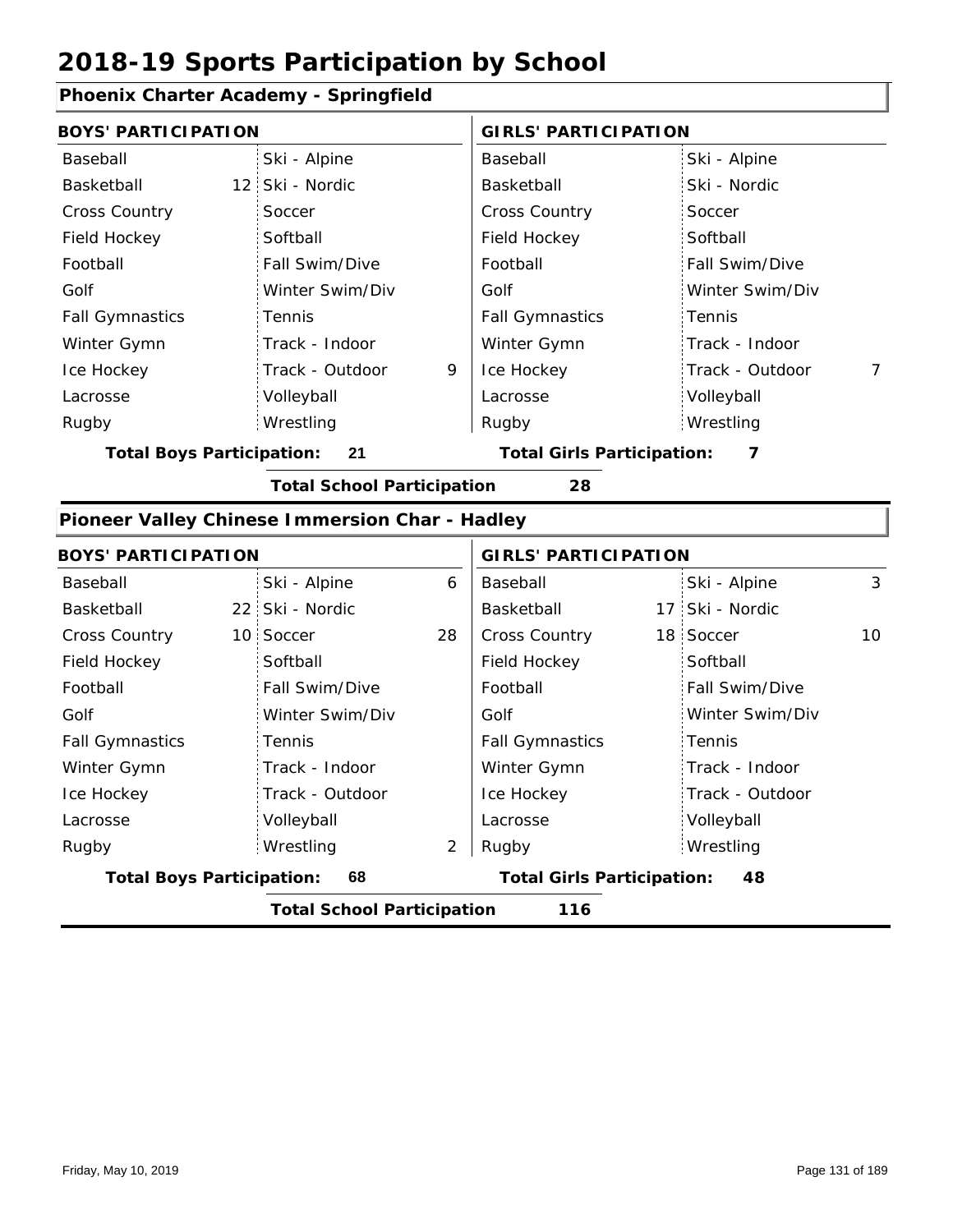# 2018-19 Sports Participation by School

## Phoenix Charter Academy - Springfield

| BOYS' PARTICIPATION | | | | GIRLS' PARTICIPATION | | | |
|---|---|---|---|---|---|---|---|
| Baseball | | Ski - Alpine | | Baseball | | Ski - Alpine | |
| Basketball | 12 | Ski - Nordic | | Basketball | | Ski - Nordic | |
| Cross Country | | Soccer | | Cross Country | | Soccer | |
| Field Hockey | | Softball | | Field Hockey | | Softball | |
| Football | | Fall Swim/Dive | | Football | | Fall Swim/Dive | |
| Golf | | Winter Swim/Div | | Golf | | Winter Swim/Div | |
| Fall Gymnastics | | Tennis | | Fall Gymnastics | | Tennis | |
| Winter Gymn | | Track - Indoor | | Winter Gymn | | Track - Indoor | |
| Ice Hockey | | Track - Outdoor | 9 | Ice Hockey | | Track - Outdoor | 7 |
| Lacrosse | | Volleyball | | Lacrosse | | Volleyball | |
| Rugby | | Wrestling | | Rugby | | Wrestling | |

**Total Boys Participation:** 21 **Total Girls Participation:** 7

**Total School Participation** 28

## Pioneer Valley Chinese Immersion Char - Hadley

| BOYS' PARTICIPATION | | | | GIRLS' PARTICIPATION | | | |
|---|---|---|---|---|---|---|---|
| Baseball | | Ski - Alpine | 6 | Baseball | | Ski - Alpine | 3 |
| Basketball | 22 | Ski - Nordic | | Basketball | 17 | Ski - Nordic | |
| Cross Country | 10 | Soccer | 28 | Cross Country | 18 | Soccer | 10 |
| Field Hockey | | Softball | | Field Hockey | | Softball | |
| Football | | Fall Swim/Dive | | Football | | Fall Swim/Dive | |
| Golf | | Winter Swim/Div | | Golf | | Winter Swim/Div | |
| Fall Gymnastics | | Tennis | | Fall Gymnastics | | Tennis | |
| Winter Gymn | | Track - Indoor | | Winter Gymn | | Track - Indoor | |
| Ice Hockey | | Track - Outdoor | | Ice Hockey | | Track - Outdoor | |
| Lacrosse | | Volleyball | | Lacrosse | | Volleyball | |
| Rugby | | Wrestling | 2 | Rugby | | Wrestling | |

**Total Boys Participation:** 68 **Total Girls Participation:** 48

**Total School Participation** 116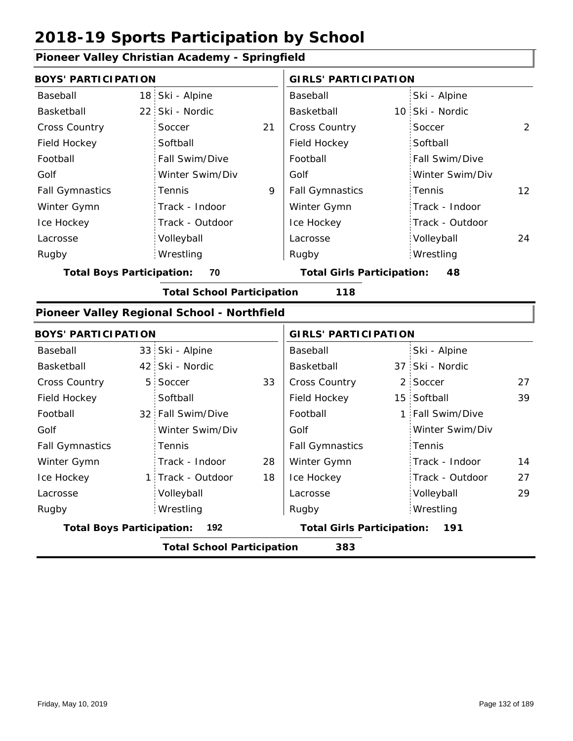# 2018-19 Sports Participation by School

## Pioneer Valley Christian Academy - Springfield

| BOYS' PARTICIPATION | | | | GIRLS' PARTICIPATION | | | |
|---|---|---|---|---|---|---|---|
| Baseball | 18 | Ski - Alpine | | Baseball | | Ski - Alpine | |
| Basketball | 22 | Ski - Nordic | | Basketball | 10 | Ski - Nordic | |
| Cross Country | | Soccer | 21 | Cross Country | | Soccer | 2 |
| Field Hockey | | Softball | | Field Hockey | | Softball | |
| Football | | Fall Swim/Dive | | Football | | Fall Swim/Dive | |
| Golf | | Winter Swim/Div | | Golf | | Winter Swim/Div | |
| Fall Gymnastics | | Tennis | 9 | Fall Gymnastics | | Tennis | 12 |
| Winter Gymn | | Track - Indoor | | Winter Gymn | | Track - Indoor | |
| Ice Hockey | | Track - Outdoor | | Ice Hockey | | Track - Outdoor | |
| Lacrosse | | Volleyball | | Lacrosse | | Volleyball | 24 |
| Rugby | | Wrestling | | Rugby | | Wrestling | |

**Total Boys Participation: 70** **Total Girls Participation: 48**

**Total School Participation 118**

## Pioneer Valley Regional School - Northfield

| BOYS' PARTICIPATION | | | | GIRLS' PARTICIPATION | | | |
|---|---|---|---|---|---|---|---|
| Baseball | 33 | Ski - Alpine | | Baseball | | Ski - Alpine | |
| Basketball | 42 | Ski - Nordic | | Basketball | 37 | Ski - Nordic | |
| Cross Country | 5 | Soccer | 33 | Cross Country | 2 | Soccer | 27 |
| Field Hockey | | Softball | | Field Hockey | 15 | Softball | 39 |
| Football | 32 | Fall Swim/Dive | | Football | 1 | Fall Swim/Dive | |
| Golf | | Winter Swim/Div | | Golf | | Winter Swim/Div | |
| Fall Gymnastics | | Tennis | | Fall Gymnastics | | Tennis | |
| Winter Gymn | | Track - Indoor | 28 | Winter Gymn | | Track - Indoor | 14 |
| Ice Hockey | 1 | Track - Outdoor | 18 | Ice Hockey | | Track - Outdoor | 27 |
| Lacrosse | | Volleyball | | Lacrosse | | Volleyball | 29 |
| Rugby | | Wrestling | | Rugby | | Wrestling | |

**Total Boys Participation: 192** **Total Girls Participation: 191**

**Total School Participation 383**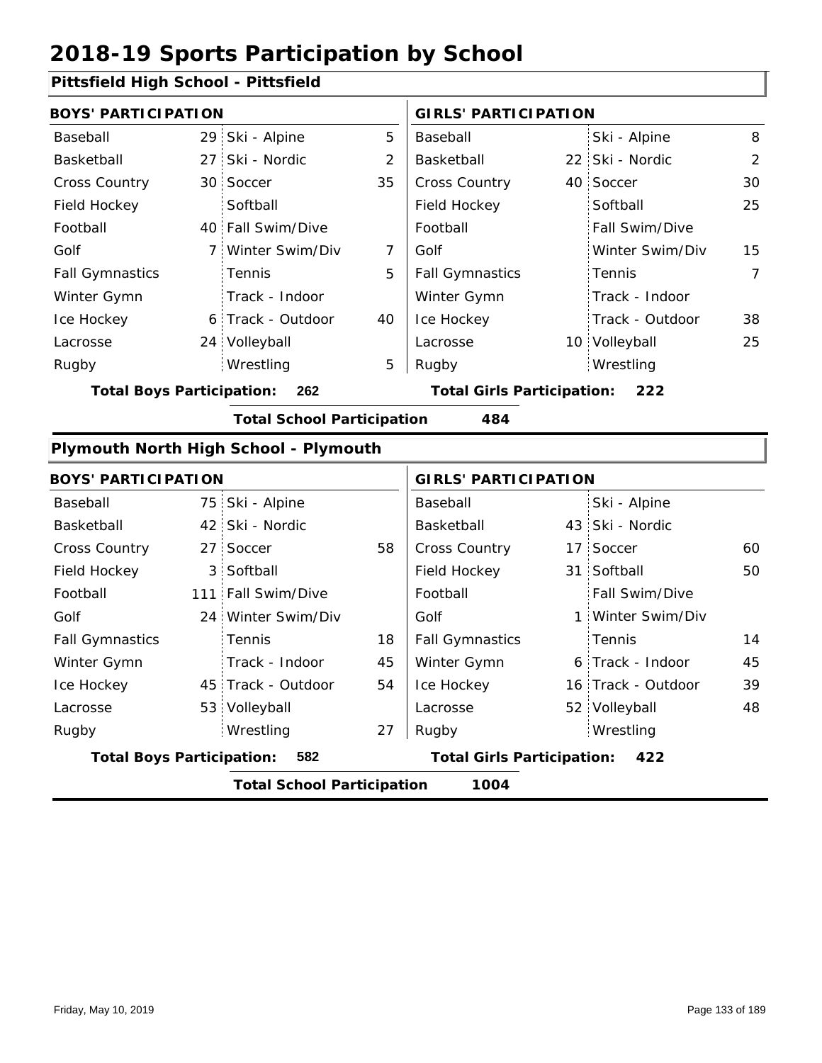# 2018-19 Sports Participation by School

## Pittsfield High School - Pittsfield

| BOYS' PARTICIPATION | | | | GIRLS' PARTICIPATION | | | |
|---|---|---|---|---|---|---|---|
| Baseball | 29 | Ski - Alpine | 5 | Baseball | | Ski - Alpine | 8 |
| Basketball | 27 | Ski - Nordic | 2 | Basketball | 22 | Ski - Nordic | 2 |
| Cross Country | 30 | Soccer | 35 | Cross Country | 40 | Soccer | 30 |
| Field Hockey | | Softball | | Field Hockey | | Softball | 25 |
| Football | 40 | Fall Swim/Dive | | Football | | Fall Swim/Dive | |
| Golf | 7 | Winter Swim/Div | 7 | Golf | | Winter Swim/Div | 15 |
| Fall Gymnastics | | Tennis | 5 | Fall Gymnastics | | Tennis | 7 |
| Winter Gymn | | Track - Indoor | | Winter Gymn | | Track - Indoor | |
| Ice Hockey | 6 | Track - Outdoor | 40 | Ice Hockey | | Track - Outdoor | 38 |
| Lacrosse | 24 | Volleyball | | Lacrosse | 10 | Volleyball | 25 |
| Rugby | | Wrestling | 5 | Rugby | | Wrestling | |

**Total Boys Participation: 262** **Total Girls Participation: 222**

**Total School Participation 484**

## Plymouth North High School - Plymouth

| BOYS' PARTICIPATION | | | | GIRLS' PARTICIPATION | | | |
|---|---|---|---|---|---|---|---|
| Baseball | 75 | Ski - Alpine | | Baseball | | Ski - Alpine | |
| Basketball | 42 | Ski - Nordic | | Basketball | 43 | Ski - Nordic | |
| Cross Country | 27 | Soccer | 58 | Cross Country | 17 | Soccer | 60 |
| Field Hockey | 3 | Softball | | Field Hockey | 31 | Softball | 50 |
| Football | 111 | Fall Swim/Dive | | Football | | Fall Swim/Dive | |
| Golf | 24 | Winter Swim/Div | | Golf | 1 | Winter Swim/Div | |
| Fall Gymnastics | | Tennis | 18 | Fall Gymnastics | | Tennis | 14 |
| Winter Gymn | | Track - Indoor | 45 | Winter Gymn | 6 | Track - Indoor | 45 |
| Ice Hockey | 45 | Track - Outdoor | 54 | Ice Hockey | 16 | Track - Outdoor | 39 |
| Lacrosse | 53 | Volleyball | | Lacrosse | 52 | Volleyball | 48 |
| Rugby | | Wrestling | 27 | Rugby | | Wrestling | |

**Total Boys Participation: 582** **Total Girls Participation: 422**

**Total School Participation 1004**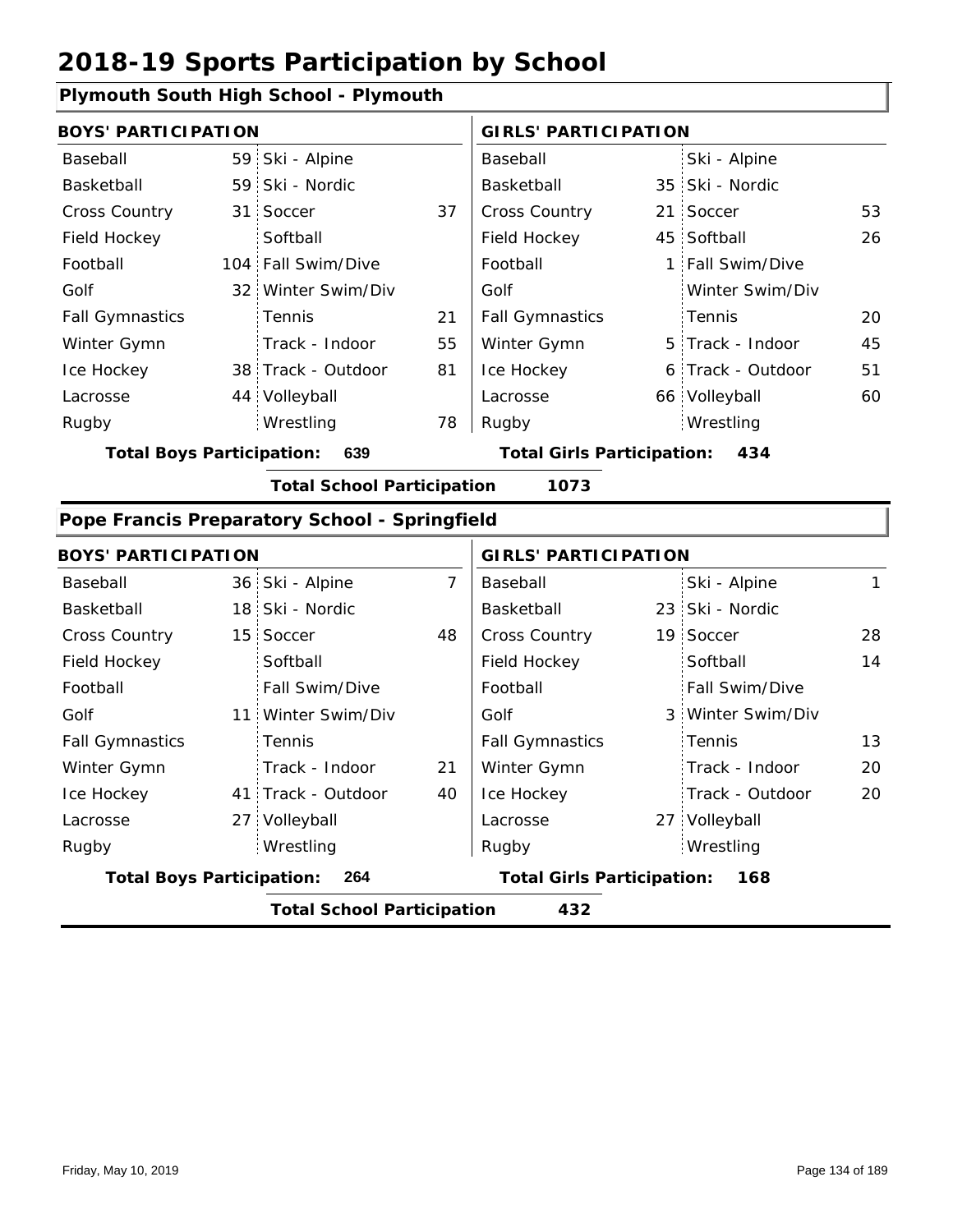# 2018-19 Sports Participation by School

## Plymouth South High School - Plymouth

| BOYS' PARTICIPATION | | | | GIRLS' PARTICIPATION | | | |
|---|---|---|---|---|---|---|---|
| Baseball | 59 | Ski - Alpine | | Baseball | | Ski - Alpine | |
| Basketball | 59 | Ski - Nordic | | Basketball | 35 | Ski - Nordic | |
| Cross Country | 31 | Soccer | 37 | Cross Country | 21 | Soccer | 53 |
| Field Hockey | | Softball | | Field Hockey | 45 | Softball | 26 |
| Football | 104 | Fall Swim/Dive | | Football | 1 | Fall Swim/Dive | |
| Golf | 32 | Winter Swim/Div | | Golf | | Winter Swim/Div | |
| Fall Gymnastics | | Tennis | 21 | Fall Gymnastics | | Tennis | 20 |
| Winter Gymn | | Track - Indoor | 55 | Winter Gymn | 5 | Track - Indoor | 45 |
| Ice Hockey | 38 | Track - Outdoor | 81 | Ice Hockey | 6 | Track - Outdoor | 51 |
| Lacrosse | 44 | Volleyball | | Lacrosse | 66 | Volleyball | 60 |
| Rugby | | Wrestling | 78 | Rugby | | Wrestling | |

**Total Boys Participation: 639** | **Total Girls Participation: 434**

**Total School Participation 1073**

## Pope Francis Preparatory School - Springfield

| BOYS' PARTICIPATION | | | | GIRLS' PARTICIPATION | | | |
|---|---|---|---|---|---|---|---|
| Baseball | 36 | Ski - Alpine | 7 | Baseball | | Ski - Alpine | 1 |
| Basketball | 18 | Ski - Nordic | | Basketball | 23 | Ski - Nordic | |
| Cross Country | 15 | Soccer | 48 | Cross Country | 19 | Soccer | 28 |
| Field Hockey | | Softball | | Field Hockey | | Softball | 14 |
| Football | | Fall Swim/Dive | | Football | | Fall Swim/Dive | |
| Golf | 11 | Winter Swim/Div | | Golf | 3 | Winter Swim/Div | |
| Fall Gymnastics | | Tennis | | Fall Gymnastics | | Tennis | 13 |
| Winter Gymn | | Track - Indoor | 21 | Winter Gymn | | Track - Indoor | 20 |
| Ice Hockey | 41 | Track - Outdoor | 40 | Ice Hockey | | Track - Outdoor | 20 |
| Lacrosse | 27 | Volleyball | | Lacrosse | 27 | Volleyball | |
| Rugby | | Wrestling | | Rugby | | Wrestling | |

**Total Boys Participation: 264** | **Total Girls Participation: 168**

**Total School Participation 432**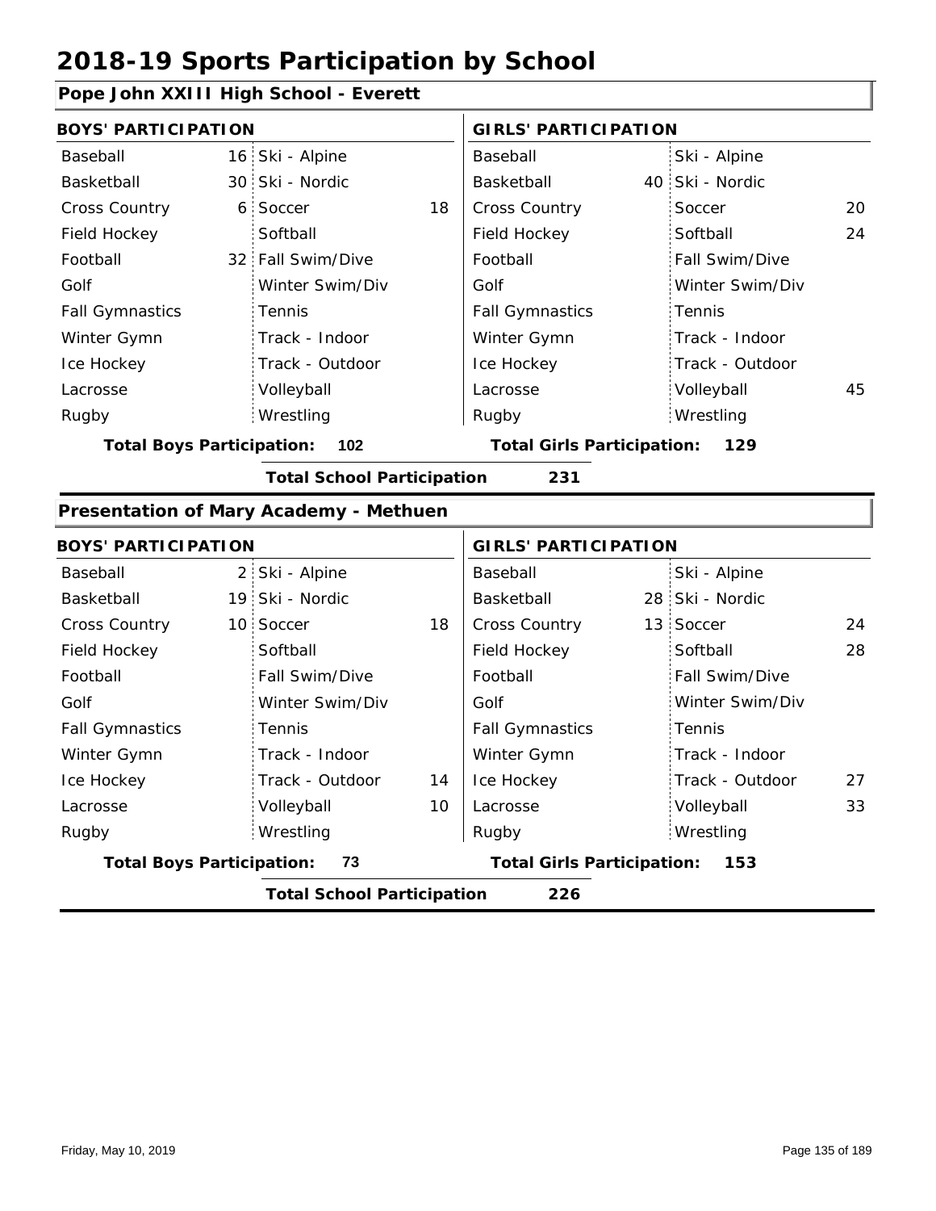# 2018-19 Sports Participation by School

## Pope John XXIII High School - Everett

| BOYS' PARTICIPATION | | | | GIRLS' PARTICIPATION | | | |
|---|---|---|---|---|---|---|---|
| Baseball | 16 | Ski - Alpine | | Baseball | | Ski - Alpine | |
| Basketball | 30 | Ski - Nordic | | Basketball | 40 | Ski - Nordic | |
| Cross Country | 6 | Soccer | 18 | Cross Country | | Soccer | 20 |
| Field Hockey | | Softball | | Field Hockey | | Softball | 24 |
| Football | 32 | Fall Swim/Dive | | Football | | Fall Swim/Dive | |
| Golf | | Winter Swim/Div | | Golf | | Winter Swim/Div | |
| Fall Gymnastics | | Tennis | | Fall Gymnastics | | Tennis | |
| Winter Gymn | | Track - Indoor | | Winter Gymn | | Track - Indoor | |
| Ice Hockey | | Track - Outdoor | | Ice Hockey | | Track - Outdoor | |
| Lacrosse | | Volleyball | | Lacrosse | | Volleyball | 45 |
| Rugby | | Wrestling | | Rugby | | Wrestling | |

**Total Boys Participation: 102** | **Total Girls Participation: 129**

**Total School Participation 231**

## Presentation of Mary Academy - Methuen

| BOYS' PARTICIPATION | | | | GIRLS' PARTICIPATION | | | |
|---|---|---|---|---|---|---|---|
| Baseball | 2 | Ski - Alpine | | Baseball | | Ski - Alpine | |
| Basketball | 19 | Ski - Nordic | | Basketball | 28 | Ski - Nordic | |
| Cross Country | 10 | Soccer | 18 | Cross Country | 13 | Soccer | 24 |
| Field Hockey | | Softball | | Field Hockey | | Softball | 28 |
| Football | | Fall Swim/Dive | | Football | | Fall Swim/Dive | |
| Golf | | Winter Swim/Div | | Golf | | Winter Swim/Div | |
| Fall Gymnastics | | Tennis | | Fall Gymnastics | | Tennis | |
| Winter Gymn | | Track - Indoor | | Winter Gymn | | Track - Indoor | |
| Ice Hockey | | Track - Outdoor | 14 | Ice Hockey | | Track - Outdoor | 27 |
| Lacrosse | | Volleyball | 10 | Lacrosse | | Volleyball | 33 |
| Rugby | | Wrestling | | Rugby | | Wrestling | |

**Total Boys Participation: 73** | **Total Girls Participation: 153**

**Total School Participation 226**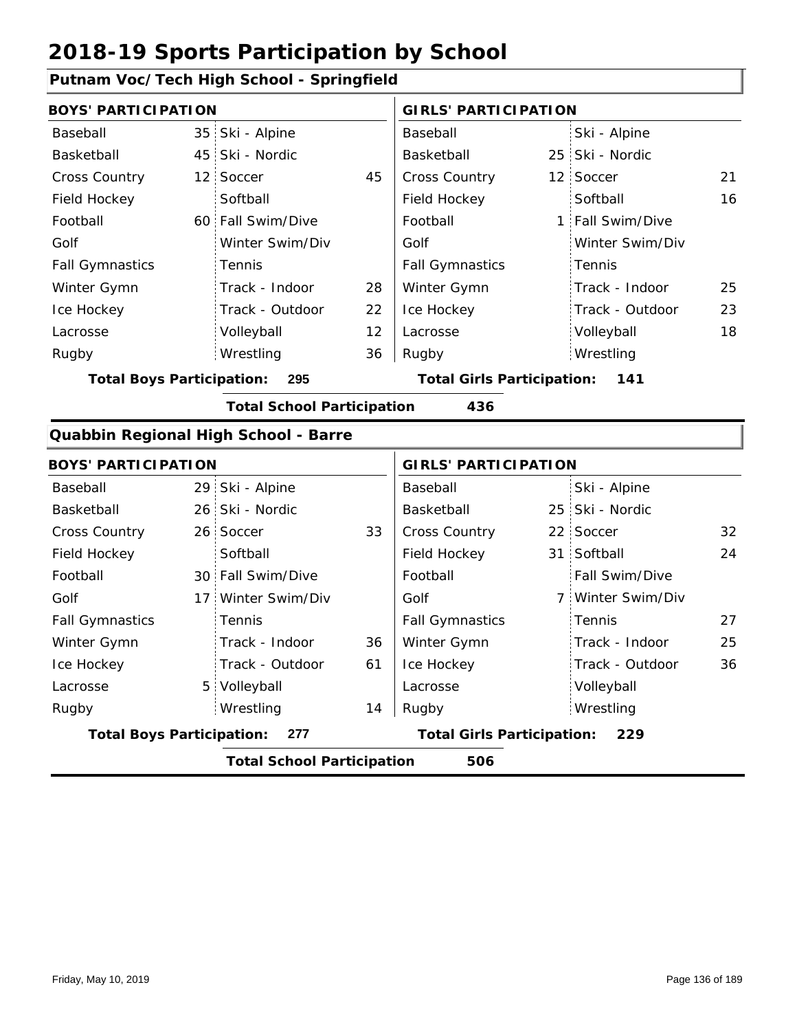# 2018-19 Sports Participation by School

## Putnam Voc/Tech High School - Springfield

| BOYS' PARTICIPATION | | | | GIRLS' PARTICIPATION | | | |
|---|---|---|---|---|---|---|---|
| Baseball | 35 | Ski - Alpine | | Baseball | | Ski - Alpine | |
| Basketball | 45 | Ski - Nordic | | Basketball | 25 | Ski - Nordic | |
| Cross Country | 12 | Soccer | 45 | Cross Country | 12 | Soccer | 21 |
| Field Hockey | | Softball | | Field Hockey | | Softball | 16 |
| Football | 60 | Fall Swim/Dive | | Football | 1 | Fall Swim/Dive | |
| Golf | | Winter Swim/Div | | Golf | | Winter Swim/Div | |
| Fall Gymnastics | | Tennis | | Fall Gymnastics | | Tennis | |
| Winter Gymn | | Track - Indoor | 28 | Winter Gymn | | Track - Indoor | 25 |
| Ice Hockey | | Track - Outdoor | 22 | Ice Hockey | | Track - Outdoor | 23 |
| Lacrosse | | Volleyball | 12 | Lacrosse | | Volleyball | 18 |
| Rugby | | Wrestling | 36 | Rugby | | Wrestling | |

**Total Boys Participation:** 295 **Total Girls Participation:** 141

**Total School Participation** 436

## Quabbin Regional High School - Barre

| BOYS' PARTICIPATION | | | | GIRLS' PARTICIPATION | | | |
|---|---|---|---|---|---|---|---|
| Baseball | 29 | Ski - Alpine | | Baseball | | Ski - Alpine | |
| Basketball | 26 | Ski - Nordic | | Basketball | 25 | Ski - Nordic | |
| Cross Country | 26 | Soccer | 33 | Cross Country | 22 | Soccer | 32 |
| Field Hockey | | Softball | | Field Hockey | 31 | Softball | 24 |
| Football | 30 | Fall Swim/Dive | | Football | | Fall Swim/Dive | |
| Golf | 17 | Winter Swim/Div | | Golf | 7 | Winter Swim/Div | |
| Fall Gymnastics | | Tennis | | Fall Gymnastics | | Tennis | 27 |
| Winter Gymn | | Track - Indoor | 36 | Winter Gymn | | Track - Indoor | 25 |
| Ice Hockey | | Track - Outdoor | 61 | Ice Hockey | | Track - Outdoor | 36 |
| Lacrosse | 5 | Volleyball | | Lacrosse | | Volleyball | |
| Rugby | | Wrestling | 14 | Rugby | | Wrestling | |

**Total Boys Participation:** 277 **Total Girls Participation:** 229

**Total School Participation** 506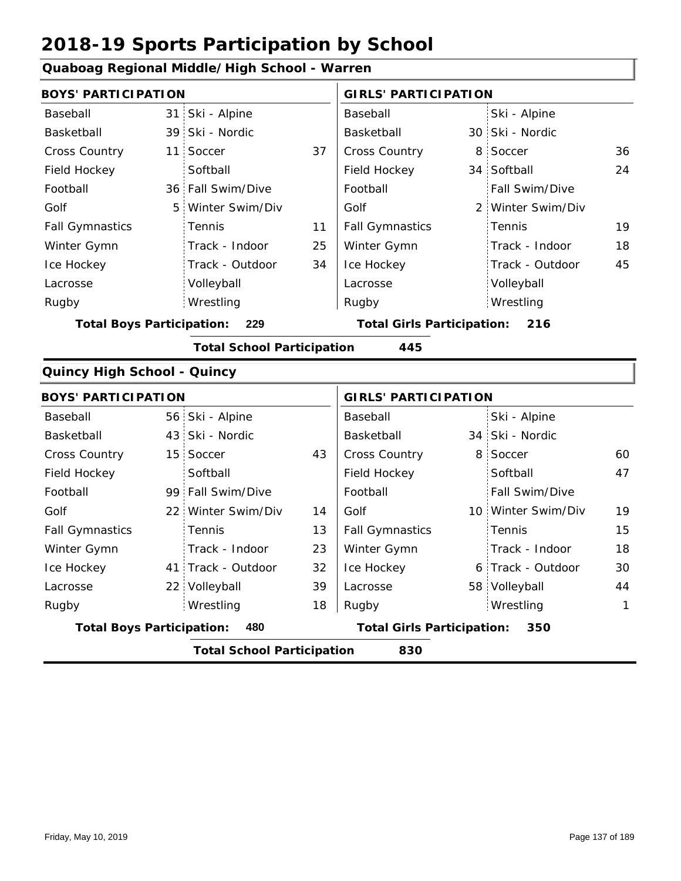# 2018-19 Sports Participation by School

## Quaboag Regional Middle/High School - Warren

| BOYS' PARTICIPATION | | | | GIRLS' PARTICIPATION | | | |
|---|---|---|---|---|---|---|---|
| Baseball | 31 | Ski - Alpine | | Baseball | | Ski - Alpine | |
| Basketball | 39 | Ski - Nordic | | Basketball | 30 | Ski - Nordic | |
| Cross Country | 11 | Soccer | 37 | Cross Country | 8 | Soccer | 36 |
| Field Hockey | | Softball | | Field Hockey | 34 | Softball | 24 |
| Football | 36 | Fall Swim/Dive | | Football | | Fall Swim/Dive | |
| Golf | 5 | Winter Swim/Div | | Golf | 2 | Winter Swim/Div | |
| Fall Gymnastics | | Tennis | 11 | Fall Gymnastics | | Tennis | 19 |
| Winter Gymn | | Track - Indoor | 25 | Winter Gymn | | Track - Indoor | 18 |
| Ice Hockey | | Track - Outdoor | 34 | Ice Hockey | | Track - Outdoor | 45 |
| Lacrosse | | Volleyball | | Lacrosse | | Volleyball | |
| Rugby | | Wrestling | | Rugby | | Wrestling | |

**Total Boys Participation: 229** | **Total Girls Participation: 216**

**Total School Participation 445**

## Quincy High School - Quincy

| BOYS' PARTICIPATION | | | | GIRLS' PARTICIPATION | | | |
|---|---|---|---|---|---|---|---|
| Baseball | 56 | Ski - Alpine | | Baseball | | Ski - Alpine | |
| Basketball | 43 | Ski - Nordic | | Basketball | 34 | Ski - Nordic | |
| Cross Country | 15 | Soccer | 43 | Cross Country | 8 | Soccer | 60 |
| Field Hockey | | Softball | | Field Hockey | | Softball | 47 |
| Football | 99 | Fall Swim/Dive | | Football | | Fall Swim/Dive | |
| Golf | 22 | Winter Swim/Div | 14 | Golf | 10 | Winter Swim/Div | 19 |
| Fall Gymnastics | | Tennis | 13 | Fall Gymnastics | | Tennis | 15 |
| Winter Gymn | | Track - Indoor | 23 | Winter Gymn | | Track - Indoor | 18 |
| Ice Hockey | 41 | Track - Outdoor | 32 | Ice Hockey | 6 | Track - Outdoor | 30 |
| Lacrosse | 22 | Volleyball | 39 | Lacrosse | 58 | Volleyball | 44 |
| Rugby | | Wrestling | 18 | Rugby | | Wrestling | 1 |

**Total Boys Participation: 480** | **Total Girls Participation: 350**

**Total School Participation 830**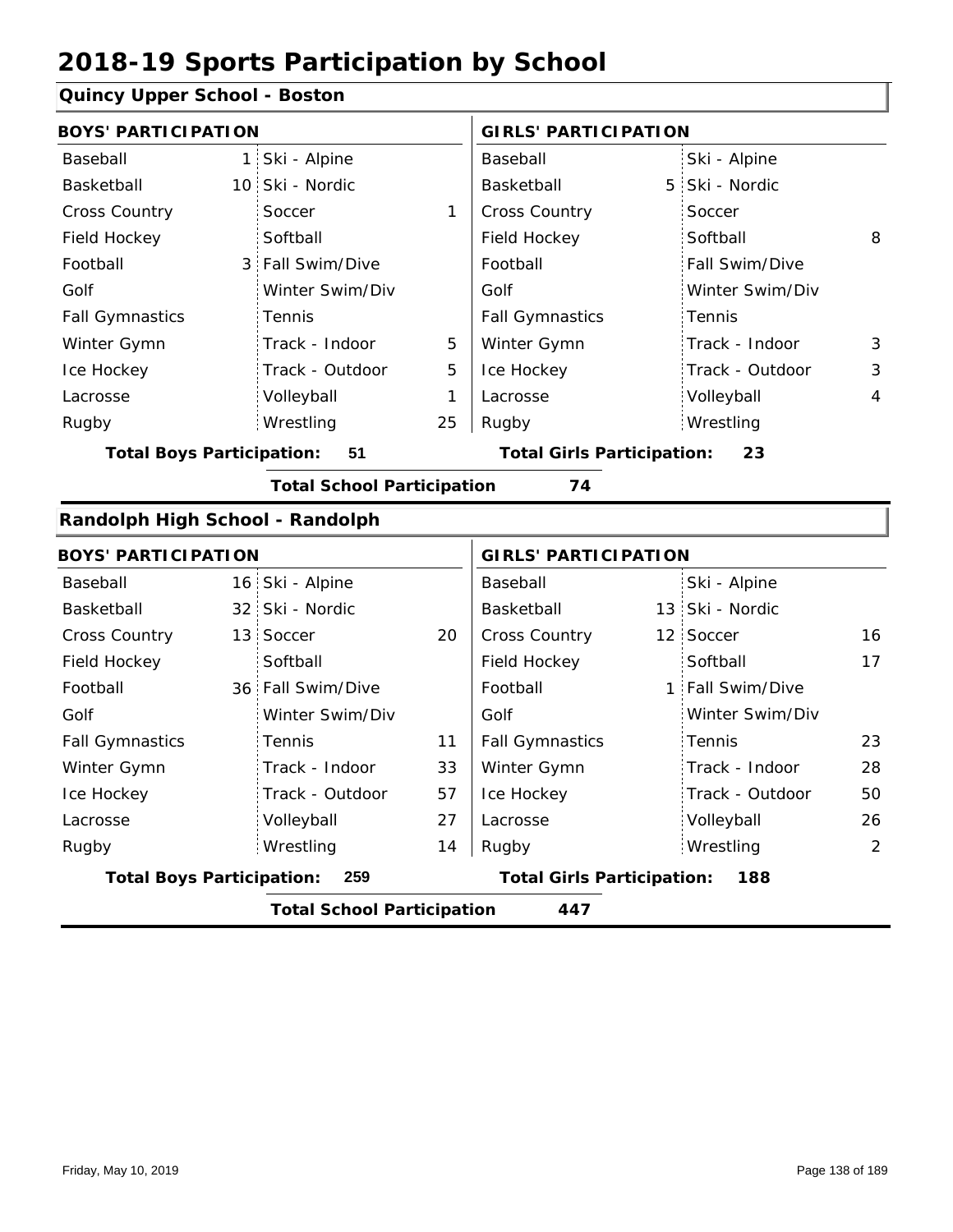# 2018-19 Sports Participation by School

## Quincy Upper School - Boston

| BOYS' PARTICIPATION | | | | GIRLS' PARTICIPATION | | | |
|---|---|---|---|---|---|---|---|
| Baseball | 1 | Ski - Alpine | | Baseball | | Ski - Alpine | |
| Basketball | 10 | Ski - Nordic | | Basketball | 5 | Ski - Nordic | |
| Cross Country | | Soccer | 1 | Cross Country | | Soccer | |
| Field Hockey | | Softball | | Field Hockey | | Softball | 8 |
| Football | 3 | Fall Swim/Dive | | Football | | Fall Swim/Dive | |
| Golf | | Winter Swim/Div | | Golf | | Winter Swim/Div | |
| Fall Gymnastics | | Tennis | | Fall Gymnastics | | Tennis | |
| Winter Gymn | | Track - Indoor | 5 | Winter Gymn | | Track - Indoor | 3 |
| Ice Hockey | | Track - Outdoor | 5 | Ice Hockey | | Track - Outdoor | 3 |
| Lacrosse | | Volleyball | 1 | Lacrosse | | Volleyball | 4 |
| Rugby | | Wrestling | 25 | Rugby | | Wrestling | |

**Total Boys Participation: 51** | **Total Girls Participation: 23**

**Total School Participation 74**

## Randolph High School - Randolph

| BOYS' PARTICIPATION | | | | GIRLS' PARTICIPATION | | | |
|---|---|---|---|---|---|---|---|
| Baseball | 16 | Ski - Alpine | | Baseball | | Ski - Alpine | |
| Basketball | 32 | Ski - Nordic | | Basketball | 13 | Ski - Nordic | |
| Cross Country | 13 | Soccer | 20 | Cross Country | 12 | Soccer | 16 |
| Field Hockey | | Softball | | Field Hockey | | Softball | 17 |
| Football | 36 | Fall Swim/Dive | | Football | 1 | Fall Swim/Dive | |
| Golf | | Winter Swim/Div | | Golf | | Winter Swim/Div | |
| Fall Gymnastics | | Tennis | 11 | Fall Gymnastics | | Tennis | 23 |
| Winter Gymn | | Track - Indoor | 33 | Winter Gymn | | Track - Indoor | 28 |
| Ice Hockey | | Track - Outdoor | 57 | Ice Hockey | | Track - Outdoor | 50 |
| Lacrosse | | Volleyball | 27 | Lacrosse | | Volleyball | 26 |
| Rugby | | Wrestling | 14 | Rugby | | Wrestling | 2 |

**Total Boys Participation: 259** | **Total Girls Participation: 188**

**Total School Participation 447**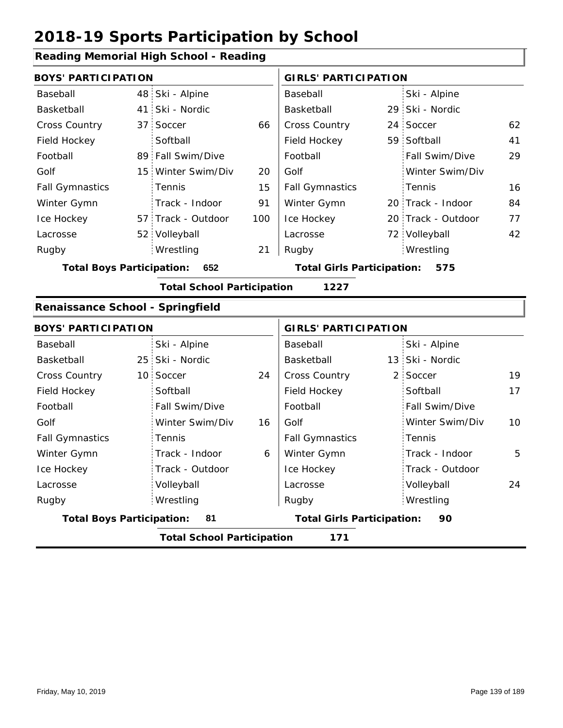# 2018-19 Sports Participation by School

## Reading Memorial High School - Reading

| BOYS' PARTICIPATION | | | | GIRLS' PARTICIPATION | | | |
|---|---|---|---|---|---|---|---|
| Baseball | 48 | Ski - Alpine | | Baseball | | Ski - Alpine | |
| Basketball | 41 | Ski - Nordic | | Basketball | 29 | Ski - Nordic | |
| Cross Country | 37 | Soccer | 66 | Cross Country | 24 | Soccer | 62 |
| Field Hockey | | Softball | | Field Hockey | 59 | Softball | 41 |
| Football | 89 | Fall Swim/Dive | | Football | | Fall Swim/Dive | 29 |
| Golf | 15 | Winter Swim/Div | 20 | Golf | | Winter Swim/Div | |
| Fall Gymnastics | | Tennis | 15 | Fall Gymnastics | | Tennis | 16 |
| Winter Gymn | | Track - Indoor | 91 | Winter Gymn | 20 | Track - Indoor | 84 |
| Ice Hockey | 57 | Track - Outdoor | 100 | Ice Hockey | 20 | Track - Outdoor | 77 |
| Lacrosse | 52 | Volleyball | | Lacrosse | 72 | Volleyball | 42 |
| Rugby | | Wrestling | 21 | Rugby | | Wrestling | |

**Total Boys Participation: 652** | **Total Girls Participation: 575**

**Total School Participation 1227**

## Renaissance School - Springfield

| BOYS' PARTICIPATION | | | | GIRLS' PARTICIPATION | | | |
|---|---|---|---|---|---|---|---|
| Baseball | | Ski - Alpine | | Baseball | | Ski - Alpine | |
| Basketball | 25 | Ski - Nordic | | Basketball | 13 | Ski - Nordic | |
| Cross Country | 10 | Soccer | 24 | Cross Country | 2 | Soccer | 19 |
| Field Hockey | | Softball | | Field Hockey | | Softball | 17 |
| Football | | Fall Swim/Dive | | Football | | Fall Swim/Dive | |
| Golf | | Winter Swim/Div | 16 | Golf | | Winter Swim/Div | 10 |
| Fall Gymnastics | | Tennis | | Fall Gymnastics | | Tennis | |
| Winter Gymn | | Track - Indoor | 6 | Winter Gymn | | Track - Indoor | 5 |
| Ice Hockey | | Track - Outdoor | | Ice Hockey | | Track - Outdoor | |
| Lacrosse | | Volleyball | | Lacrosse | | Volleyball | 24 |
| Rugby | | Wrestling | | Rugby | | Wrestling | |

**Total Boys Participation: 81** | **Total Girls Participation: 90**

**Total School Participation 171**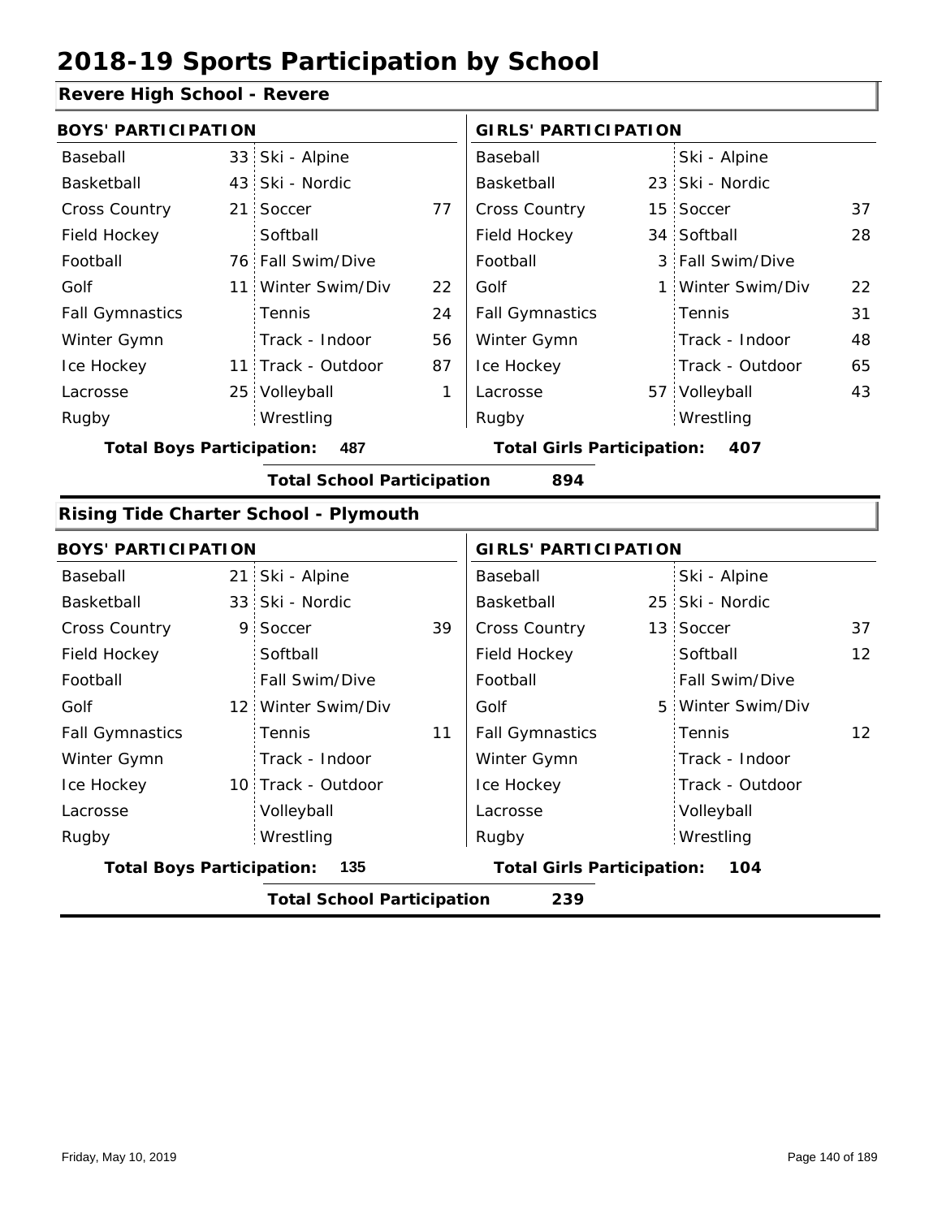# 2018-19 Sports Participation by School

## Revere High School - Revere

| BOYS' PARTICIPATION | | | | GIRLS' PARTICIPATION | | | |
|---|---|---|---|---|---|---|---|
| Baseball | 33 | Ski - Alpine | | Baseball | | Ski - Alpine | |
| Basketball | 43 | Ski - Nordic | | Basketball | 23 | Ski - Nordic | |
| Cross Country | 21 | Soccer | 77 | Cross Country | 15 | Soccer | 37 |
| Field Hockey | | Softball | | Field Hockey | 34 | Softball | 28 |
| Football | 76 | Fall Swim/Dive | | Football | 3 | Fall Swim/Dive | |
| Golf | 11 | Winter Swim/Div | 22 | Golf | 1 | Winter Swim/Div | 22 |
| Fall Gymnastics | | Tennis | 24 | Fall Gymnastics | | Tennis | 31 |
| Winter Gymn | | Track - Indoor | 56 | Winter Gymn | | Track - Indoor | 48 |
| Ice Hockey | 11 | Track - Outdoor | 87 | Ice Hockey | | Track - Outdoor | 65 |
| Lacrosse | 25 | Volleyball | 1 | Lacrosse | 57 | Volleyball | 43 |
| Rugby | | Wrestling | | Rugby | | Wrestling | |

**Total Boys Participation: 487** **Total Girls Participation: 407**

**Total School Participation 894**

## Rising Tide Charter School - Plymouth

| BOYS' PARTICIPATION | | | | GIRLS' PARTICIPATION | | | |
|---|---|---|---|---|---|---|---|
| Baseball | 21 | Ski - Alpine | | Baseball | | Ski - Alpine | |
| Basketball | 33 | Ski - Nordic | | Basketball | 25 | Ski - Nordic | |
| Cross Country | 9 | Soccer | 39 | Cross Country | 13 | Soccer | 37 |
| Field Hockey | | Softball | | Field Hockey | | Softball | 12 |
| Football | | Fall Swim/Dive | | Football | | Fall Swim/Dive | |
| Golf | 12 | Winter Swim/Div | | Golf | 5 | Winter Swim/Div | |
| Fall Gymnastics | | Tennis | 11 | Fall Gymnastics | | Tennis | 12 |
| Winter Gymn | | Track - Indoor | | Winter Gymn | | Track - Indoor | |
| Ice Hockey | 10 | Track - Outdoor | | Ice Hockey | | Track - Outdoor | |
| Lacrosse | | Volleyball | | Lacrosse | | Volleyball | |
| Rugby | | Wrestling | | Rugby | | Wrestling | |

**Total Boys Participation: 135** **Total Girls Participation: 104**

**Total School Participation 239**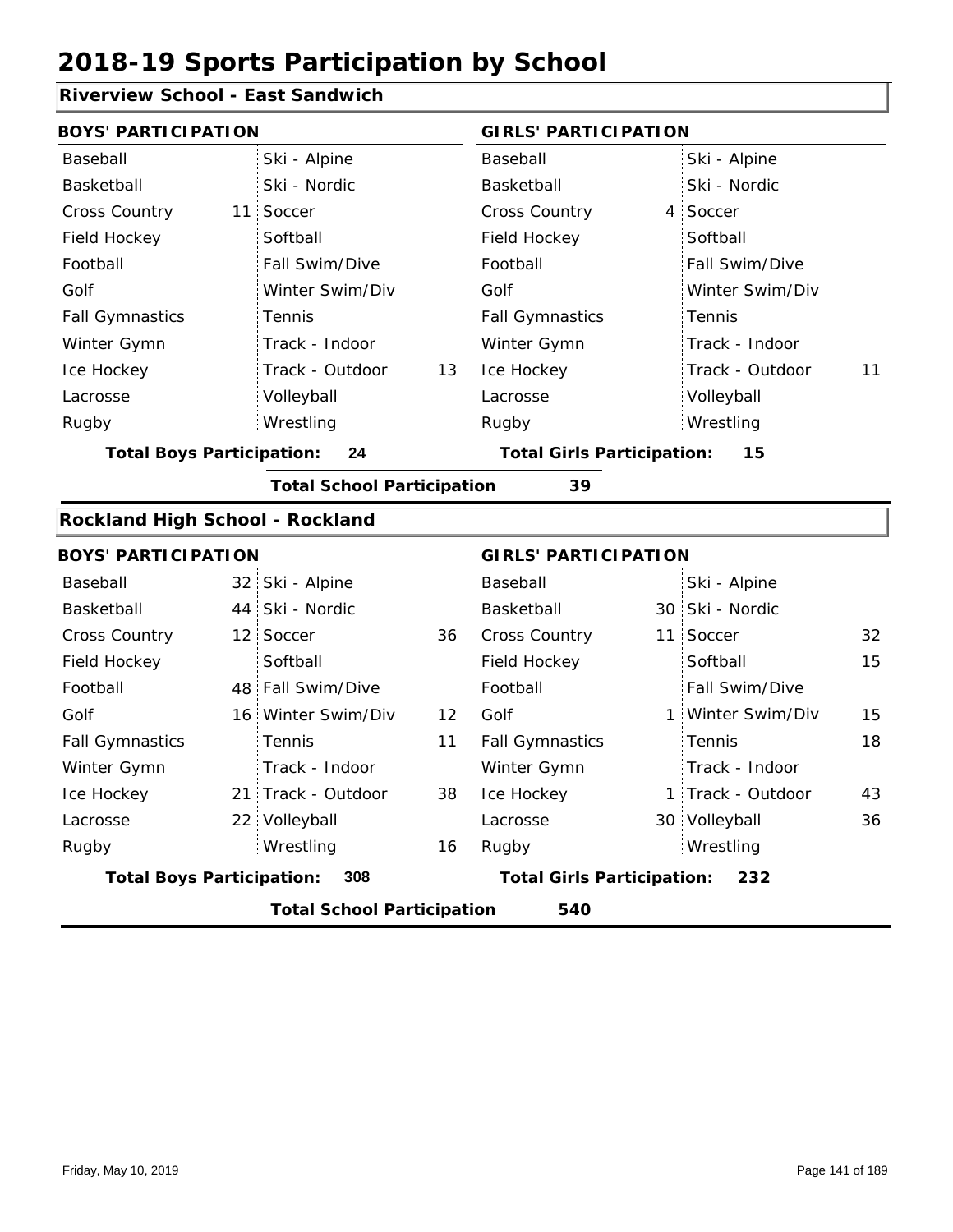# 2018-19 Sports Participation by School

## Riverview School - East Sandwich

| BOYS' PARTICIPATION | | | | GIRLS' PARTICIPATION | | | |
|---|---|---|---|---|---|---|---|
| Baseball | | Ski - Alpine | | Baseball | | Ski - Alpine | |
| Basketball | | Ski - Nordic | | Basketball | | Ski - Nordic | |
| Cross Country | 11 | Soccer | | Cross Country | 4 | Soccer | |
| Field Hockey | | Softball | | Field Hockey | | Softball | |
| Football | | Fall Swim/Dive | | Football | | Fall Swim/Dive | |
| Golf | | Winter Swim/Div | | Golf | | Winter Swim/Div | |
| Fall Gymnastics | | Tennis | | Fall Gymnastics | | Tennis | |
| Winter Gymn | | Track - Indoor | | Winter Gymn | | Track - Indoor | |
| Ice Hockey | | Track - Outdoor | 13 | Ice Hockey | | Track - Outdoor | 11 |
| Lacrosse | | Volleyball | | Lacrosse | | Volleyball | |
| Rugby | | Wrestling | | Rugby | | Wrestling | |

**Total Boys Participation:** 24 **Total Girls Participation:** 15

**Total School Participation** 39

## Rockland High School - Rockland

| BOYS' PARTICIPATION | | | | GIRLS' PARTICIPATION | | | |
|---|---|---|---|---|---|---|---|
| Baseball | 32 | Ski - Alpine | | Baseball | | Ski - Alpine | |
| Basketball | 44 | Ski - Nordic | | Basketball | 30 | Ski - Nordic | |
| Cross Country | 12 | Soccer | 36 | Cross Country | 11 | Soccer | 32 |
| Field Hockey | | Softball | | Field Hockey | | Softball | 15 |
| Football | 48 | Fall Swim/Dive | | Football | | Fall Swim/Dive | |
| Golf | 16 | Winter Swim/Div | 12 | Golf | 1 | Winter Swim/Div | 15 |
| Fall Gymnastics | | Tennis | 11 | Fall Gymnastics | | Tennis | 18 |
| Winter Gymn | | Track - Indoor | | Winter Gymn | | Track - Indoor | |
| Ice Hockey | 21 | Track - Outdoor | 38 | Ice Hockey | 1 | Track - Outdoor | 43 |
| Lacrosse | 22 | Volleyball | | Lacrosse | 30 | Volleyball | 36 |
| Rugby | | Wrestling | 16 | Rugby | | Wrestling | |

**Total Boys Participation:** 308 **Total Girls Participation:** 232

**Total School Participation** 540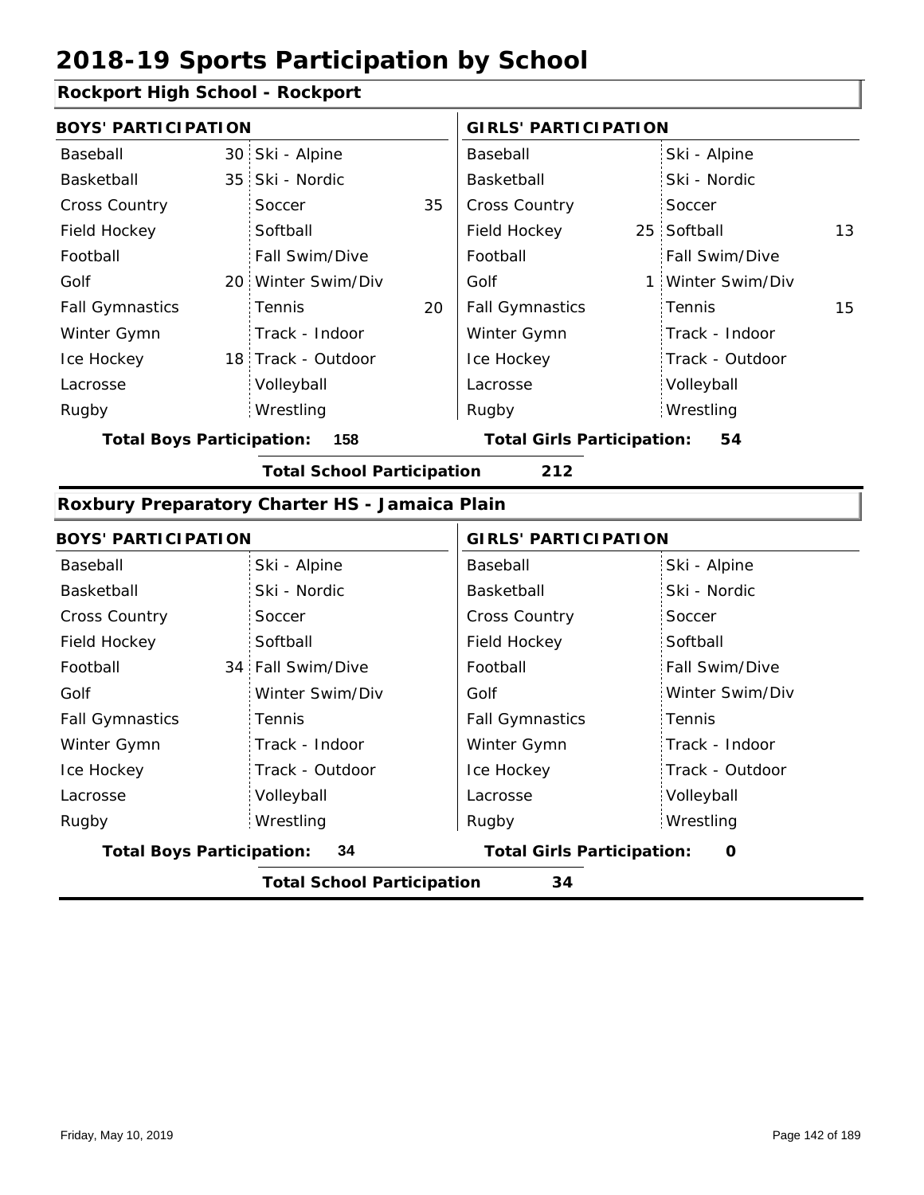# 2018-19 Sports Participation by School

## Rockport High School - Rockport

| BOYS' PARTICIPATION | | | | GIRLS' PARTICIPATION | | | |
|---|---|---|---|---|---|---|---|
| Baseball | 30 | Ski - Alpine | | Baseball | | Ski - Alpine | |
| Basketball | 35 | Ski - Nordic | | Basketball | | Ski - Nordic | |
| Cross Country | | Soccer | 35 | Cross Country | | Soccer | |
| Field Hockey | | Softball | | Field Hockey | 25 | Softball | 13 |
| Football | | Fall Swim/Dive | | Football | | Fall Swim/Dive | |
| Golf | 20 | Winter Swim/Div | | Golf | 1 | Winter Swim/Div | |
| Fall Gymnastics | | Tennis | 20 | Fall Gymnastics | | Tennis | 15 |
| Winter Gymn | | Track - Indoor | | Winter Gymn | | Track - Indoor | |
| Ice Hockey | 18 | Track - Outdoor | | Ice Hockey | | Track - Outdoor | |
| Lacrosse | | Volleyball | | Lacrosse | | Volleyball | |
| Rugby | | Wrestling | | Rugby | | Wrestling | |

**Total Boys Participation: 158** | **Total Girls Participation: 54**

**Total School Participation 212**

## Roxbury Preparatory Charter HS - Jamaica Plain

| BOYS' PARTICIPATION | | | | GIRLS' PARTICIPATION | | | |
|---|---|---|---|---|---|---|---|
| Baseball | | Ski - Alpine | | Baseball | | Ski - Alpine | |
| Basketball | | Ski - Nordic | | Basketball | | Ski - Nordic | |
| Cross Country | | Soccer | | Cross Country | | Soccer | |
| Field Hockey | | Softball | | Field Hockey | | Softball | |
| Football | 34 | Fall Swim/Dive | | Football | | Fall Swim/Dive | |
| Golf | | Winter Swim/Div | | Golf | | Winter Swim/Div | |
| Fall Gymnastics | | Tennis | | Fall Gymnastics | | Tennis | |
| Winter Gymn | | Track - Indoor | | Winter Gymn | | Track - Indoor | |
| Ice Hockey | | Track - Outdoor | | Ice Hockey | | Track - Outdoor | |
| Lacrosse | | Volleyball | | Lacrosse | | Volleyball | |
| Rugby | | Wrestling | | Rugby | | Wrestling | |

**Total Boys Participation: 34** | **Total Girls Participation: 0**

**Total School Participation 34**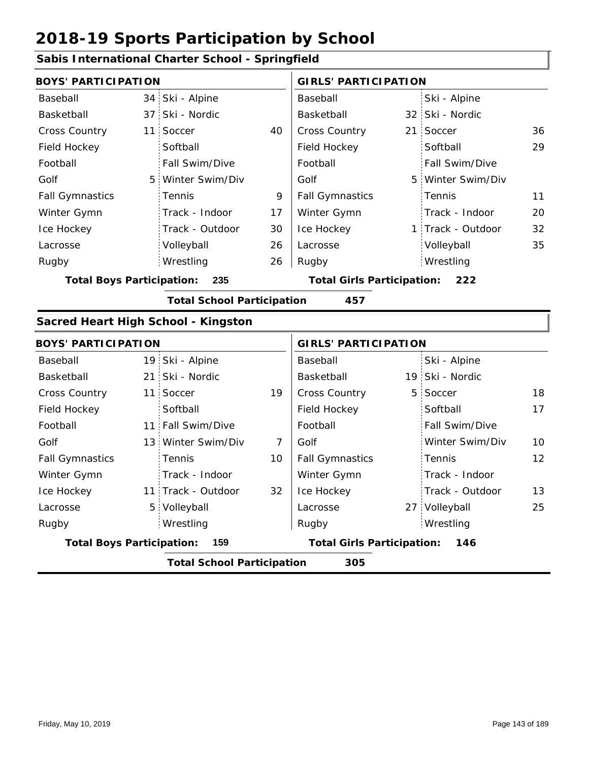# 2018-19 Sports Participation by School

## Sabis International Charter School - Springfield

| BOYS' PARTICIPATION | | | | GIRLS' PARTICIPATION | | | |
|---|---|---|---|---|---|---|---|
| Baseball | 34 | Ski - Alpine | | Baseball | | Ski - Alpine | |
| Basketball | 37 | Ski - Nordic | | Basketball | 32 | Ski - Nordic | |
| Cross Country | 11 | Soccer | 40 | Cross Country | 21 | Soccer | 36 |
| Field Hockey | | Softball | | Field Hockey | | Softball | 29 |
| Football | | Fall Swim/Dive | | Football | | Fall Swim/Dive | |
| Golf | 5 | Winter Swim/Div | | Golf | 5 | Winter Swim/Div | |
| Fall Gymnastics | | Tennis | 9 | Fall Gymnastics | | Tennis | 11 |
| Winter Gymn | | Track - Indoor | 17 | Winter Gymn | | Track - Indoor | 20 |
| Ice Hockey | | Track - Outdoor | 30 | Ice Hockey | 1 | Track - Outdoor | 32 |
| Lacrosse | | Volleyball | 26 | Lacrosse | | Volleyball | 35 |
| Rugby | | Wrestling | 26 | Rugby | | Wrestling | |

**Total Boys Participation: 235** | **Total Girls Participation: 222**

**Total School Participation 457**

## Sacred Heart High School - Kingston

| BOYS' PARTICIPATION | | | | GIRLS' PARTICIPATION | | | |
|---|---|---|---|---|---|---|---|
| Baseball | 19 | Ski - Alpine | | Baseball | | Ski - Alpine | |
| Basketball | 21 | Ski - Nordic | | Basketball | 19 | Ski - Nordic | |
| Cross Country | 11 | Soccer | 19 | Cross Country | 5 | Soccer | 18 |
| Field Hockey | | Softball | | Field Hockey | | Softball | 17 |
| Football | 11 | Fall Swim/Dive | | Football | | Fall Swim/Dive | |
| Golf | 13 | Winter Swim/Div | 7 | Golf | | Winter Swim/Div | 10 |
| Fall Gymnastics | | Tennis | 10 | Fall Gymnastics | | Tennis | 12 |
| Winter Gymn | | Track - Indoor | | Winter Gymn | | Track - Indoor | |
| Ice Hockey | 11 | Track - Outdoor | 32 | Ice Hockey | | Track - Outdoor | 13 |
| Lacrosse | 5 | Volleyball | | Lacrosse | 27 | Volleyball | 25 |
| Rugby | | Wrestling | | Rugby | | Wrestling | |

**Total Boys Participation: 159** | **Total Girls Participation: 146**

**Total School Participation 305**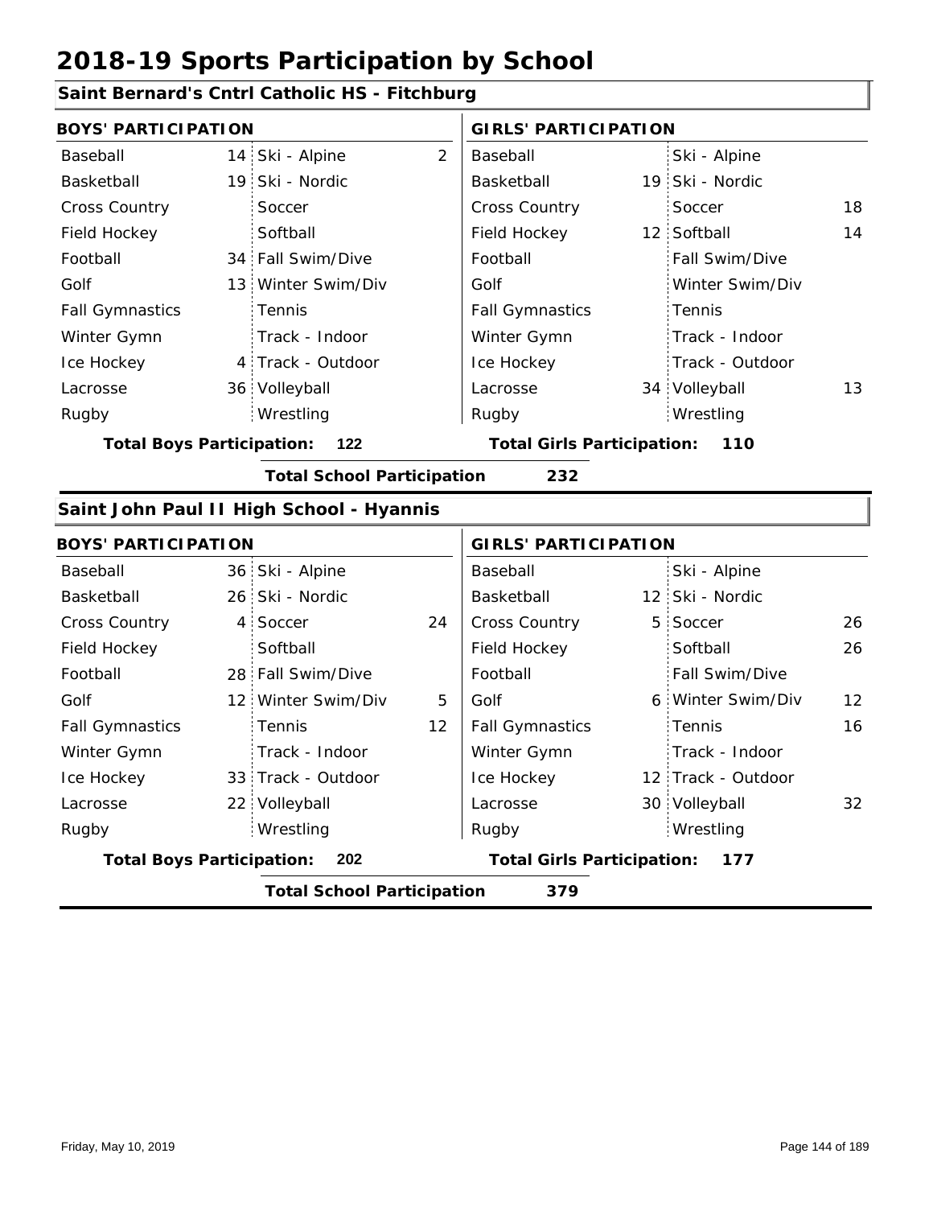# 2018-19 Sports Participation by School

## Saint Bernard's Cntrl Catholic HS - Fitchburg

| BOYS' PARTICIPATION | | | | GIRLS' PARTICIPATION | | | |
|---|---|---|---|---|---|---|---|
| Baseball | 14 | Ski - Alpine | 2 | Baseball | | Ski - Alpine | |
| Basketball | 19 | Ski - Nordic | | Basketball | 19 | Ski - Nordic | |
| Cross Country | | Soccer | | Cross Country | | Soccer | 18 |
| Field Hockey | | Softball | | Field Hockey | 12 | Softball | 14 |
| Football | 34 | Fall Swim/Dive | | Football | | Fall Swim/Dive | |
| Golf | 13 | Winter Swim/Div | | Golf | | Winter Swim/Div | |
| Fall Gymnastics | | Tennis | | Fall Gymnastics | | Tennis | |
| Winter Gymn | | Track - Indoor | | Winter Gymn | | Track - Indoor | |
| Ice Hockey | 4 | Track - Outdoor | | Ice Hockey | | Track - Outdoor | |
| Lacrosse | 36 | Volleyball | | Lacrosse | 34 | Volleyball | 13 |
| Rugby | | Wrestling | | Rugby | | Wrestling | |

**Total Boys Participation: 122** **Total Girls Participation: 110**

**Total School Participation 232**

## Saint John Paul II High School - Hyannis

| BOYS' PARTICIPATION | | | | GIRLS' PARTICIPATION | | | |
|---|---|---|---|---|---|---|---|
| Baseball | 36 | Ski - Alpine | | Baseball | | Ski - Alpine | |
| Basketball | 26 | Ski - Nordic | | Basketball | 12 | Ski - Nordic | |
| Cross Country | 4 | Soccer | 24 | Cross Country | 5 | Soccer | 26 |
| Field Hockey | | Softball | | Field Hockey | | Softball | 26 |
| Football | 28 | Fall Swim/Dive | | Football | | Fall Swim/Dive | |
| Golf | 12 | Winter Swim/Div | 5 | Golf | 6 | Winter Swim/Div | 12 |
| Fall Gymnastics | | Tennis | 12 | Fall Gymnastics | | Tennis | 16 |
| Winter Gymn | | Track - Indoor | | Winter Gymn | | Track - Indoor | |
| Ice Hockey | 33 | Track - Outdoor | | Ice Hockey | 12 | Track - Outdoor | |
| Lacrosse | 22 | Volleyball | | Lacrosse | 30 | Volleyball | 32 |
| Rugby | | Wrestling | | Rugby | | Wrestling | |

**Total Boys Participation: 202** **Total Girls Participation: 177**

**Total School Participation 379**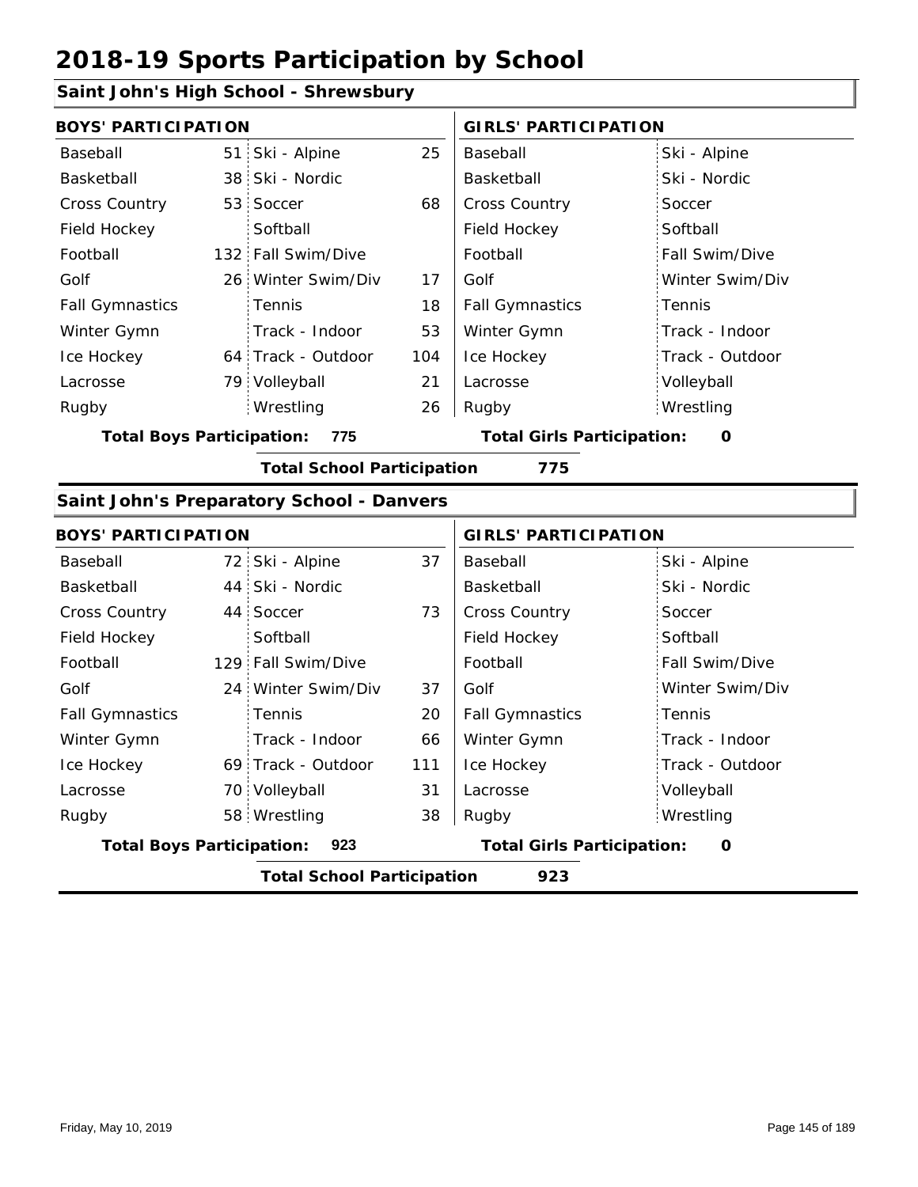# 2018-19 Sports Participation by School

## Saint John's High School - Shrewsbury

| BOYS' PARTICIPATION | | | | GIRLS' PARTICIPATION | |
|---|---|---|---|---|---|
| Baseball | 51 | Ski - Alpine | 25 | Baseball | Ski - Alpine |
| Basketball | 38 | Ski - Nordic | | Basketball | Ski - Nordic |
| Cross Country | 53 | Soccer | 68 | Cross Country | Soccer |
| Field Hockey | | Softball | | Field Hockey | Softball |
| Football | 132 | Fall Swim/Dive | | Football | Fall Swim/Dive |
| Golf | 26 | Winter Swim/Div | 17 | Golf | Winter Swim/Div |
| Fall Gymnastics | | Tennis | 18 | Fall Gymnastics | Tennis |
| Winter Gymn | | Track - Indoor | 53 | Winter Gymn | Track - Indoor |
| Ice Hockey | 64 | Track - Outdoor | 104 | Ice Hockey | Track - Outdoor |
| Lacrosse | 79 | Volleyball | 21 | Lacrosse | Volleyball |
| Rugby | | Wrestling | 26 | Rugby | Wrestling |

**Total Boys Participation:** 775 **Total Girls Participation:** 0

**Total School Participation** 775

## Saint John's Preparatory School - Danvers

| BOYS' PARTICIPATION | | | | GIRLS' PARTICIPATION | |
|---|---|---|---|---|---|
| Baseball | 72 | Ski - Alpine | 37 | Baseball | Ski - Alpine |
| Basketball | 44 | Ski - Nordic | | Basketball | Ski - Nordic |
| Cross Country | 44 | Soccer | 73 | Cross Country | Soccer |
| Field Hockey | | Softball | | Field Hockey | Softball |
| Football | 129 | Fall Swim/Dive | | Football | Fall Swim/Dive |
| Golf | 24 | Winter Swim/Div | 37 | Golf | Winter Swim/Div |
| Fall Gymnastics | | Tennis | 20 | Fall Gymnastics | Tennis |
| Winter Gymn | | Track - Indoor | 66 | Winter Gymn | Track - Indoor |
| Ice Hockey | 69 | Track - Outdoor | 111 | Ice Hockey | Track - Outdoor |
| Lacrosse | 70 | Volleyball | 31 | Lacrosse | Volleyball |
| Rugby | 58 | Wrestling | 38 | Rugby | Wrestling |

**Total Boys Participation:** 923 **Total Girls Participation:** 0

**Total School Participation** 923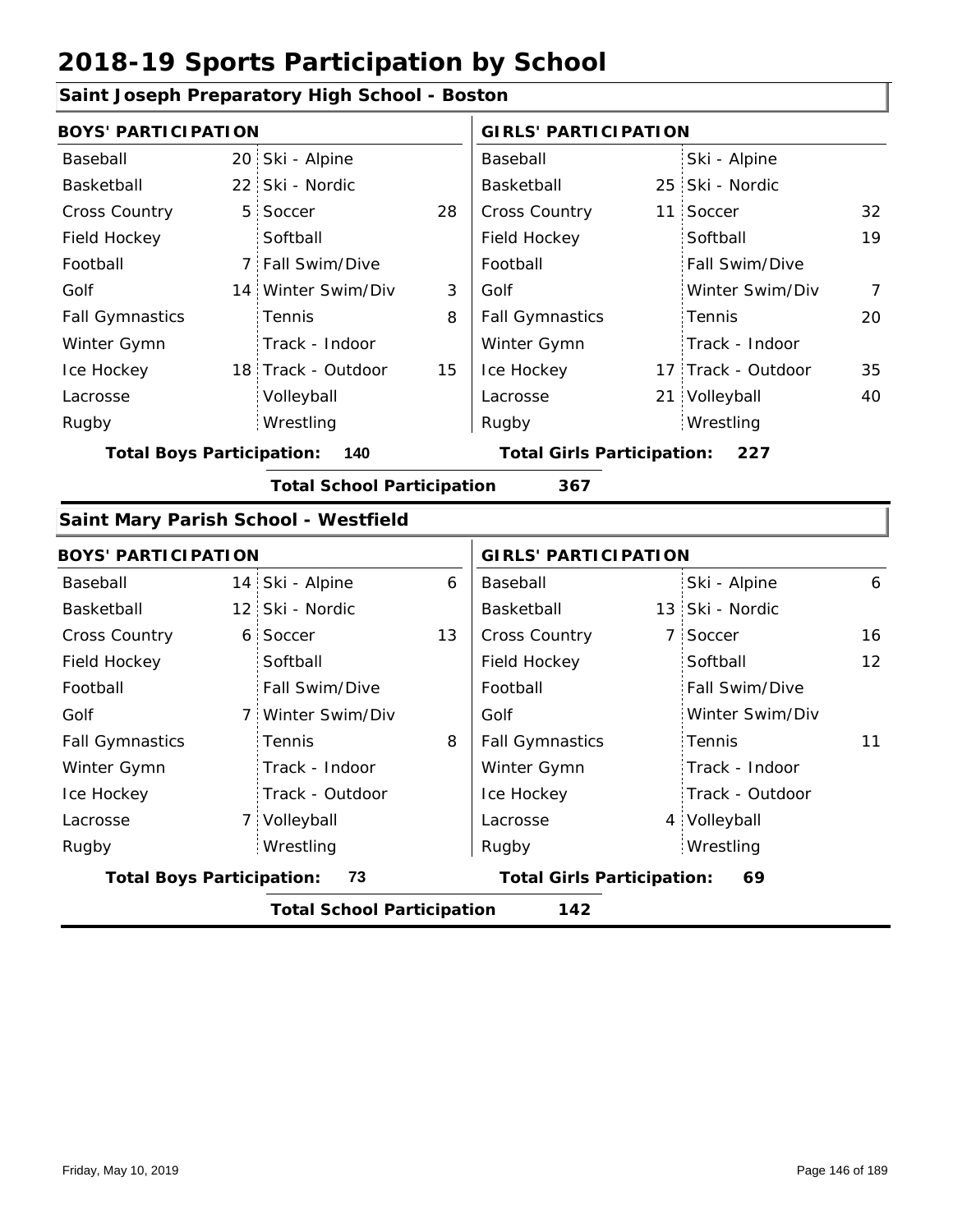# 2018-19 Sports Participation by School

## Saint Joseph Preparatory High School - Boston

| BOYS' PARTICIPATION | | | | GIRLS' PARTICIPATION | | | |
|---|---|---|---|---|---|---|---|
| Baseball | 20 | Ski - Alpine | | Baseball | | Ski - Alpine | |
| Basketball | 22 | Ski - Nordic | | Basketball | 25 | Ski - Nordic | |
| Cross Country | 5 | Soccer | 28 | Cross Country | 11 | Soccer | 32 |
| Field Hockey | | Softball | | Field Hockey | | Softball | 19 |
| Football | 7 | Fall Swim/Dive | | Football | | Fall Swim/Dive | |
| Golf | 14 | Winter Swim/Div | 3 | Golf | | Winter Swim/Div | 7 |
| Fall Gymnastics | | Tennis | 8 | Fall Gymnastics | | Tennis | 20 |
| Winter Gymn | | Track - Indoor | | Winter Gymn | | Track - Indoor | |
| Ice Hockey | 18 | Track - Outdoor | 15 | Ice Hockey | 17 | Track - Outdoor | 35 |
| Lacrosse | | Volleyball | | Lacrosse | 21 | Volleyball | 40 |
| Rugby | | Wrestling | | Rugby | | Wrestling | |

**Total Boys Participation: 140** **Total Girls Participation: 227**

**Total School Participation 367**

## Saint Mary Parish School - Westfield

| BOYS' PARTICIPATION | | | | GIRLS' PARTICIPATION | | | |
|---|---|---|---|---|---|---|---|
| Baseball | 14 | Ski - Alpine | 6 | Baseball | | Ski - Alpine | 6 |
| Basketball | 12 | Ski - Nordic | | Basketball | 13 | Ski - Nordic | |
| Cross Country | 6 | Soccer | 13 | Cross Country | 7 | Soccer | 16 |
| Field Hockey | | Softball | | Field Hockey | | Softball | 12 |
| Football | | Fall Swim/Dive | | Football | | Fall Swim/Dive | |
| Golf | 7 | Winter Swim/Div | | Golf | | Winter Swim/Div | |
| Fall Gymnastics | | Tennis | 8 | Fall Gymnastics | | Tennis | 11 |
| Winter Gymn | | Track - Indoor | | Winter Gymn | | Track - Indoor | |
| Ice Hockey | | Track - Outdoor | | Ice Hockey | | Track - Outdoor | |
| Lacrosse | 7 | Volleyball | | Lacrosse | 4 | Volleyball | |
| Rugby | | Wrestling | | Rugby | | Wrestling | |

**Total Boys Participation: 73** **Total Girls Participation: 69**

**Total School Participation 142**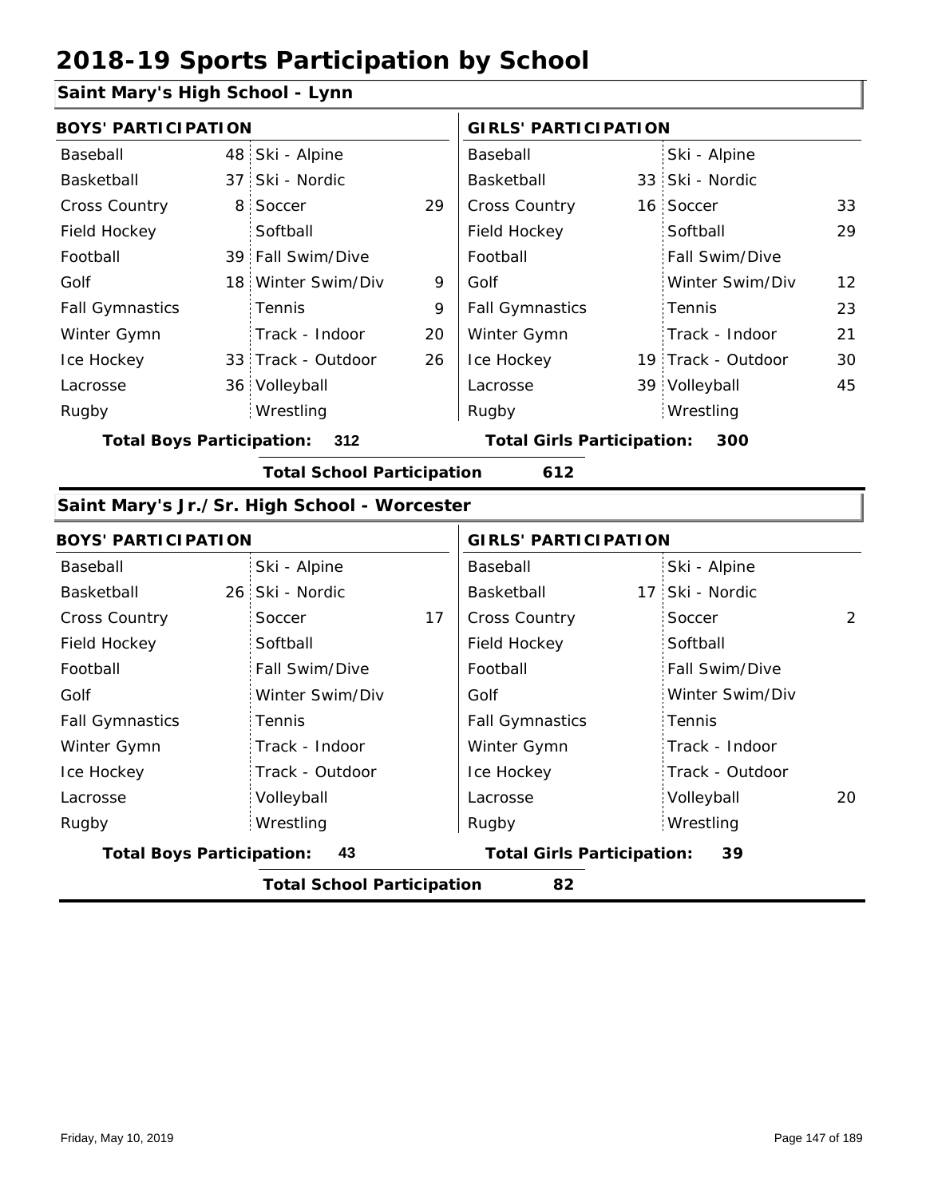# 2018-19 Sports Participation by School

## Saint Mary's High School - Lynn

| BOYS' PARTICIPATION | | | | GIRLS' PARTICIPATION | | | |
|---|---|---|---|---|---|---|---|
| Baseball | 48 | Ski - Alpine | | Baseball | | Ski - Alpine | |
| Basketball | 37 | Ski - Nordic | | Basketball | 33 | Ski - Nordic | |
| Cross Country | 8 | Soccer | 29 | Cross Country | 16 | Soccer | 33 |
| Field Hockey | | Softball | | Field Hockey | | Softball | 29 |
| Football | 39 | Fall Swim/Dive | | Football | | Fall Swim/Dive | |
| Golf | 18 | Winter Swim/Div | 9 | Golf | | Winter Swim/Div | 12 |
| Fall Gymnastics | | Tennis | 9 | Fall Gymnastics | | Tennis | 23 |
| Winter Gymn | | Track - Indoor | 20 | Winter Gymn | | Track - Indoor | 21 |
| Ice Hockey | 33 | Track - Outdoor | 26 | Ice Hockey | 19 | Track - Outdoor | 30 |
| Lacrosse | 36 | Volleyball | | Lacrosse | 39 | Volleyball | 45 |
| Rugby | | Wrestling | | Rugby | | Wrestling | |

**Total Boys Participation: 312** | **Total Girls Participation: 300**

**Total School Participation 612**

## Saint Mary's Jr./Sr. High School - Worcester

| BOYS' PARTICIPATION | | | | GIRLS' PARTICIPATION | | | |
|---|---|---|---|---|---|---|---|
| Baseball | | Ski - Alpine | | Baseball | | Ski - Alpine | |
| Basketball | 26 | Ski - Nordic | | Basketball | 17 | Ski - Nordic | |
| Cross Country | | Soccer | 17 | Cross Country | | Soccer | 2 |
| Field Hockey | | Softball | | Field Hockey | | Softball | |
| Football | | Fall Swim/Dive | | Football | | Fall Swim/Dive | |
| Golf | | Winter Swim/Div | | Golf | | Winter Swim/Div | |
| Fall Gymnastics | | Tennis | | Fall Gymnastics | | Tennis | |
| Winter Gymn | | Track - Indoor | | Winter Gymn | | Track - Indoor | |
| Ice Hockey | | Track - Outdoor | | Ice Hockey | | Track - Outdoor | |
| Lacrosse | | Volleyball | | Lacrosse | | Volleyball | 20 |
| Rugby | | Wrestling | | Rugby | | Wrestling | |

**Total Boys Participation: 43** | **Total Girls Participation: 39**

**Total School Participation 82**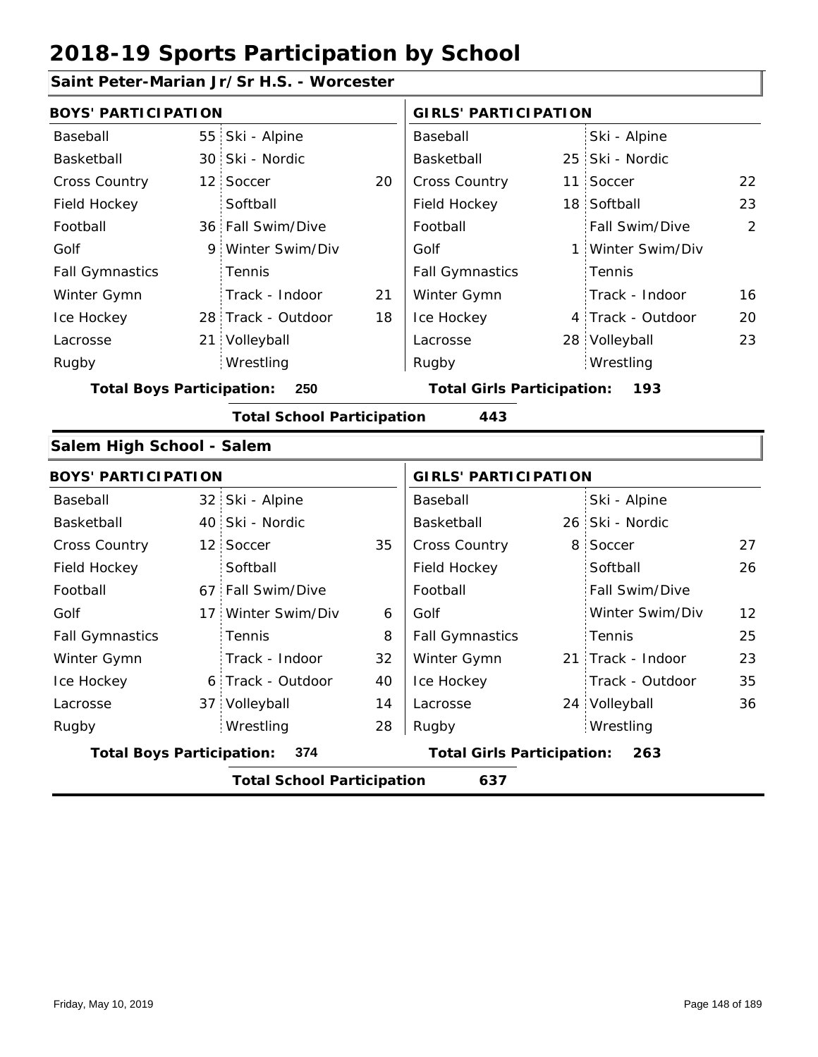# 2018-19 Sports Participation by School

## Saint Peter-Marian Jr/Sr H.S. - Worcester

| BOYS' PARTICIPATION | | | | GIRLS' PARTICIPATION | | | |
|---|---|---|---|---|---|---|---|
| Baseball | 55 | Ski - Alpine | | Baseball | | Ski - Alpine | |
| Basketball | 30 | Ski - Nordic | | Basketball | 25 | Ski - Nordic | |
| Cross Country | 12 | Soccer | 20 | Cross Country | 11 | Soccer | 22 |
| Field Hockey | | Softball | | Field Hockey | 18 | Softball | 23 |
| Football | 36 | Fall Swim/Dive | | Football | | Fall Swim/Dive | 2 |
| Golf | 9 | Winter Swim/Div | | Golf | 1 | Winter Swim/Div | |
| Fall Gymnastics | | Tennis | | Fall Gymnastics | | Tennis | |
| Winter Gymn | | Track - Indoor | 21 | Winter Gymn | | Track - Indoor | 16 |
| Ice Hockey | 28 | Track - Outdoor | 18 | Ice Hockey | 4 | Track - Outdoor | 20 |
| Lacrosse | 21 | Volleyball | | Lacrosse | 28 | Volleyball | 23 |
| Rugby | | Wrestling | | Rugby | | Wrestling | |

**Total Boys Participation: 250** **Total Girls Participation: 193**

**Total School Participation 443**

## Salem High School - Salem

| BOYS' PARTICIPATION | | | | GIRLS' PARTICIPATION | | | |
|---|---|---|---|---|---|---|---|
| Baseball | 32 | Ski - Alpine | | Baseball | | Ski - Alpine | |
| Basketball | 40 | Ski - Nordic | | Basketball | 26 | Ski - Nordic | |
| Cross Country | 12 | Soccer | 35 | Cross Country | 8 | Soccer | 27 |
| Field Hockey | | Softball | | Field Hockey | | Softball | 26 |
| Football | 67 | Fall Swim/Dive | | Football | | Fall Swim/Dive | |
| Golf | 17 | Winter Swim/Div | 6 | Golf | | Winter Swim/Div | 12 |
| Fall Gymnastics | | Tennis | 8 | Fall Gymnastics | | Tennis | 25 |
| Winter Gymn | | Track - Indoor | 32 | Winter Gymn | 21 | Track - Indoor | 23 |
| Ice Hockey | 6 | Track - Outdoor | 40 | Ice Hockey | | Track - Outdoor | 35 |
| Lacrosse | 37 | Volleyball | 14 | Lacrosse | 24 | Volleyball | 36 |
| Rugby | | Wrestling | 28 | Rugby | | Wrestling | |

**Total Boys Participation: 374** **Total Girls Participation: 263**

**Total School Participation 637**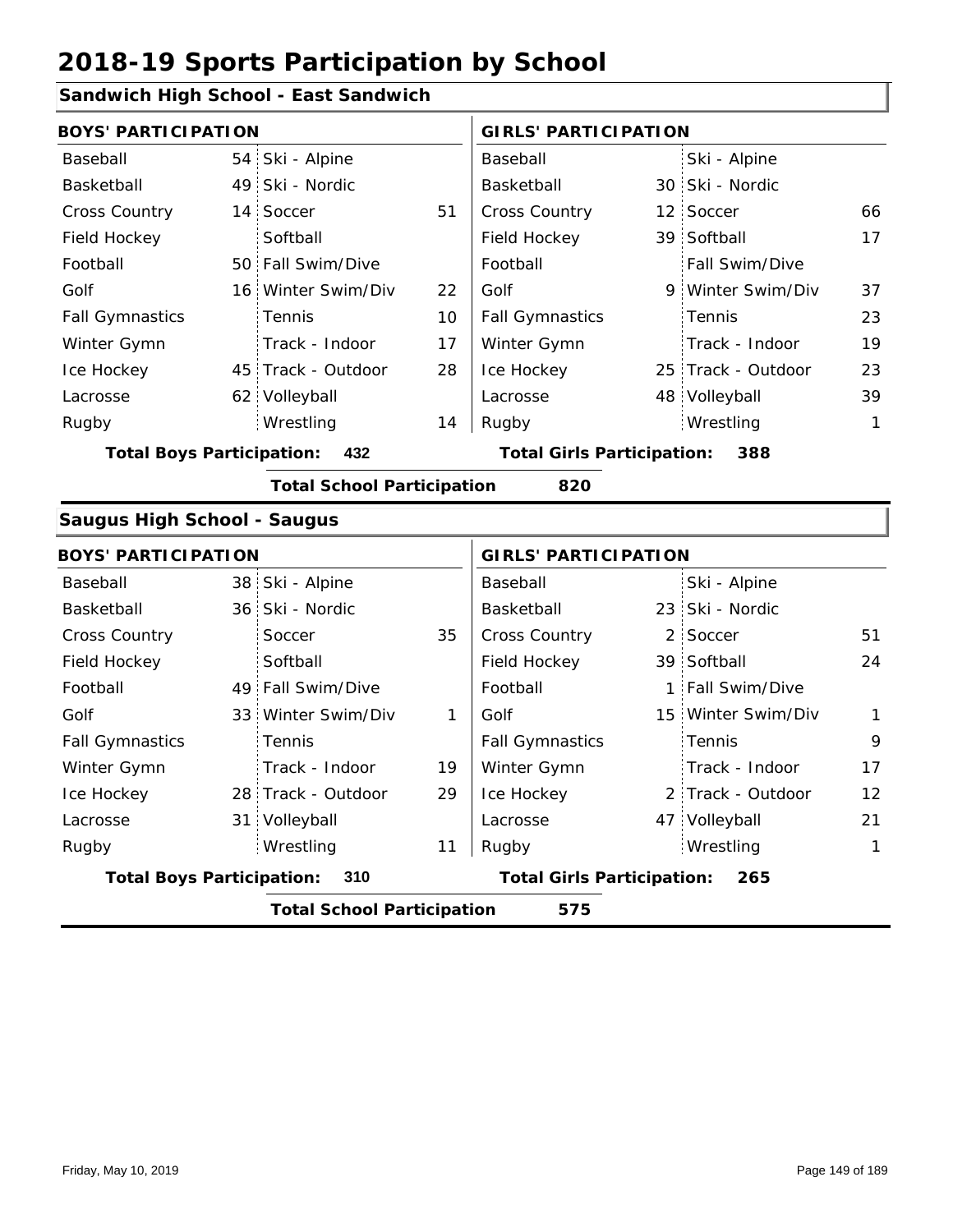# 2018-19 Sports Participation by School

## Sandwich High School - East Sandwich

| BOYS' PARTICIPATION | | | | GIRLS' PARTICIPATION | | | |
|---|---|---|---|---|---|---|---|
| Baseball | 54 | Ski - Alpine | | Baseball | | Ski - Alpine | |
| Basketball | 49 | Ski - Nordic | | Basketball | 30 | Ski - Nordic | |
| Cross Country | 14 | Soccer | 51 | Cross Country | 12 | Soccer | 66 |
| Field Hockey | | Softball | | Field Hockey | 39 | Softball | 17 |
| Football | 50 | Fall Swim/Dive | | Football | | Fall Swim/Dive | |
| Golf | 16 | Winter Swim/Div | 22 | Golf | 9 | Winter Swim/Div | 37 |
| Fall Gymnastics | | Tennis | 10 | Fall Gymnastics | | Tennis | 23 |
| Winter Gymn | | Track - Indoor | 17 | Winter Gymn | | Track - Indoor | 19 |
| Ice Hockey | 45 | Track - Outdoor | 28 | Ice Hockey | 25 | Track - Outdoor | 23 |
| Lacrosse | 62 | Volleyball | | Lacrosse | 48 | Volleyball | 39 |
| Rugby | | Wrestling | 14 | Rugby | | Wrestling | 1 |

**Total Boys Participation: 432** | **Total Girls Participation: 388**

**Total School Participation 820**

## Saugus High School - Saugus

| BOYS' PARTICIPATION | | | | GIRLS' PARTICIPATION | | | |
|---|---|---|---|---|---|---|---|
| Baseball | 38 | Ski - Alpine | | Baseball | | Ski - Alpine | |
| Basketball | 36 | Ski - Nordic | | Basketball | 23 | Ski - Nordic | |
| Cross Country | | Soccer | 35 | Cross Country | 2 | Soccer | 51 |
| Field Hockey | | Softball | | Field Hockey | 39 | Softball | 24 |
| Football | 49 | Fall Swim/Dive | | Football | 1 | Fall Swim/Dive | |
| Golf | 33 | Winter Swim/Div | 1 | Golf | 15 | Winter Swim/Div | 1 |
| Fall Gymnastics | | Tennis | | Fall Gymnastics | | Tennis | 9 |
| Winter Gymn | | Track - Indoor | 19 | Winter Gymn | | Track - Indoor | 17 |
| Ice Hockey | 28 | Track - Outdoor | 29 | Ice Hockey | 2 | Track - Outdoor | 12 |
| Lacrosse | 31 | Volleyball | | Lacrosse | 47 | Volleyball | 21 |
| Rugby | | Wrestling | 11 | Rugby | | Wrestling | 1 |

**Total Boys Participation: 310** | **Total Girls Participation: 265**

**Total School Participation 575**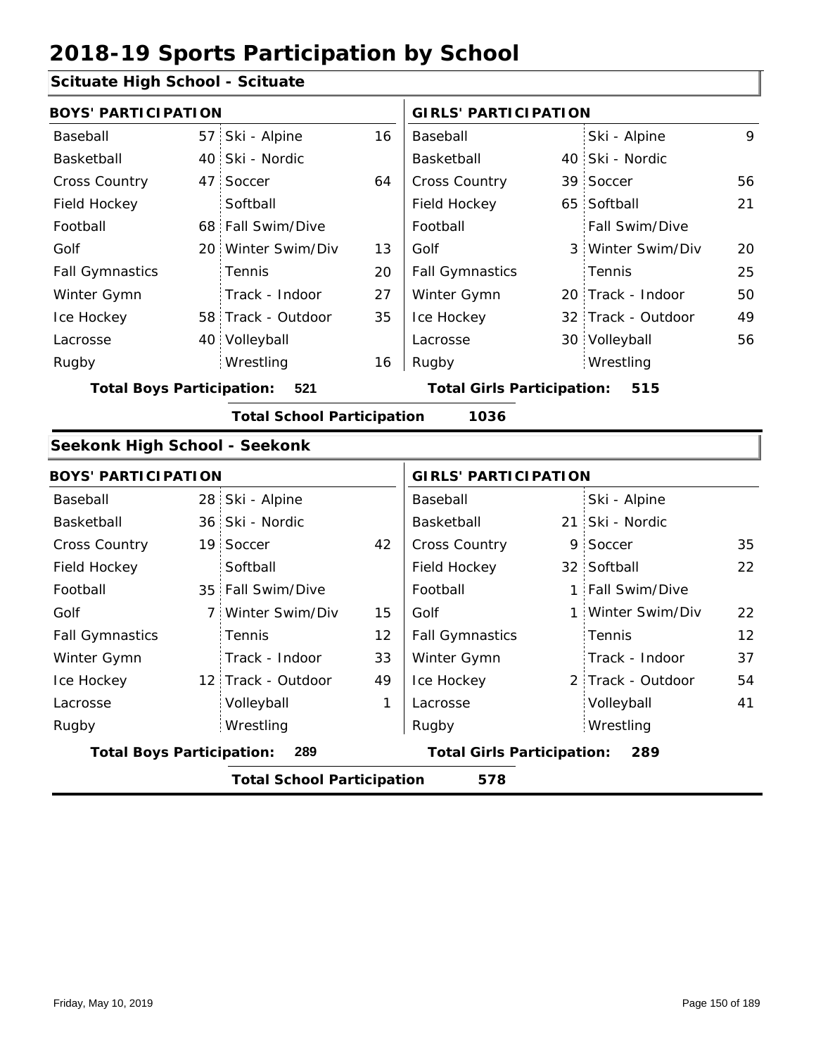# 2018-19 Sports Participation by School

## Scituate High School - Scituate

| BOYS' PARTICIPATION | | | | GIRLS' PARTICIPATION | | | |
|---|---|---|---|---|---|---|---|
| Baseball | 57 | Ski - Alpine | 16 | Baseball | | Ski - Alpine | 9 |
| Basketball | 40 | Ski - Nordic | | Basketball | 40 | Ski - Nordic | |
| Cross Country | 47 | Soccer | 64 | Cross Country | 39 | Soccer | 56 |
| Field Hockey | | Softball | | Field Hockey | 65 | Softball | 21 |
| Football | 68 | Fall Swim/Dive | | Football | | Fall Swim/Dive | |
| Golf | 20 | Winter Swim/Div | 13 | Golf | 3 | Winter Swim/Div | 20 |
| Fall Gymnastics | | Tennis | 20 | Fall Gymnastics | | Tennis | 25 |
| Winter Gymn | | Track - Indoor | 27 | Winter Gymn | 20 | Track - Indoor | 50 |
| Ice Hockey | 58 | Track - Outdoor | 35 | Ice Hockey | 32 | Track - Outdoor | 49 |
| Lacrosse | 40 | Volleyball | | Lacrosse | 30 | Volleyball | 56 |
| Rugby | | Wrestling | 16 | Rugby | | Wrestling | |

**Total Boys Participation:** 521 **Total Girls Participation:** 515

**Total School Participation** 1036

## Seekonk High School - Seekonk

| BOYS' PARTICIPATION | | | | GIRLS' PARTICIPATION | | | |
|---|---|---|---|---|---|---|---|
| Baseball | 28 | Ski - Alpine | | Baseball | | Ski - Alpine | |
| Basketball | 36 | Ski - Nordic | | Basketball | 21 | Ski - Nordic | |
| Cross Country | 19 | Soccer | 42 | Cross Country | 9 | Soccer | 35 |
| Field Hockey | | Softball | | Field Hockey | 32 | Softball | 22 |
| Football | 35 | Fall Swim/Dive | | Football | 1 | Fall Swim/Dive | |
| Golf | 7 | Winter Swim/Div | 15 | Golf | 1 | Winter Swim/Div | 22 |
| Fall Gymnastics | | Tennis | 12 | Fall Gymnastics | | Tennis | 12 |
| Winter Gymn | | Track - Indoor | 33 | Winter Gymn | | Track - Indoor | 37 |
| Ice Hockey | 12 | Track - Outdoor | 49 | Ice Hockey | 2 | Track - Outdoor | 54 |
| Lacrosse | | Volleyball | 1 | Lacrosse | | Volleyball | 41 |
| Rugby | | Wrestling | | Rugby | | Wrestling | |

**Total Boys Participation:** 289 **Total Girls Participation:** 289

**Total School Participation** 578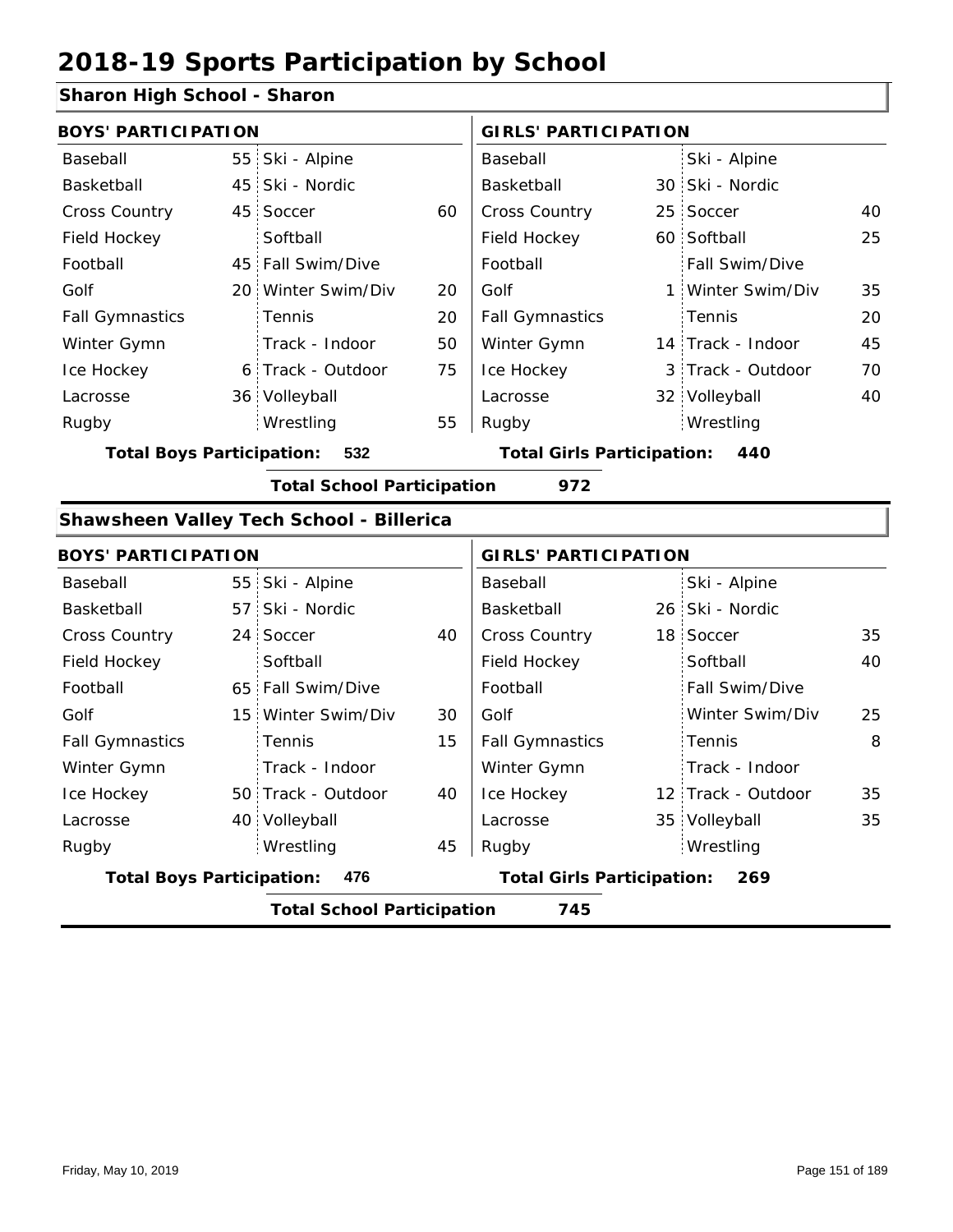# 2018-19 Sports Participation by School

## Sharon High School - Sharon

| BOYS' PARTICIPATION | | | | GIRLS' PARTICIPATION | | | |
|---|---|---|---|---|---|---|---|
| Baseball | 55 | Ski - Alpine | | Baseball | | Ski - Alpine | |
| Basketball | 45 | Ski - Nordic | | Basketball | 30 | Ski - Nordic | |
| Cross Country | 45 | Soccer | 60 | Cross Country | 25 | Soccer | 40 |
| Field Hockey | | Softball | | Field Hockey | 60 | Softball | 25 |
| Football | 45 | Fall Swim/Dive | | Football | | Fall Swim/Dive | |
| Golf | 20 | Winter Swim/Div | 20 | Golf | 1 | Winter Swim/Div | 35 |
| Fall Gymnastics | | Tennis | 20 | Fall Gymnastics | | Tennis | 20 |
| Winter Gymn | | Track - Indoor | 50 | Winter Gymn | 14 | Track - Indoor | 45 |
| Ice Hockey | 6 | Track - Outdoor | 75 | Ice Hockey | 3 | Track - Outdoor | 70 |
| Lacrosse | 36 | Volleyball | | Lacrosse | 32 | Volleyball | 40 |
| Rugby | | Wrestling | 55 | Rugby | | Wrestling | |

**Total Boys Participation: 532** **Total Girls Participation: 440**

**Total School Participation 972**

## Shawsheen Valley Tech School - Billerica

| BOYS' PARTICIPATION | | | | GIRLS' PARTICIPATION | | | |
|---|---|---|---|---|---|---|---|
| Baseball | 55 | Ski - Alpine | | Baseball | | Ski - Alpine | |
| Basketball | 57 | Ski - Nordic | | Basketball | 26 | Ski - Nordic | |
| Cross Country | 24 | Soccer | 40 | Cross Country | 18 | Soccer | 35 |
| Field Hockey | | Softball | | Field Hockey | | Softball | 40 |
| Football | 65 | Fall Swim/Dive | | Football | | Fall Swim/Dive | |
| Golf | 15 | Winter Swim/Div | 30 | Golf | | Winter Swim/Div | 25 |
| Fall Gymnastics | | Tennis | 15 | Fall Gymnastics | | Tennis | 8 |
| Winter Gymn | | Track - Indoor | | Winter Gymn | | Track - Indoor | |
| Ice Hockey | 50 | Track - Outdoor | 40 | Ice Hockey | 12 | Track - Outdoor | 35 |
| Lacrosse | 40 | Volleyball | | Lacrosse | 35 | Volleyball | 35 |
| Rugby | | Wrestling | 45 | Rugby | | Wrestling | |

**Total Boys Participation: 476** **Total Girls Participation: 269**

**Total School Participation 745**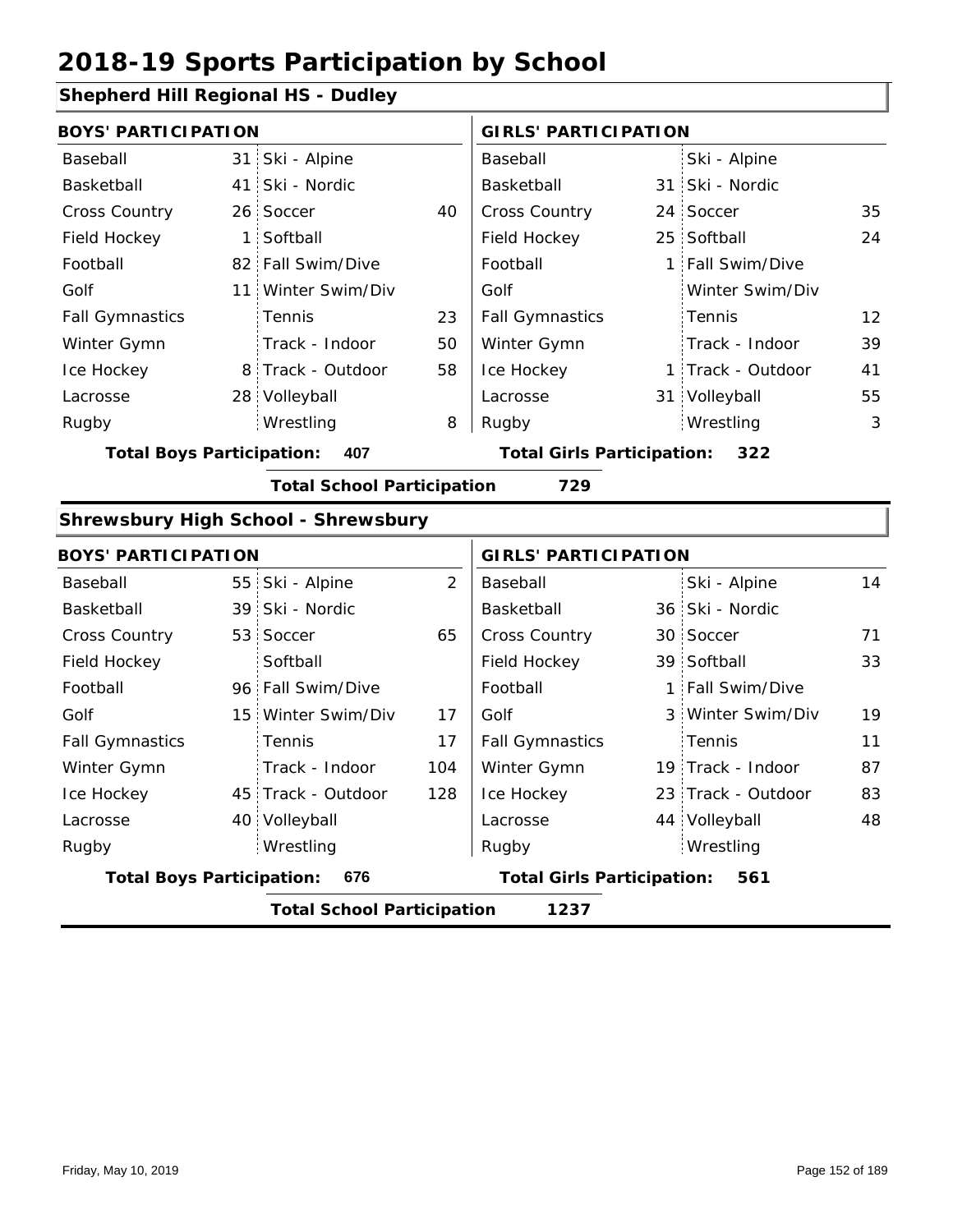# 2018-19 Sports Participation by School

## Shepherd Hill Regional HS - Dudley

| BOYS' PARTICIPATION | | | | GIRLS' PARTICIPATION | | | |
|---|---|---|---|---|---|---|---|
| Baseball | 31 | Ski - Alpine | | Baseball | | Ski - Alpine | |
| Basketball | 41 | Ski - Nordic | | Basketball | 31 | Ski - Nordic | |
| Cross Country | 26 | Soccer | 40 | Cross Country | 24 | Soccer | 35 |
| Field Hockey | 1 | Softball | | Field Hockey | 25 | Softball | 24 |
| Football | 82 | Fall Swim/Dive | | Football | 1 | Fall Swim/Dive | |
| Golf | 11 | Winter Swim/Div | | Golf | | Winter Swim/Div | |
| Fall Gymnastics | | Tennis | 23 | Fall Gymnastics | | Tennis | 12 |
| Winter Gymn | | Track - Indoor | 50 | Winter Gymn | | Track - Indoor | 39 |
| Ice Hockey | 8 | Track - Outdoor | 58 | Ice Hockey | 1 | Track - Outdoor | 41 |
| Lacrosse | 28 | Volleyball | | Lacrosse | 31 | Volleyball | 55 |
| Rugby | | Wrestling | 8 | Rugby | | Wrestling | 3 |

**Total Boys Participation:** 407 **Total Girls Participation:** 322

**Total School Participation** 729

## Shrewsbury High School - Shrewsbury

| BOYS' PARTICIPATION | | | | GIRLS' PARTICIPATION | | | |
|---|---|---|---|---|---|---|---|
| Baseball | 55 | Ski - Alpine | 2 | Baseball | | Ski - Alpine | 14 |
| Basketball | 39 | Ski - Nordic | | Basketball | 36 | Ski - Nordic | |
| Cross Country | 53 | Soccer | 65 | Cross Country | 30 | Soccer | 71 |
| Field Hockey | | Softball | | Field Hockey | 39 | Softball | 33 |
| Football | 96 | Fall Swim/Dive | | Football | 1 | Fall Swim/Dive | |
| Golf | 15 | Winter Swim/Div | 17 | Golf | 3 | Winter Swim/Div | 19 |
| Fall Gymnastics | | Tennis | 17 | Fall Gymnastics | | Tennis | 11 |
| Winter Gymn | | Track - Indoor | 104 | Winter Gymn | 19 | Track - Indoor | 87 |
| Ice Hockey | 45 | Track - Outdoor | 128 | Ice Hockey | 23 | Track - Outdoor | 83 |
| Lacrosse | 40 | Volleyball | | Lacrosse | 44 | Volleyball | 48 |
| Rugby | | Wrestling | | Rugby | | Wrestling | |

**Total Boys Participation:** 676 **Total Girls Participation:** 561

**Total School Participation** 1237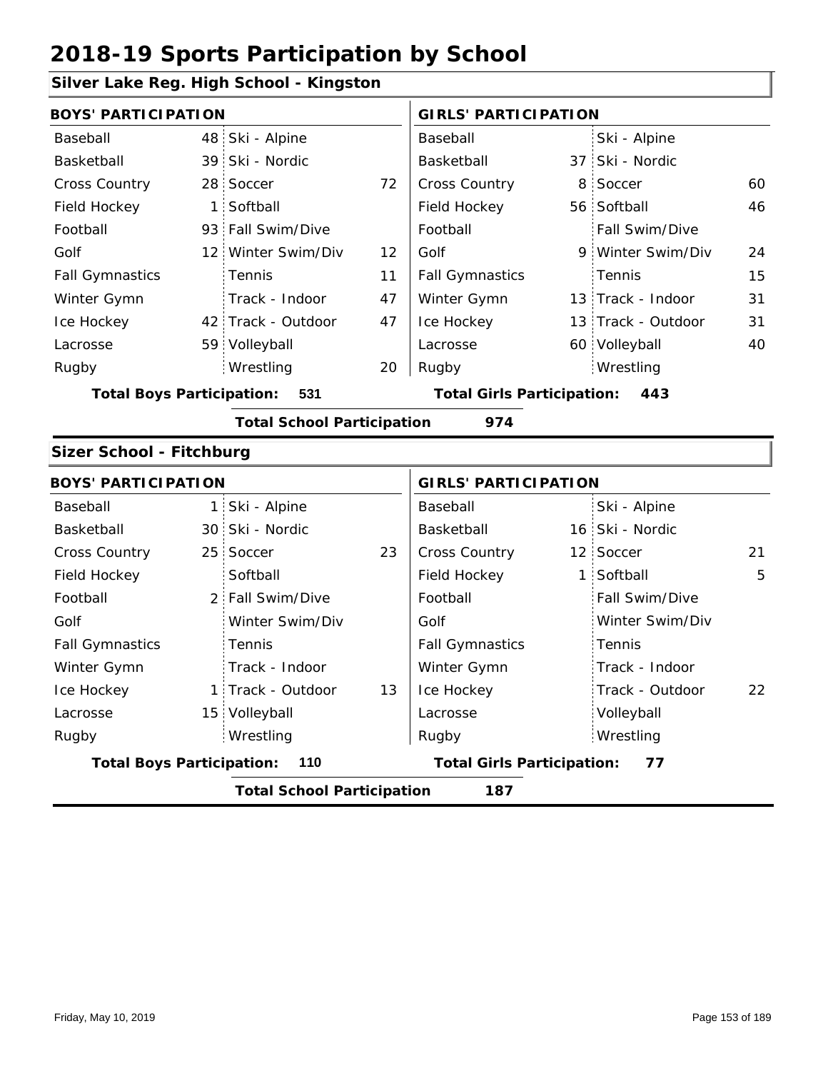# 2018-19 Sports Participation by School

## Silver Lake Reg. High School - Kingston

| BOYS' PARTICIPATION | | | | GIRLS' PARTICIPATION | | | |
|---|---|---|---|---|---|---|---|
| Baseball | 48 | Ski - Alpine | | Baseball | | Ski - Alpine | |
| Basketball | 39 | Ski - Nordic | | Basketball | 37 | Ski - Nordic | |
| Cross Country | 28 | Soccer | 72 | Cross Country | 8 | Soccer | 60 |
| Field Hockey | 1 | Softball | | Field Hockey | 56 | Softball | 46 |
| Football | 93 | Fall Swim/Dive | | Football | | Fall Swim/Dive | |
| Golf | 12 | Winter Swim/Div | 12 | Golf | 9 | Winter Swim/Div | 24 |
| Fall Gymnastics | | Tennis | 11 | Fall Gymnastics | | Tennis | 15 |
| Winter Gymn | | Track - Indoor | 47 | Winter Gymn | 13 | Track - Indoor | 31 |
| Ice Hockey | 42 | Track - Outdoor | 47 | Ice Hockey | 13 | Track - Outdoor | 31 |
| Lacrosse | 59 | Volleyball | | Lacrosse | 60 | Volleyball | 40 |
| Rugby | | Wrestling | 20 | Rugby | | Wrestling | |

**Total Boys Participation: 531** **Total Girls Participation: 443**

**Total School Participation 974**

## Sizer School - Fitchburg

| BOYS' PARTICIPATION | | | | GIRLS' PARTICIPATION | | | |
|---|---|---|---|---|---|---|---|
| Baseball | 1 | Ski - Alpine | | Baseball | | Ski - Alpine | |
| Basketball | 30 | Ski - Nordic | | Basketball | 16 | Ski - Nordic | |
| Cross Country | 25 | Soccer | 23 | Cross Country | 12 | Soccer | 21 |
| Field Hockey | | Softball | | Field Hockey | 1 | Softball | 5 |
| Football | 2 | Fall Swim/Dive | | Football | | Fall Swim/Dive | |
| Golf | | Winter Swim/Div | | Golf | | Winter Swim/Div | |
| Fall Gymnastics | | Tennis | | Fall Gymnastics | | Tennis | |
| Winter Gymn | | Track - Indoor | | Winter Gymn | | Track - Indoor | |
| Ice Hockey | 1 | Track - Outdoor | 13 | Ice Hockey | | Track - Outdoor | 22 |
| Lacrosse | 15 | Volleyball | | Lacrosse | | Volleyball | |
| Rugby | | Wrestling | | Rugby | | Wrestling | |

**Total Boys Participation: 110** **Total Girls Participation: 77**

**Total School Participation 187**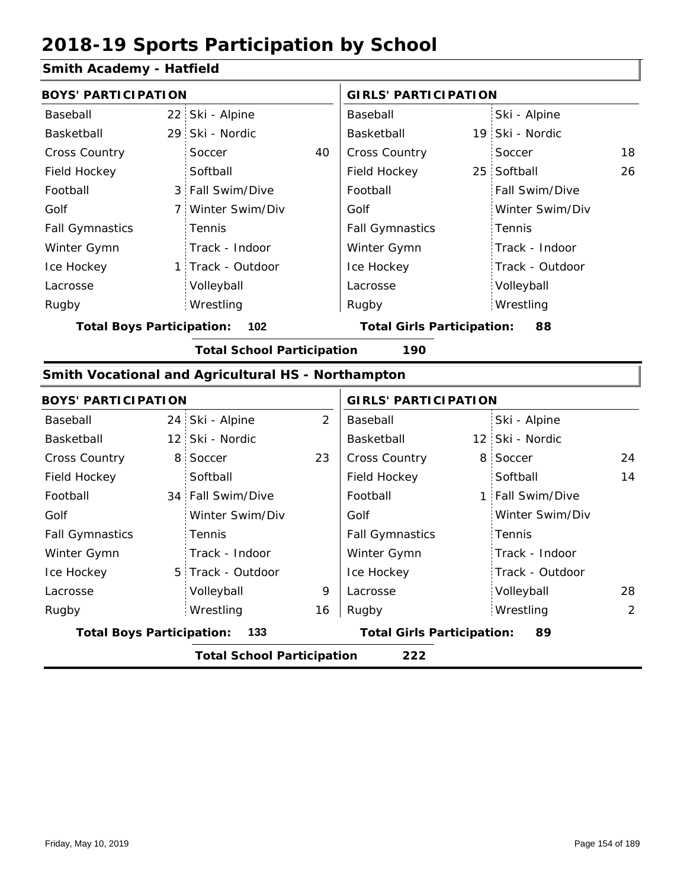# 2018-19 Sports Participation by School

## Smith Academy - Hatfield

| BOYS' PARTICIPATION | | | | GIRLS' PARTICIPATION | | | |
|---|---|---|---|---|---|---|---|
| Baseball | 22 | Ski - Alpine | | Baseball | | Ski - Alpine | |
| Basketball | 29 | Ski - Nordic | | Basketball | 19 | Ski - Nordic | |
| Cross Country | | Soccer | 40 | Cross Country | | Soccer | 18 |
| Field Hockey | | Softball | | Field Hockey | 25 | Softball | 26 |
| Football | 3 | Fall Swim/Dive | | Football | | Fall Swim/Dive | |
| Golf | 7 | Winter Swim/Div | | Golf | | Winter Swim/Div | |
| Fall Gymnastics | | Tennis | | Fall Gymnastics | | Tennis | |
| Winter Gymn | | Track - Indoor | | Winter Gymn | | Track - Indoor | |
| Ice Hockey | 1 | Track - Outdoor | | Ice Hockey | | Track - Outdoor | |
| Lacrosse | | Volleyball | | Lacrosse | | Volleyball | |
| Rugby | | Wrestling | | Rugby | | Wrestling | |

**Total Boys Participation: 102** | **Total Girls Participation: 88**

**Total School Participation 190**

## Smith Vocational and Agricultural HS - Northampton

| BOYS' PARTICIPATION | | | | GIRLS' PARTICIPATION | | | |
|---|---|---|---|---|---|---|---|
| Baseball | 24 | Ski - Alpine | 2 | Baseball | | Ski - Alpine | |
| Basketball | 12 | Ski - Nordic | | Basketball | 12 | Ski - Nordic | |
| Cross Country | 8 | Soccer | 23 | Cross Country | 8 | Soccer | 24 |
| Field Hockey | | Softball | | Field Hockey | | Softball | 14 |
| Football | 34 | Fall Swim/Dive | | Football | 1 | Fall Swim/Dive | |
| Golf | | Winter Swim/Div | | Golf | | Winter Swim/Div | |
| Fall Gymnastics | | Tennis | | Fall Gymnastics | | Tennis | |
| Winter Gymn | | Track - Indoor | | Winter Gymn | | Track - Indoor | |
| Ice Hockey | 5 | Track - Outdoor | | Ice Hockey | | Track - Outdoor | |
| Lacrosse | | Volleyball | 9 | Lacrosse | | Volleyball | 28 |
| Rugby | | Wrestling | 16 | Rugby | | Wrestling | 2 |

**Total Boys Participation: 133** | **Total Girls Participation: 89**

**Total School Participation 222**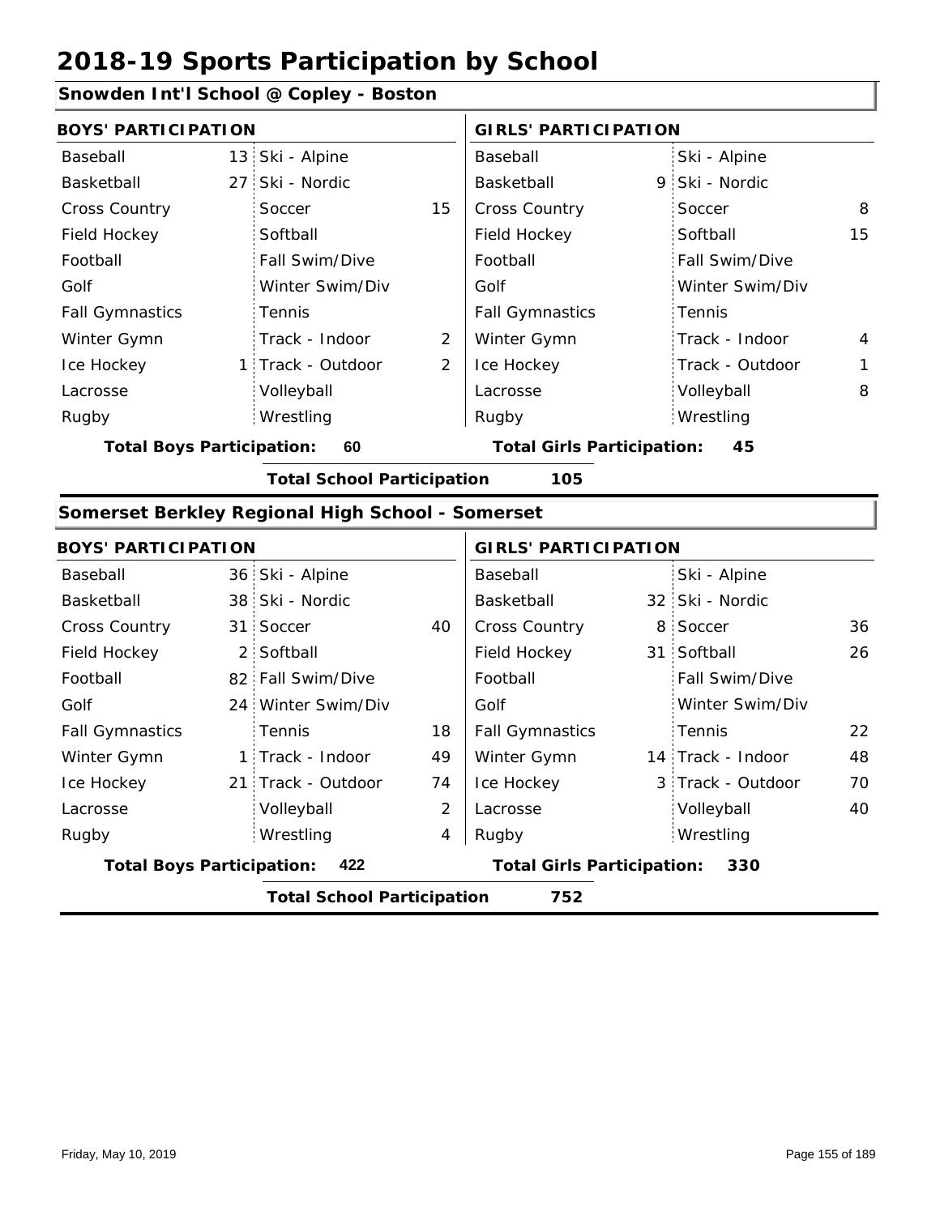# 2018-19 Sports Participation by School

## Snowden Int'l School @ Copley - Boston

| BOYS' PARTICIPATION | | | | GIRLS' PARTICIPATION | | | |
|---|---|---|---|---|---|---|---|
| Baseball | 13 | Ski - Alpine | | Baseball | | Ski - Alpine | |
| Basketball | 27 | Ski - Nordic | | Basketball | 9 | Ski - Nordic | |
| Cross Country | | Soccer | 15 | Cross Country | | Soccer | 8 |
| Field Hockey | | Softball | | Field Hockey | | Softball | 15 |
| Football | | Fall Swim/Dive | | Football | | Fall Swim/Dive | |
| Golf | | Winter Swim/Div | | Golf | | Winter Swim/Div | |
| Fall Gymnastics | | Tennis | | Fall Gymnastics | | Tennis | |
| Winter Gymn | | Track - Indoor | 2 | Winter Gymn | | Track - Indoor | 4 |
| Ice Hockey | 1 | Track - Outdoor | 2 | Ice Hockey | | Track - Outdoor | 1 |
| Lacrosse | | Volleyball | | Lacrosse | | Volleyball | 8 |
| Rugby | | Wrestling | | Rugby | | Wrestling | |

**Total Boys Participation: 60** **Total Girls Participation: 45**

**Total School Participation 105**

## Somerset Berkley Regional High School - Somerset

| BOYS' PARTICIPATION | | | | GIRLS' PARTICIPATION | | | |
|---|---|---|---|---|---|---|---|
| Baseball | 36 | Ski - Alpine | | Baseball | | Ski - Alpine | |
| Basketball | 38 | Ski - Nordic | | Basketball | 32 | Ski - Nordic | |
| Cross Country | 31 | Soccer | 40 | Cross Country | 8 | Soccer | 36 |
| Field Hockey | 2 | Softball | | Field Hockey | 31 | Softball | 26 |
| Football | 82 | Fall Swim/Dive | | Football | | Fall Swim/Dive | |
| Golf | 24 | Winter Swim/Div | | Golf | | Winter Swim/Div | |
| Fall Gymnastics | | Tennis | 18 | Fall Gymnastics | | Tennis | 22 |
| Winter Gymn | 1 | Track - Indoor | 49 | Winter Gymn | 14 | Track - Indoor | 48 |
| Ice Hockey | 21 | Track - Outdoor | 74 | Ice Hockey | 3 | Track - Outdoor | 70 |
| Lacrosse | | Volleyball | 2 | Lacrosse | | Volleyball | 40 |
| Rugby | | Wrestling | 4 | Rugby | | Wrestling | |

**Total Boys Participation: 422** **Total Girls Participation: 330**

**Total School Participation 752**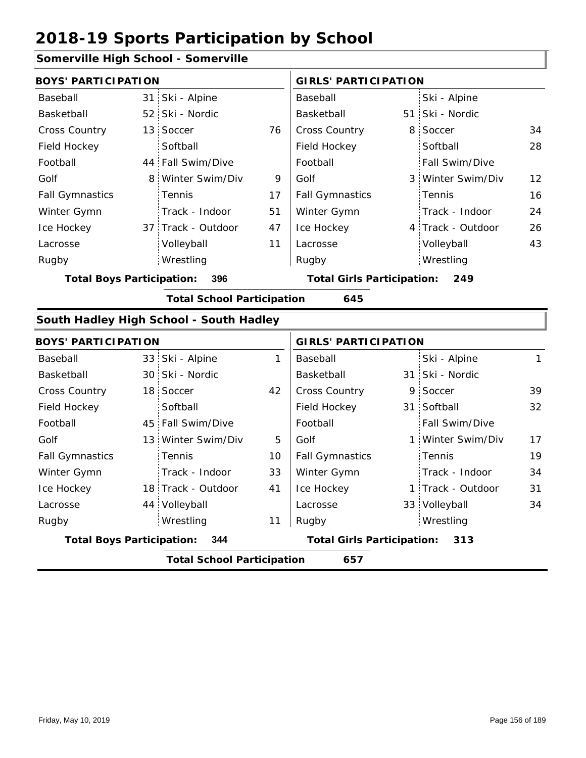# 2018-19 Sports Participation by School

## Somerville High School - Somerville

| BOYS' PARTICIPATION | | | | GIRLS' PARTICIPATION | | | |
|---|---|---|---|---|---|---|---|
| Baseball | 31 | Ski - Alpine | | Baseball | | Ski - Alpine | |
| Basketball | 52 | Ski - Nordic | | Basketball | 51 | Ski - Nordic | |
| Cross Country | 13 | Soccer | 76 | Cross Country | 8 | Soccer | 34 |
| Field Hockey | | Softball | | Field Hockey | | Softball | 28 |
| Football | 44 | Fall Swim/Dive | | Football | | Fall Swim/Dive | |
| Golf | 8 | Winter Swim/Div | 9 | Golf | 3 | Winter Swim/Div | 12 |
| Fall Gymnastics | | Tennis | 17 | Fall Gymnastics | | Tennis | 16 |
| Winter Gymn | | Track - Indoor | 51 | Winter Gymn | | Track - Indoor | 24 |
| Ice Hockey | 37 | Track - Outdoor | 47 | Ice Hockey | 4 | Track - Outdoor | 26 |
| Lacrosse | | Volleyball | 11 | Lacrosse | | Volleyball | 43 |
| Rugby | | Wrestling | | Rugby | | Wrestling | |

**Total Boys Participation: 396** | **Total Girls Participation: 249**

**Total School Participation 645**

## South Hadley High School - South Hadley

| BOYS' PARTICIPATION | | | | GIRLS' PARTICIPATION | | | |
|---|---|---|---|---|---|---|---|
| Baseball | 33 | Ski - Alpine | 1 | Baseball | | Ski - Alpine | 1 |
| Basketball | 30 | Ski - Nordic | | Basketball | 31 | Ski - Nordic | |
| Cross Country | 18 | Soccer | 42 | Cross Country | 9 | Soccer | 39 |
| Field Hockey | | Softball | | Field Hockey | 31 | Softball | 32 |
| Football | 45 | Fall Swim/Dive | | Football | | Fall Swim/Dive | |
| Golf | 13 | Winter Swim/Div | 5 | Golf | 1 | Winter Swim/Div | 17 |
| Fall Gymnastics | | Tennis | 10 | Fall Gymnastics | | Tennis | 19 |
| Winter Gymn | | Track - Indoor | 33 | Winter Gymn | | Track - Indoor | 34 |
| Ice Hockey | 18 | Track - Outdoor | 41 | Ice Hockey | 1 | Track - Outdoor | 31 |
| Lacrosse | 44 | Volleyball | | Lacrosse | 33 | Volleyball | 34 |
| Rugby | | Wrestling | 11 | Rugby | | Wrestling | |

**Total Boys Participation: 344** | **Total Girls Participation: 313**

**Total School Participation 657**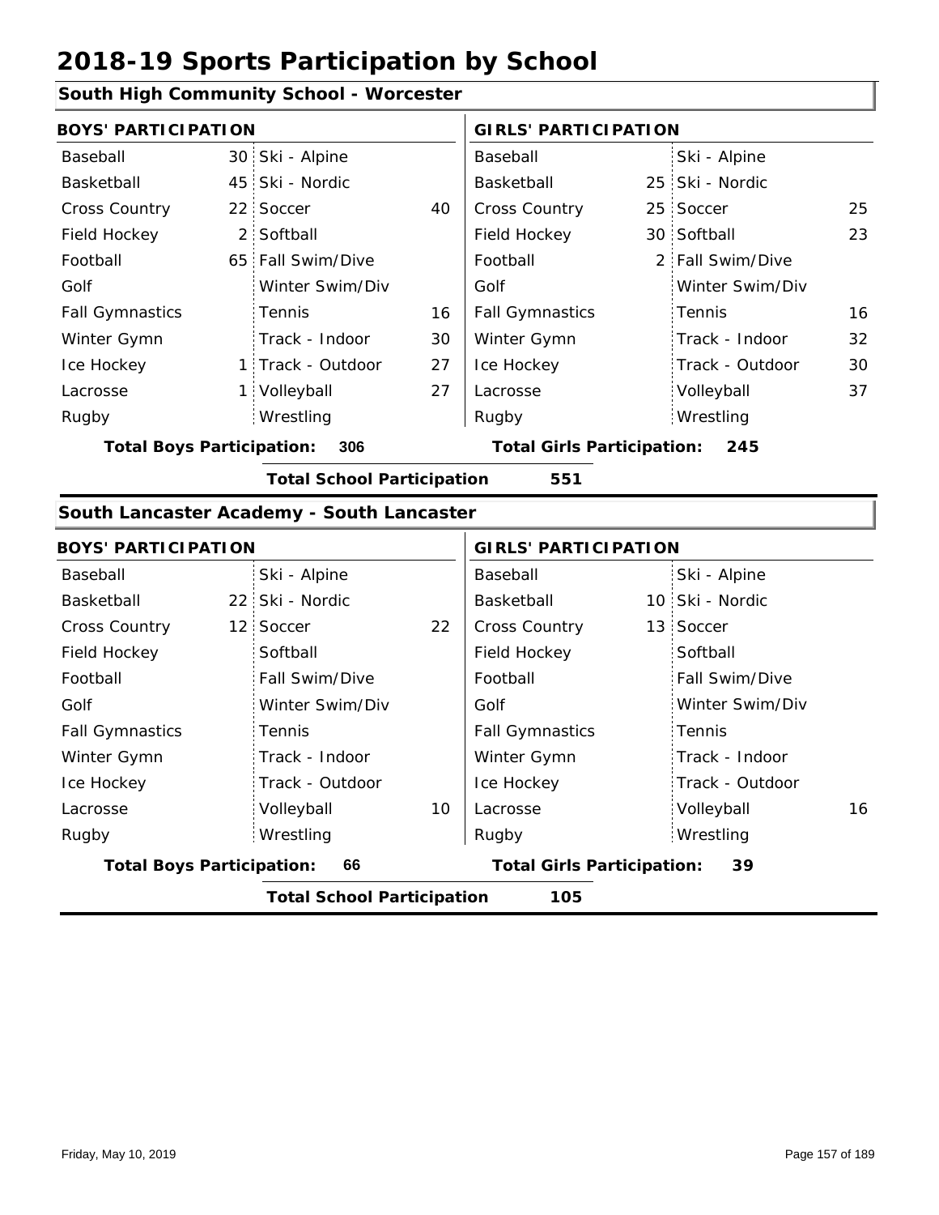# 2018-19 Sports Participation by School

## South High Community School - Worcester

| BOYS' PARTICIPATION | | | | GIRLS' PARTICIPATION | | | |
|---|---|---|---|---|---|---|---|
| Baseball | 30 | Ski - Alpine | | Baseball | | Ski - Alpine | |
| Basketball | 45 | Ski - Nordic | | Basketball | 25 | Ski - Nordic | |
| Cross Country | 22 | Soccer | 40 | Cross Country | 25 | Soccer | 25 |
| Field Hockey | 2 | Softball | | Field Hockey | 30 | Softball | 23 |
| Football | 65 | Fall Swim/Dive | | Football | 2 | Fall Swim/Dive | |
| Golf | | Winter Swim/Div | | Golf | | Winter Swim/Div | |
| Fall Gymnastics | | Tennis | 16 | Fall Gymnastics | | Tennis | 16 |
| Winter Gymn | | Track - Indoor | 30 | Winter Gymn | | Track - Indoor | 32 |
| Ice Hockey | 1 | Track - Outdoor | 27 | Ice Hockey | | Track - Outdoor | 30 |
| Lacrosse | 1 | Volleyball | 27 | Lacrosse | | Volleyball | 37 |
| Rugby | | Wrestling | | Rugby | | Wrestling | |

**Total Boys Participation: 306** | **Total Girls Participation: 245**

**Total School Participation 551**

## South Lancaster Academy - South Lancaster

| BOYS' PARTICIPATION | | | | GIRLS' PARTICIPATION | | | |
|---|---|---|---|---|---|---|---|
| Baseball | | Ski - Alpine | | Baseball | | Ski - Alpine | |
| Basketball | 22 | Ski - Nordic | | Basketball | 10 | Ski - Nordic | |
| Cross Country | 12 | Soccer | 22 | Cross Country | 13 | Soccer | |
| Field Hockey | | Softball | | Field Hockey | | Softball | |
| Football | | Fall Swim/Dive | | Football | | Fall Swim/Dive | |
| Golf | | Winter Swim/Div | | Golf | | Winter Swim/Div | |
| Fall Gymnastics | | Tennis | | Fall Gymnastics | | Tennis | |
| Winter Gymn | | Track - Indoor | | Winter Gymn | | Track - Indoor | |
| Ice Hockey | | Track - Outdoor | | Ice Hockey | | Track - Outdoor | |
| Lacrosse | | Volleyball | 10 | Lacrosse | | Volleyball | 16 |
| Rugby | | Wrestling | | Rugby | | Wrestling | |

**Total Boys Participation: 66** | **Total Girls Participation: 39**

**Total School Participation 105**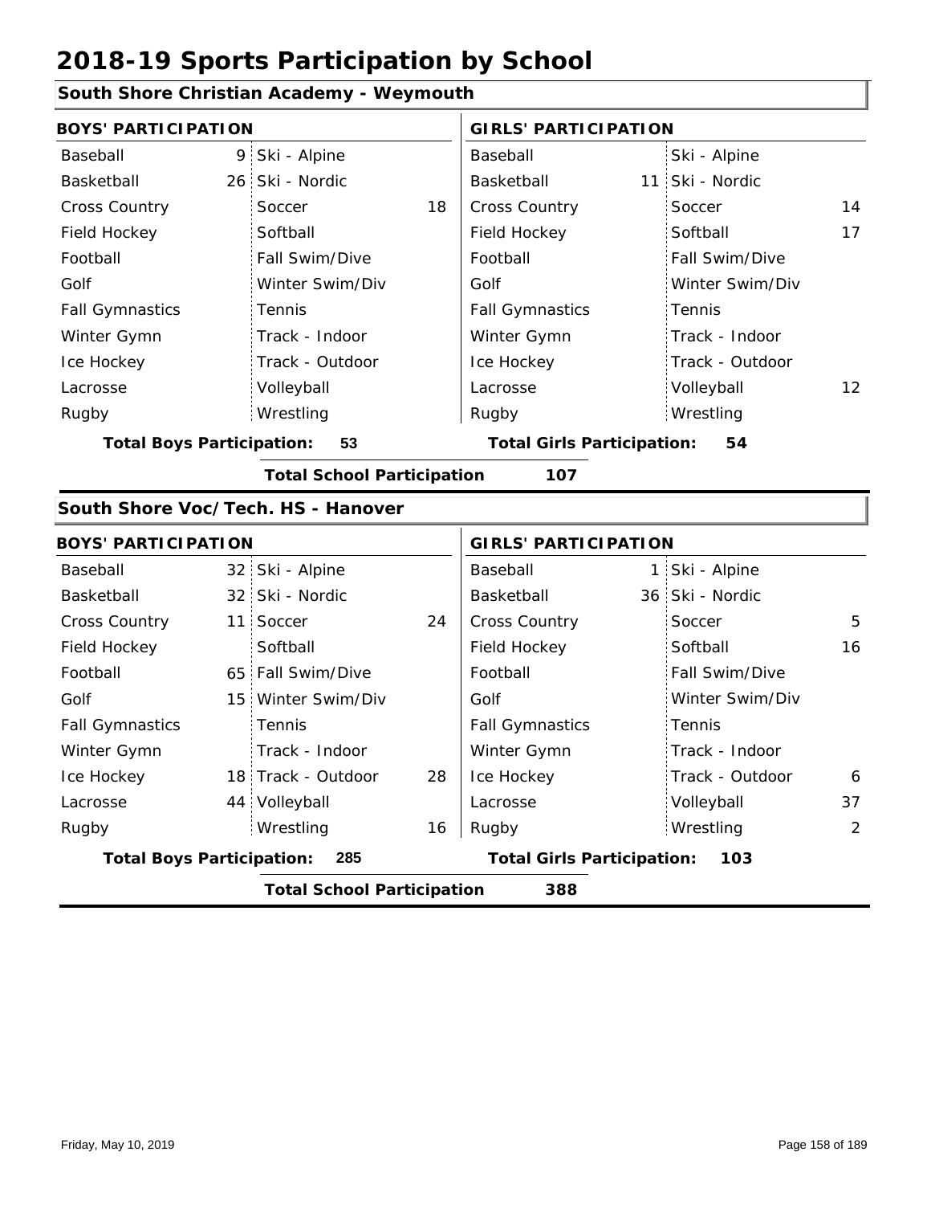# 2018-19 Sports Participation by School

## South Shore Christian Academy - Weymouth

| BOYS' PARTICIPATION | | | | GIRLS' PARTICIPATION | | | |
|---|---|---|---|---|---|---|---|
| Baseball | 9 | Ski - Alpine | | Baseball | | Ski - Alpine | |
| Basketball | 26 | Ski - Nordic | | Basketball | 11 | Ski - Nordic | |
| Cross Country | | Soccer | 18 | Cross Country | | Soccer | 14 |
| Field Hockey | | Softball | | Field Hockey | | Softball | 17 |
| Football | | Fall Swim/Dive | | Football | | Fall Swim/Dive | |
| Golf | | Winter Swim/Div | | Golf | | Winter Swim/Div | |
| Fall Gymnastics | | Tennis | | Fall Gymnastics | | Tennis | |
| Winter Gymn | | Track - Indoor | | Winter Gymn | | Track - Indoor | |
| Ice Hockey | | Track - Outdoor | | Ice Hockey | | Track - Outdoor | |
| Lacrosse | | Volleyball | | Lacrosse | | Volleyball | 12 |
| Rugby | | Wrestling | | Rugby | | Wrestling | |

**Total Boys Participation: 53** | **Total Girls Participation: 54**

**Total School Participation 107**

## South Shore Voc/Tech. HS - Hanover

| BOYS' PARTICIPATION | | | | GIRLS' PARTICIPATION | | | |
|---|---|---|---|---|---|---|---|
| Baseball | 32 | Ski - Alpine | | Baseball | 1 | Ski - Alpine | |
| Basketball | 32 | Ski - Nordic | | Basketball | 36 | Ski - Nordic | |
| Cross Country | 11 | Soccer | 24 | Cross Country | | Soccer | 5 |
| Field Hockey | | Softball | | Field Hockey | | Softball | 16 |
| Football | 65 | Fall Swim/Dive | | Football | | Fall Swim/Dive | |
| Golf | 15 | Winter Swim/Div | | Golf | | Winter Swim/Div | |
| Fall Gymnastics | | Tennis | | Fall Gymnastics | | Tennis | |
| Winter Gymn | | Track - Indoor | | Winter Gymn | | Track - Indoor | |
| Ice Hockey | 18 | Track - Outdoor | 28 | Ice Hockey | | Track - Outdoor | 6 |
| Lacrosse | 44 | Volleyball | | Lacrosse | | Volleyball | 37 |
| Rugby | | Wrestling | 16 | Rugby | | Wrestling | 2 |

**Total Boys Participation: 285** | **Total Girls Participation: 103**

**Total School Participation 388**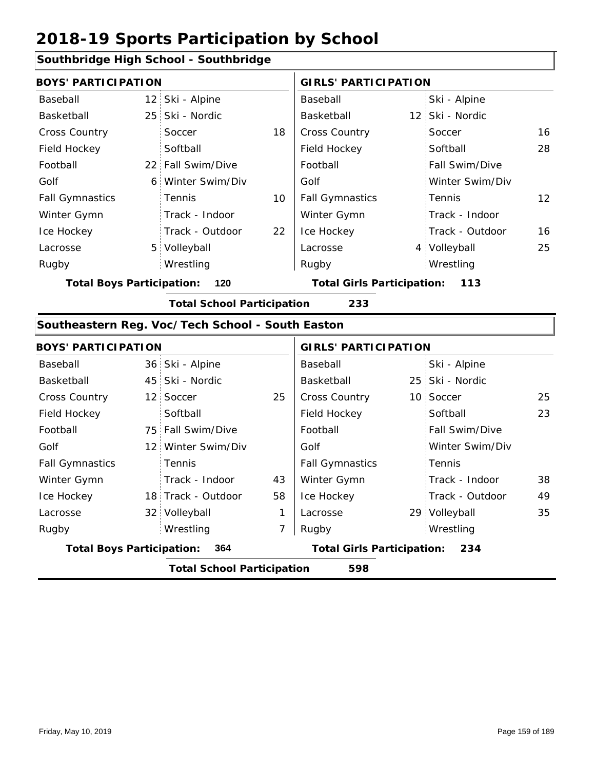# 2018-19 Sports Participation by School

## Southbridge High School - Southbridge

| BOYS' PARTICIPATION | | | | GIRLS' PARTICIPATION | | | |
|---|---|---|---|---|---|---|---|
| Baseball | 12 | Ski - Alpine | | Baseball | | Ski - Alpine | |
| Basketball | 25 | Ski - Nordic | | Basketball | 12 | Ski - Nordic | |
| Cross Country | | Soccer | 18 | Cross Country | | Soccer | 16 |
| Field Hockey | | Softball | | Field Hockey | | Softball | 28 |
| Football | 22 | Fall Swim/Dive | | Football | | Fall Swim/Dive | |
| Golf | 6 | Winter Swim/Div | | Golf | | Winter Swim/Div | |
| Fall Gymnastics | | Tennis | 10 | Fall Gymnastics | | Tennis | 12 |
| Winter Gymn | | Track - Indoor | | Winter Gymn | | Track - Indoor | |
| Ice Hockey | | Track - Outdoor | 22 | Ice Hockey | | Track - Outdoor | 16 |
| Lacrosse | 5 | Volleyball | | Lacrosse | 4 | Volleyball | 25 |
| Rugby | | Wrestling | | Rugby | | Wrestling | |

**Total Boys Participation:** 120 **Total Girls Participation:** 113

**Total School Participation** 233

## Southeastern Reg. Voc/Tech School - South Easton

| BOYS' PARTICIPATION | | | | GIRLS' PARTICIPATION | | | |
|---|---|---|---|---|---|---|---|
| Baseball | 36 | Ski - Alpine | | Baseball | | Ski - Alpine | |
| Basketball | 45 | Ski - Nordic | | Basketball | 25 | Ski - Nordic | |
| Cross Country | 12 | Soccer | 25 | Cross Country | 10 | Soccer | 25 |
| Field Hockey | | Softball | | Field Hockey | | Softball | 23 |
| Football | 75 | Fall Swim/Dive | | Football | | Fall Swim/Dive | |
| Golf | 12 | Winter Swim/Div | | Golf | | Winter Swim/Div | |
| Fall Gymnastics | | Tennis | | Fall Gymnastics | | Tennis | |
| Winter Gymn | | Track - Indoor | 43 | Winter Gymn | | Track - Indoor | 38 |
| Ice Hockey | 18 | Track - Outdoor | 58 | Ice Hockey | | Track - Outdoor | 49 |
| Lacrosse | 32 | Volleyball | 1 | Lacrosse | 29 | Volleyball | 35 |
| Rugby | | Wrestling | 7 | Rugby | | Wrestling | |

**Total Boys Participation:** 364 **Total Girls Participation:** 234

**Total School Participation** 598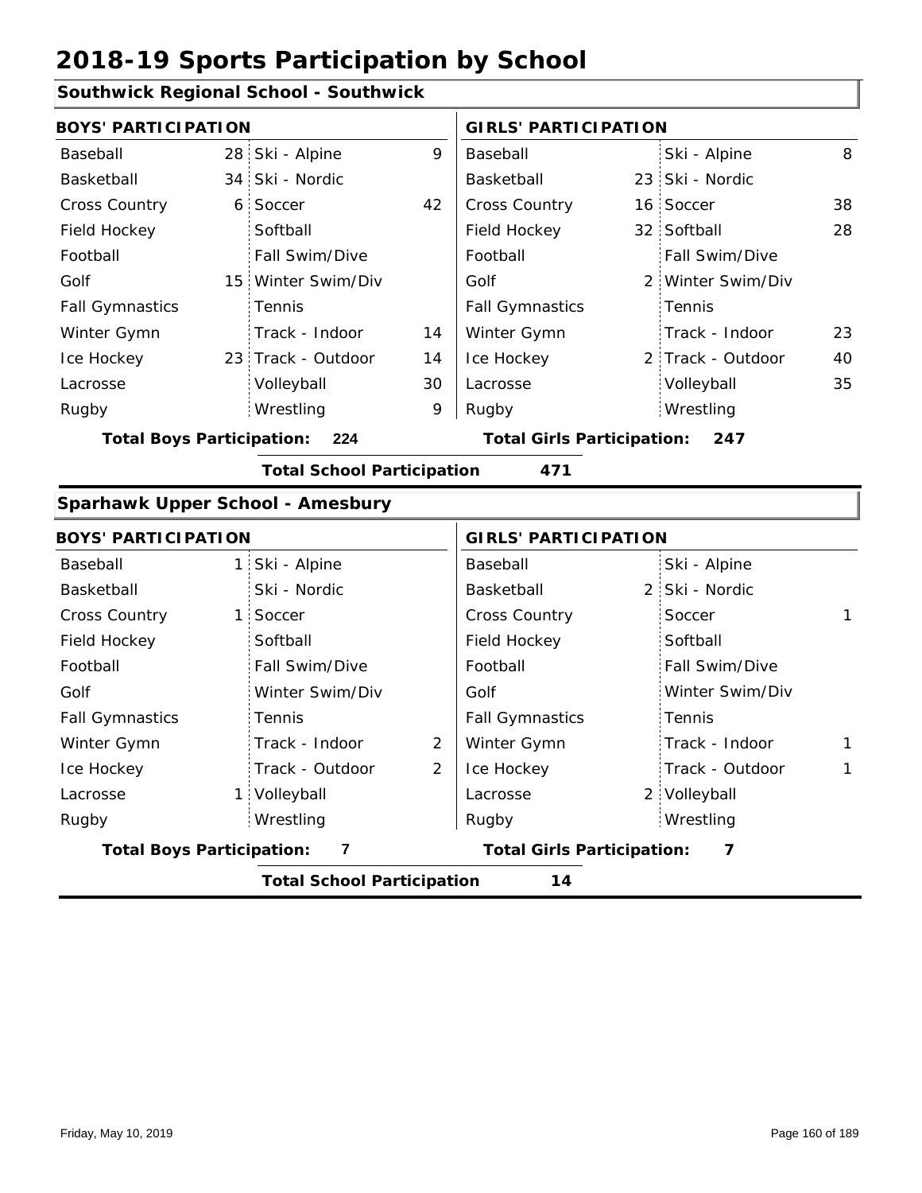# 2018-19 Sports Participation by School

## Southwick Regional School - Southwick

| BOYS' PARTICIPATION | | | | GIRLS' PARTICIPATION | | | |
|---|---|---|---|---|---|---|---|
| Baseball | 28 | Ski - Alpine | 9 | Baseball | | Ski - Alpine | 8 |
| Basketball | 34 | Ski - Nordic | | Basketball | 23 | Ski - Nordic | |
| Cross Country | 6 | Soccer | 42 | Cross Country | 16 | Soccer | 38 |
| Field Hockey | | Softball | | Field Hockey | 32 | Softball | 28 |
| Football | | Fall Swim/Dive | | Football | | Fall Swim/Dive | |
| Golf | 15 | Winter Swim/Div | | Golf | 2 | Winter Swim/Div | |
| Fall Gymnastics | | Tennis | | Fall Gymnastics | | Tennis | |
| Winter Gymn | | Track - Indoor | 14 | Winter Gymn | | Track - Indoor | 23 |
| Ice Hockey | 23 | Track - Outdoor | 14 | Ice Hockey | 2 | Track - Outdoor | 40 |
| Lacrosse | | Volleyball | 30 | Lacrosse | | Volleyball | 35 |
| Rugby | | Wrestling | 9 | Rugby | | Wrestling | |

**Total Boys Participation:** 224 **Total Girls Participation:** 247

**Total School Participation** 471

## Sparhawk Upper School - Amesbury

| BOYS' PARTICIPATION | | | | GIRLS' PARTICIPATION | | | |
|---|---|---|---|---|---|---|---|
| Baseball | 1 | Ski - Alpine | | Baseball | | Ski - Alpine | |
| Basketball | | Ski - Nordic | | Basketball | 2 | Ski - Nordic | |
| Cross Country | 1 | Soccer | | Cross Country | | Soccer | 1 |
| Field Hockey | | Softball | | Field Hockey | | Softball | |
| Football | | Fall Swim/Dive | | Football | | Fall Swim/Dive | |
| Golf | | Winter Swim/Div | | Golf | | Winter Swim/Div | |
| Fall Gymnastics | | Tennis | | Fall Gymnastics | | Tennis | |
| Winter Gymn | | Track - Indoor | 2 | Winter Gymn | | Track - Indoor | 1 |
| Ice Hockey | | Track - Outdoor | 2 | Ice Hockey | | Track - Outdoor | 1 |
| Lacrosse | 1 | Volleyball | | Lacrosse | 2 | Volleyball | |
| Rugby | | Wrestling | | Rugby | | Wrestling | |

**Total Boys Participation:** 7 **Total Girls Participation:** 7

**Total School Participation** 14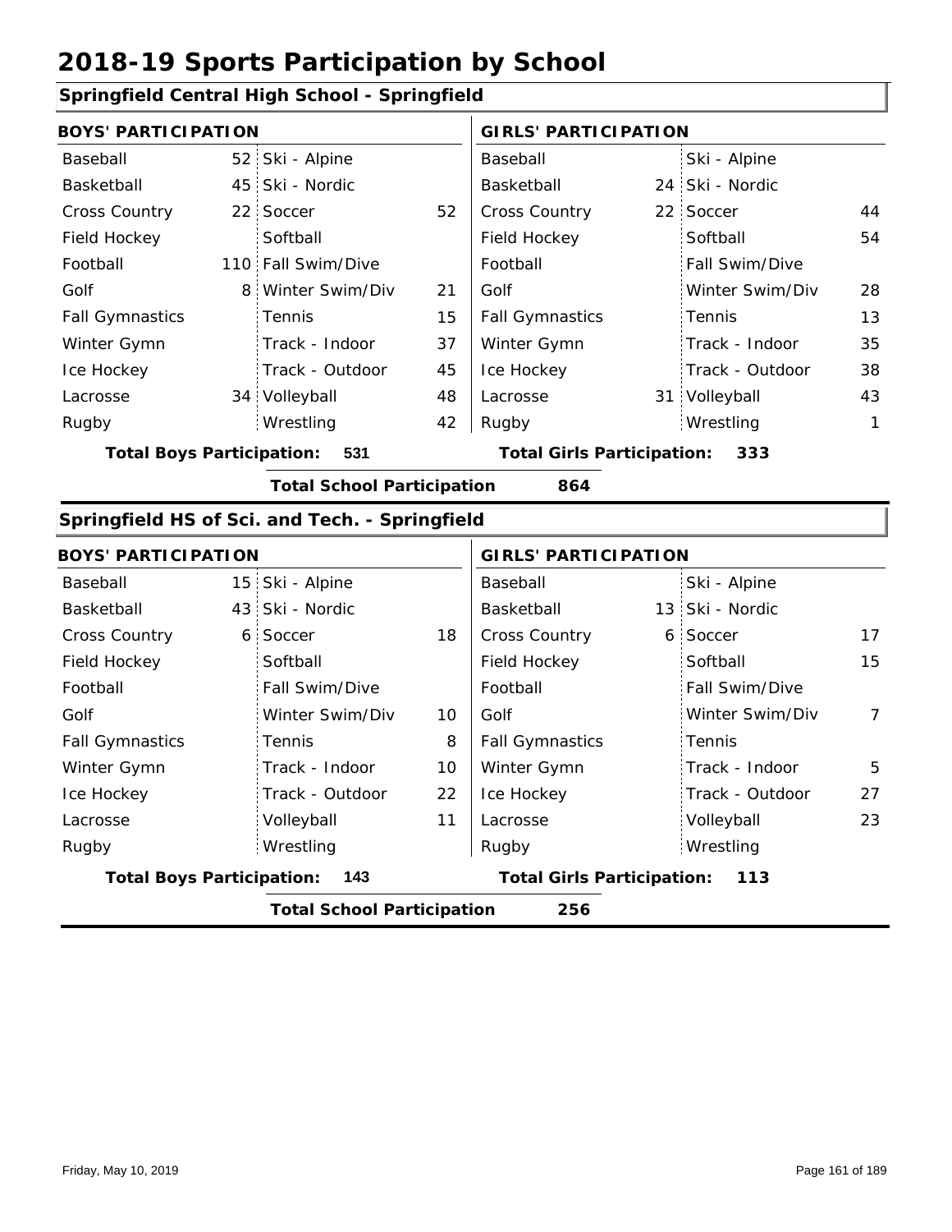# 2018-19 Sports Participation by School

## Springfield Central High School - Springfield

| BOYS' PARTICIPATION | | | | GIRLS' PARTICIPATION | | | |
|---|---|---|---|---|---|---|---|
| Baseball | 52 | Ski - Alpine | | Baseball | | Ski - Alpine | |
| Basketball | 45 | Ski - Nordic | | Basketball | 24 | Ski - Nordic | |
| Cross Country | 22 | Soccer | 52 | Cross Country | 22 | Soccer | 44 |
| Field Hockey | | Softball | | Field Hockey | | Softball | 54 |
| Football | 110 | Fall Swim/Dive | | Football | | Fall Swim/Dive | |
| Golf | 8 | Winter Swim/Div | 21 | Golf | | Winter Swim/Div | 28 |
| Fall Gymnastics | | Tennis | 15 | Fall Gymnastics | | Tennis | 13 |
| Winter Gymn | | Track - Indoor | 37 | Winter Gymn | | Track - Indoor | 35 |
| Ice Hockey | | Track - Outdoor | 45 | Ice Hockey | | Track - Outdoor | 38 |
| Lacrosse | 34 | Volleyball | 48 | Lacrosse | 31 | Volleyball | 43 |
| Rugby | | Wrestling | 42 | Rugby | | Wrestling | 1 |

**Total Boys Participation: 531** | **Total Girls Participation: 333**

**Total School Participation 864**

## Springfield HS of Sci. and Tech. - Springfield

| BOYS' PARTICIPATION | | | | GIRLS' PARTICIPATION | | | |
|---|---|---|---|---|---|---|---|
| Baseball | 15 | Ski - Alpine | | Baseball | | Ski - Alpine | |
| Basketball | 43 | Ski - Nordic | | Basketball | 13 | Ski - Nordic | |
| Cross Country | 6 | Soccer | 18 | Cross Country | 6 | Soccer | 17 |
| Field Hockey | | Softball | | Field Hockey | | Softball | 15 |
| Football | | Fall Swim/Dive | | Football | | Fall Swim/Dive | |
| Golf | | Winter Swim/Div | 10 | Golf | | Winter Swim/Div | 7 |
| Fall Gymnastics | | Tennis | 8 | Fall Gymnastics | | Tennis | |
| Winter Gymn | | Track - Indoor | 10 | Winter Gymn | | Track - Indoor | 5 |
| Ice Hockey | | Track - Outdoor | 22 | Ice Hockey | | Track - Outdoor | 27 |
| Lacrosse | | Volleyball | 11 | Lacrosse | | Volleyball | 23 |
| Rugby | | Wrestling | | Rugby | | Wrestling | |

**Total Boys Participation: 143** | **Total Girls Participation: 113**

**Total School Participation 256**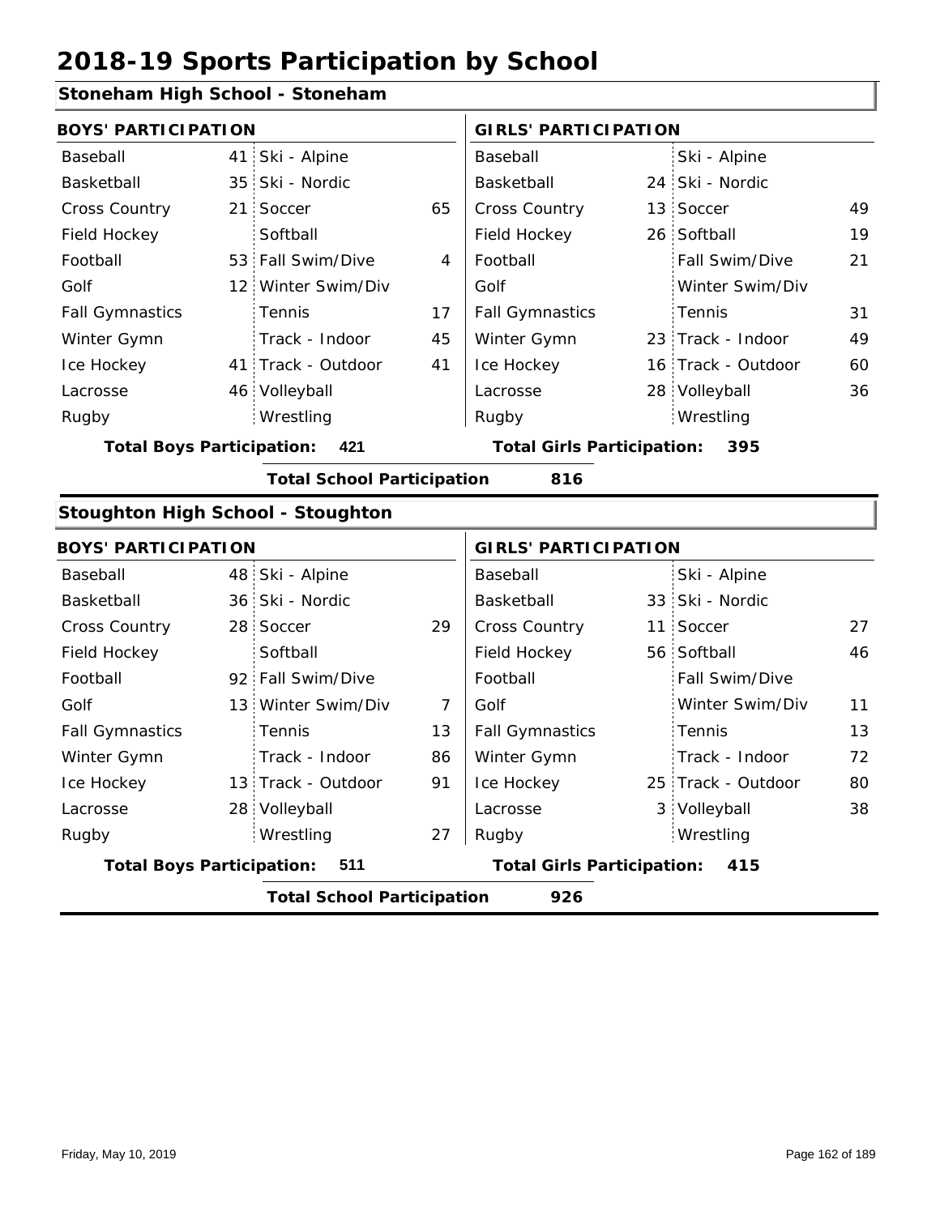# 2018-19 Sports Participation by School

## Stoneham High School - Stoneham

| BOYS' PARTICIPATION | | | | GIRLS' PARTICIPATION | | | |
|---|---|---|---|---|---|---|---|
| Baseball | 41 | Ski - Alpine | | Baseball | | Ski - Alpine | |
| Basketball | 35 | Ski - Nordic | | Basketball | 24 | Ski - Nordic | |
| Cross Country | 21 | Soccer | 65 | Cross Country | 13 | Soccer | 49 |
| Field Hockey | | Softball | | Field Hockey | 26 | Softball | 19 |
| Football | 53 | Fall Swim/Dive | 4 | Football | | Fall Swim/Dive | 21 |
| Golf | 12 | Winter Swim/Div | | Golf | | Winter Swim/Div | |
| Fall Gymnastics | | Tennis | 17 | Fall Gymnastics | | Tennis | 31 |
| Winter Gymn | | Track - Indoor | 45 | Winter Gymn | 23 | Track - Indoor | 49 |
| Ice Hockey | 41 | Track - Outdoor | 41 | Ice Hockey | 16 | Track - Outdoor | 60 |
| Lacrosse | 46 | Volleyball | | Lacrosse | 28 | Volleyball | 36 |
| Rugby | | Wrestling | | Rugby | | Wrestling | |

**Total Boys Participation: 421** **Total Girls Participation: 395**

**Total School Participation 816**

## Stoughton High School - Stoughton

| BOYS' PARTICIPATION | | | | GIRLS' PARTICIPATION | | | |
|---|---|---|---|---|---|---|---|
| Baseball | 48 | Ski - Alpine | | Baseball | | Ski - Alpine | |
| Basketball | 36 | Ski - Nordic | | Basketball | 33 | Ski - Nordic | |
| Cross Country | 28 | Soccer | 29 | Cross Country | 11 | Soccer | 27 |
| Field Hockey | | Softball | | Field Hockey | 56 | Softball | 46 |
| Football | 92 | Fall Swim/Dive | | Football | | Fall Swim/Dive | |
| Golf | 13 | Winter Swim/Div | 7 | Golf | | Winter Swim/Div | 11 |
| Fall Gymnastics | | Tennis | 13 | Fall Gymnastics | | Tennis | 13 |
| Winter Gymn | | Track - Indoor | 86 | Winter Gymn | | Track - Indoor | 72 |
| Ice Hockey | 13 | Track - Outdoor | 91 | Ice Hockey | 25 | Track - Outdoor | 80 |
| Lacrosse | 28 | Volleyball | | Lacrosse | 3 | Volleyball | 38 |
| Rugby | | Wrestling | 27 | Rugby | | Wrestling | |

**Total Boys Participation: 511** **Total Girls Participation: 415**

**Total School Participation 926**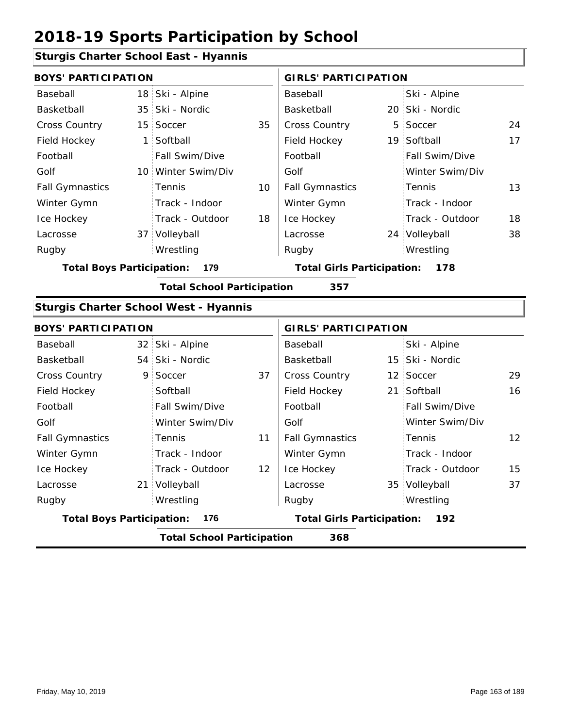# 2018-19 Sports Participation by School

## Sturgis Charter School East - Hyannis

### BOYS' PARTICIPATION

| Sport | Count | Sport | Count |
|---|---|---|---|
| Baseball | 18 | Ski - Alpine | |
| Basketball | 35 | Ski - Nordic | |
| Cross Country | 15 | Soccer | 35 |
| Field Hockey | 1 | Softball | |
| Football | | Fall Swim/Dive | |
| Golf | 10 | Winter Swim/Div | |
| Fall Gymnastics | | Tennis | 10 |
| Winter Gymn | | Track - Indoor | |
| Ice Hockey | | Track - Outdoor | 18 |
| Lacrosse | 37 | Volleyball | |
| Rugby | | Wrestling | |

**Total Boys Participation: 179**

### GIRLS' PARTICIPATION

| Sport | Count | Sport | Count |
|---|---|---|---|
| Baseball | | Ski - Alpine | |
| Basketball | 20 | Ski - Nordic | |
| Cross Country | 5 | Soccer | 24 |
| Field Hockey | 19 | Softball | 17 |
| Football | | Fall Swim/Dive | |
| Golf | | Winter Swim/Div | |
| Fall Gymnastics | | Tennis | 13 |
| Winter Gymn | | Track - Indoor | |
| Ice Hockey | | Track - Outdoor | 18 |
| Lacrosse | 24 | Volleyball | 38 |
| Rugby | | Wrestling | |

**Total Girls Participation: 178**

**Total School Participation 357**

## Sturgis Charter School West - Hyannis

### BOYS' PARTICIPATION

| Sport | Count | Sport | Count |
|---|---|---|---|
| Baseball | 32 | Ski - Alpine | |
| Basketball | 54 | Ski - Nordic | |
| Cross Country | 9 | Soccer | 37 |
| Field Hockey | | Softball | |
| Football | | Fall Swim/Dive | |
| Golf | | Winter Swim/Div | |
| Fall Gymnastics | | Tennis | 11 |
| Winter Gymn | | Track - Indoor | |
| Ice Hockey | | Track - Outdoor | 12 |
| Lacrosse | 21 | Volleyball | |
| Rugby | | Wrestling | |

**Total Boys Participation: 176**

### GIRLS' PARTICIPATION

| Sport | Count | Sport | Count |
|---|---|---|---|
| Baseball | | Ski - Alpine | |
| Basketball | 15 | Ski - Nordic | |
| Cross Country | 12 | Soccer | 29 |
| Field Hockey | 21 | Softball | 16 |
| Football | | Fall Swim/Dive | |
| Golf | | Winter Swim/Div | |
| Fall Gymnastics | | Tennis | 12 |
| Winter Gymn | | Track - Indoor | |
| Ice Hockey | | Track - Outdoor | 15 |
| Lacrosse | 35 | Volleyball | 37 |
| Rugby | | Wrestling | |

**Total Girls Participation: 192**

**Total School Participation 368**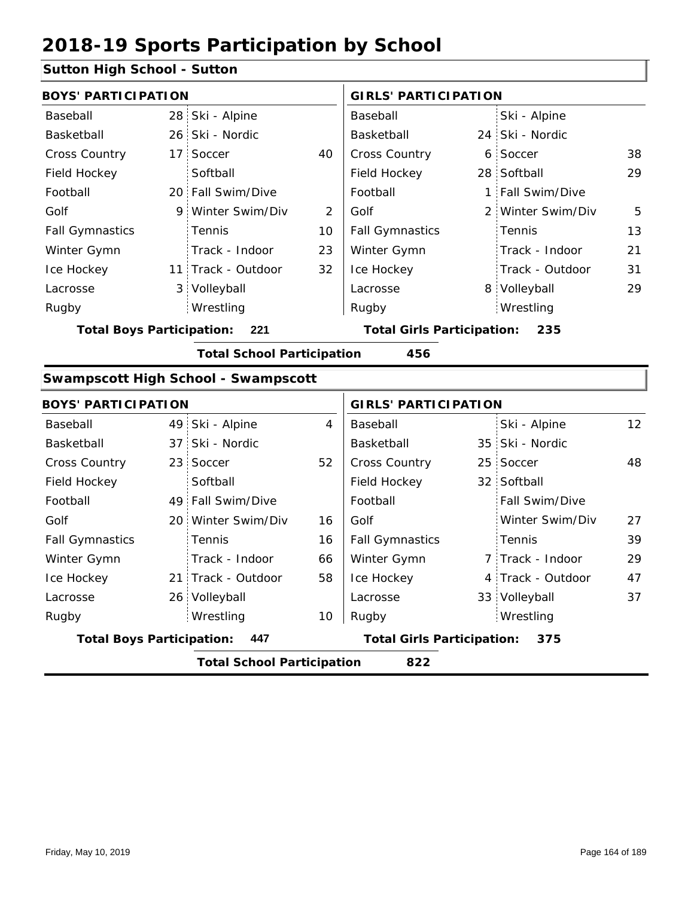# 2018-19 Sports Participation by School

## Sutton High School - Sutton

| BOYS' PARTICIPATION | | | | GIRLS' PARTICIPATION | | | |
|---|---|---|---|---|---|---|---|
| Baseball | 28 | Ski - Alpine | | Baseball | | Ski - Alpine | |
| Basketball | 26 | Ski - Nordic | | Basketball | 24 | Ski - Nordic | |
| Cross Country | 17 | Soccer | 40 | Cross Country | 6 | Soccer | 38 |
| Field Hockey | | Softball | | Field Hockey | 28 | Softball | 29 |
| Football | 20 | Fall Swim/Dive | | Football | 1 | Fall Swim/Dive | |
| Golf | 9 | Winter Swim/Div | 2 | Golf | 2 | Winter Swim/Div | 5 |
| Fall Gymnastics | | Tennis | 10 | Fall Gymnastics | | Tennis | 13 |
| Winter Gymn | | Track - Indoor | 23 | Winter Gymn | | Track - Indoor | 21 |
| Ice Hockey | 11 | Track - Outdoor | 32 | Ice Hockey | | Track - Outdoor | 31 |
| Lacrosse | 3 | Volleyball | | Lacrosse | 8 | Volleyball | 29 |
| Rugby | | Wrestling | | Rugby | | Wrestling | |

**Total Boys Participation: 221** **Total Girls Participation: 235**

**Total School Participation 456**

## Swampscott High School - Swampscott

| BOYS' PARTICIPATION | | | | GIRLS' PARTICIPATION | | | |
|---|---|---|---|---|---|---|---|
| Baseball | 49 | Ski - Alpine | 4 | Baseball | | Ski - Alpine | 12 |
| Basketball | 37 | Ski - Nordic | | Basketball | 35 | Ski - Nordic | |
| Cross Country | 23 | Soccer | 52 | Cross Country | 25 | Soccer | 48 |
| Field Hockey | | Softball | | Field Hockey | 32 | Softball | |
| Football | 49 | Fall Swim/Dive | | Football | | Fall Swim/Dive | |
| Golf | 20 | Winter Swim/Div | 16 | Golf | | Winter Swim/Div | 27 |
| Fall Gymnastics | | Tennis | 16 | Fall Gymnastics | | Tennis | 39 |
| Winter Gymn | | Track - Indoor | 66 | Winter Gymn | 7 | Track - Indoor | 29 |
| Ice Hockey | 21 | Track - Outdoor | 58 | Ice Hockey | 4 | Track - Outdoor | 47 |
| Lacrosse | 26 | Volleyball | | Lacrosse | 33 | Volleyball | 37 |
| Rugby | | Wrestling | 10 | Rugby | | Wrestling | |

**Total Boys Participation: 447** **Total Girls Participation: 375**

**Total School Participation 822**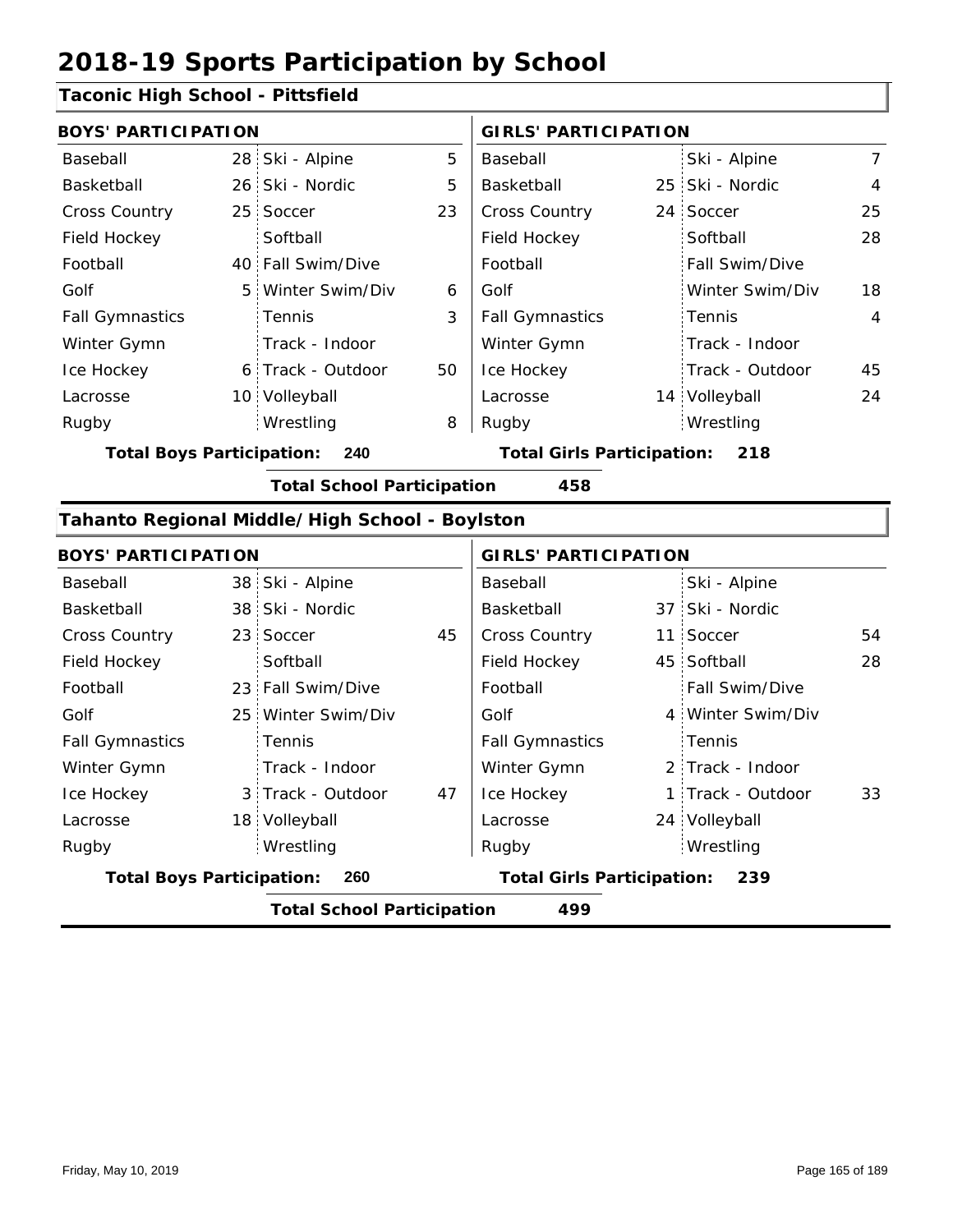# 2018-19 Sports Participation by School

## Taconic High School - Pittsfield

| BOYS' PARTICIPATION | | | | GIRLS' PARTICIPATION | | | |
|---|---|---|---|---|---|---|---|
| Baseball | 28 | Ski - Alpine | 5 | Baseball | | Ski - Alpine | 7 |
| Basketball | 26 | Ski - Nordic | 5 | Basketball | 25 | Ski - Nordic | 4 |
| Cross Country | 25 | Soccer | 23 | Cross Country | 24 | Soccer | 25 |
| Field Hockey | | Softball | | Field Hockey | | Softball | 28 |
| Football | 40 | Fall Swim/Dive | | Football | | Fall Swim/Dive | |
| Golf | 5 | Winter Swim/Div | 6 | Golf | | Winter Swim/Div | 18 |
| Fall Gymnastics | | Tennis | 3 | Fall Gymnastics | | Tennis | 4 |
| Winter Gymn | | Track - Indoor | | Winter Gymn | | Track - Indoor | |
| Ice Hockey | 6 | Track - Outdoor | 50 | Ice Hockey | | Track - Outdoor | 45 |
| Lacrosse | 10 | Volleyball | | Lacrosse | 14 | Volleyball | 24 |
| Rugby | | Wrestling | 8 | Rugby | | Wrestling | |

**Total Boys Participation: 240** | **Total Girls Participation: 218**

**Total School Participation 458**

## Tahanto Regional Middle/High School - Boylston

| BOYS' PARTICIPATION | | | | GIRLS' PARTICIPATION | | | |
|---|---|---|---|---|---|---|---|
| Baseball | 38 | Ski - Alpine | | Baseball | | Ski - Alpine | |
| Basketball | 38 | Ski - Nordic | | Basketball | 37 | Ski - Nordic | |
| Cross Country | 23 | Soccer | 45 | Cross Country | 11 | Soccer | 54 |
| Field Hockey | | Softball | | Field Hockey | 45 | Softball | 28 |
| Football | 23 | Fall Swim/Dive | | Football | | Fall Swim/Dive | |
| Golf | 25 | Winter Swim/Div | | Golf | 4 | Winter Swim/Div | |
| Fall Gymnastics | | Tennis | | Fall Gymnastics | | Tennis | |
| Winter Gymn | | Track - Indoor | | Winter Gymn | 2 | Track - Indoor | |
| Ice Hockey | 3 | Track - Outdoor | 47 | Ice Hockey | 1 | Track - Outdoor | 33 |
| Lacrosse | 18 | Volleyball | | Lacrosse | 24 | Volleyball | |
| Rugby | | Wrestling | | Rugby | | Wrestling | |

**Total Boys Participation: 260** | **Total Girls Participation: 239**

**Total School Participation 499**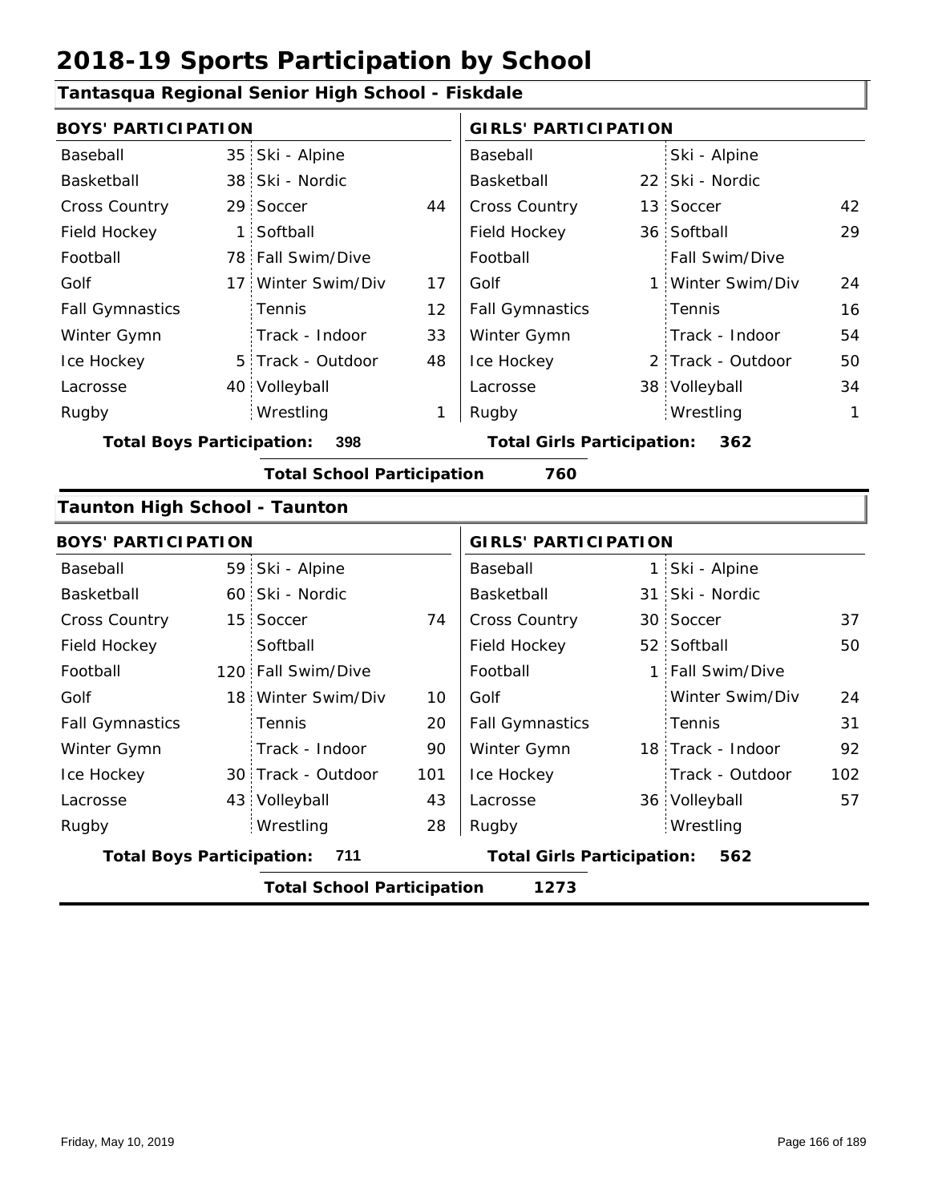# 2018-19 Sports Participation by School

## Tantasqua Regional Senior High School - Fiskdale

| BOYS' PARTICIPATION | | | | GIRLS' PARTICIPATION | | | |
|---|---|---|---|---|---|---|---|
| Baseball | 35 | Ski - Alpine | | Baseball | | Ski - Alpine | |
| Basketball | 38 | Ski - Nordic | | Basketball | 22 | Ski - Nordic | |
| Cross Country | 29 | Soccer | 44 | Cross Country | 13 | Soccer | 42 |
| Field Hockey | 1 | Softball | | Field Hockey | 36 | Softball | 29 |
| Football | 78 | Fall Swim/Dive | | Football | | Fall Swim/Dive | |
| Golf | 17 | Winter Swim/Div | 17 | Golf | 1 | Winter Swim/Div | 24 |
| Fall Gymnastics | | Tennis | 12 | Fall Gymnastics | | Tennis | 16 |
| Winter Gymn | | Track - Indoor | 33 | Winter Gymn | | Track - Indoor | 54 |
| Ice Hockey | 5 | Track - Outdoor | 48 | Ice Hockey | 2 | Track - Outdoor | 50 |
| Lacrosse | 40 | Volleyball | | Lacrosse | 38 | Volleyball | 34 |
| Rugby | | Wrestling | 1 | Rugby | | Wrestling | 1 |

**Total Boys Participation: 398** **Total Girls Participation: 362**

**Total School Participation 760**

## Taunton High School - Taunton

| BOYS' PARTICIPATION | | | | GIRLS' PARTICIPATION | | | |
|---|---|---|---|---|---|---|---|
| Baseball | 59 | Ski - Alpine | | Baseball | 1 | Ski - Alpine | |
| Basketball | 60 | Ski - Nordic | | Basketball | 31 | Ski - Nordic | |
| Cross Country | 15 | Soccer | 74 | Cross Country | 30 | Soccer | 37 |
| Field Hockey | | Softball | | Field Hockey | 52 | Softball | 50 |
| Football | 120 | Fall Swim/Dive | | Football | 1 | Fall Swim/Dive | |
| Golf | 18 | Winter Swim/Div | 10 | Golf | | Winter Swim/Div | 24 |
| Fall Gymnastics | | Tennis | 20 | Fall Gymnastics | | Tennis | 31 |
| Winter Gymn | | Track - Indoor | 90 | Winter Gymn | 18 | Track - Indoor | 92 |
| Ice Hockey | 30 | Track - Outdoor | 101 | Ice Hockey | | Track - Outdoor | 102 |
| Lacrosse | 43 | Volleyball | 43 | Lacrosse | 36 | Volleyball | 57 |
| Rugby | | Wrestling | 28 | Rugby | | Wrestling | |

**Total Boys Participation: 711** **Total Girls Participation: 562**

**Total School Participation 1273**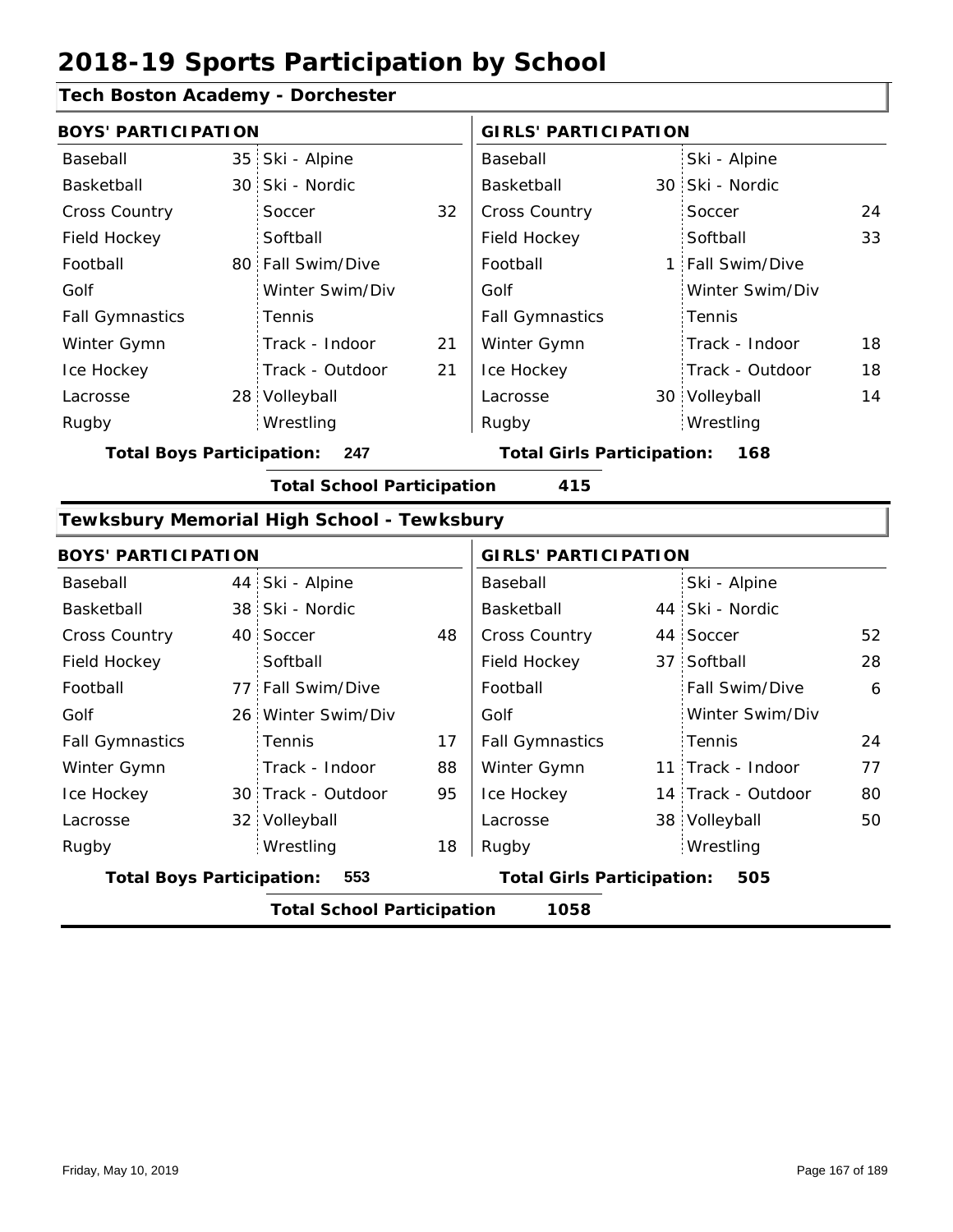# 2018-19 Sports Participation by School

## Tech Boston Academy - Dorchester

| BOYS' PARTICIPATION | | | | GIRLS' PARTICIPATION | | | |
|---|---|---|---|---|---|---|---|
| Baseball | 35 | Ski - Alpine | | Baseball | | Ski - Alpine | |
| Basketball | 30 | Ski - Nordic | | Basketball | 30 | Ski - Nordic | |
| Cross Country | | Soccer | 32 | Cross Country | | Soccer | 24 |
| Field Hockey | | Softball | | Field Hockey | | Softball | 33 |
| Football | 80 | Fall Swim/Dive | | Football | 1 | Fall Swim/Dive | |
| Golf | | Winter Swim/Div | | Golf | | Winter Swim/Div | |
| Fall Gymnastics | | Tennis | | Fall Gymnastics | | Tennis | |
| Winter Gymn | | Track - Indoor | 21 | Winter Gymn | | Track - Indoor | 18 |
| Ice Hockey | | Track - Outdoor | 21 | Ice Hockey | | Track - Outdoor | 18 |
| Lacrosse | 28 | Volleyball | | Lacrosse | 30 | Volleyball | 14 |
| Rugby | | Wrestling | | Rugby | | Wrestling | |

**Total Boys Participation:** 247 **Total Girls Participation:** 168

**Total School Participation** 415

## Tewksbury Memorial High School - Tewksbury

| BOYS' PARTICIPATION | | | | GIRLS' PARTICIPATION | | | |
|---|---|---|---|---|---|---|---|
| Baseball | 44 | Ski - Alpine | | Baseball | | Ski - Alpine | |
| Basketball | 38 | Ski - Nordic | | Basketball | 44 | Ski - Nordic | |
| Cross Country | 40 | Soccer | 48 | Cross Country | 44 | Soccer | 52 |
| Field Hockey | | Softball | | Field Hockey | 37 | Softball | 28 |
| Football | 77 | Fall Swim/Dive | | Football | | Fall Swim/Dive | 6 |
| Golf | 26 | Winter Swim/Div | | Golf | | Winter Swim/Div | |
| Fall Gymnastics | | Tennis | 17 | Fall Gymnastics | | Tennis | 24 |
| Winter Gymn | | Track - Indoor | 88 | Winter Gymn | 11 | Track - Indoor | 77 |
| Ice Hockey | 30 | Track - Outdoor | 95 | Ice Hockey | 14 | Track - Outdoor | 80 |
| Lacrosse | 32 | Volleyball | | Lacrosse | 38 | Volleyball | 50 |
| Rugby | | Wrestling | 18 | Rugby | | Wrestling | |

**Total Boys Participation:** 553 **Total Girls Participation:** 505

**Total School Participation** 1058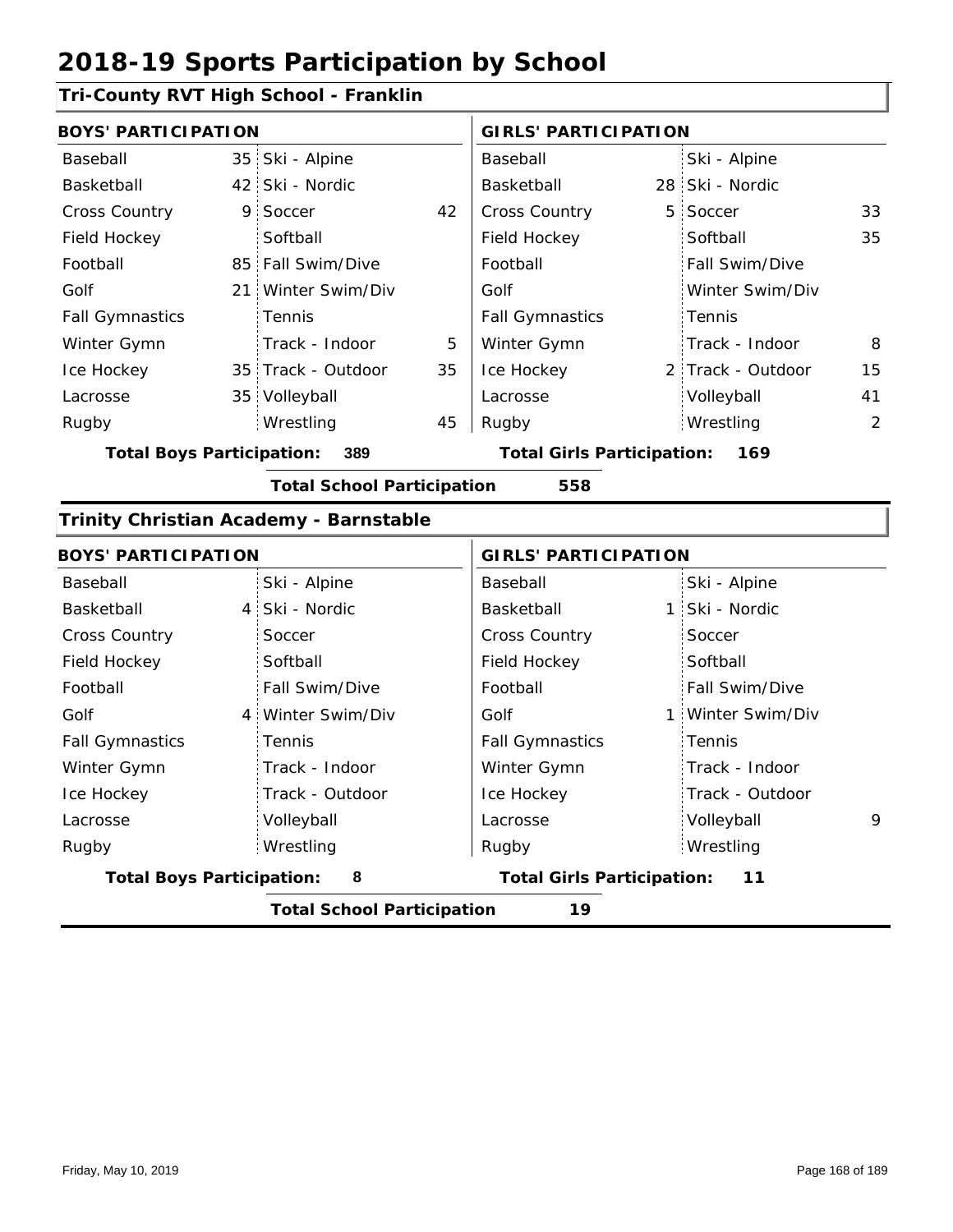# 2018-19 Sports Participation by School

## Tri-County RVT High School - Franklin

| BOYS' PARTICIPATION | | | | GIRLS' PARTICIPATION | | | |
|---|---|---|---|---|---|---|---|
| Baseball | 35 | Ski - Alpine | | Baseball | | Ski - Alpine | |
| Basketball | 42 | Ski - Nordic | | Basketball | 28 | Ski - Nordic | |
| Cross Country | 9 | Soccer | 42 | Cross Country | 5 | Soccer | 33 |
| Field Hockey | | Softball | | Field Hockey | | Softball | 35 |
| Football | 85 | Fall Swim/Dive | | Football | | Fall Swim/Dive | |
| Golf | 21 | Winter Swim/Div | | Golf | | Winter Swim/Div | |
| Fall Gymnastics | | Tennis | | Fall Gymnastics | | Tennis | |
| Winter Gymn | | Track - Indoor | 5 | Winter Gymn | | Track - Indoor | 8 |
| Ice Hockey | 35 | Track - Outdoor | 35 | Ice Hockey | 2 | Track - Outdoor | 15 |
| Lacrosse | 35 | Volleyball | | Lacrosse | | Volleyball | 41 |
| Rugby | | Wrestling | 45 | Rugby | | Wrestling | 2 |

**Total Boys Participation: 389** | **Total Girls Participation: 169**

**Total School Participation 558**

## Trinity Christian Academy - Barnstable

| BOYS' PARTICIPATION | | | | GIRLS' PARTICIPATION | | | |
|---|---|---|---|---|---|---|---|
| Baseball | | Ski - Alpine | | Baseball | | Ski - Alpine | |
| Basketball | 4 | Ski - Nordic | | Basketball | 1 | Ski - Nordic | |
| Cross Country | | Soccer | | Cross Country | | Soccer | |
| Field Hockey | | Softball | | Field Hockey | | Softball | |
| Football | | Fall Swim/Dive | | Football | | Fall Swim/Dive | |
| Golf | 4 | Winter Swim/Div | | Golf | 1 | Winter Swim/Div | |
| Fall Gymnastics | | Tennis | | Fall Gymnastics | | Tennis | |
| Winter Gymn | | Track - Indoor | | Winter Gymn | | Track - Indoor | |
| Ice Hockey | | Track - Outdoor | | Ice Hockey | | Track - Outdoor | |
| Lacrosse | | Volleyball | | Lacrosse | | Volleyball | 9 |
| Rugby | | Wrestling | | Rugby | | Wrestling | |

**Total Boys Participation: 8** | **Total Girls Participation: 11**

**Total School Participation 19**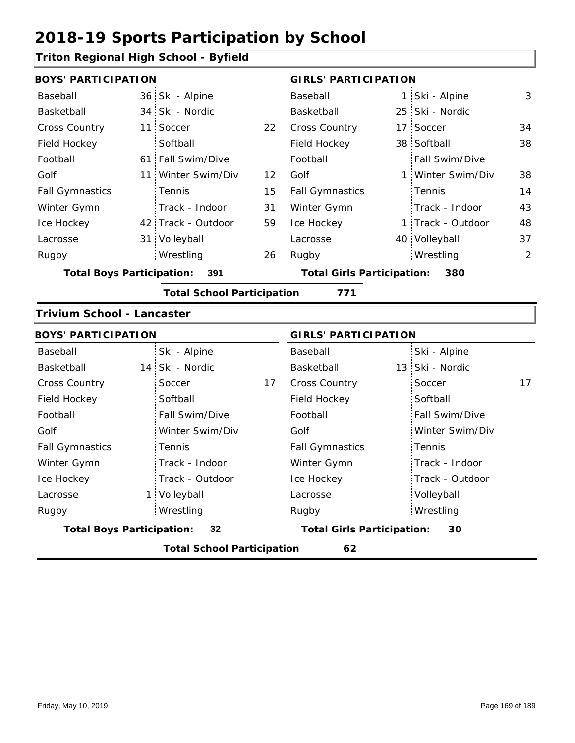# 2018-19 Sports Participation by School

## Triton Regional High School - Byfield

| BOYS' PARTICIPATION | | | | GIRLS' PARTICIPATION | | | |
|---|---|---|---|---|---|---|---|
| Baseball | 36 | Ski - Alpine | | Baseball | 1 | Ski - Alpine | 3 |
| Basketball | 34 | Ski - Nordic | | Basketball | 25 | Ski - Nordic | |
| Cross Country | 11 | Soccer | 22 | Cross Country | 17 | Soccer | 34 |
| Field Hockey | | Softball | | Field Hockey | 38 | Softball | 38 |
| Football | 61 | Fall Swim/Dive | | Football | | Fall Swim/Dive | |
| Golf | 11 | Winter Swim/Div | 12 | Golf | 1 | Winter Swim/Div | 38 |
| Fall Gymnastics | | Tennis | 15 | Fall Gymnastics | | Tennis | 14 |
| Winter Gymn | | Track - Indoor | 31 | Winter Gymn | | Track - Indoor | 43 |
| Ice Hockey | 42 | Track - Outdoor | 59 | Ice Hockey | 1 | Track - Outdoor | 48 |
| Lacrosse | 31 | Volleyball | | Lacrosse | 40 | Volleyball | 37 |
| Rugby | | Wrestling | 26 | Rugby | | Wrestling | 2 |

**Total Boys Participation: 391** **Total Girls Participation: 380**

**Total School Participation 771**

## Trivium School - Lancaster

| BOYS' PARTICIPATION | | | | GIRLS' PARTICIPATION | | | |
|---|---|---|---|---|---|---|---|
| Baseball | | Ski - Alpine | | Baseball | | Ski - Alpine | |
| Basketball | 14 | Ski - Nordic | | Basketball | 13 | Ski - Nordic | |
| Cross Country | | Soccer | 17 | Cross Country | | Soccer | 17 |
| Field Hockey | | Softball | | Field Hockey | | Softball | |
| Football | | Fall Swim/Dive | | Football | | Fall Swim/Dive | |
| Golf | | Winter Swim/Div | | Golf | | Winter Swim/Div | |
| Fall Gymnastics | | Tennis | | Fall Gymnastics | | Tennis | |
| Winter Gymn | | Track - Indoor | | Winter Gymn | | Track - Indoor | |
| Ice Hockey | | Track - Outdoor | | Ice Hockey | | Track - Outdoor | |
| Lacrosse | 1 | Volleyball | | Lacrosse | | Volleyball | |
| Rugby | | Wrestling | | Rugby | | Wrestling | |

**Total Boys Participation: 32** **Total Girls Participation: 30**

**Total School Participation 62**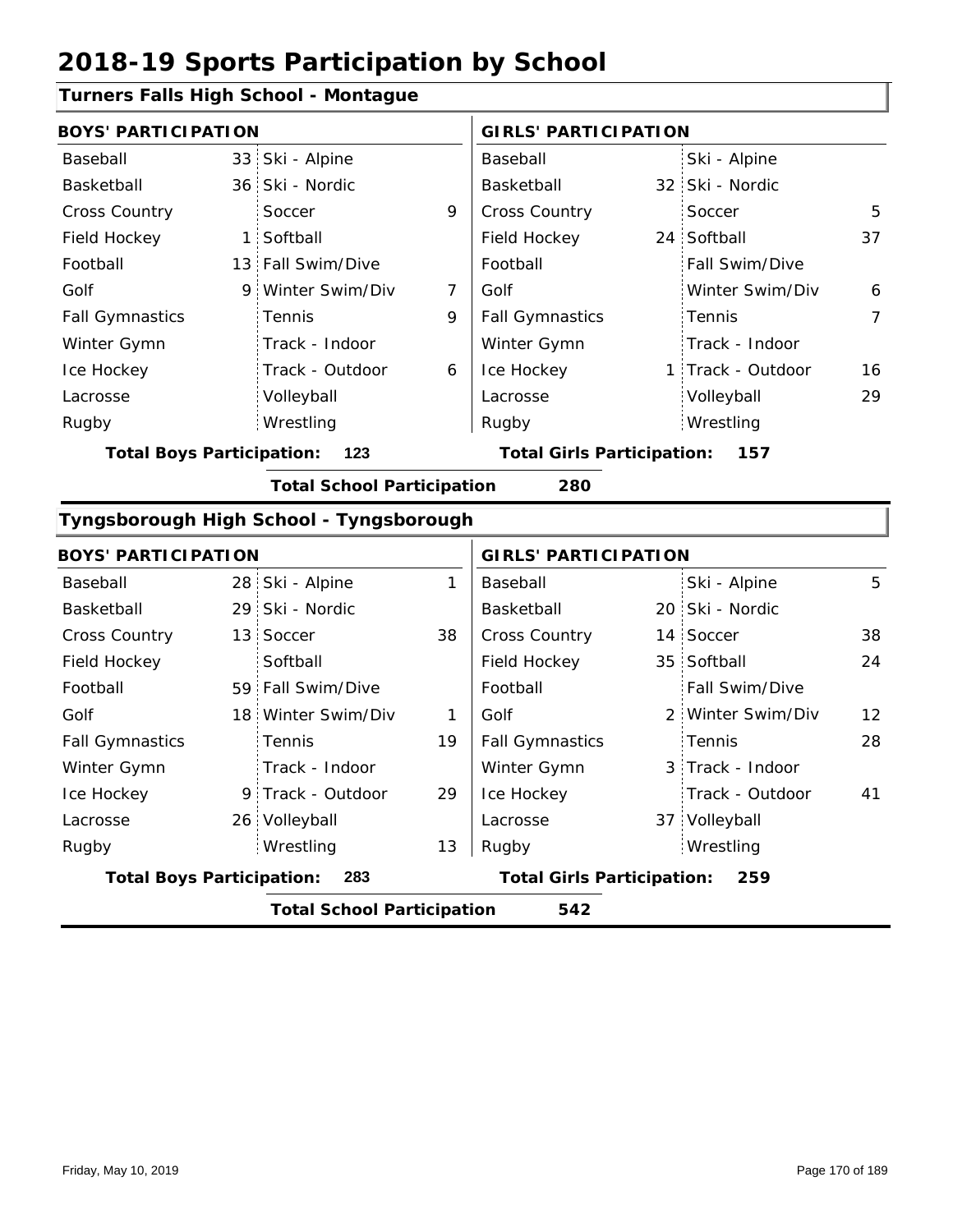# 2018-19 Sports Participation by School

## Turners Falls High School - Montague

| BOYS' PARTICIPATION | | | | GIRLS' PARTICIPATION | | | |
|---|---|---|---|---|---|---|---|
| Baseball | 33 | Ski - Alpine | | Baseball | | Ski - Alpine | |
| Basketball | 36 | Ski - Nordic | | Basketball | 32 | Ski - Nordic | |
| Cross Country | | Soccer | 9 | Cross Country | | Soccer | 5 |
| Field Hockey | 1 | Softball | | Field Hockey | 24 | Softball | 37 |
| Football | 13 | Fall Swim/Dive | | Football | | Fall Swim/Dive | |
| Golf | 9 | Winter Swim/Div | 7 | Golf | | Winter Swim/Div | 6 |
| Fall Gymnastics | | Tennis | 9 | Fall Gymnastics | | Tennis | 7 |
| Winter Gymn | | Track - Indoor | | Winter Gymn | | Track - Indoor | |
| Ice Hockey | | Track - Outdoor | 6 | Ice Hockey | 1 | Track - Outdoor | 16 |
| Lacrosse | | Volleyball | | Lacrosse | | Volleyball | 29 |
| Rugby | | Wrestling | | Rugby | | Wrestling | |

**Total Boys Participation:** 123 **Total Girls Participation:** 157

**Total School Participation** 280

## Tyngsborough High School - Tyngsborough

| BOYS' PARTICIPATION | | | | GIRLS' PARTICIPATION | | | |
|---|---|---|---|---|---|---|---|
| Baseball | 28 | Ski - Alpine | 1 | Baseball | | Ski - Alpine | 5 |
| Basketball | 29 | Ski - Nordic | | Basketball | 20 | Ski - Nordic | |
| Cross Country | 13 | Soccer | 38 | Cross Country | 14 | Soccer | 38 |
| Field Hockey | | Softball | | Field Hockey | 35 | Softball | 24 |
| Football | 59 | Fall Swim/Dive | | Football | | Fall Swim/Dive | |
| Golf | 18 | Winter Swim/Div | 1 | Golf | 2 | Winter Swim/Div | 12 |
| Fall Gymnastics | | Tennis | 19 | Fall Gymnastics | | Tennis | 28 |
| Winter Gymn | | Track - Indoor | | Winter Gymn | 3 | Track - Indoor | |
| Ice Hockey | 9 | Track - Outdoor | 29 | Ice Hockey | | Track - Outdoor | 41 |
| Lacrosse | 26 | Volleyball | | Lacrosse | 37 | Volleyball | |
| Rugby | | Wrestling | 13 | Rugby | | Wrestling | |

**Total Boys Participation:** 283 **Total Girls Participation:** 259

**Total School Participation** 542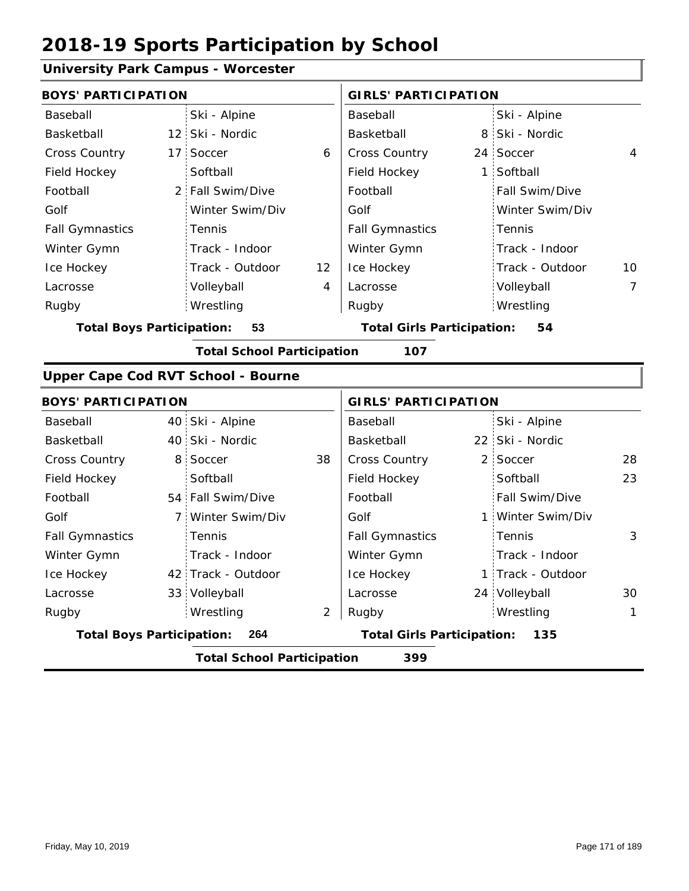# 2018-19 Sports Participation by School

## University Park Campus - Worcester

| BOYS' PARTICIPATION | | | | GIRLS' PARTICIPATION | | | |
|---|---|---|---|---|---|---|---|
| Baseball | | Ski - Alpine | | Baseball | | Ski - Alpine | |
| Basketball | 12 | Ski - Nordic | | Basketball | 8 | Ski - Nordic | |
| Cross Country | 17 | Soccer | 6 | Cross Country | 24 | Soccer | 4 |
| Field Hockey | | Softball | | Field Hockey | 1 | Softball | |
| Football | 2 | Fall Swim/Dive | | Football | | Fall Swim/Dive | |
| Golf | | Winter Swim/Div | | Golf | | Winter Swim/Div | |
| Fall Gymnastics | | Tennis | | Fall Gymnastics | | Tennis | |
| Winter Gymn | | Track - Indoor | | Winter Gymn | | Track - Indoor | |
| Ice Hockey | | Track - Outdoor | 12 | Ice Hockey | | Track - Outdoor | 10 |
| Lacrosse | | Volleyball | 4 | Lacrosse | | Volleyball | 7 |
| Rugby | | Wrestling | | Rugby | | Wrestling | |

**Total Boys Participation:** 53 | **Total Girls Participation:** 54

**Total School Participation** 107

## Upper Cape Cod RVT School - Bourne

| BOYS' PARTICIPATION | | | | GIRLS' PARTICIPATION | | | |
|---|---|---|---|---|---|---|---|
| Baseball | 40 | Ski - Alpine | | Baseball | | Ski - Alpine | |
| Basketball | 40 | Ski - Nordic | | Basketball | 22 | Ski - Nordic | |
| Cross Country | 8 | Soccer | 38 | Cross Country | 2 | Soccer | 28 |
| Field Hockey | | Softball | | Field Hockey | | Softball | 23 |
| Football | 54 | Fall Swim/Dive | | Football | | Fall Swim/Dive | |
| Golf | 7 | Winter Swim/Div | | Golf | 1 | Winter Swim/Div | |
| Fall Gymnastics | | Tennis | | Fall Gymnastics | | Tennis | 3 |
| Winter Gymn | | Track - Indoor | | Winter Gymn | | Track - Indoor | |
| Ice Hockey | 42 | Track - Outdoor | | Ice Hockey | 1 | Track - Outdoor | |
| Lacrosse | 33 | Volleyball | | Lacrosse | 24 | Volleyball | 30 |
| Rugby | | Wrestling | 2 | Rugby | | Wrestling | 1 |

**Total Boys Participation:** 264 | **Total Girls Participation:** 135

**Total School Participation** 399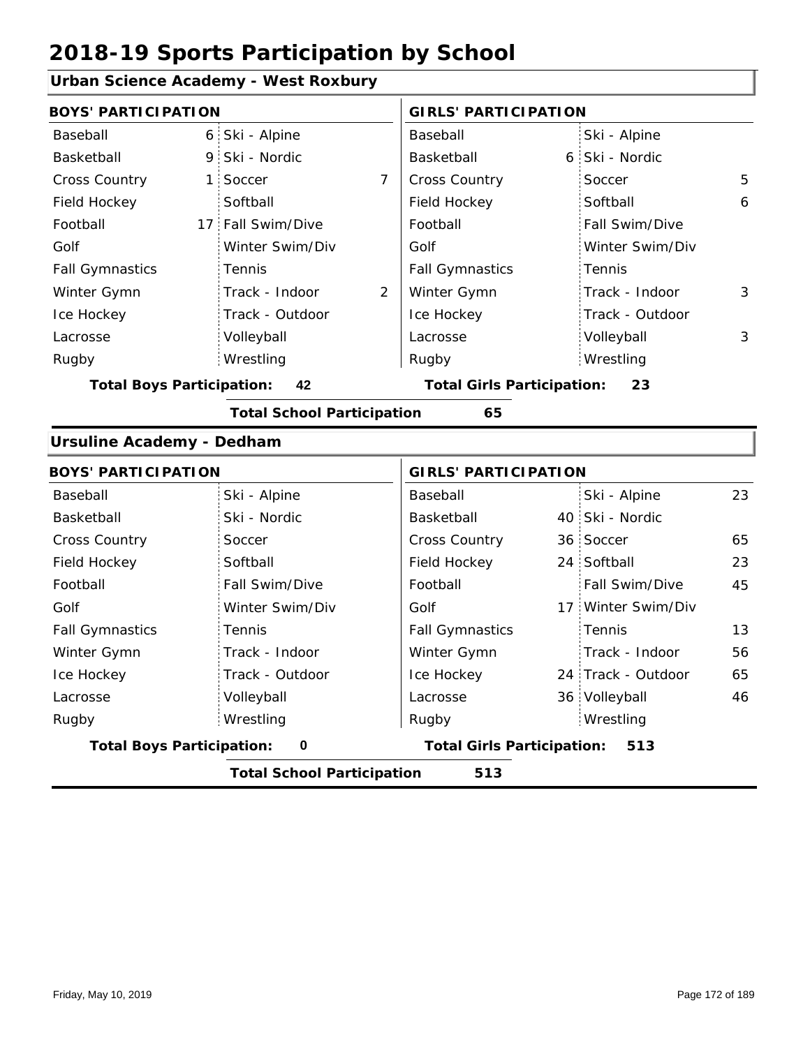# 2018-19 Sports Participation by School

## Urban Science Academy - West Roxbury

| BOYS' PARTICIPATION | | | | GIRLS' PARTICIPATION | | | |
|---|---|---|---|---|---|---|---|
| Baseball | 6 | Ski - Alpine | | Baseball | | Ski - Alpine | |
| Basketball | 9 | Ski - Nordic | | Basketball | 6 | Ski - Nordic | |
| Cross Country | 1 | Soccer | 7 | Cross Country | | Soccer | 5 |
| Field Hockey | | Softball | | Field Hockey | | Softball | 6 |
| Football | 17 | Fall Swim/Dive | | Football | | Fall Swim/Dive | |
| Golf | | Winter Swim/Div | | Golf | | Winter Swim/Div | |
| Fall Gymnastics | | Tennis | | Fall Gymnastics | | Tennis | |
| Winter Gymn | | Track - Indoor | 2 | Winter Gymn | | Track - Indoor | 3 |
| Ice Hockey | | Track - Outdoor | | Ice Hockey | | Track - Outdoor | |
| Lacrosse | | Volleyball | | Lacrosse | | Volleyball | 3 |
| Rugby | | Wrestling | | Rugby | | Wrestling | |

**Total Boys Participation: 42** **Total Girls Participation: 23**

**Total School Participation 65**

## Ursuline Academy - Dedham

| BOYS' PARTICIPATION | | | | GIRLS' PARTICIPATION | | | |
|---|---|---|---|---|---|---|---|
| Baseball | | Ski - Alpine | | Baseball | | Ski - Alpine | 23 |
| Basketball | | Ski - Nordic | | Basketball | 40 | Ski - Nordic | |
| Cross Country | | Soccer | | Cross Country | 36 | Soccer | 65 |
| Field Hockey | | Softball | | Field Hockey | 24 | Softball | 23 |
| Football | | Fall Swim/Dive | | Football | | Fall Swim/Dive | 45 |
| Golf | | Winter Swim/Div | | Golf | 17 | Winter Swim/Div | |
| Fall Gymnastics | | Tennis | | Fall Gymnastics | | Tennis | 13 |
| Winter Gymn | | Track - Indoor | | Winter Gymn | | Track - Indoor | 56 |
| Ice Hockey | | Track - Outdoor | | Ice Hockey | 24 | Track - Outdoor | 65 |
| Lacrosse | | Volleyball | | Lacrosse | 36 | Volleyball | 46 |
| Rugby | | Wrestling | | Rugby | | Wrestling | |

**Total Boys Participation: 0** **Total Girls Participation: 513**

**Total School Participation 513**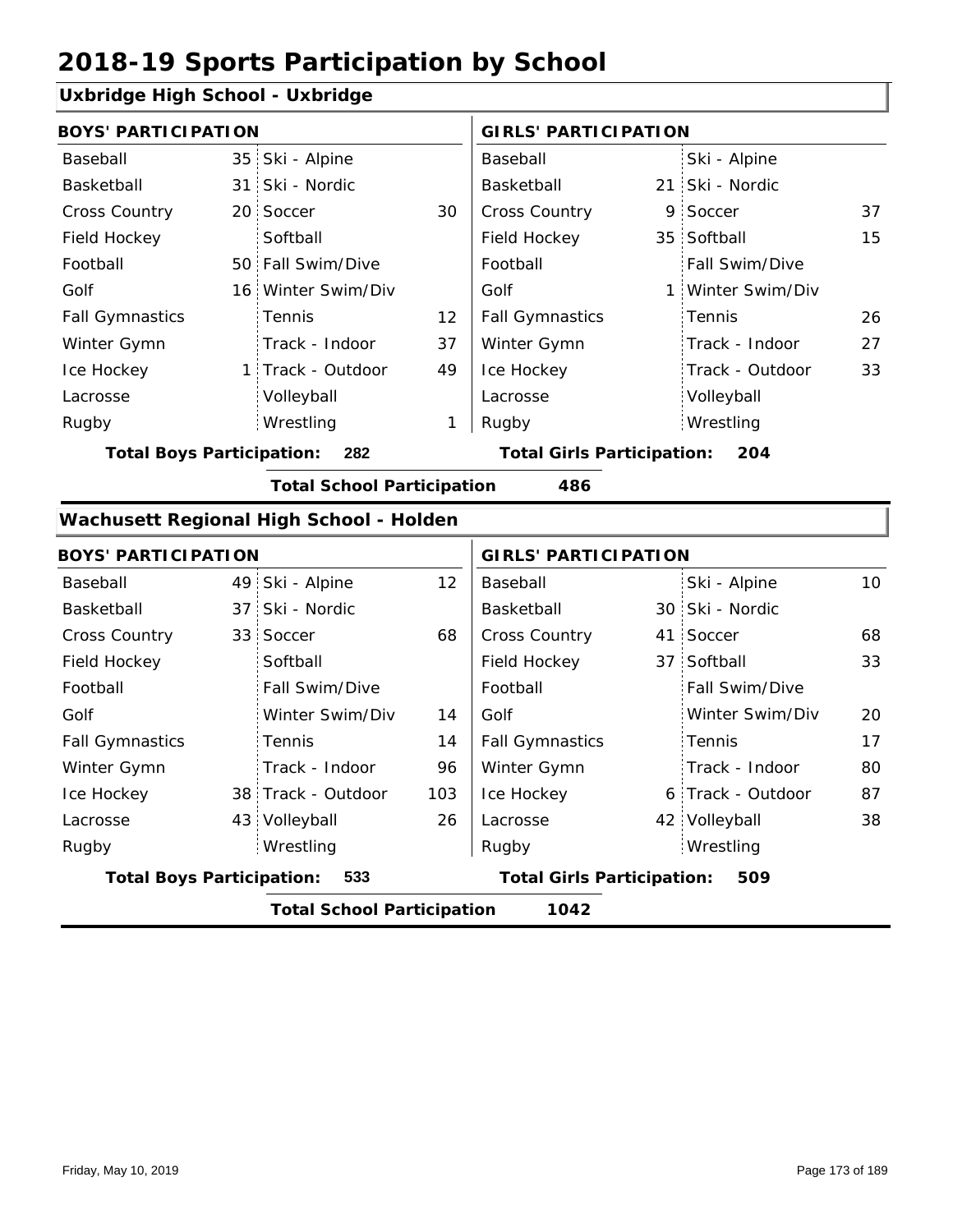# 2018-19 Sports Participation by School

## Uxbridge High School - Uxbridge

| BOYS' PARTICIPATION | | | | GIRLS' PARTICIPATION | | | |
|---|---|---|---|---|---|---|---|
| Baseball | 35 | Ski - Alpine | | Baseball | | Ski - Alpine | |
| Basketball | 31 | Ski - Nordic | | Basketball | 21 | Ski - Nordic | |
| Cross Country | 20 | Soccer | 30 | Cross Country | 9 | Soccer | 37 |
| Field Hockey | | Softball | | Field Hockey | 35 | Softball | 15 |
| Football | 50 | Fall Swim/Dive | | Football | | Fall Swim/Dive | |
| Golf | 16 | Winter Swim/Div | | Golf | 1 | Winter Swim/Div | |
| Fall Gymnastics | | Tennis | 12 | Fall Gymnastics | | Tennis | 26 |
| Winter Gymn | | Track - Indoor | 37 | Winter Gymn | | Track - Indoor | 27 |
| Ice Hockey | 1 | Track - Outdoor | 49 | Ice Hockey | | Track - Outdoor | 33 |
| Lacrosse | | Volleyball | | Lacrosse | | Volleyball | |
| Rugby | | Wrestling | 1 | Rugby | | Wrestling | |

**Total Boys Participation: 282** **Total Girls Participation: 204**

**Total School Participation 486**

## Wachusett Regional High School - Holden

| BOYS' PARTICIPATION | | | | GIRLS' PARTICIPATION | | | |
|---|---|---|---|---|---|---|---|
| Baseball | 49 | Ski - Alpine | 12 | Baseball | | Ski - Alpine | 10 |
| Basketball | 37 | Ski - Nordic | | Basketball | 30 | Ski - Nordic | |
| Cross Country | 33 | Soccer | 68 | Cross Country | 41 | Soccer | 68 |
| Field Hockey | | Softball | | Field Hockey | 37 | Softball | 33 |
| Football | | Fall Swim/Dive | | Football | | Fall Swim/Dive | |
| Golf | | Winter Swim/Div | 14 | Golf | | Winter Swim/Div | 20 |
| Fall Gymnastics | | Tennis | 14 | Fall Gymnastics | | Tennis | 17 |
| Winter Gymn | | Track - Indoor | 96 | Winter Gymn | | Track - Indoor | 80 |
| Ice Hockey | 38 | Track - Outdoor | 103 | Ice Hockey | 6 | Track - Outdoor | 87 |
| Lacrosse | 43 | Volleyball | 26 | Lacrosse | 42 | Volleyball | 38 |
| Rugby | | Wrestling | | Rugby | | Wrestling | |

**Total Boys Participation: 533** **Total Girls Participation: 509**

**Total School Participation 1042**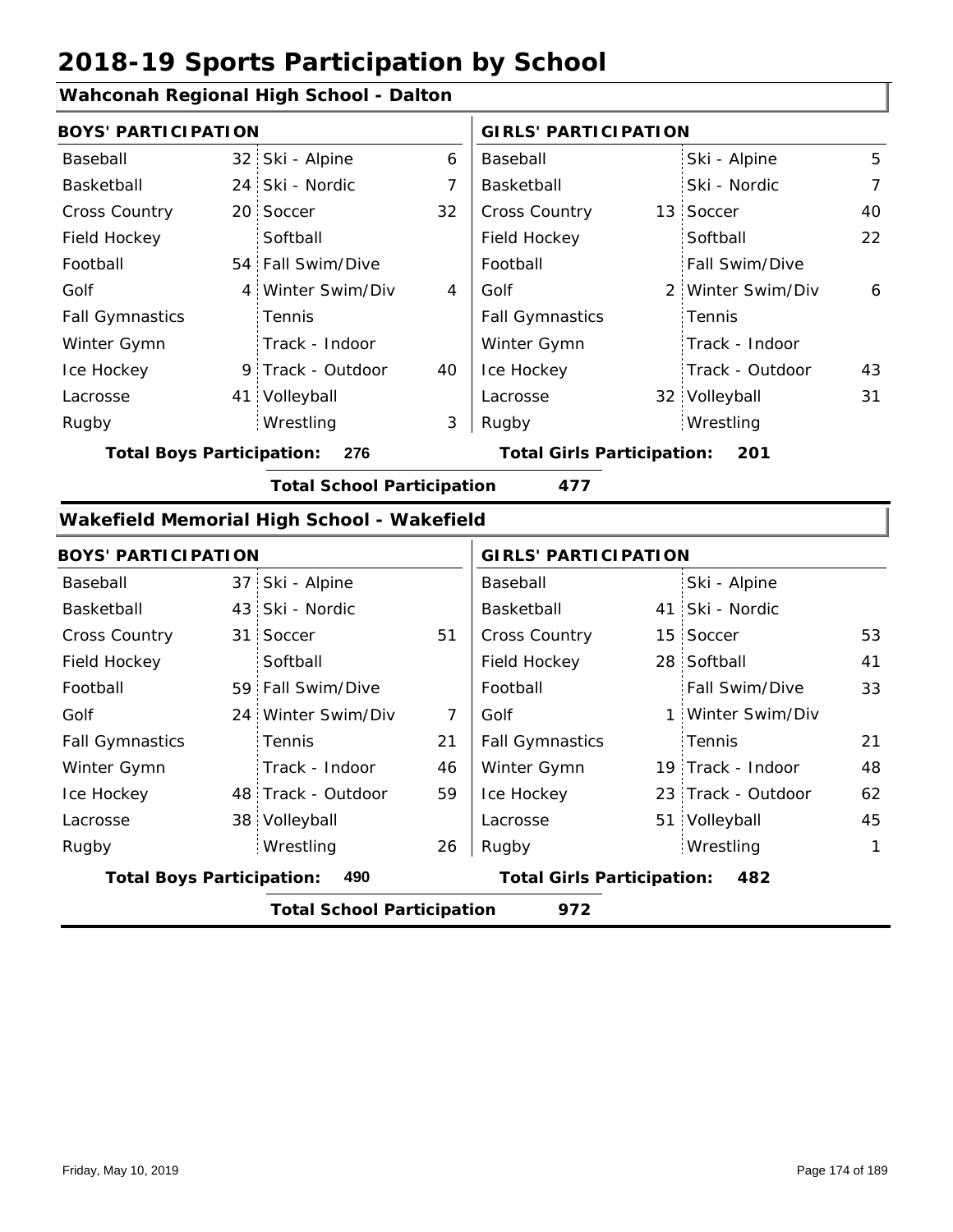# 2018-19 Sports Participation by School

## Wahconah Regional High School - Dalton

| BOYS' PARTICIPATION | | | | GIRLS' PARTICIPATION | | | |
|---|---|---|---|---|---|---|---|
| Baseball | 32 | Ski - Alpine | 6 | Baseball | | Ski - Alpine | 5 |
| Basketball | 24 | Ski - Nordic | 7 | Basketball | | Ski - Nordic | 7 |
| Cross Country | 20 | Soccer | 32 | Cross Country | 13 | Soccer | 40 |
| Field Hockey | | Softball | | Field Hockey | | Softball | 22 |
| Football | 54 | Fall Swim/Dive | | Football | | Fall Swim/Dive | |
| Golf | 4 | Winter Swim/Div | 4 | Golf | 2 | Winter Swim/Div | 6 |
| Fall Gymnastics | | Tennis | | Fall Gymnastics | | Tennis | |
| Winter Gymn | | Track - Indoor | | Winter Gymn | | Track - Indoor | |
| Ice Hockey | 9 | Track - Outdoor | 40 | Ice Hockey | | Track - Outdoor | 43 |
| Lacrosse | 41 | Volleyball | | Lacrosse | 32 | Volleyball | 31 |
| Rugby | | Wrestling | 3 | Rugby | | Wrestling | |

**Total Boys Participation: 276** | **Total Girls Participation: 201**

**Total School Participation 477**

## Wakefield Memorial High School - Wakefield

| BOYS' PARTICIPATION | | | | GIRLS' PARTICIPATION | | | |
|---|---|---|---|---|---|---|---|
| Baseball | 37 | Ski - Alpine | | Baseball | | Ski - Alpine | |
| Basketball | 43 | Ski - Nordic | | Basketball | 41 | Ski - Nordic | |
| Cross Country | 31 | Soccer | 51 | Cross Country | 15 | Soccer | 53 |
| Field Hockey | | Softball | | Field Hockey | 28 | Softball | 41 |
| Football | 59 | Fall Swim/Dive | | Football | | Fall Swim/Dive | 33 |
| Golf | 24 | Winter Swim/Div | 7 | Golf | 1 | Winter Swim/Div | |
| Fall Gymnastics | | Tennis | 21 | Fall Gymnastics | | Tennis | 21 |
| Winter Gymn | | Track - Indoor | 46 | Winter Gymn | 19 | Track - Indoor | 48 |
| Ice Hockey | 48 | Track - Outdoor | 59 | Ice Hockey | 23 | Track - Outdoor | 62 |
| Lacrosse | 38 | Volleyball | | Lacrosse | 51 | Volleyball | 45 |
| Rugby | | Wrestling | 26 | Rugby | | Wrestling | 1 |

**Total Boys Participation: 490** | **Total Girls Participation: 482**

**Total School Participation 972**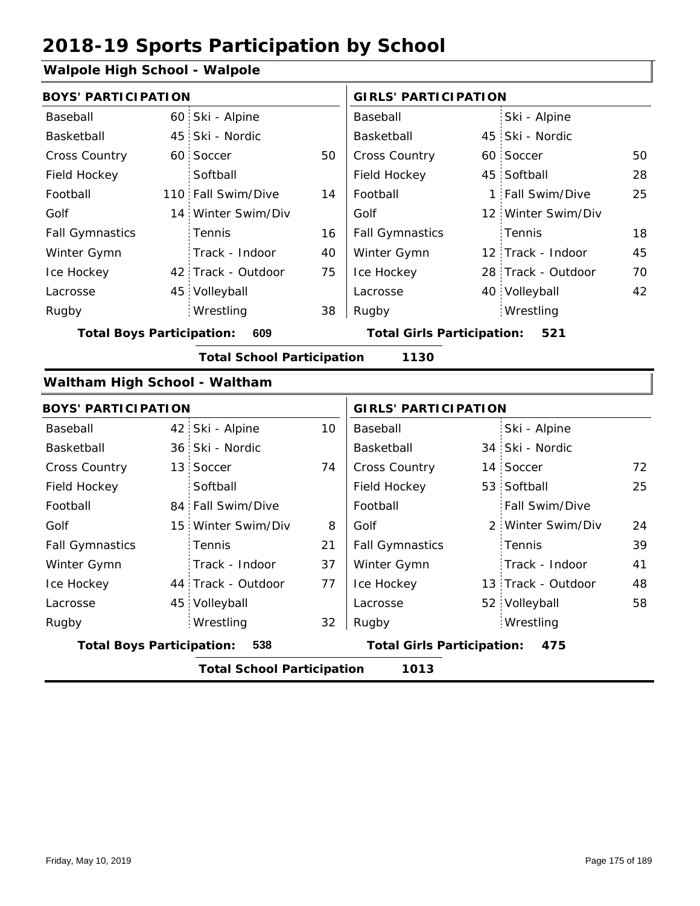# 2018-19 Sports Participation by School

## Walpole High School - Walpole

| BOYS' PARTICIPATION | | | | GIRLS' PARTICIPATION | | | |
|---|---|---|---|---|---|---|---|
| Baseball | 60 | Ski - Alpine | | Baseball | | Ski - Alpine | |
| Basketball | 45 | Ski - Nordic | | Basketball | 45 | Ski - Nordic | |
| Cross Country | 60 | Soccer | 50 | Cross Country | 60 | Soccer | 50 |
| Field Hockey | | Softball | | Field Hockey | 45 | Softball | 28 |
| Football | 110 | Fall Swim/Dive | 14 | Football | 1 | Fall Swim/Dive | 25 |
| Golf | 14 | Winter Swim/Div | | Golf | 12 | Winter Swim/Div | |
| Fall Gymnastics | | Tennis | 16 | Fall Gymnastics | | Tennis | 18 |
| Winter Gymn | | Track - Indoor | 40 | Winter Gymn | 12 | Track - Indoor | 45 |
| Ice Hockey | 42 | Track - Outdoor | 75 | Ice Hockey | 28 | Track - Outdoor | 70 |
| Lacrosse | 45 | Volleyball | | Lacrosse | 40 | Volleyball | 42 |
| Rugby | | Wrestling | 38 | Rugby | | Wrestling | |

**Total Boys Participation: 609** **Total Girls Participation: 521**

**Total School Participation 1130**

## Waltham High School - Waltham

| BOYS' PARTICIPATION | | | | GIRLS' PARTICIPATION | | | |
|---|---|---|---|---|---|---|---|
| Baseball | 42 | Ski - Alpine | 10 | Baseball | | Ski - Alpine | |
| Basketball | 36 | Ski - Nordic | | Basketball | 34 | Ski - Nordic | |
| Cross Country | 13 | Soccer | 74 | Cross Country | 14 | Soccer | 72 |
| Field Hockey | | Softball | | Field Hockey | 53 | Softball | 25 |
| Football | 84 | Fall Swim/Dive | | Football | | Fall Swim/Dive | |
| Golf | 15 | Winter Swim/Div | 8 | Golf | 2 | Winter Swim/Div | 24 |
| Fall Gymnastics | | Tennis | 21 | Fall Gymnastics | | Tennis | 39 |
| Winter Gymn | | Track - Indoor | 37 | Winter Gymn | | Track - Indoor | 41 |
| Ice Hockey | 44 | Track - Outdoor | 77 | Ice Hockey | 13 | Track - Outdoor | 48 |
| Lacrosse | 45 | Volleyball | | Lacrosse | 52 | Volleyball | 58 |
| Rugby | | Wrestling | 32 | Rugby | | Wrestling | |

**Total Boys Participation: 538** **Total Girls Participation: 475**

**Total School Participation 1013**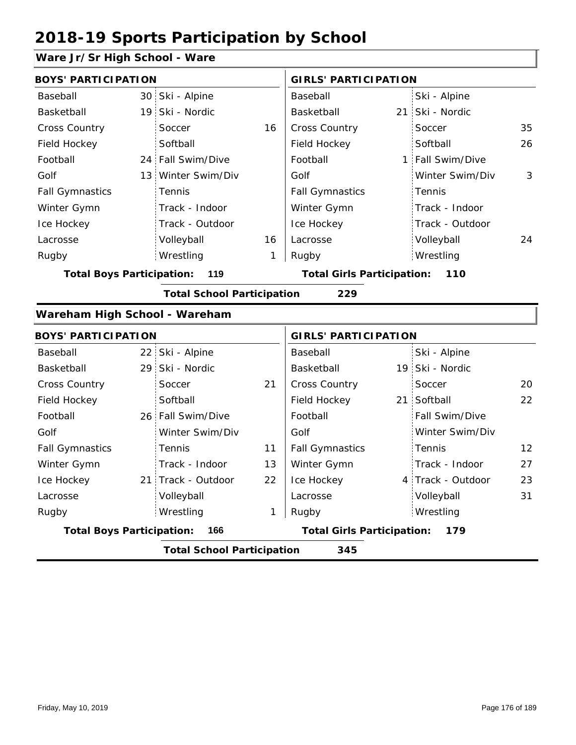# 2018-19 Sports Participation by School

## Ware Jr/Sr High School - Ware

| BOYS' PARTICIPATION | | | | GIRLS' PARTICIPATION | | | |
|---|---|---|---|---|---|---|---|
| Baseball | 30 | Ski - Alpine | | Baseball | | Ski - Alpine | |
| Basketball | 19 | Ski - Nordic | | Basketball | 21 | Ski - Nordic | |
| Cross Country | | Soccer | 16 | Cross Country | | Soccer | 35 |
| Field Hockey | | Softball | | Field Hockey | | Softball | 26 |
| Football | 24 | Fall Swim/Dive | | Football | 1 | Fall Swim/Dive | |
| Golf | 13 | Winter Swim/Div | | Golf | | Winter Swim/Div | 3 |
| Fall Gymnastics | | Tennis | | Fall Gymnastics | | Tennis | |
| Winter Gymn | | Track - Indoor | | Winter Gymn | | Track - Indoor | |
| Ice Hockey | | Track - Outdoor | | Ice Hockey | | Track - Outdoor | |
| Lacrosse | | Volleyball | 16 | Lacrosse | | Volleyball | 24 |
| Rugby | | Wrestling | 1 | Rugby | | Wrestling | |

**Total Boys Participation: 119** | **Total Girls Participation: 110**

**Total School Participation 229**

## Wareham High School - Wareham

| BOYS' PARTICIPATION | | | | GIRLS' PARTICIPATION | | | |
|---|---|---|---|---|---|---|---|
| Baseball | 22 | Ski - Alpine | | Baseball | | Ski - Alpine | |
| Basketball | 29 | Ski - Nordic | | Basketball | 19 | Ski - Nordic | |
| Cross Country | | Soccer | 21 | Cross Country | | Soccer | 20 |
| Field Hockey | | Softball | | Field Hockey | 21 | Softball | 22 |
| Football | 26 | Fall Swim/Dive | | Football | | Fall Swim/Dive | |
| Golf | | Winter Swim/Div | | Golf | | Winter Swim/Div | |
| Fall Gymnastics | | Tennis | 11 | Fall Gymnastics | | Tennis | 12 |
| Winter Gymn | | Track - Indoor | 13 | Winter Gymn | | Track - Indoor | 27 |
| Ice Hockey | 21 | Track - Outdoor | 22 | Ice Hockey | 4 | Track - Outdoor | 23 |
| Lacrosse | | Volleyball | | Lacrosse | | Volleyball | 31 |
| Rugby | | Wrestling | 1 | Rugby | | Wrestling | |

**Total Boys Participation: 166** | **Total Girls Participation: 179**

**Total School Participation 345**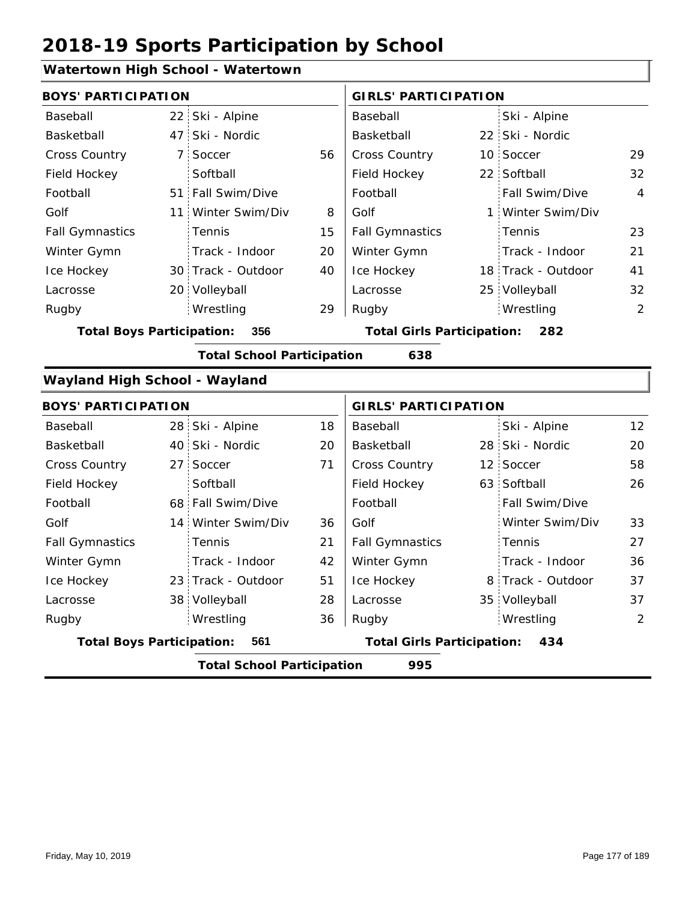# 2018-19 Sports Participation by School

## Watertown High School - Watertown

**BOYS' PARTICIPATION**

| Sport | Count | Sport | Count |
|---|---|---|---|
| Baseball | 22 | Ski - Alpine | |
| Basketball | 47 | Ski - Nordic | |
| Cross Country | 7 | Soccer | 56 |
| Field Hockey | | Softball | |
| Football | 51 | Fall Swim/Dive | |
| Golf | 11 | Winter Swim/Div | 8 |
| Fall Gymnastics | | Tennis | 15 |
| Winter Gymn | | Track - Indoor | 20 |
| Ice Hockey | 30 | Track - Outdoor | 40 |
| Lacrosse | 20 | Volleyball | |
| Rugby | | Wrestling | 29 |

**Total Boys Participation: 356**

**GIRLS' PARTICIPATION**

| Sport | Count | Sport | Count |
|---|---|---|---|
| Baseball | | Ski - Alpine | |
| Basketball | 22 | Ski - Nordic | |
| Cross Country | 10 | Soccer | 29 |
| Field Hockey | 22 | Softball | 32 |
| Football | | Fall Swim/Dive | 4 |
| Golf | 1 | Winter Swim/Div | |
| Fall Gymnastics | | Tennis | 23 |
| Winter Gymn | | Track - Indoor | 21 |
| Ice Hockey | 18 | Track - Outdoor | 41 |
| Lacrosse | 25 | Volleyball | 32 |
| Rugby | | Wrestling | 2 |

**Total Girls Participation: 282**

**Total School Participation 638**

## Wayland High School - Wayland

**BOYS' PARTICIPATION**

| Sport | Count | Sport | Count |
|---|---|---|---|
| Baseball | 28 | Ski - Alpine | 18 |
| Basketball | 40 | Ski - Nordic | 20 |
| Cross Country | 27 | Soccer | 71 |
| Field Hockey | | Softball | |
| Football | 68 | Fall Swim/Dive | |
| Golf | 14 | Winter Swim/Div | 36 |
| Fall Gymnastics | | Tennis | 21 |
| Winter Gymn | | Track - Indoor | 42 |
| Ice Hockey | 23 | Track - Outdoor | 51 |
| Lacrosse | 38 | Volleyball | 28 |
| Rugby | | Wrestling | 36 |

**Total Boys Participation: 561**

**GIRLS' PARTICIPATION**

| Sport | Count | Sport | Count |
|---|---|---|---|
| Baseball | | Ski - Alpine | 12 |
| Basketball | 28 | Ski - Nordic | 20 |
| Cross Country | 12 | Soccer | 58 |
| Field Hockey | 63 | Softball | 26 |
| Football | | Fall Swim/Dive | |
| Golf | | Winter Swim/Div | 33 |
| Fall Gymnastics | | Tennis | 27 |
| Winter Gymn | | Track - Indoor | 36 |
| Ice Hockey | 8 | Track - Outdoor | 37 |
| Lacrosse | 35 | Volleyball | 37 |
| Rugby | | Wrestling | 2 |

**Total Girls Participation: 434**

**Total School Participation 995**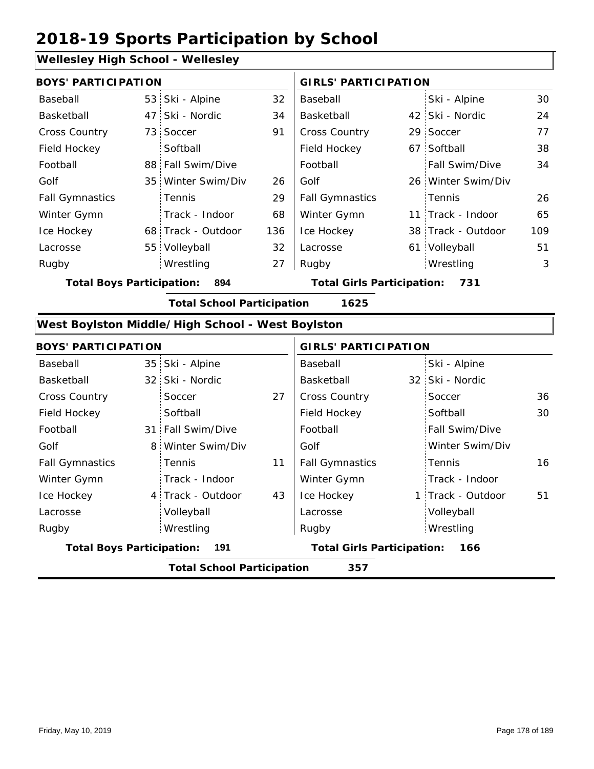# 2018-19 Sports Participation by School

## Wellesley High School - Wellesley

| BOYS' PARTICIPATION | | | | GIRLS' PARTICIPATION | | | |
|---|---|---|---|---|---|---|---|
| Baseball | 53 | Ski - Alpine | 32 | Baseball | | Ski - Alpine | 30 |
| Basketball | 47 | Ski - Nordic | 34 | Basketball | 42 | Ski - Nordic | 24 |
| Cross Country | 73 | Soccer | 91 | Cross Country | 29 | Soccer | 77 |
| Field Hockey | | Softball | | Field Hockey | 67 | Softball | 38 |
| Football | 88 | Fall Swim/Dive | | Football | | Fall Swim/Dive | 34 |
| Golf | 35 | Winter Swim/Div | 26 | Golf | 26 | Winter Swim/Div | |
| Fall Gymnastics | | Tennis | 29 | Fall Gymnastics | | Tennis | 26 |
| Winter Gymn | | Track - Indoor | 68 | Winter Gymn | 11 | Track - Indoor | 65 |
| Ice Hockey | 68 | Track - Outdoor | 136 | Ice Hockey | 38 | Track - Outdoor | 109 |
| Lacrosse | 55 | Volleyball | 32 | Lacrosse | 61 | Volleyball | 51 |
| Rugby | | Wrestling | 27 | Rugby | | Wrestling | 3 |

**Total Boys Participation:** 894 **Total Girls Participation:** 731

**Total School Participation** 1625

## West Boylston Middle/High School - West Boylston

| BOYS' PARTICIPATION | | | | GIRLS' PARTICIPATION | | | |
|---|---|---|---|---|---|---|---|
| Baseball | 35 | Ski - Alpine | | Baseball | | Ski - Alpine | |
| Basketball | 32 | Ski - Nordic | | Basketball | 32 | Ski - Nordic | |
| Cross Country | | Soccer | 27 | Cross Country | | Soccer | 36 |
| Field Hockey | | Softball | | Field Hockey | | Softball | 30 |
| Football | 31 | Fall Swim/Dive | | Football | | Fall Swim/Dive | |
| Golf | 8 | Winter Swim/Div | | Golf | | Winter Swim/Div | |
| Fall Gymnastics | | Tennis | 11 | Fall Gymnastics | | Tennis | 16 |
| Winter Gymn | | Track - Indoor | | Winter Gymn | | Track - Indoor | |
| Ice Hockey | 4 | Track - Outdoor | 43 | Ice Hockey | 1 | Track - Outdoor | 51 |
| Lacrosse | | Volleyball | | Lacrosse | | Volleyball | |
| Rugby | | Wrestling | | Rugby | | Wrestling | |

**Total Boys Participation:** 191 **Total Girls Participation:** 166

**Total School Participation** 357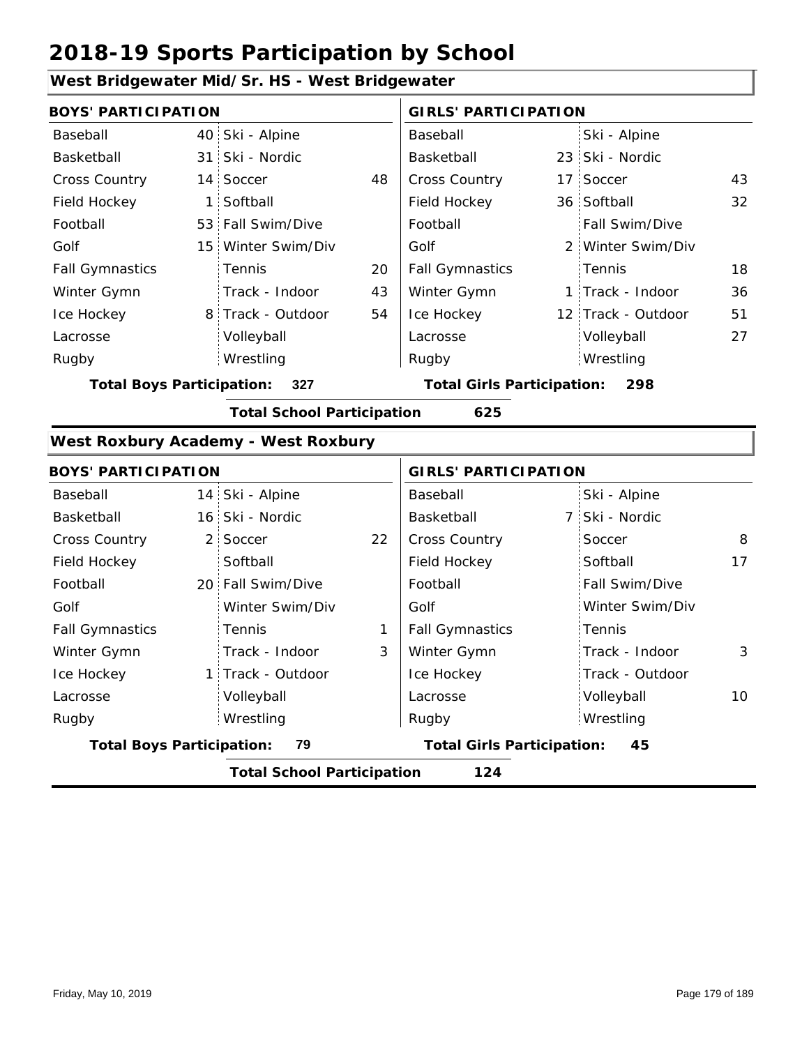# 2018-19 Sports Participation by School

## West Bridgewater Mid/Sr. HS - West Bridgewater

| BOYS' PARTICIPATION | | | | GIRLS' PARTICIPATION | | | |
|---|---|---|---|---|---|---|---|
| Baseball | 40 | Ski - Alpine | | Baseball | | Ski - Alpine | |
| Basketball | 31 | Ski - Nordic | | Basketball | 23 | Ski - Nordic | |
| Cross Country | 14 | Soccer | 48 | Cross Country | 17 | Soccer | 43 |
| Field Hockey | 1 | Softball | | Field Hockey | 36 | Softball | 32 |
| Football | 53 | Fall Swim/Dive | | Football | | Fall Swim/Dive | |
| Golf | 15 | Winter Swim/Div | | Golf | 2 | Winter Swim/Div | |
| Fall Gymnastics | | Tennis | 20 | Fall Gymnastics | | Tennis | 18 |
| Winter Gymn | | Track - Indoor | 43 | Winter Gymn | 1 | Track - Indoor | 36 |
| Ice Hockey | 8 | Track - Outdoor | 54 | Ice Hockey | 12 | Track - Outdoor | 51 |
| Lacrosse | | Volleyball | | Lacrosse | | Volleyball | 27 |
| Rugby | | Wrestling | | Rugby | | Wrestling | |

**Total Boys Participation: 327** **Total Girls Participation: 298**

**Total School Participation 625**

## West Roxbury Academy - West Roxbury

| BOYS' PARTICIPATION | | | | GIRLS' PARTICIPATION | | | |
|---|---|---|---|---|---|---|---|
| Baseball | 14 | Ski - Alpine | | Baseball | | Ski - Alpine | |
| Basketball | 16 | Ski - Nordic | | Basketball | 7 | Ski - Nordic | |
| Cross Country | 2 | Soccer | 22 | Cross Country | | Soccer | 8 |
| Field Hockey | | Softball | | Field Hockey | | Softball | 17 |
| Football | 20 | Fall Swim/Dive | | Football | | Fall Swim/Dive | |
| Golf | | Winter Swim/Div | | Golf | | Winter Swim/Div | |
| Fall Gymnastics | | Tennis | 1 | Fall Gymnastics | | Tennis | |
| Winter Gymn | | Track - Indoor | 3 | Winter Gymn | | Track - Indoor | 3 |
| Ice Hockey | 1 | Track - Outdoor | | Ice Hockey | | Track - Outdoor | |
| Lacrosse | | Volleyball | | Lacrosse | | Volleyball | 10 |
| Rugby | | Wrestling | | Rugby | | Wrestling | |

**Total Boys Participation: 79** **Total Girls Participation: 45**

**Total School Participation 124**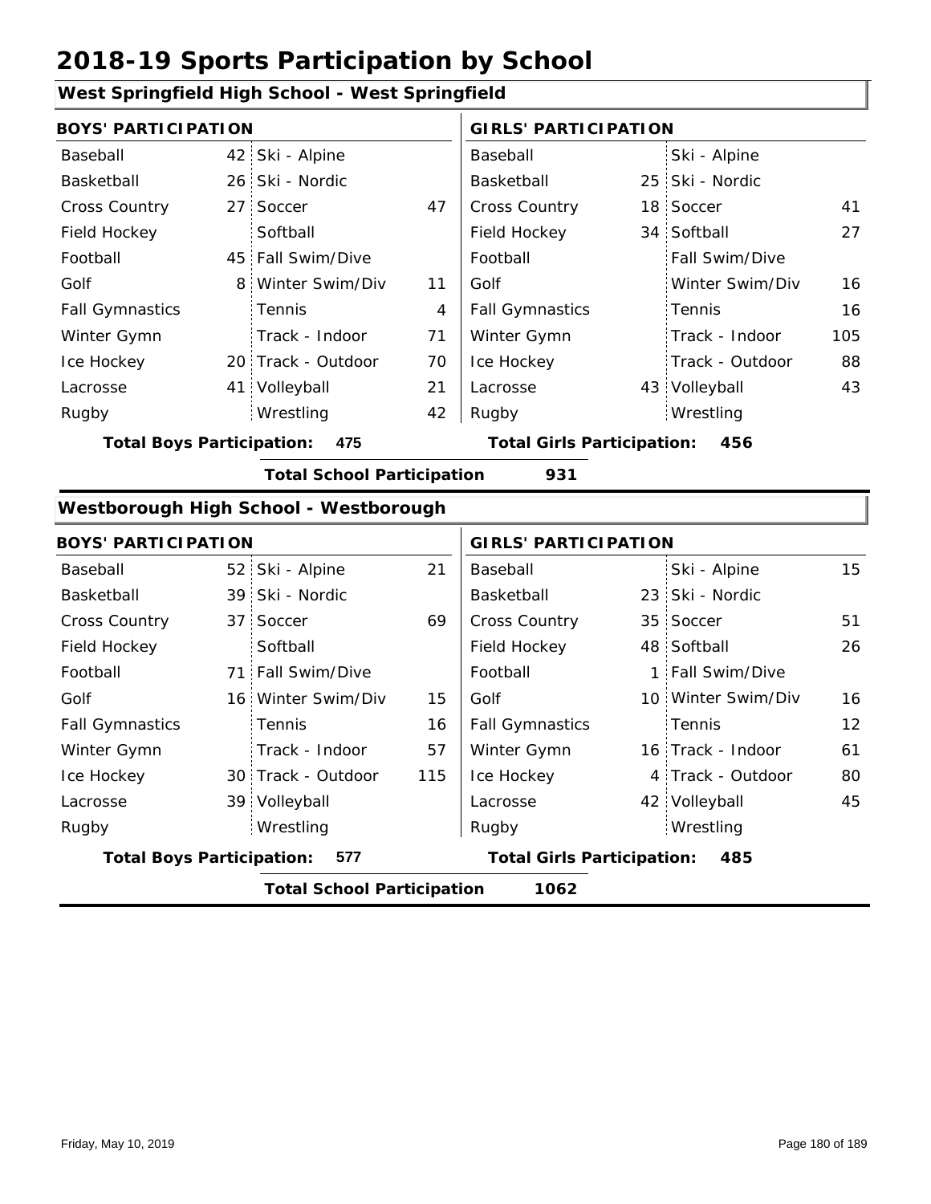# 2018-19 Sports Participation by School

## West Springfield High School - West Springfield

| BOYS' PARTICIPATION | | | | GIRLS' PARTICIPATION | | | |
|---|---|---|---|---|---|---|---|
| Baseball | 42 | Ski - Alpine | | Baseball | | Ski - Alpine | |
| Basketball | 26 | Ski - Nordic | | Basketball | 25 | Ski - Nordic | |
| Cross Country | 27 | Soccer | 47 | Cross Country | 18 | Soccer | 41 |
| Field Hockey | | Softball | | Field Hockey | 34 | Softball | 27 |
| Football | 45 | Fall Swim/Dive | | Football | | Fall Swim/Dive | |
| Golf | 8 | Winter Swim/Div | 11 | Golf | | Winter Swim/Div | 16 |
| Fall Gymnastics | | Tennis | 4 | Fall Gymnastics | | Tennis | 16 |
| Winter Gymn | | Track - Indoor | 71 | Winter Gymn | | Track - Indoor | 105 |
| Ice Hockey | 20 | Track - Outdoor | 70 | Ice Hockey | | Track - Outdoor | 88 |
| Lacrosse | 41 | Volleyball | 21 | Lacrosse | 43 | Volleyball | 43 |
| Rugby | | Wrestling | 42 | Rugby | | Wrestling | |

**Total Boys Participation: 475** **Total Girls Participation: 456**

**Total School Participation 931**

## Westborough High School - Westborough

| BOYS' PARTICIPATION | | | | GIRLS' PARTICIPATION | | | |
|---|---|---|---|---|---|---|---|
| Baseball | 52 | Ski - Alpine | 21 | Baseball | | Ski - Alpine | 15 |
| Basketball | 39 | Ski - Nordic | | Basketball | 23 | Ski - Nordic | |
| Cross Country | 37 | Soccer | 69 | Cross Country | 35 | Soccer | 51 |
| Field Hockey | | Softball | | Field Hockey | 48 | Softball | 26 |
| Football | 71 | Fall Swim/Dive | | Football | 1 | Fall Swim/Dive | |
| Golf | 16 | Winter Swim/Div | 15 | Golf | 10 | Winter Swim/Div | 16 |
| Fall Gymnastics | | Tennis | 16 | Fall Gymnastics | | Tennis | 12 |
| Winter Gymn | | Track - Indoor | 57 | Winter Gymn | 16 | Track - Indoor | 61 |
| Ice Hockey | 30 | Track - Outdoor | 115 | Ice Hockey | 4 | Track - Outdoor | 80 |
| Lacrosse | 39 | Volleyball | | Lacrosse | 42 | Volleyball | 45 |
| Rugby | | Wrestling | | Rugby | | Wrestling | |

**Total Boys Participation: 577** **Total Girls Participation: 485**

**Total School Participation 1062**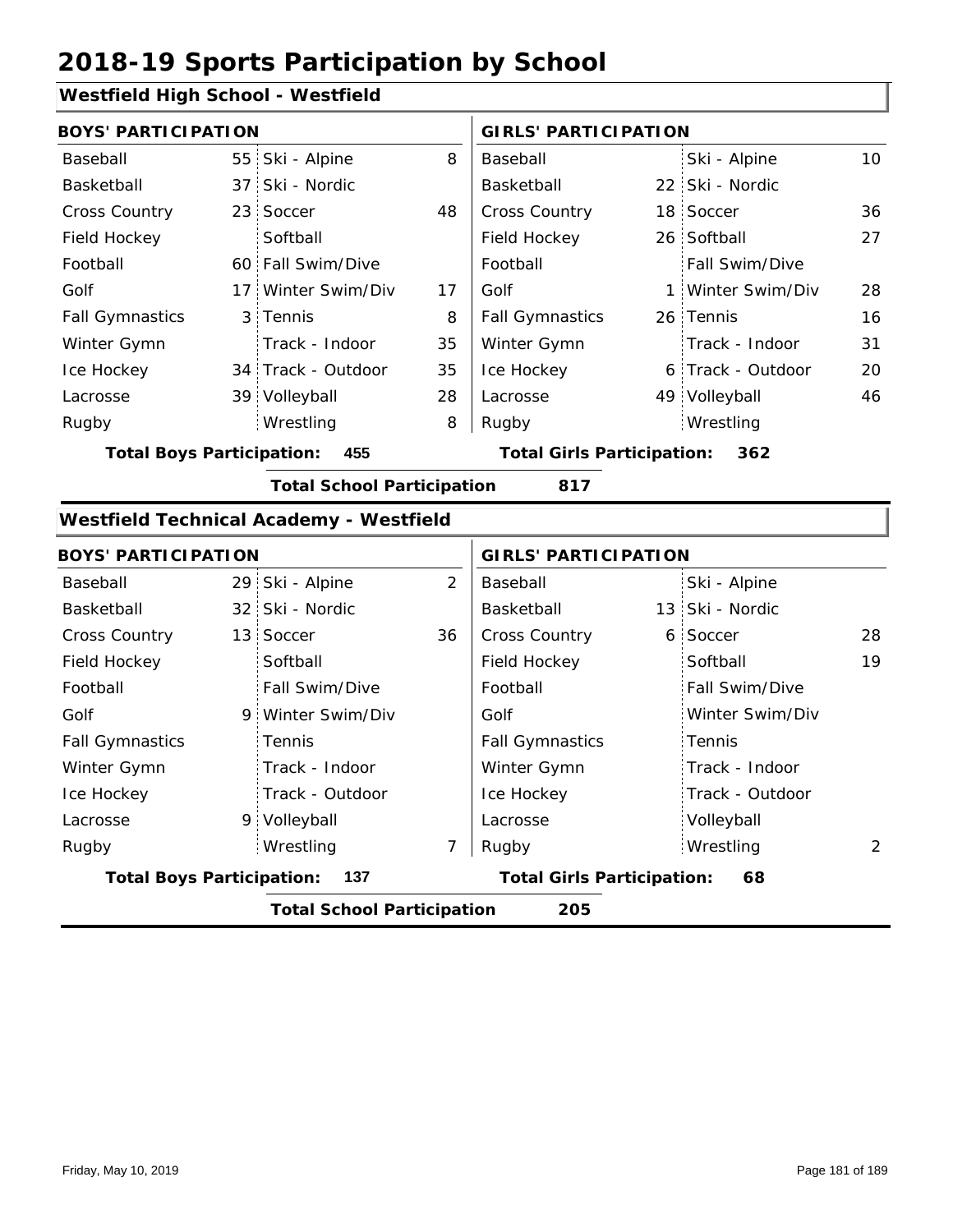# 2018-19 Sports Participation by School

## Westfield High School - Westfield

| BOYS' PARTICIPATION | | | | GIRLS' PARTICIPATION | | | |
|---|---|---|---|---|---|---|---|
| Baseball | 55 | Ski - Alpine | 8 | Baseball | | Ski - Alpine | 10 |
| Basketball | 37 | Ski - Nordic | | Basketball | 22 | Ski - Nordic | |
| Cross Country | 23 | Soccer | 48 | Cross Country | 18 | Soccer | 36 |
| Field Hockey | | Softball | | Field Hockey | 26 | Softball | 27 |
| Football | 60 | Fall Swim/Dive | | Football | | Fall Swim/Dive | |
| Golf | 17 | Winter Swim/Div | 17 | Golf | 1 | Winter Swim/Div | 28 |
| Fall Gymnastics | 3 | Tennis | 8 | Fall Gymnastics | 26 | Tennis | 16 |
| Winter Gymn | | Track - Indoor | 35 | Winter Gymn | | Track - Indoor | 31 |
| Ice Hockey | 34 | Track - Outdoor | 35 | Ice Hockey | 6 | Track - Outdoor | 20 |
| Lacrosse | 39 | Volleyball | 28 | Lacrosse | 49 | Volleyball | 46 |
| Rugby | | Wrestling | 8 | Rugby | | Wrestling | |

**Total Boys Participation: 455** **Total Girls Participation: 362**

**Total School Participation 817**

## Westfield Technical Academy - Westfield

| BOYS' PARTICIPATION | | | | GIRLS' PARTICIPATION | | | |
|---|---|---|---|---|---|---|---|
| Baseball | 29 | Ski - Alpine | 2 | Baseball | | Ski - Alpine | |
| Basketball | 32 | Ski - Nordic | | Basketball | 13 | Ski - Nordic | |
| Cross Country | 13 | Soccer | 36 | Cross Country | 6 | Soccer | 28 |
| Field Hockey | | Softball | | Field Hockey | | Softball | 19 |
| Football | | Fall Swim/Dive | | Football | | Fall Swim/Dive | |
| Golf | 9 | Winter Swim/Div | | Golf | | Winter Swim/Div | |
| Fall Gymnastics | | Tennis | | Fall Gymnastics | | Tennis | |
| Winter Gymn | | Track - Indoor | | Winter Gymn | | Track - Indoor | |
| Ice Hockey | | Track - Outdoor | | Ice Hockey | | Track - Outdoor | |
| Lacrosse | 9 | Volleyball | | Lacrosse | | Volleyball | |
| Rugby | | Wrestling | 7 | Rugby | | Wrestling | 2 |

**Total Boys Participation: 137** **Total Girls Participation: 68**

**Total School Participation 205**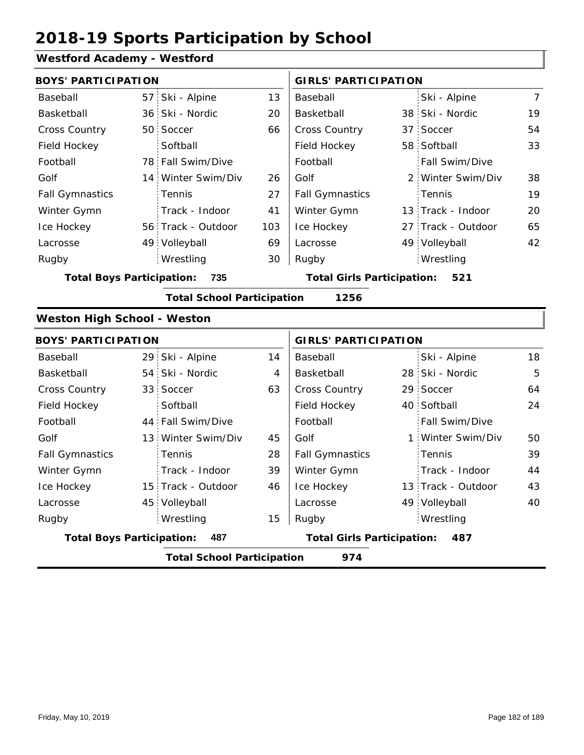# 2018-19 Sports Participation by School

## Westford Academy - Westford

| BOYS' PARTICIPATION | | | | GIRLS' PARTICIPATION | | | |
|---|---|---|---|---|---|---|---|
| Baseball | 57 | Ski - Alpine | 13 | Baseball | | Ski - Alpine | 7 |
| Basketball | 36 | Ski - Nordic | 20 | Basketball | 38 | Ski - Nordic | 19 |
| Cross Country | 50 | Soccer | 66 | Cross Country | 37 | Soccer | 54 |
| Field Hockey | | Softball | | Field Hockey | 58 | Softball | 33 |
| Football | 78 | Fall Swim/Dive | | Football | | Fall Swim/Dive | |
| Golf | 14 | Winter Swim/Div | 26 | Golf | 2 | Winter Swim/Div | 38 |
| Fall Gymnastics | | Tennis | 27 | Fall Gymnastics | | Tennis | 19 |
| Winter Gymn | | Track - Indoor | 41 | Winter Gymn | 13 | Track - Indoor | 20 |
| Ice Hockey | 56 | Track - Outdoor | 103 | Ice Hockey | 27 | Track - Outdoor | 65 |
| Lacrosse | 49 | Volleyball | 69 | Lacrosse | 49 | Volleyball | 42 |
| Rugby | | Wrestling | 30 | Rugby | | Wrestling | |

**Total Boys Participation: 735** **Total Girls Participation: 521**

**Total School Participation 1256**

## Weston High School - Weston

| BOYS' PARTICIPATION | | | | GIRLS' PARTICIPATION | | | |
|---|---|---|---|---|---|---|---|
| Baseball | 29 | Ski - Alpine | 14 | Baseball | | Ski - Alpine | 18 |
| Basketball | 54 | Ski - Nordic | 4 | Basketball | 28 | Ski - Nordic | 5 |
| Cross Country | 33 | Soccer | 63 | Cross Country | 29 | Soccer | 64 |
| Field Hockey | | Softball | | Field Hockey | 40 | Softball | 24 |
| Football | 44 | Fall Swim/Dive | | Football | | Fall Swim/Dive | |
| Golf | 13 | Winter Swim/Div | 45 | Golf | 1 | Winter Swim/Div | 50 |
| Fall Gymnastics | | Tennis | 28 | Fall Gymnastics | | Tennis | 39 |
| Winter Gymn | | Track - Indoor | 39 | Winter Gymn | | Track - Indoor | 44 |
| Ice Hockey | 15 | Track - Outdoor | 46 | Ice Hockey | 13 | Track - Outdoor | 43 |
| Lacrosse | 45 | Volleyball | | Lacrosse | 49 | Volleyball | 40 |
| Rugby | | Wrestling | 15 | Rugby | | Wrestling | |

**Total Boys Participation: 487** **Total Girls Participation: 487**

**Total School Participation 974**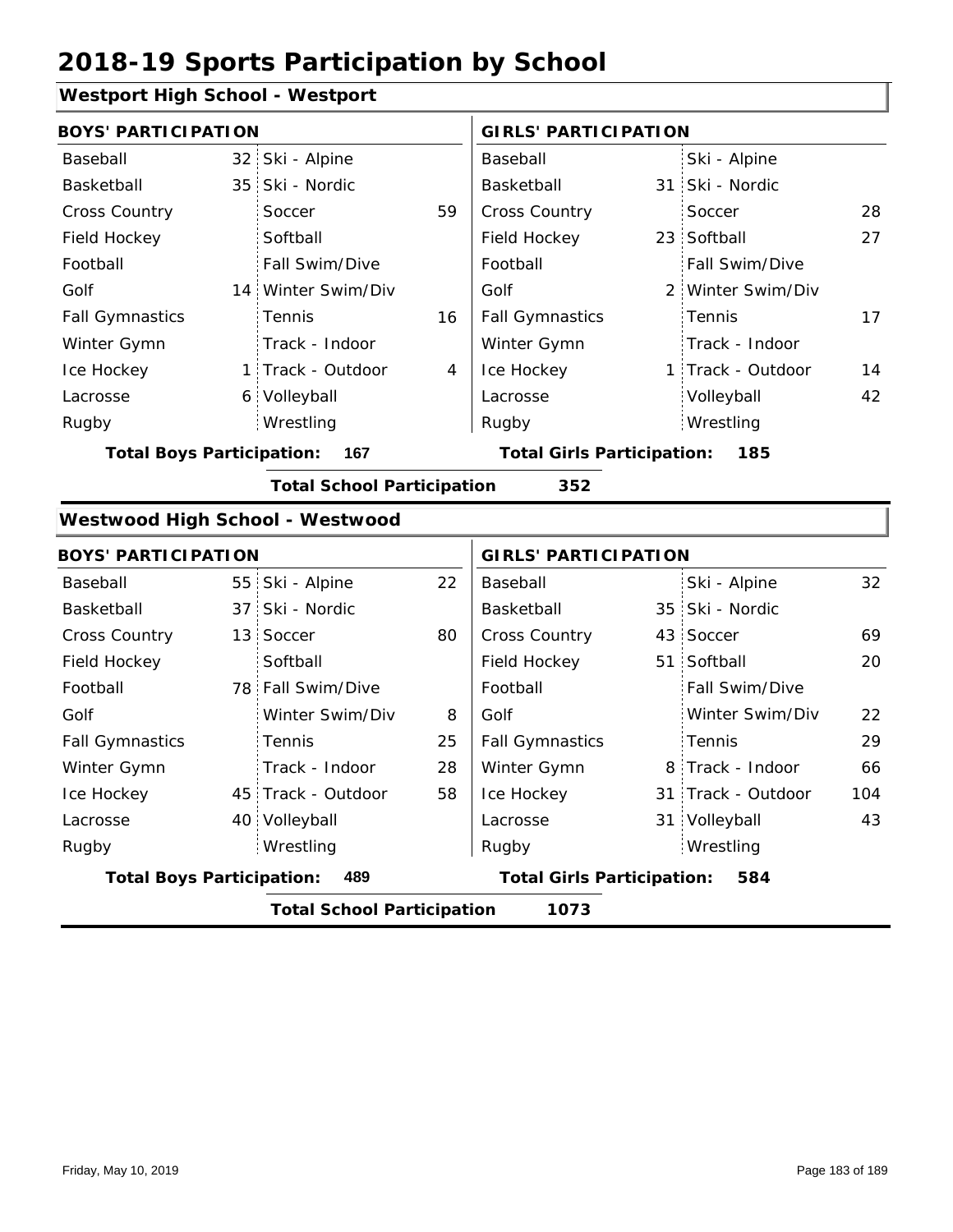# 2018-19 Sports Participation by School

## Westport High School - Westport

| BOYS' PARTICIPATION | | | | GIRLS' PARTICIPATION | | | |
|---|---|---|---|---|---|---|---|
| Baseball | 32 | Ski - Alpine | | Baseball | | Ski - Alpine | |
| Basketball | 35 | Ski - Nordic | | Basketball | 31 | Ski - Nordic | |
| Cross Country | | Soccer | 59 | Cross Country | | Soccer | 28 |
| Field Hockey | | Softball | | Field Hockey | 23 | Softball | 27 |
| Football | | Fall Swim/Dive | | Football | | Fall Swim/Dive | |
| Golf | 14 | Winter Swim/Div | | Golf | 2 | Winter Swim/Div | |
| Fall Gymnastics | | Tennis | 16 | Fall Gymnastics | | Tennis | 17 |
| Winter Gymn | | Track - Indoor | | Winter Gymn | | Track - Indoor | |
| Ice Hockey | 1 | Track - Outdoor | 4 | Ice Hockey | 1 | Track - Outdoor | 14 |
| Lacrosse | 6 | Volleyball | | Lacrosse | | Volleyball | 42 |
| Rugby | | Wrestling | | Rugby | | Wrestling | |

**Total Boys Participation:** 167 **Total Girls Participation:** 185

**Total School Participation** 352

## Westwood High School - Westwood

| BOYS' PARTICIPATION | | | | GIRLS' PARTICIPATION | | | |
|---|---|---|---|---|---|---|---|
| Baseball | 55 | Ski - Alpine | 22 | Baseball | | Ski - Alpine | 32 |
| Basketball | 37 | Ski - Nordic | | Basketball | 35 | Ski - Nordic | |
| Cross Country | 13 | Soccer | 80 | Cross Country | 43 | Soccer | 69 |
| Field Hockey | | Softball | | Field Hockey | 51 | Softball | 20 |
| Football | 78 | Fall Swim/Dive | | Football | | Fall Swim/Dive | |
| Golf | | Winter Swim/Div | 8 | Golf | | Winter Swim/Div | 22 |
| Fall Gymnastics | | Tennis | 25 | Fall Gymnastics | | Tennis | 29 |
| Winter Gymn | | Track - Indoor | 28 | Winter Gymn | 8 | Track - Indoor | 66 |
| Ice Hockey | 45 | Track - Outdoor | 58 | Ice Hockey | 31 | Track - Outdoor | 104 |
| Lacrosse | 40 | Volleyball | | Lacrosse | 31 | Volleyball | 43 |
| Rugby | | Wrestling | | Rugby | | Wrestling | |

**Total Boys Participation:** 489 **Total Girls Participation:** 584

**Total School Participation** 1073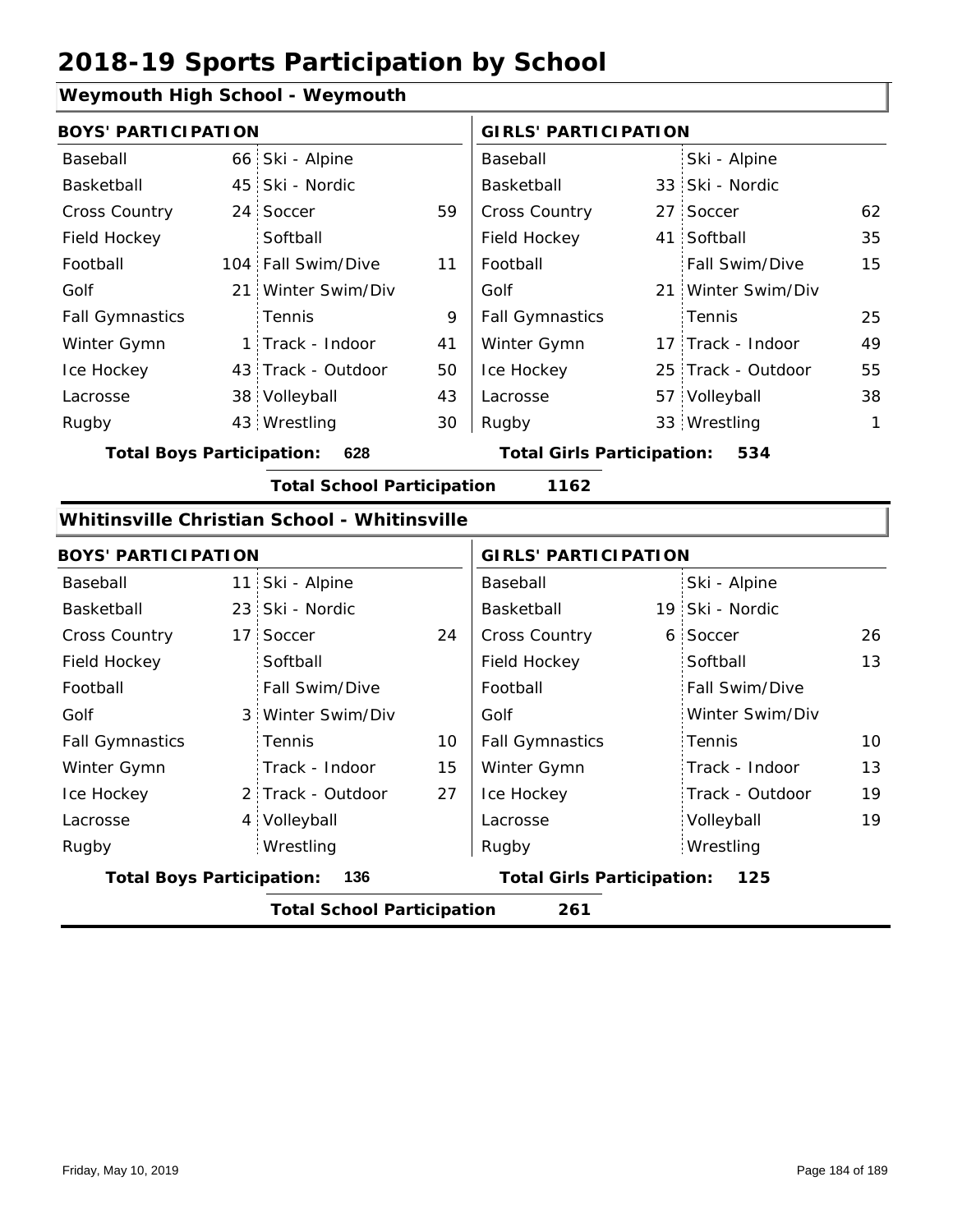# 2018-19 Sports Participation by School

## Weymouth High School - Weymouth

| BOYS' PARTICIPATION | | | | GIRLS' PARTICIPATION | | | |
|---|---|---|---|---|---|---|---|
| Baseball | 66 | Ski - Alpine | | Baseball | | Ski - Alpine | |
| Basketball | 45 | Ski - Nordic | | Basketball | 33 | Ski - Nordic | |
| Cross Country | 24 | Soccer | 59 | Cross Country | 27 | Soccer | 62 |
| Field Hockey | | Softball | | Field Hockey | 41 | Softball | 35 |
| Football | 104 | Fall Swim/Dive | 11 | Football | | Fall Swim/Dive | 15 |
| Golf | 21 | Winter Swim/Div | | Golf | 21 | Winter Swim/Div | |
| Fall Gymnastics | | Tennis | 9 | Fall Gymnastics | | Tennis | 25 |
| Winter Gymn | 1 | Track - Indoor | 41 | Winter Gymn | 17 | Track - Indoor | 49 |
| Ice Hockey | 43 | Track - Outdoor | 50 | Ice Hockey | 25 | Track - Outdoor | 55 |
| Lacrosse | 38 | Volleyball | 43 | Lacrosse | 57 | Volleyball | 38 |
| Rugby | 43 | Wrestling | 30 | Rugby | 33 | Wrestling | 1 |

**Total Boys Participation: 628** | **Total Girls Participation: 534**

**Total School Participation 1162**

## Whitinsville Christian School - Whitinsville

| BOYS' PARTICIPATION | | | | GIRLS' PARTICIPATION | | | |
|---|---|---|---|---|---|---|---|
| Baseball | 11 | Ski - Alpine | | Baseball | | Ski - Alpine | |
| Basketball | 23 | Ski - Nordic | | Basketball | 19 | Ski - Nordic | |
| Cross Country | 17 | Soccer | 24 | Cross Country | 6 | Soccer | 26 |
| Field Hockey | | Softball | | Field Hockey | | Softball | 13 |
| Football | | Fall Swim/Dive | | Football | | Fall Swim/Dive | |
| Golf | 3 | Winter Swim/Div | | Golf | | Winter Swim/Div | |
| Fall Gymnastics | | Tennis | 10 | Fall Gymnastics | | Tennis | 10 |
| Winter Gymn | | Track - Indoor | 15 | Winter Gymn | | Track - Indoor | 13 |
| Ice Hockey | 2 | Track - Outdoor | 27 | Ice Hockey | | Track - Outdoor | 19 |
| Lacrosse | 4 | Volleyball | | Lacrosse | | Volleyball | 19 |
| Rugby | | Wrestling | | Rugby | | Wrestling | |

**Total Boys Participation: 136** | **Total Girls Participation: 125**

**Total School Participation 261**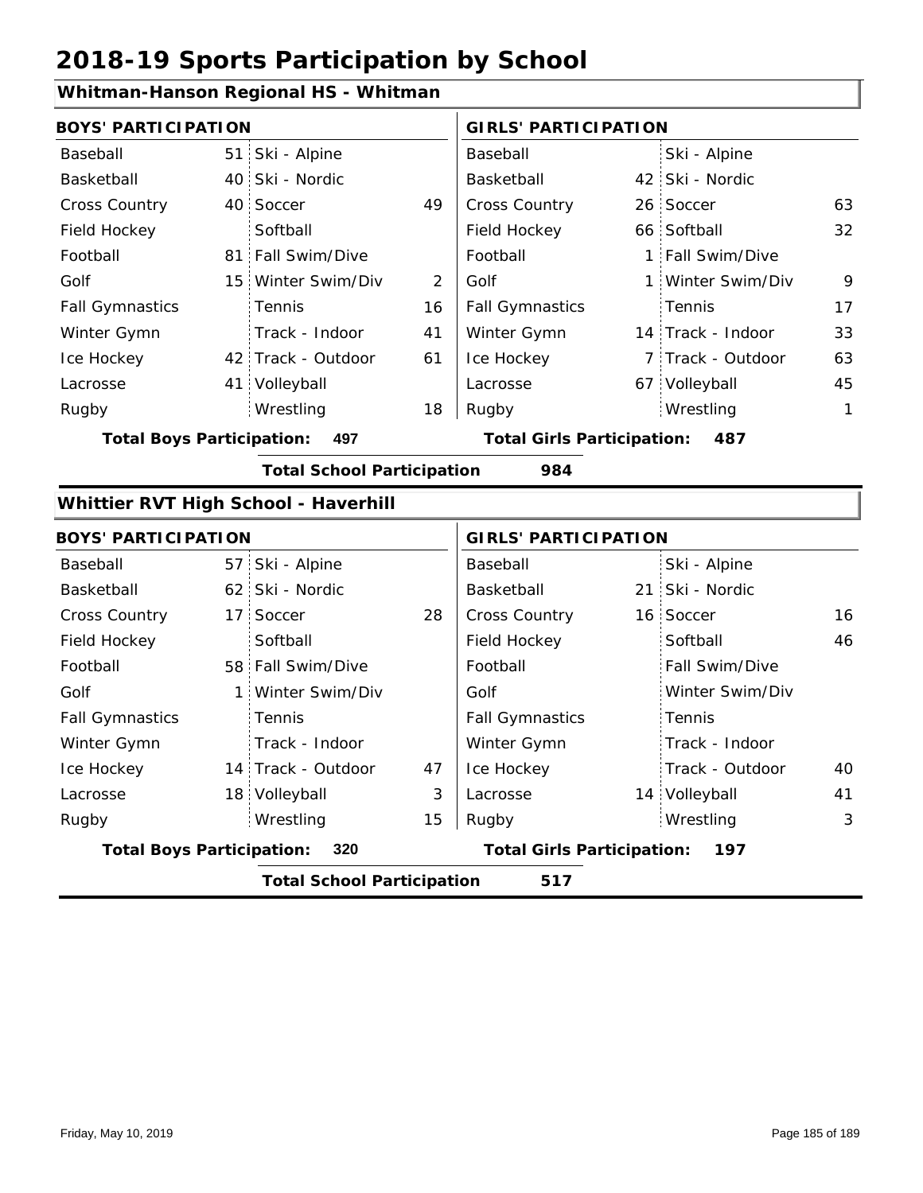# 2018-19 Sports Participation by School

## Whitman-Hanson Regional HS - Whitman

| BOYS' PARTICIPATION | | | | GIRLS' PARTICIPATION | | | |
|---|---|---|---|---|---|---|---|
| Baseball | 51 | Ski - Alpine | | Baseball | | Ski - Alpine | |
| Basketball | 40 | Ski - Nordic | | Basketball | 42 | Ski - Nordic | |
| Cross Country | 40 | Soccer | 49 | Cross Country | 26 | Soccer | 63 |
| Field Hockey | | Softball | | Field Hockey | 66 | Softball | 32 |
| Football | 81 | Fall Swim/Dive | | Football | 1 | Fall Swim/Dive | |
| Golf | 15 | Winter Swim/Div | 2 | Golf | 1 | Winter Swim/Div | 9 |
| Fall Gymnastics | | Tennis | 16 | Fall Gymnastics | | Tennis | 17 |
| Winter Gymn | | Track - Indoor | 41 | Winter Gymn | 14 | Track - Indoor | 33 |
| Ice Hockey | 42 | Track - Outdoor | 61 | Ice Hockey | 7 | Track - Outdoor | 63 |
| Lacrosse | 41 | Volleyball | | Lacrosse | 67 | Volleyball | 45 |
| Rugby | | Wrestling | 18 | Rugby | | Wrestling | 1 |

**Total Boys Participation: 497** **Total Girls Participation: 487**

**Total School Participation 984**

## Whittier RVT High School - Haverhill

| BOYS' PARTICIPATION | | | | GIRLS' PARTICIPATION | | | |
|---|---|---|---|---|---|---|---|
| Baseball | 57 | Ski - Alpine | | Baseball | | Ski - Alpine | |
| Basketball | 62 | Ski - Nordic | | Basketball | 21 | Ski - Nordic | |
| Cross Country | 17 | Soccer | 28 | Cross Country | 16 | Soccer | 16 |
| Field Hockey | | Softball | | Field Hockey | | Softball | 46 |
| Football | 58 | Fall Swim/Dive | | Football | | Fall Swim/Dive | |
| Golf | 1 | Winter Swim/Div | | Golf | | Winter Swim/Div | |
| Fall Gymnastics | | Tennis | | Fall Gymnastics | | Tennis | |
| Winter Gymn | | Track - Indoor | | Winter Gymn | | Track - Indoor | |
| Ice Hockey | 14 | Track - Outdoor | 47 | Ice Hockey | | Track - Outdoor | 40 |
| Lacrosse | 18 | Volleyball | 3 | Lacrosse | 14 | Volleyball | 41 |
| Rugby | | Wrestling | 15 | Rugby | | Wrestling | 3 |

**Total Boys Participation: 320** **Total Girls Participation: 197**

**Total School Participation 517**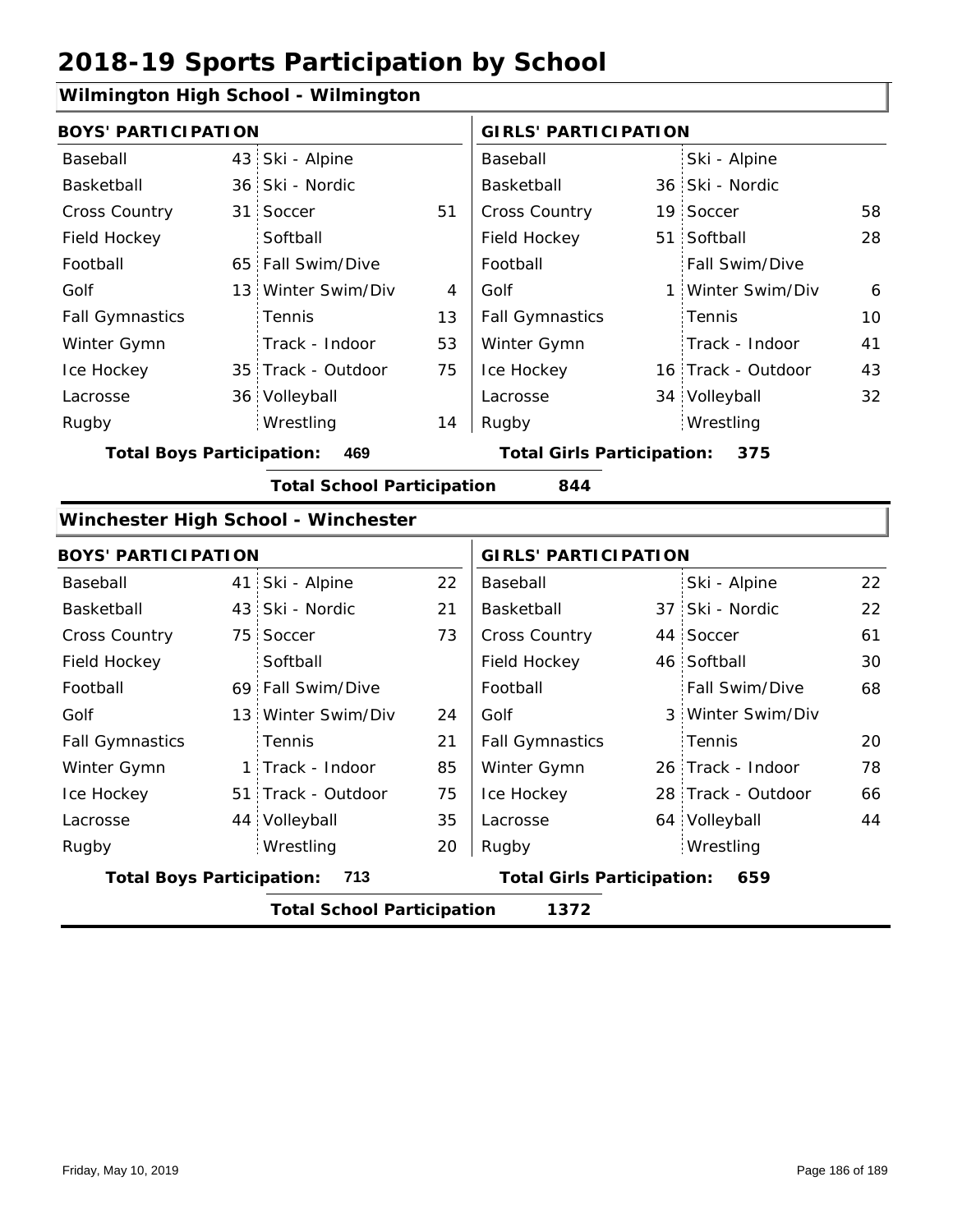# 2018-19 Sports Participation by School

## Wilmington High School - Wilmington

| BOYS' PARTICIPATION | | | | GIRLS' PARTICIPATION | | | |
|---|---|---|---|---|---|---|---|
| Baseball | 43 | Ski - Alpine | | Baseball | | Ski - Alpine | |
| Basketball | 36 | Ski - Nordic | | Basketball | 36 | Ski - Nordic | |
| Cross Country | 31 | Soccer | 51 | Cross Country | 19 | Soccer | 58 |
| Field Hockey | | Softball | | Field Hockey | 51 | Softball | 28 |
| Football | 65 | Fall Swim/Dive | | Football | | Fall Swim/Dive | |
| Golf | 13 | Winter Swim/Div | 4 | Golf | 1 | Winter Swim/Div | 6 |
| Fall Gymnastics | | Tennis | 13 | Fall Gymnastics | | Tennis | 10 |
| Winter Gymn | | Track - Indoor | 53 | Winter Gymn | | Track - Indoor | 41 |
| Ice Hockey | 35 | Track - Outdoor | 75 | Ice Hockey | 16 | Track - Outdoor | 43 |
| Lacrosse | 36 | Volleyball | | Lacrosse | 34 | Volleyball | 32 |
| Rugby | | Wrestling | 14 | Rugby | | Wrestling | |

**Total Boys Participation: 469** **Total Girls Participation: 375**

**Total School Participation 844**

## Winchester High School - Winchester

| BOYS' PARTICIPATION | | | | GIRLS' PARTICIPATION | | | |
|---|---|---|---|---|---|---|---|
| Baseball | 41 | Ski - Alpine | 22 | Baseball | | Ski - Alpine | 22 |
| Basketball | 43 | Ski - Nordic | 21 | Basketball | 37 | Ski - Nordic | 22 |
| Cross Country | 75 | Soccer | 73 | Cross Country | 44 | Soccer | 61 |
| Field Hockey | | Softball | | Field Hockey | 46 | Softball | 30 |
| Football | 69 | Fall Swim/Dive | | Football | | Fall Swim/Dive | 68 |
| Golf | 13 | Winter Swim/Div | 24 | Golf | 3 | Winter Swim/Div | |
| Fall Gymnastics | | Tennis | 21 | Fall Gymnastics | | Tennis | 20 |
| Winter Gymn | 1 | Track - Indoor | 85 | Winter Gymn | 26 | Track - Indoor | 78 |
| Ice Hockey | 51 | Track - Outdoor | 75 | Ice Hockey | 28 | Track - Outdoor | 66 |
| Lacrosse | 44 | Volleyball | 35 | Lacrosse | 64 | Volleyball | 44 |
| Rugby | | Wrestling | 20 | Rugby | | Wrestling | |

**Total Boys Participation: 713** **Total Girls Participation: 659**

**Total School Participation 1372**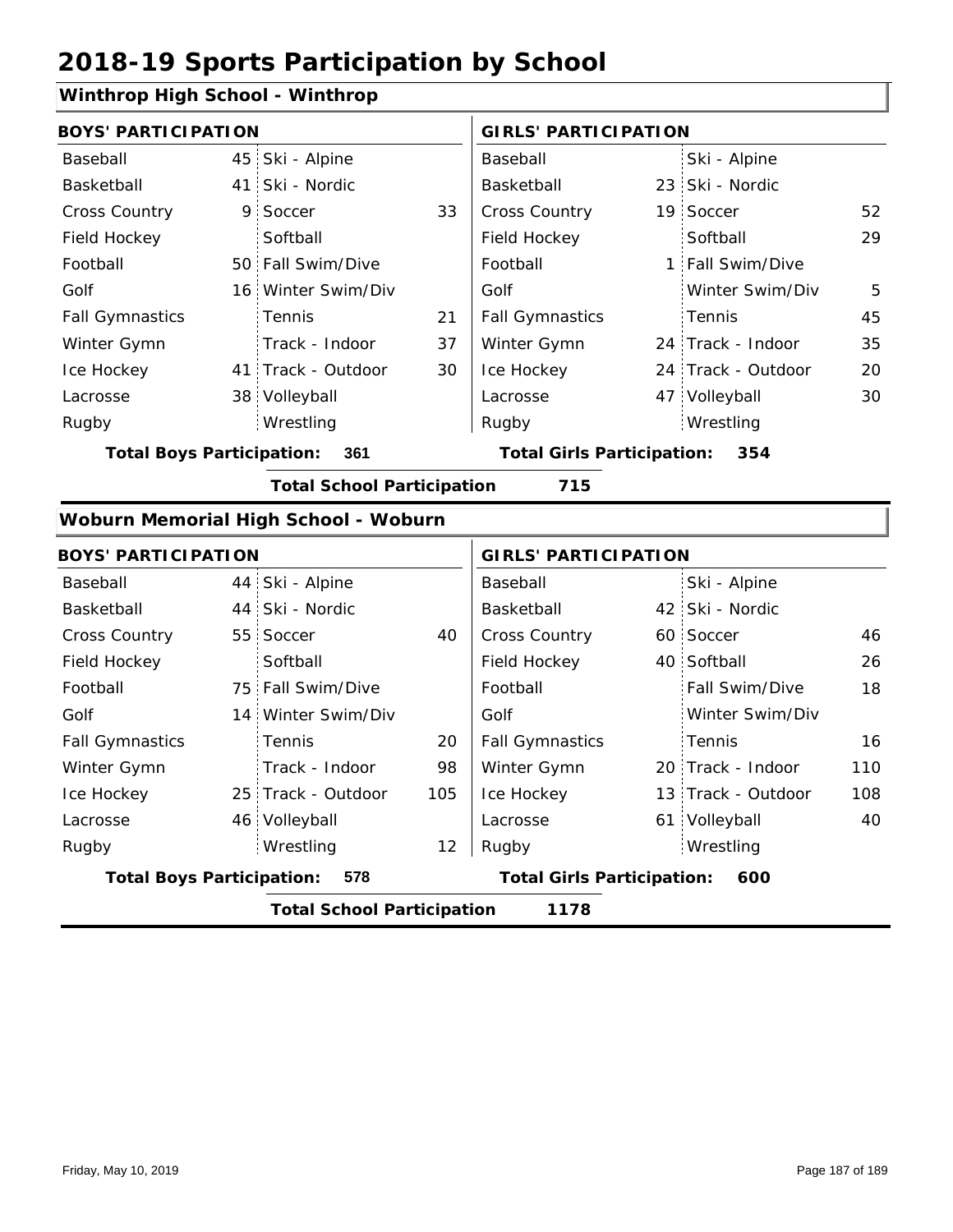# 2018-19 Sports Participation by School

## Winthrop High School - Winthrop

| BOYS' PARTICIPATION | | | | GIRLS' PARTICIPATION | | | |
|---|---|---|---|---|---|---|---|
| Baseball | 45 | Ski - Alpine | | Baseball | | Ski - Alpine | |
| Basketball | 41 | Ski - Nordic | | Basketball | 23 | Ski - Nordic | |
| Cross Country | 9 | Soccer | 33 | Cross Country | 19 | Soccer | 52 |
| Field Hockey | | Softball | | Field Hockey | | Softball | 29 |
| Football | 50 | Fall Swim/Dive | | Football | 1 | Fall Swim/Dive | |
| Golf | 16 | Winter Swim/Div | | Golf | | Winter Swim/Div | 5 |
| Fall Gymnastics | | Tennis | 21 | Fall Gymnastics | | Tennis | 45 |
| Winter Gymn | | Track - Indoor | 37 | Winter Gymn | 24 | Track - Indoor | 35 |
| Ice Hockey | 41 | Track - Outdoor | 30 | Ice Hockey | 24 | Track - Outdoor | 20 |
| Lacrosse | 38 | Volleyball | | Lacrosse | 47 | Volleyball | 30 |
| Rugby | | Wrestling | | Rugby | | Wrestling | |

**Total Boys Participation: 361** | **Total Girls Participation: 354**

**Total School Participation 715**

## Woburn Memorial High School - Woburn

| BOYS' PARTICIPATION | | | | GIRLS' PARTICIPATION | | | |
|---|---|---|---|---|---|---|---|
| Baseball | 44 | Ski - Alpine | | Baseball | | Ski - Alpine | |
| Basketball | 44 | Ski - Nordic | | Basketball | 42 | Ski - Nordic | |
| Cross Country | 55 | Soccer | 40 | Cross Country | 60 | Soccer | 46 |
| Field Hockey | | Softball | | Field Hockey | 40 | Softball | 26 |
| Football | 75 | Fall Swim/Dive | | Football | | Fall Swim/Dive | 18 |
| Golf | 14 | Winter Swim/Div | | Golf | | Winter Swim/Div | |
| Fall Gymnastics | | Tennis | 20 | Fall Gymnastics | | Tennis | 16 |
| Winter Gymn | | Track - Indoor | 98 | Winter Gymn | 20 | Track - Indoor | 110 |
| Ice Hockey | 25 | Track - Outdoor | 105 | Ice Hockey | 13 | Track - Outdoor | 108 |
| Lacrosse | 46 | Volleyball | | Lacrosse | 61 | Volleyball | 40 |
| Rugby | | Wrestling | 12 | Rugby | | Wrestling | |

**Total Boys Participation: 578** | **Total Girls Participation: 600**

**Total School Participation 1178**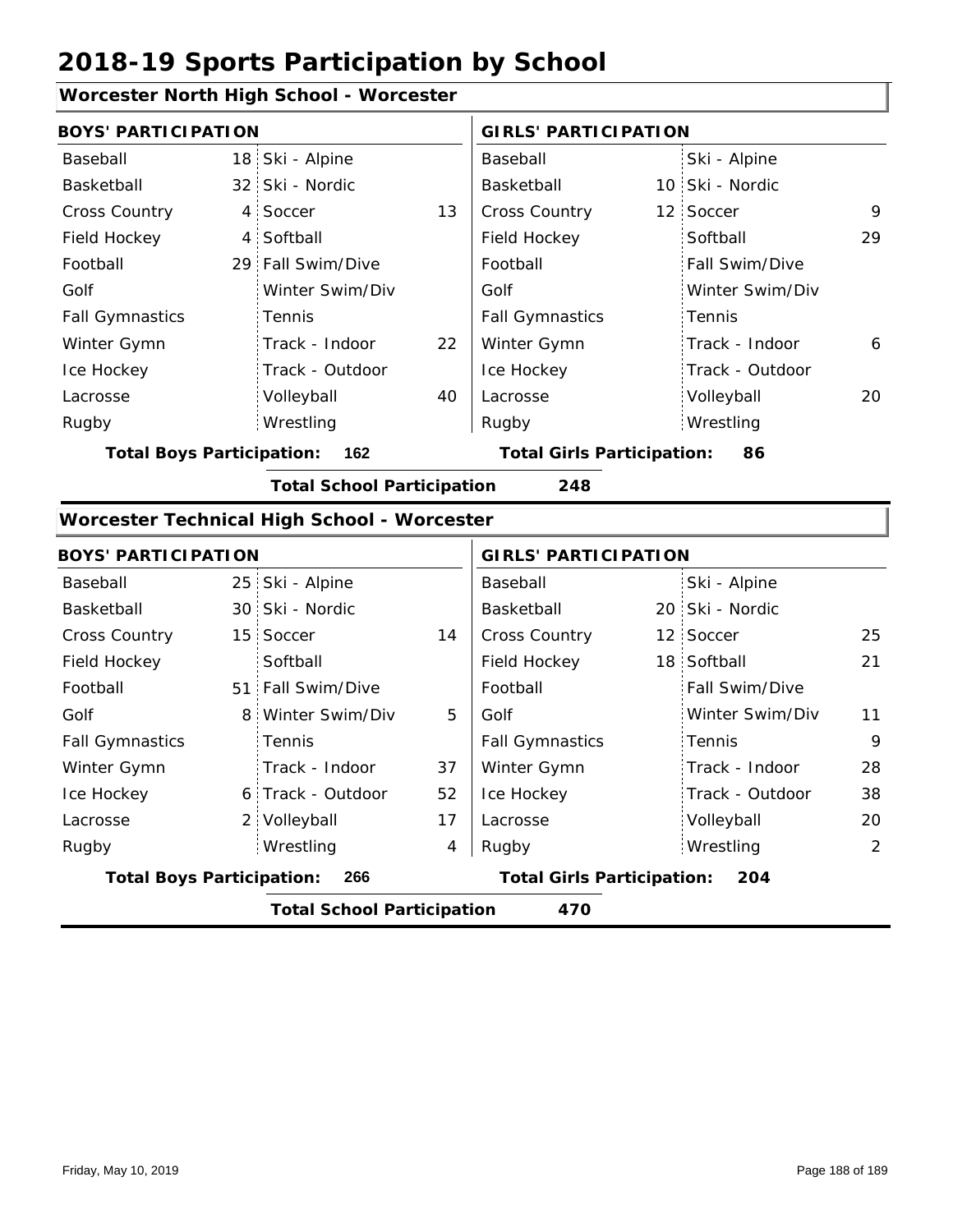# 2018-19 Sports Participation by School

## Worcester North High School - Worcester

| BOYS' PARTICIPATION | | | | GIRLS' PARTICIPATION | | | |
|---|---|---|---|---|---|---|---|
| Baseball | 18 | Ski - Alpine | | Baseball | | Ski - Alpine | |
| Basketball | 32 | Ski - Nordic | | Basketball | 10 | Ski - Nordic | |
| Cross Country | 4 | Soccer | 13 | Cross Country | 12 | Soccer | 9 |
| Field Hockey | 4 | Softball | | Field Hockey | | Softball | 29 |
| Football | 29 | Fall Swim/Dive | | Football | | Fall Swim/Dive | |
| Golf | | Winter Swim/Div | | Golf | | Winter Swim/Div | |
| Fall Gymnastics | | Tennis | | Fall Gymnastics | | Tennis | |
| Winter Gymn | | Track - Indoor | 22 | Winter Gymn | | Track - Indoor | 6 |
| Ice Hockey | | Track - Outdoor | | Ice Hockey | | Track - Outdoor | |
| Lacrosse | | Volleyball | 40 | Lacrosse | | Volleyball | 20 |
| Rugby | | Wrestling | | Rugby | | Wrestling | |

**Total Boys Participation: 162** **Total Girls Participation: 86**

**Total School Participation 248**

## Worcester Technical High School - Worcester

| BOYS' PARTICIPATION | | | | GIRLS' PARTICIPATION | | | |
|---|---|---|---|---|---|---|---|
| Baseball | 25 | Ski - Alpine | | Baseball | | Ski - Alpine | |
| Basketball | 30 | Ski - Nordic | | Basketball | 20 | Ski - Nordic | |
| Cross Country | 15 | Soccer | 14 | Cross Country | 12 | Soccer | 25 |
| Field Hockey | | Softball | | Field Hockey | 18 | Softball | 21 |
| Football | 51 | Fall Swim/Dive | | Football | | Fall Swim/Dive | |
| Golf | 8 | Winter Swim/Div | 5 | Golf | | Winter Swim/Div | 11 |
| Fall Gymnastics | | Tennis | | Fall Gymnastics | | Tennis | 9 |
| Winter Gymn | | Track - Indoor | 37 | Winter Gymn | | Track - Indoor | 28 |
| Ice Hockey | 6 | Track - Outdoor | 52 | Ice Hockey | | Track - Outdoor | 38 |
| Lacrosse | 2 | Volleyball | 17 | Lacrosse | | Volleyball | 20 |
| Rugby | | Wrestling | 4 | Rugby | | Wrestling | 2 |

**Total Boys Participation: 266** **Total Girls Participation: 204**

**Total School Participation 470**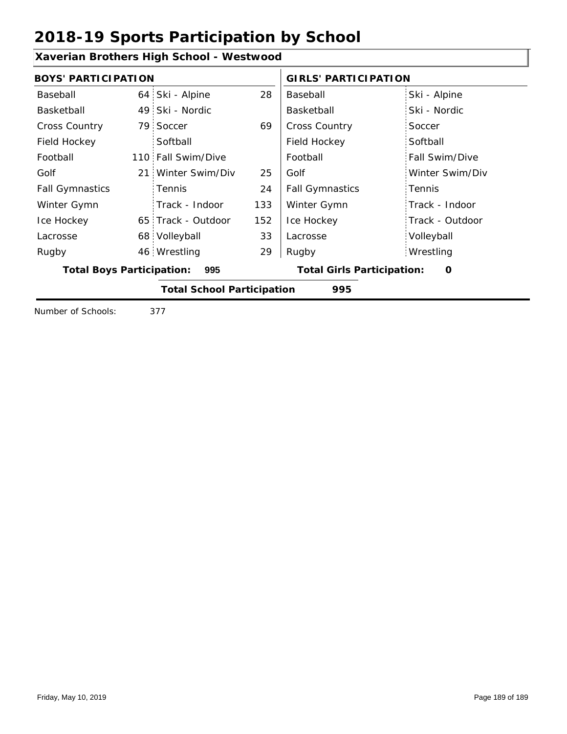# 2018-19 Sports Participation by School

## Xaverian Brothers High School - Westwood

| BOYS' PARTICIPATION | | | | GIRLS' PARTICIPATION | |
|---|---|---|---|---|---|
| Baseball | 64 | Ski - Alpine | 28 | Baseball | Ski - Alpine |
| Basketball | 49 | Ski - Nordic | | Basketball | Ski - Nordic |
| Cross Country | 79 | Soccer | 69 | Cross Country | Soccer |
| Field Hockey | | Softball | | Field Hockey | Softball |
| Football | 110 | Fall Swim/Dive | | Football | Fall Swim/Dive |
| Golf | 21 | Winter Swim/Div | 25 | Golf | Winter Swim/Div |
| Fall Gymnastics | | Tennis | 24 | Fall Gymnastics | Tennis |
| Winter Gymn | | Track - Indoor | 133 | Winter Gymn | Track - Indoor |
| Ice Hockey | 65 | Track - Outdoor | 152 | Ice Hockey | Track - Outdoor |
| Lacrosse | 68 | Volleyball | 33 | Lacrosse | Volleyball |
| Rugby | 46 | Wrestling | 29 | Rugby | Wrestling |

**Total Boys Participation:** 995

**Total Girls Participation:** 0

**Total School Participation** 995

Number of Schools: 377